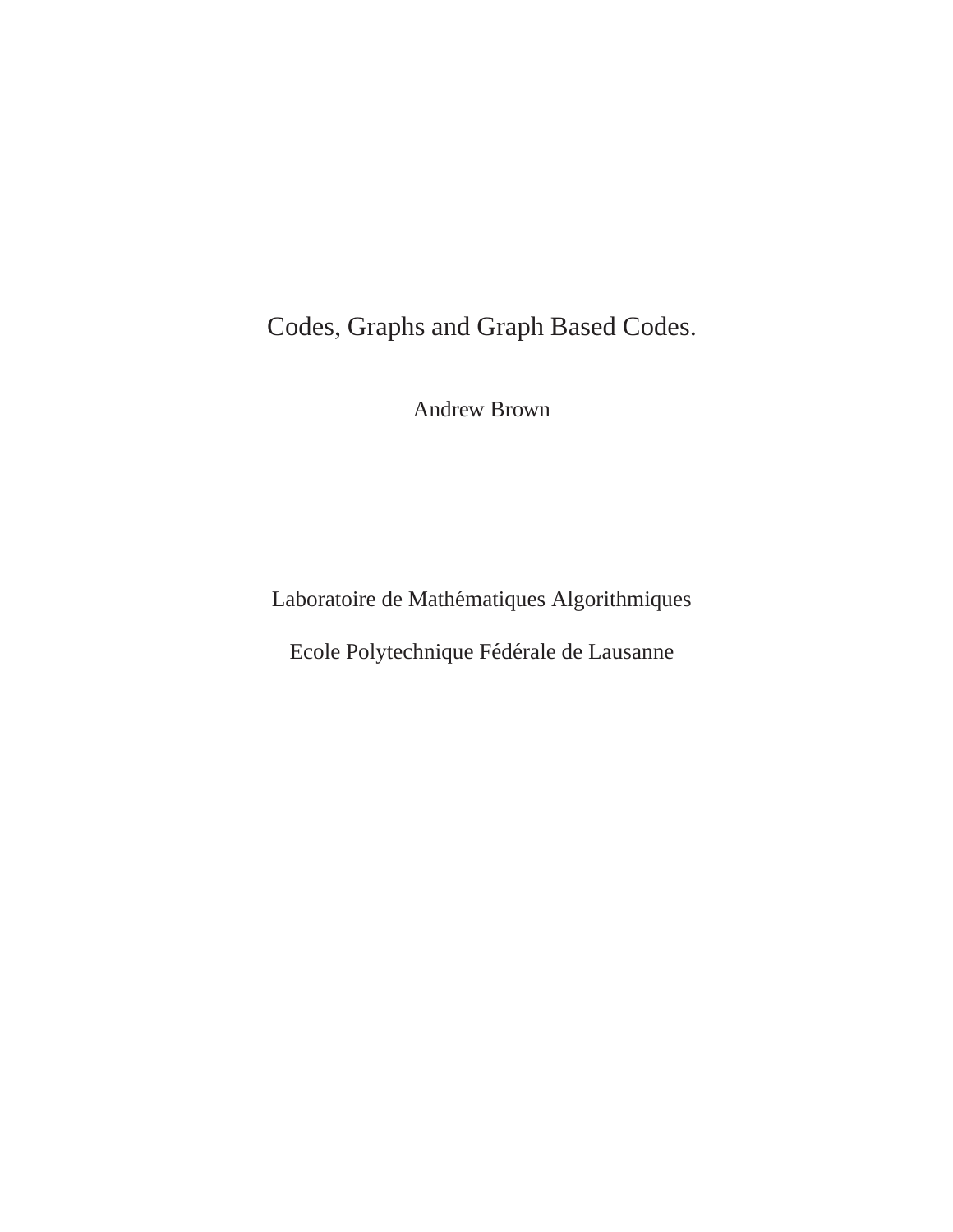# Codes, Graphs and Graph Based Codes.

Andrew Brown

Laboratoire de Mathématiques Algorithmiques

Ecole Polytechnique Fédérale de Lausanne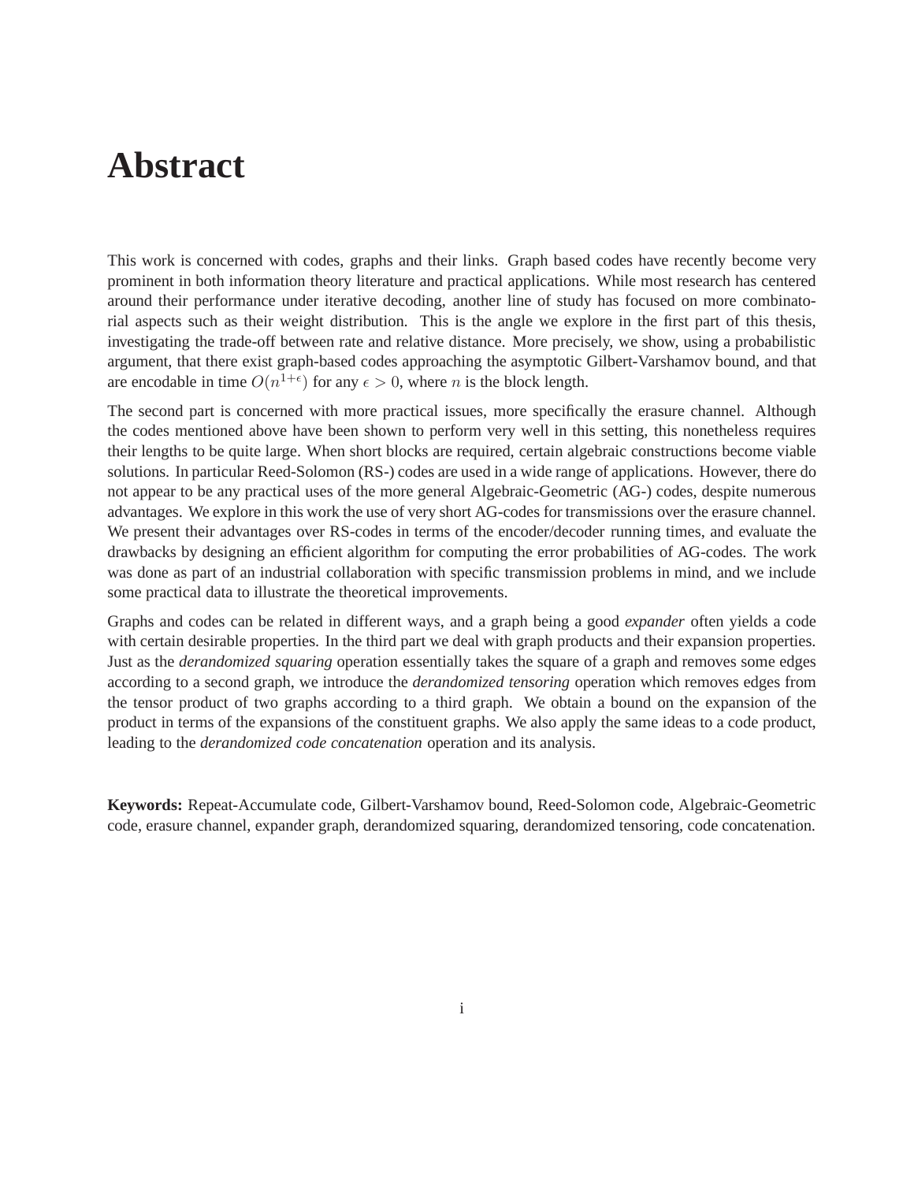# Abstract

This work is concerned with codes, graphs and their links. Graph based codes have recently become very prominent in both information theory literature and practical applications. While most research has centered around their performance under iterative decoding, another line of study has focused on more combinatorial aspects such as their weight distribution. This is the angle we explore in the first part of this thesis, investigating the trade-off between rate and relative distance. More precisely, we show, using a probabilistic argument, that there exist graph-based codes approaching the asymptotic Gilbert-Varshamov bound, and that are encodable in time $O(n^{1+\epsilon})$ for any $\epsilon > 0$, where $n$ is the block length.

The second part is concerned with more practical issues, more specifically the erasure channel. Although the codes mentioned above have been shown to perform very well in this setting, this nonetheless requires their lengths to be quite large. When short blocks are required, certain algebraic constructions become viable solutions. In particular Reed-Solomon (RS-) codes are used in a wide range of applications. However, there do not appear to be any practical uses of the more general Algebraic-Geometric (AG-) codes, despite numerous advantages. We explore in this work the use of very short AG-codes for transmissions over the erasure channel. We present their advantages over RS-codes in terms of the encoder/decoder running times, and evaluate the drawbacks by designing an efficient algorithm for computing the error probabilities of AG-codes. The work was done as part of an industrial collaboration with specific transmission problems in mind, and we include some practical data to illustrate the theoretical improvements.

Graphs and codes can be related in different ways, and a graph being a good *expander* often yields a code with certain desirable properties. In the third part we deal with graph products and their expansion properties. Just as the *derandomized squaring* operation essentially takes the square of a graph and removes some edges according to a second graph, we introduce the *derandomized tensoring* operation which removes edges from the tensor product of two graphs according to a third graph. We obtain a bound on the expansion of the product in terms of the expansions of the constituent graphs. We also apply the same ideas to a code product, leading to the *derandomized code concatenation* operation and its analysis.

**Keywords:** Repeat-Accumulate code, Gilbert-Varshamov bound, Reed-Solomon code, Algebraic-Geometric code, erasure channel, expander graph, derandomized squaring, derandomized tensoring, code concatenation.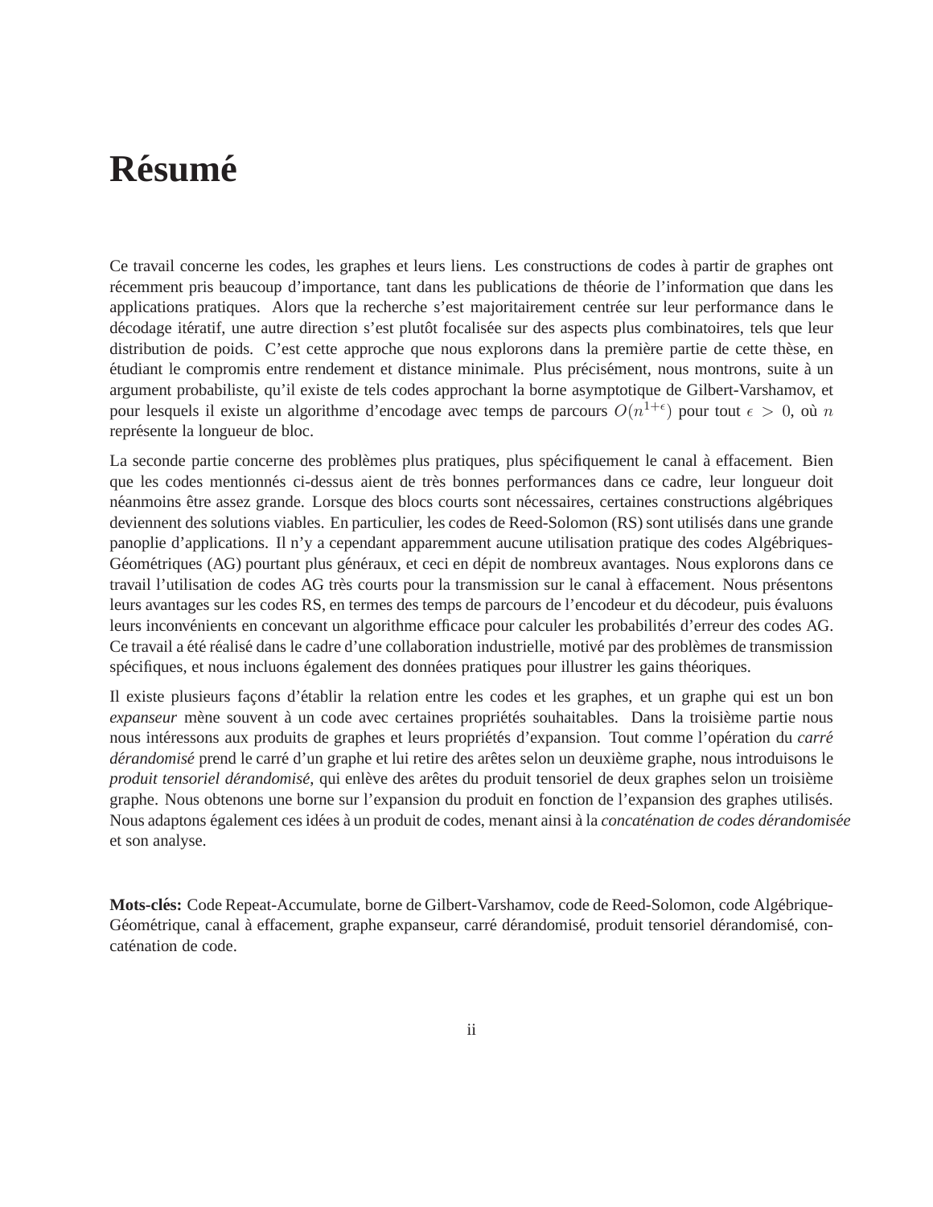# Résumé

Ce travail concerne les codes, les graphes et leurs liens. Les constructions de codes à partir de graphes ont récemment pris beaucoup d'importance, tant dans les publications de théorie de l'information que dans les applications pratiques. Alors que la recherche s'est majoritairement centrée sur leur performance dans le décodage itératif, une autre direction s'est plutôt focalisée sur des aspects plus combinatoires, tels que leur distribution de poids. C'est cette approche que nous explorons dans la première partie de cette thèse, en étudiant le compromis entre rendement et distance minimale. Plus précisément, nous montrons, suite à un argument probabiliste, qu'il existe de tels codes approchant la borne asymptotique de Gilbert-Varshamov, et pour lesquels il existe un algorithme d'encodage avec temps de parcours $O(n^{1+\epsilon})$ pour tout $\epsilon > 0$, où $n$ représente la longueur de bloc.

La seconde partie concerne des problèmes plus pratiques, plus spécifiquement le canal à effacement. Bien que les codes mentionnés ci-dessus aient de très bonnes performances dans ce cadre, leur longueur doit néanmoins être assez grande. Lorsque des blocs courts sont nécessaires, certaines constructions algébriques deviennent des solutions viables. En particulier, les codes de Reed-Solomon (RS) sont utilisés dans une grande panoplie d'applications. Il n'y a cependant apparemment aucune utilisation pratique des codes Algébriques-Géométriques (AG) pourtant plus généraux, et ceci en dépit de nombreux avantages. Nous explorons dans ce travail l'utilisation de codes AG très courts pour la transmission sur le canal à effacement. Nous présentons leurs avantages sur les codes RS, en termes des temps de parcours de l'encodeur et du décodeur, puis évaluons leurs inconvénients en concevant un algorithme efficace pour calculer les probabilités d'erreur des codes AG. Ce travail a été réalisé dans le cadre d'une collaboration industrielle, motivé par des problèmes de transmission spécifiques, et nous incluons également des données pratiques pour illustrer les gains théoriques.

Il existe plusieurs façons d'établir la relation entre les codes et les graphes, et un graphe qui est un bon *expanseur* mène souvent à un code avec certaines propriétés souhaitables. Dans la troisième partie nous nous intéressons aux produits de graphes et leurs propriétés d'expansion. Tout comme l'opération du *carré dérandomisé* prend le carré d'un graphe et lui retire des arêtes selon un deuxième graphe, nous introduisons le *produit tensoriel dérandomisé*, qui enlève des arêtes du produit tensoriel de deux graphes selon un troisième graphe. Nous obtenons une borne sur l'expansion du produit en fonction de l'expansion des graphes utilisés. Nous adaptons également ces idées à un produit de codes, menant ainsi à la *concaténation de codes dérandomisée* et son analyse.

**Mots-clés:** Code Repeat-Accumulate, borne de Gilbert-Varshamov, code de Reed-Solomon, code Algébrique-Géométrique, canal à effacement, graphe expanseur, carré dérandomisé, produit tensoriel dérandomisé, concaténation de code.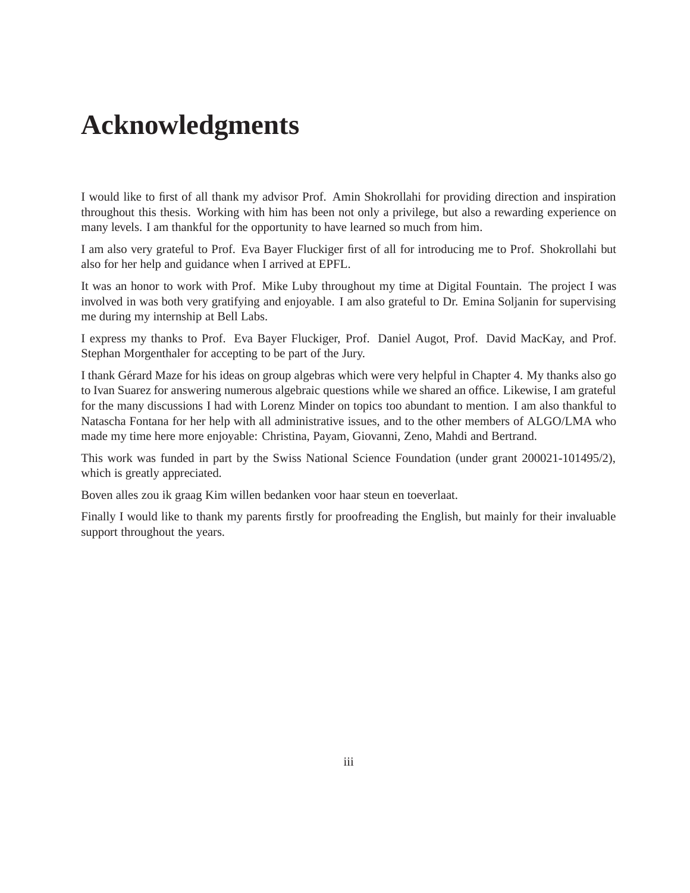# Acknowledgments

I would like to first of all thank my advisor Prof. Amin Shokrollahi for providing direction and inspiration throughout this thesis. Working with him has been not only a privilege, but also a rewarding experience on many levels. I am thankful for the opportunity to have learned so much from him.

I am also very grateful to Prof. Eva Bayer Fluckiger first of all for introducing me to Prof. Shokrollahi but also for her help and guidance when I arrived at EPFL.

It was an honor to work with Prof. Mike Luby throughout my time at Digital Fountain. The project I was involved in was both very gratifying and enjoyable. I am also grateful to Dr. Emina Soljanin for supervising me during my internship at Bell Labs.

I express my thanks to Prof. Eva Bayer Fluckiger, Prof. Daniel Augot, Prof. David MacKay, and Prof. Stephan Morgenthaler for accepting to be part of the Jury.

I thank Gérard Maze for his ideas on group algebras which were very helpful in Chapter 4. My thanks also go to Ivan Suarez for answering numerous algebraic questions while we shared an office. Likewise, I am grateful for the many discussions I had with Lorenz Minder on topics too abundant to mention. I am also thankful to Natascha Fontana for her help with all administrative issues, and to the other members of ALGO/LMA who made my time here more enjoyable: Christina, Payam, Giovanni, Zeno, Mahdi and Bertrand.

This work was funded in part by the Swiss National Science Foundation (under grant 200021-101495/2), which is greatly appreciated.

Boven alles zou ik graag Kim willen bedanken voor haar steun en toeverlaat.

Finally I would like to thank my parents firstly for proofreading the English, but mainly for their invaluable support throughout the years.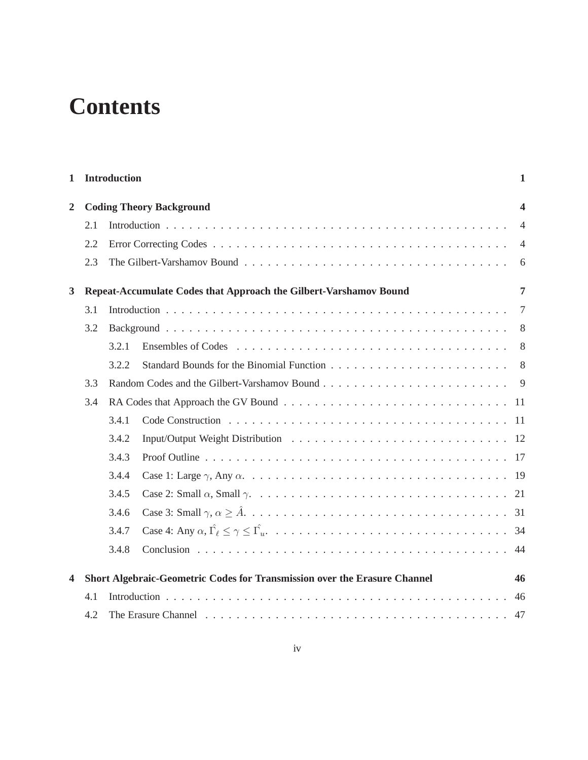# Contents

**1 Introduction** **1**

**2 Coding Theory Background** **4**

2.1 Introduction . . . . . . . . . . . . . . . . . . . . . . . . . . . . . . . . . . . . . . . . . . 4

2.2 Error Correcting Codes . . . . . . . . . . . . . . . . . . . . . . . . . . . . . . . . . . . . 4

2.3 The Gilbert-Varshamov Bound . . . . . . . . . . . . . . . . . . . . . . . . . . . . . . . . 6

**3 Repeat-Accumulate Codes that Approach the Gilbert-Varshamov Bound** **7**

3.1 Introduction . . . . . . . . . . . . . . . . . . . . . . . . . . . . . . . . . . . . . . . . . . 7

3.2 Background . . . . . . . . . . . . . . . . . . . . . . . . . . . . . . . . . . . . . . . . . . 8

3.2.1 Ensembles of Codes . . . . . . . . . . . . . . . . . . . . . . . . . . . . . . . . . 8

3.2.2 Standard Bounds for the Binomial Function . . . . . . . . . . . . . . . . . . . . . 8

3.3 Random Codes and the Gilbert-Varshamov Bound . . . . . . . . . . . . . . . . . . . . . . 9

3.4 RA Codes that Approach the GV Bound . . . . . . . . . . . . . . . . . . . . . . . . . . . 11

3.4.1 Code Construction . . . . . . . . . . . . . . . . . . . . . . . . . . . . . . . . . . 11

3.4.2 Input/Output Weight Distribution . . . . . . . . . . . . . . . . . . . . . . . . . . . 12

3.4.3 Proof Outline . . . . . . . . . . . . . . . . . . . . . . . . . . . . . . . . . . . . . 17

3.4.4 Case 1: Large $\gamma$, Any $\alpha$. . . . . . . . . . . . . . . . . . . . . . . . . . . . . . . . 19

3.4.5 Case 2: Small $\alpha$, Small $\gamma$. . . . . . . . . . . . . . . . . . . . . . . . . . . . . . . 21

3.4.6 Case 3: Small $\gamma$, $\alpha \geq \hat{A}$. . . . . . . . . . . . . . . . . . . . . . . . . . . . . . . . 31

3.4.7 Case 4: Any $\alpha$, $\hat{\Gamma}_\ell \leq \gamma \leq \hat{\Gamma}_u$. . . . . . . . . . . . . . . . . . . . . . . . . . . . . 34

3.4.8 Conclusion . . . . . . . . . . . . . . . . . . . . . . . . . . . . . . . . . . . . . . 44

**4 Short Algebraic-Geometric Codes for Transmission over the Erasure Channel** **46**

4.1 Introduction . . . . . . . . . . . . . . . . . . . . . . . . . . . . . . . . . . . . . . . . . . 46

4.2 The Erasure Channel . . . . . . . . . . . . . . . . . . . . . . . . . . . . . . . . . . . . . 47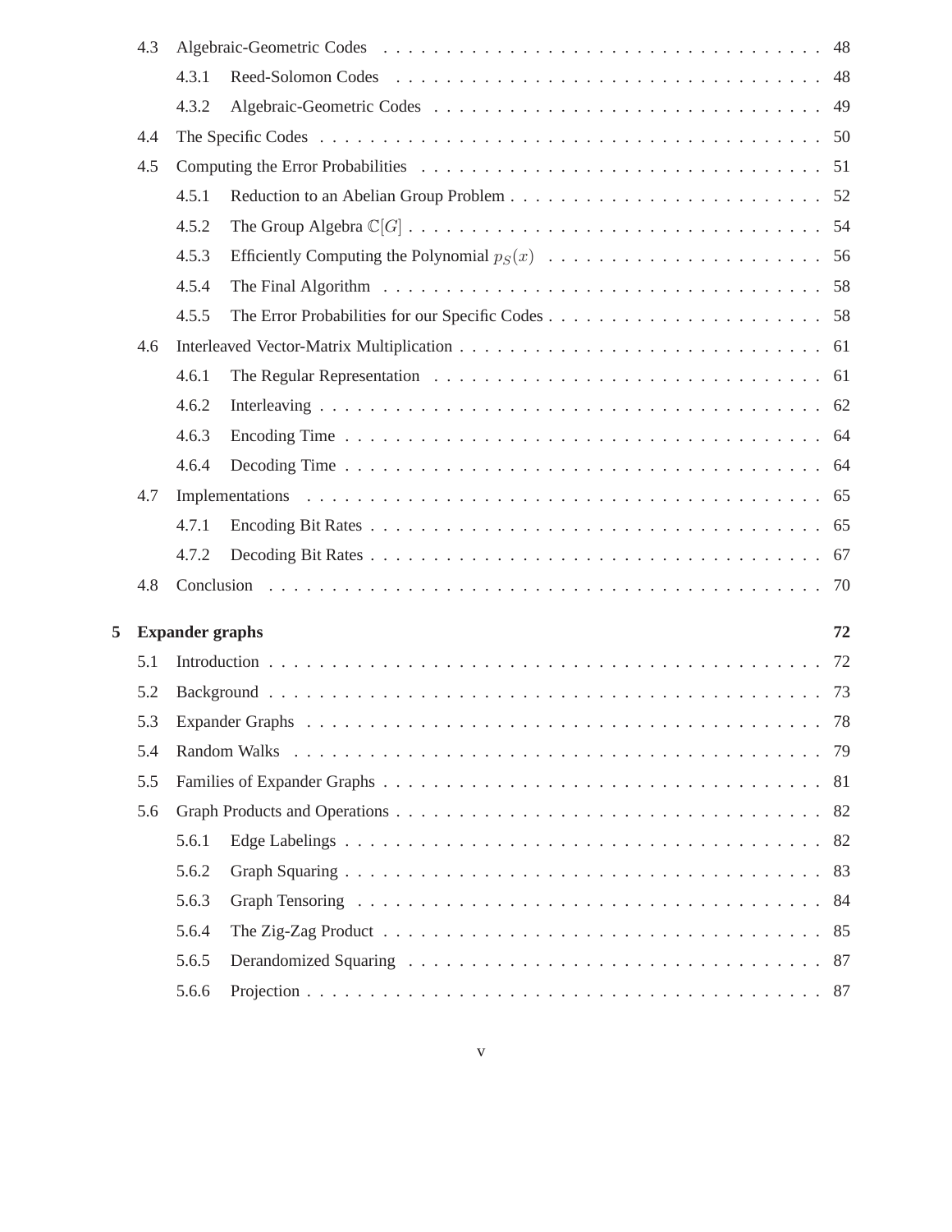- 4.3 Algebraic-Geometric Codes . . . 48
  - 4.3.1 Reed-Solomon Codes . . . 48
  - 4.3.2 Algebraic-Geometric Codes . . . 49
- 4.4 The Specific Codes . . . 50
- 4.5 Computing the Error Probabilities . . . 51
  - 4.5.1 Reduction to an Abelian Group Problem . . . 52
  - 4.5.2 The Group Algebra $\mathbb{C}[G]$ . . . 54
  - 4.5.3 Efficiently Computing the Polynomial $p_S(x)$ . . . 56
  - 4.5.4 The Final Algorithm . . . 58
  - 4.5.5 The Error Probabilities for our Specific Codes . . . 58
- 4.6 Interleaved Vector-Matrix Multiplication . . . 61
  - 4.6.1 The Regular Representation . . . 61
  - 4.6.2 Interleaving . . . 62
  - 4.6.3 Encoding Time . . . 64
  - 4.6.4 Decoding Time . . . 64
- 4.7 Implementations . . . 65
  - 4.7.1 Encoding Bit Rates . . . 65
  - 4.7.2 Decoding Bit Rates . . . 67
- 4.8 Conclusion . . . 70

**5 Expander graphs** **72**

- 5.1 Introduction . . . 72
- 5.2 Background . . . 73
- 5.3 Expander Graphs . . . 78
- 5.4 Random Walks . . . 79
- 5.5 Families of Expander Graphs . . . 81
- 5.6 Graph Products and Operations . . . 82
  - 5.6.1 Edge Labelings . . . 82
  - 5.6.2 Graph Squaring . . . 83
  - 5.6.3 Graph Tensoring . . . 84
  - 5.6.4 The Zig-Zag Product . . . 85
  - 5.6.5 Derandomized Squaring . . . 87
  - 5.6.6 Projection . . . 87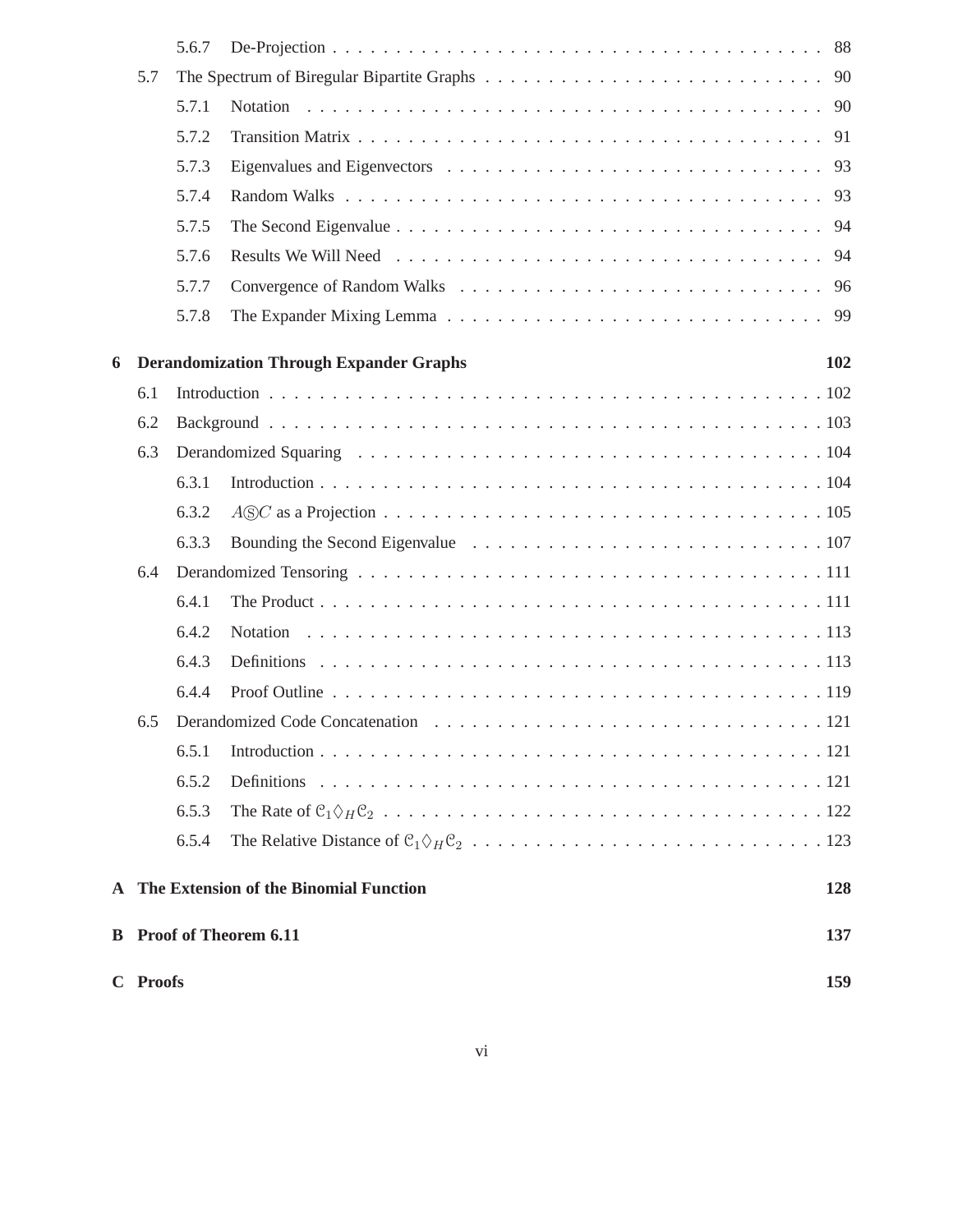- 5.6.7 De-Projection . . . 88
- 5.7 The Spectrum of Biregular Bipartite Graphs . . . 90
  - 5.7.1 Notation . . . 90
  - 5.7.2 Transition Matrix . . . 91
  - 5.7.3 Eigenvalues and Eigenvectors . . . 93
  - 5.7.4 Random Walks . . . 93
  - 5.7.5 The Second Eigenvalue . . . 94
  - 5.7.6 Results We Will Need . . . 94
  - 5.7.7 Convergence of Random Walks . . . 96
  - 5.7.8 The Expander Mixing Lemma . . . 99

**6 Derandomization Through Expander Graphs** **102**

- 6.1 Introduction . . . 102
- 6.2 Background . . . 103
- 6.3 Derandomized Squaring . . . 104
  - 6.3.1 Introduction . . . 104
  - 6.3.2 $A Ⓢ C$ as a Projection . . . 105
  - 6.3.3 Bounding the Second Eigenvalue . . . 107
- 6.4 Derandomized Tensoring . . . 111
  - 6.4.1 The Product . . . 111
  - 6.4.2 Notation . . . 113
  - 6.4.3 Definitions . . . 113
  - 6.4.4 Proof Outline . . . 119
- 6.5 Derandomized Code Concatenation . . . 121
  - 6.5.1 Introduction . . . 121
  - 6.5.2 Definitions . . . 121
  - 6.5.3 The Rate of $\mathcal{C}_1 \Diamond_H \mathcal{C}_2$ . . . 122
  - 6.5.4 The Relative Distance of $\mathcal{C}_1 \Diamond_H \mathcal{C}_2$ . . . 123

**A The Extension of the Binomial Function** **128**

**B Proof of Theorem 6.11** **137**

**C Proofs** **159**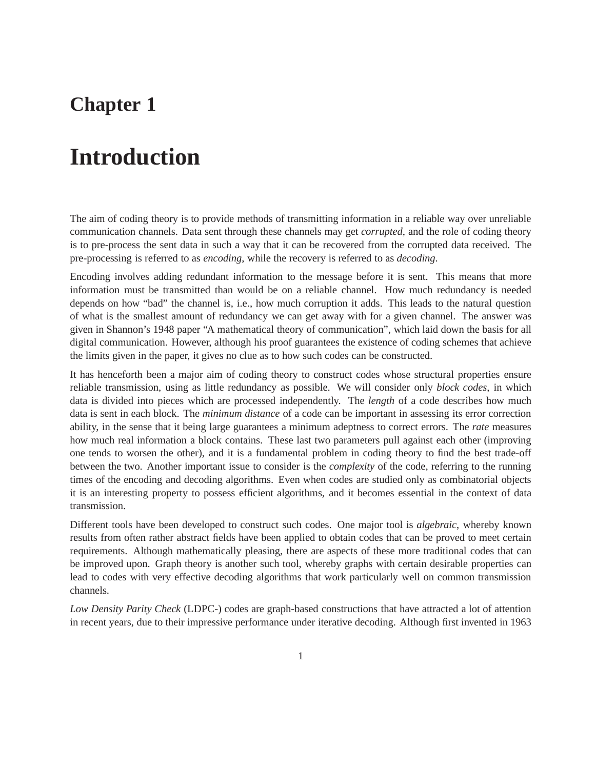# Chapter 1

# Introduction

The aim of coding theory is to provide methods of transmitting information in a reliable way over unreliable communication channels. Data sent through these channels may get *corrupted*, and the role of coding theory is to pre-process the sent data in such a way that it can be recovered from the corrupted data received. The pre-processing is referred to as *encoding*, while the recovery is referred to as *decoding*.

Encoding involves adding redundant information to the message before it is sent. This means that more information must be transmitted than would be on a reliable channel. How much redundancy is needed depends on how "bad" the channel is, i.e., how much corruption it adds. This leads to the natural question of what is the smallest amount of redundancy we can get away with for a given channel. The answer was given in Shannon's 1948 paper "A mathematical theory of communication", which laid down the basis for all digital communication. However, although his proof guarantees the existence of coding schemes that achieve the limits given in the paper, it gives no clue as to how such codes can be constructed.

It has henceforth been a major aim of coding theory to construct codes whose structural properties ensure reliable transmission, using as little redundancy as possible. We will consider only *block codes*, in which data is divided into pieces which are processed independently. The *length* of a code describes how much data is sent in each block. The *minimum distance* of a code can be important in assessing its error correction ability, in the sense that it being large guarantees a minimum adeptness to correct errors. The *rate* measures how much real information a block contains. These last two parameters pull against each other (improving one tends to worsen the other), and it is a fundamental problem in coding theory to find the best trade-off between the two. Another important issue to consider is the *complexity* of the code, referring to the running times of the encoding and decoding algorithms. Even when codes are studied only as combinatorial objects it is an interesting property to possess efficient algorithms, and it becomes essential in the context of data transmission.

Different tools have been developed to construct such codes. One major tool is *algebraic*, whereby known results from often rather abstract fields have been applied to obtain codes that can be proved to meet certain requirements. Although mathematically pleasing, there are aspects of these more traditional codes that can be improved upon. Graph theory is another such tool, whereby graphs with certain desirable properties can lead to codes with very effective decoding algorithms that work particularly well on common transmission channels.

*Low Density Parity Check* (LDPC-) codes are graph-based constructions that have attracted a lot of attention in recent years, due to their impressive performance under iterative decoding. Although first invented in 1963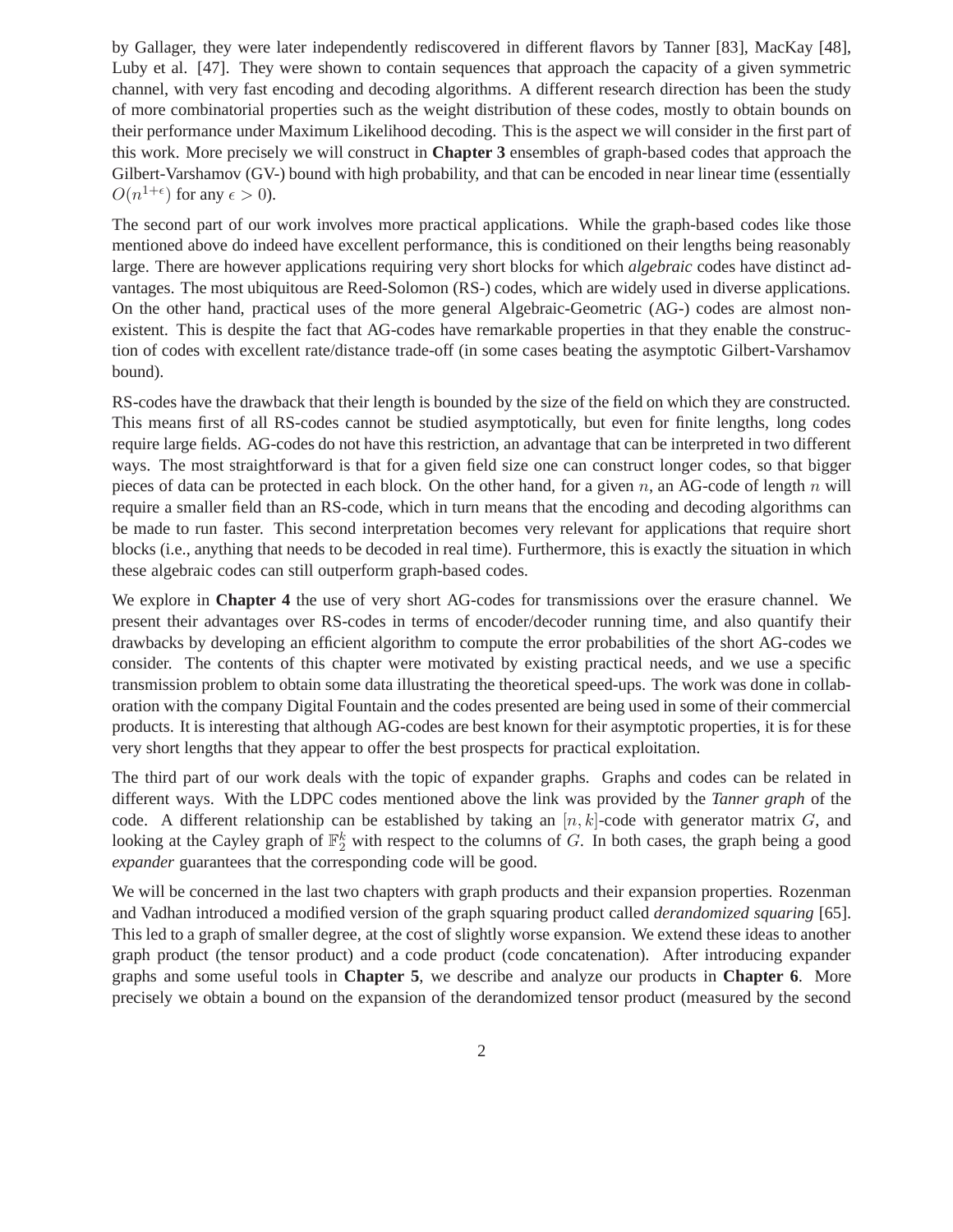by Gallager, they were later independently rediscovered in different flavors by Tanner [83], MacKay [48], Luby et al. [47]. They were shown to contain sequences that approach the capacity of a given symmetric channel, with very fast encoding and decoding algorithms. A different research direction has been the study of more combinatorial properties such as the weight distribution of these codes, mostly to obtain bounds on their performance under Maximum Likelihood decoding. This is the aspect we will consider in the first part of this work. More precisely we will construct in **Chapter 3** ensembles of graph-based codes that approach the Gilbert-Varshamov (GV-) bound with high probability, and that can be encoded in near linear time (essentially $O(n^{1+\epsilon})$ for any $\epsilon > 0$).

The second part of our work involves more practical applications. While the graph-based codes like those mentioned above do indeed have excellent performance, this is conditioned on their lengths being reasonably large. There are however applications requiring very short blocks for which *algebraic* codes have distinct advantages. The most ubiquitous are Reed-Solomon (RS-) codes, which are widely used in diverse applications. On the other hand, practical uses of the more general Algebraic-Geometric (AG-) codes are almost non-existent. This is despite the fact that AG-codes have remarkable properties in that they enable the construction of codes with excellent rate/distance trade-off (in some cases beating the asymptotic Gilbert-Varshamov bound).

RS-codes have the drawback that their length is bounded by the size of the field on which they are constructed. This means first of all RS-codes cannot be studied asymptotically, but even for finite lengths, long codes require large fields. AG-codes do not have this restriction, an advantage that can be interpreted in two different ways. The most straightforward is that for a given field size one can construct longer codes, so that bigger pieces of data can be protected in each block. On the other hand, for a given $n$, an AG-code of length $n$ will require a smaller field than an RS-code, which in turn means that the encoding and decoding algorithms can be made to run faster. This second interpretation becomes very relevant for applications that require short blocks (i.e., anything that needs to be decoded in real time). Furthermore, this is exactly the situation in which these algebraic codes can still outperform graph-based codes.

We explore in **Chapter 4** the use of very short AG-codes for transmissions over the erasure channel. We present their advantages over RS-codes in terms of encoder/decoder running time, and also quantify their drawbacks by developing an efficient algorithm to compute the error probabilities of the short AG-codes we consider. The contents of this chapter were motivated by existing practical needs, and we use a specific transmission problem to obtain some data illustrating the theoretical speed-ups. The work was done in collaboration with the company Digital Fountain and the codes presented are being used in some of their commercial products. It is interesting that although AG-codes are best known for their asymptotic properties, it is for these very short lengths that they appear to offer the best prospects for practical exploitation.

The third part of our work deals with the topic of expander graphs. Graphs and codes can be related in different ways. With the LDPC codes mentioned above the link was provided by the *Tanner graph* of the code. A different relationship can be established by taking an $[n, k]$-code with generator matrix $G$, and looking at the Cayley graph of $\mathbb{F}_2^k$ with respect to the columns of $G$. In both cases, the graph being a good *expander* guarantees that the corresponding code will be good.

We will be concerned in the last two chapters with graph products and their expansion properties. Rozenman and Vadhan introduced a modified version of the graph squaring product called *derandomized squaring* [65]. This led to a graph of smaller degree, at the cost of slightly worse expansion. We extend these ideas to another graph product (the tensor product) and a code product (code concatenation). After introducing expander graphs and some useful tools in **Chapter 5**, we describe and analyze our products in **Chapter 6**. More precisely we obtain a bound on the expansion of the derandomized tensor product (measured by the second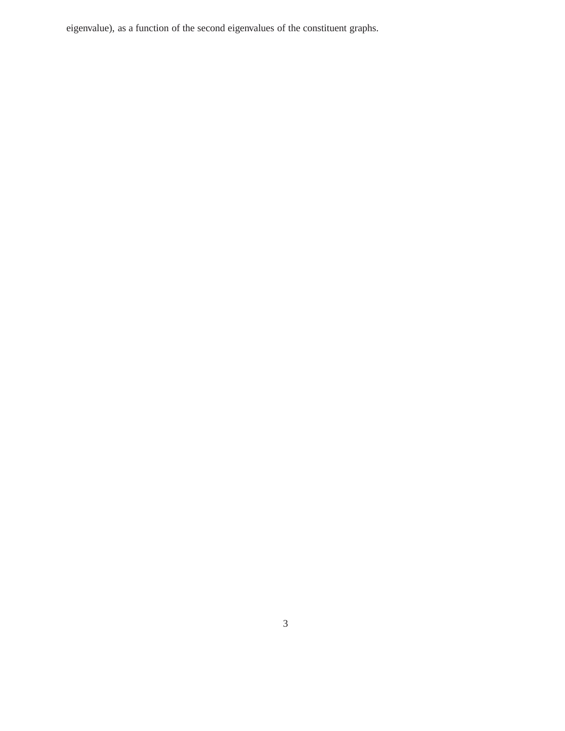eigenvalue), as a function of the second eigenvalues of the constituent graphs.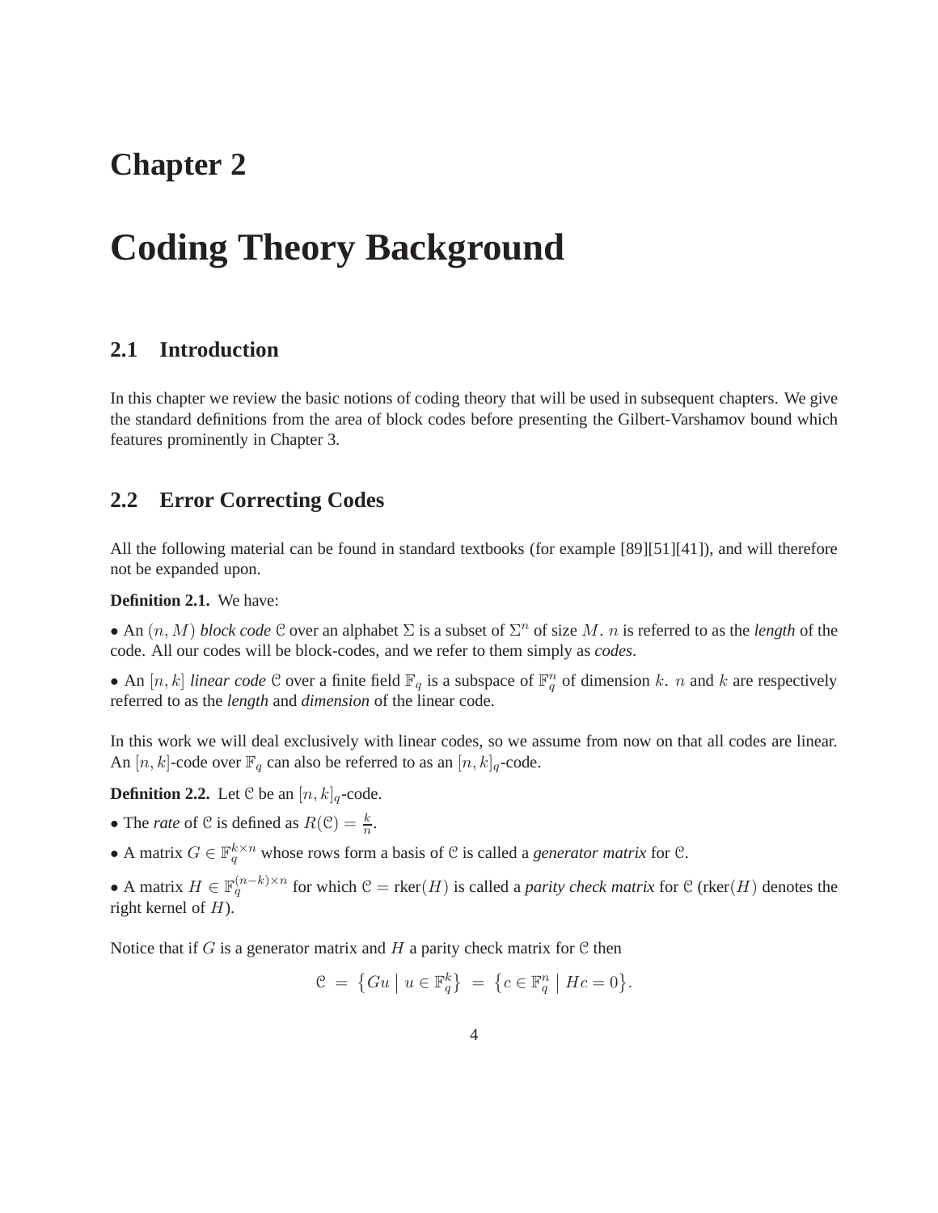# Chapter 2

# Coding Theory Background

## 2.1 Introduction

In this chapter we review the basic notions of coding theory that will be used in subsequent chapters. We give the standard definitions from the area of block codes before presenting the Gilbert-Varshamov bound which features prominently in Chapter 3.

## 2.2 Error Correcting Codes

All the following material can be found in standard textbooks (for example [89][51][41]), and will therefore not be expanded upon.

**Definition 2.1.** We have:

• An $(n, M)$ *block code* $\mathcal{C}$ over an alphabet $\Sigma$ is a subset of $\Sigma^n$ of size $M$. $n$ is referred to as the *length* of the code. All our codes will be block-codes, and we refer to them simply as *codes*.

• An $[n, k]$ *linear code* $\mathcal{C}$ over a finite field $\mathbb{F}_q$ is a subspace of $\mathbb{F}_q^n$ of dimension $k$. $n$ and $k$ are respectively referred to as the *length* and *dimension* of the linear code.

In this work we will deal exclusively with linear codes, so we assume from now on that all codes are linear. An $[n, k]$-code over $\mathbb{F}_q$ can also be referred to as an $[n, k]_q$-code.

**Definition 2.2.** Let $\mathcal{C}$ be an $[n, k]_q$-code.

• The *rate* of $\mathcal{C}$ is defined as $R(\mathcal{C}) = \frac{k}{n}$.

• A matrix $G \in \mathbb{F}_q^{k \times n}$ whose rows form a basis of $\mathcal{C}$ is called a *generator matrix* for $\mathcal{C}$.

• A matrix $H \in \mathbb{F}_q^{(n-k) \times n}$ for which $\mathcal{C} = \text{rker}(H)$ is called a *parity check matrix* for $\mathcal{C}$ ($\text{rker}(H)$ denotes the right kernel of $H$).

Notice that if $G$ is a generator matrix and $H$ a parity check matrix for $\mathcal{C}$ then

$$\mathcal{C} \;=\; \left\{ Gu \;\middle|\; u \in \mathbb{F}_q^k \right\} \;=\; \left\{ c \in \mathbb{F}_q^n \;\middle|\; Hc = 0 \right\}.$$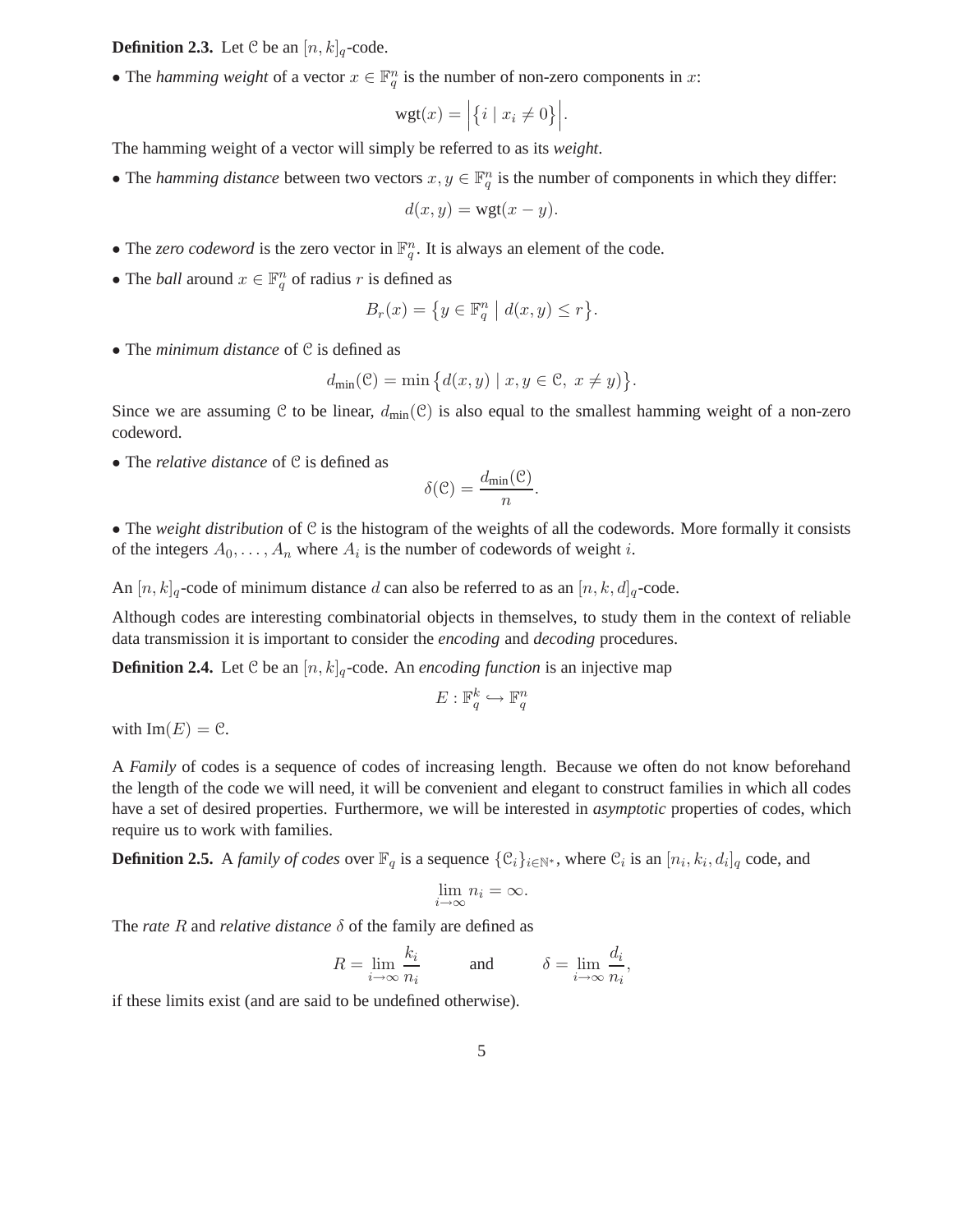**Definition 2.3.** Let $\mathcal{C}$ be an $[n,k]_q$-code.

- The *hamming weight* of a vector $x \in \mathbb{F}_q^n$ is the number of non-zero components in $x$:

$$\text{wgt}(x) = \Big|\big\{ i \mid x_i \neq 0 \big\}\Big|.$$

The hamming weight of a vector will simply be referred to as its *weight*.

- The *hamming distance* between two vectors $x, y \in \mathbb{F}_q^n$ is the number of components in which they differ:

$$d(x,y) = \text{wgt}(x-y).$$

- The *zero codeword* is the zero vector in $\mathbb{F}_q^n$. It is always an element of the code.

- The *ball* around $x \in \mathbb{F}_q^n$ of radius $r$ is defined as

$$B_r(x) = \big\{ y \in \mathbb{F}_q^n \;\big|\; d(x,y) \leq r \big\}.$$

- The *minimum distance* of $\mathcal{C}$ is defined as

$$d_{\text{min}}(\mathcal{C}) = \min\big\{ d(x,y) \mid x, y \in \mathcal{C},\ x \neq y) \big\}.$$

Since we are assuming $\mathcal{C}$ to be linear, $d_{\text{min}}(\mathcal{C})$ is also equal to the smallest hamming weight of a non-zero codeword.

- The *relative distance* of $\mathcal{C}$ is defined as

$$\delta(\mathcal{C}) = \frac{d_{\text{min}}(\mathcal{C})}{n}.$$

- The *weight distribution* of $\mathcal{C}$ is the histogram of the weights of all the codewords. More formally it consists of the integers $A_0, \ldots, A_n$ where $A_i$ is the number of codewords of weight $i$.

An $[n,k]_q$-code of minimum distance $d$ can also be referred to as an $[n,k,d]_q$-code.

Although codes are interesting combinatorial objects in themselves, to study them in the context of reliable data transmission it is important to consider the *encoding* and *decoding* procedures.

**Definition 2.4.** Let $\mathcal{C}$ be an $[n,k]_q$-code. An *encoding function* is an injective map

$$E : \mathbb{F}_q^k \hookrightarrow \mathbb{F}_q^n$$

with $\text{Im}(E) = \mathcal{C}$.

A *Family* of codes is a sequence of codes of increasing length. Because we often do not know beforehand the length of the code we will need, it will be convenient and elegant to construct families in which all codes have a set of desired properties. Furthermore, we will be interested in *asymptotic* properties of codes, which require us to work with families.

**Definition 2.5.** A *family of codes* over $\mathbb{F}_q$ is a sequence $\{\mathcal{C}_i\}_{i \in \mathbb{N}^*}$, where $\mathcal{C}_i$ is an $[n_i, k_i, d_i]_q$ code, and

$$\lim_{i \to \infty} n_i = \infty.$$

The *rate* $R$ and *relative distance* $\delta$ of the family are defined as

$$R = \lim_{i \to \infty} \frac{k_i}{n_i} \qquad \text{and} \qquad \delta = \lim_{i \to \infty} \frac{d_i}{n_i},$$

if these limits exist (and are said to be undefined otherwise).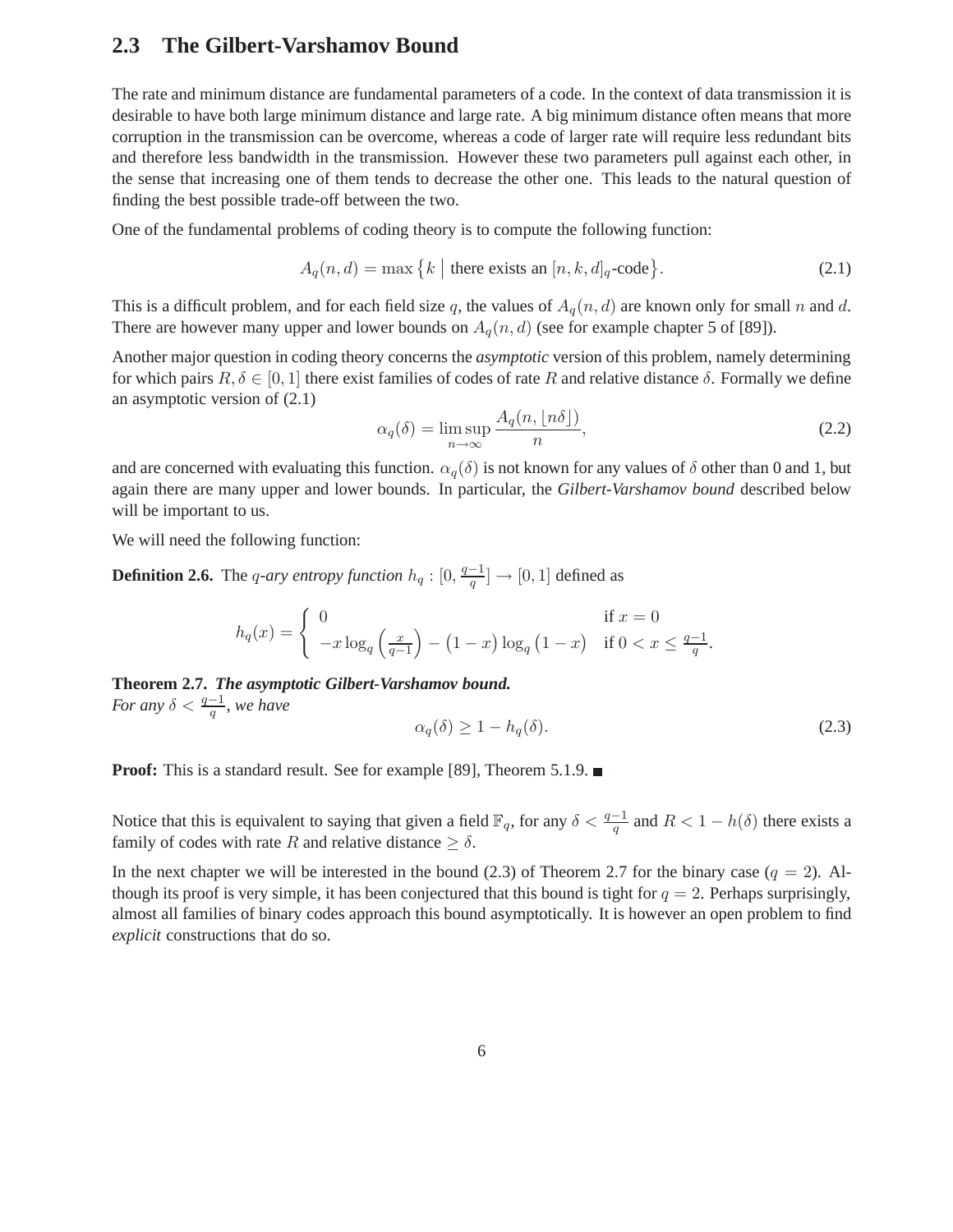## 2.3 The Gilbert-Varshamov Bound

The rate and minimum distance are fundamental parameters of a code. In the context of data transmission it is desirable to have both large minimum distance and large rate. A big minimum distance often means that more corruption in the transmission can be overcome, whereas a code of larger rate will require less redundant bits and therefore less bandwidth in the transmission. However these two parameters pull against each other, in the sense that increasing one of them tends to decrease the other one. This leads to the natural question of finding the best possible trade-off between the two.

One of the fundamental problems of coding theory is to compute the following function:

$$A_q(n,d) = \max\big\{k \;\big|\; \text{there exists an } [n,k,d]_q\text{-code}\big\}. \tag{2.1}$$

This is a difficult problem, and for each field size $q$, the values of $A_q(n,d)$ are known only for small $n$ and $d$. There are however many upper and lower bounds on $A_q(n,d)$ (see for example chapter 5 of [89]).

Another major question in coding theory concerns the *asymptotic* version of this problem, namely determining for which pairs $R, \delta \in [0,1]$ there exist families of codes of rate $R$ and relative distance $\delta$. Formally we define an asymptotic version of (2.1)

$$\alpha_q(\delta) = \limsup_{n\to\infty} \frac{A_q(n, \lfloor n\delta \rfloor)}{n}, \tag{2.2}$$

and are concerned with evaluating this function. $\alpha_q(\delta)$ is not known for any values of $\delta$ other than 0 and 1, but again there are many upper and lower bounds. In particular, the *Gilbert-Varshamov bound* described below will be important to us.

We will need the following function:

**Definition 2.6.** The *$q$-ary entropy function* $h_q : [0, \frac{q-1}{q}] \to [0,1]$ defined as

$$h_q(x) = \begin{cases} 0 & \text{if } x = 0 \\ -x\log_q\left(\frac{x}{q-1}\right) - \big(1-x\big)\log_q\big(1-x\big) & \text{if } 0 < x \le \frac{q-1}{q}. \end{cases}$$

**Theorem 2.7.** ***The asymptotic Gilbert-Varshamov bound.***
*For any $\delta < \frac{q-1}{q}$, we have*

$$\alpha_q(\delta) \ge 1 - h_q(\delta). \tag{2.3}$$

**Proof:** This is a standard result. See for example [89], Theorem 5.1.9. ■

Notice that this is equivalent to saying that given a field $\mathbb{F}_q$, for any $\delta < \frac{q-1}{q}$ and $R < 1 - h(\delta)$ there exists a family of codes with rate $R$ and relative distance $\ge \delta$.

In the next chapter we will be interested in the bound (2.3) of Theorem 2.7 for the binary case ($q = 2$). Although its proof is very simple, it has been conjectured that this bound is tight for $q = 2$. Perhaps surprisingly, almost all families of binary codes approach this bound asymptotically. It is however an open problem to find *explicit* constructions that do so.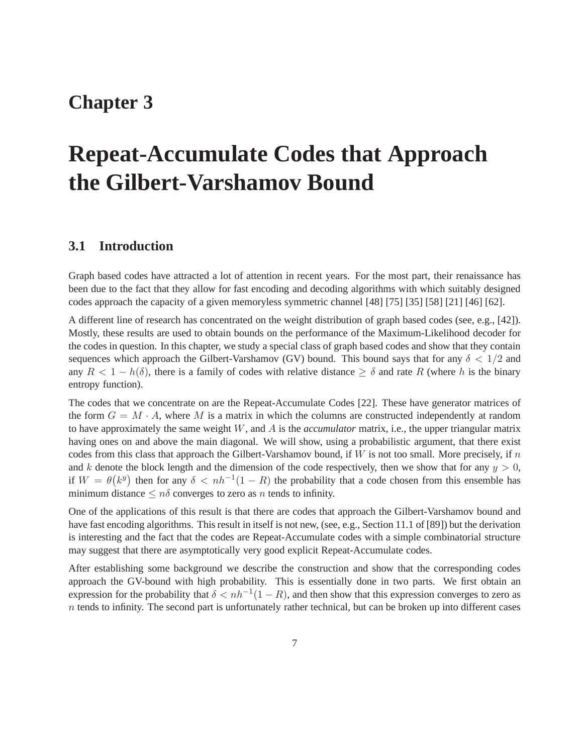# Chapter 3

# Repeat-Accumulate Codes that Approach the Gilbert-Varshamov Bound

## 3.1 Introduction

Graph based codes have attracted a lot of attention in recent years. For the most part, their renaissance has been due to the fact that they allow for fast encoding and decoding algorithms with which suitably designed codes approach the capacity of a given memoryless symmetric channel [48] [75] [35] [58] [21] [46] [62].

A different line of research has concentrated on the weight distribution of graph based codes (see, e.g., [42]). Mostly, these results are used to obtain bounds on the performance of the Maximum-Likelihood decoder for the codes in question. In this chapter, we study a special class of graph based codes and show that they contain sequences which approach the Gilbert-Varshamov (GV) bound. This bound says that for any $\delta < 1/2$ and any $R < 1 - h(\delta)$, there is a family of codes with relative distance $\geq \delta$ and rate $R$ (where $h$ is the binary entropy function).

The codes that we concentrate on are the Repeat-Accumulate Codes [22]. These have generator matrices of the form $G = M \cdot A$, where $M$ is a matrix in which the columns are constructed independently at random to have approximately the same weight $W$, and $A$ is the *accumulator* matrix, i.e., the upper triangular matrix having ones on and above the main diagonal. We will show, using a probabilistic argument, that there exist codes from this class that approach the Gilbert-Varshamov bound, if $W$ is not too small. More precisely, if $n$ and $k$ denote the block length and the dimension of the code respectively, then we show that for any $y > 0$, if $W = \theta\big(k^y\big)$ then for any $\delta < nh^{-1}(1-R)$ the probability that a code chosen from this ensemble has minimum distance $\leq n\delta$ converges to zero as $n$ tends to infinity.

One of the applications of this result is that there are codes that approach the Gilbert-Varshamov bound and have fast encoding algorithms. This result in itself is not new, (see, e.g., Section 11.1 of [89]) but the derivation is interesting and the fact that the codes are Repeat-Accumulate codes with a simple combinatorial structure may suggest that there are asymptotically very good explicit Repeat-Accumulate codes.

After establishing some background we describe the construction and show that the corresponding codes approach the GV-bound with high probability. This is essentially done in two parts. We first obtain an expression for the probability that $\delta < nh^{-1}(1-R)$, and then show that this expression converges to zero as $n$ tends to infinity. The second part is unfortunately rather technical, but can be broken up into different cases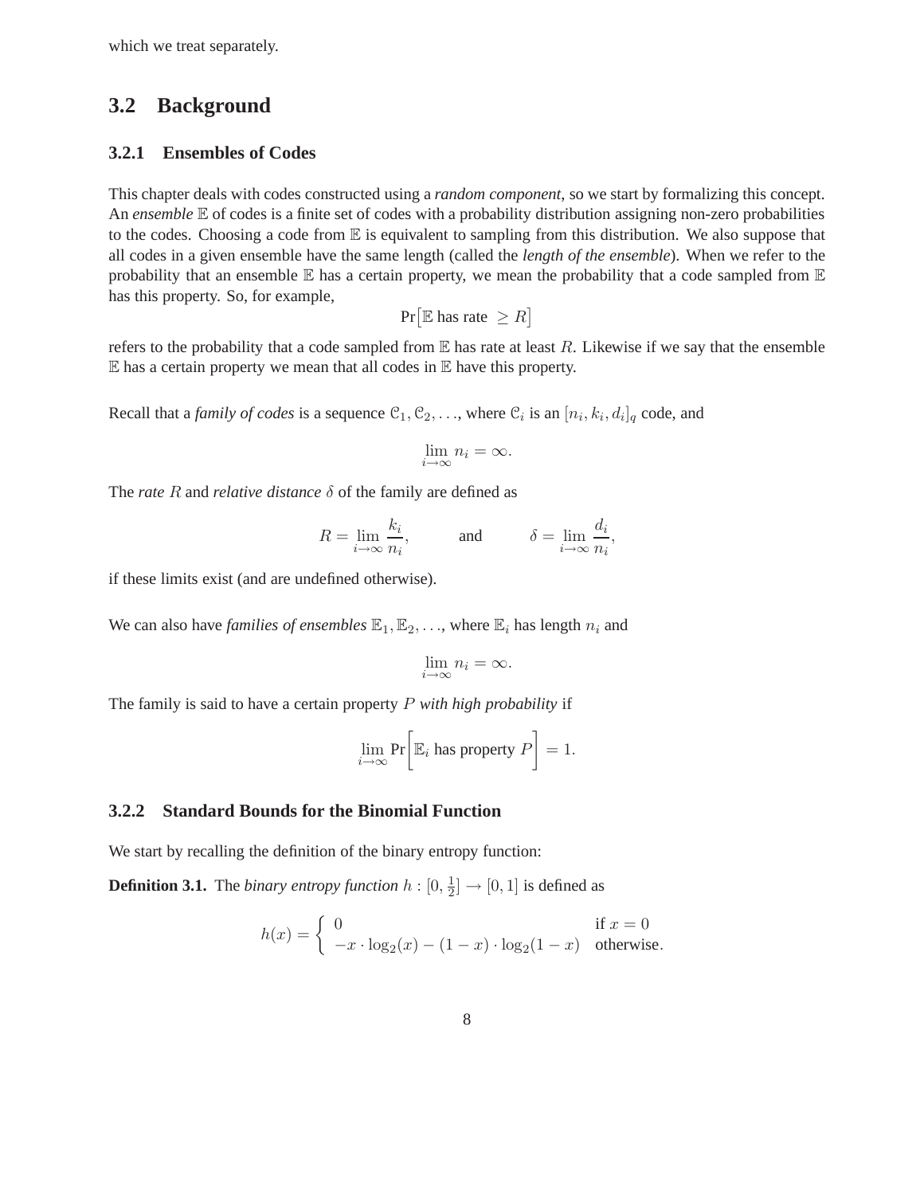which we treat separately.

## 3.2 Background

### 3.2.1 Ensembles of Codes

This chapter deals with codes constructed using a *random component*, so we start by formalizing this concept. An *ensemble* $\mathbb{E}$ of codes is a finite set of codes with a probability distribution assigning non-zero probabilities to the codes. Choosing a code from $\mathbb{E}$ is equivalent to sampling from this distribution. We also suppose that all codes in a given ensemble have the same length (called the *length of the ensemble*). When we refer to the probability that an ensemble $\mathbb{E}$ has a certain property, we mean the probability that a code sampled from $\mathbb{E}$ has this property. So, for example,

$$\Pr\big[\mathbb{E} \text{ has rate } \geq R\big]$$

refers to the probability that a code sampled from $\mathbb{E}$ has rate at least $R$. Likewise if we say that the ensemble $\mathbb{E}$ has a certain property we mean that all codes in $\mathbb{E}$ have this property.

Recall that a *family of codes* is a sequence $\mathcal{C}_1, \mathcal{C}_2, \ldots$, where $\mathcal{C}_i$ is an $[n_i, k_i, d_i]_q$ code, and

$$\lim_{i\to\infty} n_i = \infty.$$

The *rate* $R$ and *relative distance* $\delta$ of the family are defined as

$$R = \lim_{i\to\infty} \frac{k_i}{n_i}, \qquad \text{and} \qquad \delta = \lim_{i\to\infty} \frac{d_i}{n_i},$$

if these limits exist (and are undefined otherwise).

We can also have *families of ensembles* $\mathbb{E}_1, \mathbb{E}_2, \ldots$, where $\mathbb{E}_i$ has length $n_i$ and

$$\lim_{i\to\infty} n_i = \infty.$$

The family is said to have a certain property $P$ *with high probability* if

$$\lim_{i\to\infty} \Pr\bigg[\mathbb{E}_i \text{ has property } P\bigg] = 1.$$

### 3.2.2 Standard Bounds for the Binomial Function

We start by recalling the definition of the binary entropy function:

**Definition 3.1.** The *binary entropy function* $h : [0, \frac{1}{2}] \to [0, 1]$ is defined as

$$h(x) = \begin{cases} 0 & \text{if } x = 0 \\ -x \cdot \log_2(x) - (1-x) \cdot \log_2(1-x) & \text{otherwise.} \end{cases}$$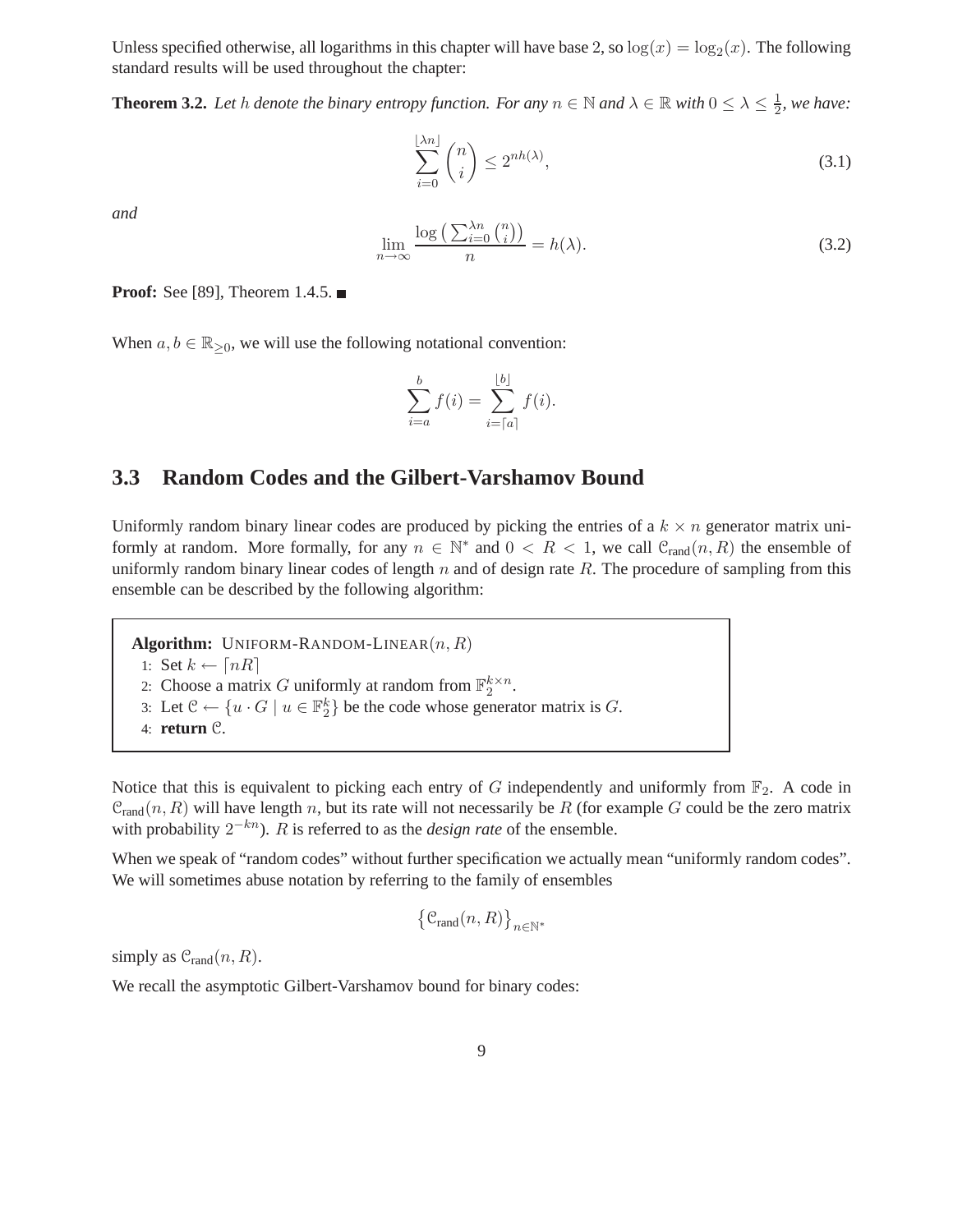Unless specified otherwise, all logarithms in this chapter will have base 2, so $\log(x) = \log_2(x)$. The following standard results will be used throughout the chapter:

**Theorem 3.2.** *Let $h$ denote the binary entropy function. For any $n \in \mathbb{N}$ and $\lambda \in \mathbb{R}$ with $0 \leq \lambda \leq \frac{1}{2}$, we have:*

$$\sum_{i=0}^{\lfloor \lambda n \rfloor} \binom{n}{i} \leq 2^{nh(\lambda)}, \tag{3.1}$$

*and*

$$\lim_{n \to \infty} \frac{\log \left( \sum_{i=0}^{\lambda n} \binom{n}{i} \right)}{n} = h(\lambda). \tag{3.2}$$

**Proof:** See [89], Theorem 1.4.5. ■

When $a, b \in \mathbb{R}_{\geq 0}$, we will use the following notational convention:

$$\sum_{i=a}^{b} f(i) = \sum_{i=\lceil a \rceil}^{\lfloor b \rfloor} f(i).$$

## 3.3 Random Codes and the Gilbert-Varshamov Bound

Uniformly random binary linear codes are produced by picking the entries of a $k \times n$ generator matrix uniformly at random. More formally, for any $n \in \mathbb{N}^*$ and $0 < R < 1$, we call $\mathcal{C}_{\text{rand}}(n, R)$ the ensemble of uniformly random binary linear codes of length $n$ and of design rate $R$. The procedure of sampling from this ensemble can be described by the following algorithm:

> **Algorithm:** UNIFORM-RANDOM-LINEAR$(n, R)$
> 1: Set $k \leftarrow \lceil nR \rceil$
> 2: Choose a matrix $G$ uniformly at random from $\mathbb{F}_2^{k \times n}$.
> 3: Let $\mathcal{C} \leftarrow \{u \cdot G \mid u \in \mathbb{F}_2^k\}$ be the code whose generator matrix is $G$.
> 4: **return** $\mathcal{C}$.

Notice that this is equivalent to picking each entry of $G$ independently and uniformly from $\mathbb{F}_2$. A code in $\mathcal{C}_{\text{rand}}(n, R)$ will have length $n$, but its rate will not necessarily be $R$ (for example $G$ could be the zero matrix with probability $2^{-kn}$). $R$ is referred to as the *design rate* of the ensemble.

When we speak of "random codes" without further specification we actually mean "uniformly random codes". We will sometimes abuse notation by referring to the family of ensembles

$$\left\{ \mathcal{C}_{\text{rand}}(n, R) \right\}_{n \in \mathbb{N}^*}$$

simply as $\mathcal{C}_{\text{rand}}(n, R)$.

We recall the asymptotic Gilbert-Varshamov bound for binary codes: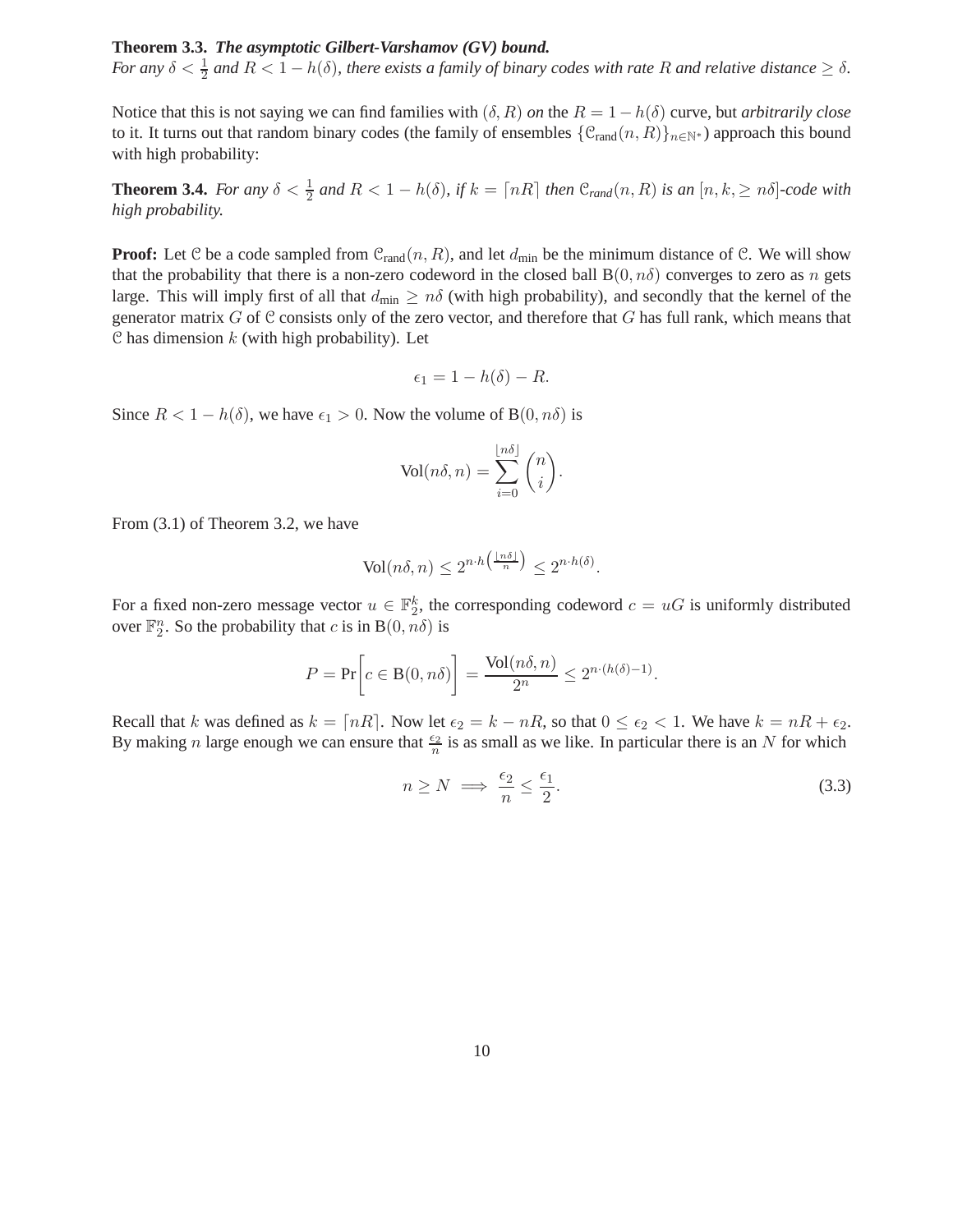**Theorem 3.3.** ***The asymptotic Gilbert-Varshamov (GV) bound.***
*For any $\delta < \frac{1}{2}$ and $R < 1 - h(\delta)$, there exists a family of binary codes with rate $R$ and relative distance $\geq \delta$.*

Notice that this is not saying we can find families with $(\delta, R)$ *on* the $R = 1 - h(\delta)$ curve, but *arbitrarily close* to it. It turns out that random binary codes (the family of ensembles $\{\mathcal{C}_{\text{rand}}(n, R)\}_{n \in \mathbb{N}^*}$) approach this bound with high probability:

**Theorem 3.4.** *For any $\delta < \frac{1}{2}$ and $R < 1 - h(\delta)$, if $k = \lceil nR \rceil$ then $\mathcal{C}_{rand}(n, R)$ is an $[n, k, \geq n\delta]$-code with high probability.*

**Proof:** Let $\mathcal{C}$ be a code sampled from $\mathcal{C}_{\text{rand}}(n, R)$, and let $d_{\text{min}}$ be the minimum distance of $\mathcal{C}$. We will show that the probability that there is a non-zero codeword in the closed ball $\text{B}(0, n\delta)$ converges to zero as $n$ gets large. This will imply first of all that $d_{\text{min}} \geq n\delta$ (with high probability), and secondly that the kernel of the generator matrix $G$ of $\mathcal{C}$ consists only of the zero vector, and therefore that $G$ has full rank, which means that $\mathcal{C}$ has dimension $k$ (with high probability). Let

$$\epsilon_1 = 1 - h(\delta) - R.$$

Since $R < 1 - h(\delta)$, we have $\epsilon_1 > 0$. Now the volume of $\text{B}(0, n\delta)$ is

$$\text{Vol}(n\delta, n) = \sum_{i=0}^{\lfloor n\delta \rfloor} \binom{n}{i}.$$

From (3.1) of Theorem 3.2, we have

$$\text{Vol}(n\delta, n) \leq 2^{n \cdot h\left(\frac{\lfloor n\delta \rfloor}{n}\right)} \leq 2^{n \cdot h(\delta)}.$$

For a fixed non-zero message vector $u \in \mathbb{F}_2^k$, the corresponding codeword $c = uG$ is uniformly distributed over $\mathbb{F}_2^n$. So the probability that $c$ is in $\text{B}(0, n\delta)$ is

$$P = \Pr\left[c \in \text{B}(0, n\delta)\right] = \frac{\text{Vol}(n\delta, n)}{2^n} \leq 2^{n \cdot (h(\delta) - 1)}.$$

Recall that $k$ was defined as $k = \lceil nR \rceil$. Now let $\epsilon_2 = k - nR$, so that $0 \leq \epsilon_2 < 1$. We have $k = nR + \epsilon_2$. By making $n$ large enough we can ensure that $\frac{\epsilon_2}{n}$ is as small as we like. In particular there is an $N$ for which

$$n \geq N \implies \frac{\epsilon_2}{n} \leq \frac{\epsilon_1}{2}. \tag{3.3}$$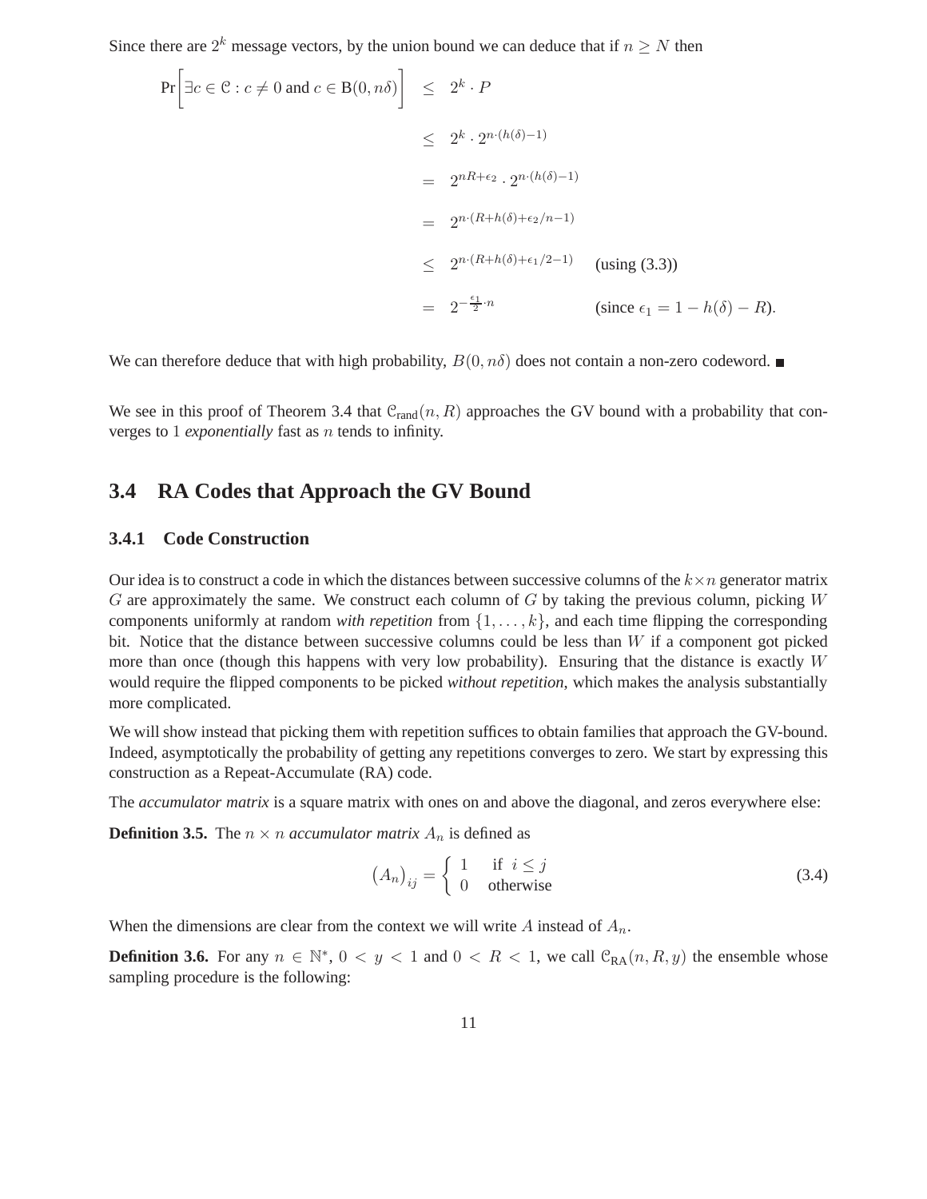Since there are $2^k$ message vectors, by the union bound we can deduce that if $n \geq N$ then

$$
\begin{aligned}
\Pr\left[\exists c \in \mathcal{C} : c \neq 0 \text{ and } c \in \mathrm{B}(0, n\delta)\right] &\leq 2^k \cdot P \\
&\leq 2^k \cdot 2^{n \cdot (h(\delta) - 1)} \\
&= 2^{nR + \epsilon_2} \cdot 2^{n \cdot (h(\delta) - 1)} \\
&= 2^{n \cdot (R + h(\delta) + \epsilon_2 / n - 1)} \\
&\leq 2^{n \cdot (R + h(\delta) + \epsilon_1 / 2 - 1)} \quad \text{(using (3.3))} \\
&= 2^{-\frac{\epsilon_1}{2} \cdot n} \quad \text{(since } \epsilon_1 = 1 - h(\delta) - R\text{)}.
\end{aligned}
$$

We can therefore deduce that with high probability, $B(0, n\delta)$ does not contain a non-zero codeword. ■

We see in this proof of Theorem 3.4 that $\mathcal{C}_{\text{rand}}(n, R)$ approaches the GV bound with a probability that converges to 1 *exponentially* fast as $n$ tends to infinity.

## 3.4 RA Codes that Approach the GV Bound

### 3.4.1 Code Construction

Our idea is to construct a code in which the distances between successive columns of the $k \times n$ generator matrix $G$ are approximately the same. We construct each column of $G$ by taking the previous column, picking $W$ components uniformly at random *with repetition* from $\{1, \ldots, k\}$, and each time flipping the corresponding bit. Notice that the distance between successive columns could be less than $W$ if a component got picked more than once (though this happens with very low probability). Ensuring that the distance is exactly $W$ would require the flipped components to be picked *without repetition*, which makes the analysis substantially more complicated.

We will show instead that picking them with repetition suffices to obtain families that approach the GV-bound. Indeed, asymptotically the probability of getting any repetitions converges to zero. We start by expressing this construction as a Repeat-Accumulate (RA) code.

The *accumulator matrix* is a square matrix with ones on and above the diagonal, and zeros everywhere else:

**Definition 3.5.** The $n \times n$ *accumulator matrix* $A_n$ is defined as

$$
\left(A_n\right)_{ij} = \begin{cases} 1 & \text{if } i \leq j \\ 0 & \text{otherwise} \end{cases} \tag{3.4}
$$

When the dimensions are clear from the context we will write $A$ instead of $A_n$.

**Definition 3.6.** For any $n \in \mathbb{N}^*$, $0 < y < 1$ and $0 < R < 1$, we call $\mathcal{C}_{\text{RA}}(n, R, y)$ the ensemble whose sampling procedure is the following: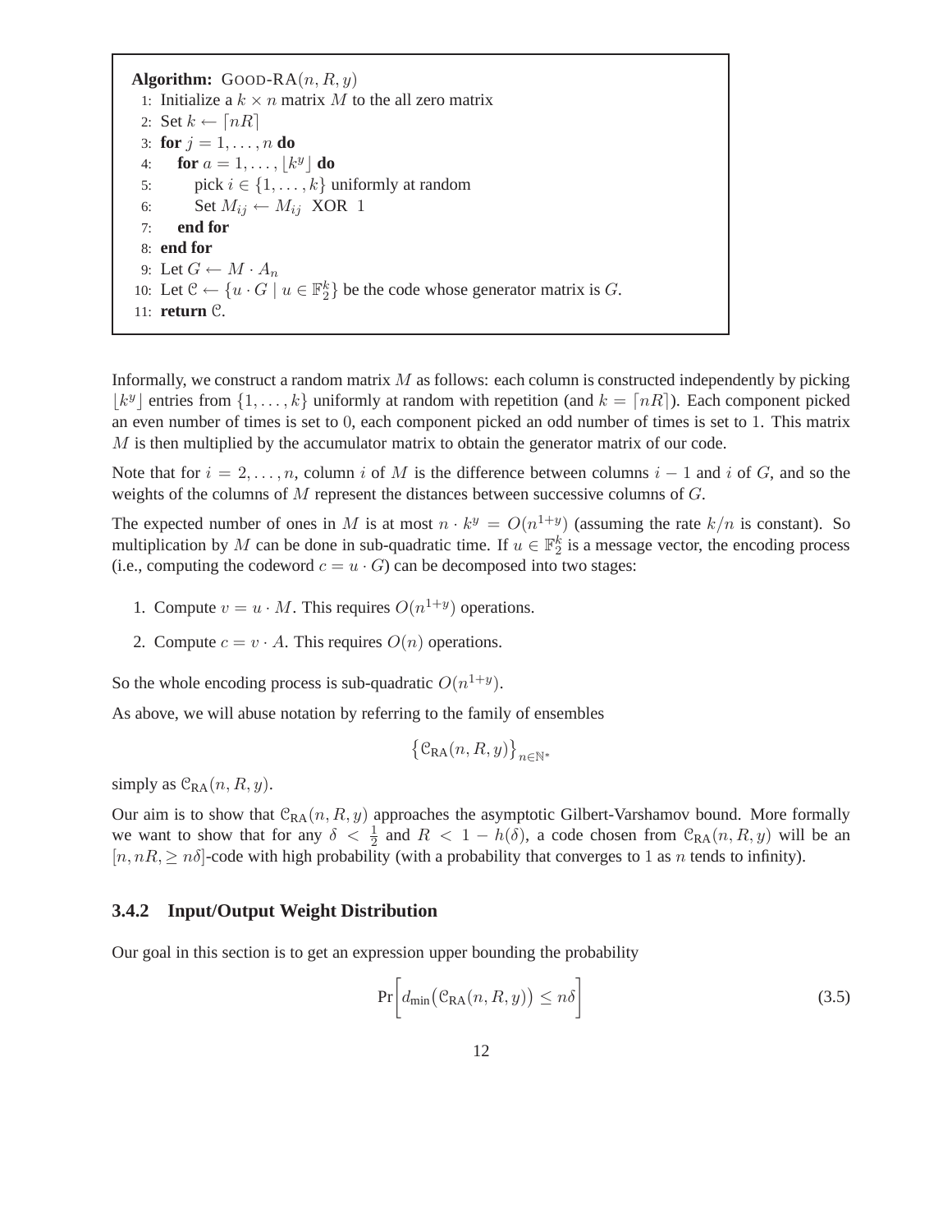```
Algorithm: GOOD-RA(n, R, y)
 1: Initialize a k × n matrix M to the all zero matrix
 2: Set k ← ⌈nR⌉
 3: for j = 1, ..., n do
 4:     for a = 1, ..., ⌊k^y⌋ do
 5:         pick i ∈ {1, ..., k} uniformly at random
 6:         Set M_ij ← M_ij XOR 1
 7:     end for
 8: end for
 9: Let G ← M · A_n
10: Let C ← {u · G | u ∈ F_2^k} be the code whose generator matrix is G.
11: return C.
```

Informally, we construct a random matrix $M$ as follows: each column is constructed independently by picking $\lfloor k^y \rfloor$ entries from $\{1, \ldots, k\}$ uniformly at random with repetition (and $k = \lceil nR \rceil$). Each component picked an even number of times is set to 0, each component picked an odd number of times is set to 1. This matrix $M$ is then multiplied by the accumulator matrix to obtain the generator matrix of our code.

Note that for $i = 2, \ldots, n$, column $i$ of $M$ is the difference between columns $i - 1$ and $i$ of $G$, and so the weights of the columns of $M$ represent the distances between successive columns of $G$.

The expected number of ones in $M$ is at most $n \cdot k^y = O(n^{1+y})$ (assuming the rate $k/n$ is constant). So multiplication by $M$ can be done in sub-quadratic time. If $u \in \mathbb{F}_2^k$ is a message vector, the encoding process (i.e., computing the codeword $c = u \cdot G$) can be decomposed into two stages:

1. Compute $v = u \cdot M$. This requires $O(n^{1+y})$ operations.
2. Compute $c = v \cdot A$. This requires $O(n)$ operations.

So the whole encoding process is sub-quadratic $O(n^{1+y})$.

As above, we will abuse notation by referring to the family of ensembles

$$\left\{ \mathcal{C}_{\text{RA}}(n, R, y) \right\}_{n \in \mathbb{N}^*}$$

simply as $\mathcal{C}_{\text{RA}}(n, R, y)$.

Our aim is to show that $\mathcal{C}_{\text{RA}}(n, R, y)$ approaches the asymptotic Gilbert-Varshamov bound. More formally we want to show that for any $\delta < \frac{1}{2}$ and $R < 1 - h(\delta)$, a code chosen from $\mathcal{C}_{\text{RA}}(n, R, y)$ will be an $[n, nR, \geq n\delta]$-code with high probability (with a probability that converges to 1 as $n$ tends to infinity).

### 3.4.2 Input/Output Weight Distribution

Our goal in this section is to get an expression upper bounding the probability

$$\Pr\left[ d_{\min}\big(\mathcal{C}_{\text{RA}}(n, R, y)\big) \leq n\delta \right] \tag{3.5}$$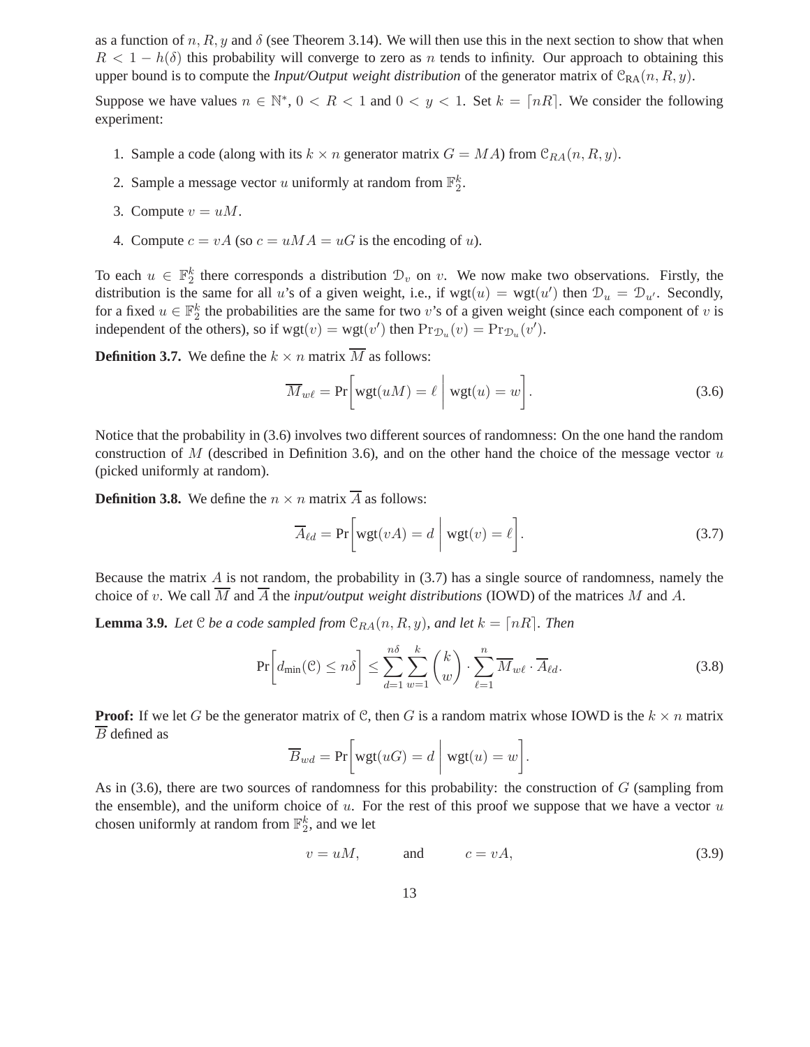as a function of $n, R, y$ and $\delta$ (see Theorem 3.14). We will then use this in the next section to show that when $R < 1 - h(\delta)$ this probability will converge to zero as $n$ tends to infinity. Our approach to obtaining this upper bound is to compute the *Input/Output weight distribution* of the generator matrix of $\mathcal{C}_{\mathrm{RA}}(n, R, y)$.

Suppose we have values $n \in \mathbb{N}^*$, $0 < R < 1$ and $0 < y < 1$. Set $k = \lceil nR \rceil$. We consider the following experiment:

1. Sample a code (along with its $k \times n$ generator matrix $G = MA$) from $\mathcal{C}_{RA}(n, R, y)$.
2. Sample a message vector $u$ uniformly at random from $\mathbb{F}_2^k$.
3. Compute $v = uM$.
4. Compute $c = vA$ (so $c = uMA = uG$ is the encoding of $u$).

To each $u \in \mathbb{F}_2^k$ there corresponds a distribution $\mathcal{D}_v$ on $v$. We now make two observations. Firstly, the distribution is the same for all $u$'s of a given weight, i.e., if $\mathrm{wgt}(u) = \mathrm{wgt}(u')$ then $\mathcal{D}_u = \mathcal{D}_{u'}$. Secondly, for a fixed $u \in \mathbb{F}_2^k$ the probabilities are the same for two $v$'s of a given weight (since each component of $v$ is independent of the others), so if $\mathrm{wgt}(v) = \mathrm{wgt}(v')$ then $\Pr_{\mathcal{D}_u}(v) = \Pr_{\mathcal{D}_u}(v')$.

**Definition 3.7.** We define the $k \times n$ matrix $\overline{M}$ as follows:

$$\overline{M}_{w\ell} = \Pr\left[\mathrm{wgt}(uM) = \ell \;\middle|\; \mathrm{wgt}(u) = w\right]. \tag{3.6}$$

Notice that the probability in (3.6) involves two different sources of randomness: On the one hand the random construction of $M$ (described in Definition 3.6), and on the other hand the choice of the message vector $u$ (picked uniformly at random).

**Definition 3.8.** We define the $n \times n$ matrix $\overline{A}$ as follows:

$$\overline{A}_{\ell d} = \Pr\left[\mathrm{wgt}(vA) = d \;\middle|\; \mathrm{wgt}(v) = \ell\right]. \tag{3.7}$$

Because the matrix $A$ is not random, the probability in (3.7) has a single source of randomness, namely the choice of $v$. We call $\overline{M}$ and $\overline{A}$ the *input/output weight distributions* (IOWD) of the matrices $M$ and $A$.

**Lemma 3.9.** *Let $\mathcal{C}$ be a code sampled from $\mathcal{C}_{RA}(n, R, y)$, and let $k = \lceil nR \rceil$. Then*

$$\Pr\left[d_{\min}(\mathcal{C}) \le n\delta\right] \le \sum_{d=1}^{n\delta} \sum_{w=1}^{k} \binom{k}{w} \cdot \sum_{\ell=1}^{n} \overline{M}_{w\ell} \cdot \overline{A}_{\ell d}. \tag{3.8}$$

**Proof:** If we let $G$ be the generator matrix of $\mathcal{C}$, then $G$ is a random matrix whose IOWD is the $k \times n$ matrix $\overline{B}$ defined as

$$\overline{B}_{wd} = \Pr\left[\mathrm{wgt}(uG) = d \;\middle|\; \mathrm{wgt}(u) = w\right].$$

As in (3.6), there are two sources of randomness for this probability: the construction of $G$ (sampling from the ensemble), and the uniform choice of $u$. For the rest of this proof we suppose that we have a vector $u$ chosen uniformly at random from $\mathbb{F}_2^k$, and we let

$$v = uM, \qquad \text{and} \qquad c = vA, \tag{3.9}$$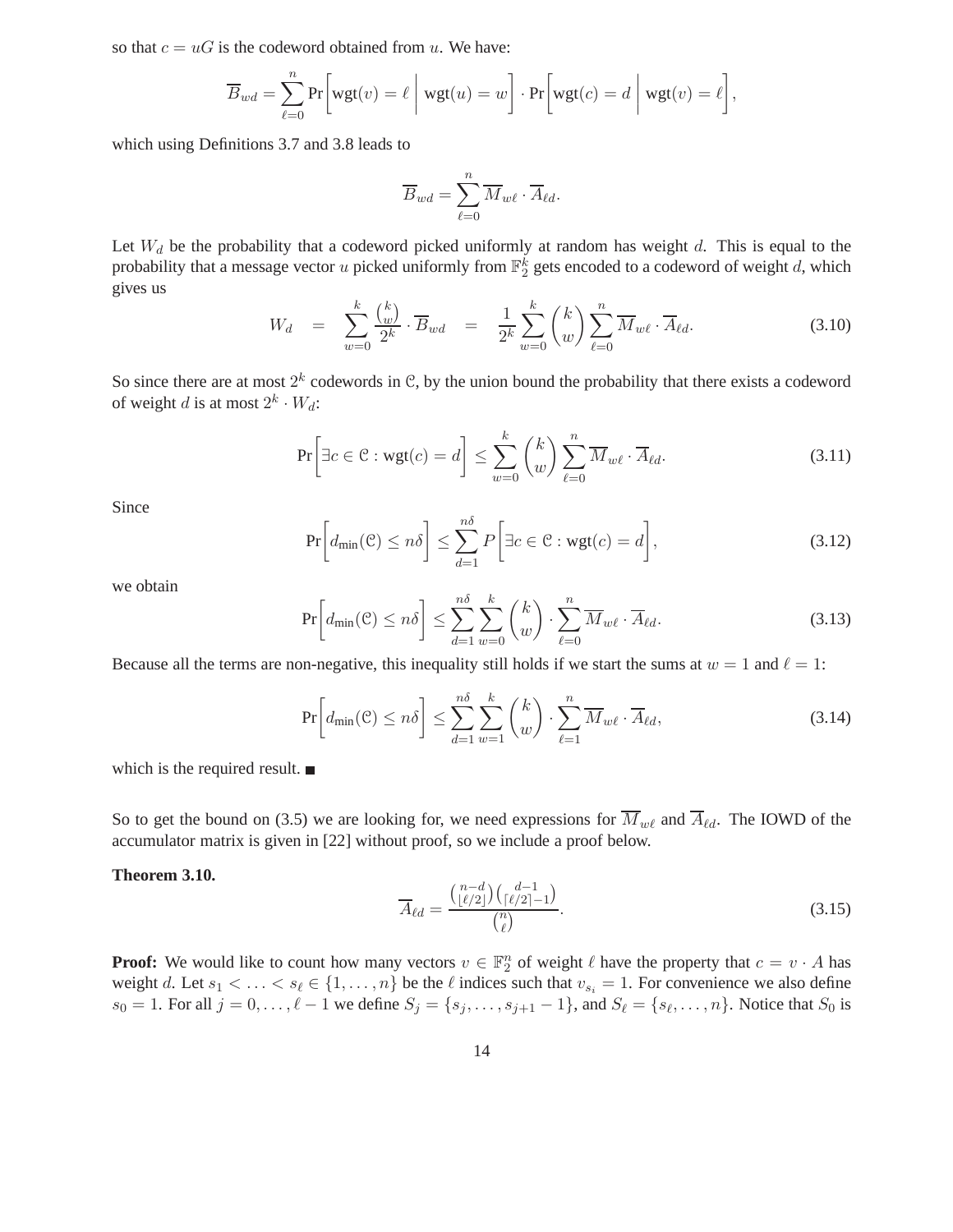so that $c = uG$ is the codeword obtained from $u$. We have:

$$\overline{B}_{wd} = \sum_{\ell=0}^{n} \Pr\left[\text{wgt}(v) = \ell \,\middle|\, \text{wgt}(u) = w\right] \cdot \Pr\left[\text{wgt}(c) = d \,\middle|\, \text{wgt}(v) = \ell\right],$$

which using Definitions 3.7 and 3.8 leads to

$$\overline{B}_{wd} = \sum_{\ell=0}^{n} \overline{M}_{w\ell} \cdot \overline{A}_{\ell d}.$$

Let $W_d$ be the probability that a codeword picked uniformly at random has weight $d$. This is equal to the probability that a message vector $u$ picked uniformly from $\mathbb{F}_2^k$ gets encoded to a codeword of weight $d$, which gives us

$$W_d \quad = \quad \sum_{w=0}^{k} \frac{\binom{k}{w}}{2^k} \cdot \overline{B}_{wd} \quad = \quad \frac{1}{2^k} \sum_{w=0}^{k} \binom{k}{w} \sum_{\ell=0}^{n} \overline{M}_{w\ell} \cdot \overline{A}_{\ell d}. \tag{3.10}$$

So since there are at most $2^k$ codewords in $\mathcal{C}$, by the union bound the probability that there exists a codeword of weight $d$ is at most $2^k \cdot W_d$:

$$\Pr\left[\exists c \in \mathcal{C} : \text{wgt}(c) = d\right] \leq \sum_{w=0}^{k} \binom{k}{w} \sum_{\ell=0}^{n} \overline{M}_{w\ell} \cdot \overline{A}_{\ell d}. \tag{3.11}$$

Since

$$\Pr\left[d_{\min}(\mathcal{C}) \leq n\delta\right] \leq \sum_{d=1}^{n\delta} P\left[\exists c \in \mathcal{C} : \text{wgt}(c) = d\right], \tag{3.12}$$

we obtain

$$\Pr\left[d_{\min}(\mathcal{C}) \leq n\delta\right] \leq \sum_{d=1}^{n\delta} \sum_{w=0}^{k} \binom{k}{w} \cdot \sum_{\ell=0}^{n} \overline{M}_{w\ell} \cdot \overline{A}_{\ell d}. \tag{3.13}$$

Because all the terms are non-negative, this inequality still holds if we start the sums at $w = 1$ and $\ell = 1$:

$$\Pr\left[d_{\min}(\mathcal{C}) \leq n\delta\right] \leq \sum_{d=1}^{n\delta} \sum_{w=1}^{k} \binom{k}{w} \cdot \sum_{\ell=1}^{n} \overline{M}_{w\ell} \cdot \overline{A}_{\ell d}, \tag{3.14}$$

which is the required result. ■

So to get the bound on (3.5) we are looking for, we need expressions for $\overline{M}_{w\ell}$ and $\overline{A}_{\ell d}$. The IOWD of the accumulator matrix is given in [22] without proof, so we include a proof below.

**Theorem 3.10.**

$$\overline{A}_{\ell d} = \frac{\binom{n-d}{\lfloor \ell/2 \rfloor}\binom{d-1}{\lceil \ell/2 \rceil - 1}}{\binom{n}{\ell}}. \tag{3.15}$$

**Proof:** We would like to count how many vectors $v \in \mathbb{F}_2^n$ of weight $\ell$ have the property that $c = v \cdot A$ has weight $d$. Let $s_1 < \ldots < s_\ell \in \{1, \ldots, n\}$ be the $\ell$ indices such that $v_{s_i} = 1$. For convenience we also define $s_0 = 1$. For all $j = 0, \ldots, \ell - 1$ we define $S_j = \{s_j, \ldots, s_{j+1} - 1\}$, and $S_\ell = \{s_\ell, \ldots, n\}$. Notice that $S_0$ is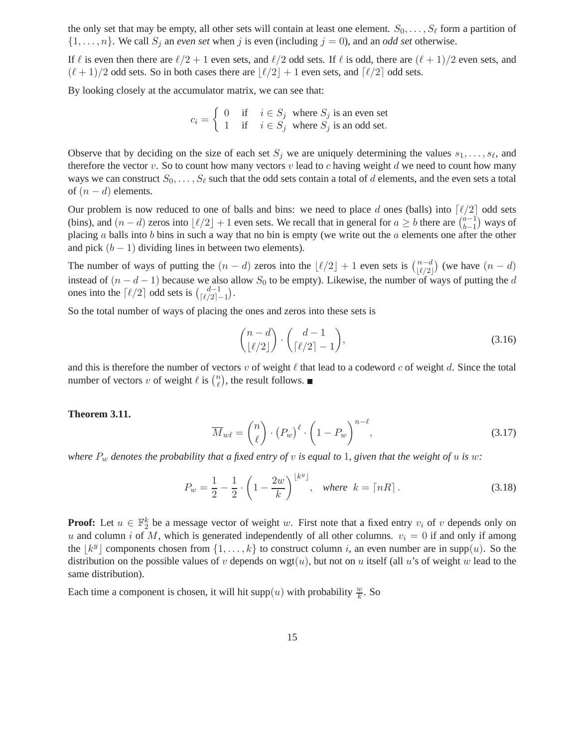the only set that may be empty, all other sets will contain at least one element. $S_0, \ldots, S_\ell$ form a partition of $\{1, \ldots, n\}$. We call $S_j$ an *even set* when $j$ is even (including $j = 0$), and an *odd set* otherwise.

If $\ell$ is even then there are $\ell/2 + 1$ even sets, and $\ell/2$ odd sets. If $\ell$ is odd, there are $(\ell+1)/2$ even sets, and $(\ell+1)/2$ odd sets. So in both cases there are $\lfloor \ell/2 \rfloor + 1$ even sets, and $\lceil \ell/2 \rceil$ odd sets.

By looking closely at the accumulator matrix, we can see that:

$$c_i = \begin{cases} 0 & \text{if} \quad i \in S_j \text{ where } S_j \text{ is an even set} \\ 1 & \text{if} \quad i \in S_j \text{ where } S_j \text{ is an odd set.} \end{cases}$$

Observe that by deciding on the size of each set $S_j$ we are uniquely determining the values $s_1, \ldots, s_\ell$, and therefore the vector $v$. So to count how many vectors $v$ lead to $c$ having weight $d$ we need to count how many ways we can construct $S_0, \ldots, S_\ell$ such that the odd sets contain a total of $d$ elements, and the even sets a total of $(n-d)$ elements.

Our problem is now reduced to one of balls and bins: we need to place $d$ ones (balls) into $\lceil \ell/2 \rceil$ odd sets (bins), and $(n-d)$ zeros into $\lfloor \ell/2 \rfloor + 1$ even sets. We recall that in general for $a \geq b$ there are $\binom{a-1}{b-1}$ ways of placing $a$ balls into $b$ bins in such a way that no bin is empty (we write out the $a$ elements one after the other and pick $(b-1)$ dividing lines in between two elements).

The number of ways of putting the $(n-d)$ zeros into the $\lfloor \ell/2 \rfloor + 1$ even sets is $\binom{n-d}{\lfloor \ell/2 \rfloor}$ (we have $(n-d)$ instead of $(n-d-1)$ because we also allow $S_0$ to be empty). Likewise, the number of ways of putting the $d$ ones into the $\lceil \ell/2 \rceil$ odd sets is $\binom{d-1}{\lceil \ell/2 \rceil - 1}$.

So the total number of ways of placing the ones and zeros into these sets is

$$\binom{n-d}{\lfloor \ell/2 \rfloor} \cdot \binom{d-1}{\lceil \ell/2 \rceil - 1}, \tag{3.16}$$

and this is therefore the number of vectors $v$ of weight $\ell$ that lead to a codeword $c$ of weight $d$. Since the total number of vectors $v$ of weight $\ell$ is $\binom{n}{\ell}$, the result follows. ∎

**Theorem 3.11.**

$$\overline{M}_{w\ell} = \binom{n}{\ell} \cdot \left(P_w\right)^\ell \cdot \left(1 - P_w\right)^{n-\ell}, \tag{3.17}$$

*where $P_w$ denotes the probability that a fixed entry of $v$ is equal to 1, given that the weight of $u$ is $w$:*

$$P_w = \frac{1}{2} - \frac{1}{2} \cdot \left(1 - \frac{2w}{k}\right)^{\lfloor k^y \rfloor}, \quad \textit{where } k = \lceil nR \rceil. \tag{3.18}$$

**Proof:** Let $u \in \mathbb{F}_2^k$ be a message vector of weight $w$. First note that a fixed entry $v_i$ of $v$ depends only on $u$ and column $i$ of $M$, which is generated independently of all other columns. $v_i = 0$ if and only if among the $\lfloor k^y \rfloor$ components chosen from $\{1, \ldots, k\}$ to construct column $i$, an even number are in $\text{supp}(u)$. So the distribution on the possible values of $v$ depends on $\text{wgt}(u)$, but not on $u$ itself (all $u$'s of weight $w$ lead to the same distribution).

Each time a component is chosen, it will hit $\text{supp}(u)$ with probability $\frac{w}{k}$. So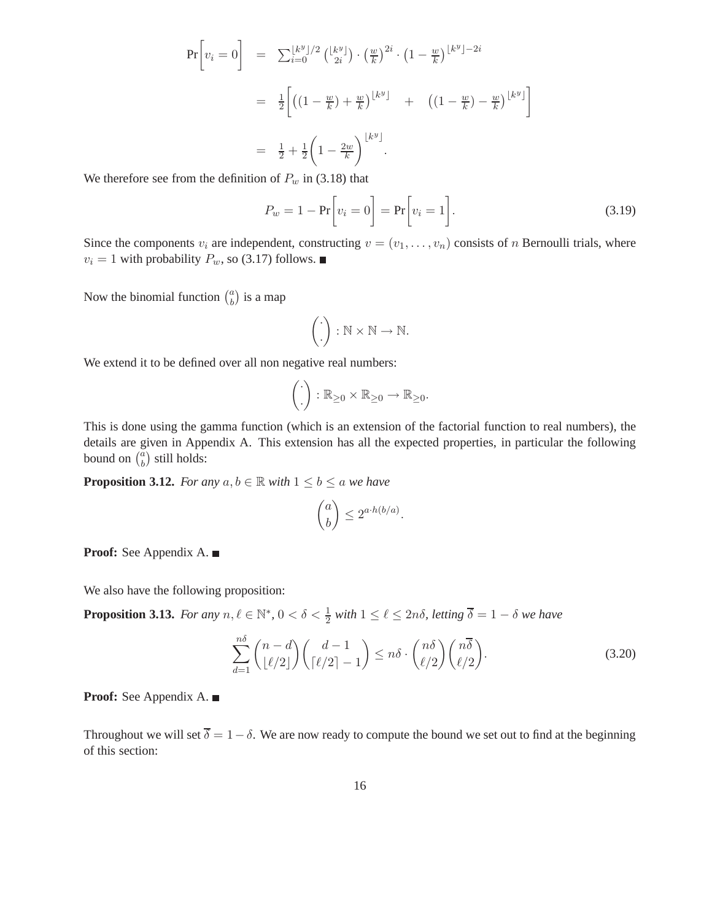$$
\begin{aligned}
\Pr\bigg[v_i = 0\bigg] &= \sum_{i=0}^{\lfloor k^y \rfloor/2} \binom{\lfloor k^y \rfloor}{2i} \cdot \left(\tfrac{w}{k}\right)^{2i} \cdot \left(1 - \tfrac{w}{k}\right)^{\lfloor k^y \rfloor - 2i} \\
&= \tfrac{1}{2}\bigg[\left((1 - \tfrac{w}{k}) + \tfrac{w}{k}\right)^{\lfloor k^y \rfloor} \quad + \quad \left((1 - \tfrac{w}{k}) - \tfrac{w}{k}\right)^{\lfloor k^y \rfloor}\bigg] \\
&= \tfrac{1}{2} + \tfrac{1}{2}\bigg(1 - \tfrac{2w}{k}\bigg)^{\lfloor k^y \rfloor}.
\end{aligned}
$$

We therefore see from the definition of $P_w$ in (3.18) that

$$
P_w = 1 - \Pr\bigg[v_i = 0\bigg] = \Pr\bigg[v_i = 1\bigg]. \tag{3.19}
$$

Since the components $v_i$ are independent, constructing $v = (v_1, \ldots, v_n)$ consists of $n$ Bernoulli trials, where $v_i = 1$ with probability $P_w$, so (3.17) follows. ■

Now the binomial function $\binom{a}{b}$ is a map

$$
\binom{\cdot}{\cdot} : \mathbb{N} \times \mathbb{N} \to \mathbb{N}.
$$

We extend it to be defined over all non negative real numbers:

$$
\binom{\cdot}{\cdot} : \mathbb{R}_{\geq 0} \times \mathbb{R}_{\geq 0} \to \mathbb{R}_{\geq 0}.
$$

This is done using the gamma function (which is an extension of the factorial function to real numbers), the details are given in Appendix A. This extension has all the expected properties, in particular the following bound on $\binom{a}{b}$ still holds:

**Proposition 3.12.** *For any $a, b \in \mathbb{R}$ with $1 \leq b \leq a$ we have*

$$
\binom{a}{b} \leq 2^{a \cdot h(b/a)}.
$$

**Proof:** See Appendix A. ■

We also have the following proposition:

**Proposition 3.13.** *For any $n, \ell \in \mathbb{N}^*$, $0 < \delta < \frac{1}{2}$ with $1 \leq \ell \leq 2n\delta$, letting $\overline{\delta} = 1 - \delta$ we have*

$$
\sum_{d=1}^{n\delta} \binom{n-d}{\lfloor \ell/2 \rfloor} \binom{d-1}{\lceil \ell/2 \rceil - 1} \leq n\delta \cdot \binom{n\delta}{\ell/2} \binom{n\overline{\delta}}{\ell/2}. \tag{3.20}
$$

**Proof:** See Appendix A. ■

Throughout we will set $\overline{\delta} = 1 - \delta$. We are now ready to compute the bound we set out to find at the beginning of this section: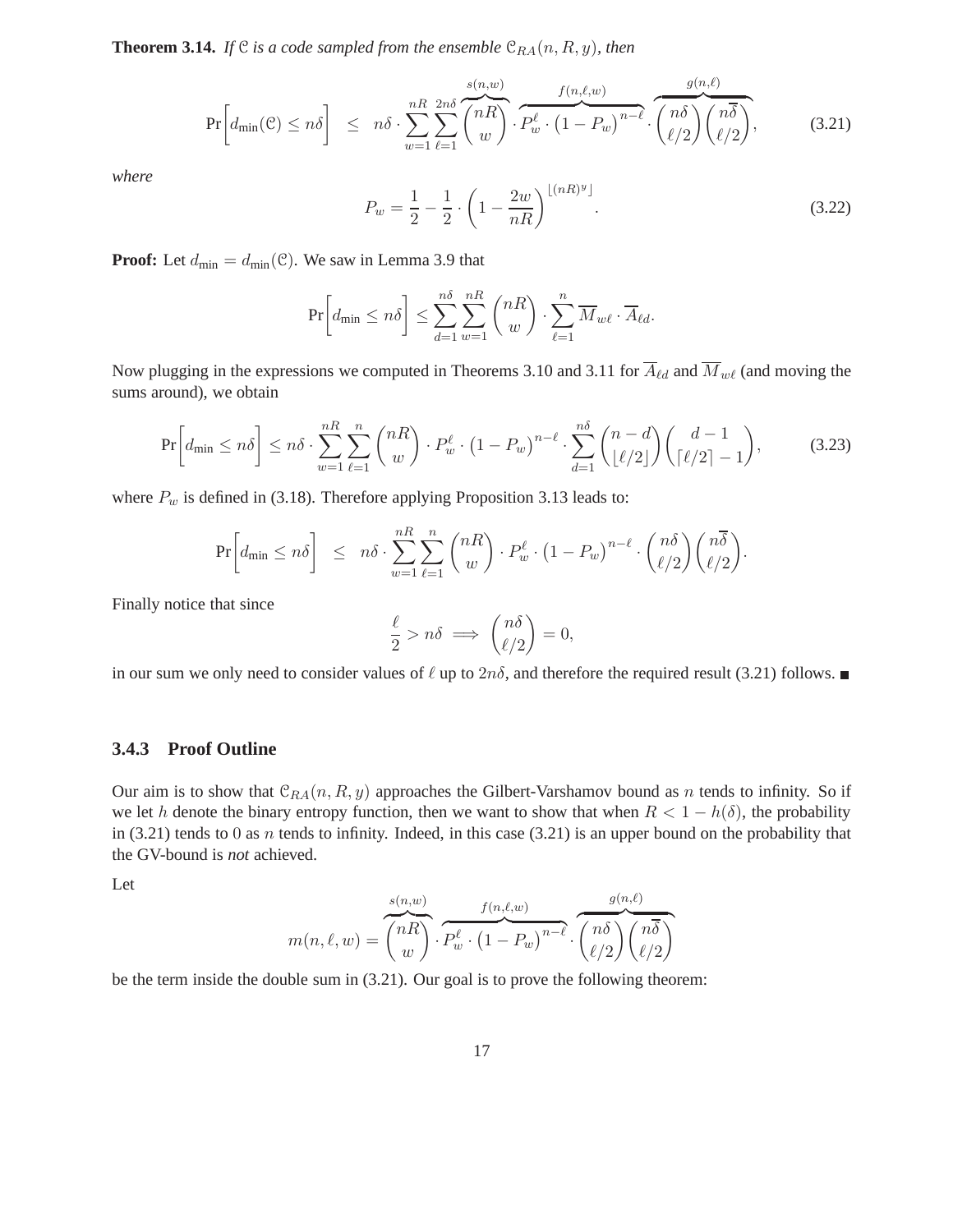**Theorem 3.14.** *If $\mathcal{C}$ is a code sampled from the ensemble $\mathcal{C}_{RA}(n, R, y)$, then*

$$\Pr\left[d_{\min}(\mathcal{C}) \le n\delta\right] \;\; \le \;\; n\delta \cdot \sum_{w=1}^{nR} \sum_{\ell=1}^{2n\delta} \overbrace{\binom{nR}{w}}^{s(n,w)} \cdot \overbrace{P_w^{\ell} \cdot \left(1 - P_w\right)^{n-\ell}}^{f(n,\ell,w)} \cdot \overbrace{\binom{n\delta}{\ell/2}\binom{n\overline{\delta}}{\ell/2}}^{g(n,\ell)}, \tag{3.21}$$

*where*

$$P_w = \frac{1}{2} - \frac{1}{2} \cdot \left(1 - \frac{2w}{nR}\right)^{\lfloor (nR)^y \rfloor}. \tag{3.22}$$

**Proof:** Let $d_{\min} = d_{\min}(\mathcal{C})$. We saw in Lemma 3.9 that

$$\Pr\left[d_{\min} \le n\delta\right] \le \sum_{d=1}^{n\delta} \sum_{w=1}^{nR} \binom{nR}{w} \cdot \sum_{\ell=1}^{n} \overline{M}_{w\ell} \cdot \overline{A}_{\ell d}.$$

Now plugging in the expressions we computed in Theorems 3.10 and 3.11 for $\overline{A}_{\ell d}$ and $\overline{M}_{w\ell}$ (and moving the sums around), we obtain

$$\Pr\left[d_{\min} \le n\delta\right] \le n\delta \cdot \sum_{w=1}^{nR} \sum_{\ell=1}^{n} \binom{nR}{w} \cdot P_w^{\ell} \cdot \left(1 - P_w\right)^{n-\ell} \cdot \sum_{d=1}^{n\delta} \binom{n-d}{\lfloor \ell/2 \rfloor} \binom{d-1}{\lceil \ell/2 \rceil - 1}, \tag{3.23}$$

where $P_w$ is defined in (3.18). Therefore applying Proposition 3.13 leads to:

$$\Pr\left[d_{\min} \le n\delta\right] \;\; \le \;\; n\delta \cdot \sum_{w=1}^{nR} \sum_{\ell=1}^{n} \binom{nR}{w} \cdot P_w^{\ell} \cdot \left(1 - P_w\right)^{n-\ell} \cdot \binom{n\delta}{\ell/2}\binom{n\overline{\delta}}{\ell/2}.$$

Finally notice that since

$$\frac{\ell}{2} > n\delta \implies \binom{n\delta}{\ell/2} = 0,$$

in our sum we only need to consider values of $\ell$ up to $2n\delta$, and therefore the required result (3.21) follows. ∎

### 3.4.3 Proof Outline

Our aim is to show that $\mathcal{C}_{RA}(n, R, y)$ approaches the Gilbert-Varshamov bound as $n$ tends to infinity. So if we let $h$ denote the binary entropy function, then we want to show that when $R < 1 - h(\delta)$, the probability in (3.21) tends to 0 as $n$ tends to infinity. Indeed, in this case (3.21) is an upper bound on the probability that the GV-bound is *not* achieved.

Let

$$m(n, \ell, w) = \overbrace{\binom{nR}{w}}^{s(n,w)} \cdot \overbrace{P_w^{\ell} \cdot \left(1 - P_w\right)^{n-\ell}}^{f(n,\ell,w)} \cdot \overbrace{\binom{n\delta}{\ell/2}\binom{n\overline{\delta}}{\ell/2}}^{g(n,\ell)}$$

be the term inside the double sum in (3.21). Our goal is to prove the following theorem: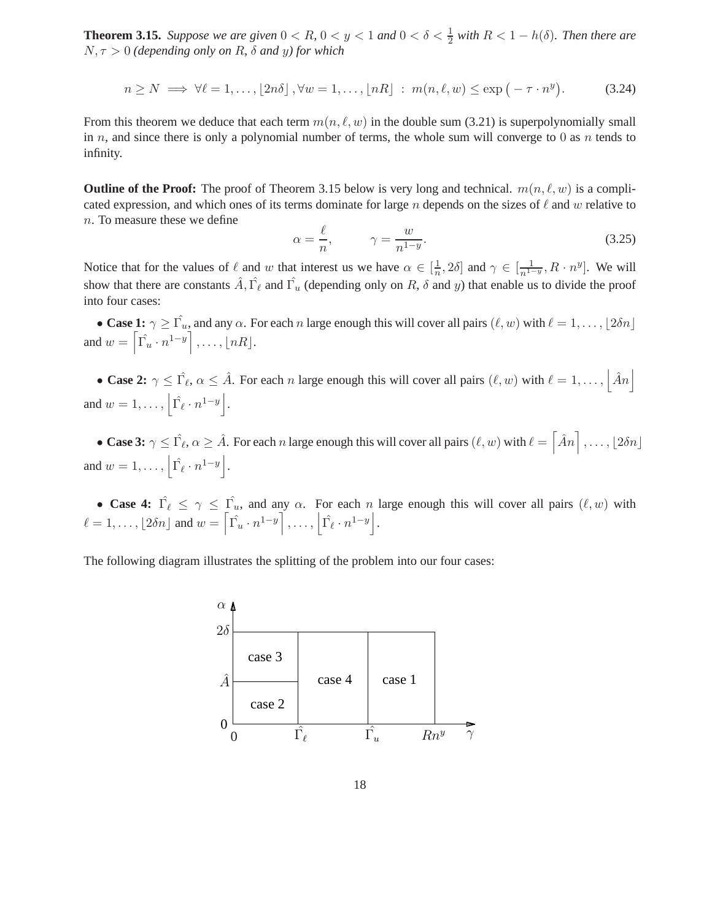**Theorem 3.15.** *Suppose we are given $0 < R$, $0 < y < 1$ and $0 < \delta < \frac{1}{2}$ with $R < 1 - h(\delta)$. Then there are $N, \tau > 0$ (depending only on $R$, $\delta$ and $y$) for which*

$$n \geq N \implies \forall \ell = 1, \ldots, \lfloor 2n\delta \rfloor, \forall w = 1, \ldots, \lfloor nR \rfloor \; : \; m(n, \ell, w) \leq \exp\big(-\tau \cdot n^y\big). \tag{3.24}$$

From this theorem we deduce that each term $m(n, \ell, w)$ in the double sum (3.21) is superpolynomially small in $n$, and since there is only a polynomial number of terms, the whole sum will converge to 0 as $n$ tends to infinity.

**Outline of the Proof:** The proof of Theorem 3.15 below is very long and technical. $m(n, \ell, w)$ is a complicated expression, and which ones of its terms dominate for large $n$ depends on the sizes of $\ell$ and $w$ relative to $n$. To measure these we define

$$\alpha = \frac{\ell}{n}, \qquad \gamma = \frac{w}{n^{1-y}}. \tag{3.25}$$

Notice that for the values of $\ell$ and $w$ that interest us we have $\alpha \in [\frac{1}{n}, 2\delta]$ and $\gamma \in [\frac{1}{n^{1-y}}, R \cdot n^y]$. We will show that there are constants $\hat{A}, \hat{\Gamma_\ell}$ and $\hat{\Gamma_u}$ (depending only on $R$, $\delta$ and $y$) that enable us to divide the proof into four cases:

- **Case 1:** $\gamma \geq \hat{\Gamma_u}$, and any $\alpha$. For each $n$ large enough this will cover all pairs $(\ell, w)$ with $\ell = 1, \ldots, \lfloor 2\delta n \rfloor$ and $w = \left\lceil \hat{\Gamma_u} \cdot n^{1-y} \right\rceil, \ldots, \lfloor nR \rfloor$.

- **Case 2:** $\gamma \leq \hat{\Gamma_\ell}$, $\alpha \leq \hat{A}$. For each $n$ large enough this will cover all pairs $(\ell, w)$ with $\ell = 1, \ldots, \left\lfloor \hat{A}n \right\rfloor$ and $w = 1, \ldots, \left\lfloor \hat{\Gamma_\ell} \cdot n^{1-y} \right\rfloor$.

- **Case 3:** $\gamma \leq \hat{\Gamma_\ell}$, $\alpha \geq \hat{A}$. For each $n$ large enough this will cover all pairs $(\ell, w)$ with $\ell = \left\lceil \hat{A}n \right\rceil, \ldots, \lfloor 2\delta n \rfloor$ and $w = 1, \ldots, \left\lfloor \hat{\Gamma_\ell} \cdot n^{1-y} \right\rfloor$.

- **Case 4:** $\hat{\Gamma_\ell} \leq \gamma \leq \hat{\Gamma_u}$, and any $\alpha$. For each $n$ large enough this will cover all pairs $(\ell, w)$ with $\ell = 1, \ldots, \lfloor 2\delta n \rfloor$ and $w = \left\lceil \hat{\Gamma_u} \cdot n^{1-y} \right\rceil, \ldots, \left\lfloor \hat{\Gamma_\ell} \cdot n^{1-y} \right\rfloor$.

The following diagram illustrates the splitting of the problem into our four cases:

| $\alpha$ \ $\gamma$ | $0$ to $\hat{\Gamma_\ell}$ | $\hat{\Gamma_\ell}$ to $\hat{\Gamma_u}$ | $\hat{\Gamma_u}$ to $Rn^y$ |
|---|---|---|---|
| $\hat{A}$ to $2\delta$ | case 3 | case 4 | case 1 |
| $0$ to $\hat{A}$ | case 2 | case 4 | case 1 |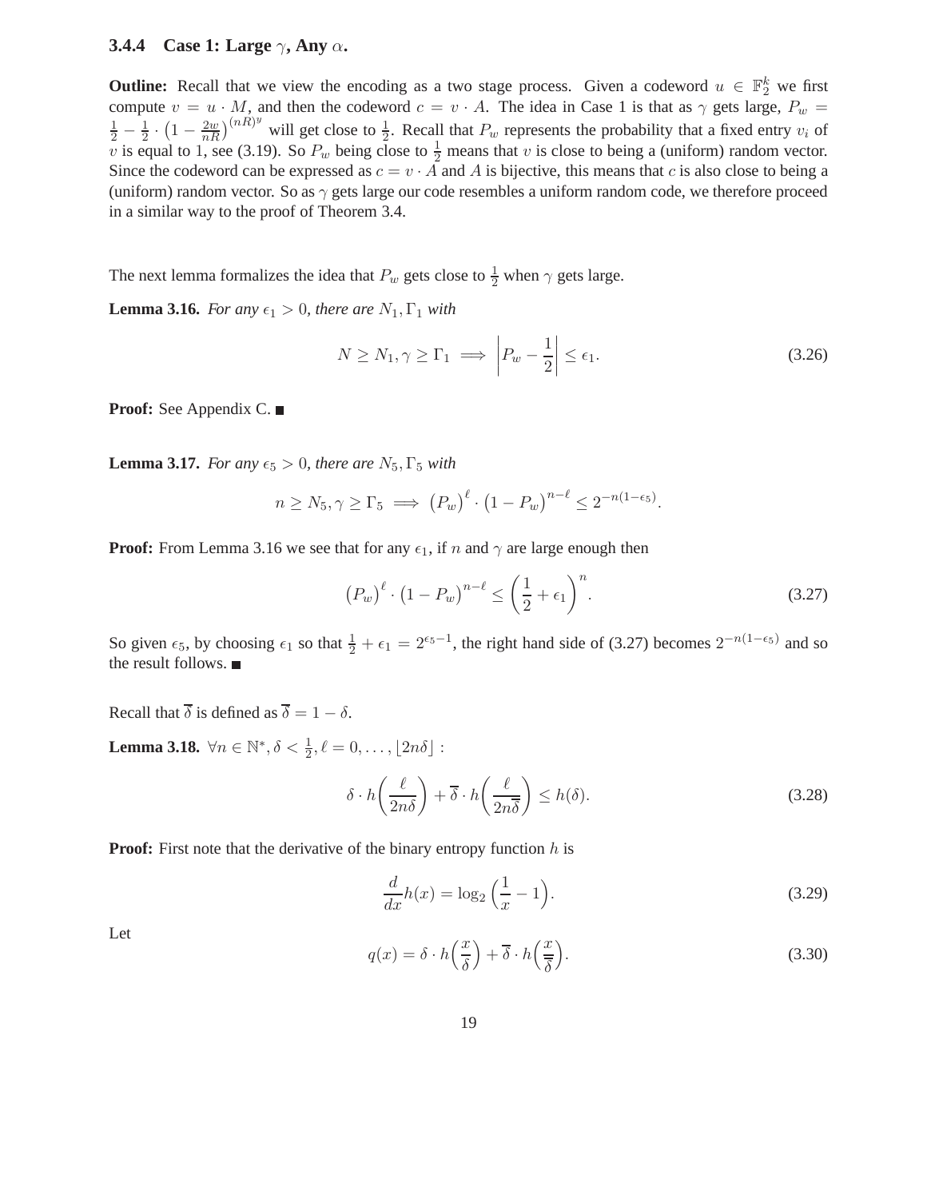### 3.4.4 Case 1: Large $\gamma$, Any $\alpha$.

**Outline:** Recall that we view the encoding as a two stage process. Given a codeword $u \in \mathbb{F}_2^k$ we first compute $v = u \cdot M$, and then the codeword $c = v \cdot A$. The idea in Case 1 is that as $\gamma$ gets large, $P_w = \frac{1}{2} - \frac{1}{2} \cdot \left(1 - \frac{2w}{nR}\right)^{(nR)^y}$ will get close to $\frac{1}{2}$. Recall that $P_w$ represents the probability that a fixed entry $v_i$ of $v$ is equal to 1, see (3.19). So $P_w$ being close to $\frac{1}{2}$ means that $v$ is close to being a (uniform) random vector. Since the codeword can be expressed as $c = v \cdot A$ and $A$ is bijective, this means that $c$ is also close to being a (uniform) random vector. So as $\gamma$ gets large our code resembles a uniform random code, we therefore proceed in a similar way to the proof of Theorem 3.4.

The next lemma formalizes the idea that $P_w$ gets close to $\frac{1}{2}$ when $\gamma$ gets large.

**Lemma 3.16.** *For any $\epsilon_1 > 0$, there are $N_1, \Gamma_1$ with*

$$N \geq N_1, \gamma \geq \Gamma_1 \implies \left| P_w - \frac{1}{2} \right| \leq \epsilon_1. \tag{3.26}$$

**Proof:** See Appendix C. ■

**Lemma 3.17.** *For any $\epsilon_5 > 0$, there are $N_5, \Gamma_5$ with*

$$n \geq N_5, \gamma \geq \Gamma_5 \implies \left(P_w\right)^\ell \cdot \left(1 - P_w\right)^{n-\ell} \leq 2^{-n(1-\epsilon_5)}.$$

**Proof:** From Lemma 3.16 we see that for any $\epsilon_1$, if $n$ and $\gamma$ are large enough then

$$\left(P_w\right)^\ell \cdot \left(1 - P_w\right)^{n-\ell} \leq \left(\frac{1}{2} + \epsilon_1\right)^n. \tag{3.27}$$

So given $\epsilon_5$, by choosing $\epsilon_1$ so that $\frac{1}{2} + \epsilon_1 = 2^{\epsilon_5 - 1}$, the right hand side of (3.27) becomes $2^{-n(1-\epsilon_5)}$ and so the result follows. ■

Recall that $\overline{\delta}$ is defined as $\overline{\delta} = 1 - \delta$.

**Lemma 3.18.** $\forall n \in \mathbb{N}^*, \delta < \frac{1}{2}, \ell = 0, \ldots, \lfloor 2n\delta \rfloor$ :

$$\delta \cdot h\left(\frac{\ell}{2n\delta}\right) + \overline{\delta} \cdot h\left(\frac{\ell}{2n\overline{\delta}}\right) \leq h(\delta). \tag{3.28}$$

**Proof:** First note that the derivative of the binary entropy function $h$ is

$$\frac{d}{dx} h(x) = \log_2\left(\frac{1}{x} - 1\right). \tag{3.29}$$

Let

$$q(x) = \delta \cdot h\left(\frac{x}{\delta}\right) + \overline{\delta} \cdot h\left(\frac{x}{\overline{\delta}}\right). \tag{3.30}$$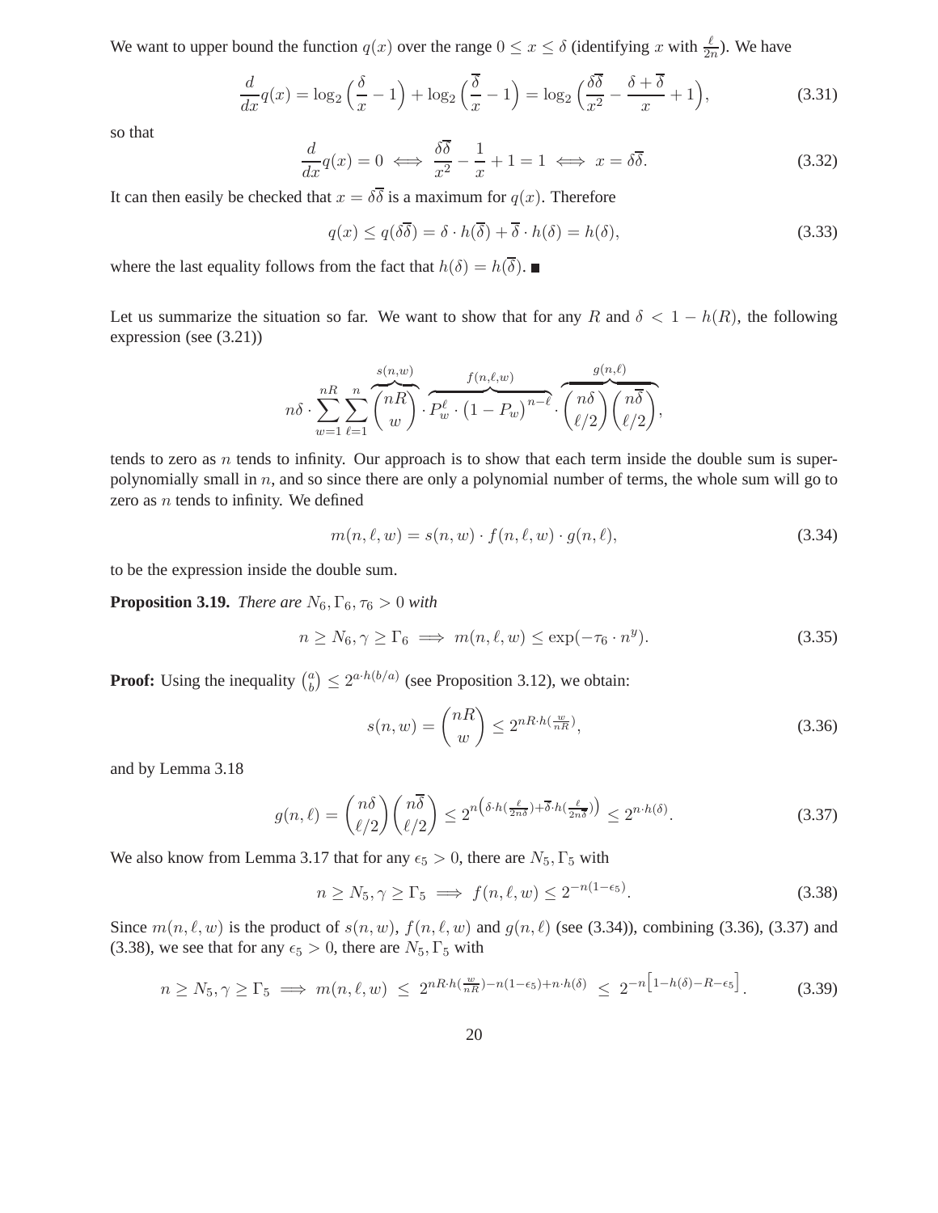We want to upper bound the function $q(x)$ over the range $0 \leq x \leq \delta$ (identifying $x$ with $\frac{\ell}{2n}$). We have

$$\frac{d}{dx}q(x) = \log_2\Big(\frac{\delta}{x} - 1\Big) + \log_2\Big(\frac{\overline{\delta}}{x} - 1\Big) = \log_2\Big(\frac{\delta\overline{\delta}}{x^2} - \frac{\delta + \overline{\delta}}{x} + 1\Big), \tag{3.31}$$

so that

$$\frac{d}{dx}q(x) = 0 \iff \frac{\delta\overline{\delta}}{x^2} - \frac{1}{x} + 1 = 1 \iff x = \delta\overline{\delta}. \tag{3.32}$$

It can then easily be checked that $x = \delta\overline{\delta}$ is a maximum for $q(x)$. Therefore

$$q(x) \leq q(\delta\overline{\delta}) = \delta \cdot h(\overline{\delta}) + \overline{\delta} \cdot h(\delta) = h(\delta), \tag{3.33}$$

where the last equality follows from the fact that $h(\delta) = h(\overline{\delta})$. ∎

Let us summarize the situation so far. We want to show that for any $R$ and $\delta < 1 - h(R)$, the following expression (see (3.21))

$$n\delta \cdot \sum_{w=1}^{nR} \sum_{\ell=1}^{n} \overbrace{\binom{nR}{w}}^{s(n,w)} \cdot \overbrace{P_w^{\ell} \cdot \big(1 - P_w\big)^{n-\ell}}^{f(n,\ell,w)} \cdot \overbrace{\binom{n\delta}{\ell/2}\binom{n\overline{\delta}}{\ell/2}}^{g(n,\ell)},$$

tends to zero as $n$ tends to infinity. Our approach is to show that each term inside the double sum is super-polynomially small in $n$, and so since there are only a polynomial number of terms, the whole sum will go to zero as $n$ tends to infinity. We defined

$$m(n, \ell, w) = s(n, w) \cdot f(n, \ell, w) \cdot g(n, \ell), \tag{3.34}$$

to be the expression inside the double sum.

**Proposition 3.19.** *There are $N_6, \Gamma_6, \tau_6 > 0$ with*

$$n \geq N_6, \gamma \geq \Gamma_6 \implies m(n, \ell, w) \leq \exp(-\tau_6 \cdot n^y). \tag{3.35}$$

**Proof:** Using the inequality $\binom{a}{b} \leq 2^{a \cdot h(b/a)}$ (see Proposition 3.12), we obtain:

$$s(n, w) = \binom{nR}{w} \leq 2^{nR \cdot h(\frac{w}{nR})}, \tag{3.36}$$

and by Lemma 3.18

$$g(n, \ell) = \binom{n\delta}{\ell/2}\binom{n\overline{\delta}}{\ell/2} \leq 2^{n\left(\delta \cdot h(\frac{\ell}{2n\delta}) + \overline{\delta} \cdot h(\frac{\ell}{2n\overline{\delta}})\right)} \leq 2^{n \cdot h(\delta)}. \tag{3.37}$$

We also know from Lemma 3.17 that for any $\epsilon_5 > 0$, there are $N_5, \Gamma_5$ with

$$n \geq N_5, \gamma \geq \Gamma_5 \implies f(n, \ell, w) \leq 2^{-n(1-\epsilon_5)}. \tag{3.38}$$

Since $m(n, \ell, w)$ is the product of $s(n, w)$, $f(n, \ell, w)$ and $g(n, \ell)$ (see (3.34)), combining (3.36), (3.37) and (3.38), we see that for any $\epsilon_5 > 0$, there are $N_5, \Gamma_5$ with

$$n \geq N_5, \gamma \geq \Gamma_5 \implies m(n, \ell, w) \;\leq\; 2^{nR \cdot h(\frac{w}{nR}) - n(1-\epsilon_5) + n \cdot h(\delta)} \;\leq\; 2^{-n\left[1 - h(\delta) - R - \epsilon_5\right]}. \tag{3.39}$$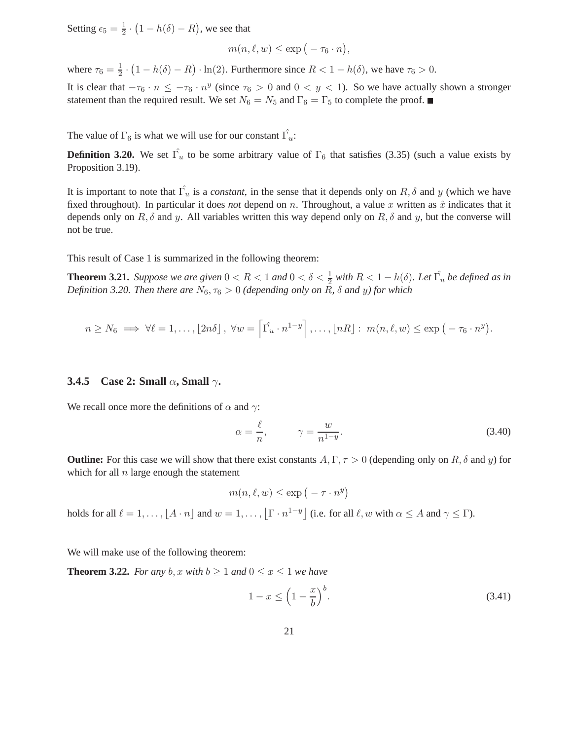Setting $\epsilon_5 = \frac{1}{2} \cdot \big(1 - h(\delta) - R\big)$, we see that

$$m(n, \ell, w) \leq \exp\big(-\tau_6 \cdot n\big),$$

where $\tau_6 = \frac{1}{2} \cdot \big(1 - h(\delta) - R\big) \cdot \ln(2)$. Furthermore since $R < 1 - h(\delta)$, we have $\tau_6 > 0$.

It is clear that $-\tau_6 \cdot n \leq -\tau_6 \cdot n^y$ (since $\tau_6 > 0$ and $0 < y < 1$). So we have actually shown a stronger statement than the required result. We set $N_6 = N_5$ and $\Gamma_6 = \Gamma_5$ to complete the proof. ■

The value of $\Gamma_6$ is what we will use for our constant $\hat{\Gamma_u}$:

**Definition 3.20.** We set $\hat{\Gamma_u}$ to be some arbitrary value of $\Gamma_6$ that satisfies (3.35) (such a value exists by Proposition 3.19).

It is important to note that $\hat{\Gamma_u}$ is a *constant*, in the sense that it depends only on $R, \delta$ and $y$ (which we have fixed throughout). In particular it does *not* depend on $n$. Throughout, a value $x$ written as $\hat{x}$ indicates that it depends only on $R, \delta$ and $y$. All variables written this way depend only on $R, \delta$ and $y$, but the converse will not be true.

This result of Case 1 is summarized in the following theorem:

**Theorem 3.21.** *Suppose we are given $0 < R < 1$ and $0 < \delta < \frac{1}{2}$ with $R < 1 - h(\delta)$. Let $\hat{\Gamma_u}$ be defined as in Definition 3.20. Then there are $N_6, \tau_6 > 0$ (depending only on $R$, $\delta$ and $y$) for which*

$$n \geq N_6 \implies \forall \ell = 1, \ldots, \lfloor 2n\delta \rfloor,\ \forall w = \left\lceil \hat{\Gamma_u} \cdot n^{1-y} \right\rceil, \ldots, \lfloor nR \rfloor :\ m(n, \ell, w) \leq \exp\big(-\tau_6 \cdot n^y\big).$$

### 3.4.5 Case 2: Small $\alpha$, Small $\gamma$.

We recall once more the definitions of $\alpha$ and $\gamma$:

$$\alpha = \frac{\ell}{n}, \qquad \gamma = \frac{w}{n^{1-y}}. \tag{3.40}$$

**Outline:** For this case we will show that there exist constants $A, \Gamma, \tau > 0$ (depending only on $R, \delta$ and $y$) for which for all $n$ large enough the statement

$$m(n, \ell, w) \leq \exp\big(-\tau \cdot n^y\big)$$

holds for all $\ell = 1, \ldots, \lfloor A \cdot n \rfloor$ and $w = 1, \ldots, \lfloor \Gamma \cdot n^{1-y} \rfloor$ (i.e. for all $\ell, w$ with $\alpha \leq A$ and $\gamma \leq \Gamma$).

We will make use of the following theorem:

**Theorem 3.22.** *For any $b, x$ with $b \geq 1$ and $0 \leq x \leq 1$ we have*

$$1 - x \leq \Big(1 - \frac{x}{b}\Big)^b. \tag{3.41}$$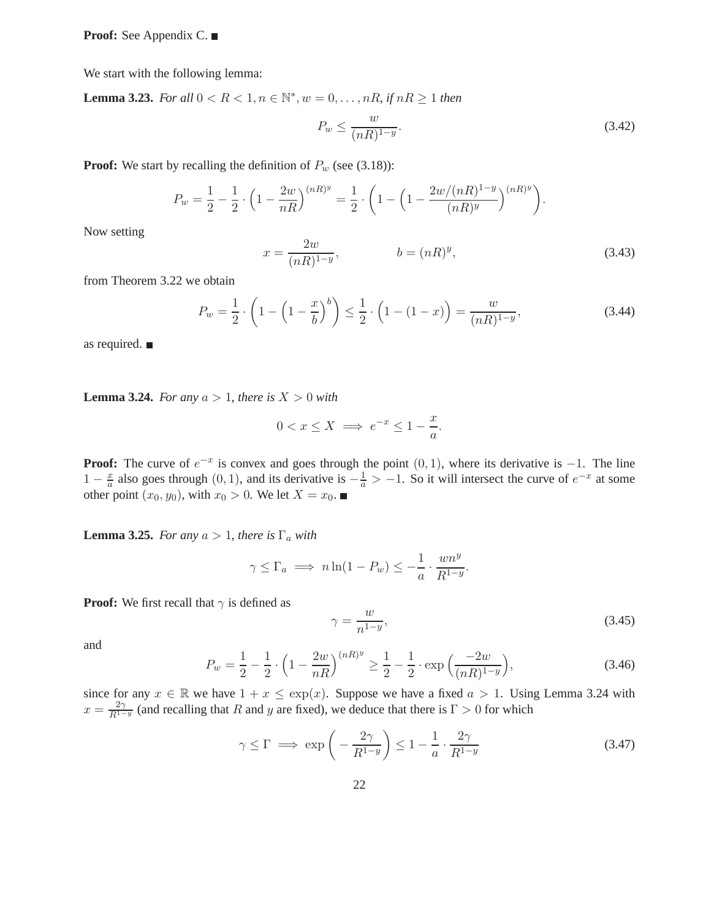**Proof:** See Appendix C. ■

We start with the following lemma:

**Lemma 3.23.** *For all $0 < R < 1, n \in \mathbb{N}^*, w = 0, \ldots, nR$, if $nR \geq 1$ then*

$$P_w \leq \frac{w}{(nR)^{1-y}}. \tag{3.42}$$

**Proof:** We start by recalling the definition of $P_w$ (see (3.18)):

$$P_w = \frac{1}{2} - \frac{1}{2} \cdot \Big(1 - \frac{2w}{nR}\Big)^{(nR)^y} = \frac{1}{2} \cdot \left(1 - \Big(1 - \frac{2w/(nR)^{1-y}}{(nR)^y}\Big)^{(nR)^y}\right).$$

Now setting

$$x = \frac{2w}{(nR)^{1-y}}, \qquad\qquad b = (nR)^y, \tag{3.43}$$

from Theorem 3.22 we obtain

$$P_w = \frac{1}{2} \cdot \left(1 - \Big(1 - \frac{x}{b}\Big)^b\right) \leq \frac{1}{2} \cdot \Big(1 - (1 - x)\Big) = \frac{w}{(nR)^{1-y}}, \tag{3.44}$$

as required. ■

**Lemma 3.24.** *For any $a > 1$, there is $X > 0$ with*

$$0 < x \leq X \implies e^{-x} \leq 1 - \frac{x}{a}.$$

**Proof:** The curve of $e^{-x}$ is convex and goes through the point $(0, 1)$, where its derivative is $-1$. The line $1 - \frac{x}{a}$ also goes through $(0, 1)$, and its derivative is $-\frac{1}{a} > -1$. So it will intersect the curve of $e^{-x}$ at some other point $(x_0, y_0)$, with $x_0 > 0$. We let $X = x_0$. ■

**Lemma 3.25.** *For any $a > 1$, there is $\Gamma_a$ with*

$$\gamma \leq \Gamma_a \implies n \ln(1 - P_w) \leq -\frac{1}{a} \cdot \frac{wn^y}{R^{1-y}}.$$

**Proof:** We first recall that $\gamma$ is defined as

$$\gamma = \frac{w}{n^{1-y}}, \tag{3.45}$$

and

$$P_w = \frac{1}{2} - \frac{1}{2} \cdot \Big(1 - \frac{2w}{nR}\Big)^{(nR)^y} \geq \frac{1}{2} - \frac{1}{2} \cdot \exp\Big(\frac{-2w}{(nR)^{1-y}}\Big), \tag{3.46}$$

since for any $x \in \mathbb{R}$ we have $1 + x \leq \exp(x)$. Suppose we have a fixed $a > 1$. Using Lemma 3.24 with $x = \frac{2\gamma}{R^{1-y}}$ (and recalling that $R$ and $y$ are fixed), we deduce that there is $\Gamma > 0$ for which

$$\gamma \leq \Gamma \implies \exp\left(-\frac{2\gamma}{R^{1-y}}\right) \leq 1 - \frac{1}{a} \cdot \frac{2\gamma}{R^{1-y}} \tag{3.47}$$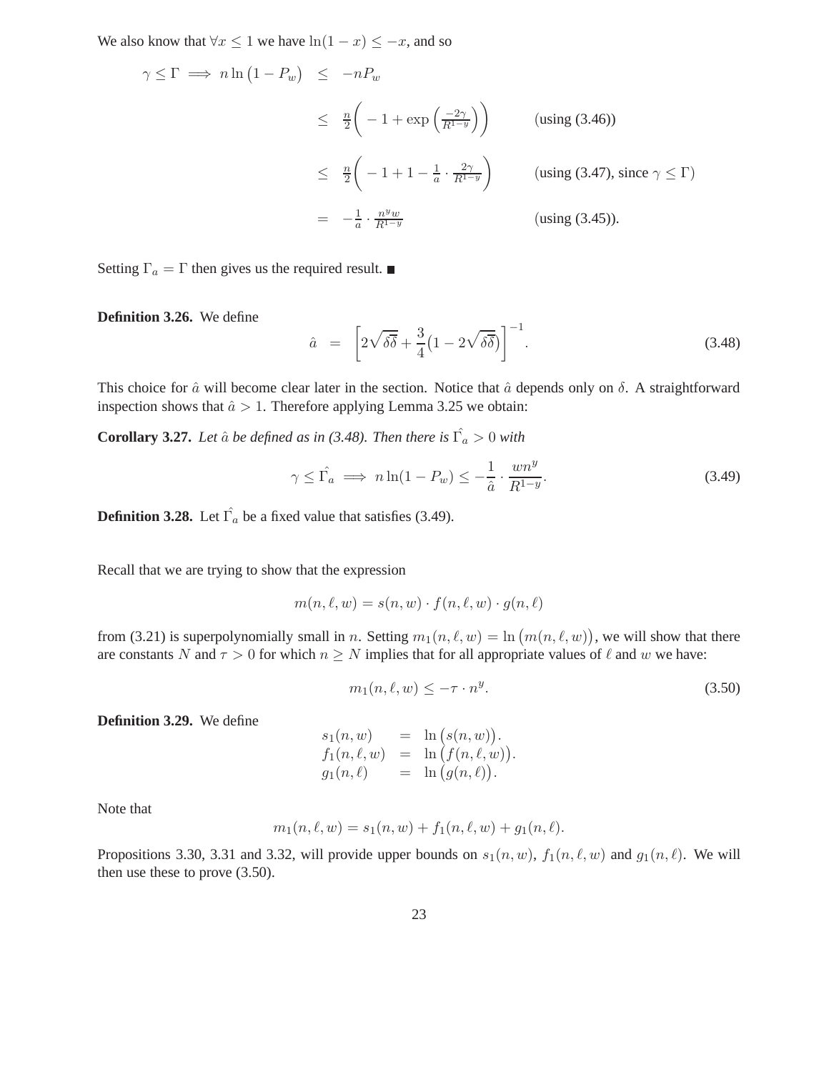We also know that $\forall x \leq 1$ we have $\ln(1-x) \leq -x$, and so

$$
\begin{aligned}
\gamma \leq \Gamma \implies n\ln\big(1-P_w\big) &\leq -nP_w \\
&\leq \tfrac{n}{2}\bigg(-1+\exp\Big(\tfrac{-2\gamma}{R^{1-y}}\Big)\bigg) && \text{(using (3.46))} \\
&\leq \tfrac{n}{2}\bigg(-1+1-\tfrac{1}{a}\cdot\tfrac{2\gamma}{R^{1-y}}\bigg) && \text{(using (3.47), since } \gamma \leq \Gamma\text{)} \\
&= -\tfrac{1}{a}\cdot\tfrac{n^y w}{R^{1-y}} && \text{(using (3.45)).}
\end{aligned}
$$

Setting $\Gamma_a = \Gamma$ then gives us the required result. ■

**Definition 3.26.** We define

$$\hat{a} \;=\; \left[2\sqrt{\delta\overline{\delta}} + \frac{3}{4}\big(1-2\sqrt{\delta\overline{\delta}}\big)\right]^{-1}. \tag{3.48}$$

This choice for $\hat{a}$ will become clear later in the section. Notice that $\hat{a}$ depends only on $\delta$. A straightforward inspection shows that $\hat{a} > 1$. Therefore applying Lemma 3.25 we obtain:

**Corollary 3.27.** *Let $\hat{a}$ be defined as in (3.48). Then there is $\hat{\Gamma_a} > 0$ with*

$$\gamma \leq \hat{\Gamma_a} \implies n\ln(1-P_w) \leq -\frac{1}{\hat{a}}\cdot\frac{wn^y}{R^{1-y}}. \tag{3.49}$$

**Definition 3.28.** Let $\hat{\Gamma_a}$ be a fixed value that satisfies (3.49).

Recall that we are trying to show that the expression

$$m(n,\ell,w) = s(n,w)\cdot f(n,\ell,w)\cdot g(n,\ell)$$

from (3.21) is superpolynomially small in $n$. Setting $m_1(n,\ell,w) = \ln\big(m(n,\ell,w)\big)$, we will show that there are constants $N$ and $\tau > 0$ for which $n \geq N$ implies that for all appropriate values of $\ell$ and $w$ we have:

$$m_1(n,\ell,w) \leq -\tau\cdot n^y. \tag{3.50}$$

**Definition 3.29.** We define

$$
\begin{aligned}
s_1(n,w) &= \ln\big(s(n,w)\big). \\
f_1(n,\ell,w) &= \ln\big(f(n,\ell,w)\big). \\
g_1(n,\ell) &= \ln\big(g(n,\ell)\big).
\end{aligned}
$$

Note that

$$m_1(n,\ell,w) = s_1(n,w) + f_1(n,\ell,w) + g_1(n,\ell).$$

Propositions 3.30, 3.31 and 3.32, will provide upper bounds on $s_1(n,w)$, $f_1(n,\ell,w)$ and $g_1(n,\ell)$. We will then use these to prove (3.50).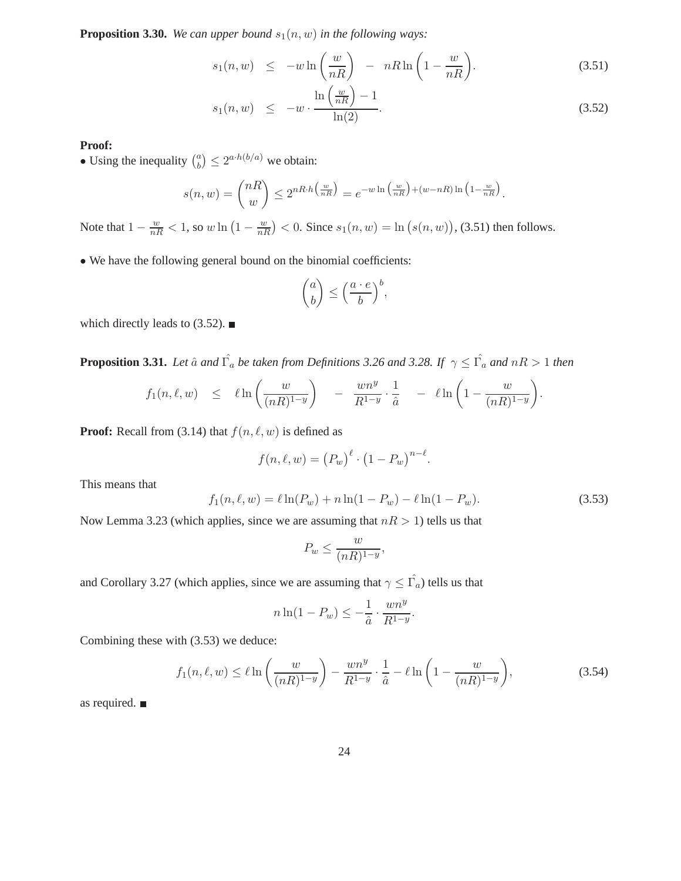**Proposition 3.30.** *We can upper bound $s_1(n, w)$ in the following ways:*

$$s_1(n,w) \leq -w \ln\left(\frac{w}{nR}\right) - nR\ln\left(1 - \frac{w}{nR}\right). \tag{3.51}$$

$$s_1(n,w) \leq -w \cdot \frac{\ln\left(\frac{w}{nR}\right) - 1}{\ln(2)}. \tag{3.52}$$

**Proof:**

• Using the inequality $\binom{a}{b} \leq 2^{a \cdot h(b/a)}$ we obtain:

$$s(n,w) = \binom{nR}{w} \leq 2^{nR \cdot h\left(\frac{w}{nR}\right)} = e^{-w\ln\left(\frac{w}{nR}\right) + (w - nR)\ln\left(1 - \frac{w}{nR}\right)}.$$

Note that $1 - \frac{w}{nR} < 1$, so $w \ln\left(1 - \frac{w}{nR}\right) < 0$. Since $s_1(n,w) = \ln\big(s(n,w)\big)$, (3.51) then follows.

• We have the following general bound on the binomial coefficients:

$$\binom{a}{b} \leq \left(\frac{a \cdot e}{b}\right)^b,$$

which directly leads to (3.52). ■

**Proposition 3.31.** *Let $\hat{a}$ and $\hat{\Gamma_a}$ be taken from Definitions 3.26 and 3.28. If $\gamma \leq \hat{\Gamma_a}$ and $nR > 1$ then*

$$f_1(n,\ell,w) \leq \ell \ln\left(\frac{w}{(nR)^{1-y}}\right) - \frac{wn^y}{R^{1-y}} \cdot \frac{1}{\hat{a}} - \ell\ln\left(1 - \frac{w}{(nR)^{1-y}}\right).$$

**Proof:** Recall from (3.14) that $f(n,\ell,w)$ is defined as

$$f(n,\ell,w) = \big(P_w\big)^\ell \cdot \big(1 - P_w\big)^{n-\ell}.$$

This means that

$$f_1(n,\ell,w) = \ell\ln(P_w) + n\ln(1 - P_w) - \ell\ln(1 - P_w). \tag{3.53}$$

Now Lemma 3.23 (which applies, since we are assuming that $nR > 1$) tells us that

$$P_w \leq \frac{w}{(nR)^{1-y}},$$

and Corollary 3.27 (which applies, since we are assuming that $\gamma \leq \hat{\Gamma_a}$) tells us that

$$n\ln(1 - P_w) \leq -\frac{1}{\hat{a}} \cdot \frac{wn^y}{R^{1-y}}.$$

Combining these with (3.53) we deduce:

$$f_1(n,\ell,w) \leq \ell\ln\left(\frac{w}{(nR)^{1-y}}\right) - \frac{wn^y}{R^{1-y}} \cdot \frac{1}{\hat{a}} - \ell\ln\left(1 - \frac{w}{(nR)^{1-y}}\right), \tag{3.54}$$

as required. ■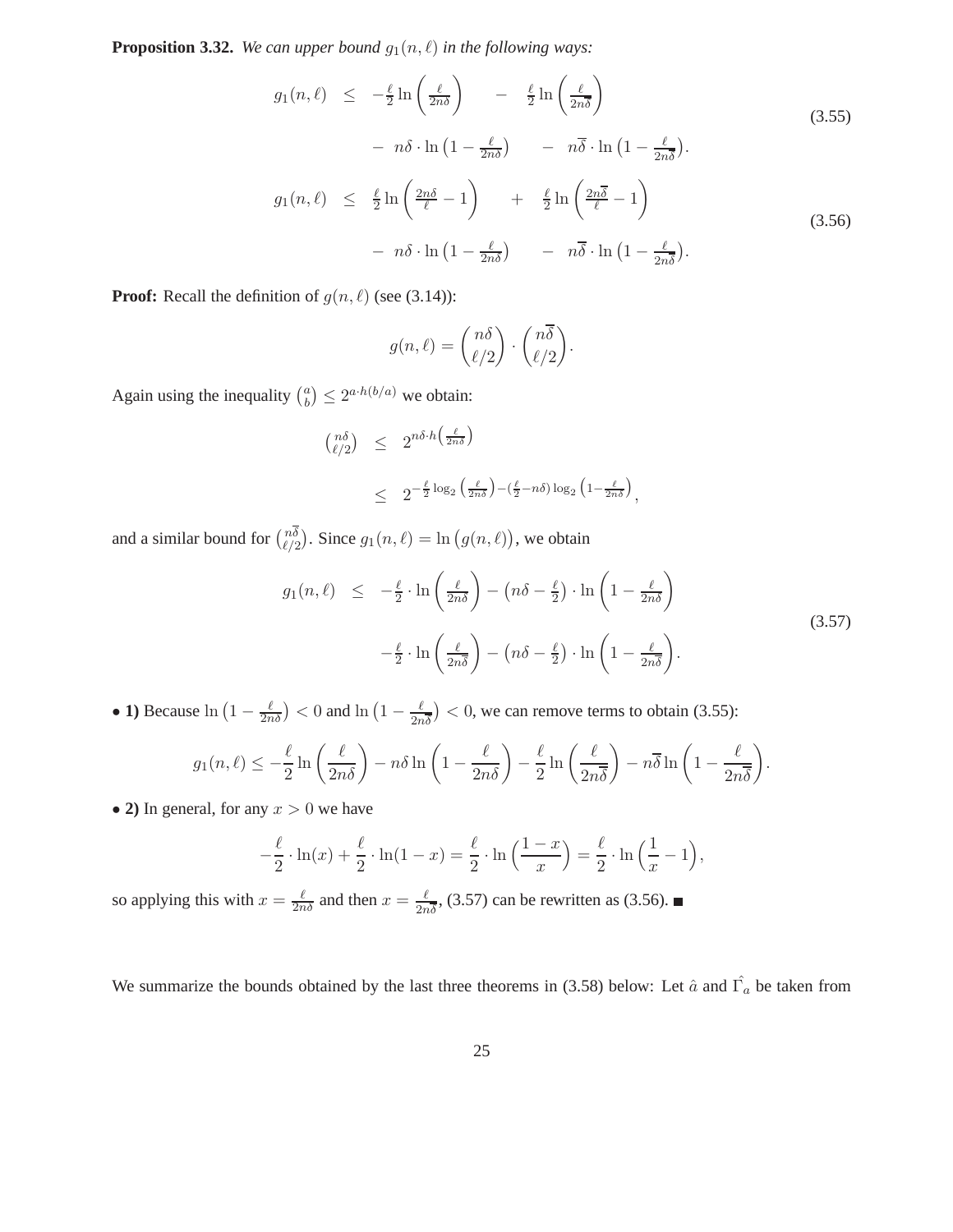**Proposition 3.32.** *We can upper bound $g_1(n,\ell)$ in the following ways:*

$$
\begin{aligned}
g_1(n,\ell) \quad &\leq \quad -\tfrac{\ell}{2}\ln\left(\tfrac{\ell}{2n\delta}\right) \qquad - \quad \tfrac{\ell}{2}\ln\left(\tfrac{\ell}{2n\overline{\delta}}\right) \\
&\quad - \; n\delta \cdot \ln\left(1-\tfrac{\ell}{2n\delta}\right) \qquad - \quad n\overline{\delta}\cdot \ln\left(1-\tfrac{\ell}{2n\overline{\delta}}\right).
\end{aligned}
\tag{3.55}
$$

$$
\begin{aligned}
g_1(n,\ell) \quad &\leq \quad \tfrac{\ell}{2}\ln\left(\tfrac{2n\delta}{\ell}-1\right) \qquad + \quad \tfrac{\ell}{2}\ln\left(\tfrac{2n\overline{\delta}}{\ell}-1\right) \\
&\quad - \; n\delta \cdot \ln\left(1-\tfrac{\ell}{2n\delta}\right) \qquad - \quad n\overline{\delta}\cdot \ln\left(1-\tfrac{\ell}{2n\overline{\delta}}\right).
\end{aligned}
\tag{3.56}
$$

**Proof:** Recall the definition of $g(n,\ell)$ (see (3.14)):

$$g(n,\ell) = \binom{n\delta}{\ell/2}\cdot\binom{n\overline{\delta}}{\ell/2}.$$

Again using the inequality $\binom{a}{b} \leq 2^{a\cdot h(b/a)}$ we obtain:

$$
\begin{aligned}
\tbinom{n\delta}{\ell/2} \quad &\leq \quad 2^{n\delta\cdot h\left(\frac{\ell}{2n\delta}\right)} \\
&\leq \quad 2^{-\frac{\ell}{2}\log_2\left(\frac{\ell}{2n\delta}\right)-(\frac{\ell}{2}-n\delta)\log_2\left(1-\frac{\ell}{2n\delta}\right)},
\end{aligned}
$$

and a similar bound for $\binom{n\overline{\delta}}{\ell/2}$. Since $g_1(n,\ell) = \ln\big(g(n,\ell)\big)$, we obtain

$$
\begin{aligned}
g_1(n,\ell) \quad \leq \quad & -\tfrac{\ell}{2}\cdot\ln\left(\tfrac{\ell}{2n\delta}\right) - \left(n\delta - \tfrac{\ell}{2}\right)\cdot\ln\left(1-\tfrac{\ell}{2n\delta}\right) \\
& -\tfrac{\ell}{2}\cdot\ln\left(\tfrac{\ell}{2n\overline{\delta}}\right) - \left(n\delta - \tfrac{\ell}{2}\right)\cdot\ln\left(1-\tfrac{\ell}{2n\overline{\delta}}\right).
\end{aligned}
\tag{3.57}
$$

• **1)** Because $\ln\left(1-\frac{\ell}{2n\delta}\right) < 0$ and $\ln\left(1-\frac{\ell}{2n\overline{\delta}}\right) < 0$, we can remove terms to obtain (3.55):

$$g_1(n,\ell) \leq -\frac{\ell}{2}\ln\left(\frac{\ell}{2n\delta}\right) - n\delta\ln\left(1-\frac{\ell}{2n\delta}\right) - \frac{\ell}{2}\ln\left(\frac{\ell}{2n\overline{\delta}}\right) - n\overline{\delta}\ln\left(1-\frac{\ell}{2n\overline{\delta}}\right).$$

• **2)** In general, for any $x > 0$ we have

$$-\frac{\ell}{2}\cdot\ln(x) + \frac{\ell}{2}\cdot\ln(1-x) = \frac{\ell}{2}\cdot\ln\left(\frac{1-x}{x}\right) = \frac{\ell}{2}\cdot\ln\left(\frac{1}{x}-1\right),$$

so applying this with $x = \frac{\ell}{2n\delta}$ and then $x = \frac{\ell}{2n\overline{\delta}}$, (3.57) can be rewritten as (3.56). ■

We summarize the bounds obtained by the last three theorems in (3.58) below: Let $\hat{a}$ and $\hat{\Gamma_a}$ be taken from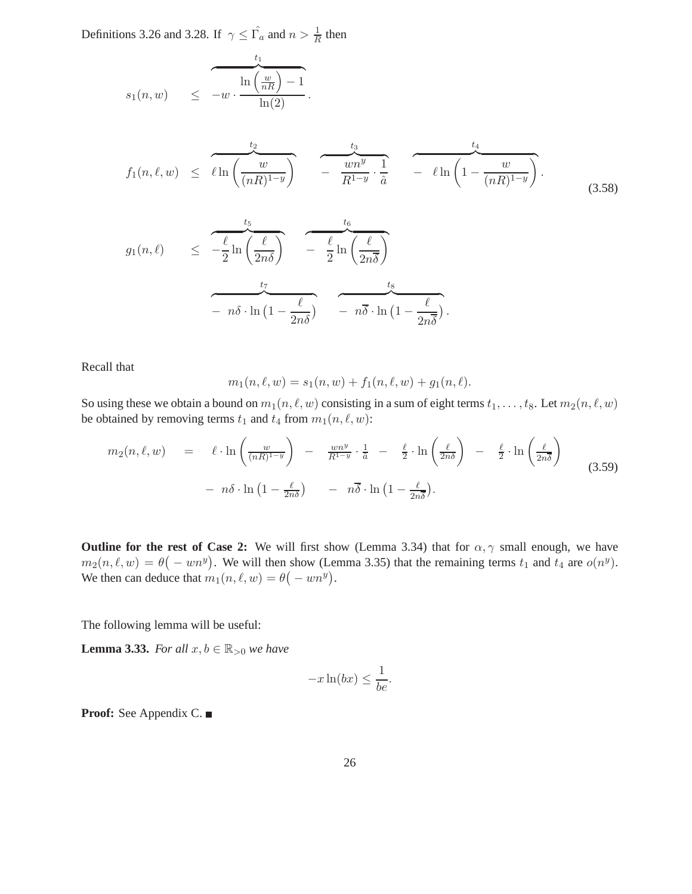Definitions 3.26 and 3.28. If $\gamma \leq \hat{\Gamma_a}$ and $n > \frac{1}{R}$ then

$$s_1(n,w) \quad \leq \quad \overbrace{-w \cdot \frac{\ln\left(\frac{w}{nR}\right) - 1}{\ln(2)}}^{t_1}.$$

$$f_1(n,\ell,w) \quad \leq \quad \overbrace{\ell \ln\left(\frac{w}{(nR)^{1-y}}\right)}^{t_2} \quad \overbrace{- \quad \frac{wn^y}{R^{1-y}} \cdot \frac{1}{\hat{a}}}^{t_3} \quad \overbrace{- \quad \ell \ln\left(1 - \frac{w}{(nR)^{1-y}}\right)}^{t_4}. \tag{3.58}$$

$$g_1(n,\ell) \quad \leq \quad \overbrace{-\frac{\ell}{2}\ln\left(\frac{\ell}{2n\delta}\right)}^{t_5} \quad \overbrace{- \quad \frac{\ell}{2}\ln\left(\frac{\ell}{2n\overline{\delta}}\right)}^{t_6}$$
$$\overbrace{- \quad n\delta \cdot \ln\left(1 - \frac{\ell}{2n\delta}\right)}^{t_7} \quad \overbrace{- \quad n\overline{\delta} \cdot \ln\left(1 - \frac{\ell}{2n\overline{\delta}}\right)}^{t_8}.$$

Recall that

$$m_1(n,\ell,w) = s_1(n,w) + f_1(n,\ell,w) + g_1(n,\ell).$$

So using these we obtain a bound on $m_1(n,\ell,w)$ consisting in a sum of eight terms $t_1,\ldots,t_8$. Let $m_2(n,\ell,w)$ be obtained by removing terms $t_1$ and $t_4$ from $m_1(n,\ell,w)$:

$$m_2(n,\ell,w) \quad = \quad \ell \cdot \ln\left(\tfrac{w}{(nR)^{1-y}}\right) \quad - \quad \tfrac{wn^y}{R^{1-y}} \cdot \tfrac{1}{\hat{a}} \quad - \quad \tfrac{\ell}{2} \cdot \ln\left(\tfrac{\ell}{2n\delta}\right) \quad - \quad \tfrac{\ell}{2} \cdot \ln\left(\tfrac{\ell}{2n\overline{\delta}}\right)$$
$$- \quad n\delta \cdot \ln\left(1 - \tfrac{\ell}{2n\delta}\right) \quad - \quad n\overline{\delta} \cdot \ln\left(1 - \tfrac{\ell}{2n\overline{\delta}}\right). \tag{3.59}$$

**Outline for the rest of Case 2:** We will first show (Lemma 3.34) that for $\alpha, \gamma$ small enough, we have $m_2(n,\ell,w) = \theta\big(-wn^y\big)$. We will then show (Lemma 3.35) that the remaining terms $t_1$ and $t_4$ are $o(n^y)$. We then can deduce that $m_1(n,\ell,w) = \theta\big(-wn^y\big)$.

The following lemma will be useful:

**Lemma 3.33.** *For all $x, b \in \mathbb{R}_{>0}$ we have*

$$-x\ln(bx) \leq \frac{1}{be}.$$

**Proof:** See Appendix C. ■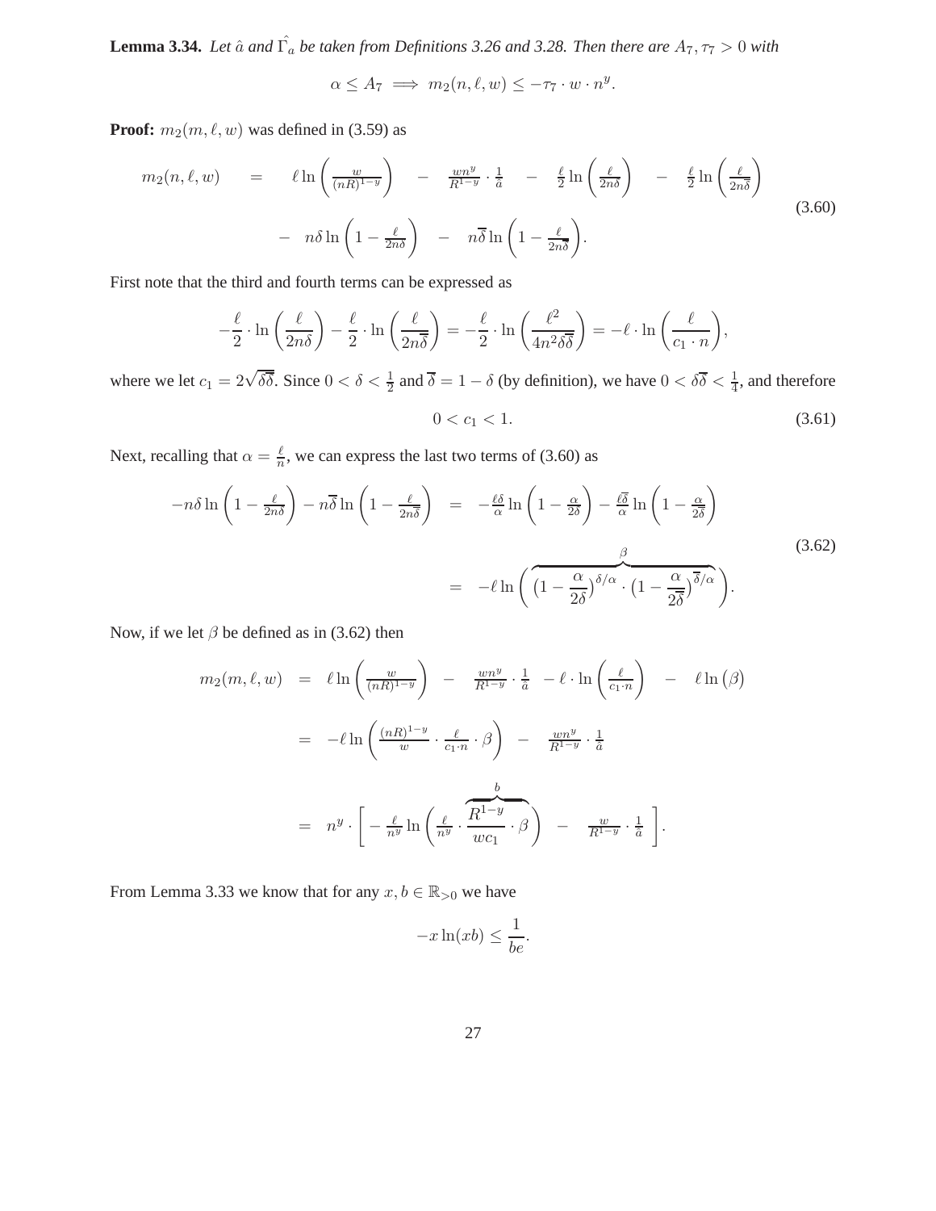**Lemma 3.34.** *Let $\hat{a}$ and $\hat{\Gamma}_a$ be taken from Definitions 3.26 and 3.28. Then there are $A_7, \tau_7 > 0$ with*

$$\alpha \le A_7 \implies m_2(n, \ell, w) \le -\tau_7 \cdot w \cdot n^y.$$

**Proof:** $m_2(m, \ell, w)$ was defined in (3.59) as

$$\begin{aligned} m_2(n,\ell,w) \quad &= \quad \ell \ln\left(\tfrac{w}{(nR)^{1-y}}\right) \quad - \quad \tfrac{wn^y}{R^{1-y}} \cdot \tfrac{1}{\hat{a}} \quad - \quad \tfrac{\ell}{2}\ln\left(\tfrac{\ell}{2n\delta}\right) \quad - \quad \tfrac{\ell}{2}\ln\left(\tfrac{\ell}{2n\overline{\delta}}\right) \\ &\quad - \quad n\delta \ln\left(1 - \tfrac{\ell}{2n\delta}\right) \quad - \quad n\overline{\delta}\ln\left(1 - \tfrac{\ell}{2n\overline{\delta}}\right). \end{aligned} \tag{3.60}$$

First note that the third and fourth terms can be expressed as

$$-\frac{\ell}{2} \cdot \ln\left(\frac{\ell}{2n\delta}\right) - \frac{\ell}{2} \cdot \ln\left(\frac{\ell}{2n\overline{\delta}}\right) = -\frac{\ell}{2} \cdot \ln\left(\frac{\ell^2}{4n^2\delta\overline{\delta}}\right) = -\ell \cdot \ln\left(\frac{\ell}{c_1 \cdot n}\right),$$

where we let $c_1 = 2\sqrt{\delta\overline{\delta}}$. Since $0 < \delta < \frac{1}{2}$ and $\overline{\delta} = 1 - \delta$ (by definition), we have $0 < \delta\overline{\delta} < \frac{1}{4}$, and therefore

$$0 < c_1 < 1. \tag{3.61}$$

Next, recalling that $\alpha = \frac{\ell}{n}$, we can express the last two terms of (3.60) as

$$\begin{aligned} -n\delta \ln\left(1 - \tfrac{\ell}{2n\delta}\right) - n\overline{\delta}\ln\left(1 - \tfrac{\ell}{2n\overline{\delta}}\right) \quad &= \quad -\tfrac{\ell\delta}{\alpha}\ln\left(1 - \tfrac{\alpha}{2\delta}\right) - \tfrac{\ell\overline{\delta}}{\alpha}\ln\left(1 - \tfrac{\alpha}{2\overline{\delta}}\right) \\ &= \quad -\ell \ln\Bigg(\overbrace{\big(1 - \frac{\alpha}{2\delta}\big)^{\delta/\alpha} \cdot \big(1 - \frac{\alpha}{2\overline{\delta}}\big)^{\overline{\delta}/\alpha}}^{\beta}\Bigg). \end{aligned} \tag{3.62}$$

Now, if we let $\beta$ be defined as in (3.62) then

$$\begin{aligned} m_2(m,\ell,w) \quad &= \quad \ell \ln\left(\tfrac{w}{(nR)^{1-y}}\right) \quad - \quad \tfrac{wn^y}{R^{1-y}} \cdot \tfrac{1}{\hat{a}} \quad - \ell \cdot \ln\left(\tfrac{\ell}{c_1 \cdot n}\right) \quad - \quad \ell \ln\big(\beta\big) \\ &= \quad -\ell \ln\left(\tfrac{(nR)^{1-y}}{w} \cdot \tfrac{\ell}{c_1 \cdot n} \cdot \beta\right) \quad - \quad \tfrac{wn^y}{R^{1-y}} \cdot \tfrac{1}{\hat{a}} \\ &= \quad n^y \cdot \Bigg[ -\tfrac{\ell}{n^y}\ln\Bigg(\tfrac{\ell}{n^y} \cdot \overbrace{\frac{R^{1-y}}{wc_1} \cdot \beta}^{b}\Bigg) \quad - \quad \tfrac{w}{R^{1-y}} \cdot \tfrac{1}{\hat{a}} \Bigg]. \end{aligned}$$

From Lemma 3.33 we know that for any $x, b \in \mathbb{R}_{>0}$ we have

$$-x\ln(xb) \le \frac{1}{be}.$$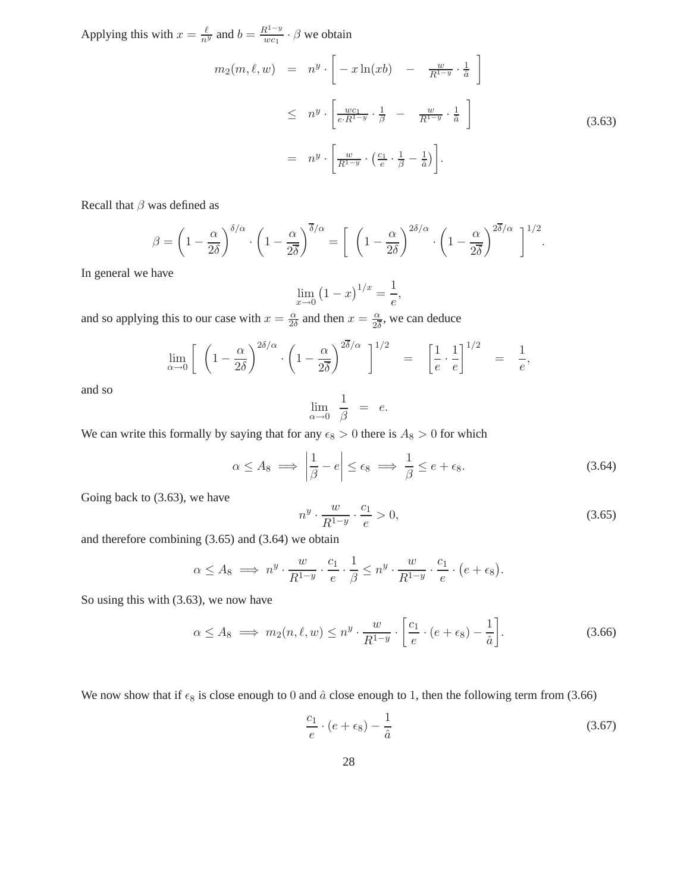Applying this with $x = \frac{\ell}{n^y}$ and $b = \frac{R^{1-y}}{wc_1} \cdot \beta$ we obtain

$$
\begin{aligned}
m_2(m, \ell, w) &= n^y \cdot \left[ -x \ln(xb) \quad - \quad \tfrac{w}{R^{1-y}} \cdot \tfrac{1}{\hat{a}} \right] \\
&\leq n^y \cdot \left[ \tfrac{wc_1}{e \cdot R^{1-y}} \cdot \tfrac{1}{\beta} \quad - \quad \tfrac{w}{R^{1-y}} \cdot \tfrac{1}{\hat{a}} \right] \\
&= n^y \cdot \left[ \tfrac{w}{R^{1-y}} \cdot \left( \tfrac{c_1}{e} \cdot \tfrac{1}{\beta} - \tfrac{1}{\hat{a}} \right) \right].
\end{aligned} \tag{3.63}
$$

Recall that $\beta$ was defined as

$$
\beta = \left(1 - \frac{\alpha}{2\delta}\right)^{\delta/\alpha} \cdot \left(1 - \frac{\alpha}{2\overline{\delta}}\right)^{\overline{\delta}/\alpha} = \left[ \ \left(1 - \frac{\alpha}{2\delta}\right)^{2\delta/\alpha} \cdot \left(1 - \frac{\alpha}{2\overline{\delta}}\right)^{2\overline{\delta}/\alpha} \ \right]^{1/2}.
$$

In general we have

$$
\lim_{x \to 0} \left(1 - x\right)^{1/x} = \frac{1}{e},
$$

and so applying this to our case with $x = \frac{\alpha}{2\delta}$ and then $x = \frac{\alpha}{2\overline{\delta}}$, we can deduce

$$
\lim_{\alpha \to 0} \left[ \ \left(1 - \frac{\alpha}{2\delta}\right)^{2\delta/\alpha} \cdot \left(1 - \frac{\alpha}{2\overline{\delta}}\right)^{2\overline{\delta}/\alpha} \ \right]^{1/2} \quad = \quad \left[\frac{1}{e} \cdot \frac{1}{e}\right]^{1/2} \quad = \quad \frac{1}{e},
$$

and so

$$
\lim_{\alpha \to 0} \ \frac{1}{\beta} \ = \ e.
$$

We can write this formally by saying that for any $\epsilon_8 > 0$ there is $A_8 > 0$ for which

$$
\alpha \leq A_8 \implies \left| \frac{1}{\beta} - e \right| \leq \epsilon_8 \implies \frac{1}{\beta} \leq e + \epsilon_8. \tag{3.64}
$$

Going back to (3.63), we have

$$
n^y \cdot \frac{w}{R^{1-y}} \cdot \frac{c_1}{e} > 0, \tag{3.65}
$$

and therefore combining (3.65) and (3.64) we obtain

$$
\alpha \leq A_8 \implies n^y \cdot \frac{w}{R^{1-y}} \cdot \frac{c_1}{e} \cdot \frac{1}{\beta} \leq n^y \cdot \frac{w}{R^{1-y}} \cdot \frac{c_1}{e} \cdot \left(e + \epsilon_8\right).
$$

So using this with (3.63), we now have

$$
\alpha \leq A_8 \implies m_2(n, \ell, w) \leq n^y \cdot \frac{w}{R^{1-y}} \cdot \left[ \frac{c_1}{e} \cdot (e + \epsilon_8) - \frac{1}{\hat{a}} \right]. \tag{3.66}
$$

We now show that if $\epsilon_8$ is close enough to 0 and $\hat{a}$ close enough to 1, then the following term from (3.66)

$$
\frac{c_1}{e} \cdot (e + \epsilon_8) - \frac{1}{\hat{a}} \tag{3.67}
$$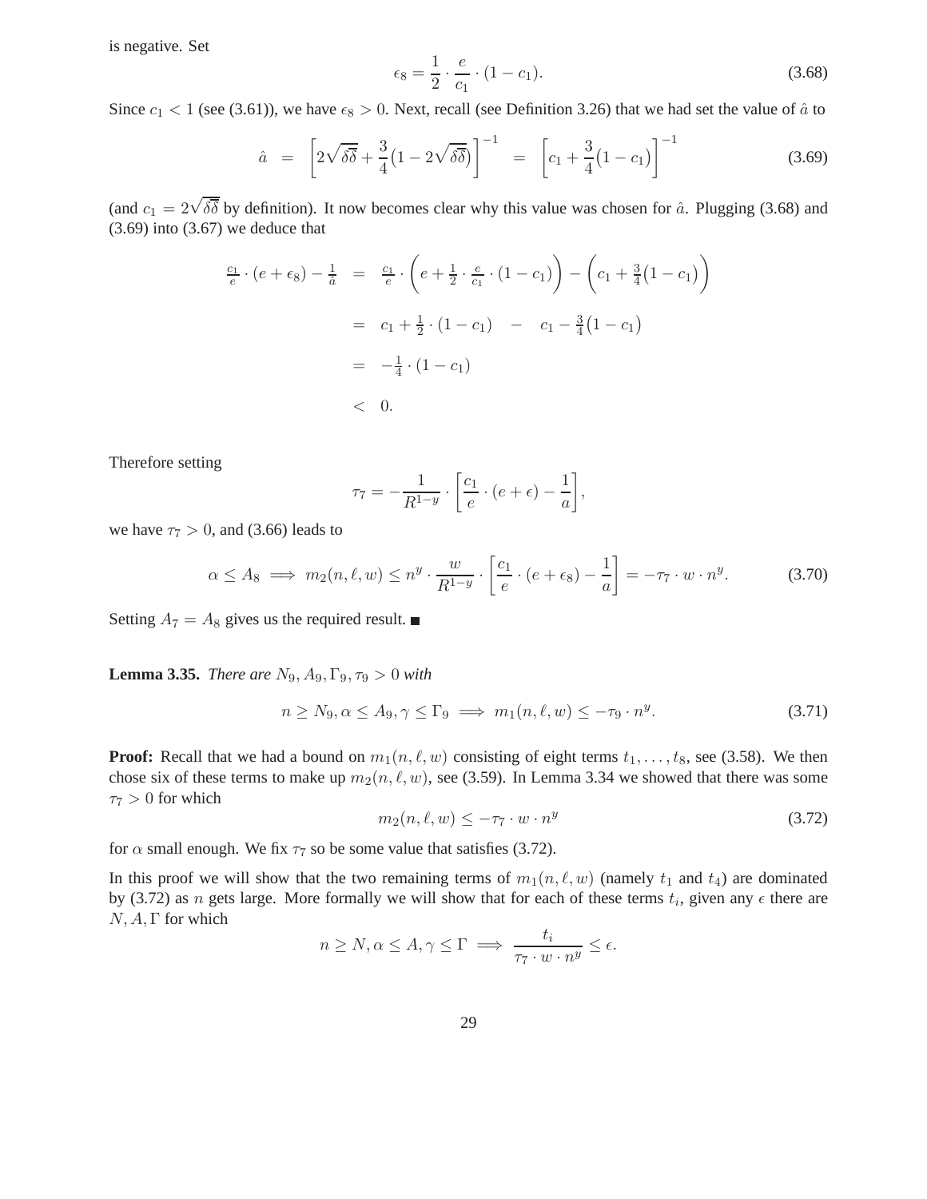is negative. Set

$$\epsilon_8 = \frac{1}{2} \cdot \frac{e}{c_1} \cdot (1 - c_1). \tag{3.68}$$

Since $c_1 < 1$ (see (3.61)), we have $\epsilon_8 > 0$. Next, recall (see Definition 3.26) that we had set the value of $\hat{a}$ to

$$\hat{a} \;=\; \left[2\sqrt{\delta\bar{\delta}} + \frac{3}{4}\big(1 - 2\sqrt{\delta\bar{\delta}}\big)\right]^{-1} \;=\; \left[c_1 + \frac{3}{4}\big(1 - c_1\big)\right]^{-1} \tag{3.69}$$

(and $c_1 = 2\sqrt{\delta\bar{\delta}}$ by definition). It now becomes clear why this value was chosen for $\hat{a}$. Plugging (3.68) and (3.69) into (3.67) we deduce that

$$\begin{aligned}
\tfrac{c_1}{e} \cdot (e + \epsilon_8) - \tfrac{1}{\hat{a}} \;&=\; \tfrac{c_1}{e} \cdot \left(e + \tfrac{1}{2} \cdot \tfrac{e}{c_1} \cdot (1 - c_1)\right) - \left(c_1 + \tfrac{3}{4}\big(1 - c_1\big)\right) \\
&=\; c_1 + \tfrac{1}{2} \cdot (1 - c_1) \quad - \quad c_1 - \tfrac{3}{4}\big(1 - c_1\big) \\
&=\; -\tfrac{1}{4} \cdot (1 - c_1) \\
&<\; 0.
\end{aligned}$$

Therefore setting

$$\tau_7 = -\frac{1}{R^{1-y}} \cdot \left[\frac{c_1}{e} \cdot (e + \epsilon) - \frac{1}{a}\right],$$

we have $\tau_7 > 0$, and (3.66) leads to

$$\alpha \leq A_8 \implies m_2(n, \ell, w) \leq n^y \cdot \frac{w}{R^{1-y}} \cdot \left[\frac{c_1}{e} \cdot (e + \epsilon_8) - \frac{1}{a}\right] = -\tau_7 \cdot w \cdot n^y. \tag{3.70}$$

Setting $A_7 = A_8$ gives us the required result. ■

**Lemma 3.35.** *There are $N_9, A_9, \Gamma_9, \tau_9 > 0$ with*

$$n \geq N_9, \alpha \leq A_9, \gamma \leq \Gamma_9 \implies m_1(n, \ell, w) \leq -\tau_9 \cdot n^y. \tag{3.71}$$

**Proof:** Recall that we had a bound on $m_1(n, \ell, w)$ consisting of eight terms $t_1, \ldots, t_8$, see (3.58). We then chose six of these terms to make up $m_2(n, \ell, w)$, see (3.59). In Lemma 3.34 we showed that there was some $\tau_7 > 0$ for which

$$m_2(n, \ell, w) \leq -\tau_7 \cdot w \cdot n^y \tag{3.72}$$

for $\alpha$ small enough. We fix $\tau_7$ so be some value that satisfies (3.72).

In this proof we will show that the two remaining terms of $m_1(n, \ell, w)$ (namely $t_1$ and $t_4$) are dominated by (3.72) as $n$ gets large. More formally we will show that for each of these terms $t_i$, given any $\epsilon$ there are $N, A, \Gamma$ for which

$$n \geq N, \alpha \leq A, \gamma \leq \Gamma \implies \frac{t_i}{\tau_7 \cdot w \cdot n^y} \leq \epsilon.$$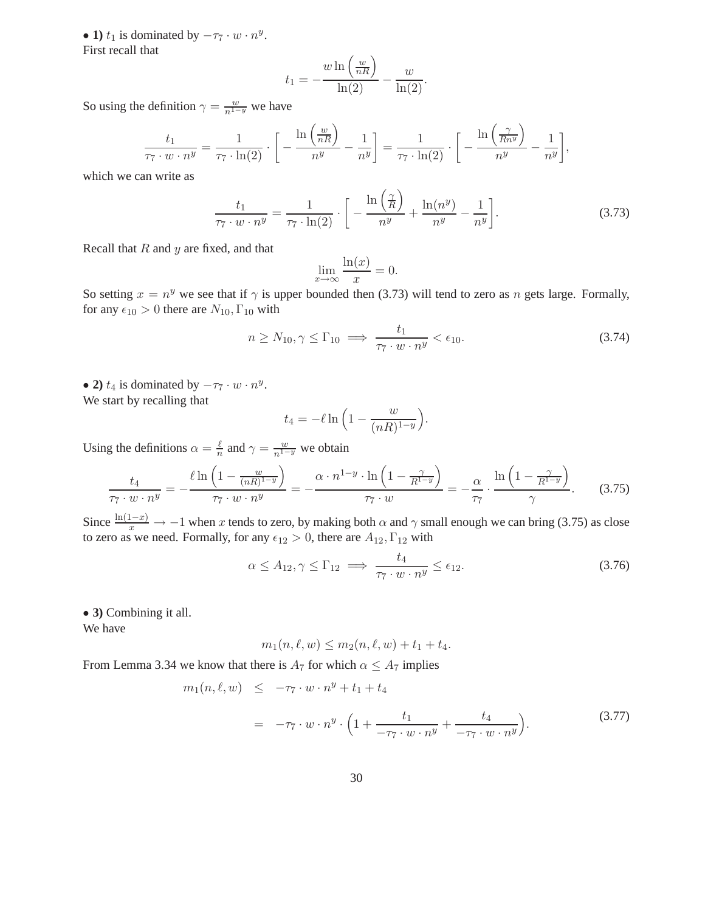• **1)** $t_1$ is dominated by $-\tau_7 \cdot w \cdot n^y$.
First recall that

$$t_1 = -\frac{w \ln\left(\frac{w}{nR}\right)}{\ln(2)} - \frac{w}{\ln(2)}.$$

So using the definition $\gamma = \frac{w}{n^{1-y}}$ we have

$$\frac{t_1}{\tau_7 \cdot w \cdot n^y} = \frac{1}{\tau_7 \cdot \ln(2)} \cdot \left[ -\frac{\ln\left(\frac{w}{nR}\right)}{n^y} - \frac{1}{n^y} \right] = \frac{1}{\tau_7 \cdot \ln(2)} \cdot \left[ -\frac{\ln\left(\frac{\gamma}{Rn^y}\right)}{n^y} - \frac{1}{n^y} \right],$$

which we can write as

$$\frac{t_1}{\tau_7 \cdot w \cdot n^y} = \frac{1}{\tau_7 \cdot \ln(2)} \cdot \left[ -\frac{\ln\left(\frac{\gamma}{R}\right)}{n^y} + \frac{\ln(n^y)}{n^y} - \frac{1}{n^y} \right]. \tag{3.73}$$

Recall that $R$ and $y$ are fixed, and that

$$\lim_{x \to \infty} \frac{\ln(x)}{x} = 0.$$

So setting $x = n^y$ we see that if $\gamma$ is upper bounded then (3.73) will tend to zero as $n$ gets large. Formally, for any $\epsilon_{10} > 0$ there are $N_{10}, \Gamma_{10}$ with

$$n \geq N_{10}, \gamma \leq \Gamma_{10} \implies \frac{t_1}{\tau_7 \cdot w \cdot n^y} < \epsilon_{10}. \tag{3.74}$$

• **2)** $t_4$ is dominated by $-\tau_7 \cdot w \cdot n^y$.
We start by recalling that

$$t_4 = -\ell \ln\Big(1 - \frac{w}{(nR)^{1-y}}\Big).$$

Using the definitions $\alpha = \frac{\ell}{n}$ and $\gamma = \frac{w}{n^{1-y}}$ we obtain

$$\frac{t_4}{\tau_7 \cdot w \cdot n^y} = -\frac{\ell \ln\Big(1 - \frac{w}{(nR)^{1-y}}\Big)}{\tau_7 \cdot w \cdot n^y} = -\frac{\alpha \cdot n^{1-y} \cdot \ln\Big(1 - \frac{\gamma}{R^{1-y}}\Big)}{\tau_7 \cdot w} = -\frac{\alpha}{\tau_7} \cdot \frac{\ln\Big(1 - \frac{\gamma}{R^{1-y}}\Big)}{\gamma}. \tag{3.75}$$

Since $\frac{\ln(1-x)}{x} \to -1$ when $x$ tends to zero, by making both $\alpha$ and $\gamma$ small enough we can bring (3.75) as close to zero as we need. Formally, for any $\epsilon_{12} > 0$, there are $A_{12}, \Gamma_{12}$ with

$$\alpha \leq A_{12}, \gamma \leq \Gamma_{12} \implies \frac{t_4}{\tau_7 \cdot w \cdot n^y} \leq \epsilon_{12}. \tag{3.76}$$

• **3)** Combining it all.
We have

$$m_1(n, \ell, w) \leq m_2(n, \ell, w) + t_1 + t_4.$$

From Lemma 3.34 we know that there is $A_7$ for which $\alpha \leq A_7$ implies

$$\begin{aligned} m_1(n, \ell, w) &\leq -\tau_7 \cdot w \cdot n^y + t_1 + t_4 \\ &= -\tau_7 \cdot w \cdot n^y \cdot \Big(1 + \frac{t_1}{-\tau_7 \cdot w \cdot n^y} + \frac{t_4}{-\tau_7 \cdot w \cdot n^y}\Big). \end{aligned} \tag{3.77}$$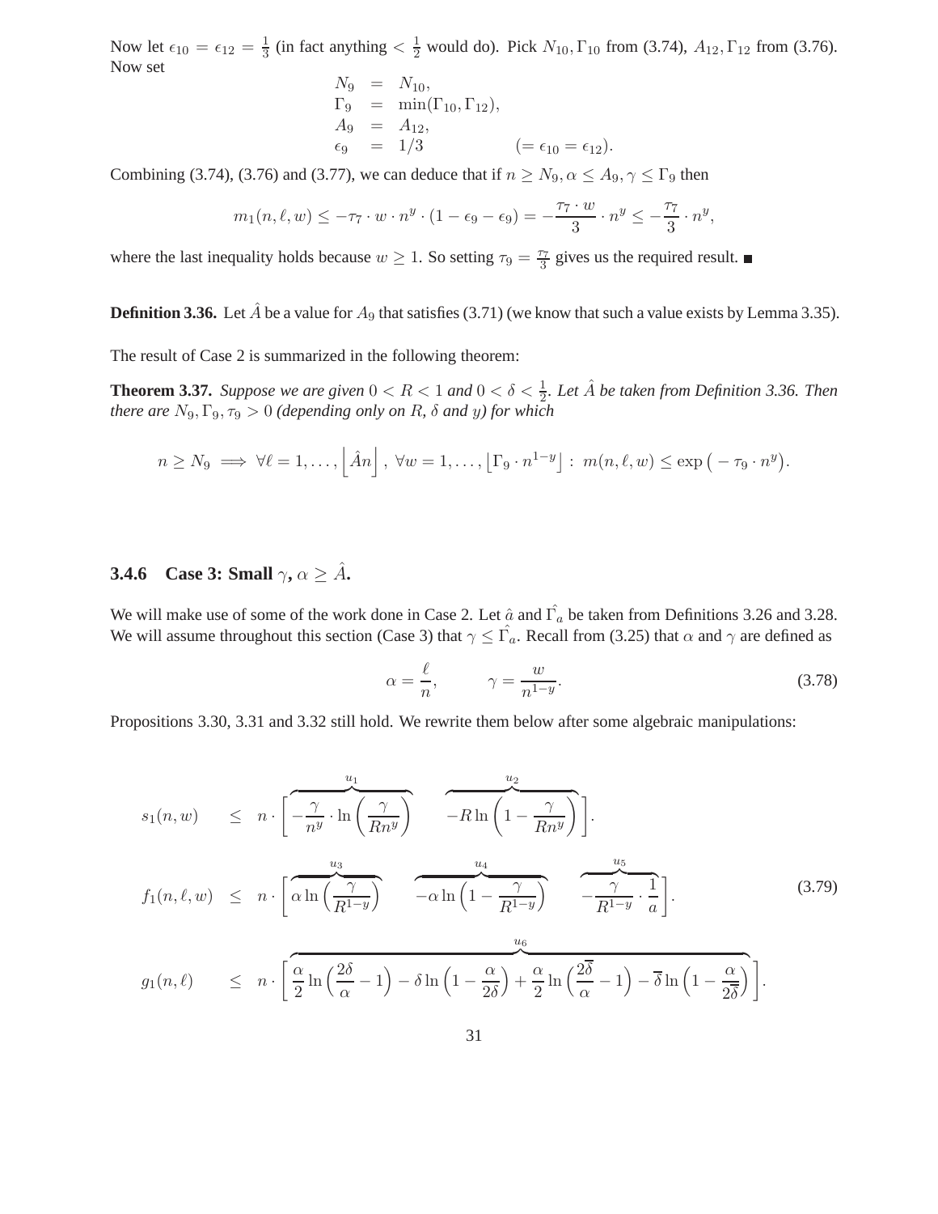Now let $\epsilon_{10} = \epsilon_{12} = \frac{1}{3}$ (in fact anything $< \frac{1}{2}$ would do). Pick $N_{10}, \Gamma_{10}$ from (3.74), $A_{12}, \Gamma_{12}$ from (3.76). Now set

$$
\begin{aligned}
N_9 &= N_{10}, \\
\Gamma_9 &= \min(\Gamma_{10}, \Gamma_{12}), \\
A_9 &= A_{12}, \\
\epsilon_9 &= 1/3 \qquad\qquad (= \epsilon_{10} = \epsilon_{12}).
\end{aligned}
$$

Combining (3.74), (3.76) and (3.77), we can deduce that if $n \geq N_9, \alpha \leq A_9, \gamma \leq \Gamma_9$ then

$$
m_1(n, \ell, w) \leq -\tau_7 \cdot w \cdot n^y \cdot (1 - \epsilon_9 - \epsilon_9) = -\frac{\tau_7 \cdot w}{3} \cdot n^y \leq -\frac{\tau_7}{3} \cdot n^y,
$$

where the last inequality holds because $w \geq 1$. So setting $\tau_9 = \frac{\tau_7}{3}$ gives us the required result. ■

**Definition 3.36.** Let $\hat{A}$ be a value for $A_9$ that satisfies (3.71) (we know that such a value exists by Lemma 3.35).

The result of Case 2 is summarized in the following theorem:

**Theorem 3.37.** *Suppose we are given $0 < R < 1$ and $0 < \delta < \frac{1}{2}$. Let $\hat{A}$ be taken from Definition 3.36. Then there are $N_9, \Gamma_9, \tau_9 > 0$ (depending only on $R$, $\delta$ and $y$) for which*

$$
n \geq N_9 \implies \forall \ell = 1, \ldots, \left\lfloor \hat{A} n \right\rfloor, \; \forall w = 1, \ldots, \left\lfloor \Gamma_9 \cdot n^{1-y} \right\rfloor : \; m(n, \ell, w) \leq \exp\left( -\tau_9 \cdot n^y \right).
$$

### 3.4.6 Case 3: Small $\gamma$, $\alpha \geq \hat{A}$.

We will make use of some of the work done in Case 2. Let $\hat{a}$ and $\hat{\Gamma_a}$ be taken from Definitions 3.26 and 3.28. We will assume throughout this section (Case 3) that $\gamma \leq \hat{\Gamma_a}$. Recall from (3.25) that $\alpha$ and $\gamma$ are defined as

$$
\alpha = \frac{\ell}{n}, \qquad \gamma = \frac{w}{n^{1-y}}. \tag{3.78}
$$

Propositions 3.30, 3.31 and 3.32 still hold. We rewrite them below after some algebraic manipulations:

$$
\begin{aligned}
s_1(n, w) &\leq n \cdot \Bigg[ \overbrace{-\frac{\gamma}{n^y} \cdot \ln\left(\frac{\gamma}{R n^y}\right)}^{u_1} \quad \overbrace{-R \ln\left(1 - \frac{\gamma}{R n^y}\right)}^{u_2} \Bigg]. \\
f_1(n, \ell, w) &\leq n \cdot \Bigg[ \overbrace{\alpha \ln\left(\frac{\gamma}{R^{1-y}}\right)}^{u_3} \quad \overbrace{-\alpha \ln\left(1 - \frac{\gamma}{R^{1-y}}\right)}^{u_4} \quad \overbrace{-\frac{\gamma}{R^{1-y}} \cdot \frac{1}{a}}^{u_5} \Bigg]. \qquad (3.79) \\
g_1(n, \ell) &\leq n \cdot \Bigg[ \overbrace{\frac{\alpha}{2} \ln\left(\frac{2\delta}{\alpha} - 1\right) - \delta \ln\left(1 - \frac{\alpha}{2\delta}\right) + \frac{\alpha}{2} \ln\left(\frac{2\overline{\delta}}{\alpha} - 1\right) - \overline{\delta} \ln\left(1 - \frac{\alpha}{2\overline{\delta}}\right)}^{u_6} \Bigg].
\end{aligned}
$$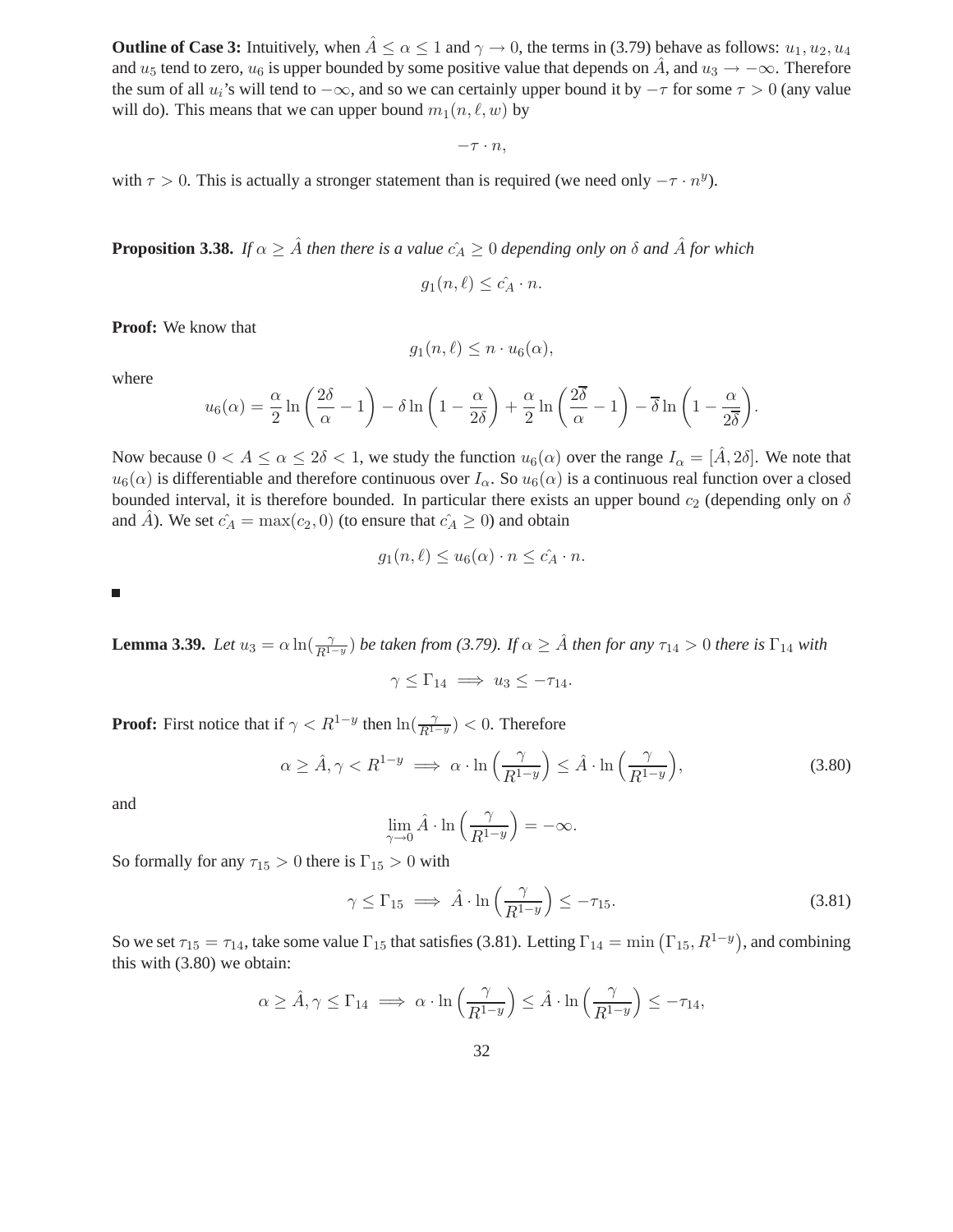**Outline of Case 3:** Intuitively, when $\hat{A} \leq \alpha \leq 1$ and $\gamma \to 0$, the terms in (3.79) behave as follows: $u_1, u_2, u_4$ and $u_5$ tend to zero, $u_6$ is upper bounded by some positive value that depends on $\hat{A}$, and $u_3 \to -\infty$. Therefore the sum of all $u_i$'s will tend to $-\infty$, and so we can certainly upper bound it by $-\tau$ for some $\tau > 0$ (any value will do). This means that we can upper bound $m_1(n, \ell, w)$ by

$$-\tau \cdot n,$$

with $\tau > 0$. This is actually a stronger statement than is required (we need only $-\tau \cdot n^y$).

**Proposition 3.38.** *If $\alpha \geq \hat{A}$ then there is a value $\hat{c_A} \geq 0$ depending only on $\delta$ and $\hat{A}$ for which*

$$g_1(n, \ell) \leq \hat{c_A} \cdot n.$$

**Proof:** We know that

$$g_1(n, \ell) \leq n \cdot u_6(\alpha),$$

where

$$u_6(\alpha) = \frac{\alpha}{2} \ln\left(\frac{2\delta}{\alpha} - 1\right) - \delta \ln\left(1 - \frac{\alpha}{2\delta}\right) + \frac{\alpha}{2} \ln\left(\frac{2\overline{\delta}}{\alpha} - 1\right) - \overline{\delta} \ln\left(1 - \frac{\alpha}{2\overline{\delta}}\right).$$

Now because $0 < A \leq \alpha \leq 2\delta < 1$, we study the function $u_6(\alpha)$ over the range $I_\alpha = [\hat{A}, 2\delta]$. We note that $u_6(\alpha)$ is differentiable and therefore continuous over $I_\alpha$. So $u_6(\alpha)$ is a continuous real function over a closed bounded interval, it is therefore bounded. In particular there exists an upper bound $c_2$ (depending only on $\delta$ and $\hat{A}$). We set $\hat{c_A} = \max(c_2, 0)$ (to ensure that $\hat{c_A} \geq 0$) and obtain

$$g_1(n, \ell) \leq u_6(\alpha) \cdot n \leq \hat{c_A} \cdot n.$$

■

**Lemma 3.39.** *Let $u_3 = \alpha \ln(\frac{\gamma}{R^{1-y}})$ be taken from (3.79). If $\alpha \geq \hat{A}$ then for any $\tau_{14} > 0$ there is $\Gamma_{14}$ with*

$$\gamma \leq \Gamma_{14} \implies u_3 \leq -\tau_{14}.$$

**Proof:** First notice that if $\gamma < R^{1-y}$ then $\ln(\frac{\gamma}{R^{1-y}}) < 0$. Therefore

$$\alpha \geq \hat{A}, \gamma < R^{1-y} \implies \alpha \cdot \ln\left(\frac{\gamma}{R^{1-y}}\right) \leq \hat{A} \cdot \ln\left(\frac{\gamma}{R^{1-y}}\right), \tag{3.80}$$

and

$$\lim_{\gamma \to 0} \hat{A} \cdot \ln\left(\frac{\gamma}{R^{1-y}}\right) = -\infty.$$

So formally for any $\tau_{15} > 0$ there is $\Gamma_{15} > 0$ with

$$\gamma \leq \Gamma_{15} \implies \hat{A} \cdot \ln\left(\frac{\gamma}{R^{1-y}}\right) \leq -\tau_{15}. \tag{3.81}$$

So we set $\tau_{15} = \tau_{14}$, take some value $\Gamma_{15}$ that satisfies (3.81). Letting $\Gamma_{14} = \min\left(\Gamma_{15}, R^{1-y}\right)$, and combining this with (3.80) we obtain:

$$\alpha \geq \hat{A}, \gamma \leq \Gamma_{14} \implies \alpha \cdot \ln\left(\frac{\gamma}{R^{1-y}}\right) \leq \hat{A} \cdot \ln\left(\frac{\gamma}{R^{1-y}}\right) \leq -\tau_{14},$$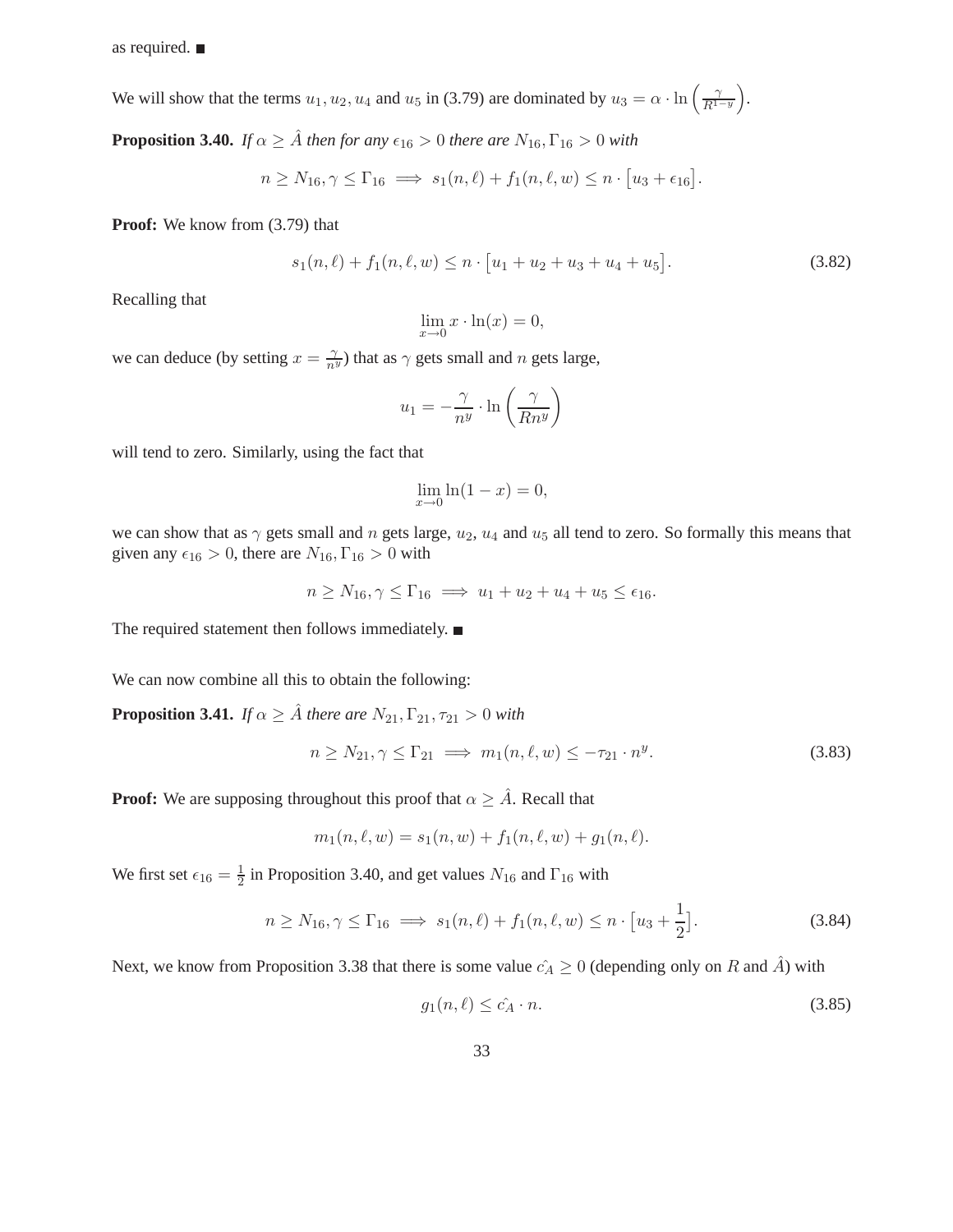as required. ■

We will show that the terms $u_1, u_2, u_4$ and $u_5$ in (3.79) are dominated by $u_3 = \alpha \cdot \ln\left(\frac{\gamma}{R^{1-y}}\right)$.

**Proposition 3.40.** *If $\alpha \geq \hat{A}$ then for any $\epsilon_{16} > 0$ there are $N_{16}, \Gamma_{16} > 0$ with*

$$n \geq N_{16}, \gamma \leq \Gamma_{16} \implies s_1(n, \ell) + f_1(n, \ell, w) \leq n \cdot \left[u_3 + \epsilon_{16}\right].$$

**Proof:** We know from (3.79) that

$$s_1(n, \ell) + f_1(n, \ell, w) \leq n \cdot \left[u_1 + u_2 + u_3 + u_4 + u_5\right]. \tag{3.82}$$

Recalling that

$$\lim_{x \to 0} x \cdot \ln(x) = 0,$$

we can deduce (by setting $x = \frac{\gamma}{n^y}$) that as $\gamma$ gets small and $n$ gets large,

$$u_1 = -\frac{\gamma}{n^y} \cdot \ln\left(\frac{\gamma}{Rn^y}\right)$$

will tend to zero. Similarly, using the fact that

$$\lim_{x \to 0} \ln(1 - x) = 0,$$

we can show that as $\gamma$ gets small and $n$ gets large, $u_2$, $u_4$ and $u_5$ all tend to zero. So formally this means that given any $\epsilon_{16} > 0$, there are $N_{16}, \Gamma_{16} > 0$ with

$$n \geq N_{16}, \gamma \leq \Gamma_{16} \implies u_1 + u_2 + u_4 + u_5 \leq \epsilon_{16}.$$

The required statement then follows immediately. ■

We can now combine all this to obtain the following:

**Proposition 3.41.** *If $\alpha \geq \hat{A}$ there are $N_{21}, \Gamma_{21}, \tau_{21} > 0$ with*

$$n \geq N_{21}, \gamma \leq \Gamma_{21} \implies m_1(n, \ell, w) \leq -\tau_{21} \cdot n^y. \tag{3.83}$$

**Proof:** We are supposing throughout this proof that $\alpha \geq \hat{A}$. Recall that

$$m_1(n, \ell, w) = s_1(n, w) + f_1(n, \ell, w) + g_1(n, \ell).$$

We first set $\epsilon_{16} = \frac{1}{2}$ in Proposition 3.40, and get values $N_{16}$ and $\Gamma_{16}$ with

$$n \geq N_{16}, \gamma \leq \Gamma_{16} \implies s_1(n, \ell) + f_1(n, \ell, w) \leq n \cdot \left[u_3 + \frac{1}{2}\right]. \tag{3.84}$$

Next, we know from Proposition 3.38 that there is some value $\hat{c_A} \geq 0$ (depending only on $R$ and $\hat{A}$) with

$$g_1(n, \ell) \leq \hat{c_A} \cdot n. \tag{3.85}$$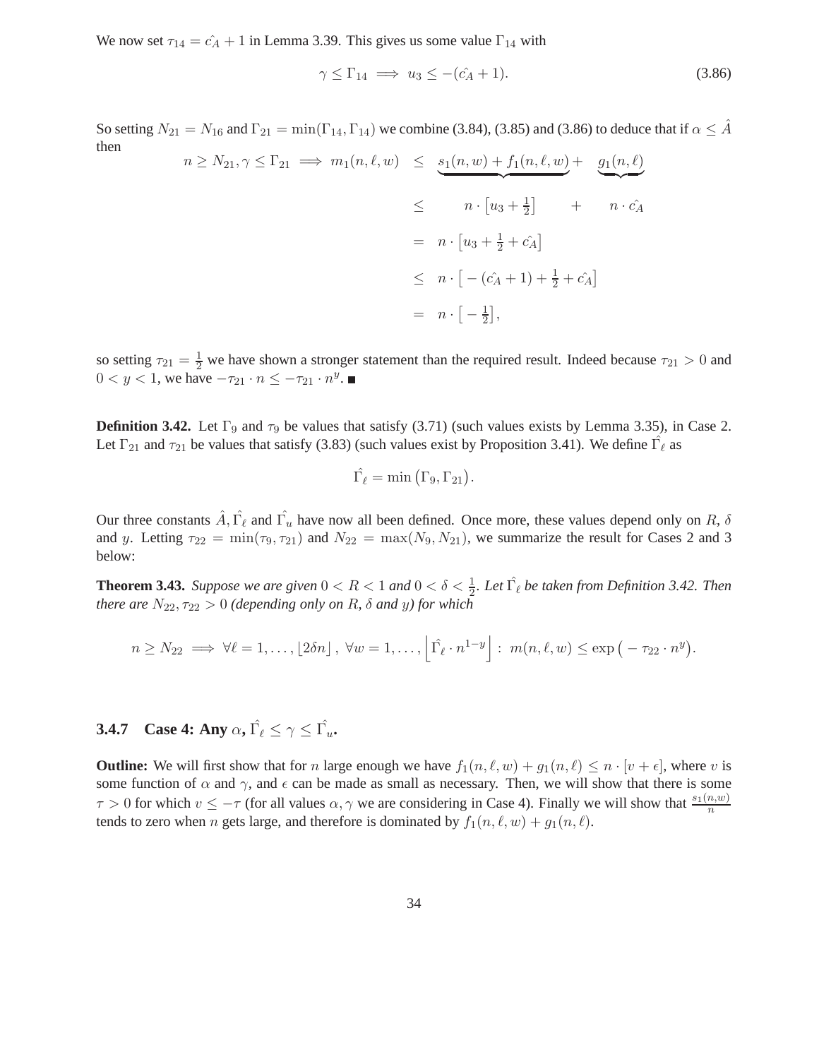We now set $\tau_{14} = \hat{c_A} + 1$ in Lemma 3.39. This gives us some value $\Gamma_{14}$ with

$$\gamma \leq \Gamma_{14} \implies u_3 \leq -(\hat{c_A} + 1). \tag{3.86}$$

So setting $N_{21} = N_{16}$ and $\Gamma_{21} = \min(\Gamma_{14}, \Gamma_{14})$ we combine (3.84), (3.85) and (3.86) to deduce that if $\alpha \leq \hat{A}$ then

$$\begin{aligned}
n \geq N_{21}, \gamma \leq \Gamma_{21} \implies m_1(n, \ell, w) &\leq \underbrace{s_1(n, w) + f_1(n, \ell, w)}_{} + \underbrace{g_1(n, \ell)}_{} \\
&\leq \quad n \cdot \left[u_3 + \tfrac{1}{2}\right] \quad + \quad n \cdot \hat{c_A} \\
&= n \cdot \left[u_3 + \tfrac{1}{2} + \hat{c_A}\right] \\
&\leq n \cdot \left[-(\hat{c_A} + 1) + \tfrac{1}{2} + \hat{c_A}\right] \\
&= n \cdot \left[-\tfrac{1}{2}\right],
\end{aligned}$$

so setting $\tau_{21} = \frac{1}{2}$ we have shown a stronger statement than the required result. Indeed because $\tau_{21} > 0$ and $0 < y < 1$, we have $-\tau_{21} \cdot n \leq -\tau_{21} \cdot n^y$. ■

**Definition 3.42.** Let $\Gamma_9$ and $\tau_9$ be values that satisfy (3.71) (such values exists by Lemma 3.35), in Case 2. Let $\Gamma_{21}$ and $\tau_{21}$ be values that satisfy (3.83) (such values exist by Proposition 3.41). We define $\hat{\Gamma_\ell}$ as

$$\hat{\Gamma_\ell} = \min\left(\Gamma_9, \Gamma_{21}\right).$$

Our three constants $\hat{A}, \hat{\Gamma_\ell}$ and $\hat{\Gamma_u}$ have now all been defined. Once more, these values depend only on $R$, $\delta$ and $y$. Letting $\tau_{22} = \min(\tau_9, \tau_{21})$ and $N_{22} = \max(N_9, N_{21})$, we summarize the result for Cases 2 and 3 below:

**Theorem 3.43.** *Suppose we are given $0 < R < 1$ and $0 < \delta < \frac{1}{2}$. Let $\hat{\Gamma_\ell}$ be taken from Definition 3.42. Then there are $N_{22}, \tau_{22} > 0$ (depending only on $R$, $\delta$ and $y$) for which*

$$n \geq N_{22} \implies \forall \ell = 1, \ldots, \lfloor 2\delta n \rfloor, \ \forall w = 1, \ldots, \left\lfloor \hat{\Gamma_\ell} \cdot n^{1-y} \right\rfloor : \ m(n, \ell, w) \leq \exp\left(-\tau_{22} \cdot n^y\right).$$

### 3.4.7 Case 4: Any $\alpha$, $\hat{\Gamma_\ell} \leq \gamma \leq \hat{\Gamma_u}$.

**Outline:** We will first show that for $n$ large enough we have $f_1(n, \ell, w) + g_1(n, \ell) \leq n \cdot [v + \epsilon]$, where $v$ is some function of $\alpha$ and $\gamma$, and $\epsilon$ can be made as small as necessary. Then, we will show that there is some $\tau > 0$ for which $v \leq -\tau$ (for all values $\alpha, \gamma$ we are considering in Case 4). Finally we will show that $\frac{s_1(n,w)}{n}$ tends to zero when $n$ gets large, and therefore is dominated by $f_1(n, \ell, w) + g_1(n, \ell)$.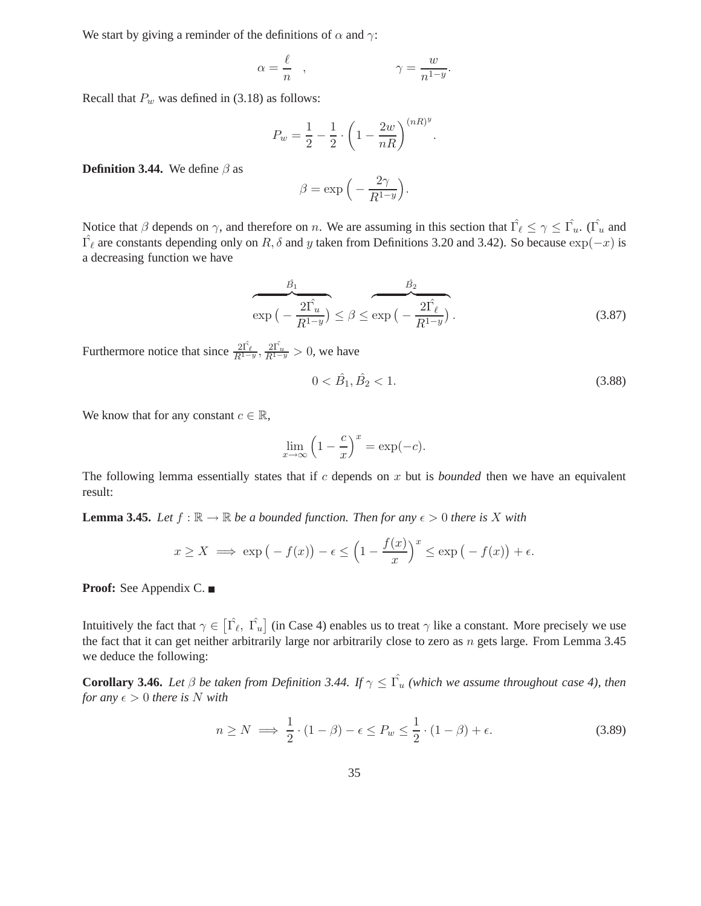We start by giving a reminder of the definitions of $\alpha$ and $\gamma$:

$$\alpha = \frac{\ell}{n} \quad , \qquad\qquad \gamma = \frac{w}{n^{1-y}}.$$

Recall that $P_w$ was defined in (3.18) as follows:

$$P_w = \frac{1}{2} - \frac{1}{2} \cdot \left(1 - \frac{2w}{nR}\right)^{(nR)^y}.$$

**Definition 3.44.** We define $\beta$ as

$$\beta = \exp\Big(-\frac{2\gamma}{R^{1-y}}\Big).$$

Notice that $\beta$ depends on $\gamma$, and therefore on $n$. We are assuming in this section that $\hat{\Gamma_\ell} \leq \gamma \leq \hat{\Gamma_u}$. ($\hat{\Gamma_u}$ and $\hat{\Gamma_\ell}$ are constants depending only on $R, \delta$ and $y$ taken from Definitions 3.20 and 3.42). So because $\exp(-x)$ is a decreasing function we have

$$\overbrace{\exp\big(-\frac{2\hat{\Gamma_u}}{R^{1-y}}\big)}^{\hat{B}_1} \leq \beta \leq \overbrace{\exp\big(-\frac{2\hat{\Gamma_\ell}}{R^{1-y}}\big)}^{\hat{B}_2}. \tag{3.87}$$

Furthermore notice that since $\frac{2\hat{\Gamma_\ell}}{R^{1-y}}, \frac{2\hat{\Gamma_u}}{R^{1-y}} > 0$, we have

$$0 < \hat{B}_1, \hat{B}_2 < 1. \tag{3.88}$$

We know that for any constant $c \in \mathbb{R}$,

$$\lim_{x \to \infty} \left(1 - \frac{c}{x}\right)^x = \exp(-c).$$

The following lemma essentially states that if $c$ depends on $x$ but is *bounded* then we have an equivalent result:

**Lemma 3.45.** *Let $f : \mathbb{R} \to \mathbb{R}$ be a bounded function. Then for any $\epsilon > 0$ there is $X$ with*

$$x \geq X \implies \exp\big(-f(x)\big) - \epsilon \leq \Big(1 - \frac{f(x)}{x}\Big)^x \leq \exp\big(-f(x)\big) + \epsilon.$$

**Proof:** See Appendix C. ■

Intuitively the fact that $\gamma \in \big[\hat{\Gamma_\ell},\ \hat{\Gamma_u}\big]$ (in Case 4) enables us to treat $\gamma$ like a constant. More precisely we use the fact that it can get neither arbitrarily large nor arbitrarily close to zero as $n$ gets large. From Lemma 3.45 we deduce the following:

**Corollary 3.46.** *Let $\beta$ be taken from Definition 3.44. If $\gamma \leq \hat{\Gamma_u}$ (which we assume throughout case 4), then for any $\epsilon > 0$ there is $N$ with*

$$n \geq N \implies \frac{1}{2} \cdot (1 - \beta) - \epsilon \leq P_w \leq \frac{1}{2} \cdot (1 - \beta) + \epsilon. \tag{3.89}$$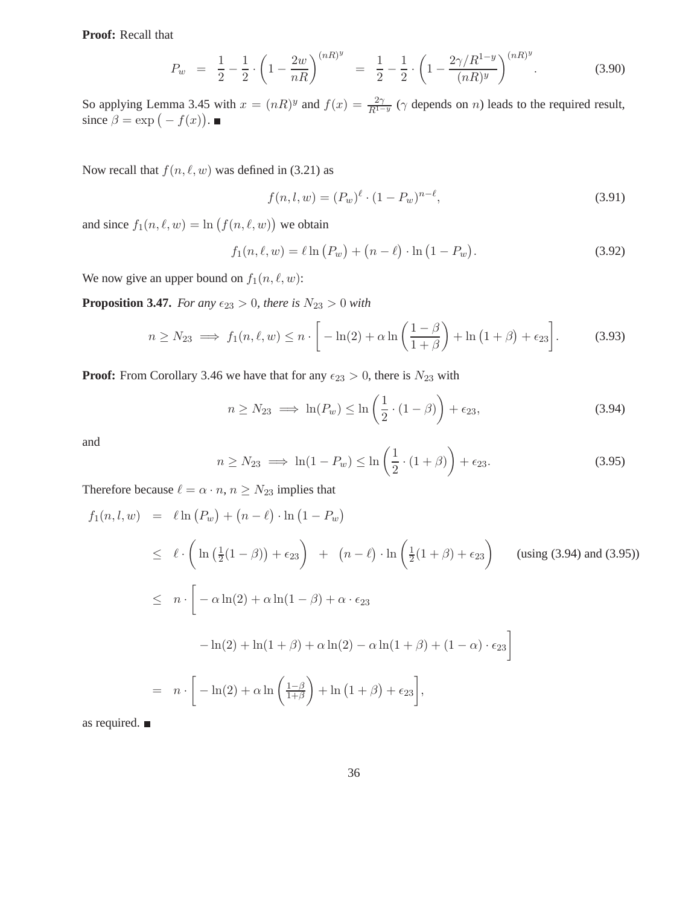**Proof:** Recall that

$$P_w \;=\; \frac{1}{2} - \frac{1}{2} \cdot \left(1 - \frac{2w}{nR}\right)^{(nR)^y} \;=\; \frac{1}{2} - \frac{1}{2} \cdot \left(1 - \frac{2\gamma/R^{1-y}}{(nR)^y}\right)^{(nR)^y}. \tag{3.90}$$

So applying Lemma 3.45 with $x = (nR)^y$ and $f(x) = \frac{2\gamma}{R^{1-y}}$ ($\gamma$ depends on $n$) leads to the required result, since $\beta = \exp\big(-f(x)\big)$. ■

Now recall that $f(n, \ell, w)$ was defined in (3.21) as

$$f(n, l, w) = (P_w)^\ell \cdot (1 - P_w)^{n-\ell}, \tag{3.91}$$

and since $f_1(n, \ell, w) = \ln\big(f(n, \ell, w)\big)$ we obtain

$$f_1(n, \ell, w) = \ell \ln\big(P_w\big) + \big(n - \ell\big) \cdot \ln\big(1 - P_w\big). \tag{3.92}$$

We now give an upper bound on $f_1(n, \ell, w)$:

**Proposition 3.47.** *For any $\epsilon_{23} > 0$, there is $N_{23} > 0$ with*

$$n \geq N_{23} \implies f_1(n, \ell, w) \leq n \cdot \left[ -\ln(2) + \alpha \ln\left(\frac{1-\beta}{1+\beta}\right) + \ln\big(1+\beta\big) + \epsilon_{23}\right]. \tag{3.93}$$

**Proof:** From Corollary 3.46 we have that for any $\epsilon_{23} > 0$, there is $N_{23}$ with

$$n \geq N_{23} \implies \ln(P_w) \leq \ln\left(\frac{1}{2} \cdot (1 - \beta)\right) + \epsilon_{23}, \tag{3.94}$$

and

$$n \geq N_{23} \implies \ln(1 - P_w) \leq \ln\left(\frac{1}{2} \cdot (1 + \beta)\right) + \epsilon_{23}. \tag{3.95}$$

Therefore because $\ell = \alpha \cdot n$, $n \geq N_{23}$ implies that

$$\begin{aligned}
f_1(n, l, w) \;&=\; \ell \ln\big(P_w\big) + \big(n - \ell\big) \cdot \ln\big(1 - P_w\big) \\
&\leq\; \ell \cdot \left( \ln\left(\tfrac{1}{2}(1-\beta)\right) + \epsilon_{23}\right) \;+\; \big(n - \ell\big) \cdot \ln\left(\tfrac{1}{2}(1+\beta) + \epsilon_{23}\right) \qquad \text{(using (3.94) and (3.95))} \\
&\leq\; n \cdot \Bigg[ -\alpha \ln(2) + \alpha \ln(1 - \beta) + \alpha \cdot \epsilon_{23} \\
&\qquad\quad - \ln(2) + \ln(1+\beta) + \alpha \ln(2) - \alpha \ln(1+\beta) + (1-\alpha) \cdot \epsilon_{23}\Bigg] \\
&=\; n \cdot \left[ -\ln(2) + \alpha \ln\left(\tfrac{1-\beta}{1+\beta}\right) + \ln\big(1+\beta\big) + \epsilon_{23}\right],
\end{aligned}$$

as required. ■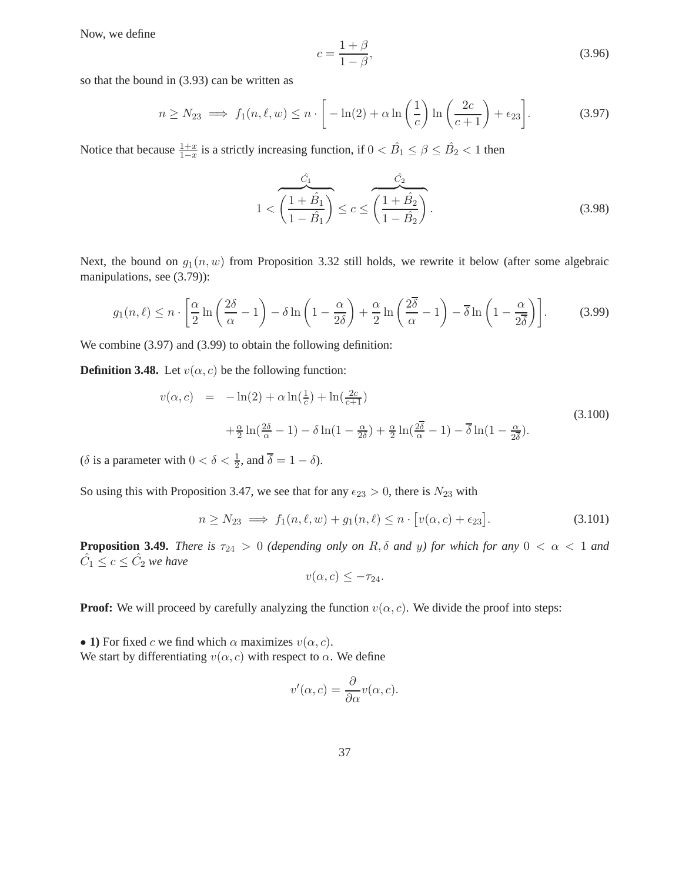Now, we define

$$c = \frac{1+\beta}{1-\beta}, \tag{3.96}$$

so that the bound in (3.93) can be written as

$$n \geq N_{23} \implies f_1(n, \ell, w) \leq n \cdot \left[ -\ln(2) + \alpha \ln\left(\frac{1}{c}\right) \ln\left(\frac{2c}{c+1}\right) + \epsilon_{23} \right]. \tag{3.97}$$

Notice that because $\frac{1+x}{1-x}$ is a strictly increasing function, if $0 < \hat{B}_1 \leq \beta \leq \hat{B}_2 < 1$ then

$$1 < \overbrace{\left(\frac{1+\hat{B}_1}{1-\hat{B}_1}\right)}^{\hat{C}_1} \leq c \leq \overbrace{\left(\frac{1+\hat{B}_2}{1-\hat{B}_2}\right)}^{\hat{C}_2}. \tag{3.98}$$

Next, the bound on $g_1(n, w)$ from Proposition 3.32 still holds, we rewrite it below (after some algebraic manipulations, see (3.79)):

$$g_1(n, \ell) \leq n \cdot \left[ \frac{\alpha}{2} \ln\left(\frac{2\delta}{\alpha} - 1\right) - \delta \ln\left(1 - \frac{\alpha}{2\delta}\right) + \frac{\alpha}{2} \ln\left(\frac{2\overline{\delta}}{\alpha} - 1\right) - \overline{\delta} \ln\left(1 - \frac{\alpha}{2\overline{\delta}}\right) \right]. \tag{3.99}$$

We combine (3.97) and (3.99) to obtain the following definition:

**Definition 3.48.** Let $v(\alpha, c)$ be the following function:

$$\begin{aligned} v(\alpha, c) &= -\ln(2) + \alpha \ln(\tfrac{1}{c}) + \ln(\tfrac{2c}{c+1}) \\ &\quad + \tfrac{\alpha}{2} \ln(\tfrac{2\delta}{\alpha} - 1) - \delta \ln(1 - \tfrac{\alpha}{2\delta}) + \tfrac{\alpha}{2} \ln(\tfrac{2\overline{\delta}}{\alpha} - 1) - \overline{\delta} \ln(1 - \tfrac{\alpha}{2\overline{\delta}}). \end{aligned} \tag{3.100}$$

($\delta$ is a parameter with $0 < \delta < \frac{1}{2}$, and $\overline{\delta} = 1 - \delta$).

So using this with Proposition 3.47, we see that for any $\epsilon_{23} > 0$, there is $N_{23}$ with

$$n \geq N_{23} \implies f_1(n, \ell, w) + g_1(n, \ell) \leq n \cdot \left[ v(\alpha, c) + \epsilon_{23} \right]. \tag{3.101}$$

**Proposition 3.49.** *There is $\tau_{24} > 0$ (depending only on $R, \delta$ and $y$) for which for any $0 < \alpha < 1$ and $\hat{C}_1 \leq c \leq \hat{C}_2$ we have*

$$v(\alpha, c) \leq -\tau_{24}.$$

**Proof:** We will proceed by carefully analyzing the function $v(\alpha, c)$. We divide the proof into steps:

• **1)** For fixed $c$ we find which $\alpha$ maximizes $v(\alpha, c)$.
We start by differentiating $v(\alpha, c)$ with respect to $\alpha$. We define

$$v'(\alpha, c) = \frac{\partial}{\partial \alpha} v(\alpha, c).$$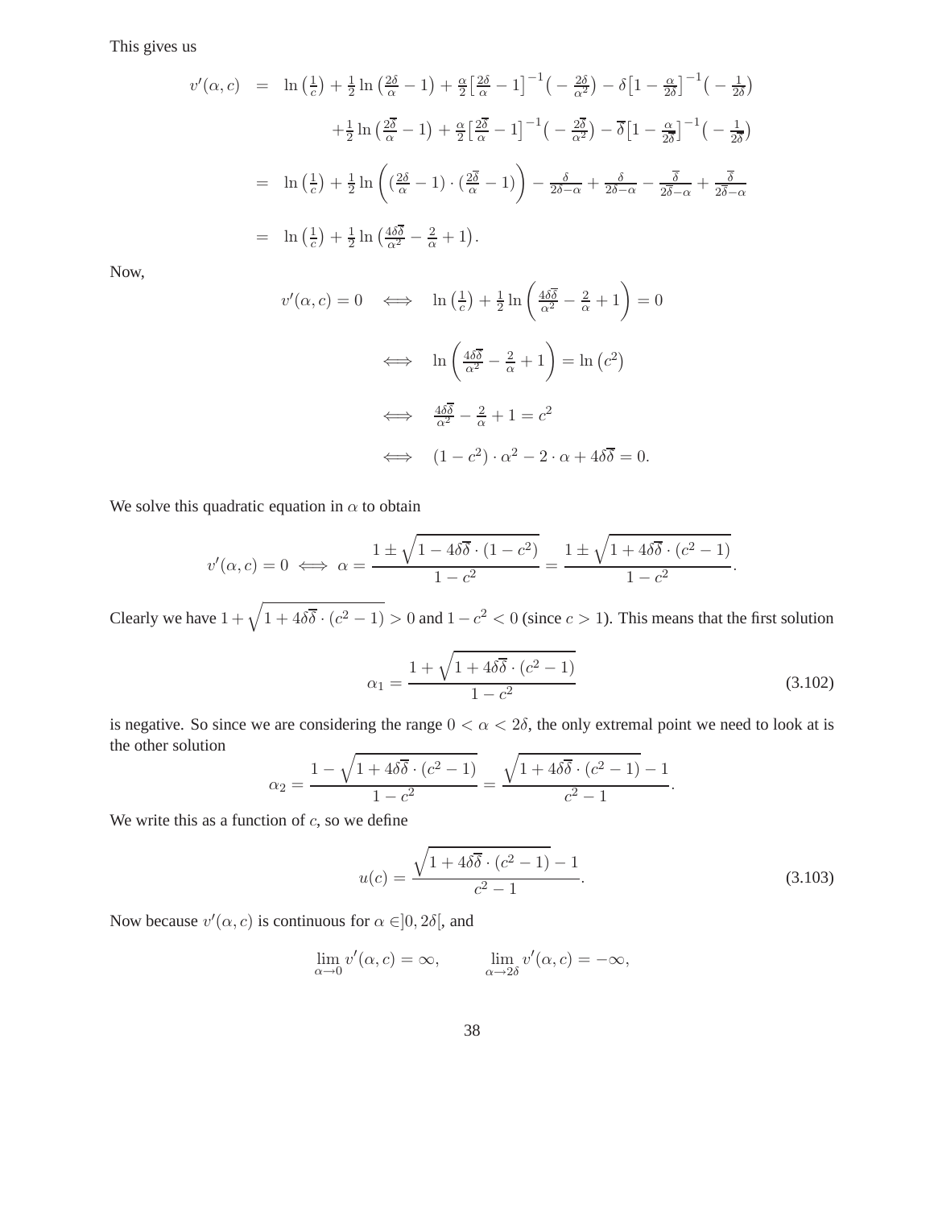This gives us

$$
\begin{aligned}
v'(\alpha, c) &= \ln\left(\tfrac{1}{c}\right) + \tfrac{1}{2}\ln\left(\tfrac{2\delta}{\alpha} - 1\right) + \tfrac{\alpha}{2}\left[\tfrac{2\delta}{\alpha} - 1\right]^{-1}\left(-\tfrac{2\delta}{\alpha^2}\right) - \delta\left[1 - \tfrac{\alpha}{2\delta}\right]^{-1}\left(-\tfrac{1}{2\delta}\right) \\
&\quad + \tfrac{1}{2}\ln\left(\tfrac{2\overline{\delta}}{\alpha} - 1\right) + \tfrac{\alpha}{2}\left[\tfrac{2\overline{\delta}}{\alpha} - 1\right]^{-1}\left(-\tfrac{2\overline{\delta}}{\alpha^2}\right) - \overline{\delta}\left[1 - \tfrac{\alpha}{2\overline{\delta}}\right]^{-1}\left(-\tfrac{1}{2\overline{\delta}}\right) \\
&= \ln\left(\tfrac{1}{c}\right) + \tfrac{1}{2}\ln\left(\left(\tfrac{2\delta}{\alpha} - 1\right)\cdot\left(\tfrac{2\overline{\delta}}{\alpha} - 1\right)\right) - \tfrac{\delta}{2\delta - \alpha} + \tfrac{\delta}{2\delta - \alpha} - \tfrac{\overline{\delta}}{2\overline{\delta} - \alpha} + \tfrac{\overline{\delta}}{2\overline{\delta} - \alpha} \\
&= \ln\left(\tfrac{1}{c}\right) + \tfrac{1}{2}\ln\left(\tfrac{4\delta\overline{\delta}}{\alpha^2} - \tfrac{2}{\alpha} + 1\right).
\end{aligned}
$$

Now,

$$
\begin{aligned}
v'(\alpha, c) = 0 \quad &\iff \quad \ln\left(\tfrac{1}{c}\right) + \tfrac{1}{2}\ln\left(\tfrac{4\delta\overline{\delta}}{\alpha^2} - \tfrac{2}{\alpha} + 1\right) = 0 \\
&\iff \quad \ln\left(\tfrac{4\delta\overline{\delta}}{\alpha^2} - \tfrac{2}{\alpha} + 1\right) = \ln\left(c^2\right) \\
&\iff \quad \tfrac{4\delta\overline{\delta}}{\alpha^2} - \tfrac{2}{\alpha} + 1 = c^2 \\
&\iff \quad (1 - c^2)\cdot\alpha^2 - 2\cdot\alpha + 4\delta\overline{\delta} = 0.
\end{aligned}
$$

We solve this quadratic equation in $\alpha$ to obtain

$$
v'(\alpha, c) = 0 \iff \alpha = \frac{1 \pm \sqrt{1 - 4\delta\overline{\delta}\cdot(1 - c^2)}}{1 - c^2} = \frac{1 \pm \sqrt{1 + 4\delta\overline{\delta}\cdot(c^2 - 1)}}{1 - c^2}.
$$

Clearly we have $1 + \sqrt{1 + 4\delta\overline{\delta}\cdot(c^2 - 1)} > 0$ and $1 - c^2 < 0$ (since $c > 1$). This means that the first solution

$$
\alpha_1 = \frac{1 + \sqrt{1 + 4\delta\overline{\delta}\cdot(c^2 - 1)}}{1 - c^2} \tag{3.102}
$$

is negative. So since we are considering the range $0 < \alpha < 2\delta$, the only extremal point we need to look at is the other solution

$$
\alpha_2 = \frac{1 - \sqrt{1 + 4\delta\overline{\delta}\cdot(c^2 - 1)}}{1 - c^2} = \frac{\sqrt{1 + 4\delta\overline{\delta}\cdot(c^2 - 1)} - 1}{c^2 - 1}.
$$

We write this as a function of $c$, so we define

$$
u(c) = \frac{\sqrt{1 + 4\delta\overline{\delta}\cdot(c^2 - 1)} - 1}{c^2 - 1}. \tag{3.103}
$$

Now because $v'(\alpha, c)$ is continuous for $\alpha \in ]0, 2\delta[$, and

$$
\lim_{\alpha \to 0} v'(\alpha, c) = \infty, \qquad \lim_{\alpha \to 2\delta} v'(\alpha, c) = -\infty,
$$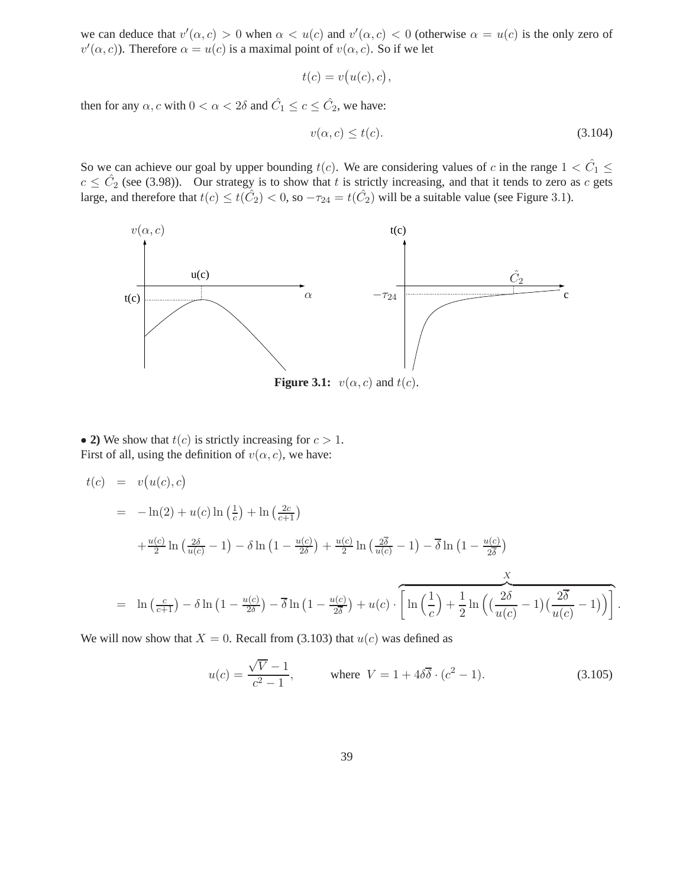we can deduce that $v'(\alpha, c) > 0$ when $\alpha < u(c)$ and $v'(\alpha, c) < 0$ (otherwise $\alpha = u(c)$ is the only zero of $v'(\alpha, c)$). Therefore $\alpha = u(c)$ is a maximal point of $v(\alpha, c)$. So if we let

$$t(c) = v\big(u(c), c\big),$$

then for any $\alpha, c$ with $0 < \alpha < 2\delta$ and $\hat{C}_1 \le c \le \hat{C}_2$, we have:

$$v(\alpha, c) \le t(c). \tag{3.104}$$

So we can achieve our goal by upper bounding $t(c)$. We are considering values of $c$ in the range $1 < \hat{C}_1 \le c \le \hat{C}_2$ (see (3.98)). Our strategy is to show that $t$ is strictly increasing, and that it tends to zero as $c$ gets large, and therefore that $t(c) \le t(\hat{C}_2) < 0$, so $-\tau_{24} = t(\hat{C}_2)$ will be a suitable value (see Figure 3.1).

**Figure 3.1:** $v(\alpha, c)$ and $t(c)$.

• **2)** We show that $t(c)$ is strictly increasing for $c > 1$.
First of all, using the definition of $v(\alpha, c)$, we have:

$$\begin{aligned}
t(c) &= v\big(u(c), c\big) \\
&= -\ln(2) + u(c)\ln\left(\tfrac{1}{c}\right) + \ln\left(\tfrac{2c}{c+1}\right) \\
&\quad + \tfrac{u(c)}{2}\ln\left(\tfrac{2\delta}{u(c)} - 1\right) - \delta\ln\left(1 - \tfrac{u(c)}{2\delta}\right) + \tfrac{u(c)}{2}\ln\left(\tfrac{2\overline{\delta}}{u(c)} - 1\right) - \overline{\delta}\ln\left(1 - \tfrac{u(c)}{2\overline{\delta}}\right) \\
&= \ln\left(\tfrac{c}{c+1}\right) - \delta\ln\left(1 - \tfrac{u(c)}{2\delta}\right) - \overline{\delta}\ln\left(1 - \tfrac{u(c)}{2\overline{\delta}}\right) + u(c) \cdot \overbrace{\left[\ln\left(\frac{1}{c}\right) + \frac{1}{2}\ln\Big(\big(\frac{2\delta}{u(c)} - 1\big)\big(\frac{2\overline{\delta}}{u(c)} - 1\big)\Big)\right]}^{X}.
\end{aligned}$$

We will now show that $X = 0$. Recall from (3.103) that $u(c)$ was defined as

$$u(c) = \frac{\sqrt{V} - 1}{c^2 - 1}, \qquad \text{where } V = 1 + 4\delta\overline{\delta} \cdot (c^2 - 1). \tag{3.105}$$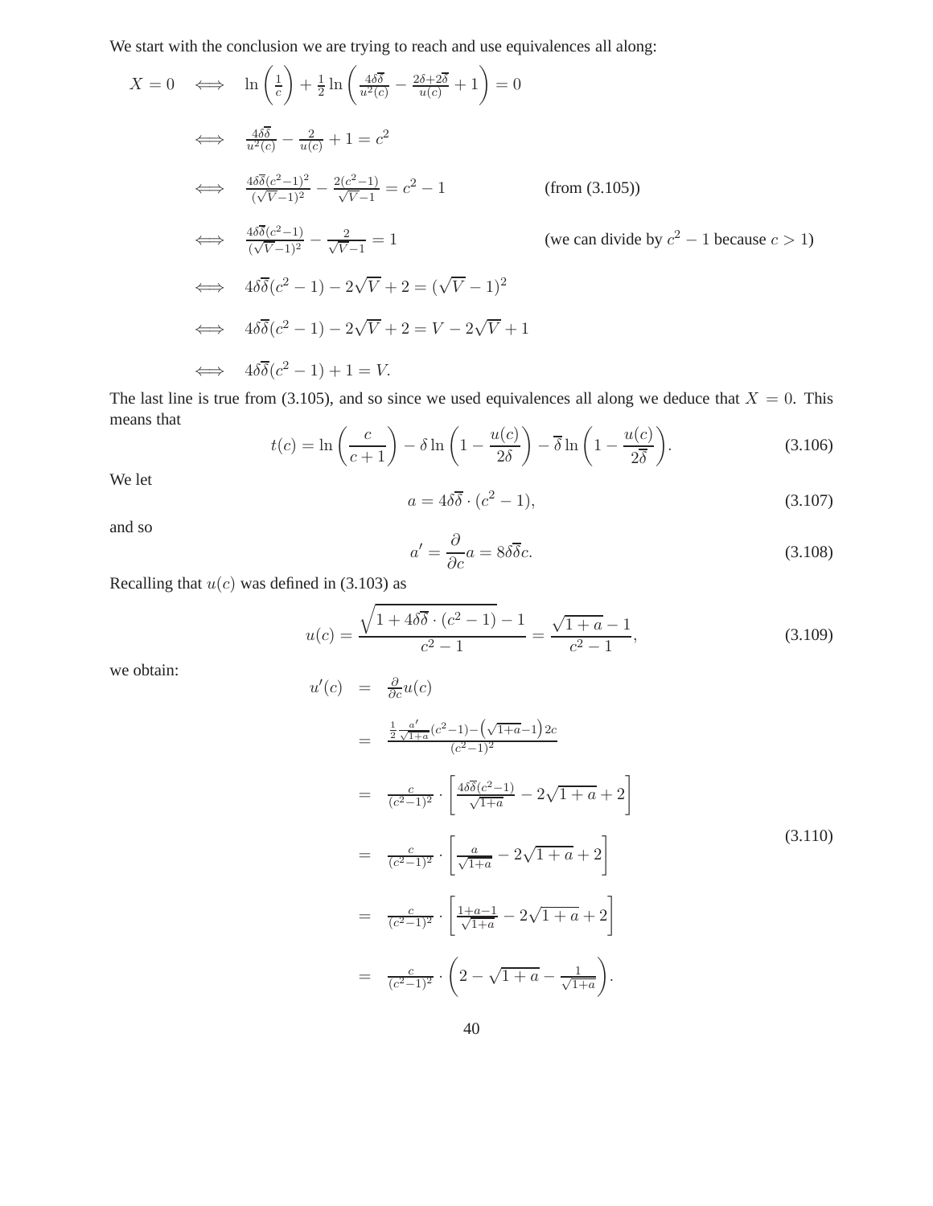We start with the conclusion we are trying to reach and use equivalences all along:

$$
\begin{aligned}
X = 0 \quad &\iff \quad \ln\left(\frac{1}{c}\right) + \frac{1}{2}\ln\left(\frac{4\delta\overline{\delta}}{u^2(c)} - \frac{2\delta+2\overline{\delta}}{u(c)} + 1\right) = 0 \\
&\iff \quad \frac{4\delta\overline{\delta}}{u^2(c)} - \frac{2}{u(c)} + 1 = c^2 \\
&\iff \quad \frac{4\delta\overline{\delta}(c^2-1)^2}{(\sqrt{V}-1)^2} - \frac{2(c^2-1)}{\sqrt{V}-1} = c^2 - 1 \qquad \text{(from (3.105))} \\
&\iff \quad \frac{4\delta\overline{\delta}(c^2-1)}{(\sqrt{V}-1)^2} - \frac{2}{\sqrt{V}-1} = 1 \qquad \text{(we can divide by } c^2-1 \text{ because } c>1\text{)} \\
&\iff \quad 4\delta\overline{\delta}(c^2-1) - 2\sqrt{V} + 2 = (\sqrt{V}-1)^2 \\
&\iff \quad 4\delta\overline{\delta}(c^2-1) - 2\sqrt{V} + 2 = V - 2\sqrt{V} + 1 \\
&\iff \quad 4\delta\overline{\delta}(c^2-1) + 1 = V.
\end{aligned}
$$

The last line is true from (3.105), and so since we used equivalences all along we deduce that $X = 0$. This means that

$$
t(c) = \ln\left(\frac{c}{c+1}\right) - \delta\ln\left(1 - \frac{u(c)}{2\delta}\right) - \overline{\delta}\ln\left(1 - \frac{u(c)}{2\overline{\delta}}\right). \tag{3.106}
$$

We let

$$
a = 4\delta\overline{\delta}\cdot(c^2-1), \tag{3.107}
$$

and so

$$
a' = \frac{\partial}{\partial c}a = 8\delta\overline{\delta}c. \tag{3.108}
$$

Recalling that $u(c)$ was defined in (3.103) as

$$
u(c) = \frac{\sqrt{1 + 4\delta\overline{\delta}\cdot(c^2-1)} - 1}{c^2-1} = \frac{\sqrt{1+a}-1}{c^2-1}, \tag{3.109}
$$

we obtain:

$$
\begin{aligned}
u'(c) &= \frac{\partial}{\partial c}u(c) \\
&= \frac{\frac{1}{2}\frac{a'}{\sqrt{1+a}}(c^2-1) - \left(\sqrt{1+a}-1\right)2c}{(c^2-1)^2} \\
&= \frac{c}{(c^2-1)^2}\cdot\left[\frac{4\delta\overline{\delta}(c^2-1)}{\sqrt{1+a}} - 2\sqrt{1+a} + 2\right] \\
&= \frac{c}{(c^2-1)^2}\cdot\left[\frac{a}{\sqrt{1+a}} - 2\sqrt{1+a} + 2\right] \\
&= \frac{c}{(c^2-1)^2}\cdot\left[\frac{1+a-1}{\sqrt{1+a}} - 2\sqrt{1+a} + 2\right] \\
&= \frac{c}{(c^2-1)^2}\cdot\left(2 - \sqrt{1+a} - \frac{1}{\sqrt{1+a}}\right).
\end{aligned} \tag{3.110}
$$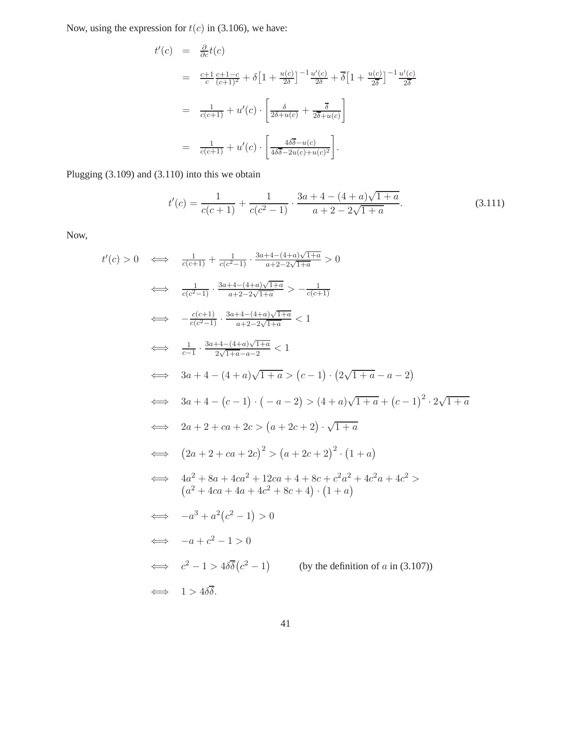Now, using the expression for $t(c)$ in (3.106), we have:

$$
\begin{aligned}
t'(c) &= \tfrac{\partial}{\partial c} t(c) \\
&= \tfrac{c+1}{c}\tfrac{c+1-c}{(c+1)^2} + \delta\big[1+\tfrac{u(c)}{2\delta}\big]^{-1}\tfrac{u'(c)}{2\delta} + \overline{\delta}\big[1+\tfrac{u(c)}{2\overline{\delta}}\big]^{-1}\tfrac{u'(c)}{2\overline{\delta}} \\
&= \tfrac{1}{c(c+1)} + u'(c)\cdot\left[\tfrac{\delta}{2\delta+u(c)} + \tfrac{\overline{\delta}}{2\overline{\delta}+u(c)}\right] \\
&= \tfrac{1}{c(c+1)} + u'(c)\cdot\left[\tfrac{4\delta\overline{\delta}-u(c)}{4\delta\overline{\delta}-2u(c)+u(c)^2}\right].
\end{aligned}
$$

Plugging (3.109) and (3.110) into this we obtain

$$
t'(c) = \frac{1}{c(c+1)} + \frac{1}{c(c^2-1)}\cdot\frac{3a+4-(4+a)\sqrt{1+a}}{a+2-2\sqrt{1+a}}. \tag{3.111}
$$

Now,

$$
\begin{aligned}
t'(c) > 0 \quad &\iff \quad \tfrac{1}{c(c+1)} + \tfrac{1}{c(c^2-1)}\cdot\tfrac{3a+4-(4+a)\sqrt{1+a}}{a+2-2\sqrt{1+a}} > 0 \\
&\iff \quad \tfrac{1}{c(c^2-1)}\cdot\tfrac{3a+4-(4+a)\sqrt{1+a}}{a+2-2\sqrt{1+a}} > -\tfrac{1}{c(c+1)} \\
&\iff \quad -\tfrac{c(c+1)}{c(c^2-1)}\cdot\tfrac{3a+4-(4+a)\sqrt{1+a}}{a+2-2\sqrt{1+a}} < 1 \\
&\iff \quad \tfrac{1}{c-1}\cdot\tfrac{3a+4-(4+a)\sqrt{1+a}}{2\sqrt{1+a}-a-2} < 1 \\
&\iff \quad 3a+4-(4+a)\sqrt{1+a} > \big(c-1\big)\cdot\big(2\sqrt{1+a}-a-2\big) \\
&\iff \quad 3a+4-\big(c-1\big)\cdot\big(-a-2\big) > (4+a)\sqrt{1+a} + \big(c-1\big)^2\cdot 2\sqrt{1+a} \\
&\iff \quad 2a+2+ca+2c > \big(a+2c+2\big)\cdot\sqrt{1+a} \\
&\iff \quad \big(2a+2+ca+2c\big)^2 > \big(a+2c+2\big)^2\cdot\big(1+a\big) \\
&\iff \quad 4a^2+8a+4ca^2+12ca+4+8c+c^2a^2+4c^2a+4c^2 > \\
&\qquad\quad \big(a^2+4ca+4a+4c^2+8c+4\big)\cdot\big(1+a\big) \\
&\iff \quad -a^3+a^2\big(c^2-1\big) > 0 \\
&\iff \quad -a+c^2-1 > 0 \\
&\iff \quad c^2-1 > 4\delta\overline{\delta}\big(c^2-1\big) \qquad \text{(by the definition of } a \text{ in (3.107))} \\
&\iff \quad 1 > 4\delta\overline{\delta}.
\end{aligned}
$$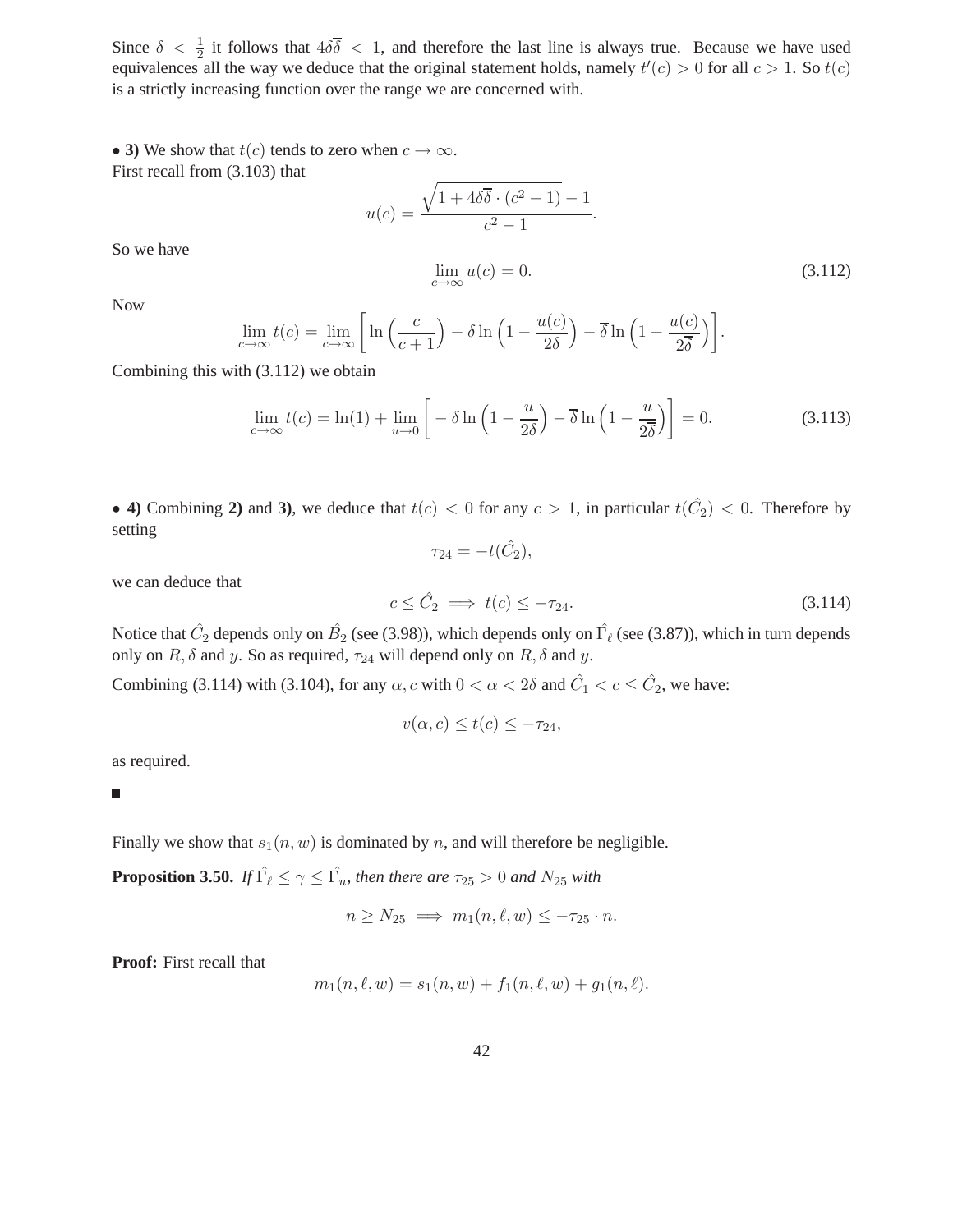Since $\delta < \frac{1}{2}$ it follows that $4\delta\overline{\delta} < 1$, and therefore the last line is always true. Because we have used equivalences all the way we deduce that the original statement holds, namely $t'(c) > 0$ for all $c > 1$. So $t(c)$ is a strictly increasing function over the range we are concerned with.

• **3)** We show that $t(c)$ tends to zero when $c \to \infty$.
First recall from (3.103) that

$$u(c) = \frac{\sqrt{1 + 4\delta\overline{\delta} \cdot (c^2 - 1)} - 1}{c^2 - 1}.$$

So we have

$$\lim_{c \to \infty} u(c) = 0. \tag{3.112}$$

Now

$$\lim_{c \to \infty} t(c) = \lim_{c \to \infty} \left[ \ln\left(\frac{c}{c+1}\right) - \delta \ln\left(1 - \frac{u(c)}{2\delta}\right) - \overline{\delta} \ln\left(1 - \frac{u(c)}{2\overline{\delta}}\right) \right].$$

Combining this with (3.112) we obtain

$$\lim_{c \to \infty} t(c) = \ln(1) + \lim_{u \to 0} \left[ -\delta \ln\left(1 - \frac{u}{2\delta}\right) - \overline{\delta} \ln\left(1 - \frac{u}{2\overline{\delta}}\right) \right] = 0. \tag{3.113}$$

• **4)** Combining **2)** and **3)**, we deduce that $t(c) < 0$ for any $c > 1$, in particular $t(\hat{C}_2) < 0$. Therefore by setting

$$\tau_{24} = -t(\hat{C}_2),$$

we can deduce that

$$c \leq \hat{C}_2 \implies t(c) \leq -\tau_{24}. \tag{3.114}$$

Notice that $\hat{C}_2$ depends only on $\hat{B}_2$ (see (3.98)), which depends only on $\hat{\Gamma_\ell}$ (see (3.87)), which in turn depends only on $R, \delta$ and $y$. So as required, $\tau_{24}$ will depend only on $R, \delta$ and $y$.

Combining (3.114) with (3.104), for any $\alpha, c$ with $0 < \alpha < 2\delta$ and $\hat{C}_1 < c \leq \hat{C}_2$, we have:

$$v(\alpha, c) \leq t(c) \leq -\tau_{24},$$

as required.

■

Finally we show that $s_1(n, w)$ is dominated by $n$, and will therefore be negligible.

**Proposition 3.50.** *If $\hat{\Gamma_\ell} \leq \gamma \leq \hat{\Gamma_u}$, then there are $\tau_{25} > 0$ and $N_{25}$ with*

$$n \geq N_{25} \implies m_1(n, \ell, w) \leq -\tau_{25} \cdot n.$$

**Proof:** First recall that

$$m_1(n, \ell, w) = s_1(n, w) + f_1(n, \ell, w) + g_1(n, \ell).$$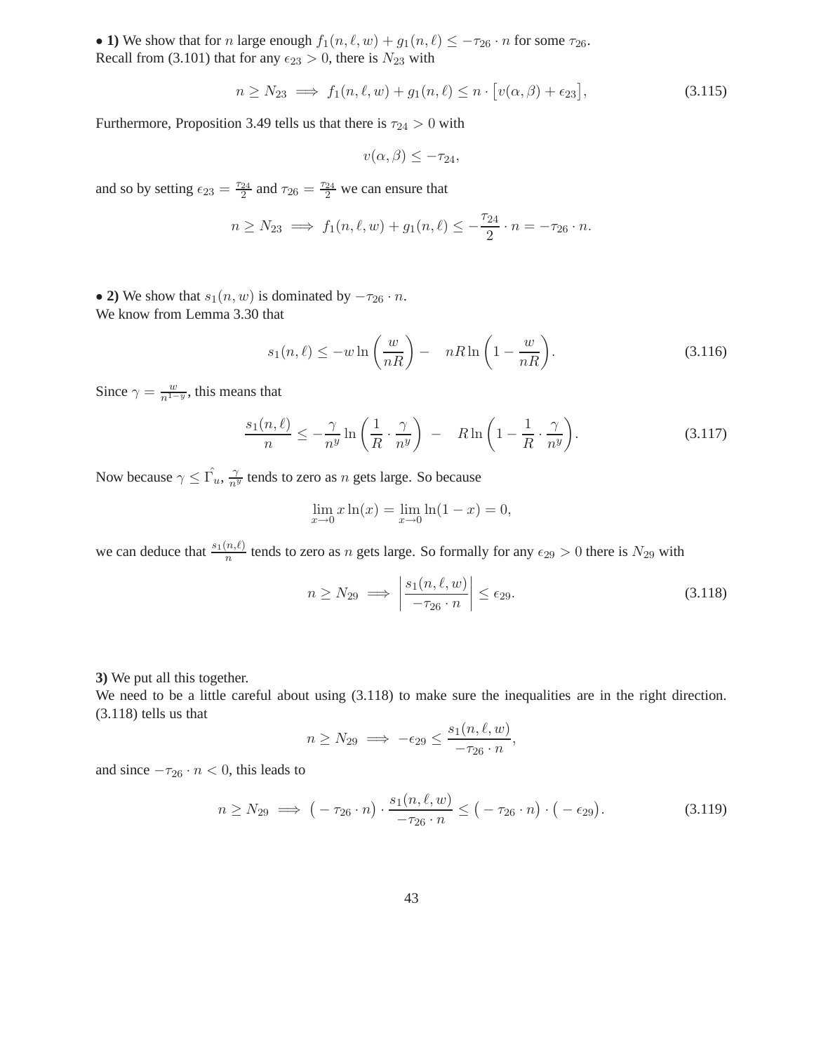• **1)** We show that for $n$ large enough $f_1(n,\ell,w) + g_1(n,\ell) \leq -\tau_{26} \cdot n$ for some $\tau_{26}$.
Recall from (3.101) that for any $\epsilon_{23} > 0$, there is $N_{23}$ with

$$n \geq N_{23} \implies f_1(n,\ell,w) + g_1(n,\ell) \leq n \cdot \big[v(\alpha,\beta) + \epsilon_{23}\big], \tag{3.115}$$

Furthermore, Proposition 3.49 tells us that there is $\tau_{24} > 0$ with

$$v(\alpha,\beta) \leq -\tau_{24},$$

and so by setting $\epsilon_{23} = \frac{\tau_{24}}{2}$ and $\tau_{26} = \frac{\tau_{24}}{2}$ we can ensure that

$$n \geq N_{23} \implies f_1(n,\ell,w) + g_1(n,\ell) \leq -\frac{\tau_{24}}{2} \cdot n = -\tau_{26} \cdot n.$$

• **2)** We show that $s_1(n,w)$ is dominated by $-\tau_{26} \cdot n$.
We know from Lemma 3.30 that

$$s_1(n,\ell) \leq -w \ln\left(\frac{w}{nR}\right) - \quad nR \ln\left(1 - \frac{w}{nR}\right). \tag{3.116}$$

Since $\gamma = \frac{w}{n^{1-y}}$, this means that

$$\frac{s_1(n,\ell)}{n} \leq -\frac{\gamma}{n^y} \ln\left(\frac{1}{R} \cdot \frac{\gamma}{n^y}\right) \; - \quad R \ln\left(1 - \frac{1}{R} \cdot \frac{\gamma}{n^y}\right). \tag{3.117}$$

Now because $\gamma \leq \hat{\Gamma_u}$, $\frac{\gamma}{n^y}$ tends to zero as $n$ gets large. So because

$$\lim_{x \to 0} x \ln(x) = \lim_{x \to 0} \ln(1-x) = 0,$$

we can deduce that $\frac{s_1(n,\ell)}{n}$ tends to zero as $n$ gets large. So formally for any $\epsilon_{29} > 0$ there is $N_{29}$ with

$$n \geq N_{29} \implies \left|\frac{s_1(n,\ell,w)}{-\tau_{26} \cdot n}\right| \leq \epsilon_{29}. \tag{3.118}$$

**3)** We put all this together.
We need to be a little careful about using (3.118) to make sure the inequalities are in the right direction. (3.118) tells us that

$$n \geq N_{29} \implies -\epsilon_{29} \leq \frac{s_1(n,\ell,w)}{-\tau_{26} \cdot n},$$

and since $-\tau_{26} \cdot n < 0$, this leads to

$$n \geq N_{29} \implies \big(-\tau_{26} \cdot n\big) \cdot \frac{s_1(n,\ell,w)}{-\tau_{26} \cdot n} \leq \big(-\tau_{26} \cdot n\big) \cdot \big(-\epsilon_{29}\big). \tag{3.119}$$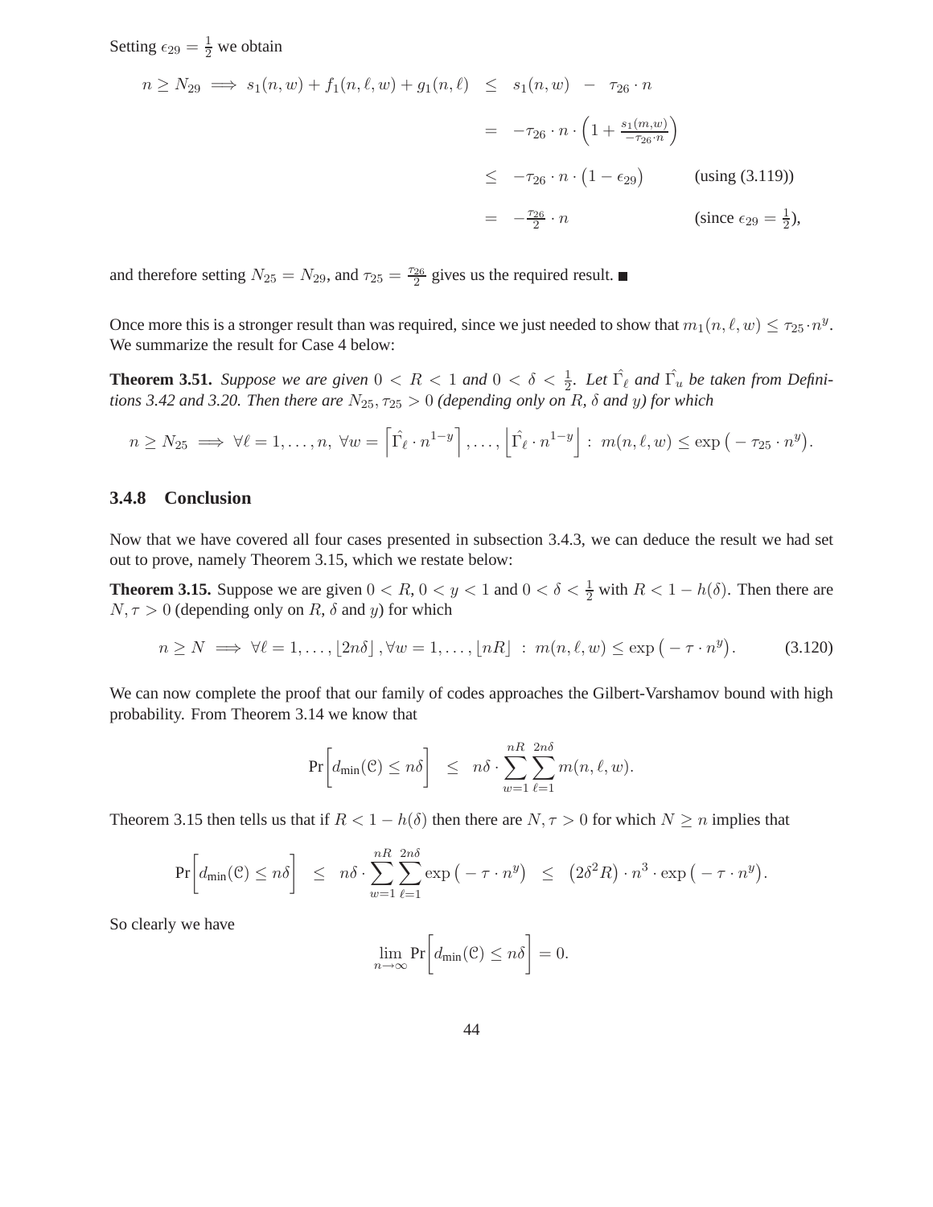Setting $\epsilon_{29} = \frac{1}{2}$ we obtain

$$
\begin{aligned}
n \geq N_{29} \implies s_1(n,w) + f_1(n,\ell,w) + g_1(n,\ell) &\leq s_1(n,w) - \tau_{26} \cdot n \\
&= -\tau_{26} \cdot n \cdot \left(1 + \tfrac{s_1(m,w)}{-\tau_{26} \cdot n}\right) \\
&\leq -\tau_{26} \cdot n \cdot \left(1 - \epsilon_{29}\right) \qquad \text{(using (3.119))} \\
&= -\tfrac{\tau_{26}}{2} \cdot n \qquad \text{(since } \epsilon_{29} = \tfrac{1}{2}\text{)},
\end{aligned}
$$

and therefore setting $N_{25} = N_{29}$, and $\tau_{25} = \frac{\tau_{26}}{2}$ gives us the required result. ■

Once more this is a stronger result than was required, since we just needed to show that $m_1(n,\ell,w) \leq \tau_{25} \cdot n^y$. We summarize the result for Case 4 below:

**Theorem 3.51.** *Suppose we are given $0 < R < 1$ and $0 < \delta < \frac{1}{2}$. Let $\hat{\Gamma_\ell}$ and $\hat{\Gamma_u}$ be taken from Definitions 3.42 and 3.20. Then there are $N_{25}, \tau_{25} > 0$ (depending only on $R$, $\delta$ and $y$) for which*

$$
n \geq N_{25} \implies \forall \ell = 1, \ldots, n,\ \forall w = \left\lceil \hat{\Gamma_\ell} \cdot n^{1-y} \right\rceil, \ldots, \left\lfloor \hat{\Gamma_\ell} \cdot n^{1-y} \right\rfloor :\ m(n,\ell,w) \leq \exp\left(-\tau_{25} \cdot n^y\right).
$$

### 3.4.8 Conclusion

Now that we have covered all four cases presented in subsection 3.4.3, we can deduce the result we had set out to prove, namely Theorem 3.15, which we restate below:

**Theorem 3.15.** Suppose we are given $0 < R$, $0 < y < 1$ and $0 < \delta < \frac{1}{2}$ with $R < 1 - h(\delta)$. Then there are $N, \tau > 0$ (depending only on $R$, $\delta$ and $y$) for which

$$
n \geq N \implies \forall \ell = 1, \ldots, \lfloor 2n\delta \rfloor, \forall w = 1, \ldots, \lfloor nR \rfloor \ :\ m(n,\ell,w) \leq \exp\left(-\tau \cdot n^y\right). \tag{3.120}
$$

We can now complete the proof that our family of codes approaches the Gilbert-Varshamov bound with high probability. From Theorem 3.14 we know that

$$
\Pr\left[d_{\min}(\mathcal{C}) \leq n\delta\right] \leq n\delta \cdot \sum_{w=1}^{nR} \sum_{\ell=1}^{2n\delta} m(n,\ell,w).
$$

Theorem 3.15 then tells us that if $R < 1 - h(\delta)$ then there are $N, \tau > 0$ for which $N \geq n$ implies that

$$
\Pr\left[d_{\min}(\mathcal{C}) \leq n\delta\right] \leq n\delta \cdot \sum_{w=1}^{nR} \sum_{\ell=1}^{2n\delta} \exp\left(-\tau \cdot n^y\right) \leq \left(2\delta^2 R\right) \cdot n^3 \cdot \exp\left(-\tau \cdot n^y\right).
$$

So clearly we have

$$
\lim_{n \to \infty} \Pr\left[d_{\min}(\mathcal{C}) \leq n\delta\right] = 0.
$$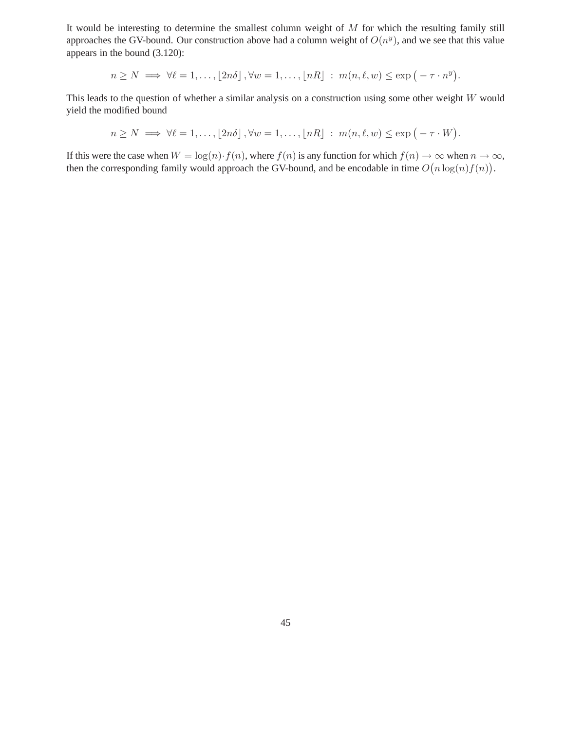It would be interesting to determine the smallest column weight of $M$ for which the resulting family still approaches the GV-bound. Our construction above had a column weight of $O(n^y)$, and we see that this value appears in the bound (3.120):

$$n \geq N \implies \forall \ell = 1, \ldots, \lfloor 2n\delta \rfloor, \forall w = 1, \ldots, \lfloor nR \rfloor \; : \; m(n, \ell, w) \leq \exp\big(-\tau \cdot n^y\big).$$

This leads to the question of whether a similar analysis on a construction using some other weight $W$ would yield the modified bound

$$n \geq N \implies \forall \ell = 1, \ldots, \lfloor 2n\delta \rfloor, \forall w = 1, \ldots, \lfloor nR \rfloor \; : \; m(n, \ell, w) \leq \exp\big(-\tau \cdot W\big).$$

If this were the case when $W = \log(n) \cdot f(n)$, where $f(n)$ is any function for which $f(n) \to \infty$ when $n \to \infty$, then the corresponding family would approach the GV-bound, and be encodable in time $O\big(n \log(n) f(n)\big)$.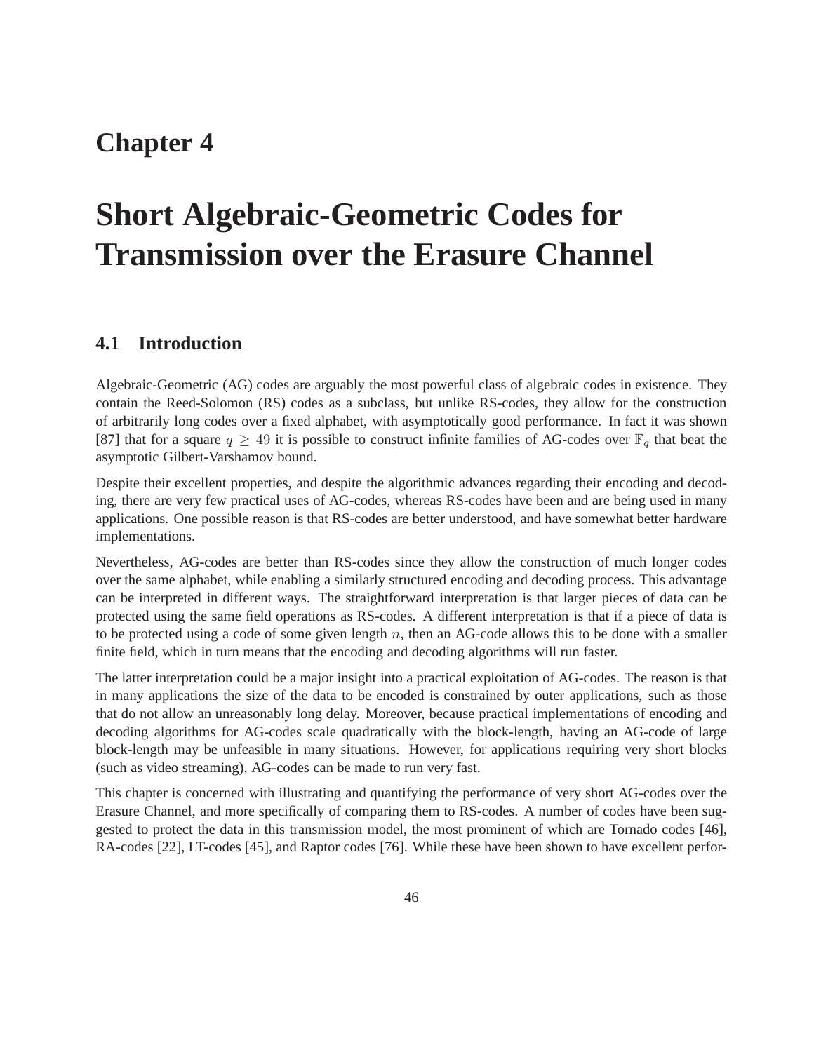# Chapter 4

# Short Algebraic-Geometric Codes for Transmission over the Erasure Channel

## 4.1 Introduction

Algebraic-Geometric (AG) codes are arguably the most powerful class of algebraic codes in existence. They contain the Reed-Solomon (RS) codes as a subclass, but unlike RS-codes, they allow for the construction of arbitrarily long codes over a fixed alphabet, with asymptotically good performance. In fact it was shown [87] that for a square $q \geq 49$ it is possible to construct infinite families of AG-codes over $\mathbb{F}_q$ that beat the asymptotic Gilbert-Varshamov bound.

Despite their excellent properties, and despite the algorithmic advances regarding their encoding and decoding, there are very few practical uses of AG-codes, whereas RS-codes have been and are being used in many applications. One possible reason is that RS-codes are better understood, and have somewhat better hardware implementations.

Nevertheless, AG-codes are better than RS-codes since they allow the construction of much longer codes over the same alphabet, while enabling a similarly structured encoding and decoding process. This advantage can be interpreted in different ways. The straightforward interpretation is that larger pieces of data can be protected using the same field operations as RS-codes. A different interpretation is that if a piece of data is to be protected using a code of some given length $n$, then an AG-code allows this to be done with a smaller finite field, which in turn means that the encoding and decoding algorithms will run faster.

The latter interpretation could be a major insight into a practical exploitation of AG-codes. The reason is that in many applications the size of the data to be encoded is constrained by outer applications, such as those that do not allow an unreasonably long delay. Moreover, because practical implementations of encoding and decoding algorithms for AG-codes scale quadratically with the block-length, having an AG-code of large block-length may be unfeasible in many situations. However, for applications requiring very short blocks (such as video streaming), AG-codes can be made to run very fast.

This chapter is concerned with illustrating and quantifying the performance of very short AG-codes over the Erasure Channel, and more specifically of comparing them to RS-codes. A number of codes have been suggested to protect the data in this transmission model, the most prominent of which are Tornado codes [46], RA-codes [22], LT-codes [45], and Raptor codes [76]. While these have been shown to have excellent perfor-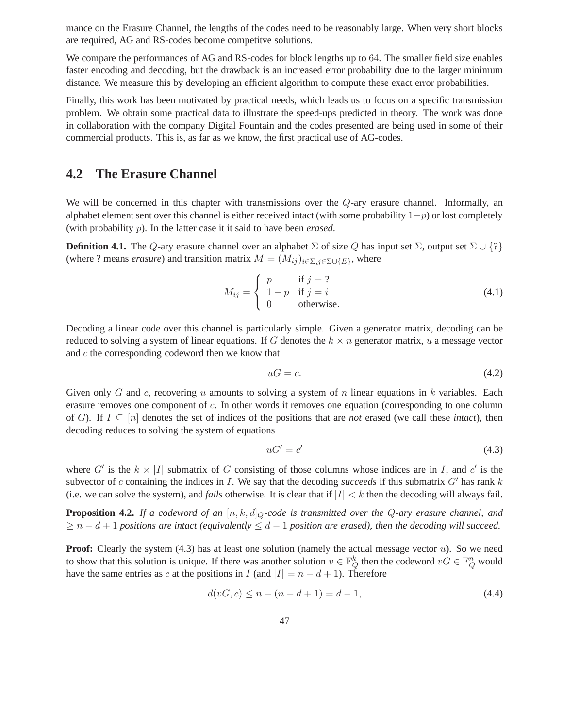mance on the Erasure Channel, the lengths of the codes need to be reasonably large. When very short blocks are required, AG and RS-codes become competitve solutions.

We compare the performances of AG and RS-codes for block lengths up to $64$. The smaller field size enables faster encoding and decoding, but the drawback is an increased error probability due to the larger minimum distance. We measure this by developing an efficient algorithm to compute these exact error probabilities.

Finally, this work has been motivated by practical needs, which leads us to focus on a specific transmission problem. We obtain some practical data to illustrate the speed-ups predicted in theory. The work was done in collaboration with the company Digital Fountain and the codes presented are being used in some of their commercial products. This is, as far as we know, the first practical use of AG-codes.

## 4.2 The Erasure Channel

We will be concerned in this chapter with transmissions over the $Q$-ary erasure channel. Informally, an alphabet element sent over this channel is either received intact (with some probability $1-p$) or lost completely (with probability $p$). In the latter case it it said to have been *erased*.

**Definition 4.1.** The $Q$-ary erasure channel over an alphabet $\Sigma$ of size $Q$ has input set $\Sigma$, output set $\Sigma \cup \{?\}$ (where ? means *erasure*) and transition matrix $M = (M_{ij})_{i\in\Sigma, j\in\Sigma\cup\{E\}}$, where

$$M_{ij} = \begin{cases} p & \text{if } j = ? \\ 1-p & \text{if } j = i \\ 0 & \text{otherwise}. \end{cases} \tag{4.1}$$

Decoding a linear code over this channel is particularly simple. Given a generator matrix, decoding can be reduced to solving a system of linear equations. If $G$ denotes the $k \times n$ generator matrix, $u$ a message vector and $c$ the corresponding codeword then we know that

$$uG = c. \tag{4.2}$$

Given only $G$ and $c$, recovering $u$ amounts to solving a system of $n$ linear equations in $k$ variables. Each erasure removes one component of $c$. In other words it removes one equation (corresponding to one column of $G$). If $I \subseteq [n]$ denotes the set of indices of the positions that are *not* erased (we call these *intact*), then decoding reduces to solving the system of equations

$$uG' = c' \tag{4.3}$$

where $G'$ is the $k \times |I|$ submatrix of $G$ consisting of those columns whose indices are in $I$, and $c'$ is the subvector of $c$ containing the indices in $I$. We say that the decoding *succeeds* if this submatrix $G'$ has rank $k$ (i.e. we can solve the system), and *fails* otherwise. It is clear that if $|I| < k$ then the decoding will always fail.

**Proposition 4.2.** *If a codeword of an $[n, k, d]_Q$-code is transmitted over the $Q$-ary erasure channel, and $\geq n - d + 1$ positions are intact (equivalently $\leq d - 1$ position are erased), then the decoding will succeed.*

**Proof:** Clearly the system (4.3) has at least one solution (namely the actual message vector $u$). So we need to show that this solution is unique. If there was another solution $v \in \mathbb{F}_Q^k$ then the codeword $vG \in \mathbb{F}_Q^n$ would have the same entries as $c$ at the positions in $I$ (and $|I| = n - d + 1$). Therefore

$$d(vG, c) \leq n - (n - d + 1) = d - 1, \tag{4.4}$$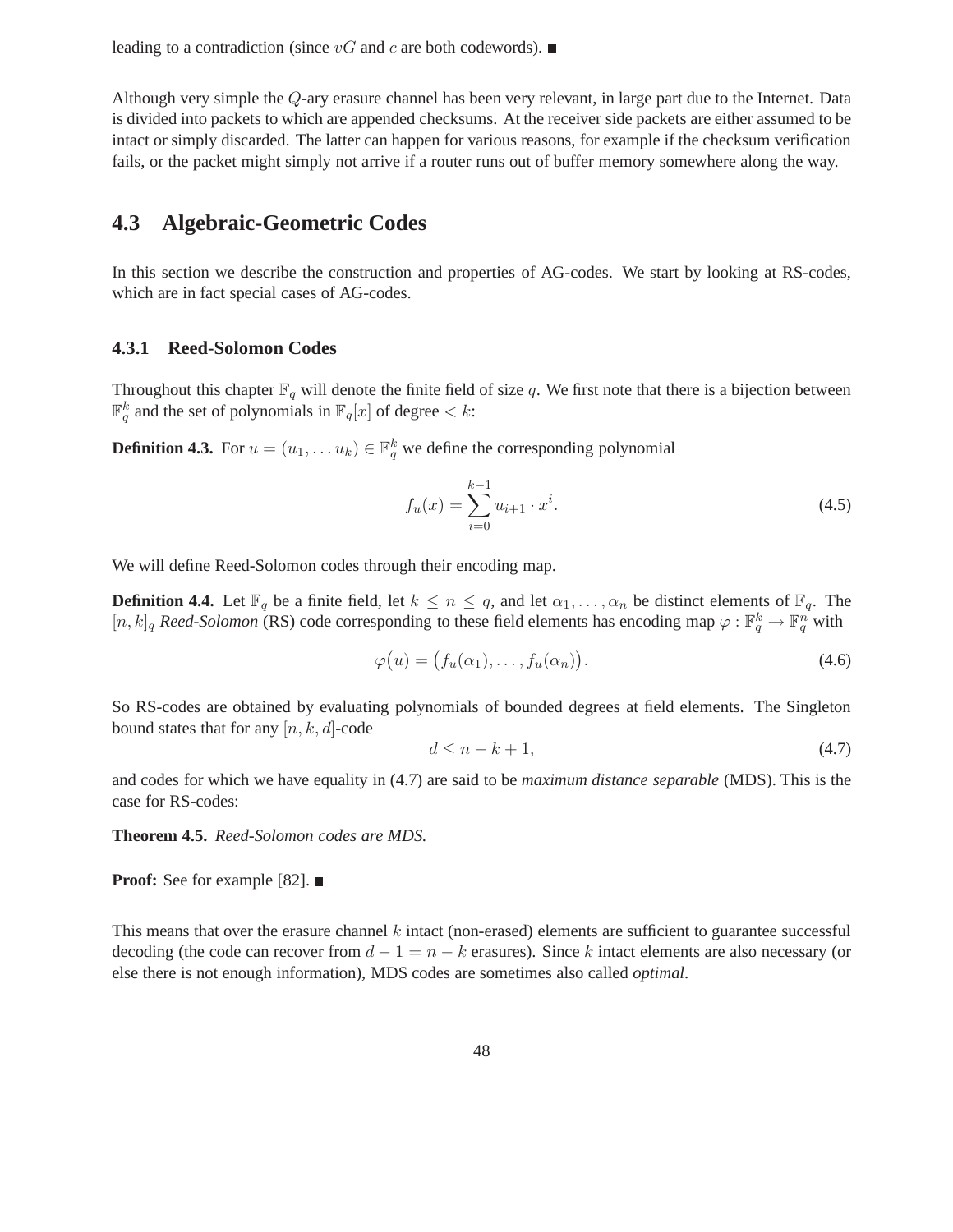leading to a contradiction (since $vG$ and $c$ are both codewords). ■

Although very simple the $Q$-ary erasure channel has been very relevant, in large part due to the Internet. Data is divided into packets to which are appended checksums. At the receiver side packets are either assumed to be intact or simply discarded. The latter can happen for various reasons, for example if the checksum verification fails, or the packet might simply not arrive if a router runs out of buffer memory somewhere along the way.

## 4.3 Algebraic-Geometric Codes

In this section we describe the construction and properties of AG-codes. We start by looking at RS-codes, which are in fact special cases of AG-codes.

### 4.3.1 Reed-Solomon Codes

Throughout this chapter $\mathbb{F}_q$ will denote the finite field of size $q$. We first note that there is a bijection between $\mathbb{F}_q^k$ and the set of polynomials in $\mathbb{F}_q[x]$ of degree $< k$:

**Definition 4.3.** For $u = (u_1, \ldots u_k) \in \mathbb{F}_q^k$ we define the corresponding polynomial

$$f_u(x) = \sum_{i=0}^{k-1} u_{i+1} \cdot x^i. \tag{4.5}$$

We will define Reed-Solomon codes through their encoding map.

**Definition 4.4.** Let $\mathbb{F}_q$ be a finite field, let $k \leq n \leq q$, and let $\alpha_1, \ldots, \alpha_n$ be distinct elements of $\mathbb{F}_q$. The $[n,k]_q$ *Reed-Solomon* (RS) code corresponding to these field elements has encoding map $\varphi : \mathbb{F}_q^k \to \mathbb{F}_q^n$ with

$$\varphi(u) = \big(f_u(\alpha_1), \ldots, f_u(\alpha_n)\big). \tag{4.6}$$

So RS-codes are obtained by evaluating polynomials of bounded degrees at field elements. The Singleton bound states that for any $[n,k,d]$-code

$$d \leq n - k + 1, \tag{4.7}$$

and codes for which we have equality in (4.7) are said to be *maximum distance separable* (MDS). This is the case for RS-codes:

**Theorem 4.5.** *Reed-Solomon codes are MDS.*

**Proof:** See for example [82]. ■

This means that over the erasure channel $k$ intact (non-erased) elements are sufficient to guarantee successful decoding (the code can recover from $d - 1 = n - k$ erasures). Since $k$ intact elements are also necessary (or else there is not enough information), MDS codes are sometimes also called *optimal*.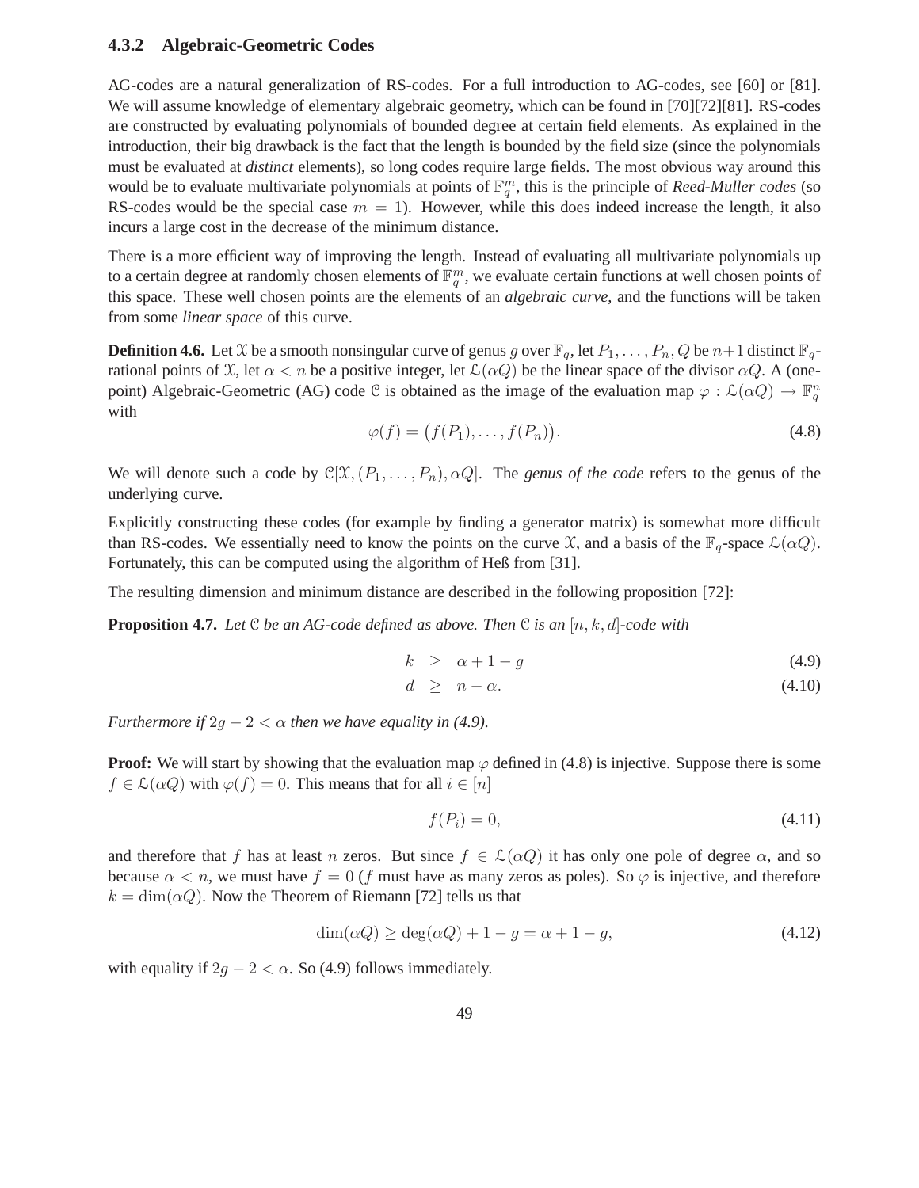### 4.3.2 Algebraic-Geometric Codes

AG-codes are a natural generalization of RS-codes. For a full introduction to AG-codes, see [60] or [81]. We will assume knowledge of elementary algebraic geometry, which can be found in [70][72][81]. RS-codes are constructed by evaluating polynomials of bounded degree at certain field elements. As explained in the introduction, their big drawback is the fact that the length is bounded by the field size (since the polynomials must be evaluated at *distinct* elements), so long codes require large fields. The most obvious way around this would be to evaluate multivariate polynomials at points of $\mathbb{F}_q^m$, this is the principle of ***Reed-Muller codes*** (so RS-codes would be the special case $m = 1$). However, while this does indeed increase the length, it also incurs a large cost in the decrease of the minimum distance.

There is a more efficient way of improving the length. Instead of evaluating all multivariate polynomials up to a certain degree at randomly chosen elements of $\mathbb{F}_q^m$, we evaluate certain functions at well chosen points of this space. These well chosen points are the elements of an *algebraic curve*, and the functions will be taken from some *linear space* of this curve.

**Definition 4.6.** Let $\mathcal{X}$ be a smooth nonsingular curve of genus $g$ over $\mathbb{F}_q$, let $P_1, \ldots, P_n, Q$ be $n+1$ distinct $\mathbb{F}_q$-rational points of $\mathcal{X}$, let $\alpha < n$ be a positive integer, let $\mathcal{L}(\alpha Q)$ be the linear space of the divisor $\alpha Q$. A (one-point) Algebraic-Geometric (AG) code $\mathcal{C}$ is obtained as the image of the evaluation map $\varphi : \mathcal{L}(\alpha Q) \to \mathbb{F}_q^n$ with

$$\varphi(f) = \big(f(P_1), \ldots, f(P_n)\big). \tag{4.8}$$

We will denote such a code by $\mathcal{C}[\mathcal{X}, (P_1, \ldots, P_n), \alpha Q]$. The *genus of the code* refers to the genus of the underlying curve.

Explicitly constructing these codes (for example by finding a generator matrix) is somewhat more difficult than RS-codes. We essentially need to know the points on the curve $\mathcal{X}$, and a basis of the $\mathbb{F}_q$-space $\mathcal{L}(\alpha Q)$. Fortunately, this can be computed using the algorithm of Heß from [31].

The resulting dimension and minimum distance are described in the following proposition [72]:

**Proposition 4.7.** *Let $\mathcal{C}$ be an AG-code defined as above. Then $\mathcal{C}$ is an $[n, k, d]$-code with*

$$k \;\geq\; \alpha + 1 - g \tag{4.9}$$

$$d \;\geq\; n - \alpha. \tag{4.10}$$

*Furthermore if $2g - 2 < \alpha$ then we have equality in (4.9).*

**Proof:** We will start by showing that the evaluation map $\varphi$ defined in (4.8) is injective. Suppose there is some $f \in \mathcal{L}(\alpha Q)$ with $\varphi(f) = 0$. This means that for all $i \in [n]$

$$f(P_i) = 0, \tag{4.11}$$

and therefore that $f$ has at least $n$ zeros. But since $f \in \mathcal{L}(\alpha Q)$ it has only one pole of degree $\alpha$, and so because $\alpha < n$, we must have $f = 0$ ($f$ must have as many zeros as poles). So $\varphi$ is injective, and therefore $k = \dim(\alpha Q)$. Now the Theorem of Riemann [72] tells us that

$$\dim(\alpha Q) \geq \deg(\alpha Q) + 1 - g = \alpha + 1 - g, \tag{4.12}$$

with equality if $2g - 2 < \alpha$. So (4.9) follows immediately.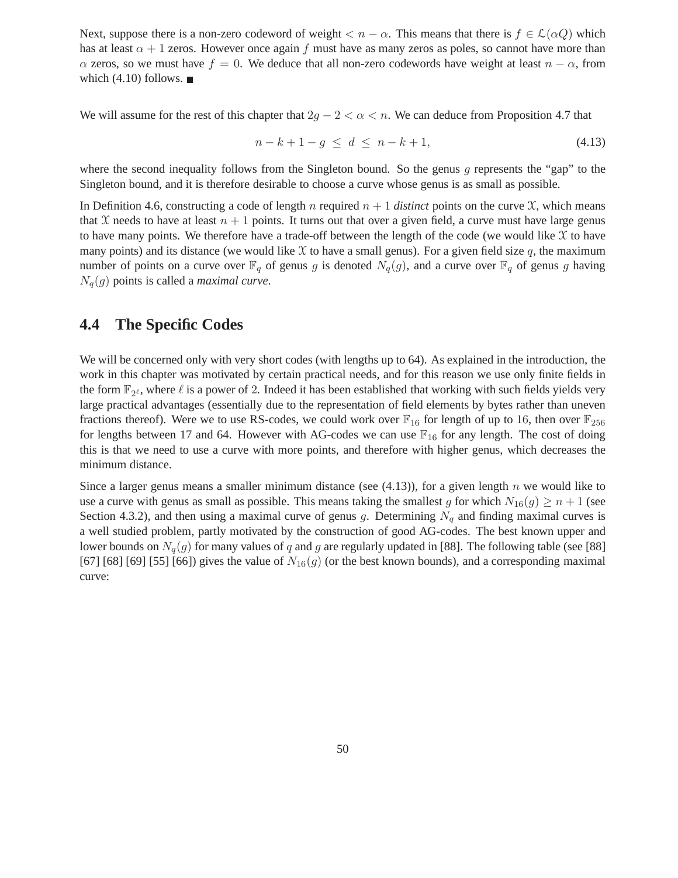Next, suppose there is a non-zero codeword of weight $< n - \alpha$. This means that there is $f \in \mathcal{L}(\alpha Q)$ which has at least $\alpha + 1$ zeros. However once again $f$ must have as many zeros as poles, so cannot have more than $\alpha$ zeros, so we must have $f = 0$. We deduce that all non-zero codewords have weight at least $n - \alpha$, from which (4.10) follows. ■

We will assume for the rest of this chapter that $2g - 2 < \alpha < n$. We can deduce from Proposition 4.7 that

$$n - k + 1 - g \ \leq \ d \ \leq \ n - k + 1, \tag{4.13}$$

where the second inequality follows from the Singleton bound. So the genus $g$ represents the "gap" to the Singleton bound, and it is therefore desirable to choose a curve whose genus is as small as possible.

In Definition 4.6, constructing a code of length $n$ required $n + 1$ *distinct* points on the curve $\mathcal{X}$, which means that $\mathcal{X}$ needs to have at least $n + 1$ points. It turns out that over a given field, a curve must have large genus to have many points. We therefore have a trade-off between the length of the code (we would like $\mathcal{X}$ to have many points) and its distance (we would like $\mathcal{X}$ to have a small genus). For a given field size $q$, the maximum number of points on a curve over $\mathbb{F}_q$ of genus $g$ is denoted $N_q(g)$, and a curve over $\mathbb{F}_q$ of genus $g$ having $N_q(g)$ points is called a *maximal curve*.

## 4.4 The Specific Codes

We will be concerned only with very short codes (with lengths up to 64). As explained in the introduction, the work in this chapter was motivated by certain practical needs, and for this reason we use only finite fields in the form $\mathbb{F}_{2^\ell}$, where $\ell$ is a power of 2. Indeed it has been established that working with such fields yields very large practical advantages (essentially due to the representation of field elements by bytes rather than uneven fractions thereof). Were we to use RS-codes, we could work over $\mathbb{F}_{16}$ for length of up to 16, then over $\mathbb{F}_{256}$ for lengths between 17 and 64. However with AG-codes we can use $\mathbb{F}_{16}$ for any length. The cost of doing this is that we need to use a curve with more points, and therefore with higher genus, which decreases the minimum distance.

Since a larger genus means a smaller minimum distance (see (4.13)), for a given length $n$ we would like to use a curve with genus as small as possible. This means taking the smallest $g$ for which $N_{16}(g) \geq n + 1$ (see Section 4.3.2), and then using a maximal curve of genus $g$. Determining $N_q$ and finding maximal curves is a well studied problem, partly motivated by the construction of good AG-codes. The best known upper and lower bounds on $N_q(g)$ for many values of $q$ and $g$ are regularly updated in [88]. The following table (see [88] [67] [68] [69] [55] [66]) gives the value of $N_{16}(g)$ (or the best known bounds), and a corresponding maximal curve: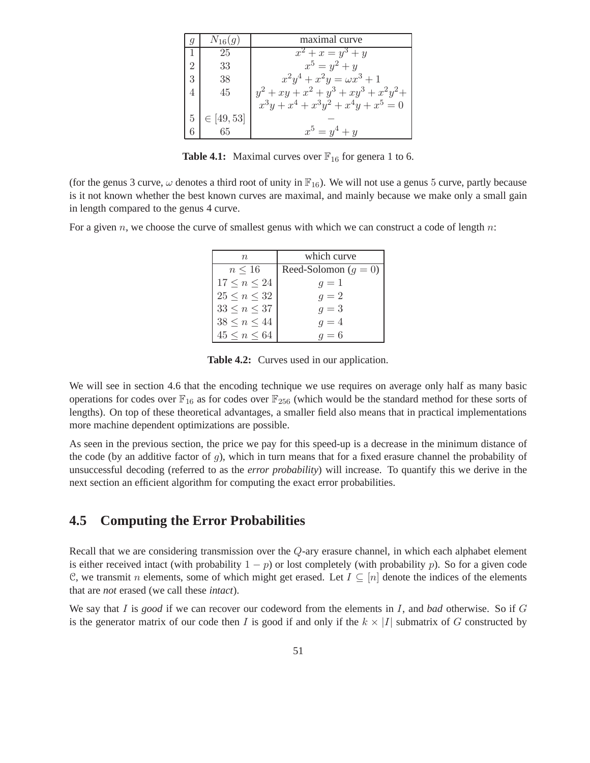| $g$ | $N_{16}(g)$ | maximal curve |
|---|---|---|
| 1 | 25 | $x^2 + x = y^3 + y$ |
| 2 | 33 | $x^5 = y^2 + y$ |
| 3 | 38 | $x^2y^4 + x^2y = \omega x^3 + 1$ |
| 4 | 45 | $y^2 + xy + x^2 + y^3 + xy^3 + x^2y^2 + x^3y + x^4 + x^3y^2 + x^4y + x^5 = 0$ |
| 5 | $\in [49, 53]$ | $-$ |
| 6 | 65 | $x^5 = y^4 + y$ |

**Table 4.1:** Maximal curves over $\mathbb{F}_{16}$ for genera 1 to 6.

(for the genus 3 curve, $\omega$ denotes a third root of unity in $\mathbb{F}_{16}$). We will not use a genus 5 curve, partly because is it not known whether the best known curves are maximal, and mainly because we make only a small gain in length compared to the genus 4 curve.

For a given $n$, we choose the curve of smallest genus with which we can construct a code of length $n$:

| $n$ | which curve |
|---|---|
| $n \leq 16$ | Reed-Solomon ($g = 0$) |
| $17 \leq n \leq 24$ | $g = 1$ |
| $25 \leq n \leq 32$ | $g = 2$ |
| $33 \leq n \leq 37$ | $g = 3$ |
| $38 \leq n \leq 44$ | $g = 4$ |
| $45 \leq n \leq 64$ | $g = 6$ |

**Table 4.2:** Curves used in our application.

We will see in section 4.6 that the encoding technique we use requires on average only half as many basic operations for codes over $\mathbb{F}_{16}$ as for codes over $\mathbb{F}_{256}$ (which would be the standard method for these sorts of lengths). On top of these theoretical advantages, a smaller field also means that in practical implementations more machine dependent optimizations are possible.

As seen in the previous section, the price we pay for this speed-up is a decrease in the minimum distance of the code (by an additive factor of $g$), which in turn means that for a fixed erasure channel the probability of unsuccessful decoding (referred to as the *error probability*) will increase. To quantify this we derive in the next section an efficient algorithm for computing the exact error probabilities.

## 4.5 Computing the Error Probabilities

Recall that we are considering transmission over the $Q$-ary erasure channel, in which each alphabet element is either received intact (with probability $1 - p$) or lost completely (with probability $p$). So for a given code $\mathcal{C}$, we transmit $n$ elements, some of which might get erased. Let $I \subseteq [n]$ denote the indices of the elements that are *not* erased (we call these *intact*).

We say that $I$ is *good* if we can recover our codeword from the elements in $I$, and *bad* otherwise. So if $G$ is the generator matrix of our code then $I$ is good if and only if the $k \times |I|$ submatrix of $G$ constructed by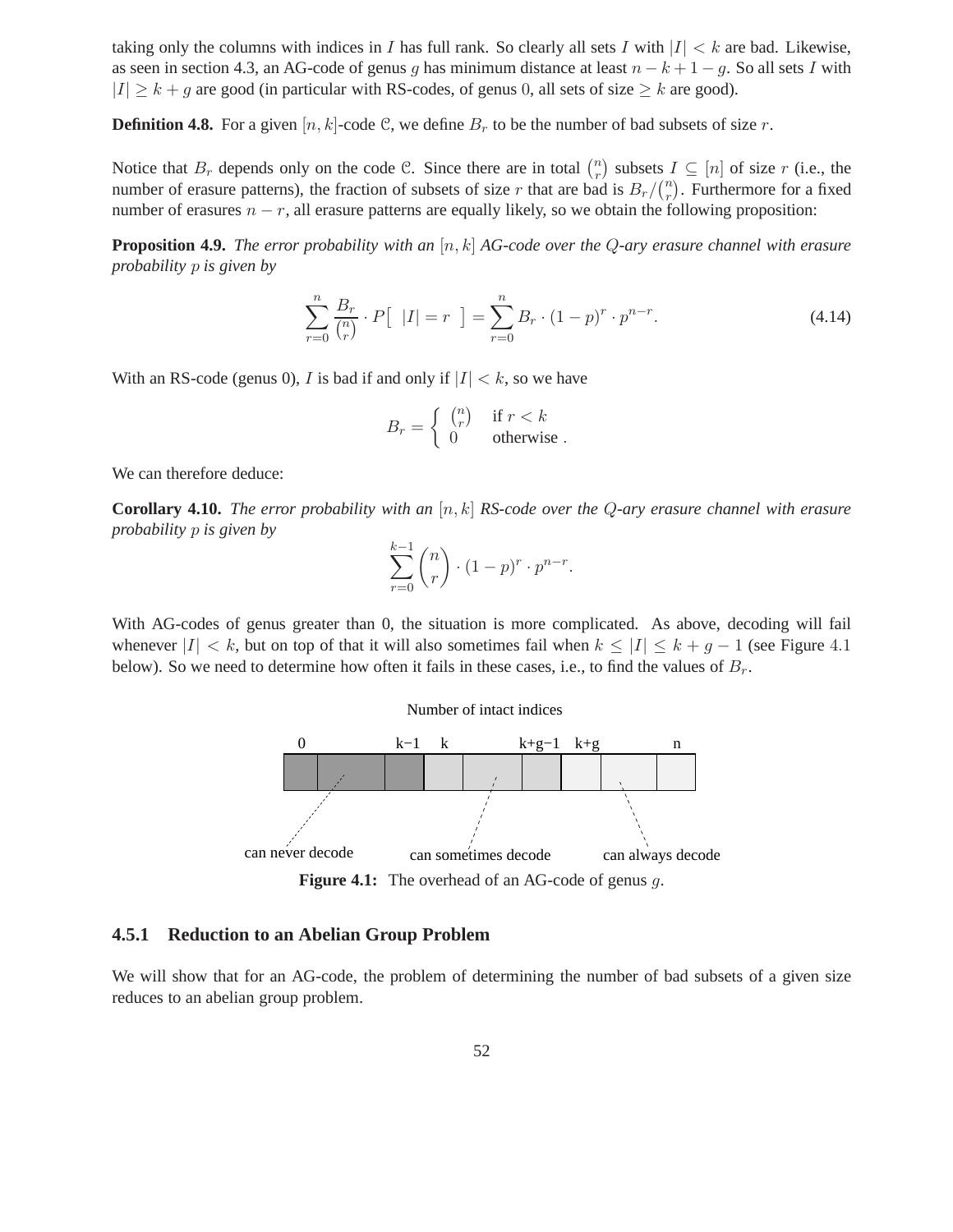taking only the columns with indices in $I$ has full rank. So clearly all sets $I$ with $|I| < k$ are bad. Likewise, as seen in section 4.3, an AG-code of genus $g$ has minimum distance at least $n - k + 1 - g$. So all sets $I$ with $|I| \geq k + g$ are good (in particular with RS-codes, of genus 0, all sets of size $\geq k$ are good).

**Definition 4.8.** For a given $[n, k]$-code $\mathcal{C}$, we define $B_r$ to be the number of bad subsets of size $r$.

Notice that $B_r$ depends only on the code $\mathcal{C}$. Since there are in total $\binom{n}{r}$ subsets $I \subseteq [n]$ of size $r$ (i.e., the number of erasure patterns), the fraction of subsets of size $r$ that are bad is $B_r / \binom{n}{r}$. Furthermore for a fixed number of erasures $n - r$, all erasure patterns are equally likely, so we obtain the following proposition:

**Proposition 4.9.** *The error probability with an $[n, k]$ AG-code over the $Q$-ary erasure channel with erasure probability $p$ is given by*

$$\sum_{r=0}^{n} \frac{B_r}{\binom{n}{r}} \cdot P\left[\ |I| = r\ \ \right] = \sum_{r=0}^{n} B_r \cdot (1-p)^r \cdot p^{n-r}. \tag{4.14}$$

With an RS-code (genus 0), $I$ is bad if and only if $|I| < k$, so we have

$$B_r = \begin{cases} \binom{n}{r} & \text{if } r < k \\ 0 & \text{otherwise .} \end{cases}$$

We can therefore deduce:

**Corollary 4.10.** *The error probability with an $[n, k]$ RS-code over the $Q$-ary erasure channel with erasure probability $p$ is given by*

$$\sum_{r=0}^{k-1} \binom{n}{r} \cdot (1-p)^r \cdot p^{n-r}.$$

With AG-codes of genus greater than 0, the situation is more complicated. As above, decoding will fail whenever $|I| < k$, but on top of that it will also sometimes fail when $k \leq |I| \leq k + g - 1$ (see Figure 4.1 below). So we need to determine how often it fails in these cases, i.e., to find the values of $B_r$.

Number of intact indices

| 0 … k−1 | k … k+g−1 | k+g … n |
|---|---|---|
| can never decode | can sometimes decode | can always decode |

**Figure 4.1:** The overhead of an AG-code of genus $g$.

### 4.5.1 Reduction to an Abelian Group Problem

We will show that for an AG-code, the problem of determining the number of bad subsets of a given size reduces to an abelian group problem.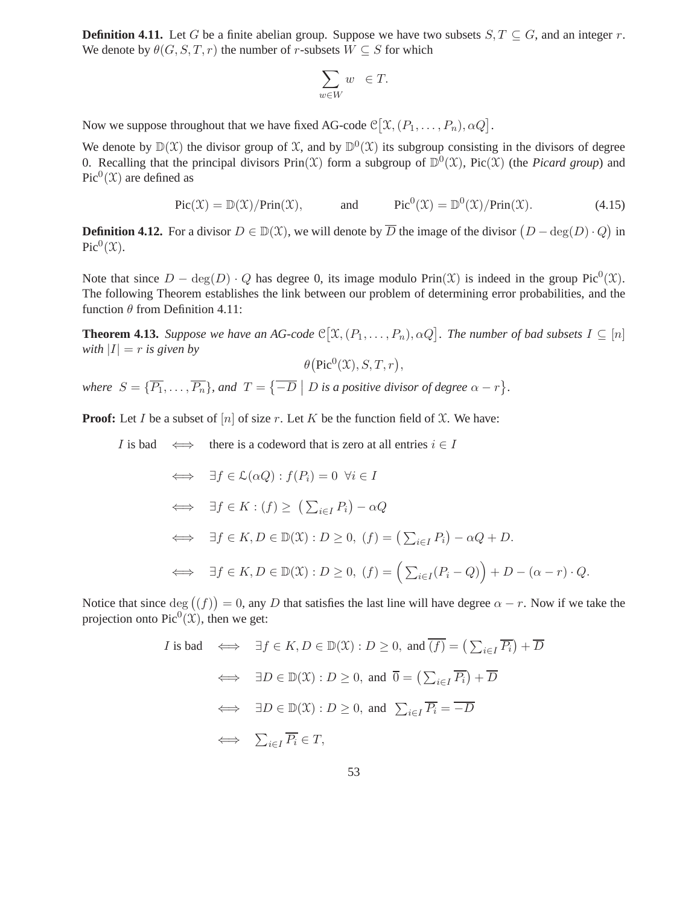**Definition 4.11.** Let $G$ be a finite abelian group. Suppose we have two subsets $S, T \subseteq G$, and an integer $r$. We denote by $\theta(G, S, T, r)$ the number of $r$-subsets $W \subseteq S$ for which

$$\sum_{w \in W} w \quad \in T.$$

Now we suppose throughout that we have fixed AG-code $\mathcal{C}\big[\mathcal{X}, (P_1, \ldots, P_n), \alpha Q\big]$.

We denote by $\mathbb{D}(\mathcal{X})$ the divisor group of $\mathcal{X}$, and by $\mathbb{D}^0(\mathcal{X})$ its subgroup consisting in the divisors of degree 0. Recalling that the principal divisors $\mathrm{Prin}(\mathcal{X})$ form a subgroup of $\mathbb{D}^0(\mathcal{X})$, $\mathrm{Pic}(\mathcal{X})$ (the *Picard group*) and $\mathrm{Pic}^0(\mathcal{X})$ are defined as

$$\mathrm{Pic}(\mathcal{X}) = \mathbb{D}(\mathcal{X})/\mathrm{Prin}(\mathcal{X}), \qquad \text{and} \qquad \mathrm{Pic}^0(\mathcal{X}) = \mathbb{D}^0(\mathcal{X})/\mathrm{Prin}(\mathcal{X}). \tag{4.15}$$

**Definition 4.12.** For a divisor $D \in \mathbb{D}(\mathcal{X})$, we will denote by $\overline{D}$ the image of the divisor $\big(D - \deg(D) \cdot Q\big)$ in $\mathrm{Pic}^0(\mathcal{X})$.

Note that since $D - \deg(D) \cdot Q$ has degree 0, its image modulo $\mathrm{Prin}(\mathcal{X})$ is indeed in the group $\mathrm{Pic}^0(\mathcal{X})$. The following Theorem establishes the link between our problem of determining error probabilities, and the function $\theta$ from Definition 4.11:

**Theorem 4.13.** *Suppose we have an AG-code $\mathcal{C}\big[\mathcal{X}, (P_1, \ldots, P_n), \alpha Q\big]$. The number of bad subsets $I \subseteq [n]$ with $|I| = r$ is given by*

$$\theta\big(\mathrm{Pic}^0(\mathcal{X}), S, T, r\big),$$

*where $S = \{\overline{P_1}, \ldots, \overline{P_n}\}$, and $T = \big\{\overline{-D} \;\big|\; D \text{ is a positive divisor of degree } \alpha - r\big\}$.*

**Proof:** Let $I$ be a subset of $[n]$ of size $r$. Let $K$ be the function field of $\mathcal{X}$. We have:

$$
\begin{aligned}
I \text{ is bad} \quad &\iff \quad \text{there is a codeword that is zero at all entries } i \in I \\
&\iff \quad \exists f \in \mathcal{L}(\alpha Q) : f(P_i) = 0 \;\; \forall i \in I \\
&\iff \quad \exists f \in K : (f) \geq \big(\textstyle\sum_{i \in I} P_i\big) - \alpha Q \\
&\iff \quad \exists f \in K, D \in \mathbb{D}(\mathcal{X}) : D \geq 0, \; (f) = \big(\textstyle\sum_{i \in I} P_i\big) - \alpha Q + D. \\
&\iff \quad \exists f \in K, D \in \mathbb{D}(\mathcal{X}) : D \geq 0, \; (f) = \Big(\textstyle\sum_{i \in I} (P_i - Q)\Big) + D - (\alpha - r) \cdot Q.
\end{aligned}
$$

Notice that since $\deg\big((f)\big) = 0$, any $D$ that satisfies the last line will have degree $\alpha - r$. Now if we take the projection onto $\mathrm{Pic}^0(\mathcal{X})$, then we get:

$$
\begin{aligned}
I \text{ is bad} \quad &\iff \quad \exists f \in K, D \in \mathbb{D}(\mathcal{X}) : D \geq 0, \text{ and } \overline{(f)} = \big(\textstyle\sum_{i \in I} \overline{P_i}\big) + \overline{D} \\
&\iff \quad \exists D \in \mathbb{D}(\mathcal{X}) : D \geq 0, \text{ and } \overline{0} = \big(\textstyle\sum_{i \in I} \overline{P_i}\big) + \overline{D} \\
&\iff \quad \exists D \in \mathbb{D}(\mathcal{X}) : D \geq 0, \text{ and } \textstyle\sum_{i \in I} \overline{P_i} = \overline{-D} \\
&\iff \quad \textstyle\sum_{i \in I} \overline{P_i} \in T,
\end{aligned}
$$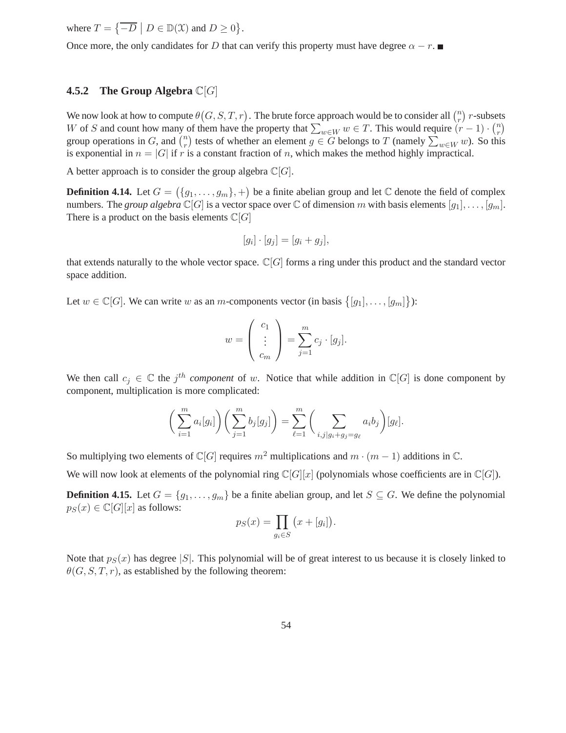where $T = \{\overline{-D} \mid D \in \mathbb{D}(\mathcal{X}) \text{ and } D \geq 0\}$.

Once more, the only candidates for $D$ that can verify this property must have degree $\alpha - r$. ■

### 4.5.2 The Group Algebra $\mathbb{C}[G]$

We now look at how to compute $\theta(G, S, T, r)$. The brute force approach would be to consider all $\binom{n}{r}$ $r$-subsets $W$ of $S$ and count how many of them have the property that $\sum_{w \in W} w \in T$. This would require $(r-1) \cdot \binom{n}{r}$ group operations in $G$, and $\binom{n}{r}$ tests of whether an element $g \in G$ belongs to $T$ (namely $\sum_{w \in W} w$). So this is exponential in $n = |G|$ if $r$ is a constant fraction of $n$, which makes the method highly impractical.

A better approach is to consider the group algebra $\mathbb{C}[G]$.

**Definition 4.14.** Let $G = (\{g_1, \ldots, g_m\}, +)$ be a finite abelian group and let $\mathbb{C}$ denote the field of complex numbers. The *group algebra* $\mathbb{C}[G]$ is a vector space over $\mathbb{C}$ of dimension $m$ with basis elements $[g_1], \ldots, [g_m]$. There is a product on the basis elements $\mathbb{C}[G]$

$$[g_i] \cdot [g_j] = [g_i + g_j],$$

that extends naturally to the whole vector space. $\mathbb{C}[G]$ forms a ring under this product and the standard vector space addition.

Let $w \in \mathbb{C}[G]$. We can write $w$ as an $m$-components vector (in basis $\{[g_1], \ldots, [g_m]\}$):

$$w = \begin{pmatrix} c_1 \\ \vdots \\ c_m \end{pmatrix} = \sum_{j=1}^{m} c_j \cdot [g_j].$$

We then call $c_j \in \mathbb{C}$ the $j^{th}$ *component* of $w$. Notice that while addition in $\mathbb{C}[G]$ is done component by component, multiplication is more complicated:

$$\left(\sum_{i=1}^{m} a_i[g_i]\right)\left(\sum_{j=1}^{m} b_j[g_j]\right) = \sum_{\ell=1}^{m}\left(\sum_{i,j|g_i+g_j=g_\ell} a_i b_j\right)[g_\ell].$$

So multiplying two elements of $\mathbb{C}[G]$ requires $m^2$ multiplications and $m \cdot (m-1)$ additions in $\mathbb{C}$.

We will now look at elements of the polynomial ring $\mathbb{C}[G][x]$ (polynomials whose coefficients are in $\mathbb{C}[G]$).

**Definition 4.15.** Let $G = \{g_1, \ldots, g_m\}$ be a finite abelian group, and let $S \subseteq G$. We define the polynomial $p_S(x) \in \mathbb{C}[G][x]$ as follows:

$$p_S(x) = \prod_{g_i \in S} \left(x + [g_i]\right).$$

Note that $p_S(x)$ has degree $|S|$. This polynomial will be of great interest to us because it is closely linked to $\theta(G, S, T, r)$, as established by the following theorem: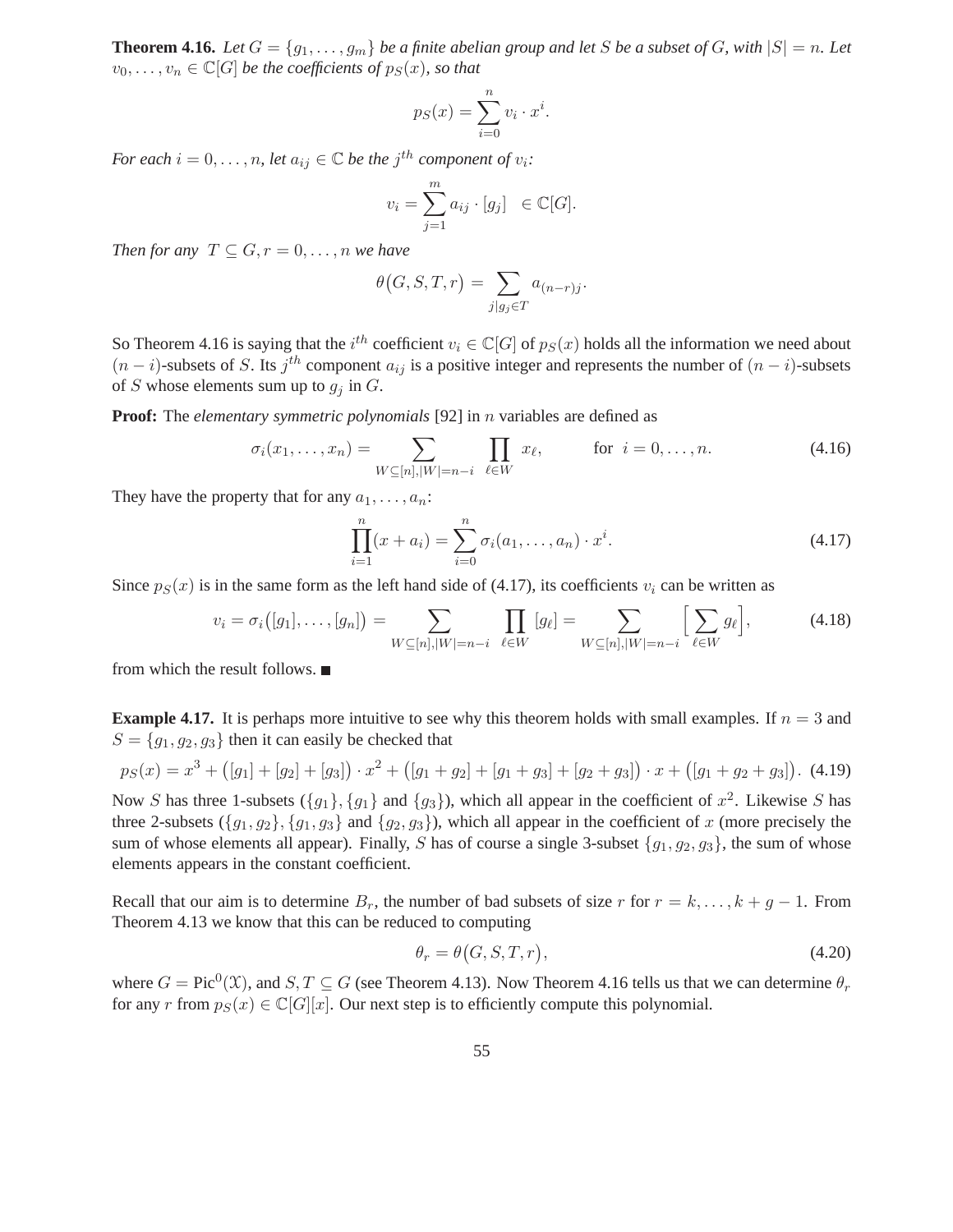**Theorem 4.16.** *Let $G = \{g_1, \dots, g_m\}$ be a finite abelian group and let $S$ be a subset of $G$, with $|S| = n$. Let $v_0, \dots, v_n \in \mathbb{C}[G]$ be the coefficients of $p_S(x)$, so that*

$$p_S(x) = \sum_{i=0}^{n} v_i \cdot x^i.$$

*For each $i = 0, \dots, n$, let $a_{ij} \in \mathbb{C}$ be the $j^{th}$ component of $v_i$:*

$$v_i = \sum_{j=1}^{m} a_{ij} \cdot [g_j] \quad \in \mathbb{C}[G].$$

*Then for any $T \subseteq G, r = 0, \dots, n$ we have*

$$\theta\big(G, S, T, r\big) = \sum_{j | g_j \in T} a_{(n-r)j}.$$

So Theorem 4.16 is saying that the $i^{th}$ coefficient $v_i \in \mathbb{C}[G]$ of $p_S(x)$ holds all the information we need about $(n-i)$-subsets of $S$. Its $j^{th}$ component $a_{ij}$ is a positive integer and represents the number of $(n-i)$-subsets of $S$ whose elements sum up to $g_j$ in $G$.

**Proof:** The *elementary symmetric polynomials* [92] in $n$ variables are defined as

$$\sigma_i(x_1, \dots, x_n) = \sum_{W \subseteq [n], |W| = n-i} \; \prod_{\ell \in W} x_\ell, \qquad \text{for } \; i = 0, \dots, n. \tag{4.16}$$

They have the property that for any $a_1, \dots, a_n$:

$$\prod_{i=1}^{n} (x + a_i) = \sum_{i=0}^{n} \sigma_i(a_1, \dots, a_n) \cdot x^i. \tag{4.17}$$

Since $p_S(x)$ is in the same form as the left hand side of (4.17), its coefficients $v_i$ can be written as

$$v_i = \sigma_i\big([g_1], \dots, [g_n]\big) = \sum_{W \subseteq [n], |W| = n-i} \; \prod_{\ell \in W} [g_\ell] = \sum_{W \subseteq [n], |W| = n-i} \Big[ \sum_{\ell \in W} g_\ell \Big], \tag{4.18}$$

from which the result follows. ■

**Example 4.17.** It is perhaps more intuitive to see why this theorem holds with small examples. If $n = 3$ and $S = \{g_1, g_2, g_3\}$ then it can easily be checked that

$$p_S(x) = x^3 + \big([g_1] + [g_2] + [g_3]\big) \cdot x^2 + \big([g_1 + g_2] + [g_1 + g_3] + [g_2 + g_3]\big) \cdot x + \big([g_1 + g_2 + g_3]\big). \tag{4.19}$$

Now $S$ has three 1-subsets ($\{g_1\}, \{g_1\}$ and $\{g_3\}$), which all appear in the coefficient of $x^2$. Likewise $S$ has three 2-subsets ($\{g_1, g_2\}, \{g_1, g_3\}$ and $\{g_2, g_3\}$), which all appear in the coefficient of $x$ (more precisely the sum of whose elements all appear). Finally, $S$ has of course a single 3-subset $\{g_1, g_2, g_3\}$, the sum of whose elements appears in the constant coefficient.

Recall that our aim is to determine $B_r$, the number of bad subsets of size $r$ for $r = k, \dots, k+g-1$. From Theorem 4.13 we know that this can be reduced to computing

$$\theta_r = \theta\big(G, S, T, r\big), \tag{4.20}$$

where $G = \mathrm{Pic}^0(\mathcal{X})$, and $S, T \subseteq G$ (see Theorem 4.13). Now Theorem 4.16 tells us that we can determine $\theta_r$ for any $r$ from $p_S(x) \in \mathbb{C}[G][x]$. Our next step is to efficiently compute this polynomial.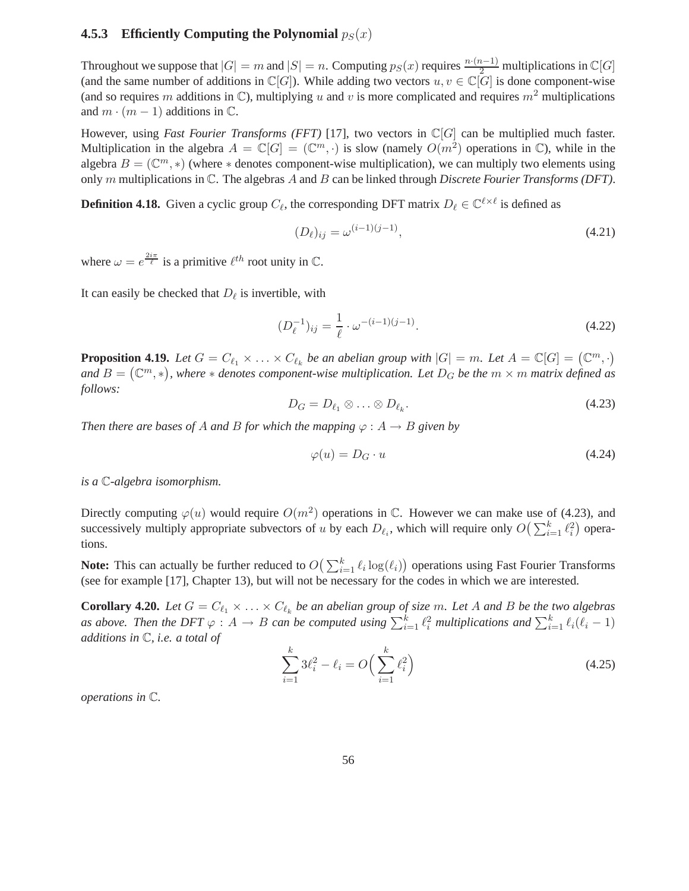### 4.5.3 Efficiently Computing the Polynomial $p_S(x)$

Throughout we suppose that $|G| = m$ and $|S| = n$. Computing $p_S(x)$ requires $\frac{n \cdot (n-1)}{2}$ multiplications in $\mathbb{C}[G]$ (and the same number of additions in $\mathbb{C}[G]$). While adding two vectors $u, v \in \mathbb{C}[G]$ is done component-wise (and so requires $m$ additions in $\mathbb{C}$), multiplying $u$ and $v$ is more complicated and requires $m^2$ multiplications and $m \cdot (m-1)$ additions in $\mathbb{C}$.

However, using *Fast Fourier Transforms (FFT)* [17], two vectors in $\mathbb{C}[G]$ can be multiplied much faster. Multiplication in the algebra $A = \mathbb{C}[G] = (\mathbb{C}^m, \cdot)$ is slow (namely $O(m^2)$ operations in $\mathbb{C}$), while in the algebra $B = (\mathbb{C}^m, *)$ (where $*$ denotes component-wise multiplication), we can multiply two elements using only $m$ multiplications in $\mathbb{C}$. The algebras $A$ and $B$ can be linked through *Discrete Fourier Transforms (DFT)*.

**Definition 4.18.** Given a cyclic group $C_\ell$, the corresponding DFT matrix $D_\ell \in \mathbb{C}^{\ell \times \ell}$ is defined as

$$(D_\ell)_{ij} = \omega^{(i-1)(j-1)}, \tag{4.21}$$

where $\omega = e^{\frac{2i\pi}{\ell}}$ is a primitive $\ell^{th}$ root unity in $\mathbb{C}$.

It can easily be checked that $D_\ell$ is invertible, with

$$(D_\ell^{-1})_{ij} = \frac{1}{\ell} \cdot \omega^{-(i-1)(j-1)}. \tag{4.22}$$

**Proposition 4.19.** *Let $G = C_{\ell_1} \times \ldots \times C_{\ell_k}$ be an abelian group with $|G| = m$. Let $A = \mathbb{C}[G] = \left(\mathbb{C}^m, \cdot\right)$ and $B = \left(\mathbb{C}^m, *\right)$, where $*$ denotes component-wise multiplication. Let $D_G$ be the $m \times m$ matrix defined as follows:*

$$D_G = D_{\ell_1} \otimes \ldots \otimes D_{\ell_k}. \tag{4.23}$$

*Then there are bases of $A$ and $B$ for which the mapping $\varphi : A \to B$ given by*

$$\varphi(u) = D_G \cdot u \tag{4.24}$$

*is a $\mathbb{C}$-algebra isomorphism.*

Directly computing $\varphi(u)$ would require $O(m^2)$ operations in $\mathbb{C}$. However we can make use of (4.23), and successively multiply appropriate subvectors of $u$ by each $D_{\ell_i}$, which will require only $O\left(\sum_{i=1}^k \ell_i^2\right)$ operations.

**Note:** This can actually be further reduced to $O\left(\sum_{i=1}^k \ell_i \log(\ell_i)\right)$ operations using Fast Fourier Transforms (see for example [17], Chapter 13), but will not be necessary for the codes in which we are interested.

**Corollary 4.20.** *Let $G = C_{\ell_1} \times \ldots \times C_{\ell_k}$ be an abelian group of size $m$. Let $A$ and $B$ be the two algebras as above. Then the DFT $\varphi : A \to B$ can be computed using $\sum_{i=1}^k \ell_i^2$ multiplications and $\sum_{i=1}^k \ell_i(\ell_i - 1)$ additions in $\mathbb{C}$, i.e. a total of*

$$\sum_{i=1}^k 3\ell_i^2 - \ell_i = O\Big(\sum_{i=1}^k \ell_i^2\Big) \tag{4.25}$$

*operations in $\mathbb{C}$.*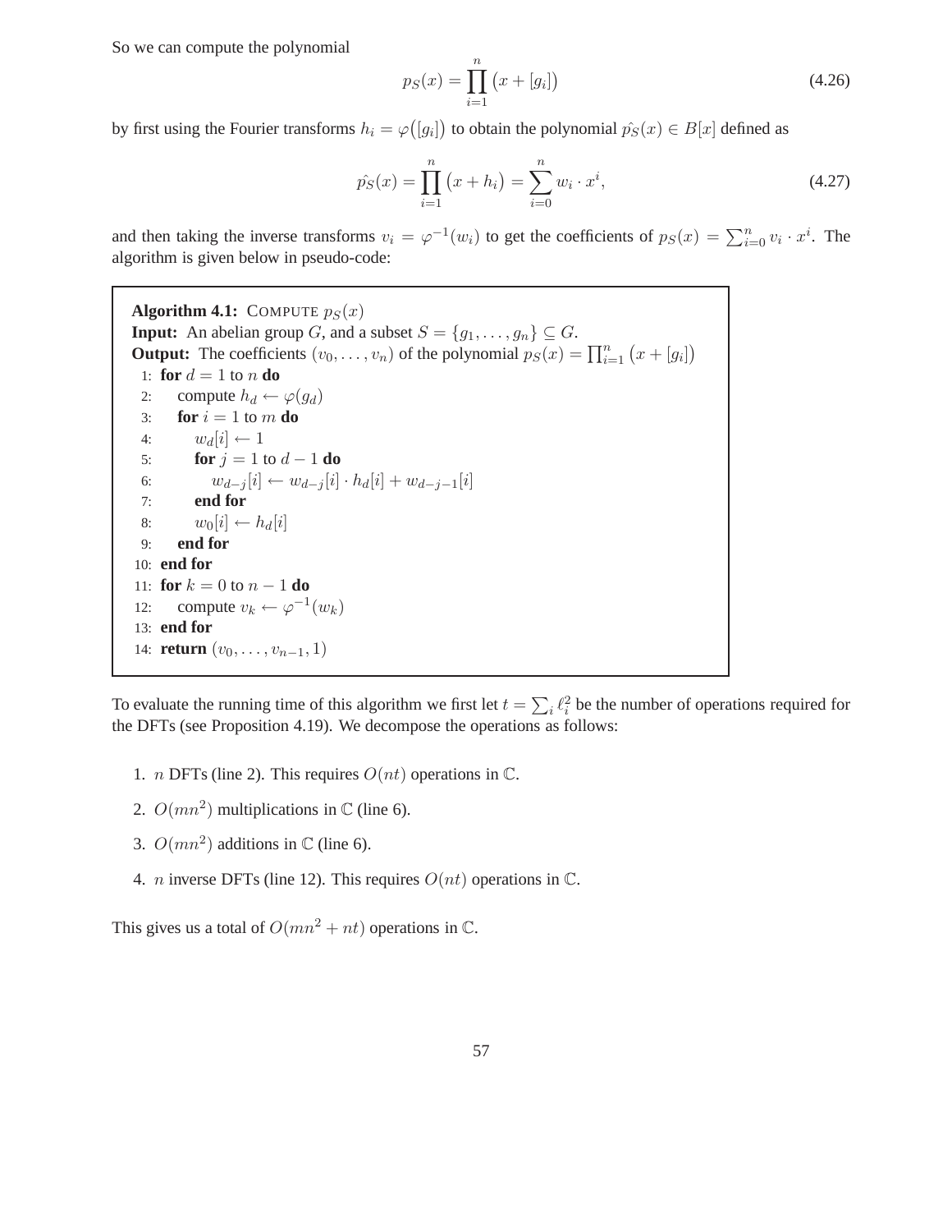So we can compute the polynomial

$$p_S(x) = \prod_{i=1}^{n} \big(x + [g_i]\big) \tag{4.26}$$

by first using the Fourier transforms $h_i = \varphi\big([g_i]\big)$ to obtain the polynomial $\hat{p_S}(x) \in B[x]$ defined as

$$\hat{p_S}(x) = \prod_{i=1}^{n} \big(x + h_i\big) = \sum_{i=0}^{n} w_i \cdot x^i, \tag{4.27}$$

and then taking the inverse transforms $v_i = \varphi^{-1}(w_i)$ to get the coefficients of $p_S(x) = \sum_{i=0}^{n} v_i \cdot x^i$. The algorithm is given below in pseudo-code:

**Algorithm 4.1:** COMPUTE $p_S(x)$
**Input:** An abelian group $G$, and a subset $S = \{g_1, \ldots, g_n\} \subseteq G$.
**Output:** The coefficients $(v_0, \ldots, v_n)$ of the polynomial $p_S(x) = \prod_{i=1}^{n} \big(x + [g_i]\big)$

```
1:  for d = 1 to n do
2:      compute h_d ← φ(g_d)
3:      for i = 1 to m do
4:          w_d[i] ← 1
5:          for j = 1 to d − 1 do
6:              w_{d−j}[i] ← w_{d−j}[i] · h_d[i] + w_{d−j−1}[i]
7:          end for
8:          w_0[i] ← h_d[i]
9:      end for
10: end for
11: for k = 0 to n − 1 do
12:     compute v_k ← φ^{−1}(w_k)
13: end for
14: return (v_0, ..., v_{n−1}, 1)
```

To evaluate the running time of this algorithm we first let $t = \sum_i \ell_i^2$ be the number of operations required for the DFTs (see Proposition 4.19). We decompose the operations as follows:

1. $n$ DFTs (line 2). This requires $O(nt)$ operations in $\mathbb{C}$.
2. $O(mn^2)$ multiplications in $\mathbb{C}$ (line 6).
3. $O(mn^2)$ additions in $\mathbb{C}$ (line 6).
4. $n$ inverse DFTs (line 12). This requires $O(nt)$ operations in $\mathbb{C}$.

This gives us a total of $O(mn^2 + nt)$ operations in $\mathbb{C}$.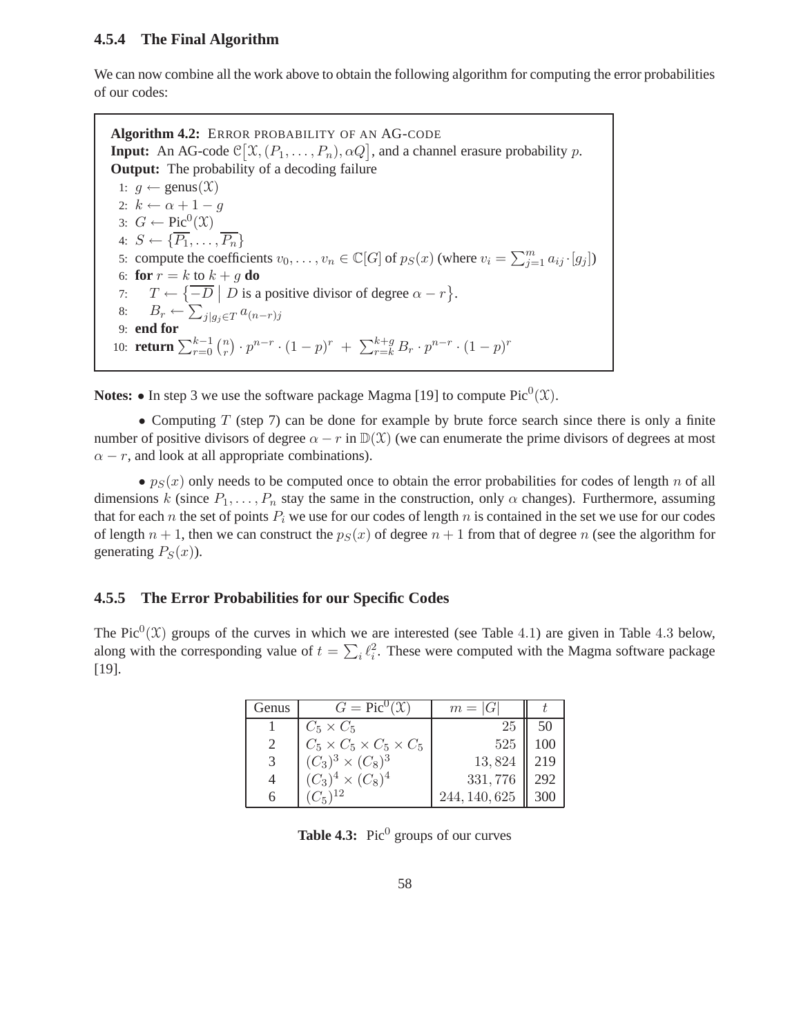### 4.5.4 The Final Algorithm

We can now combine all the work above to obtain the following algorithm for computing the error probabilities of our codes:

**Algorithm 4.2:** ERROR PROBABILITY OF AN AG-CODE
**Input:** An AG-code $\mathcal{C}\big[\mathcal{X}, (P_1, \ldots, P_n), \alpha Q\big]$, and a channel erasure probability $p$.
**Output:** The probability of a decoding failure

1: $g \leftarrow \text{genus}(\mathcal{X})$
2: $k \leftarrow \alpha + 1 - g$
3: $G \leftarrow \text{Pic}^0(\mathcal{X})$
4: $S \leftarrow \{\overline{P_1}, \ldots, \overline{P_n}\}$
5: compute the coefficients $v_0, \ldots, v_n \in \mathbb{C}[G]$ of $p_S(x)$ (where $v_i = \sum_{j=1}^{m} a_{ij} \cdot [g_j]$)
6: **for** $r = k$ to $k + g$ **do**
7: $\quad T \leftarrow \big\{\overline{-D} \;\big|\; D \text{ is a positive divisor of degree } \alpha - r\big\}$.
8: $\quad B_r \leftarrow \sum_{j | g_j \in T} a_{(n-r)j}$
9: **end for**
10: **return** $\sum_{r=0}^{k-1} \binom{n}{r} \cdot p^{n-r} \cdot (1-p)^r \;+\; \sum_{r=k}^{k+g} B_r \cdot p^{n-r} \cdot (1-p)^r$

**Notes:** • In step 3 we use the software package Magma [19] to compute $\text{Pic}^0(\mathcal{X})$.

• Computing $T$ (step 7) can be done for example by brute force search since there is only a finite number of positive divisors of degree $\alpha - r$ in $\mathbb{D}(\mathcal{X})$ (we can enumerate the prime divisors of degrees at most $\alpha - r$, and look at all appropriate combinations).

• $p_S(x)$ only needs to be computed once to obtain the error probabilities for codes of length $n$ of all dimensions $k$ (since $P_1, \ldots, P_n$ stay the same in the construction, only $\alpha$ changes). Furthermore, assuming that for each $n$ the set of points $P_i$ we use for our codes of length $n$ is contained in the set we use for our codes of length $n + 1$, then we can construct the $p_S(x)$ of degree $n + 1$ from that of degree $n$ (see the algorithm for generating $P_S(x)$).

### 4.5.5 The Error Probabilities for our Specific Codes

The $\text{Pic}^0(\mathcal{X})$ groups of the curves in which we are interested (see Table 4.1) are given in Table 4.3 below, along with the corresponding value of $t = \sum_i \ell_i^2$. These were computed with the Magma software package [19].

| Genus | $G = \text{Pic}^0(\mathcal{X})$ | $m = \|G\|$ | $t$ |
|---|---|---|---|
| 1 | $C_5 \times C_5$ | 25 | 50 |
| 2 | $C_5 \times C_5 \times C_5 \times C_5$ | 525 | 100 |
| 3 | $(C_3)^3 \times (C_8)^3$ | 13,824 | 219 |
| 4 | $(C_3)^4 \times (C_8)^4$ | 331,776 | 292 |
| 6 | $(C_5)^{12}$ | 244,140,625 | 300 |

**Table 4.3:** $\text{Pic}^0$ groups of our curves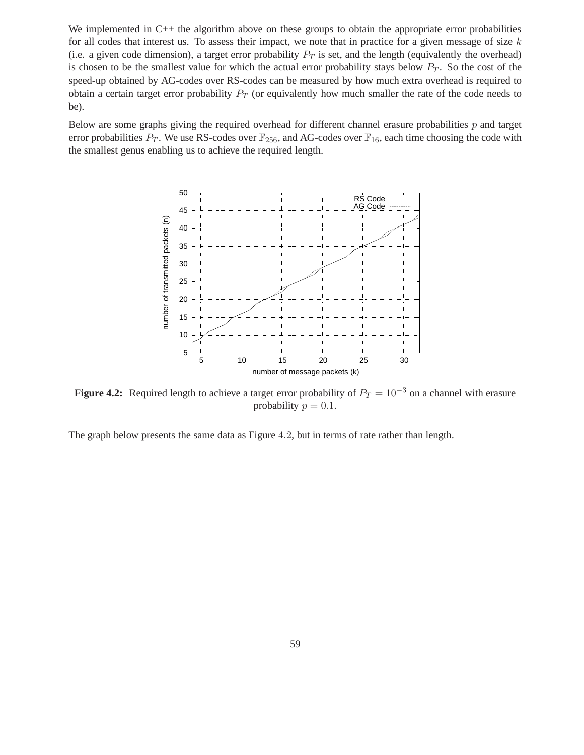We implemented in C++ the algorithm above on these groups to obtain the appropriate error probabilities for all codes that interest us. To assess their impact, we note that in practice for a given message of size $k$ (i.e. a given code dimension), a target error probability $P_T$ is set, and the length (equivalently the overhead) is chosen to be the smallest value for which the actual error probability stays below $P_T$. So the cost of the speed-up obtained by AG-codes over RS-codes can be measured by how much extra overhead is required to obtain a certain target error probability $P_T$ (or equivalently how much smaller the rate of the code needs to be).

Below are some graphs giving the required overhead for different channel erasure probabilities $p$ and target error probabilities $P_T$. We use RS-codes over $\mathbb{F}_{256}$, and AG-codes over $\mathbb{F}_{16}$, each time choosing the code with the smallest genus enabling us to achieve the required length.

**Figure 4.2:** Required length to achieve a target error probability of $P_T = 10^{-3}$ on a channel with erasure probability $p = 0.1$.

The graph below presents the same data as Figure 4.2, but in terms of rate rather than length.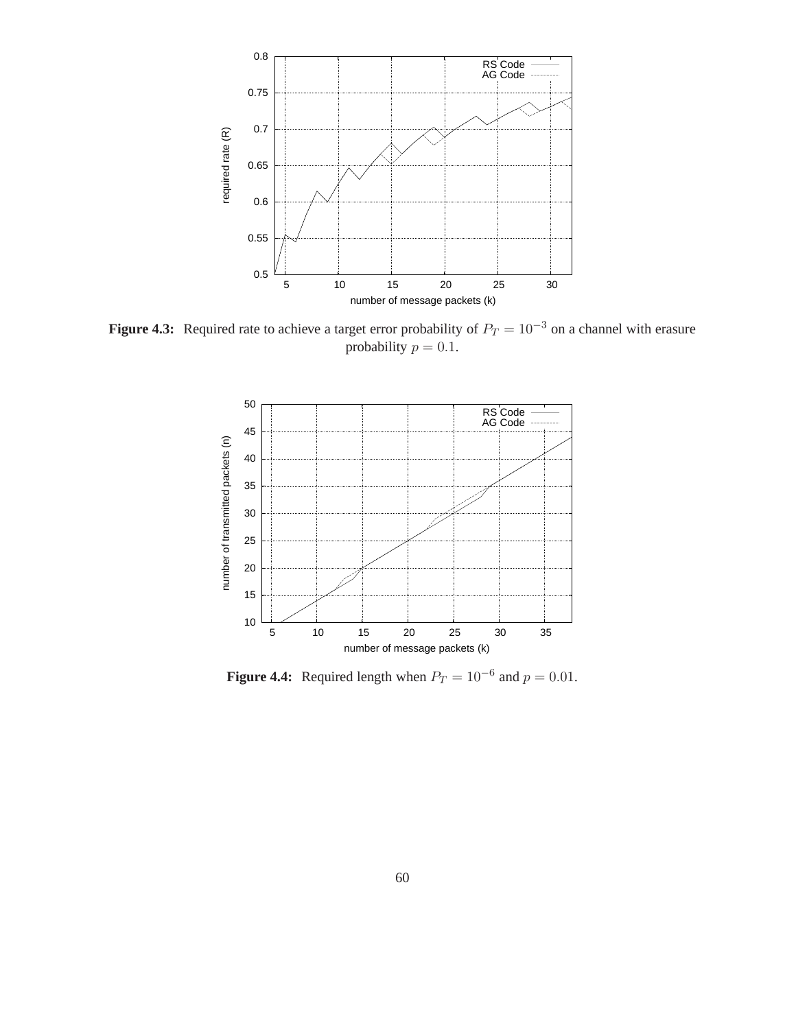**Figure 4.3:** Required rate to achieve a target error probability of $P_T = 10^{-3}$ on a channel with erasure probability $p = 0.1$.

**Figure 4.4:** Required length when $P_T = 10^{-6}$ and $p = 0.01$.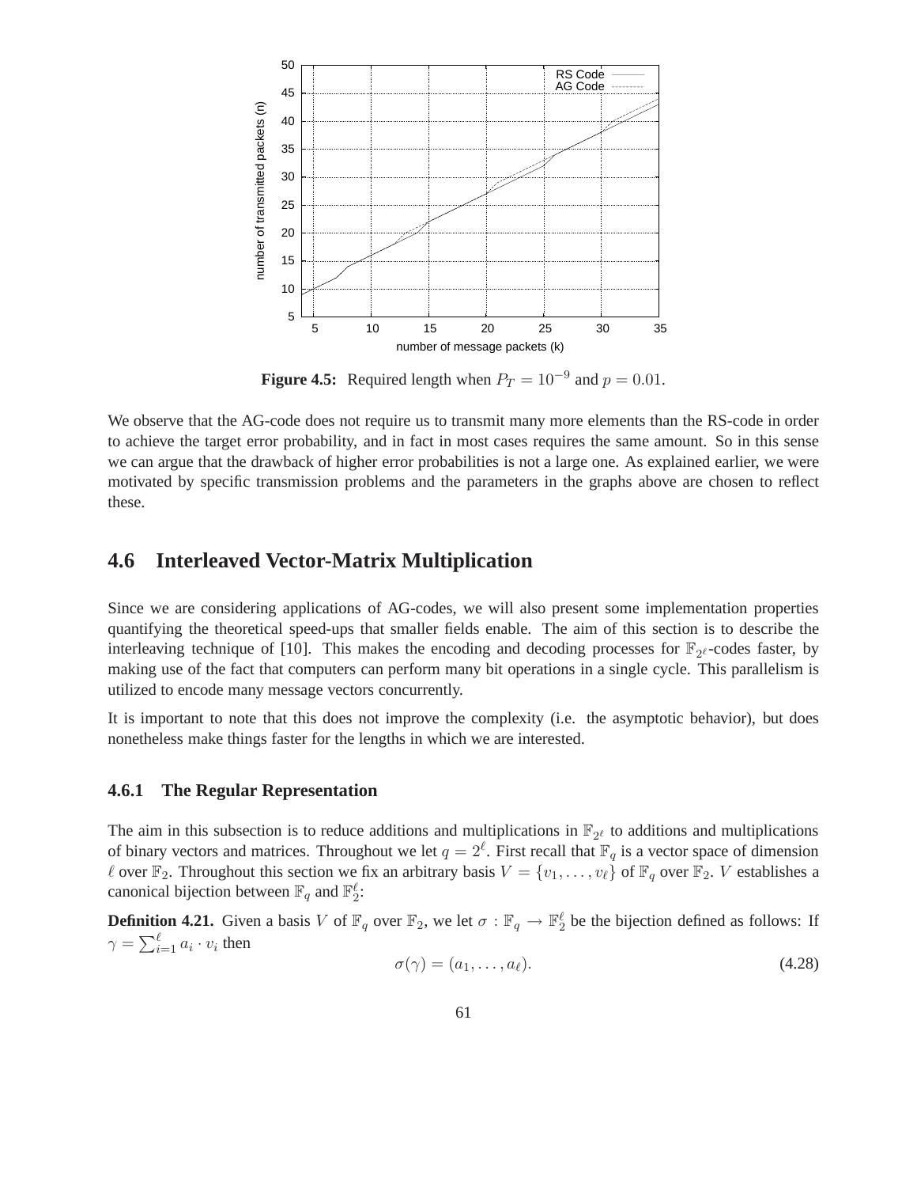**Figure 4.5:** Required length when $P_T = 10^{-9}$ and $p = 0.01$.

We observe that the AG-code does not require us to transmit many more elements than the RS-code in order to achieve the target error probability, and in fact in most cases requires the same amount. So in this sense we can argue that the drawback of higher error probabilities is not a large one. As explained earlier, we were motivated by specific transmission problems and the parameters in the graphs above are chosen to reflect these.

## 4.6 Interleaved Vector-Matrix Multiplication

Since we are considering applications of AG-codes, we will also present some implementation properties quantifying the theoretical speed-ups that smaller fields enable. The aim of this section is to describe the interleaving technique of [10]. This makes the encoding and decoding processes for $\mathbb{F}_{2^\ell}$-codes faster, by making use of the fact that computers can perform many bit operations in a single cycle. This parallelism is utilized to encode many message vectors concurrently.

It is important to note that this does not improve the complexity (i.e. the asymptotic behavior), but does nonetheless make things faster for the lengths in which we are interested.

### 4.6.1 The Regular Representation

The aim in this subsection is to reduce additions and multiplications in $\mathbb{F}_{2^\ell}$ to additions and multiplications of binary vectors and matrices. Throughout we let $q = 2^\ell$. First recall that $\mathbb{F}_q$ is a vector space of dimension $\ell$ over $\mathbb{F}_2$. Throughout this section we fix an arbitrary basis $V = \{v_1, \ldots, v_\ell\}$ of $\mathbb{F}_q$ over $\mathbb{F}_2$. $V$ establishes a canonical bijection between $\mathbb{F}_q$ and $\mathbb{F}_2^\ell$:

**Definition 4.21.** Given a basis $V$ of $\mathbb{F}_q$ over $\mathbb{F}_2$, we let $\sigma : \mathbb{F}_q \to \mathbb{F}_2^\ell$ be the bijection defined as follows: If $\gamma = \sum_{i=1}^{\ell} a_i \cdot v_i$ then

$$\sigma(\gamma) = (a_1, \ldots, a_\ell). \tag{4.28}$$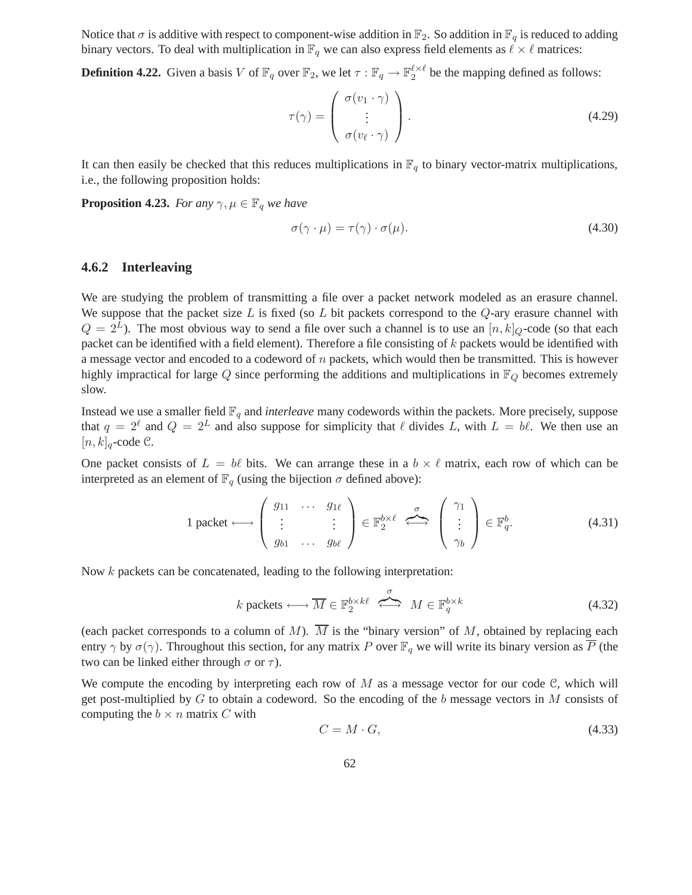Notice that $\sigma$ is additive with respect to component-wise addition in $\mathbb{F}_2$. So addition in $\mathbb{F}_q$ is reduced to adding binary vectors. To deal with multiplication in $\mathbb{F}_q$ we can also express field elements as $\ell \times \ell$ matrices:

**Definition 4.22.** Given a basis $V$ of $\mathbb{F}_q$ over $\mathbb{F}_2$, we let $\tau : \mathbb{F}_q \to \mathbb{F}_2^{\ell \times \ell}$ be the mapping defined as follows:

$$\tau(\gamma) = \begin{pmatrix} \sigma(v_1 \cdot \gamma) \\ \vdots \\ \sigma(v_\ell \cdot \gamma) \end{pmatrix}. \tag{4.29}$$

It can then easily be checked that this reduces multiplications in $\mathbb{F}_q$ to binary vector-matrix multiplications, i.e., the following proposition holds:

**Proposition 4.23.** *For any $\gamma, \mu \in \mathbb{F}_q$ we have*

$$\sigma(\gamma \cdot \mu) = \tau(\gamma) \cdot \sigma(\mu). \tag{4.30}$$

### 4.6.2 Interleaving

We are studying the problem of transmitting a file over a packet network modeled as an erasure channel. We suppose that the packet size $L$ is fixed (so $L$ bit packets correspond to the $Q$-ary erasure channel with $Q = 2^L$). The most obvious way to send a file over such a channel is to use an $[n,k]_Q$-code (so that each packet can be identified with a field element). Therefore a file consisting of $k$ packets would be identified with a message vector and encoded to a codeword of $n$ packets, which would then be transmitted. This is however highly impractical for large $Q$ since performing the additions and multiplications in $\mathbb{F}_Q$ becomes extremely slow.

Instead we use a smaller field $\mathbb{F}_q$ and *interleave* many codewords within the packets. More precisely, suppose that $q = 2^\ell$ and $Q = 2^L$ and also suppose for simplicity that $\ell$ divides $L$, with $L = b\ell$. We then use an $[n,k]_q$-code $\mathcal{C}$.

One packet consists of $L = b\ell$ bits. We can arrange these in a $b \times \ell$ matrix, each row of which can be interpreted as an element of $\mathbb{F}_q$ (using the bijection $\sigma$ defined above):

$$1 \text{ packet} \longleftrightarrow \begin{pmatrix} g_{11} & \cdots & g_{1\ell} \\ \vdots & & \vdots \\ g_{b1} & \cdots & g_{b\ell} \end{pmatrix} \in \mathbb{F}_2^{b \times \ell} \overset{\sigma}{\longleftrightarrow} \begin{pmatrix} \gamma_1 \\ \vdots \\ \gamma_b \end{pmatrix} \in \mathbb{F}_q^b. \tag{4.31}$$

Now $k$ packets can be concatenated, leading to the following interpretation:

$$k \text{ packets} \longleftrightarrow \overline{M} \in \mathbb{F}_2^{b \times k\ell} \overset{\sigma}{\longleftrightarrow} M \in \mathbb{F}_q^{b \times k} \tag{4.32}$$

(each packet corresponds to a column of $M$). $\overline{M}$ is the "binary version" of $M$, obtained by replacing each entry $\gamma$ by $\sigma(\gamma)$. Throughout this section, for any matrix $P$ over $\mathbb{F}_q$ we will write its binary version as $\overline{P}$ (the two can be linked either through $\sigma$ or $\tau$).

We compute the encoding by interpreting each row of $M$ as a message vector for our code $\mathcal{C}$, which will get post-multiplied by $G$ to obtain a codeword. So the encoding of the $b$ message vectors in $M$ consists of computing the $b \times n$ matrix $C$ with

$$C = M \cdot G, \tag{4.33}$$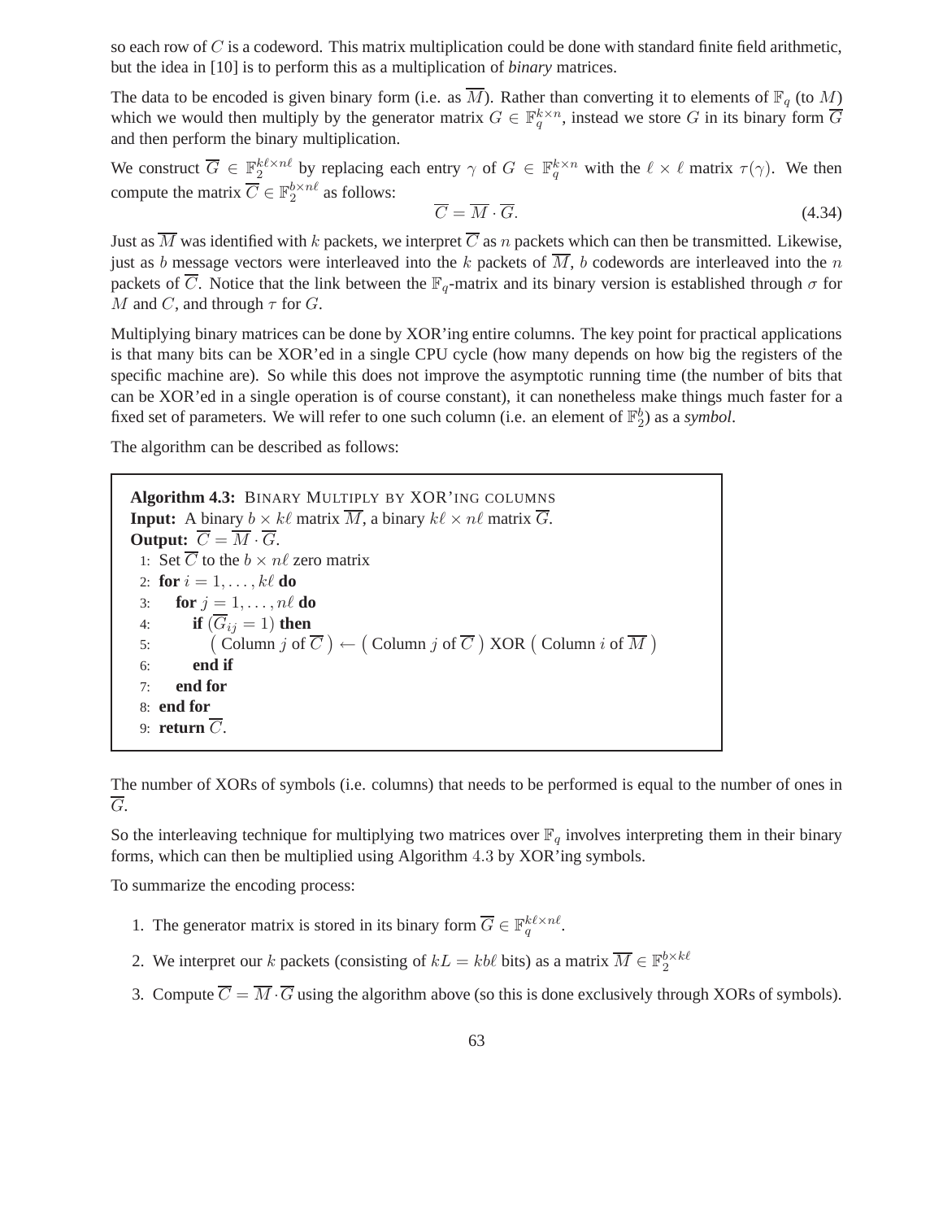so each row of $C$ is a codeword. This matrix multiplication could be done with standard finite field arithmetic, but the idea in [10] is to perform this as a multiplication of *binary* matrices.

The data to be encoded is given binary form (i.e. as $\overline{M}$). Rather than converting it to elements of $\mathbb{F}_q$ (to $M$) which we would then multiply by the generator matrix $G \in \mathbb{F}_q^{k \times n}$, instead we store $G$ in its binary form $\overline{G}$ and then perform the binary multiplication.

We construct $\overline{G} \in \mathbb{F}_2^{k\ell \times n\ell}$ by replacing each entry $\gamma$ of $G \in \mathbb{F}_q^{k \times n}$ with the $\ell \times \ell$ matrix $\tau(\gamma)$. We then compute the matrix $\overline{C} \in \mathbb{F}_2^{b \times n\ell}$ as follows:

$$\overline{C} = \overline{M} \cdot \overline{G}. \tag{4.34}$$

Just as $\overline{M}$ was identified with $k$ packets, we interpret $\overline{C}$ as $n$ packets which can then be transmitted. Likewise, just as $b$ message vectors were interleaved into the $k$ packets of $\overline{M}$, $b$ codewords are interleaved into the $n$ packets of $\overline{C}$. Notice that the link between the $\mathbb{F}_q$-matrix and its binary version is established through $\sigma$ for $M$ and $C$, and through $\tau$ for $G$.

Multiplying binary matrices can be done by XOR'ing entire columns. The key point for practical applications is that many bits can be XOR'ed in a single CPU cycle (how many depends on how big the registers of the specific machine are). So while this does not improve the asymptotic running time (the number of bits that can be XOR'ed in a single operation is of course constant), it can nonetheless make things much faster for a fixed set of parameters. We will refer to one such column (i.e. an element of $\mathbb{F}_2^b$) as a *symbol*.

The algorithm can be described as follows:

**Algorithm 4.3:** BINARY MULTIPLY BY XOR'ING COLUMNS
**Input:** A binary $b \times k\ell$ matrix $\overline{M}$, a binary $k\ell \times n\ell$ matrix $\overline{G}$.
**Output:** $\overline{C} = \overline{M} \cdot \overline{G}$.

```
1: Set C̄ to the b × nℓ zero matrix
2: for i = 1, ..., kℓ do
3:     for j = 1, ..., nℓ do
4:         if (Ḡ_ij = 1) then
5:             ( Column j of C̄ ) ← ( Column j of C̄ ) XOR ( Column i of M̄ )
6:         end if
7:     end for
8: end for
9: return C̄.
```

The number of XORs of symbols (i.e. columns) that needs to be performed is equal to the number of ones in $\overline{G}$.

So the interleaving technique for multiplying two matrices over $\mathbb{F}_q$ involves interpreting them in their binary forms, which can then be multiplied using Algorithm 4.3 by XOR'ing symbols.

To summarize the encoding process:

1. The generator matrix is stored in its binary form $\overline{G} \in \mathbb{F}_q^{k\ell \times n\ell}$.
2. We interpret our $k$ packets (consisting of $kL = kb\ell$ bits) as a matrix $\overline{M} \in \mathbb{F}_2^{b \times k\ell}$
3. Compute $\overline{C} = \overline{M} \cdot \overline{G}$ using the algorithm above (so this is done exclusively through XORs of symbols).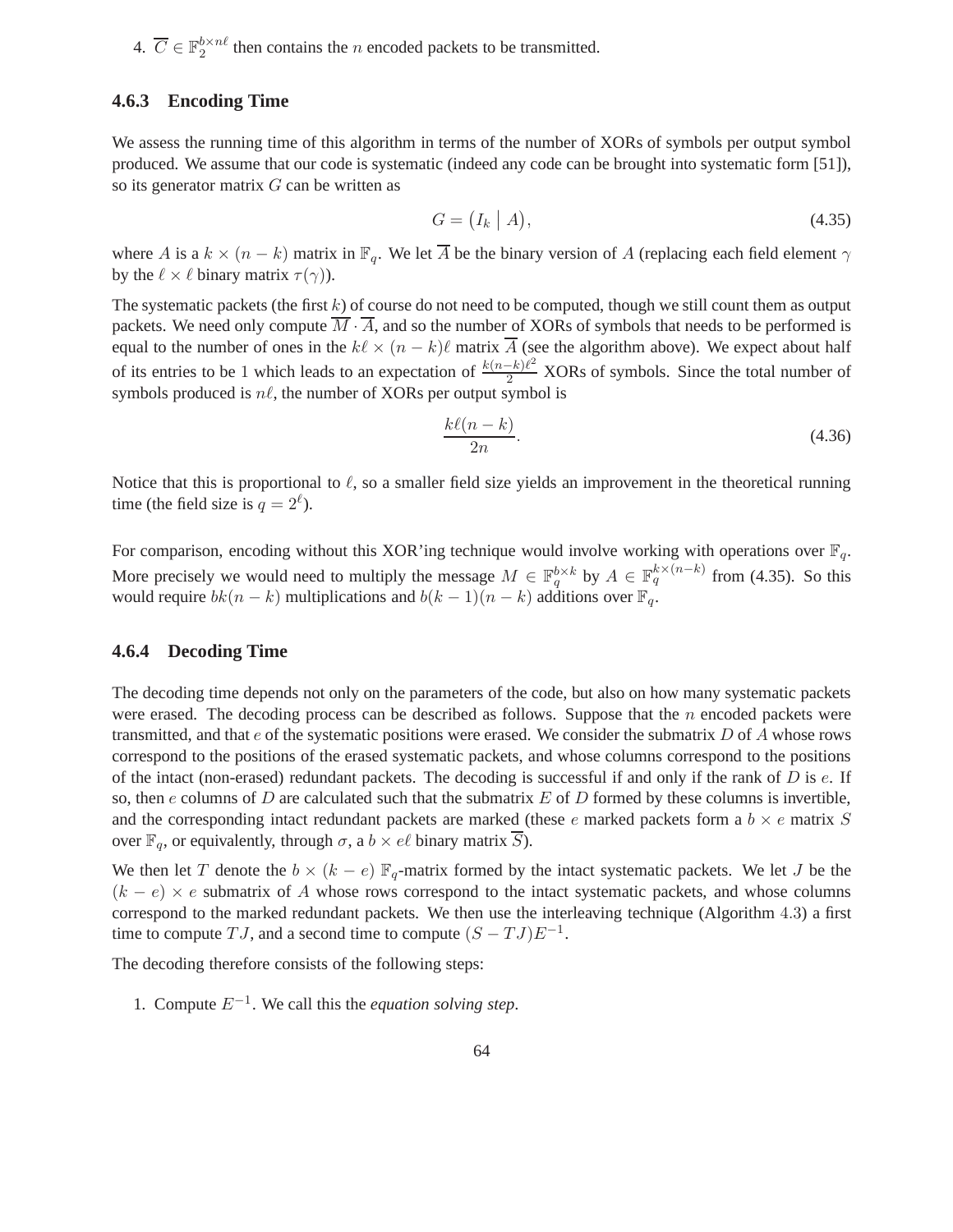4. $\overline{C} \in \mathbb{F}_2^{b \times n\ell}$ then contains the $n$ encoded packets to be transmitted.

### 4.6.3 Encoding Time

We assess the running time of this algorithm in terms of the number of XORs of symbols per output symbol produced. We assume that our code is systematic (indeed any code can be brought into systematic form [51]), so its generator matrix $G$ can be written as

$$G = \big(I_k \mid A\big), \tag{4.35}$$

where $A$ is a $k \times (n-k)$ matrix in $\mathbb{F}_q$. We let $\overline{A}$ be the binary version of $A$ (replacing each field element $\gamma$ by the $\ell \times \ell$ binary matrix $\tau(\gamma)$).

The systematic packets (the first $k$) of course do not need to be computed, though we still count them as output packets. We need only compute $\overline{M} \cdot \overline{A}$, and so the number of XORs of symbols that needs to be performed is equal to the number of ones in the $k\ell \times (n-k)\ell$ matrix $\overline{A}$ (see the algorithm above). We expect about half of its entries to be 1 which leads to an expectation of $\frac{k(n-k)\ell^2}{2}$ XORs of symbols. Since the total number of symbols produced is $n\ell$, the number of XORs per output symbol is

$$\frac{k\ell(n-k)}{2n}. \tag{4.36}$$

Notice that this is proportional to $\ell$, so a smaller field size yields an improvement in the theoretical running time (the field size is $q = 2^\ell$).

For comparison, encoding without this XOR'ing technique would involve working with operations over $\mathbb{F}_q$. More precisely we would need to multiply the message $M \in \mathbb{F}_q^{b \times k}$ by $A \in \mathbb{F}_q^{k \times (n-k)}$ from (4.35). So this would require $bk(n-k)$ multiplications and $b(k-1)(n-k)$ additions over $\mathbb{F}_q$.

### 4.6.4 Decoding Time

The decoding time depends not only on the parameters of the code, but also on how many systematic packets were erased. The decoding process can be described as follows. Suppose that the $n$ encoded packets were transmitted, and that $e$ of the systematic positions were erased. We consider the submatrix $D$ of $A$ whose rows correspond to the positions of the erased systematic packets, and whose columns correspond to the positions of the intact (non-erased) redundant packets. The decoding is successful if and only if the rank of $D$ is $e$. If so, then $e$ columns of $D$ are calculated such that the submatrix $E$ of $D$ formed by these columns is invertible, and the corresponding intact redundant packets are marked (these $e$ marked packets form a $b \times e$ matrix $S$ over $\mathbb{F}_q$, or equivalently, through $\sigma$, a $b \times e\ell$ binary matrix $\overline{S}$).

We then let $T$ denote the $b \times (k-e)$ $\mathbb{F}_q$-matrix formed by the intact systematic packets. We let $J$ be the $(k-e) \times e$ submatrix of $A$ whose rows correspond to the intact systematic packets, and whose columns correspond to the marked redundant packets. We then use the interleaving technique (Algorithm 4.3) a first time to compute $TJ$, and a second time to compute $(S - TJ)E^{-1}$.

The decoding therefore consists of the following steps:

1. Compute $E^{-1}$. We call this the *equation solving step*.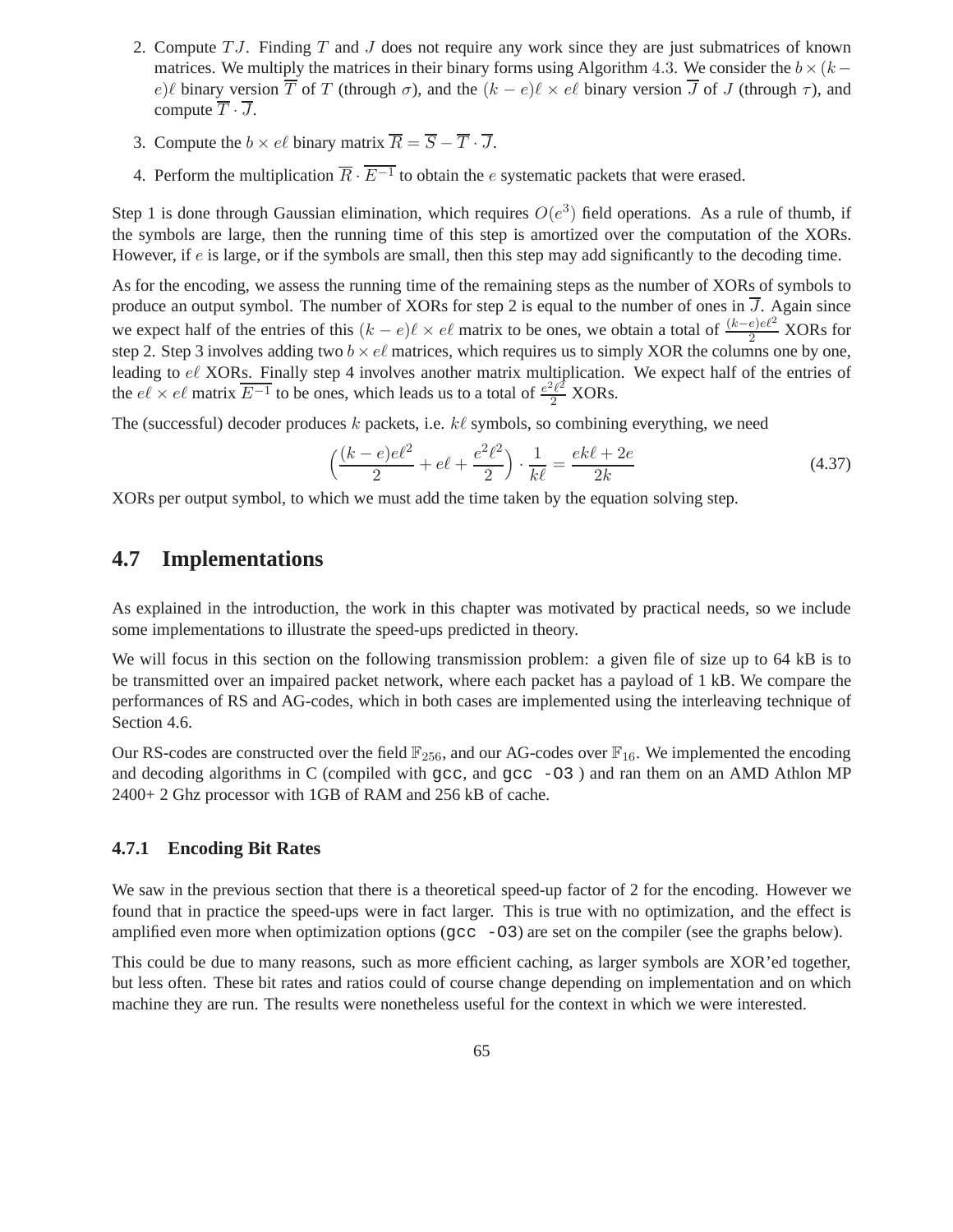2. Compute $TJ$. Finding $T$ and $J$ does not require any work since they are just submatrices of known matrices. We multiply the matrices in their binary forms using Algorithm 4.3. We consider the $b \times (k-e)\ell$ binary version $\overline{T}$ of $T$ (through $\sigma$), and the $(k-e)\ell \times e\ell$ binary version $\overline{J}$ of $J$ (through $\tau$), and compute $\overline{T} \cdot \overline{J}$.

3. Compute the $b \times e\ell$ binary matrix $\overline{R} = \overline{S} - \overline{T} \cdot \overline{J}$.

4. Perform the multiplication $\overline{R} \cdot \overline{E^{-1}}$ to obtain the $e$ systematic packets that were erased.

Step 1 is done through Gaussian elimination, which requires $O(e^3)$ field operations. As a rule of thumb, if the symbols are large, then the running time of this step is amortized over the computation of the XORs. However, if $e$ is large, or if the symbols are small, then this step may add significantly to the decoding time.

As for the encoding, we assess the running time of the remaining steps as the number of XORs of symbols to produce an output symbol. The number of XORs for step 2 is equal to the number of ones in $\overline{J}$. Again since we expect half of the entries of this $(k-e)\ell \times e\ell$ matrix to be ones, we obtain a total of $\frac{(k-e)e\ell^2}{2}$ XORs for step 2. Step 3 involves adding two $b \times e\ell$ matrices, which requires us to simply XOR the columns one by one, leading to $e\ell$ XORs. Finally step 4 involves another matrix multiplication. We expect half of the entries of the $e\ell \times e\ell$ matrix $\overline{E^{-1}}$ to be ones, which leads us to a total of $\frac{e^2\ell^2}{2}$ XORs.

The (successful) decoder produces $k$ packets, i.e. $k\ell$ symbols, so combining everything, we need

$$\Big(\frac{(k-e)e\ell^2}{2} + e\ell + \frac{e^2\ell^2}{2}\Big) \cdot \frac{1}{k\ell} = \frac{ek\ell + 2e}{2k} \tag{4.37}$$

XORs per output symbol, to which we must add the time taken by the equation solving step.

## 4.7 Implementations

As explained in the introduction, the work in this chapter was motivated by practical needs, so we include some implementations to illustrate the speed-ups predicted in theory.

We will focus in this section on the following transmission problem: a given file of size up to 64 kB is to be transmitted over an impaired packet network, where each packet has a payload of 1 kB. We compare the performances of RS and AG-codes, which in both cases are implemented using the interleaving technique of Section 4.6.

Our RS-codes are constructed over the field $\mathbb{F}_{256}$, and our AG-codes over $\mathbb{F}_{16}$. We implemented the encoding and decoding algorithms in C (compiled with `gcc`, and `gcc -O3` ) and ran them on an AMD Athlon MP 2400+ 2 Ghz processor with 1GB of RAM and 256 kB of cache.

### 4.7.1 Encoding Bit Rates

We saw in the previous section that there is a theoretical speed-up factor of 2 for the encoding. However we found that in practice the speed-ups were in fact larger. This is true with no optimization, and the effect is amplified even more when optimization options (`gcc -O3`) are set on the compiler (see the graphs below).

This could be due to many reasons, such as more efficient caching, as larger symbols are XOR'ed together, but less often. These bit rates and ratios could of course change depending on implementation and on which machine they are run. The results were nonetheless useful for the context in which we were interested.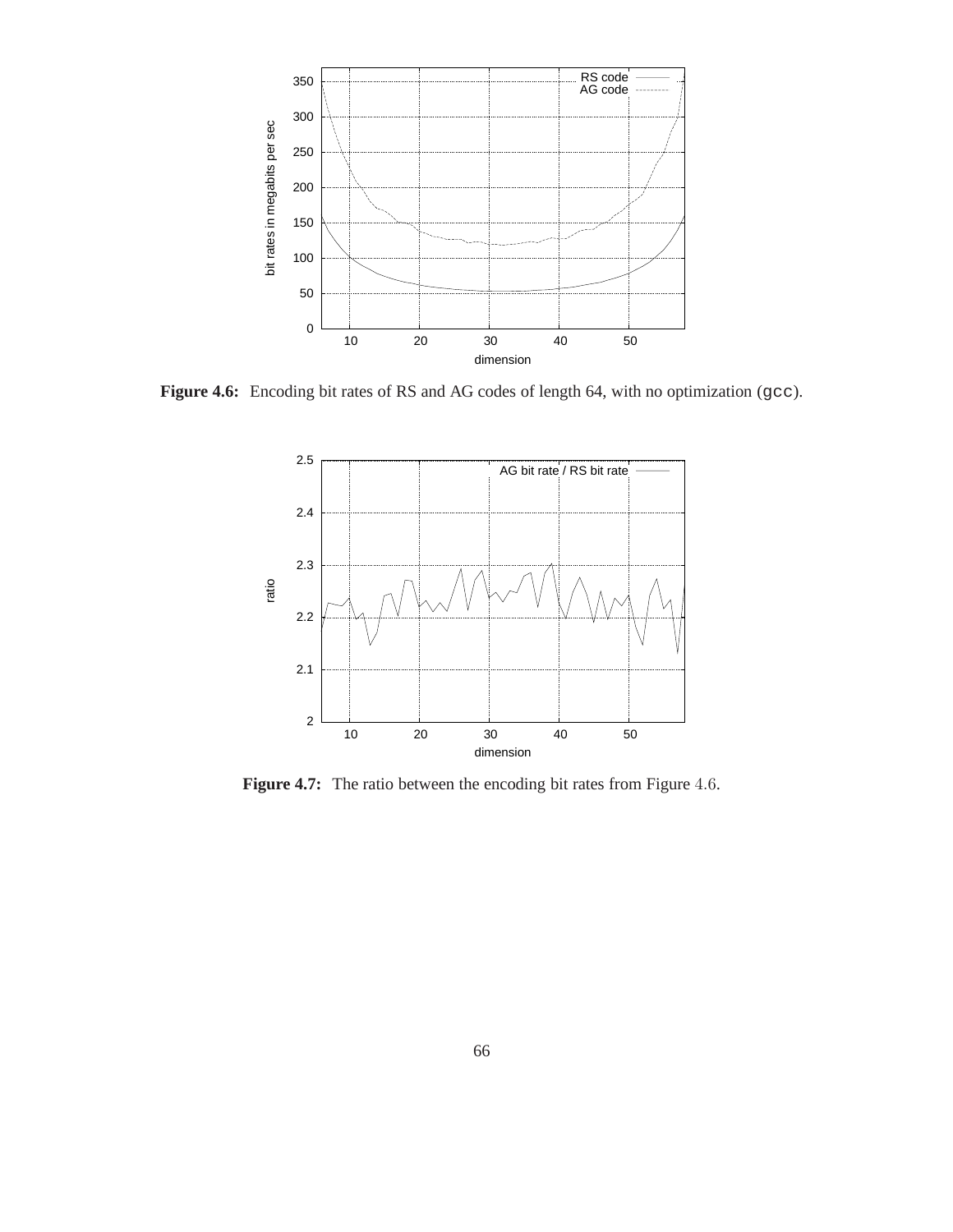**Figure 4.6:** Encoding bit rates of RS and AG codes of length 64, with no optimization (`gcc`).

**Figure 4.7:** The ratio between the encoding bit rates from Figure 4.6.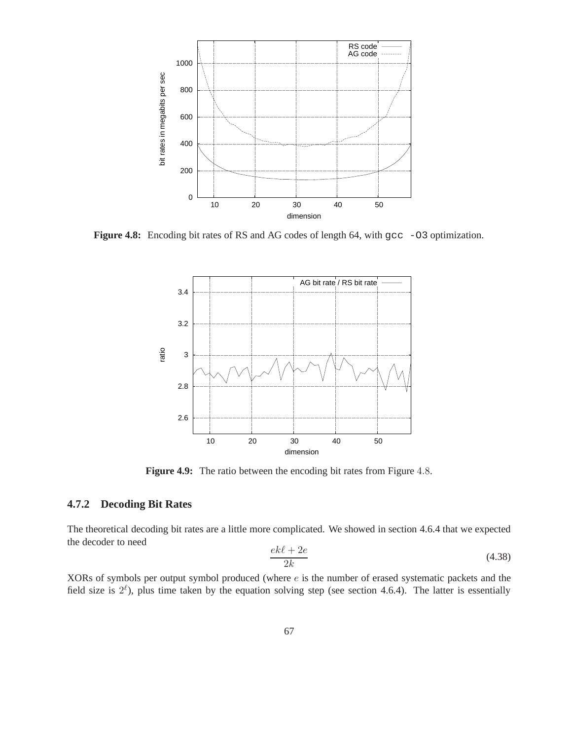**Figure 4.8:** Encoding bit rates of RS and AG codes of length 64, with `gcc -O3` optimization.

**Figure 4.9:** The ratio between the encoding bit rates from Figure 4.8.

### 4.7.2 Decoding Bit Rates

The theoretical decoding bit rates are a little more complicated. We showed in section 4.6.4 that we expected the decoder to need

$$\frac{ek\ell + 2e}{2k} \tag{4.38}$$

XORs of symbols per output symbol produced (where $e$ is the number of erased systematic packets and the field size is $2^{\ell}$), plus time taken by the equation solving step (see section 4.6.4). The latter is essentially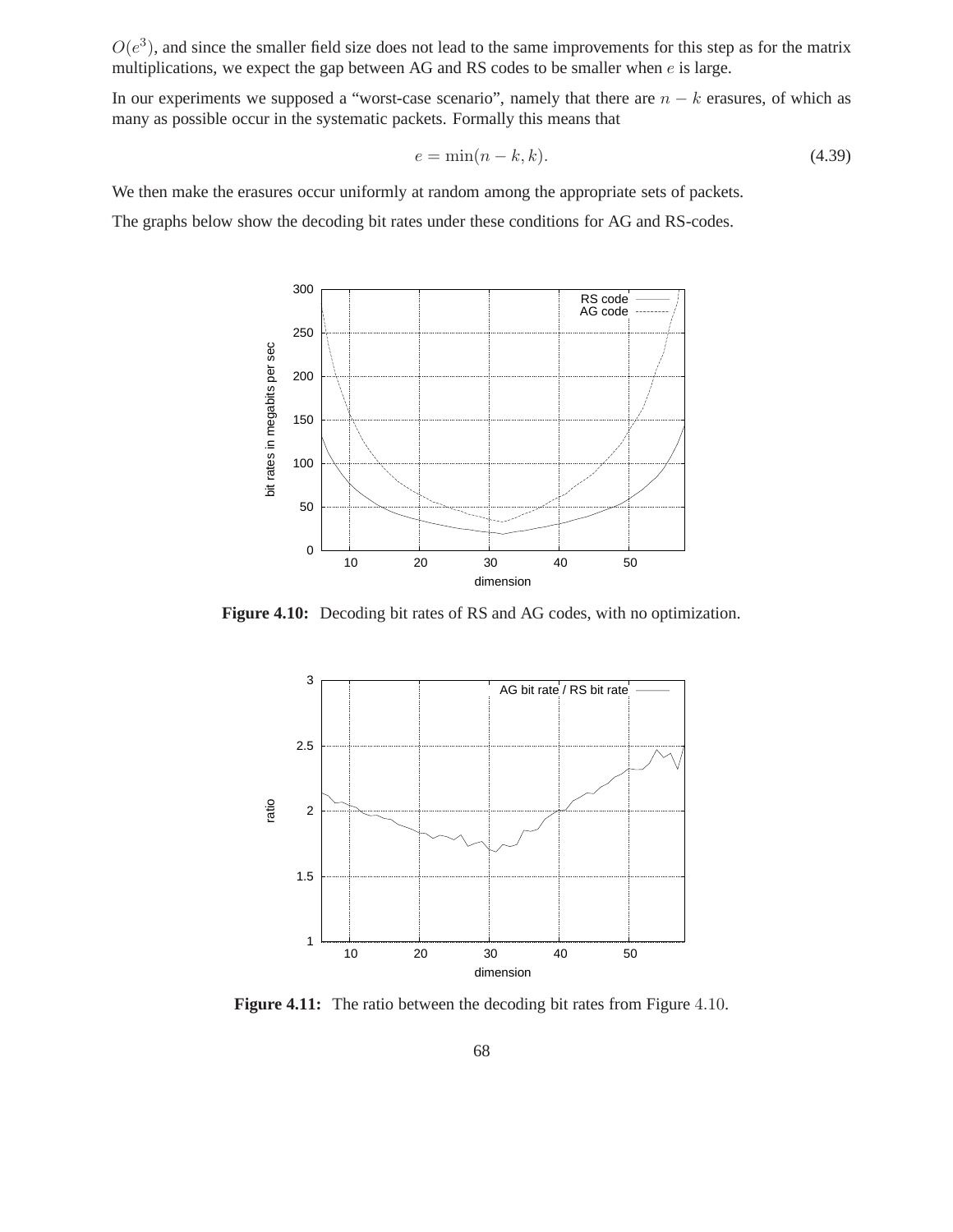$O(e^3)$, and since the smaller field size does not lead to the same improvements for this step as for the matrix multiplications, we expect the gap between AG and RS codes to be smaller when $e$ is large.

In our experiments we supposed a "worst-case scenario", namely that there are $n - k$ erasures, of which as many as possible occur in the systematic packets. Formally this means that

$$e = \min(n - k, k). \tag{4.39}$$

We then make the erasures occur uniformly at random among the appropriate sets of packets.

The graphs below show the decoding bit rates under these conditions for AG and RS-codes.

**Figure 4.10:** Decoding bit rates of RS and AG codes, with no optimization.

**Figure 4.11:** The ratio between the decoding bit rates from Figure 4.10.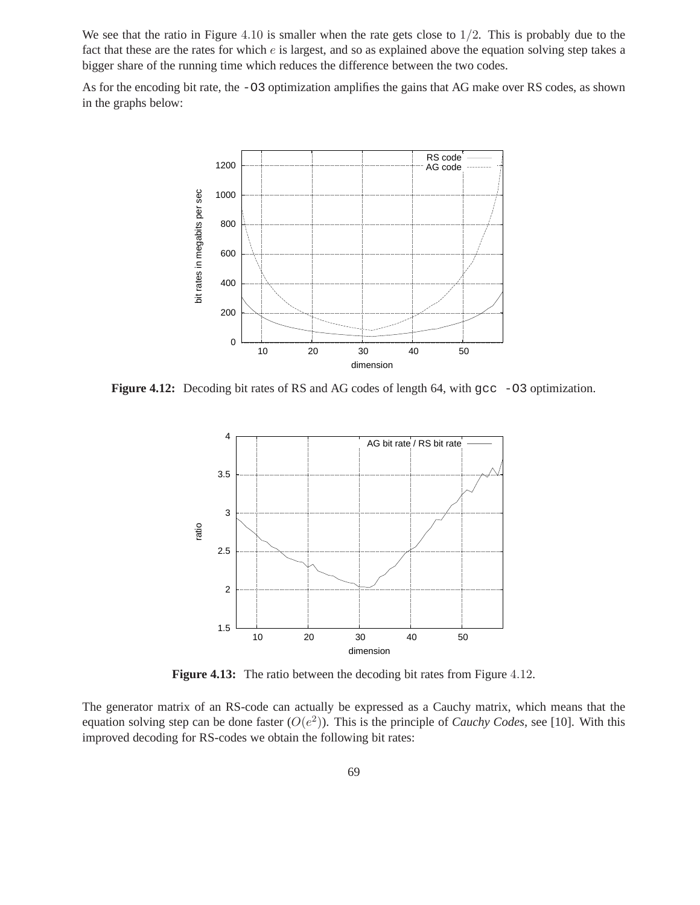We see that the ratio in Figure 4.10 is smaller when the rate gets close to $1/2$. This is probably due to the fact that these are the rates for which $e$ is largest, and so as explained above the equation solving step takes a bigger share of the running time which reduces the difference between the two codes.

As for the encoding bit rate, the `-O3` optimization amplifies the gains that AG make over RS codes, as shown in the graphs below:

**Figure 4.12:** Decoding bit rates of RS and AG codes of length 64, with `gcc -O3` optimization.

**Figure 4.13:** The ratio between the decoding bit rates from Figure 4.12.

The generator matrix of an RS-code can actually be expressed as a Cauchy matrix, which means that the equation solving step can be done faster ($O(e^2)$). This is the principle of *Cauchy Codes*, see [10]. With this improved decoding for RS-codes we obtain the following bit rates: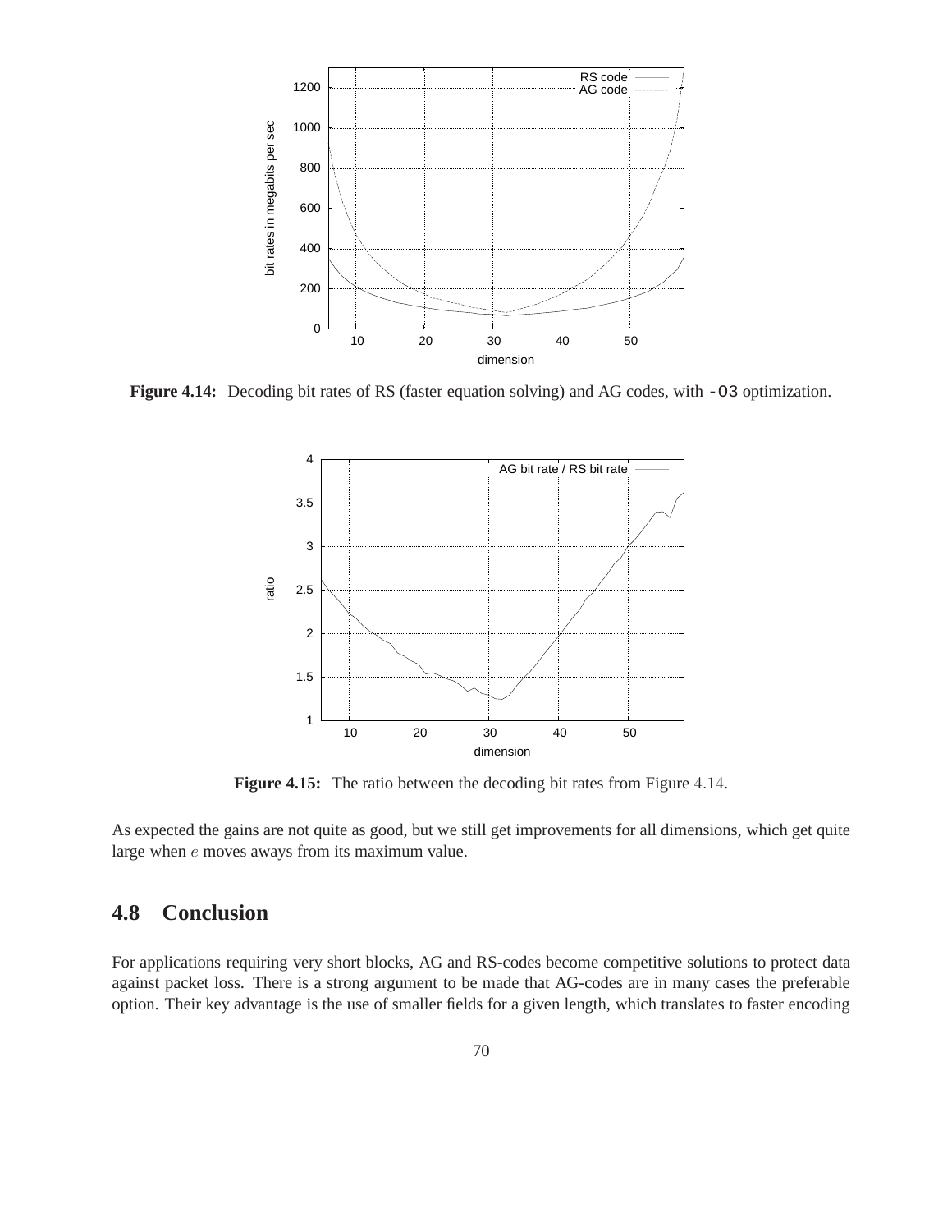**Figure 4.14:** Decoding bit rates of RS (faster equation solving) and AG codes, with `-O3` optimization.

**Figure 4.15:** The ratio between the decoding bit rates from Figure 4.14.

As expected the gains are not quite as good, but we still get improvements for all dimensions, which get quite large when $e$ moves aways from its maximum value.

## 4.8 Conclusion

For applications requiring very short blocks, AG and RS-codes become competitive solutions to protect data against packet loss. There is a strong argument to be made that AG-codes are in many cases the preferable option. Their key advantage is the use of smaller fields for a given length, which translates to faster encoding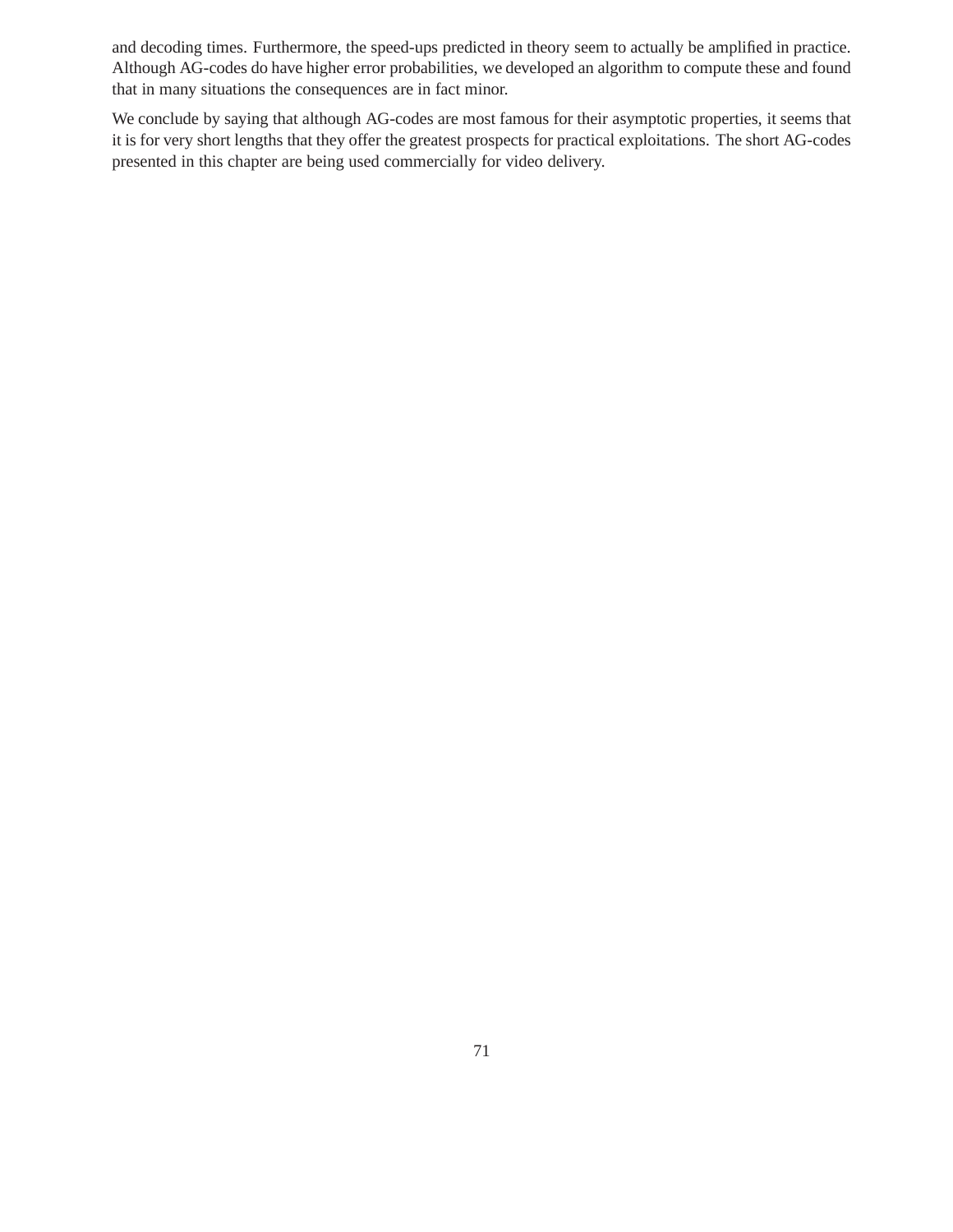and decoding times. Furthermore, the speed-ups predicted in theory seem to actually be amplified in practice. Although AG-codes do have higher error probabilities, we developed an algorithm to compute these and found that in many situations the consequences are in fact minor.

We conclude by saying that although AG-codes are most famous for their asymptotic properties, it seems that it is for very short lengths that they offer the greatest prospects for practical exploitations. The short AG-codes presented in this chapter are being used commercially for video delivery.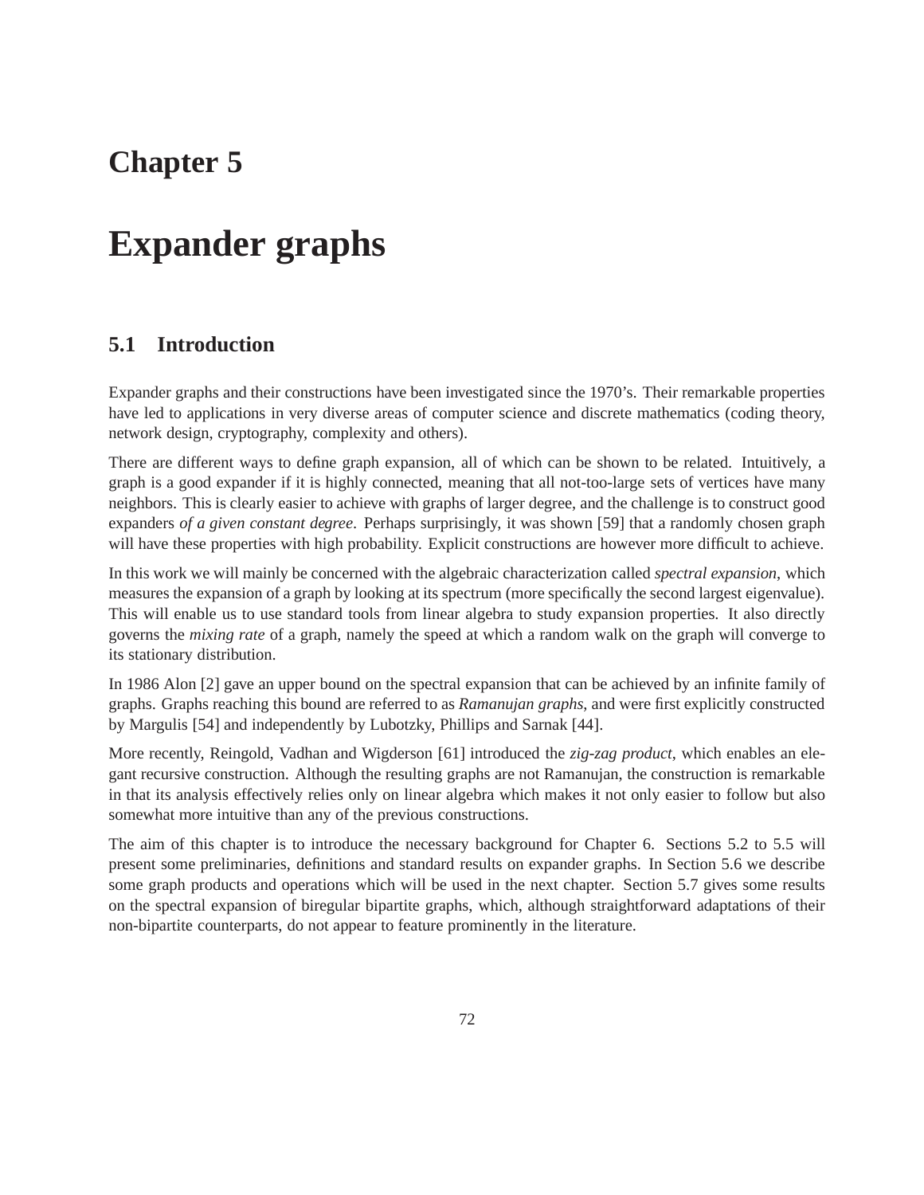# Chapter 5

# Expander graphs

## 5.1 Introduction

Expander graphs and their constructions have been investigated since the 1970's. Their remarkable properties have led to applications in very diverse areas of computer science and discrete mathematics (coding theory, network design, cryptography, complexity and others).

There are different ways to define graph expansion, all of which can be shown to be related. Intuitively, a graph is a good expander if it is highly connected, meaning that all not-too-large sets of vertices have many neighbors. This is clearly easier to achieve with graphs of larger degree, and the challenge is to construct good expanders *of a given constant degree*. Perhaps surprisingly, it was shown [59] that a randomly chosen graph will have these properties with high probability. Explicit constructions are however more difficult to achieve.

In this work we will mainly be concerned with the algebraic characterization called *spectral expansion*, which measures the expansion of a graph by looking at its spectrum (more specifically the second largest eigenvalue). This will enable us to use standard tools from linear algebra to study expansion properties. It also directly governs the *mixing rate* of a graph, namely the speed at which a random walk on the graph will converge to its stationary distribution.

In 1986 Alon [2] gave an upper bound on the spectral expansion that can be achieved by an infinite family of graphs. Graphs reaching this bound are referred to as *Ramanujan graphs*, and were first explicitly constructed by Margulis [54] and independently by Lubotzky, Phillips and Sarnak [44].

More recently, Reingold, Vadhan and Wigderson [61] introduced the *zig-zag product,* which enables an elegant recursive construction. Although the resulting graphs are not Ramanujan, the construction is remarkable in that its analysis effectively relies only on linear algebra which makes it not only easier to follow but also somewhat more intuitive than any of the previous constructions.

The aim of this chapter is to introduce the necessary background for Chapter 6. Sections 5.2 to 5.5 will present some preliminaries, definitions and standard results on expander graphs. In Section 5.6 we describe some graph products and operations which will be used in the next chapter. Section 5.7 gives some results on the spectral expansion of biregular bipartite graphs, which, although straightforward adaptations of their non-bipartite counterparts, do not appear to feature prominently in the literature.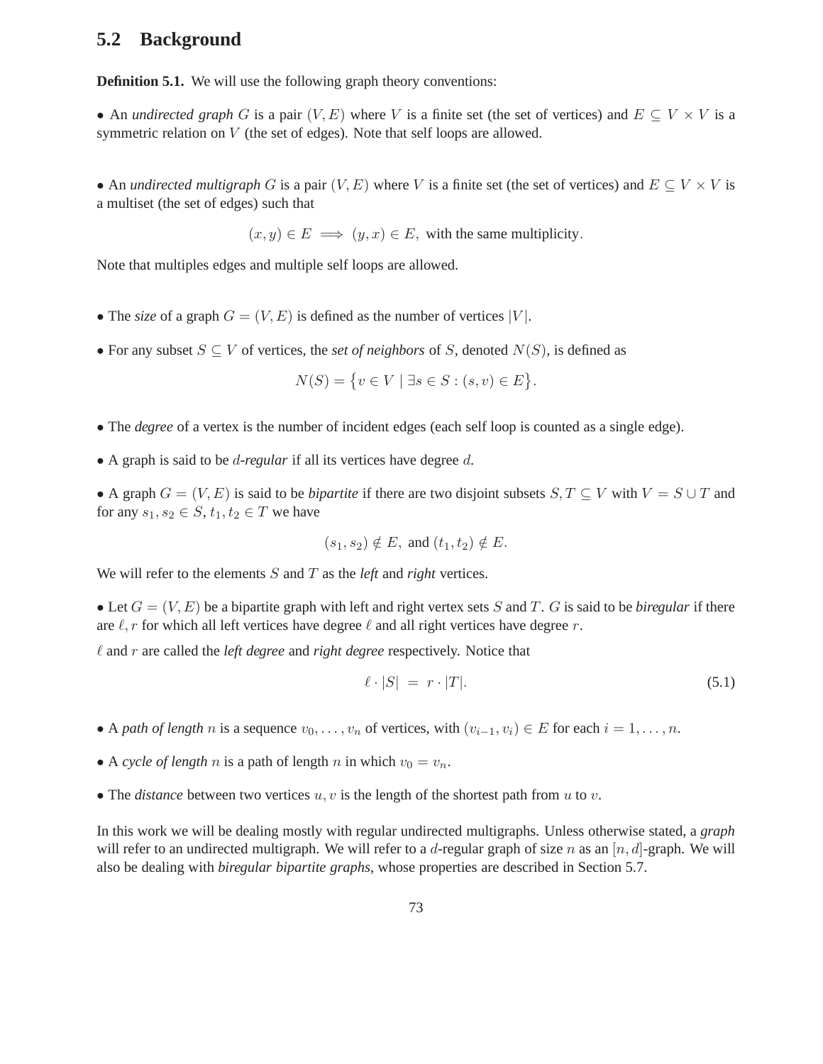## 5.2 Background

**Definition 5.1.** We will use the following graph theory conventions:

• An *undirected graph* $G$ is a pair $(V, E)$ where $V$ is a finite set (the set of vertices) and $E \subseteq V \times V$ is a symmetric relation on $V$ (the set of edges). Note that self loops are allowed.

• An *undirected multigraph* $G$ is a pair $(V, E)$ where $V$ is a finite set (the set of vertices) and $E \subseteq V \times V$ is a multiset (the set of edges) such that

$$(x, y) \in E \implies (y, x) \in E, \text{ with the same multiplicity}.$$

Note that multiples edges and multiple self loops are allowed.

• The *size* of a graph $G = (V, E)$ is defined as the number of vertices $|V|$.

• For any subset $S \subseteq V$ of vertices, the *set of neighbors* of $S$, denoted $N(S)$, is defined as

$$N(S) = \{v \in V \mid \exists s \in S : (s, v) \in E\}.$$

• The *degree* of a vertex is the number of incident edges (each self loop is counted as a single edge).

• A graph is said to be *$d$-regular* if all its vertices have degree $d$.

• A graph $G = (V, E)$ is said to be *bipartite* if there are two disjoint subsets $S, T \subseteq V$ with $V = S \cup T$ and for any $s_1, s_2 \in S$, $t_1, t_2 \in T$ we have

$$(s_1, s_2) \notin E, \text{ and } (t_1, t_2) \notin E.$$

We will refer to the elements $S$ and $T$ as the *left* and *right* vertices.

• Let $G = (V, E)$ be a bipartite graph with left and right vertex sets $S$ and $T$. $G$ is said to be *biregular* if there are $\ell, r$ for which all left vertices have degree $\ell$ and all right vertices have degree $r$.

$\ell$ and $r$ are called the *left degree* and *right degree* respectively. Notice that

$$\ell \cdot |S| = r \cdot |T|. \tag{5.1}$$

• A *path of length* $n$ is a sequence $v_0, \ldots, v_n$ of vertices, with $(v_{i-1}, v_i) \in E$ for each $i = 1, \ldots, n$.

• A *cycle of length* $n$ is a path of length $n$ in which $v_0 = v_n$.

• The *distance* between two vertices $u, v$ is the length of the shortest path from $u$ to $v$.

In this work we will be dealing mostly with regular undirected multigraphs. Unless otherwise stated, a *graph* will refer to an undirected multigraph. We will refer to a $d$-regular graph of size $n$ as an $[n, d]$-graph. We will also be dealing with *biregular bipartite graphs*, whose properties are described in Section 5.7.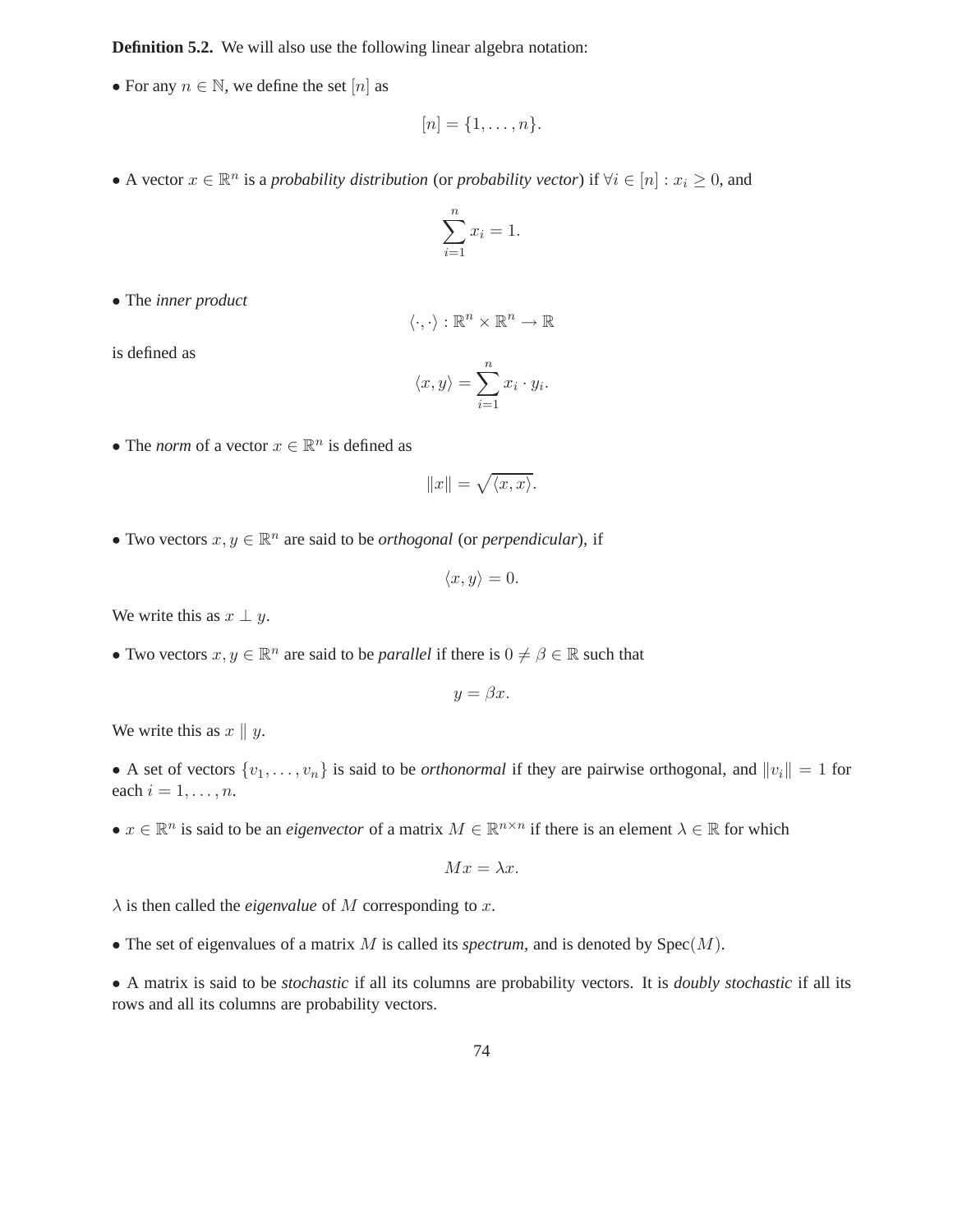**Definition 5.2.** We will also use the following linear algebra notation:

• For any $n \in \mathbb{N}$, we define the set $[n]$ as

$$[n] = \{1, \ldots, n\}.$$

• A vector $x \in \mathbb{R}^n$ is a *probability distribution* (or *probability vector*) if $\forall i \in [n] : x_i \geq 0$, and

$$\sum_{i=1}^{n} x_i = 1.$$

• The *inner product*

$$\langle \cdot, \cdot \rangle : \mathbb{R}^n \times \mathbb{R}^n \to \mathbb{R}$$

is defined as

$$\langle x, y \rangle = \sum_{i=1}^{n} x_i \cdot y_i.$$

• The *norm* of a vector $x \in \mathbb{R}^n$ is defined as

$$\|x\| = \sqrt{\langle x, x \rangle}.$$

• Two vectors $x, y \in \mathbb{R}^n$ are said to be *orthogonal* (or *perpendicular*), if

$$\langle x, y \rangle = 0.$$

We write this as $x \perp y$.

• Two vectors $x, y \in \mathbb{R}^n$ are said to be *parallel* if there is $0 \neq \beta \in \mathbb{R}$ such that

$$y = \beta x.$$

We write this as $x \parallel y$.

• A set of vectors $\{v_1, \ldots, v_n\}$ is said to be *orthonormal* if they are pairwise orthogonal, and $\|v_i\| = 1$ for each $i = 1, \ldots, n$.

• $x \in \mathbb{R}^n$ is said to be an *eigenvector* of a matrix $M \in \mathbb{R}^{n \times n}$ if there is an element $\lambda \in \mathbb{R}$ for which

$$Mx = \lambda x.$$

$\lambda$ is then called the *eigenvalue* of $M$ corresponding to $x$.

• The set of eigenvalues of a matrix $M$ is called its *spectrum*, and is denoted by $\text{Spec}(M)$.

• A matrix is said to be *stochastic* if all its columns are probability vectors. It is *doubly stochastic* if all its rows and all its columns are probability vectors.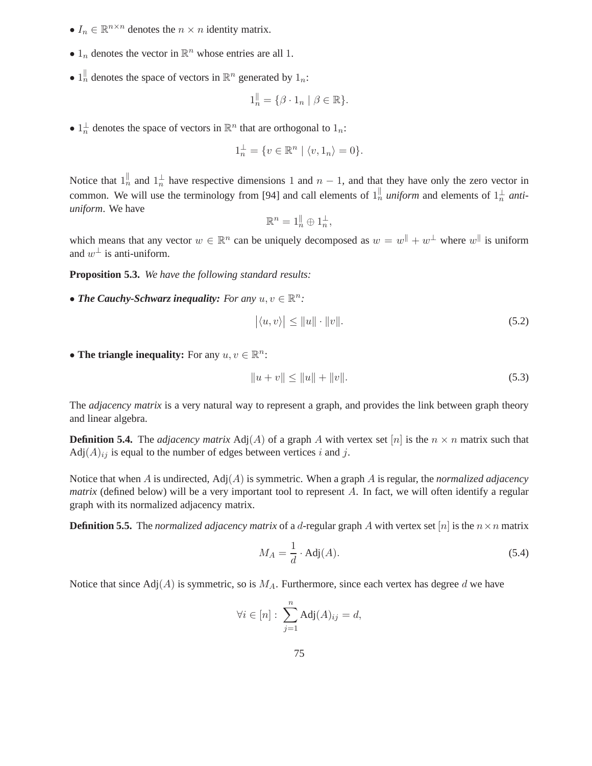- $I_n \in \mathbb{R}^{n \times n}$ denotes the $n \times n$ identity matrix.
- $1_n$ denotes the vector in $\mathbb{R}^n$ whose entries are all 1.
- $1_n^{\parallel}$ denotes the space of vectors in $\mathbb{R}^n$ generated by $1_n$:

$$1_n^{\parallel} = \{\beta \cdot 1_n \mid \beta \in \mathbb{R}\}.$$

- $1_n^{\perp}$ denotes the space of vectors in $\mathbb{R}^n$ that are orthogonal to $1_n$:

$$1_n^{\perp} = \{v \in \mathbb{R}^n \mid \langle v, 1_n \rangle = 0\}.$$

Notice that $1_n^{\parallel}$ and $1_n^{\perp}$ have respective dimensions 1 and $n-1$, and that they have only the zero vector in common. We will use the terminology from [94] and call elements of $1_n^{\parallel}$ *uniform* and elements of $1_n^{\perp}$ *anti-uniform*. We have

$$\mathbb{R}^n = 1_n^{\parallel} \oplus 1_n^{\perp},$$

which means that any vector $w \in \mathbb{R}^n$ can be uniquely decomposed as $w = w^{\parallel} + w^{\perp}$ where $w^{\parallel}$ is uniform and $w^{\perp}$ is anti-uniform.

**Proposition 5.3.** *We have the following standard results:*

- ***The Cauchy-Schwarz inequality:*** *For any $u, v \in \mathbb{R}^n$:*

$$\big|\langle u, v \rangle\big| \leq \|u\| \cdot \|v\|. \tag{5.2}$$

- **The triangle inequality:** For any $u, v \in \mathbb{R}^n$:

$$\|u + v\| \leq \|u\| + \|v\|. \tag{5.3}$$

The *adjacency matrix* is a very natural way to represent a graph, and provides the link between graph theory and linear algebra.

**Definition 5.4.** The *adjacency matrix* $\text{Adj}(A)$ of a graph $A$ with vertex set $[n]$ is the $n \times n$ matrix such that $\text{Adj}(A)_{ij}$ is equal to the number of edges between vertices $i$ and $j$.

Notice that when $A$ is undirected, $\text{Adj}(A)$ is symmetric. When a graph $A$ is regular, the *normalized adjacency matrix* (defined below) will be a very important tool to represent $A$. In fact, we will often identify a regular graph with its normalized adjacency matrix.

**Definition 5.5.** The *normalized adjacency matrix* of a $d$-regular graph $A$ with vertex set $[n]$ is the $n \times n$ matrix

$$M_A = \frac{1}{d} \cdot \text{Adj}(A). \tag{5.4}$$

Notice that since $\text{Adj}(A)$ is symmetric, so is $M_A$. Furthermore, since each vertex has degree $d$ we have

$$\forall i \in [n] : \sum_{j=1}^{n} \text{Adj}(A)_{ij} = d,$$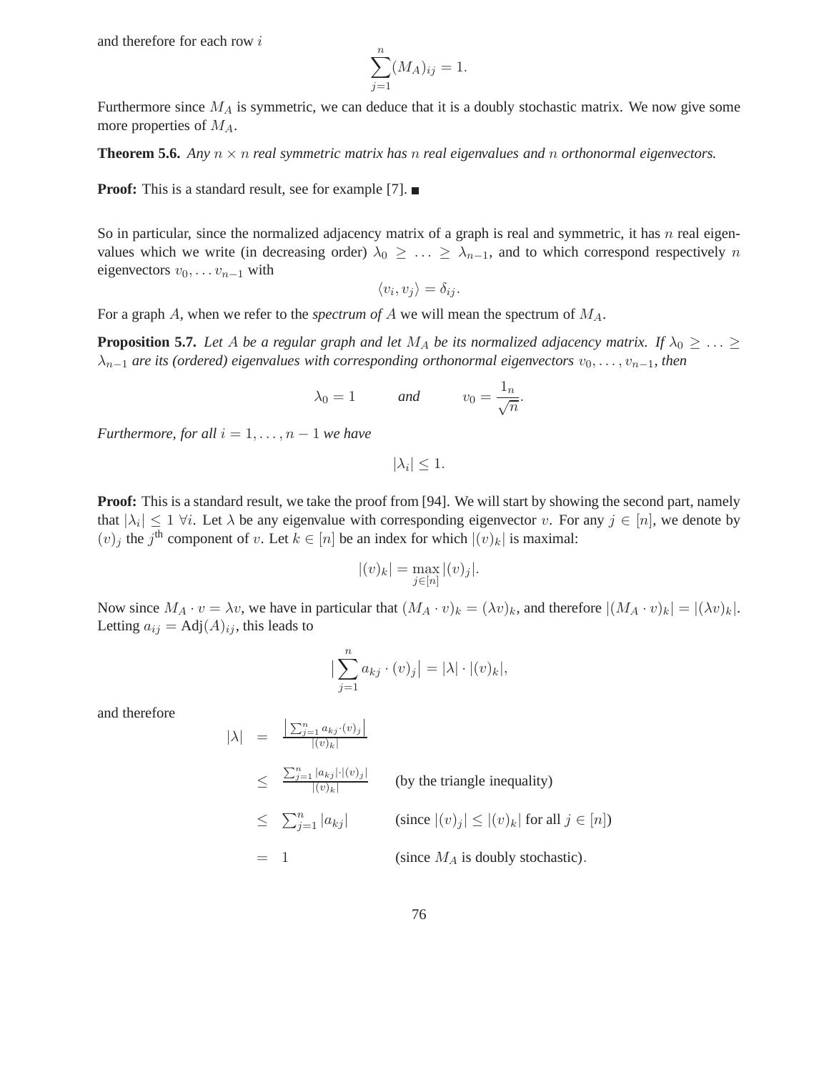and therefore for each row $i$

$$\sum_{j=1}^{n}(M_A)_{ij} = 1.$$

Furthermore since $M_A$ is symmetric, we can deduce that it is a doubly stochastic matrix. We now give some more properties of $M_A$.

**Theorem 5.6.** *Any $n \times n$ real symmetric matrix has $n$ real eigenvalues and $n$ orthonormal eigenvectors.*

**Proof:** This is a standard result, see for example [7]. ■

So in particular, since the normalized adjacency matrix of a graph is real and symmetric, it has $n$ real eigenvalues which we write (in decreasing order) $\lambda_0 \geq \ldots \geq \lambda_{n-1}$, and to which correspond respectively $n$ eigenvectors $v_0, \ldots v_{n-1}$ with

$$\langle v_i, v_j \rangle = \delta_{ij}.$$

For a graph $A$, when we refer to the *spectrum of* $A$ we will mean the spectrum of $M_A$.

**Proposition 5.7.** *Let $A$ be a regular graph and let $M_A$ be its normalized adjacency matrix. If $\lambda_0 \geq \ldots \geq \lambda_{n-1}$ are its (ordered) eigenvalues with corresponding orthonormal eigenvectors $v_0, \ldots, v_{n-1}$, then*

$$\lambda_0 = 1 \qquad \text{and} \qquad v_0 = \frac{1_n}{\sqrt{n}}.$$

*Furthermore, for all $i = 1, \ldots, n-1$ we have*

$$|\lambda_i| \leq 1.$$

**Proof:** This is a standard result, we take the proof from [94]. We will start by showing the second part, namely that $|\lambda_i| \leq 1 \ \forall i$. Let $\lambda$ be any eigenvalue with corresponding eigenvector $v$. For any $j \in [n]$, we denote by $(v)_j$ the $j^{\text{th}}$ component of $v$. Let $k \in [n]$ be an index for which $|(v)_k|$ is maximal:

$$|(v)_k| = \max_{j \in [n]} |(v)_j|.$$

Now since $M_A \cdot v = \lambda v$, we have in particular that $(M_A \cdot v)_k = (\lambda v)_k$, and therefore $|(M_A \cdot v)_k| = |(\lambda v)_k|$. Letting $a_{ij} = \text{Adj}(A)_{ij}$, this leads to

$$\big|\sum_{j=1}^{n} a_{kj} \cdot (v)_j\big| = |\lambda| \cdot |(v)_k|,$$

and therefore

$$\begin{aligned}
|\lambda| &= \frac{\left|\sum_{j=1}^{n} a_{kj} \cdot (v)_j\right|}{|(v)_k|} \\
&\leq \frac{\sum_{j=1}^{n} |a_{kj}| \cdot |(v)_j|}{|(v)_k|} && \text{(by the triangle inequality)} \\
&\leq \sum_{j=1}^{n} |a_{kj}| && \text{(since } |(v)_j| \leq |(v)_k| \text{ for all } j \in [n]) \\
&= 1 && \text{(since } M_A \text{ is doubly stochastic).}
\end{aligned}$$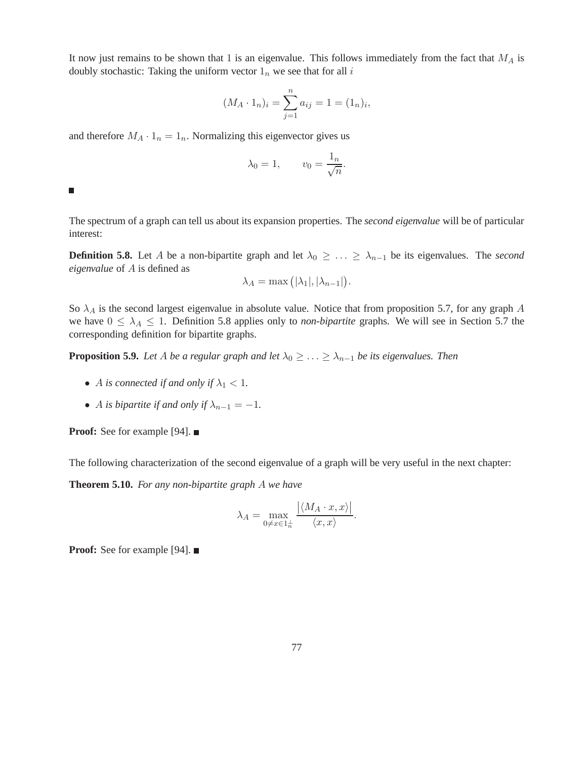It now just remains to be shown that 1 is an eigenvalue. This follows immediately from the fact that $M_A$ is doubly stochastic: Taking the uniform vector $1_n$ we see that for all $i$

$$(M_A \cdot 1_n)_i = \sum_{j=1}^{n} a_{ij} = 1 = (1_n)_i,$$

and therefore $M_A \cdot 1_n = 1_n$. Normalizing this eigenvector gives us

$$\lambda_0 = 1, \qquad v_0 = \frac{1_n}{\sqrt{n}}.$$

■

The spectrum of a graph can tell us about its expansion properties. The *second eigenvalue* will be of particular interest:

**Definition 5.8.** Let $A$ be a non-bipartite graph and let $\lambda_0 \geq \ldots \geq \lambda_{n-1}$ be its eigenvalues. The *second eigenvalue* of $A$ is defined as

$$\lambda_A = \max\left(|\lambda_1|, |\lambda_{n-1}|\right).$$

So $\lambda_A$ is the second largest eigenvalue in absolute value. Notice that from proposition 5.7, for any graph $A$ we have $0 \leq \lambda_A \leq 1$. Definition 5.8 applies only to *non-bipartite* graphs. We will see in Section 5.7 the corresponding definition for bipartite graphs.

**Proposition 5.9.** *Let $A$ be a regular graph and let $\lambda_0 \geq \ldots \geq \lambda_{n-1}$ be its eigenvalues. Then*

- *$A$ is connected if and only if $\lambda_1 < 1$.*
- *$A$ is bipartite if and only if $\lambda_{n-1} = -1$.*

**Proof:** See for example [94]. ■

The following characterization of the second eigenvalue of a graph will be very useful in the next chapter:

**Theorem 5.10.** *For any non-bipartite graph $A$ we have*

$$\lambda_A = \max_{0 \neq x \in 1_n^{\perp}} \frac{\left|\langle M_A \cdot x, x\rangle\right|}{\langle x, x\rangle}.$$

**Proof:** See for example [94]. ■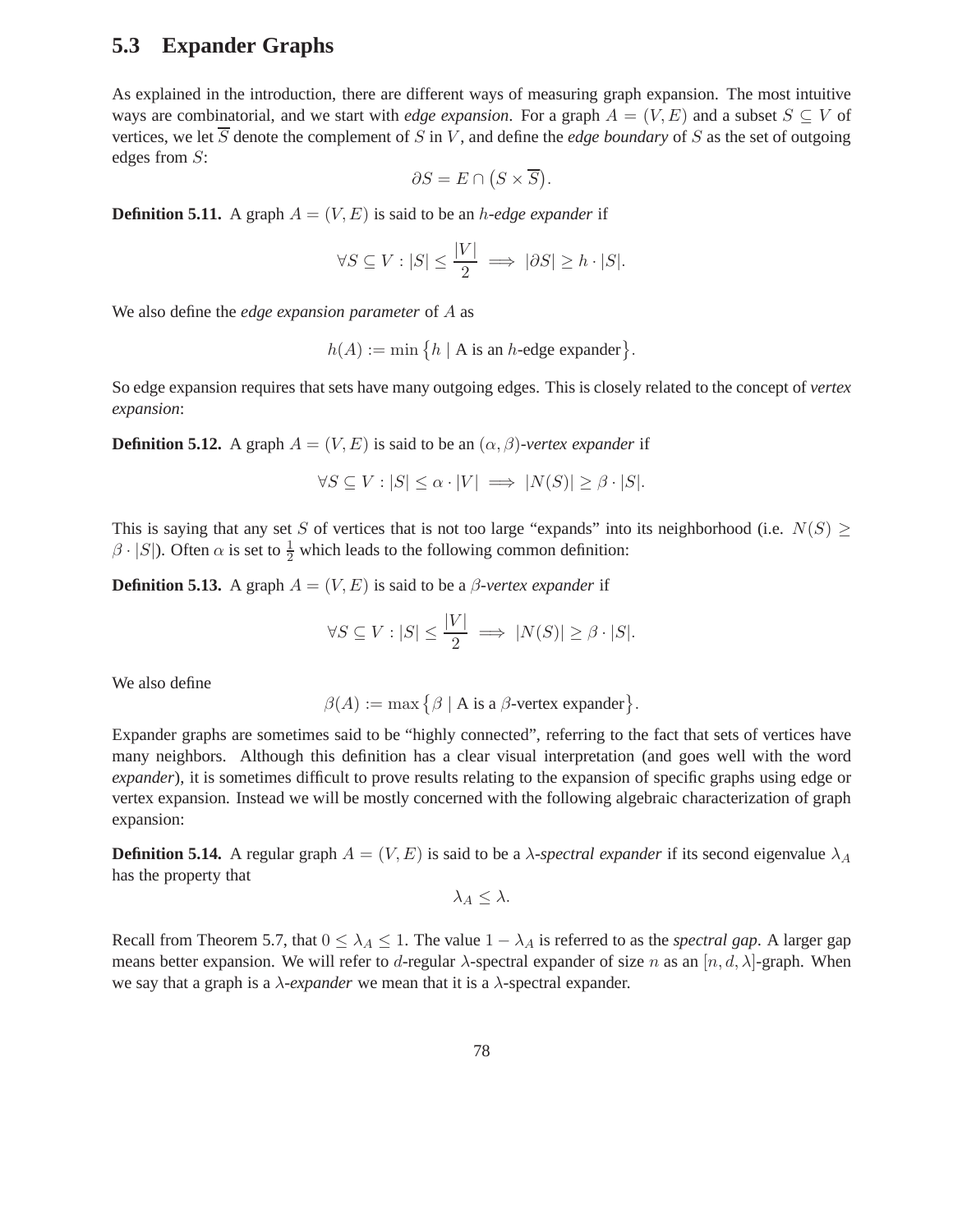## 5.3 Expander Graphs

As explained in the introduction, there are different ways of measuring graph expansion. The most intuitive ways are combinatorial, and we start with *edge expansion*. For a graph $A = (V, E)$ and a subset $S \subseteq V$ of vertices, we let $\overline{S}$ denote the complement of $S$ in $V$, and define the *edge boundary* of $S$ as the set of outgoing edges from $S$:

$$\partial S = E \cap \big(S \times \overline{S}\big).$$

**Definition 5.11.** A graph $A = (V, E)$ is said to be an $h$*-edge expander* if

$$\forall S \subseteq V : |S| \leq \frac{|V|}{2} \implies |\partial S| \geq h \cdot |S|.$$

We also define the *edge expansion parameter* of $A$ as

$$h(A) := \min \big\{ h \mid \text{A is an } h\text{-edge expander} \big\}.$$

So edge expansion requires that sets have many outgoing edges. This is closely related to the concept of *vertex expansion*:

**Definition 5.12.** A graph $A = (V, E)$ is said to be an $(\alpha, \beta)$*-vertex expander* if

$$\forall S \subseteq V : |S| \leq \alpha \cdot |V| \implies |N(S)| \geq \beta \cdot |S|.$$

This is saying that any set $S$ of vertices that is not too large "expands" into its neighborhood (i.e. $N(S) \geq \beta \cdot |S|$). Often $\alpha$ is set to $\frac{1}{2}$ which leads to the following common definition:

**Definition 5.13.** A graph $A = (V, E)$ is said to be a $\beta$*-vertex expander* if

$$\forall S \subseteq V : |S| \leq \frac{|V|}{2} \implies |N(S)| \geq \beta \cdot |S|.$$

We also define

$$\beta(A) := \max \big\{ \beta \mid \text{A is a } \beta\text{-vertex expander} \big\}.$$

Expander graphs are sometimes said to be "highly connected", referring to the fact that sets of vertices have many neighbors. Although this definition has a clear visual interpretation (and goes well with the word *expander*), it is sometimes difficult to prove results relating to the expansion of specific graphs using edge or vertex expansion. Instead we will be mostly concerned with the following algebraic characterization of graph expansion:

**Definition 5.14.** A regular graph $A = (V, E)$ is said to be a $\lambda$*-spectral expander* if its second eigenvalue $\lambda_A$ has the property that

$$\lambda_A \leq \lambda.$$

Recall from Theorem 5.7, that $0 \leq \lambda_A \leq 1$. The value $1 - \lambda_A$ is referred to as the *spectral gap*. A larger gap means better expansion. We will refer to $d$-regular $\lambda$-spectral expander of size $n$ as an $[n, d, \lambda]$-graph. When we say that a graph is a $\lambda$*-expander* we mean that it is a $\lambda$-spectral expander.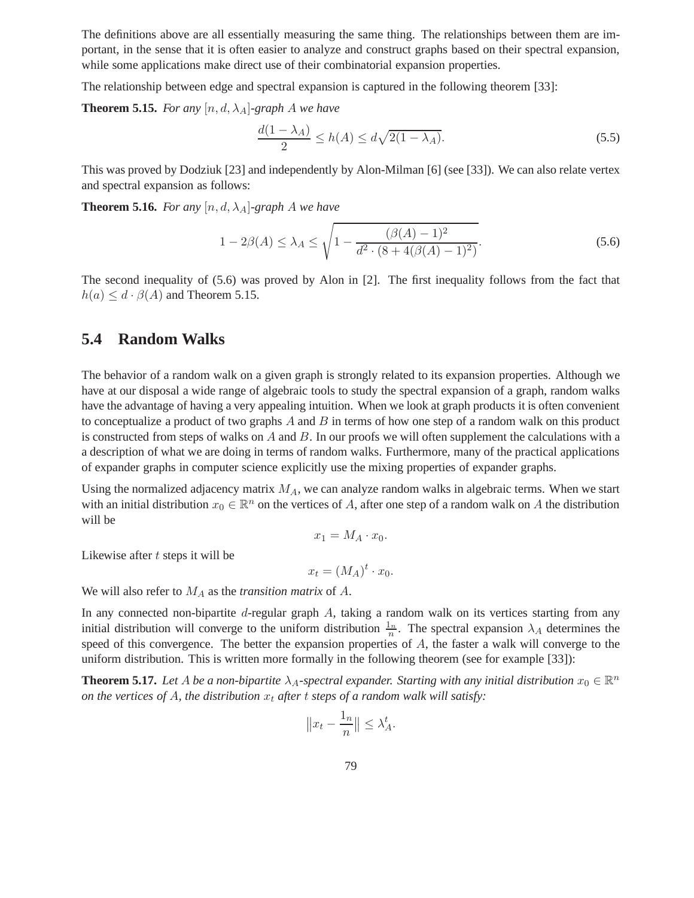The definitions above are all essentially measuring the same thing. The relationships between them are important, in the sense that it is often easier to analyze and construct graphs based on their spectral expansion, while some applications make direct use of their combinatorial expansion properties.

The relationship between edge and spectral expansion is captured in the following theorem [33]:

**Theorem 5.15.** *For any $[n, d, \lambda_A]$-graph $A$ we have*

$$\frac{d(1-\lambda_A)}{2} \leq h(A) \leq d\sqrt{2(1-\lambda_A)}. \tag{5.5}$$

This was proved by Dodziuk [23] and independently by Alon-Milman [6] (see [33]). We can also relate vertex and spectral expansion as follows:

**Theorem 5.16.** *For any $[n, d, \lambda_A]$-graph $A$ we have*

$$1 - 2\beta(A) \leq \lambda_A \leq \sqrt{1 - \frac{(\beta(A)-1)^2}{d^2 \cdot (8 + 4(\beta(A)-1)^2)}}. \tag{5.6}$$

The second inequality of (5.6) was proved by Alon in [2]. The first inequality follows from the fact that $h(a) \leq d \cdot \beta(A)$ and Theorem 5.15.

## 5.4 Random Walks

The behavior of a random walk on a given graph is strongly related to its expansion properties. Although we have at our disposal a wide range of algebraic tools to study the spectral expansion of a graph, random walks have the advantage of having a very appealing intuition. When we look at graph products it is often convenient to conceptualize a product of two graphs $A$ and $B$ in terms of how one step of a random walk on this product is constructed from steps of walks on $A$ and $B$. In our proofs we will often supplement the calculations with a a description of what we are doing in terms of random walks. Furthermore, many of the practical applications of expander graphs in computer science explicitly use the mixing properties of expander graphs.

Using the normalized adjacency matrix $M_A$, we can analyze random walks in algebraic terms. When we start with an initial distribution $x_0 \in \mathbb{R}^n$ on the vertices of $A$, after one step of a random walk on $A$ the distribution will be

$$x_1 = M_A \cdot x_0.$$

Likewise after $t$ steps it will be

$$x_t = (M_A)^t \cdot x_0.$$

We will also refer to $M_A$ as the *transition matrix* of $A$.

In any connected non-bipartite $d$-regular graph $A$, taking a random walk on its vertices starting from any initial distribution will converge to the uniform distribution $\frac{1_n}{n}$. The spectral expansion $\lambda_A$ determines the speed of this convergence. The better the expansion properties of $A$, the faster a walk will converge to the uniform distribution. This is written more formally in the following theorem (see for example [33]):

**Theorem 5.17.** *Let $A$ be a non-bipartite $\lambda_A$-spectral expander. Starting with any initial distribution $x_0 \in \mathbb{R}^n$ on the vertices of $A$, the distribution $x_t$ after $t$ steps of a random walk will satisfy:*

$$\left\| x_t - \frac{1_n}{n} \right\| \leq \lambda_A^t.$$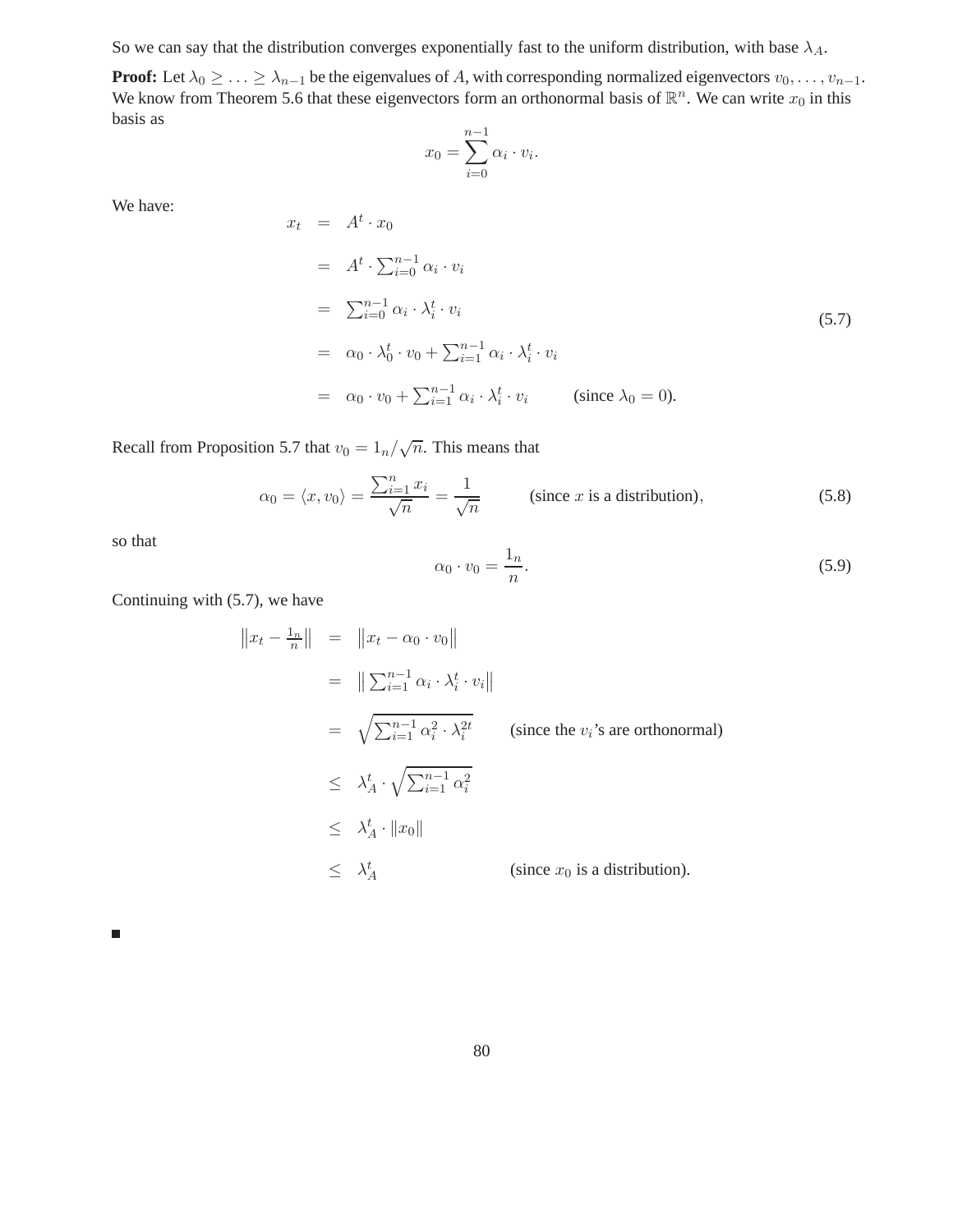So we can say that the distribution converges exponentially fast to the uniform distribution, with base $\lambda_A$.

**Proof:** Let $\lambda_0 \geq \ldots \geq \lambda_{n-1}$ be the eigenvalues of $A$, with corresponding normalized eigenvectors $v_0, \ldots, v_{n-1}$. We know from Theorem 5.6 that these eigenvectors form an orthonormal basis of $\mathbb{R}^n$. We can write $x_0$ in this basis as

$$x_0 = \sum_{i=0}^{n-1} \alpha_i \cdot v_i.$$

We have:

$$\begin{aligned}
x_t &= A^t \cdot x_0 \\
&= A^t \cdot \textstyle\sum_{i=0}^{n-1} \alpha_i \cdot v_i \\
&= \textstyle\sum_{i=0}^{n-1} \alpha_i \cdot \lambda_i^t \cdot v_i \\
&= \alpha_0 \cdot \lambda_0^t \cdot v_0 + \textstyle\sum_{i=1}^{n-1} \alpha_i \cdot \lambda_i^t \cdot v_i \\
&= \alpha_0 \cdot v_0 + \textstyle\sum_{i=1}^{n-1} \alpha_i \cdot \lambda_i^t \cdot v_i \qquad \text{(since } \lambda_0 = 0\text{)}.
\end{aligned} \tag{5.7}$$

Recall from Proposition 5.7 that $v_0 = 1_n/\sqrt{n}$. This means that

$$\alpha_0 = \langle x, v_0 \rangle = \frac{\sum_{i=1}^n x_i}{\sqrt{n}} = \frac{1}{\sqrt{n}} \qquad \text{(since } x \text{ is a distribution)}, \tag{5.8}$$

so that

$$\alpha_0 \cdot v_0 = \frac{1_n}{n}. \tag{5.9}$$

Continuing with (5.7), we have

$$\begin{aligned}
\left\| x_t - \tfrac{1_n}{n} \right\| &= \left\| x_t - \alpha_0 \cdot v_0 \right\| \\
&= \left\| \textstyle\sum_{i=1}^{n-1} \alpha_i \cdot \lambda_i^t \cdot v_i \right\| \\
&= \sqrt{\textstyle\sum_{i=1}^{n-1} \alpha_i^2 \cdot \lambda_i^{2t}} \qquad \text{(since the } v_i\text{'s are orthonormal)} \\
&\leq \lambda_A^t \cdot \sqrt{\textstyle\sum_{i=1}^{n-1} \alpha_i^2} \\
&\leq \lambda_A^t \cdot \|x_0\| \\
&\leq \lambda_A^t \qquad \text{(since } x_0 \text{ is a distribution).}
\end{aligned}$$

■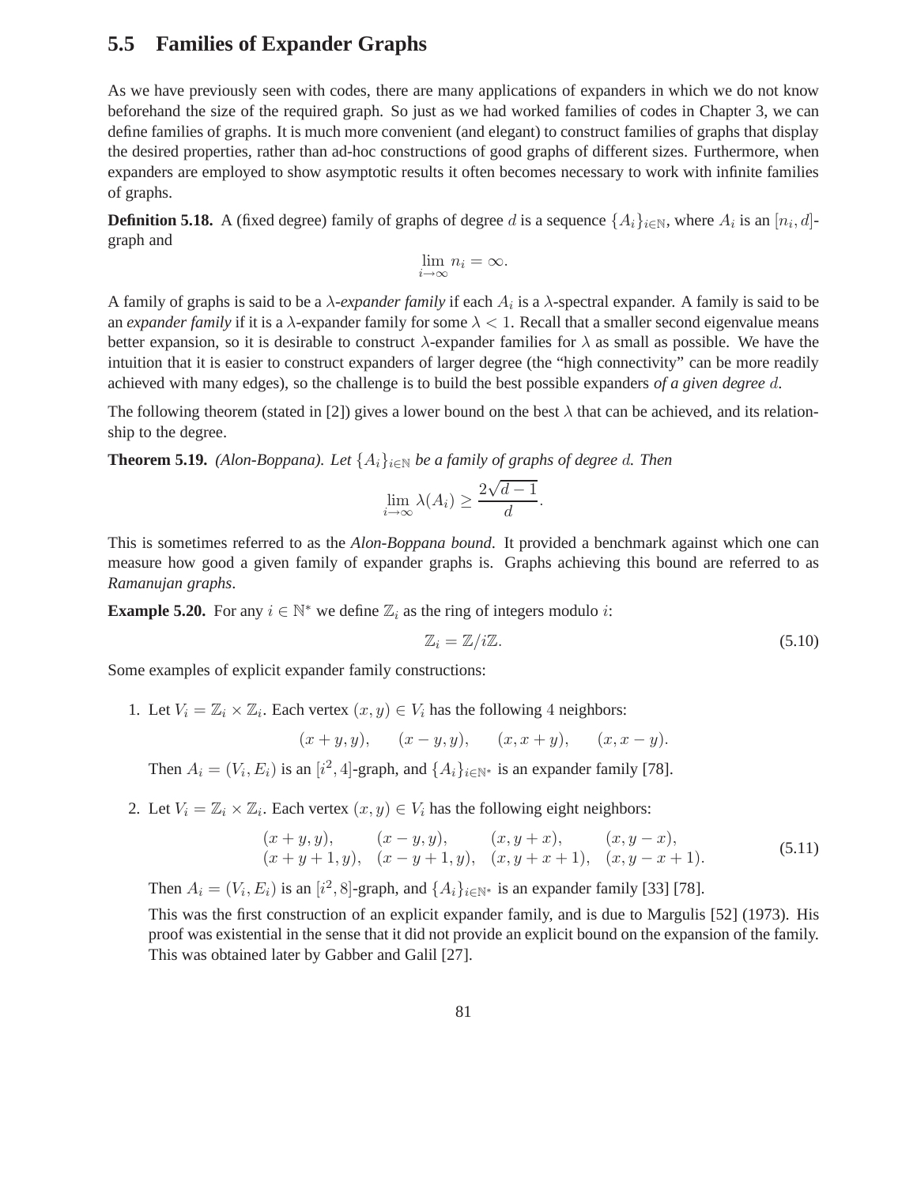## 5.5 Families of Expander Graphs

As we have previously seen with codes, there are many applications of expanders in which we do not know beforehand the size of the required graph. So just as we had worked families of codes in Chapter 3, we can define families of graphs. It is much more convenient (and elegant) to construct families of graphs that display the desired properties, rather than ad-hoc constructions of good graphs of different sizes. Furthermore, when expanders are employed to show asymptotic results it often becomes necessary to work with infinite families of graphs.

**Definition 5.18.** A (fixed degree) family of graphs of degree $d$ is a sequence $\{A_i\}_{i\in\mathbb{N}}$, where $A_i$ is an $[n_i, d]$-graph and

$$\lim_{i\to\infty} n_i = \infty.$$

A family of graphs is said to be a $\lambda$-*expander family* if each $A_i$ is a $\lambda$-spectral expander. A family is said to be an *expander family* if it is a $\lambda$-expander family for some $\lambda < 1$. Recall that a smaller second eigenvalue means better expansion, so it is desirable to construct $\lambda$-expander families for $\lambda$ as small as possible. We have the intuition that it is easier to construct expanders of larger degree (the "high connectivity" can be more readily achieved with many edges), so the challenge is to build the best possible expanders *of a given degree* $d$.

The following theorem (stated in [2]) gives a lower bound on the best $\lambda$ that can be achieved, and its relationship to the degree.

**Theorem 5.19.** *(Alon-Boppana). Let $\{A_i\}_{i\in\mathbb{N}}$ be a family of graphs of degree $d$. Then*

$$\lim_{i\to\infty} \lambda(A_i) \geq \frac{2\sqrt{d-1}}{d}.$$

This is sometimes referred to as the *Alon-Boppana bound*. It provided a benchmark against which one can measure how good a given family of expander graphs is. Graphs achieving this bound are referred to as *Ramanujan graphs*.

**Example 5.20.** For any $i \in \mathbb{N}^*$ we define $\mathbb{Z}_i$ as the ring of integers modulo $i$:

$$\mathbb{Z}_i = \mathbb{Z}/i\mathbb{Z}. \tag{5.10}$$

Some examples of explicit expander family constructions:

1. Let $V_i = \mathbb{Z}_i \times \mathbb{Z}_i$. Each vertex $(x, y) \in V_i$ has the following $4$ neighbors:

   $$(x+y, y), \qquad (x-y, y), \qquad (x, x+y), \qquad (x, x-y).$$

   Then $A_i = (V_i, E_i)$ is an $[i^2, 4]$-graph, and $\{A_i\}_{i\in\mathbb{N}^*}$ is an expander family [78].

2. Let $V_i = \mathbb{Z}_i \times \mathbb{Z}_i$. Each vertex $(x, y) \in V_i$ has the following eight neighbors:

   $$\begin{array}{llll} (x+y, y), & (x-y, y), & (x, y+x), & (x, y-x), \\ (x+y+1, y), & (x-y+1, y), & (x, y+x+1), & (x, y-x+1). \end{array} \tag{5.11}$$

   Then $A_i = (V_i, E_i)$ is an $[i^2, 8]$-graph, and $\{A_i\}_{i\in\mathbb{N}^*}$ is an expander family [33] [78].

   This was the first construction of an explicit expander family, and is due to Margulis [52] (1973). His proof was existential in the sense that it did not provide an explicit bound on the expansion of the family. This was obtained later by Gabber and Galil [27].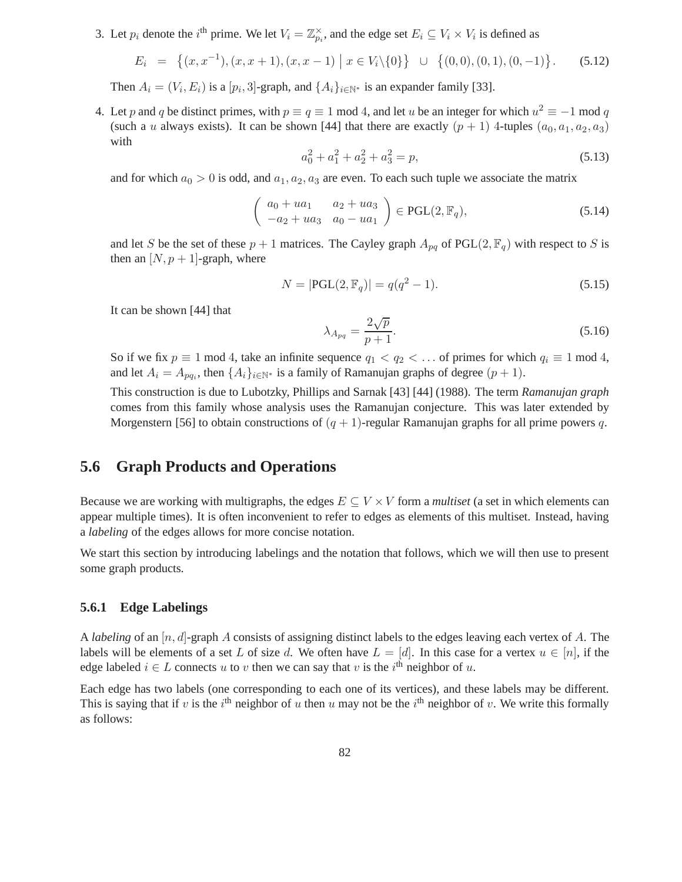3. Let $p_i$ denote the $i^{\text{th}}$ prime. We let $V_i = \mathbb{Z}_{p_i}^{\times}$, and the edge set $E_i \subseteq V_i \times V_i$ is defined as

$$E_i \;=\; \big\{(x, x^{-1}), (x, x+1), (x, x-1) \;\big|\; x \in V_i \backslash \{0\}\big\} \;\;\cup\;\; \big\{(0,0), (0,1), (0,-1)\big\}. \qquad (5.12)$$

   Then $A_i = (V_i, E_i)$ is a $[p_i, 3]$-graph, and $\{A_i\}_{i \in \mathbb{N}^*}$ is an expander family [33].

4. Let $p$ and $q$ be distinct primes, with $p \equiv q \equiv 1 \bmod 4$, and let $u$ be an integer for which $u^2 \equiv -1 \bmod q$ (such a $u$ always exists). It can be shown [44] that there are exactly $(p+1)$ 4-tuples $(a_0, a_1, a_2, a_3)$ with

$$a_0^2 + a_1^2 + a_2^2 + a_3^2 = p, \qquad (5.13)$$

   and for which $a_0 > 0$ is odd, and $a_1, a_2, a_3$ are even. To each such tuple we associate the matrix

$$\begin{pmatrix} a_0 + ua_1 & a_2 + ua_3 \\ -a_2 + ua_3 & a_0 - ua_1 \end{pmatrix} \in \text{PGL}(2, \mathbb{F}_q), \qquad (5.14)$$

   and let $S$ be the set of these $p+1$ matrices. The Cayley graph $A_{pq}$ of $\text{PGL}(2, \mathbb{F}_q)$ with respect to $S$ is then an $[N, p+1]$-graph, where

$$N = |\text{PGL}(2, \mathbb{F}_q)| = q(q^2 - 1). \qquad (5.15)$$

   It can be shown [44] that

$$\lambda_{A_{pq}} = \frac{2\sqrt{p}}{p+1}. \qquad (5.16)$$

   So if we fix $p \equiv 1 \bmod 4$, take an infinite sequence $q_1 < q_2 < \ldots$ of primes for which $q_i \equiv 1 \bmod 4$, and let $A_i = A_{pq_i}$, then $\{A_i\}_{i \in \mathbb{N}^*}$ is a family of Ramanujan graphs of degree $(p+1)$.

   This construction is due to Lubotzky, Phillips and Sarnak [43] [44] (1988). The term ***Ramanujan graph*** comes from this family whose analysis uses the Ramanujan conjecture. This was later extended by Morgenstern [56] to obtain constructions of $(q+1)$-regular Ramanujan graphs for all prime powers $q$.

## 5.6 Graph Products and Operations

Because we are working with multigraphs, the edges $E \subseteq V \times V$ form a *multiset* (a set in which elements can appear multiple times). It is often inconvenient to refer to edges as elements of this multiset. Instead, having a *labeling* of the edges allows for more concise notation.

We start this section by introducing labelings and the notation that follows, which we will then use to present some graph products.

### 5.6.1 Edge Labelings

A *labeling* of an $[n, d]$-graph $A$ consists of assigning distinct labels to the edges leaving each vertex of $A$. The labels will be elements of a set $L$ of size $d$. We often have $L = [d]$. In this case for a vertex $u \in [n]$, if the edge labeled $i \in L$ connects $u$ to $v$ then we can say that $v$ is the $i^{\text{th}}$ neighbor of $u$.

Each edge has two labels (one corresponding to each one of its vertices), and these labels may be different. This is saying that if $v$ is the $i^{\text{th}}$ neighbor of $u$ then $u$ may not be the $i^{\text{th}}$ neighbor of $v$. We write this formally as follows: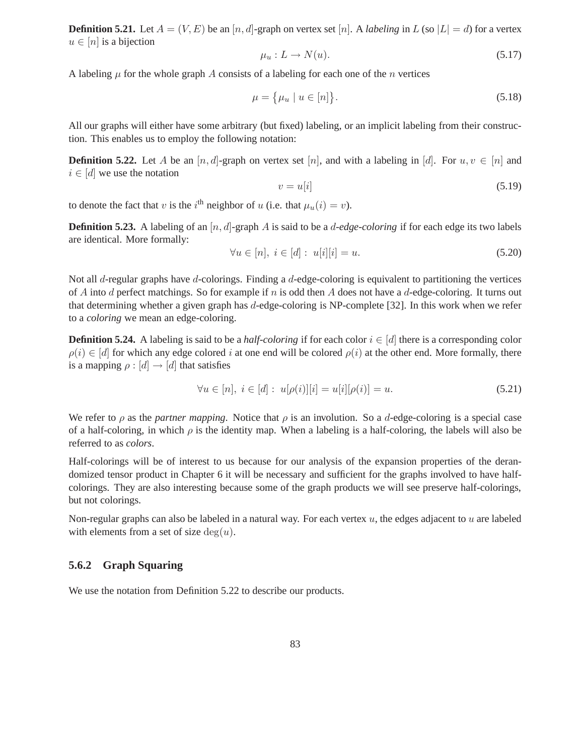**Definition 5.21.** Let $A = (V, E)$ be an $[n, d]$-graph on vertex set $[n]$. A *labeling* in $L$ (so $|L| = d$) for a vertex $u \in [n]$ is a bijection

$$\mu_u : L \to N(u). \tag{5.17}$$

A labeling $\mu$ for the whole graph $A$ consists of a labeling for each one of the $n$ vertices

$$\mu = \{\mu_u \mid u \in [n]\}. \tag{5.18}$$

All our graphs will either have some arbitrary (but fixed) labeling, or an implicit labeling from their construction. This enables us to employ the following notation:

**Definition 5.22.** Let $A$ be an $[n, d]$-graph on vertex set $[n]$, and with a labeling in $[d]$. For $u, v \in [n]$ and $i \in [d]$ we use the notation

$$v = u[i] \tag{5.19}$$

to denote the fact that $v$ is the $i^{\text{th}}$ neighbor of $u$ (i.e. that $\mu_u(i) = v$).

**Definition 5.23.** A labeling of an $[n, d]$-graph $A$ is said to be a *$d$-edge-coloring* if for each edge its two labels are identical. More formally:

$$\forall u \in [n],\ i \in [d] :\ u[i][i] = u. \tag{5.20}$$

Not all $d$-regular graphs have $d$-colorings. Finding a $d$-edge-coloring is equivalent to partitioning the vertices of $A$ into $d$ perfect matchings. So for example if $n$ is odd then $A$ does not have a $d$-edge-coloring. It turns out that determining whether a given graph has $d$-edge-coloring is NP-complete [32]. In this work when we refer to a *coloring* we mean an edge-coloring.

**Definition 5.24.** A labeling is said to be a ***half-coloring*** if for each color $i \in [d]$ there is a corresponding color $\rho(i) \in [d]$ for which any edge colored $i$ at one end will be colored $\rho(i)$ at the other end. More formally, there is a mapping $\rho : [d] \to [d]$ that satisfies

$$\forall u \in [n],\ i \in [d] :\ u[\rho(i)][i] = u[i][\rho(i)] = u. \tag{5.21}$$

We refer to $\rho$ as the *partner mapping*. Notice that $\rho$ is an involution. So a $d$-edge-coloring is a special case of a half-coloring, in which $\rho$ is the identity map. When a labeling is a half-coloring, the labels will also be referred to as *colors*.

Half-colorings will be of interest to us because for our analysis of the expansion properties of the derandomized tensor product in Chapter 6 it will be necessary and sufficient for the graphs involved to have half-colorings. They are also interesting because some of the graph products we will see preserve half-colorings, but not colorings.

Non-regular graphs can also be labeled in a natural way. For each vertex $u$, the edges adjacent to $u$ are labeled with elements from a set of size $\deg(u)$.

### 5.6.2 Graph Squaring

We use the notation from Definition 5.22 to describe our products.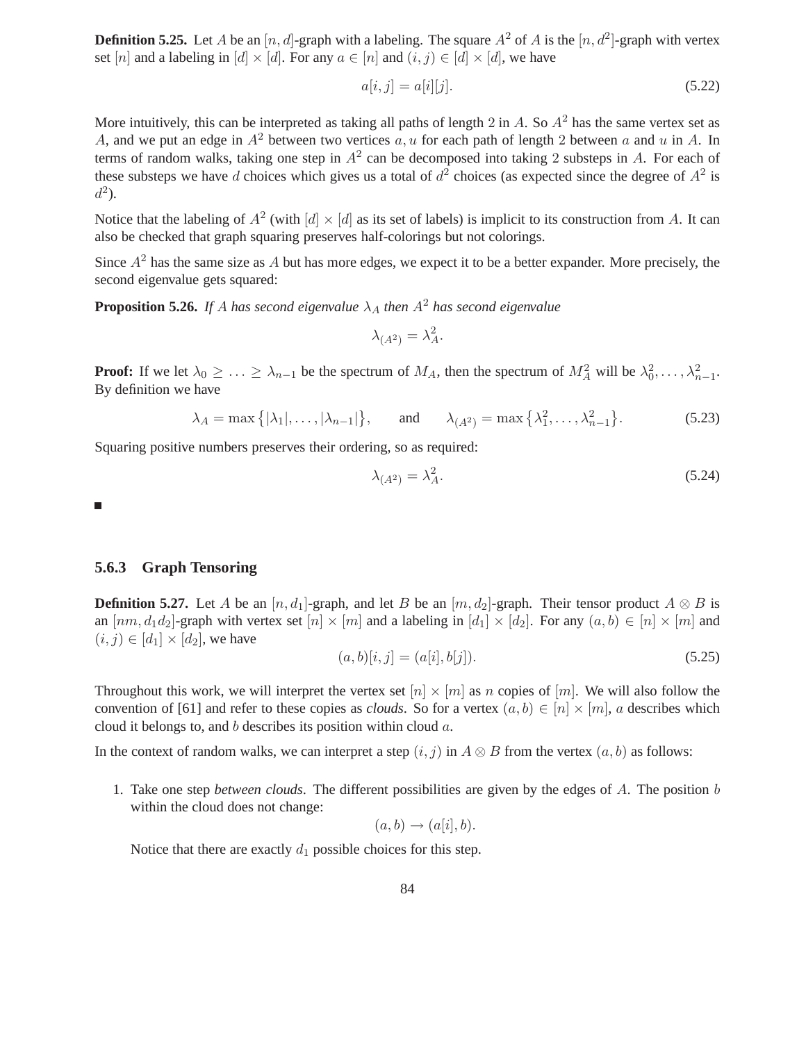**Definition 5.25.** Let $A$ be an $[n, d]$-graph with a labeling. The square $A^2$ of $A$ is the $[n, d^2]$-graph with vertex set $[n]$ and a labeling in $[d] \times [d]$. For any $a \in [n]$ and $(i, j) \in [d] \times [d]$, we have

$$a[i, j] = a[i][j]. \tag{5.22}$$

More intuitively, this can be interpreted as taking all paths of length 2 in $A$. So $A^2$ has the same vertex set as $A$, and we put an edge in $A^2$ between two vertices $a, u$ for each path of length 2 between $a$ and $u$ in $A$. In terms of random walks, taking one step in $A^2$ can be decomposed into taking 2 substeps in $A$. For each of these substeps we have $d$ choices which gives us a total of $d^2$ choices (as expected since the degree of $A^2$ is $d^2$).

Notice that the labeling of $A^2$ (with $[d] \times [d]$ as its set of labels) is implicit to its construction from $A$. It can also be checked that graph squaring preserves half-colorings but not colorings.

Since $A^2$ has the same size as $A$ but has more edges, we expect it to be a better expander. More precisely, the second eigenvalue gets squared:

**Proposition 5.26.** *If $A$ has second eigenvalue $\lambda_A$ then $A^2$ has second eigenvalue*

$$\lambda_{(A^2)} = \lambda_A^2.$$

**Proof:** If we let $\lambda_0 \geq \ldots \geq \lambda_{n-1}$ be the spectrum of $M_A$, then the spectrum of $M_A^2$ will be $\lambda_0^2, \ldots, \lambda_{n-1}^2$. By definition we have

$$\lambda_A = \max\left\{|\lambda_1|, \ldots, |\lambda_{n-1}|\right\}, \qquad \text{and} \qquad \lambda_{(A^2)} = \max\left\{\lambda_1^2, \ldots, \lambda_{n-1}^2\right\}. \tag{5.23}$$

Squaring positive numbers preserves their ordering, so as required:

$$\lambda_{(A^2)} = \lambda_A^2. \tag{5.24}$$

■

### 5.6.3 Graph Tensoring

**Definition 5.27.** Let $A$ be an $[n, d_1]$-graph, and let $B$ be an $[m, d_2]$-graph. Their tensor product $A \otimes B$ is an $[nm, d_1 d_2]$-graph with vertex set $[n] \times [m]$ and a labeling in $[d_1] \times [d_2]$. For any $(a, b) \in [n] \times [m]$ and $(i, j) \in [d_1] \times [d_2]$, we have

$$(a, b)[i, j] = (a[i], b[j]). \tag{5.25}$$

Throughout this work, we will interpret the vertex set $[n] \times [m]$ as $n$ copies of $[m]$. We will also follow the convention of [61] and refer to these copies as *clouds*. So for a vertex $(a, b) \in [n] \times [m]$, $a$ describes which cloud it belongs to, and $b$ describes its position within cloud $a$.

In the context of random walks, we can interpret a step $(i, j)$ in $A \otimes B$ from the vertex $(a, b)$ as follows:

1. Take one step *between clouds*. The different possibilities are given by the edges of $A$. The position $b$ within the cloud does not change:

   $$(a, b) \rightarrow (a[i], b).$$

   Notice that there are exactly $d_1$ possible choices for this step.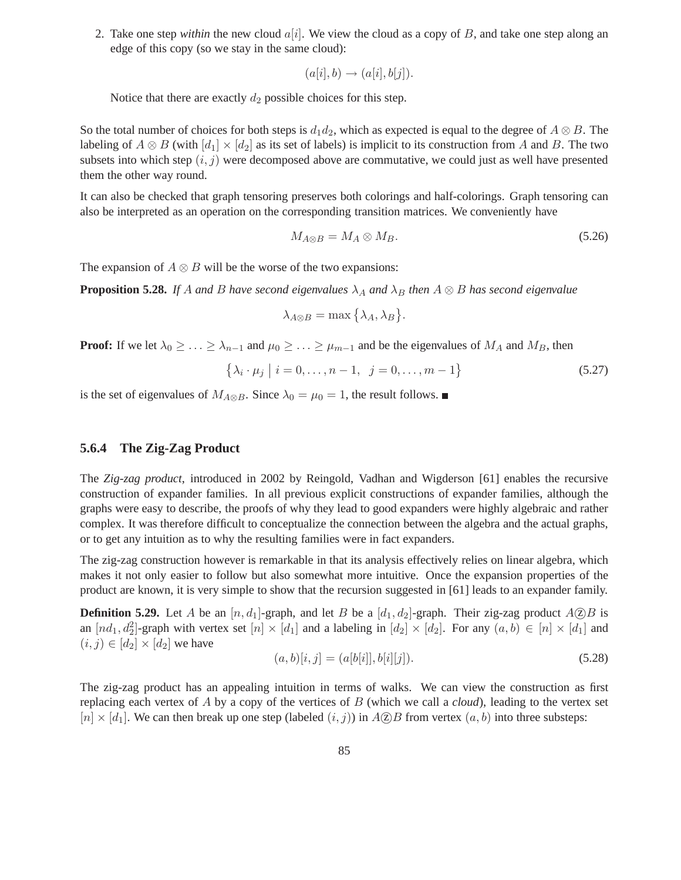2. Take one step *within* the new cloud $a[i]$. We view the cloud as a copy of $B$, and take one step along an edge of this copy (so we stay in the same cloud):

$$(a[i], b) \rightarrow (a[i], b[j]).$$

   Notice that there are exactly $d_2$ possible choices for this step.

So the total number of choices for both steps is $d_1 d_2$, which as expected is equal to the degree of $A \otimes B$. The labeling of $A \otimes B$ (with $[d_1] \times [d_2]$ as its set of labels) is implicit to its construction from $A$ and $B$. The two subsets into which step $(i, j)$ were decomposed above are commutative, we could just as well have presented them the other way round.

It can also be checked that graph tensoring preserves both colorings and half-colorings. Graph tensoring can also be interpreted as an operation on the corresponding transition matrices. We conveniently have

$$M_{A \otimes B} = M_A \otimes M_B. \tag{5.26}$$

The expansion of $A \otimes B$ will be the worse of the two expansions:

**Proposition 5.28.** *If $A$ and $B$ have second eigenvalues $\lambda_A$ and $\lambda_B$ then $A \otimes B$ has second eigenvalue*

$$\lambda_{A \otimes B} = \max\{\lambda_A, \lambda_B\}.$$

**Proof:** If we let $\lambda_0 \geq \ldots \geq \lambda_{n-1}$ and $\mu_0 \geq \ldots \geq \mu_{m-1}$ and be the eigenvalues of $M_A$ and $M_B$, then

$$\{\lambda_i \cdot \mu_j \mid i = 0, \ldots, n-1, \;\; j = 0, \ldots, m-1\} \tag{5.27}$$

is the set of eigenvalues of $M_{A \otimes B}$. Since $\lambda_0 = \mu_0 = 1$, the result follows. ■

### 5.6.4 The Zig-Zag Product

The *Zig-zag product*, introduced in 2002 by Reingold, Vadhan and Wigderson [61] enables the recursive construction of expander families. In all previous explicit constructions of expander families, although the graphs were easy to describe, the proofs of why they lead to good expanders were highly algebraic and rather complex. It was therefore difficult to conceptualize the connection between the algebra and the actual graphs, or to get any intuition as to why the resulting families were in fact expanders.

The zig-zag construction however is remarkable in that its analysis effectively relies on linear algebra, which makes it not only easier to follow but also somewhat more intuitive. Once the expansion properties of the product are known, it is very simple to show that the recursion suggested in [61] leads to an expander family.

**Definition 5.29.** Let $A$ be an $[n, d_1]$-graph, and let $B$ be a $[d_1, d_2]$-graph. Their zig-zag product $A \text{ⓩ} B$ is an $[nd_1, d_2^2]$-graph with vertex set $[n] \times [d_1]$ and a labeling in $[d_2] \times [d_2]$. For any $(a, b) \in [n] \times [d_1]$ and $(i, j) \in [d_2] \times [d_2]$ we have

$$(a, b)[i, j] = (a[b[i]], b[i][j]). \tag{5.28}$$

The zig-zag product has an appealing intuition in terms of walks. We can view the construction as first replacing each vertex of $A$ by a copy of the vertices of $B$ (which we call a *cloud*), leading to the vertex set $[n] \times [d_1]$. We can then break up one step (labeled $(i, j)$) in $A \text{ⓩ} B$ from vertex $(a, b)$ into three substeps: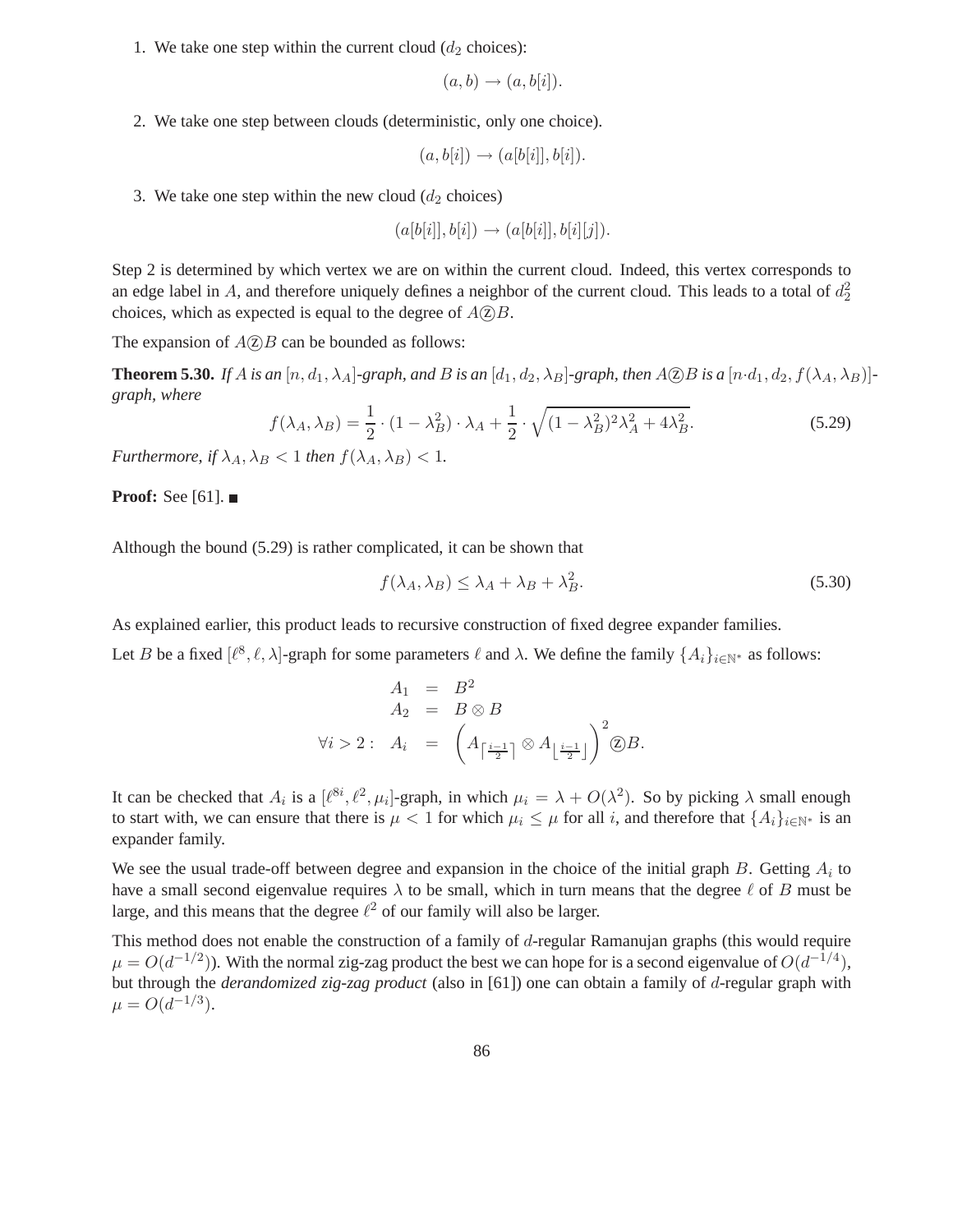1. We take one step within the current cloud ($d_2$ choices):

$$(a, b) \to (a, b[i]).$$

2. We take one step between clouds (deterministic, only one choice).

$$(a, b[i]) \to (a[b[i]], b[i]).$$

3. We take one step within the new cloud ($d_2$ choices)

$$(a[b[i]], b[i]) \to (a[b[i]], b[i][j]).$$

Step 2 is determined by which vertex we are on within the current cloud. Indeed, this vertex corresponds to an edge label in $A$, and therefore uniquely defines a neighbor of the current cloud. This leads to a total of $d_2^2$ choices, which as expected is equal to the degree of $A \textcircled{z} B$.

The expansion of $A \textcircled{z} B$ can be bounded as follows:

**Theorem 5.30.** *If $A$ is an $[n, d_1, \lambda_A]$-graph, and $B$ is an $[d_1, d_2, \lambda_B]$-graph, then $A \textcircled{z} B$ is a $[n \cdot d_1, d_2, f(\lambda_A, \lambda_B)]$-graph, where*

$$f(\lambda_A, \lambda_B) = \frac{1}{2} \cdot (1 - \lambda_B^2) \cdot \lambda_A + \frac{1}{2} \cdot \sqrt{(1 - \lambda_B^2)^2 \lambda_A^2 + 4\lambda_B^2}. \tag{5.29}$$

*Furthermore, if $\lambda_A, \lambda_B < 1$ then $f(\lambda_A, \lambda_B) < 1$.*

**Proof:** See [61]. ■

Although the bound (5.29) is rather complicated, it can be shown that

$$f(\lambda_A, \lambda_B) \leq \lambda_A + \lambda_B + \lambda_B^2. \tag{5.30}$$

As explained earlier, this product leads to recursive construction of fixed degree expander families.

Let $B$ be a fixed $[\ell^8, \ell, \lambda]$-graph for some parameters $\ell$ and $\lambda$. We define the family $\{A_i\}_{i \in \mathbb{N}^*}$ as follows:

$$\begin{aligned} A_1 &= B^2 \\ A_2 &= B \otimes B \\ \forall i > 2: \quad A_i &= \left( A_{\lceil \frac{i-1}{2} \rceil} \otimes A_{\lfloor \frac{i-1}{2} \rfloor} \right)^2 \textcircled{z} B. \end{aligned}$$

It can be checked that $A_i$ is a $[\ell^{8i}, \ell^2, \mu_i]$-graph, in which $\mu_i = \lambda + O(\lambda^2)$. So by picking $\lambda$ small enough to start with, we can ensure that there is $\mu < 1$ for which $\mu_i \leq \mu$ for all $i$, and therefore that $\{A_i\}_{i \in \mathbb{N}^*}$ is an expander family.

We see the usual trade-off between degree and expansion in the choice of the initial graph $B$. Getting $A_i$ to have a small second eigenvalue requires $\lambda$ to be small, which in turn means that the degree $\ell$ of $B$ must be large, and this means that the degree $\ell^2$ of our family will also be larger.

This method does not enable the construction of a family of $d$-regular Ramanujan graphs (this would require $\mu = O(d^{-1/2})$). With the normal zig-zag product the best we can hope for is a second eigenvalue of $O(d^{-1/4})$, but through the *derandomized zig-zag product* (also in [61]) one can obtain a family of $d$-regular graph with $\mu = O(d^{-1/3})$.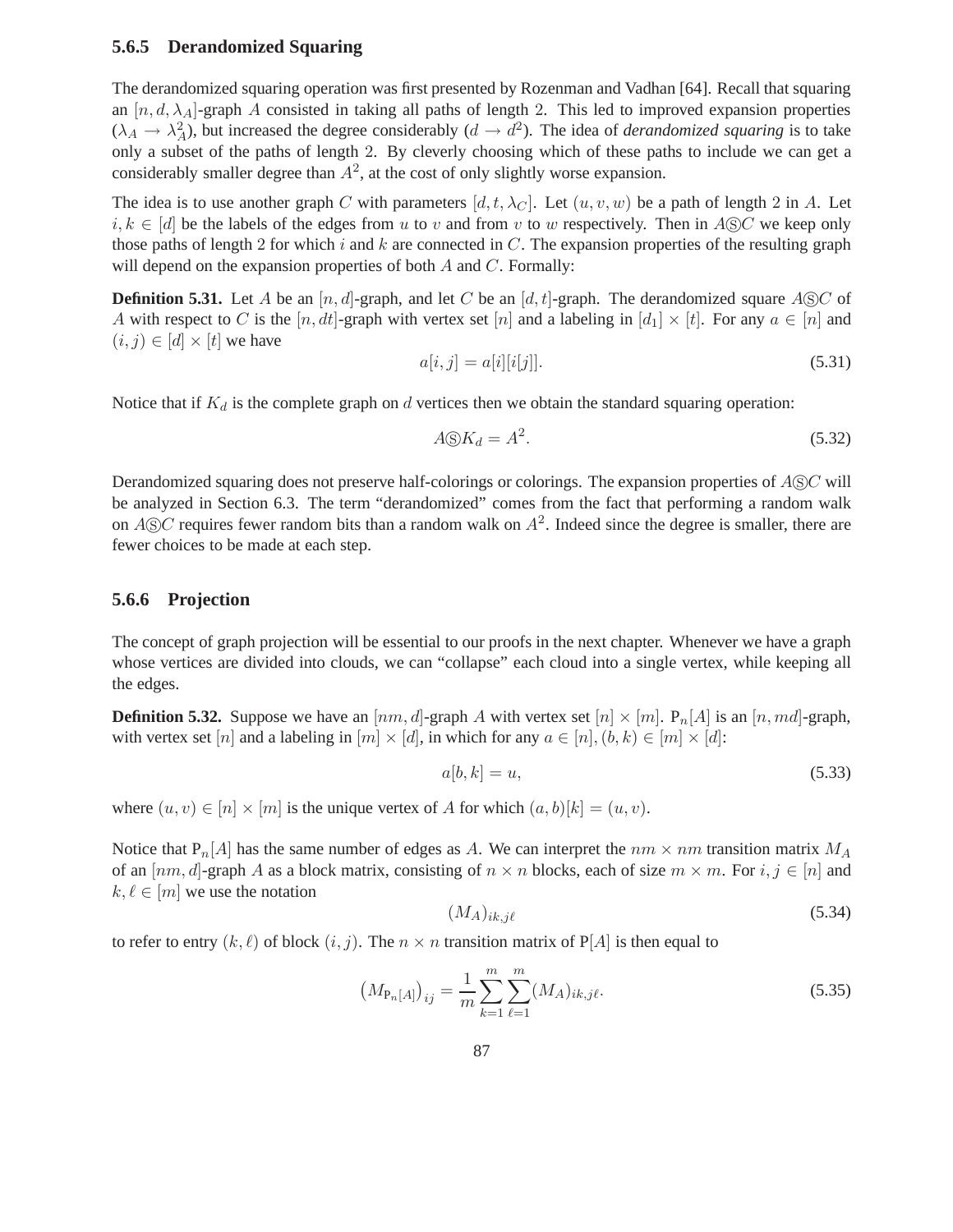### 5.6.5 Derandomized Squaring

The derandomized squaring operation was first presented by Rozenman and Vadhan [64]. Recall that squaring an $[n, d, \lambda_A]$-graph $A$ consisted in taking all paths of length 2. This led to improved expansion properties ($\lambda_A \to \lambda_A^2$), but increased the degree considerably ($d \to d^2$). The idea of *derandomized squaring* is to take only a subset of the paths of length 2. By cleverly choosing which of these paths to include we can get a considerably smaller degree than $A^2$, at the cost of only slightly worse expansion.

The idea is to use another graph $C$ with parameters $[d, t, \lambda_C]$. Let $(u, v, w)$ be a path of length 2 in $A$. Let $i, k \in [d]$ be the labels of the edges from $u$ to $v$ and from $v$ to $w$ respectively. Then in $A \circledS C$ we keep only those paths of length 2 for which $i$ and $k$ are connected in $C$. The expansion properties of the resulting graph will depend on the expansion properties of both $A$ and $C$. Formally:

**Definition 5.31.** Let $A$ be an $[n, d]$-graph, and let $C$ be an $[d, t]$-graph. The derandomized square $A \circledS C$ of $A$ with respect to $C$ is the $[n, dt]$-graph with vertex set $[n]$ and a labeling in $[d_1] \times [t]$. For any $a \in [n]$ and $(i, j) \in [d] \times [t]$ we have

$$a[i, j] = a[i][i[j]]. \tag{5.31}$$

Notice that if $K_d$ is the complete graph on $d$ vertices then we obtain the standard squaring operation:

$$A \circledS K_d = A^2. \tag{5.32}$$

Derandomized squaring does not preserve half-colorings or colorings. The expansion properties of $A \circledS C$ will be analyzed in Section 6.3. The term "derandomized" comes from the fact that performing a random walk on $A \circledS C$ requires fewer random bits than a random walk on $A^2$. Indeed since the degree is smaller, there are fewer choices to be made at each step.

### 5.6.6 Projection

The concept of graph projection will be essential to our proofs in the next chapter. Whenever we have a graph whose vertices are divided into clouds, we can "collapse" each cloud into a single vertex, while keeping all the edges.

**Definition 5.32.** Suppose we have an $[nm, d]$-graph $A$ with vertex set $[n] \times [m]$. $\mathrm{P}_n[A]$ is an $[n, md]$-graph, with vertex set $[n]$ and a labeling in $[m] \times [d]$, in which for any $a \in [n], (b, k) \in [m] \times [d]$:

$$a[b, k] = u, \tag{5.33}$$

where $(u, v) \in [n] \times [m]$ is the unique vertex of $A$ for which $(a, b)[k] = (u, v)$.

Notice that $\mathrm{P}_n[A]$ has the same number of edges as $A$. We can interpret the $nm \times nm$ transition matrix $M_A$ of an $[nm, d]$-graph $A$ as a block matrix, consisting of $n \times n$ blocks, each of size $m \times m$. For $i, j \in [n]$ and $k, \ell \in [m]$ we use the notation

$$(M_A)_{ik, j\ell} \tag{5.34}$$

to refer to entry $(k, \ell)$ of block $(i, j)$. The $n \times n$ transition matrix of $\mathrm{P}[A]$ is then equal to

$$\left(M_{\mathrm{P}_n[A]}\right)_{ij} = \frac{1}{m} \sum_{k=1}^{m} \sum_{\ell=1}^{m} (M_A)_{ik, j\ell}. \tag{5.35}$$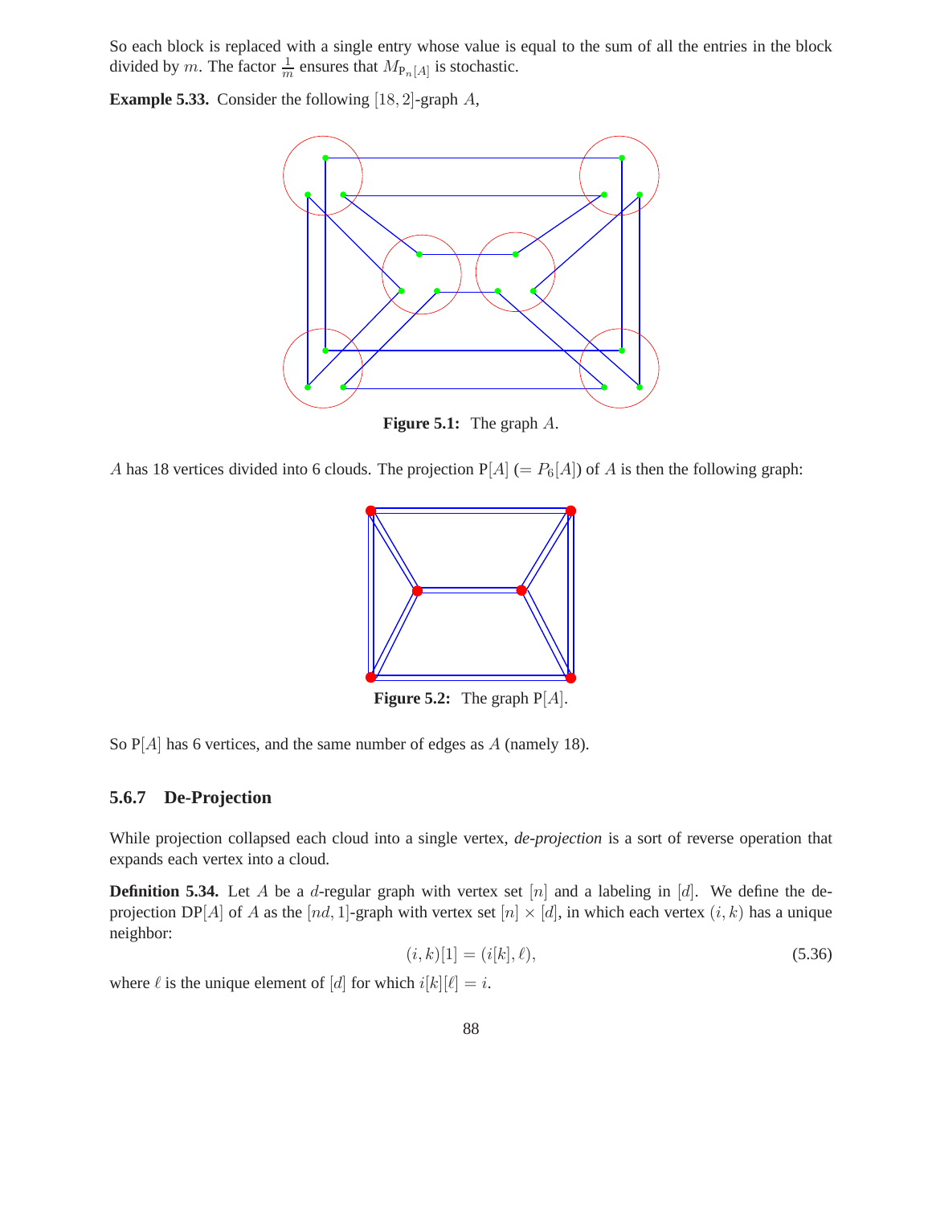So each block is replaced with a single entry whose value is equal to the sum of all the entries in the block divided by $m$. The factor $\frac{1}{m}$ ensures that $M_{\mathrm{P}_n[A]}$ is stochastic.

**Example 5.33.** Consider the following $[18, 2]$-graph $A$,

**Figure 5.1:** The graph $A$.

$A$ has 18 vertices divided into 6 clouds. The projection $\mathrm{P}[A]$ $(= P_6[A])$ of $A$ is then the following graph:

**Figure 5.2:** The graph $\mathrm{P}[A]$.

So $\mathrm{P}[A]$ has 6 vertices, and the same number of edges as $A$ (namely 18).

### 5.6.7 De-Projection

While projection collapsed each cloud into a single vertex, ***de-projection*** is a sort of reverse operation that expands each vertex into a cloud.

**Definition 5.34.** Let $A$ be a $d$-regular graph with vertex set $[n]$ and a labeling in $[d]$. We define the de-projection $\mathrm{DP}[A]$ of $A$ as the $[nd, 1]$-graph with vertex set $[n] \times [d]$, in which each vertex $(i, k)$ has a unique neighbor:

$$(i, k)[1] = (i[k], \ell), \tag{5.36}$$

where $\ell$ is the unique element of $[d]$ for which $i[k][\ell] = i$.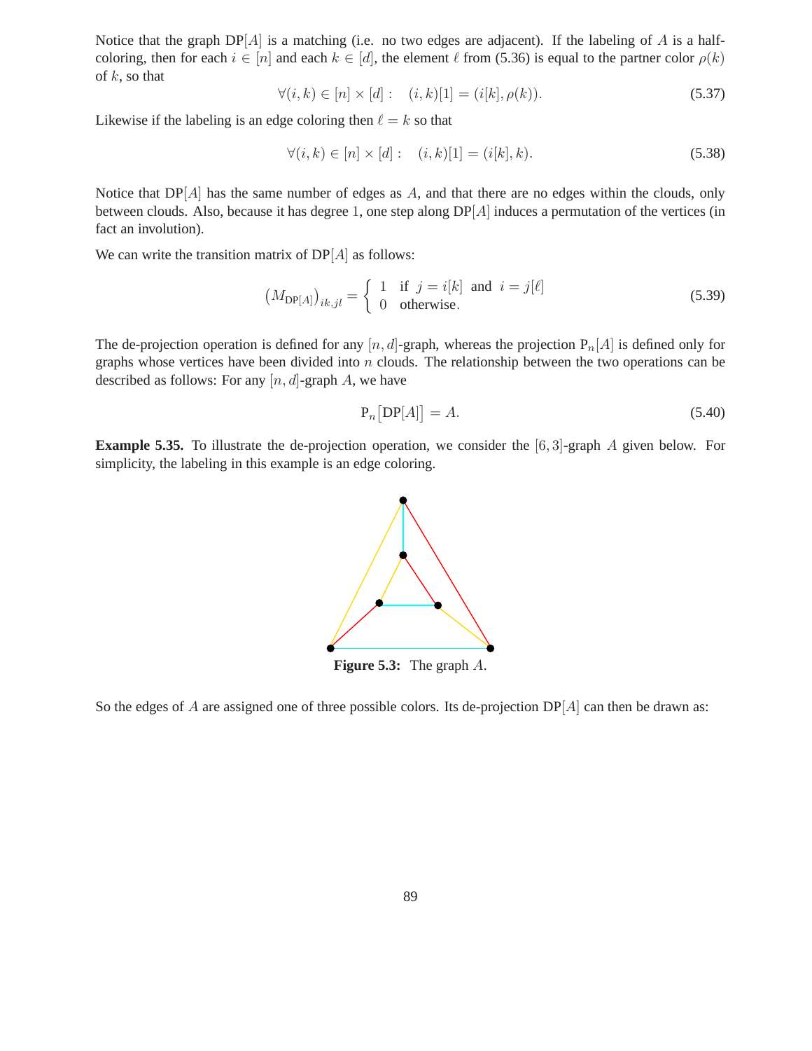Notice that the graph $\mathrm{DP}[A]$ is a matching (i.e. no two edges are adjacent). If the labeling of $A$ is a half-coloring, then for each $i \in [n]$ and each $k \in [d]$, the element $\ell$ from (5.36) is equal to the partner color $\rho(k)$ of $k$, so that

$$\forall (i,k) \in [n] \times [d] : \quad (i,k)[1] = (i[k], \rho(k)). \tag{5.37}$$

Likewise if the labeling is an edge coloring then $\ell = k$ so that

$$\forall (i,k) \in [n] \times [d] : \quad (i,k)[1] = (i[k], k). \tag{5.38}$$

Notice that $\mathrm{DP}[A]$ has the same number of edges as $A$, and that there are no edges within the clouds, only between clouds. Also, because it has degree 1, one step along $\mathrm{DP}[A]$ induces a permutation of the vertices (in fact an involution).

We can write the transition matrix of $\mathrm{DP}[A]$ as follows:

$$\left(M_{\mathrm{DP}[A]}\right)_{ik,jl} = \begin{cases} 1 & \text{if } j = i[k] \text{ and } i = j[\ell] \\ 0 & \text{otherwise.} \end{cases} \tag{5.39}$$

The de-projection operation is defined for any $[n,d]$-graph, whereas the projection $\mathrm{P}_n[A]$ is defined only for graphs whose vertices have been divided into $n$ clouds. The relationship between the two operations can be described as follows: For any $[n,d]$-graph $A$, we have

$$\mathrm{P}_n\big[\mathrm{DP}[A]\big] = A. \tag{5.40}$$

**Example 5.35.** To illustrate the de-projection operation, we consider the $[6,3]$-graph $A$ given below. For simplicity, the labeling in this example is an edge coloring.

**Figure 5.3:** The graph $A$.

So the edges of $A$ are assigned one of three possible colors. Its de-projection $\mathrm{DP}[A]$ can then be drawn as: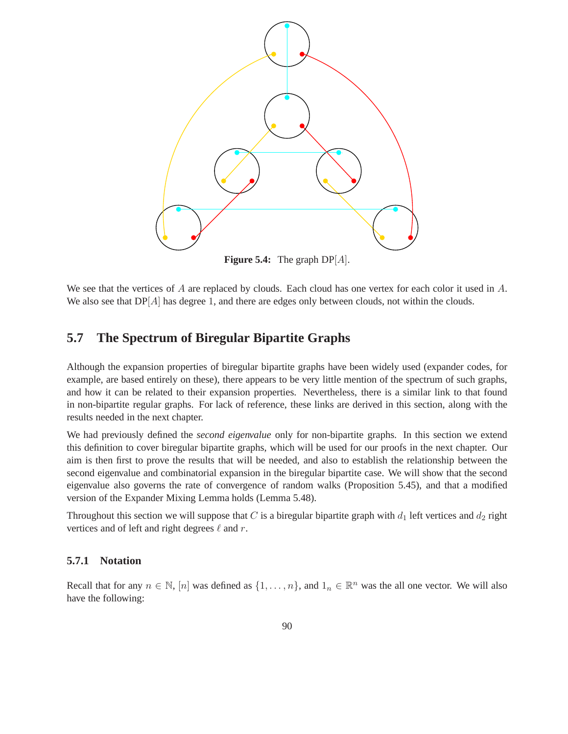**Figure 5.4:** The graph DP$[A]$.

We see that the vertices of $A$ are replaced by clouds. Each cloud has one vertex for each color it used in $A$. We also see that DP$[A]$ has degree $1$, and there are edges only between clouds, not within the clouds.

## 5.7 The Spectrum of Biregular Bipartite Graphs

Although the expansion properties of biregular bipartite graphs have been widely used (expander codes, for example, are based entirely on these), there appears to be very little mention of the spectrum of such graphs, and how it can be related to their expansion properties. Nevertheless, there is a similar link to that found in non-bipartite regular graphs. For lack of reference, these links are derived in this section, along with the results needed in the next chapter.

We had previously defined the *second eigenvalue* only for non-bipartite graphs. In this section we extend this definition to cover biregular bipartite graphs, which will be used for our proofs in the next chapter. Our aim is then first to prove the results that will be needed, and also to establish the relationship between the second eigenvalue and combinatorial expansion in the biregular bipartite case. We will show that the second eigenvalue also governs the rate of convergence of random walks (Proposition 5.45), and that a modified version of the Expander Mixing Lemma holds (Lemma 5.48).

Throughout this section we will suppose that $C$ is a biregular bipartite graph with $d_1$ left vertices and $d_2$ right vertices and of left and right degrees $\ell$ and $r$.

### 5.7.1 Notation

Recall that for any $n \in \mathbb{N}$, $[n]$ was defined as $\{1, \ldots, n\}$, and $1_n \in \mathbb{R}^n$ was the all one vector. We will also have the following: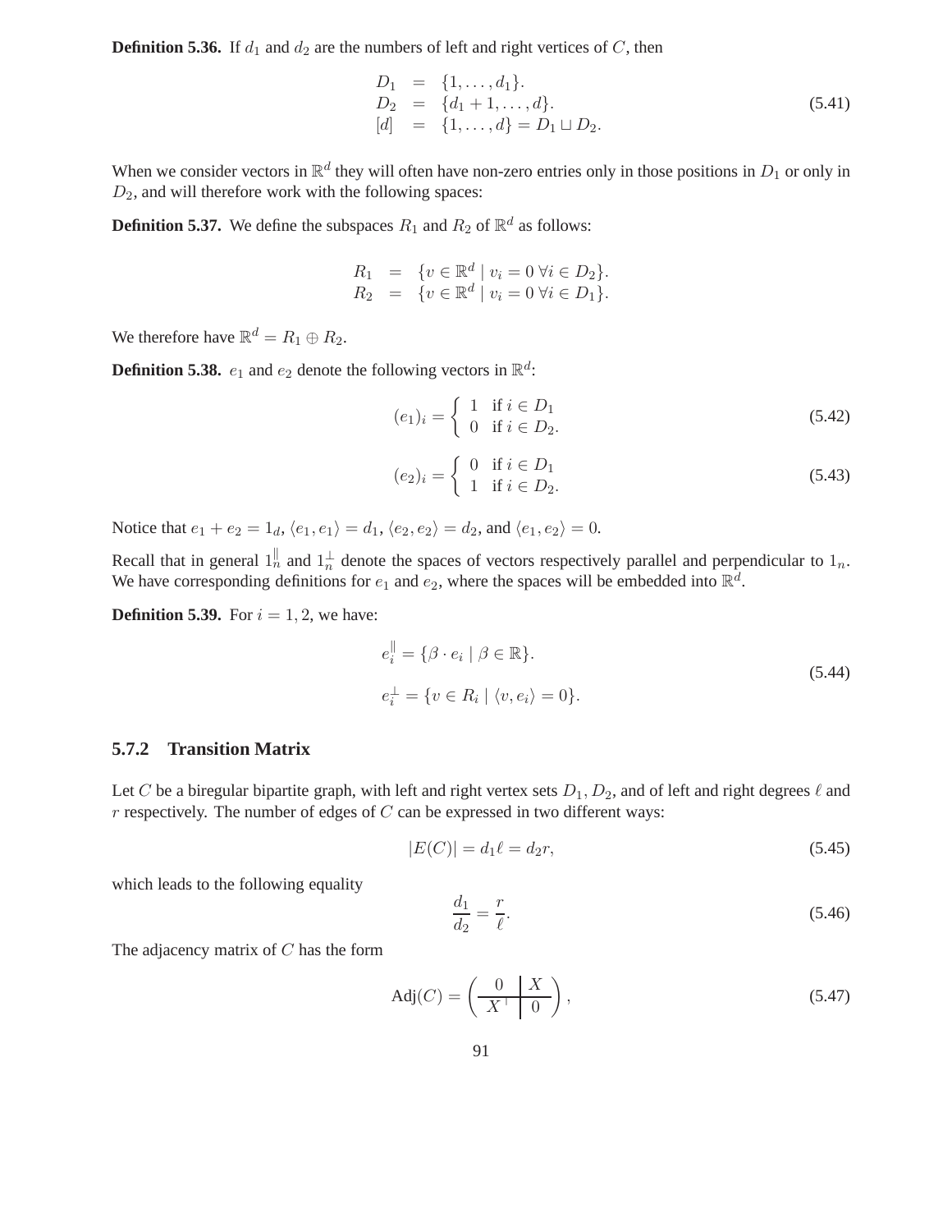**Definition 5.36.** If $d_1$ and $d_2$ are the numbers of left and right vertices of $C$, then

$$
\begin{aligned}
D_1 &= \{1, \ldots, d_1\}. \\
D_2 &= \{d_1 + 1, \ldots, d\}. \\
[d] &= \{1, \ldots, d\} = D_1 \sqcup D_2.
\end{aligned}
\tag{5.41}
$$

When we consider vectors in $\mathbb{R}^d$ they will often have non-zero entries only in those positions in $D_1$ or only in $D_2$, and will therefore work with the following spaces:

**Definition 5.37.** We define the subspaces $R_1$ and $R_2$ of $\mathbb{R}^d$ as follows:

$$
\begin{aligned}
R_1 &= \{v \in \mathbb{R}^d \mid v_i = 0 \; \forall i \in D_2\}. \\
R_2 &= \{v \in \mathbb{R}^d \mid v_i = 0 \; \forall i \in D_1\}.
\end{aligned}
$$

We therefore have $\mathbb{R}^d = R_1 \oplus R_2$.

**Definition 5.38.** $e_1$ and $e_2$ denote the following vectors in $\mathbb{R}^d$:

$$
(e_1)_i = \begin{cases} 1 & \text{if } i \in D_1 \\ 0 & \text{if } i \in D_2. \end{cases}
\tag{5.42}
$$

$$
(e_2)_i = \begin{cases} 0 & \text{if } i \in D_1 \\ 1 & \text{if } i \in D_2. \end{cases}
\tag{5.43}
$$

Notice that $e_1 + e_2 = 1_d$, $\langle e_1, e_1 \rangle = d_1$, $\langle e_2, e_2 \rangle = d_2$, and $\langle e_1, e_2 \rangle = 0$.

Recall that in general $1_n^{\parallel}$ and $1_n^{\perp}$ denote the spaces of vectors respectively parallel and perpendicular to $1_n$. We have corresponding definitions for $e_1$ and $e_2$, where the spaces will be embedded into $\mathbb{R}^d$.

**Definition 5.39.** For $i = 1, 2$, we have:

$$
\begin{aligned}
e_i^{\parallel} &= \{\beta \cdot e_i \mid \beta \in \mathbb{R}\}. \\
e_i^{\perp} &= \{v \in R_i \mid \langle v, e_i \rangle = 0\}.
\end{aligned}
\tag{5.44}
$$

### 5.7.2 Transition Matrix

Let $C$ be a biregular bipartite graph, with left and right vertex sets $D_1, D_2$, and of left and right degrees $\ell$ and $r$ respectively. The number of edges of $C$ can be expressed in two different ways:

$$
|E(C)| = d_1 \ell = d_2 r,
\tag{5.45}
$$

which leads to the following equality

$$
\frac{d_1}{d_2} = \frac{r}{\ell}.
\tag{5.46}
$$

The adjacency matrix of $C$ has the form

$$
\mathrm{Adj}(C) = \left( \begin{array}{c|c} 0 & X \\ \hline X^{\top} & 0 \end{array} \right),
\tag{5.47}
$$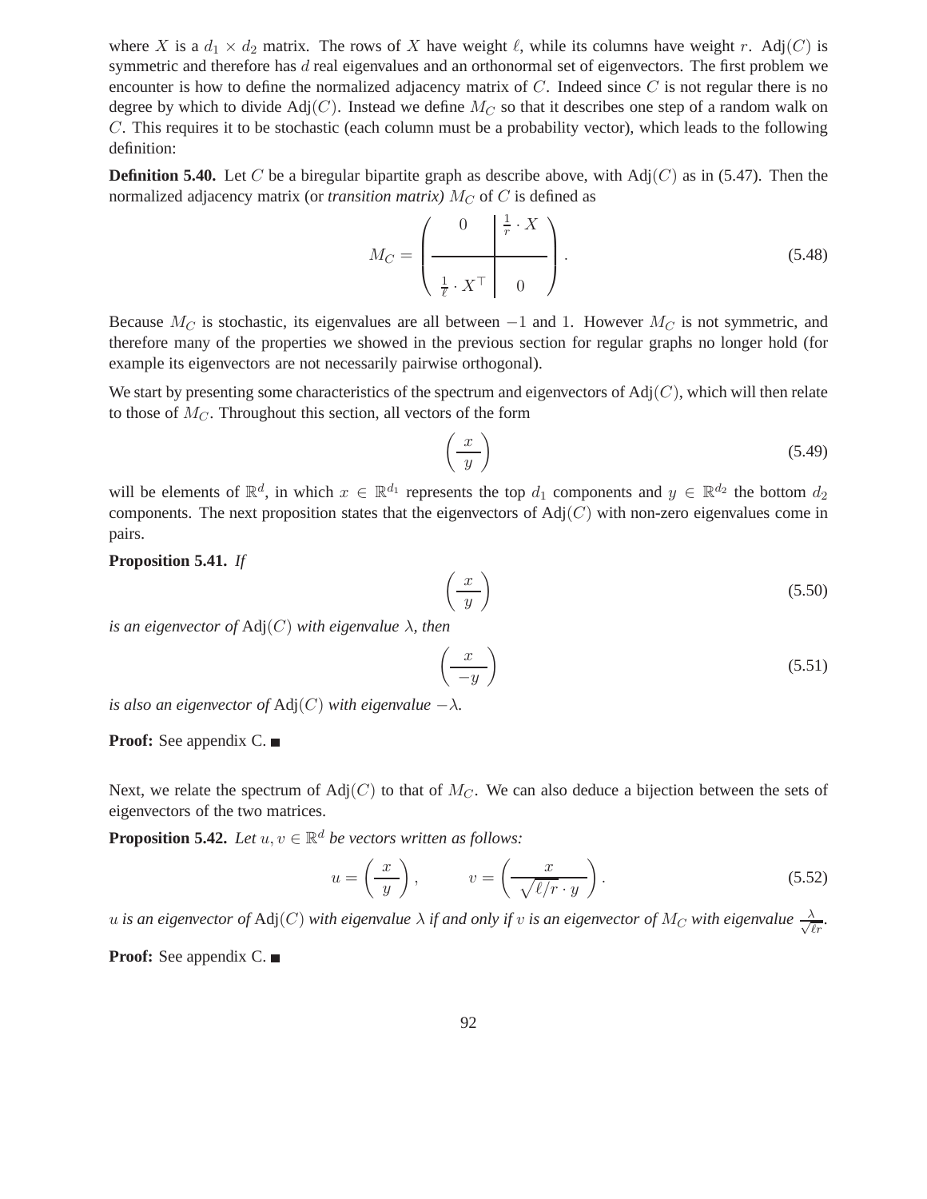where $X$ is a $d_1 \times d_2$ matrix. The rows of $X$ have weight $\ell$, while its columns have weight $r$. $\text{Adj}(C)$ is symmetric and therefore has $d$ real eigenvalues and an orthonormal set of eigenvectors. The first problem we encounter is how to define the normalized adjacency matrix of $C$. Indeed since $C$ is not regular there is no degree by which to divide $\text{Adj}(C)$. Instead we define $M_C$ so that it describes one step of a random walk on $C$. This requires it to be stochastic (each column must be a probability vector), which leads to the following definition:

**Definition 5.40.** Let $C$ be a biregular bipartite graph as describe above, with $\text{Adj}(C)$ as in (5.47). Then the normalized adjacency matrix (or *transition matrix)* $M_C$ of $C$ is defined as

$$M_C = \left( \begin{array}{c|c} 0 & \frac{1}{r} \cdot X \\ \hline \frac{1}{\ell} \cdot X^\top & 0 \end{array} \right). \tag{5.48}$$

Because $M_C$ is stochastic, its eigenvalues are all between $-1$ and $1$. However $M_C$ is not symmetric, and therefore many of the properties we showed in the previous section for regular graphs no longer hold (for example its eigenvectors are not necessarily pairwise orthogonal).

We start by presenting some characteristics of the spectrum and eigenvectors of $\text{Adj}(C)$, which will then relate to those of $M_C$. Throughout this section, all vectors of the form

$$\left( \frac{x}{y} \right) \tag{5.49}$$

will be elements of $\mathbb{R}^d$, in which $x \in \mathbb{R}^{d_1}$ represents the top $d_1$ components and $y \in \mathbb{R}^{d_2}$ the bottom $d_2$ components. The next proposition states that the eigenvectors of $\text{Adj}(C)$ with non-zero eigenvalues come in pairs.

**Proposition 5.41.** *If*

$$\left( \frac{x}{y} \right) \tag{5.50}$$

*is an eigenvector of* $\text{Adj}(C)$ *with eigenvalue* $\lambda$*, then*

$$\left( \frac{x}{-y} \right) \tag{5.51}$$

*is also an eigenvector of* $\text{Adj}(C)$ *with eigenvalue* $-\lambda$*.*

**Proof:** See appendix C. ■

Next, we relate the spectrum of $\text{Adj}(C)$ to that of $M_C$. We can also deduce a bijection between the sets of eigenvectors of the two matrices.

**Proposition 5.42.** *Let* $u, v \in \mathbb{R}^d$ *be vectors written as follows:*

$$u = \left( \frac{x}{y} \right), \qquad v = \left( \frac{x}{\sqrt{\ell/r} \cdot y} \right). \tag{5.52}$$

*$u$ is an eigenvector of* $\text{Adj}(C)$ *with eigenvalue* $\lambda$ *if and only if* $v$ *is an eigenvector of* $M_C$ *with eigenvalue* $\frac{\lambda}{\sqrt{\ell r}}$*.*

**Proof:** See appendix C. ■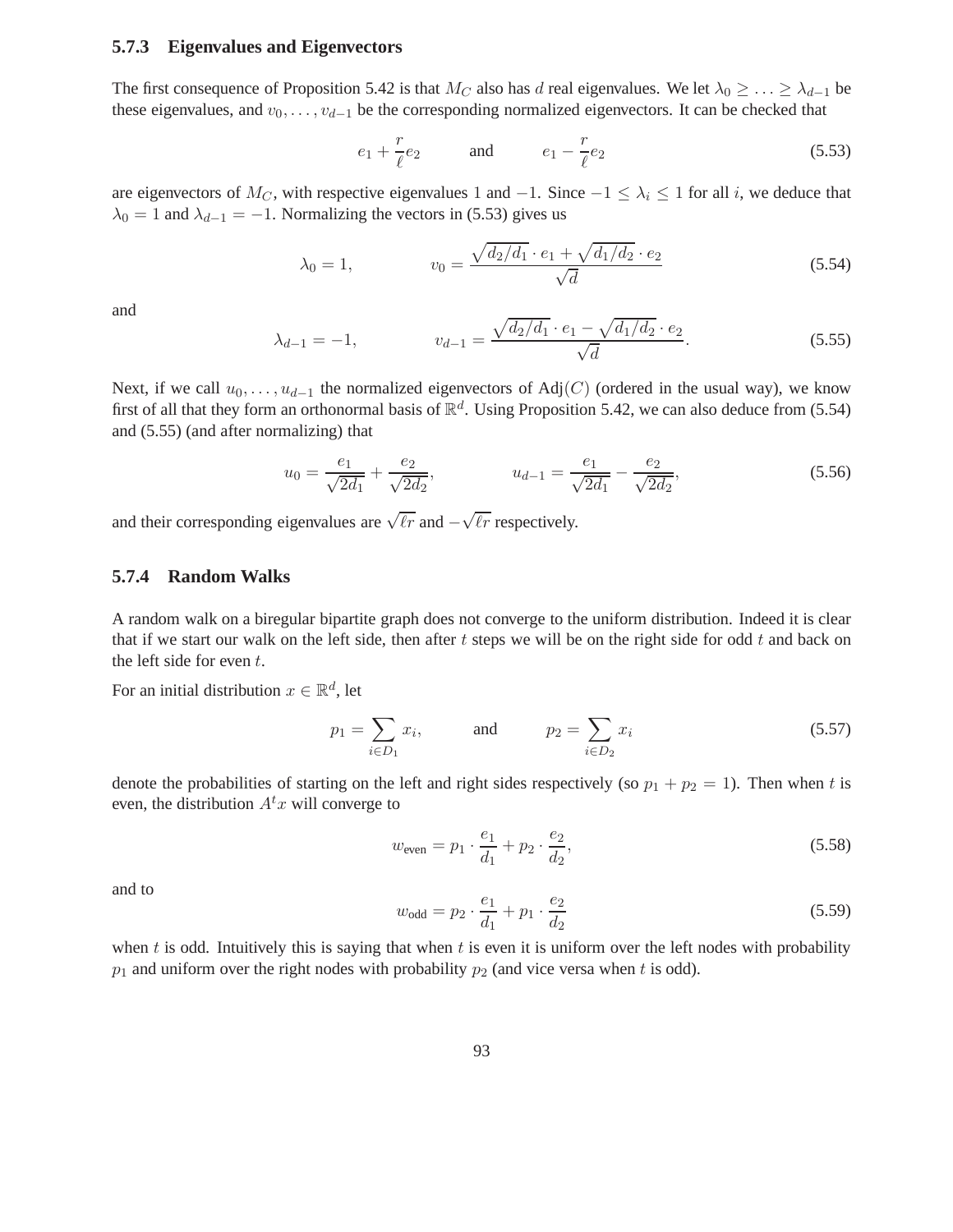### 5.7.3 Eigenvalues and Eigenvectors

The first consequence of Proposition 5.42 is that $M_C$ also has $d$ real eigenvalues. We let $\lambda_0 \geq \ldots \geq \lambda_{d-1}$ be these eigenvalues, and $v_0, \ldots, v_{d-1}$ be the corresponding normalized eigenvectors. It can be checked that

$$e_1 + \frac{r}{\ell} e_2 \qquad \text{and} \qquad e_1 - \frac{r}{\ell} e_2 \tag{5.53}$$

are eigenvectors of $M_C$, with respective eigenvalues 1 and $-1$. Since $-1 \leq \lambda_i \leq 1$ for all $i$, we deduce that $\lambda_0 = 1$ and $\lambda_{d-1} = -1$. Normalizing the vectors in (5.53) gives us

$$\lambda_0 = 1, \qquad\qquad v_0 = \frac{\sqrt{d_2/d_1} \cdot e_1 + \sqrt{d_1/d_2} \cdot e_2}{\sqrt{d}} \tag{5.54}$$

and

$$\lambda_{d-1} = -1, \qquad\qquad v_{d-1} = \frac{\sqrt{d_2/d_1} \cdot e_1 - \sqrt{d_1/d_2} \cdot e_2}{\sqrt{d}}. \tag{5.55}$$

Next, if we call $u_0, \ldots, u_{d-1}$ the normalized eigenvectors of $\mathrm{Adj}(C)$ (ordered in the usual way), we know first of all that they form an orthonormal basis of $\mathbb{R}^d$. Using Proposition 5.42, we can also deduce from (5.54) and (5.55) (and after normalizing) that

$$u_0 = \frac{e_1}{\sqrt{2d_1}} + \frac{e_2}{\sqrt{2d_2}}, \qquad\qquad u_{d-1} = \frac{e_1}{\sqrt{2d_1}} - \frac{e_2}{\sqrt{2d_2}}, \tag{5.56}$$

and their corresponding eigenvalues are $\sqrt{\ell r}$ and $-\sqrt{\ell r}$ respectively.

### 5.7.4 Random Walks

A random walk on a biregular bipartite graph does not converge to the uniform distribution. Indeed it is clear that if we start our walk on the left side, then after $t$ steps we will be on the right side for odd $t$ and back on the left side for even $t$.

For an initial distribution $x \in \mathbb{R}^d$, let

$$p_1 = \sum_{i \in D_1} x_i, \qquad \text{and} \qquad p_2 = \sum_{i \in D_2} x_i \tag{5.57}$$

denote the probabilities of starting on the left and right sides respectively (so $p_1 + p_2 = 1$). Then when $t$ is even, the distribution $A^t x$ will converge to

$$w_{\text{even}} = p_1 \cdot \frac{e_1}{d_1} + p_2 \cdot \frac{e_2}{d_2}, \tag{5.58}$$

and to

$$w_{\text{odd}} = p_2 \cdot \frac{e_1}{d_1} + p_1 \cdot \frac{e_2}{d_2} \tag{5.59}$$

when $t$ is odd. Intuitively this is saying that when $t$ is even it is uniform over the left nodes with probability $p_1$ and uniform over the right nodes with probability $p_2$ (and vice versa when $t$ is odd).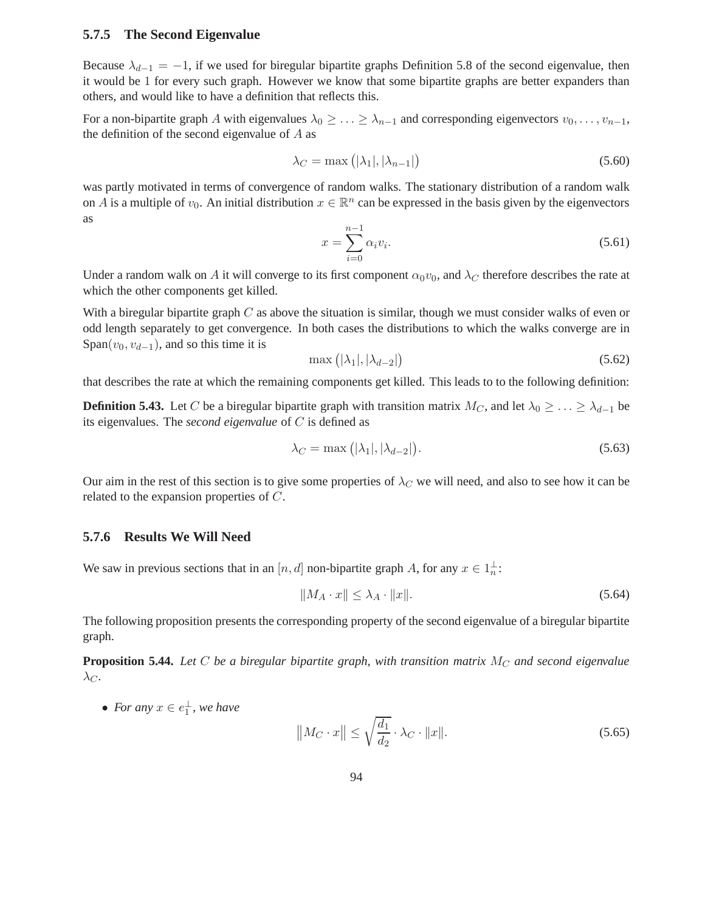### 5.7.5 The Second Eigenvalue

Because $\lambda_{d-1} = -1$, if we used for biregular bipartite graphs Definition 5.8 of the second eigenvalue, then it would be 1 for every such graph. However we know that some bipartite graphs are better expanders than others, and would like to have a definition that reflects this.

For a non-bipartite graph $A$ with eigenvalues $\lambda_0 \geq \ldots \geq \lambda_{n-1}$ and corresponding eigenvectors $v_0, \ldots, v_{n-1}$, the definition of the second eigenvalue of $A$ as

$$\lambda_C = \max\left(|\lambda_1|, |\lambda_{n-1}|\right) \tag{5.60}$$

was partly motivated in terms of convergence of random walks. The stationary distribution of a random walk on $A$ is a multiple of $v_0$. An initial distribution $x \in \mathbb{R}^n$ can be expressed in the basis given by the eigenvectors as

$$x = \sum_{i=0}^{n-1} \alpha_i v_i. \tag{5.61}$$

Under a random walk on $A$ it will converge to its first component $\alpha_0 v_0$, and $\lambda_C$ therefore describes the rate at which the other components get killed.

With a biregular bipartite graph $C$ as above the situation is similar, though we must consider walks of even or odd length separately to get convergence. In both cases the distributions to which the walks converge are in $\mathrm{Span}(v_0, v_{d-1})$, and so this time it is

$$\max\left(|\lambda_1|, |\lambda_{d-2}|\right) \tag{5.62}$$

that describes the rate at which the remaining components get killed. This leads to to the following definition:

**Definition 5.43.** Let $C$ be a biregular bipartite graph with transition matrix $M_C$, and let $\lambda_0 \geq \ldots \geq \lambda_{d-1}$ be its eigenvalues. The *second eigenvalue* of $C$ is defined as

$$\lambda_C = \max\left(|\lambda_1|, |\lambda_{d-2}|\right). \tag{5.63}$$

Our aim in the rest of this section is to give some properties of $\lambda_C$ we will need, and also to see how it can be related to the expansion properties of $C$.

### 5.7.6 Results We Will Need

We saw in previous sections that in an $[n, d]$ non-bipartite graph $A$, for any $x \in 1_n^{\perp}$:

$$\|M_A \cdot x\| \leq \lambda_A \cdot \|x\|. \tag{5.64}$$

The following proposition presents the corresponding property of the second eigenvalue of a biregular bipartite graph.

**Proposition 5.44.** *Let $C$ be a biregular bipartite graph, with transition matrix $M_C$ and second eigenvalue $\lambda_C$.*

- *For any $x \in e_1^{\perp}$, we have*

$$\left\|M_C \cdot x\right\| \leq \sqrt{\frac{d_1}{d_2}} \cdot \lambda_C \cdot \|x\|. \tag{5.65}$$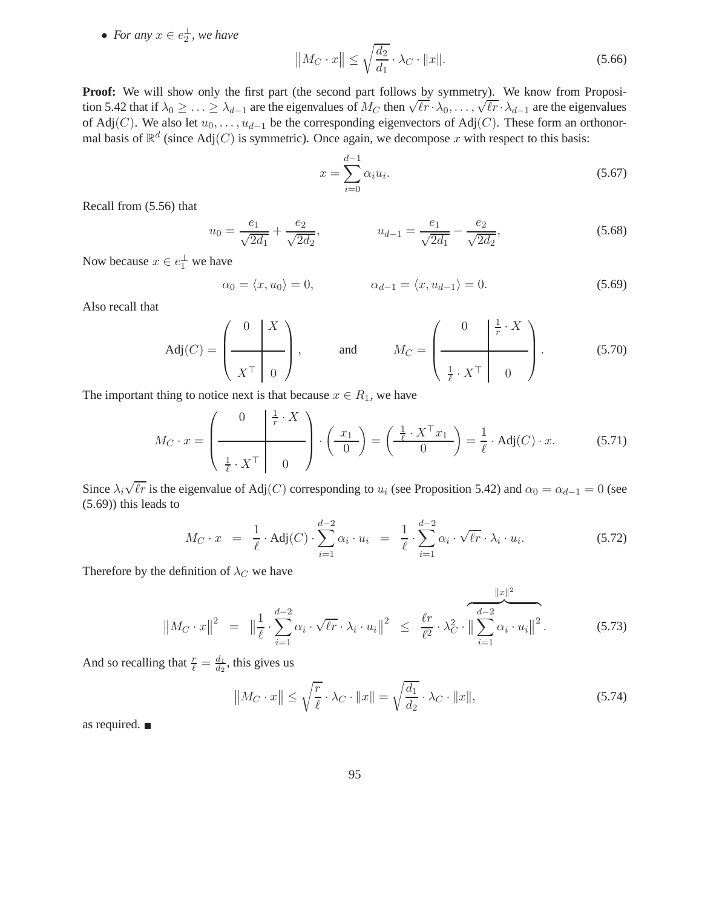- *For any* $x \in e_2^\perp$, *we have*

$$\left\| M_C \cdot x \right\| \leq \sqrt{\frac{d_2}{d_1}} \cdot \lambda_C \cdot \|x\|. \tag{5.66}$$

**Proof:** We will show only the first part (the second part follows by symmetry). We know from Proposition 5.42 that if $\lambda_0 \geq \ldots \geq \lambda_{d-1}$ are the eigenvalues of $M_C$ then $\sqrt{\ell r} \cdot \lambda_0, \ldots, \sqrt{\ell r} \cdot \lambda_{d-1}$ are the eigenvalues of $\mathrm{Adj}(C)$. We also let $u_0, \ldots, u_{d-1}$ be the corresponding eigenvectors of $\mathrm{Adj}(C)$. These form an orthonormal basis of $\mathbb{R}^d$ (since $\mathrm{Adj}(C)$ is symmetric). Once again, we decompose $x$ with respect to this basis:

$$x = \sum_{i=0}^{d-1} \alpha_i u_i. \tag{5.67}$$

Recall from (5.56) that

$$u_0 = \frac{e_1}{\sqrt{2d_1}} + \frac{e_2}{\sqrt{2d_2}}, \qquad\qquad u_{d-1} = \frac{e_1}{\sqrt{2d_1}} - \frac{e_2}{\sqrt{2d_2}}, \tag{5.68}$$

Now because $x \in e_1^\perp$ we have

$$\alpha_0 = \langle x, u_0 \rangle = 0, \qquad\qquad \alpha_{d-1} = \langle x, u_{d-1} \rangle = 0. \tag{5.69}$$

Also recall that

$$\mathrm{Adj}(C) = \left( \begin{array}{c|c} 0 & X \\ \hline X^\top & 0 \end{array} \right), \qquad \text{and} \qquad M_C = \left( \begin{array}{c|c} 0 & \frac{1}{r} \cdot X \\ \hline \frac{1}{\ell} \cdot X^\top & 0 \end{array} \right). \tag{5.70}$$

The important thing to notice next is that because $x \in R_1$, we have

$$M_C \cdot x = \left( \begin{array}{c|c} 0 & \frac{1}{r} \cdot X \\ \hline \frac{1}{\ell} \cdot X^\top & 0 \end{array} \right) \cdot \left( \frac{x_1}{0} \right) = \left( \frac{\frac{1}{\ell} \cdot X^\top x_1}{0} \right) = \frac{1}{\ell} \cdot \mathrm{Adj}(C) \cdot x. \tag{5.71}$$

Since $\lambda_i \sqrt{\ell r}$ is the eigenvalue of $\mathrm{Adj}(C)$ corresponding to $u_i$ (see Proposition 5.42) and $\alpha_0 = \alpha_{d-1} = 0$ (see (5.69)) this leads to

$$M_C \cdot x \;=\; \frac{1}{\ell} \cdot \mathrm{Adj}(C) \cdot \sum_{i=1}^{d-2} \alpha_i \cdot u_i \;=\; \frac{1}{\ell} \cdot \sum_{i=1}^{d-2} \alpha_i \cdot \sqrt{\ell r} \cdot \lambda_i \cdot u_i. \tag{5.72}$$

Therefore by the definition of $\lambda_C$ we have

$$\left\| M_C \cdot x \right\|^2 \;=\; \left\| \frac{1}{\ell} \cdot \sum_{i=1}^{d-2} \alpha_i \cdot \sqrt{\ell r} \cdot \lambda_i \cdot u_i \right\|^2 \;\leq\; \frac{\ell r}{\ell^2} \cdot \lambda_C^2 \cdot \overbrace{\left\| \sum_{i=1}^{d-2} \alpha_i \cdot u_i \right\|^2}^{\|x\|^2}. \tag{5.73}$$

And so recalling that $\frac{r}{\ell} = \frac{d_1}{d_2}$, this gives us

$$\left\| M_C \cdot x \right\| \leq \sqrt{\frac{r}{\ell}} \cdot \lambda_C \cdot \|x\| = \sqrt{\frac{d_1}{d_2}} \cdot \lambda_C \cdot \|x\|, \tag{5.74}$$

as required. ■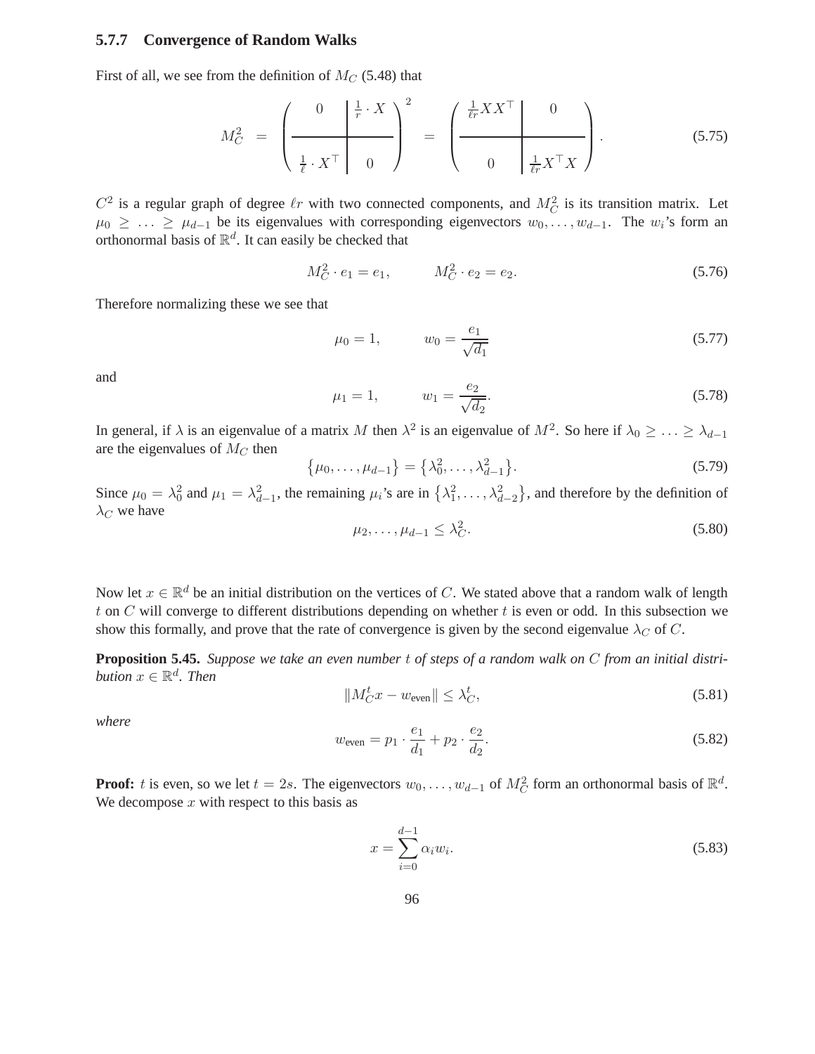### 5.7.7 Convergence of Random Walks

First of all, we see from the definition of $M_C$ (5.48) that

$$M_C^2 = \left( \begin{array}{c|c} 0 & \frac{1}{r} \cdot X \\ \hline \frac{1}{\ell} \cdot X^\top & 0 \end{array} \right)^2 = \left( \begin{array}{c|c} \frac{1}{\ell r} X X^\top & 0 \\ \hline 0 & \frac{1}{\ell r} X^\top X \end{array} \right). \tag{5.75}$$

$C^2$ is a regular graph of degree $\ell r$ with two connected components, and $M_C^2$ is its transition matrix. Let $\mu_0 \geq \ldots \geq \mu_{d-1}$ be its eigenvalues with corresponding eigenvectors $w_0, \ldots, w_{d-1}$. The $w_i$'s form an orthonormal basis of $\mathbb{R}^d$. It can easily be checked that

$$M_C^2 \cdot e_1 = e_1, \qquad M_C^2 \cdot e_2 = e_2. \tag{5.76}$$

Therefore normalizing these we see that

$$\mu_0 = 1, \qquad w_0 = \frac{e_1}{\sqrt{d_1}} \tag{5.77}$$

and

$$\mu_1 = 1, \qquad w_1 = \frac{e_2}{\sqrt{d_2}}. \tag{5.78}$$

In general, if $\lambda$ is an eigenvalue of a matrix $M$ then $\lambda^2$ is an eigenvalue of $M^2$. So here if $\lambda_0 \geq \ldots \geq \lambda_{d-1}$ are the eigenvalues of $M_C$ then

$$\{\mu_0, \ldots, \mu_{d-1}\} = \{\lambda_0^2, \ldots, \lambda_{d-1}^2\}. \tag{5.79}$$

Since $\mu_0 = \lambda_0^2$ and $\mu_1 = \lambda_{d-1}^2$, the remaining $\mu_i$'s are in $\{\lambda_1^2, \ldots, \lambda_{d-2}^2\}$, and therefore by the definition of $\lambda_C$ we have

$$\mu_2, \ldots, \mu_{d-1} \leq \lambda_C^2. \tag{5.80}$$

Now let $x \in \mathbb{R}^d$ be an initial distribution on the vertices of $C$. We stated above that a random walk of length $t$ on $C$ will converge to different distributions depending on whether $t$ is even or odd. In this subsection we show this formally, and prove that the rate of convergence is given by the second eigenvalue $\lambda_C$ of $C$.

**Proposition 5.45.** *Suppose we take an even number $t$ of steps of a random walk on $C$ from an initial distribution $x \in \mathbb{R}^d$. Then*

$$\|M_C^t x - w_{\text{even}}\| \leq \lambda_C^t, \tag{5.81}$$

*where*

$$w_{\text{even}} = p_1 \cdot \frac{e_1}{d_1} + p_2 \cdot \frac{e_2}{d_2}. \tag{5.82}$$

**Proof:** $t$ is even, so we let $t = 2s$. The eigenvectors $w_0, \ldots, w_{d-1}$ of $M_C^2$ form an orthonormal basis of $\mathbb{R}^d$. We decompose $x$ with respect to this basis as

$$x = \sum_{i=0}^{d-1} \alpha_i w_i. \tag{5.83}$$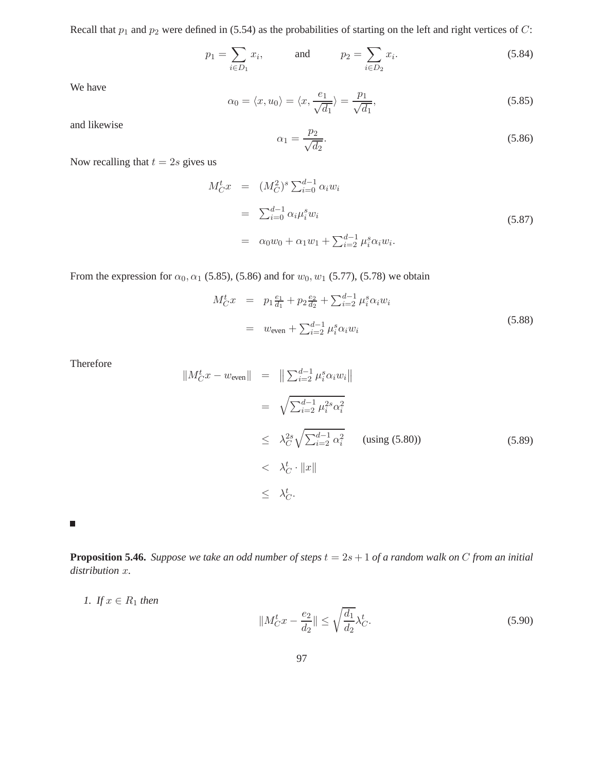Recall that $p_1$ and $p_2$ were defined in (5.54) as the probabilities of starting on the left and right vertices of $C$:

$$p_1 = \sum_{i \in D_1} x_i, \qquad \text{and} \qquad p_2 = \sum_{i \in D_2} x_i. \tag{5.84}$$

We have

$$\alpha_0 = \langle x, u_0 \rangle = \langle x, \frac{e_1}{\sqrt{d_1}} \rangle = \frac{p_1}{\sqrt{d_1}}, \tag{5.85}$$

and likewise

$$\alpha_1 = \frac{p_2}{\sqrt{d_2}}. \tag{5.86}$$

Now recalling that $t = 2s$ gives us

$$\begin{aligned} M_C^t x &= (M_C^2)^s \sum_{i=0}^{d-1} \alpha_i w_i \\ &= \sum_{i=0}^{d-1} \alpha_i \mu_i^s w_i \\ &= \alpha_0 w_0 + \alpha_1 w_1 + \sum_{i=2}^{d-1} \mu_i^s \alpha_i w_i. \end{aligned} \tag{5.87}$$

From the expression for $\alpha_0, \alpha_1$ (5.85), (5.86) and for $w_0, w_1$ (5.77), (5.78) we obtain

$$\begin{aligned} M_C^t x &= p_1 \frac{e_1}{d_1} + p_2 \frac{e_2}{d_2} + \sum_{i=2}^{d-1} \mu_i^s \alpha_i w_i \\ &= w_{\text{even}} + \sum_{i=2}^{d-1} \mu_i^s \alpha_i w_i \end{aligned} \tag{5.88}$$

Therefore

$$\begin{aligned} \|M_C^t x - w_{\text{even}}\| &= \left\| \sum_{i=2}^{d-1} \mu_i^s \alpha_i w_i \right\| \\ &= \sqrt{\sum_{i=2}^{d-1} \mu_i^{2s} \alpha_i^2} \\ &\leq \lambda_C^{2s} \sqrt{\sum_{i=2}^{d-1} \alpha_i^2} \qquad \text{(using (5.80))} \\ &< \lambda_C^t \cdot \|x\| \\ &\leq \lambda_C^t. \end{aligned} \tag{5.89}$$

■

**Proposition 5.46.** *Suppose we take an odd number of steps $t = 2s + 1$ of a random walk on $C$ from an initial distribution $x$.*

1. *If $x \in R_1$ then*

$$\|M_C^t x - \frac{e_2}{d_2}\| \leq \sqrt{\frac{d_1}{d_2}} \lambda_C^t. \tag{5.90}$$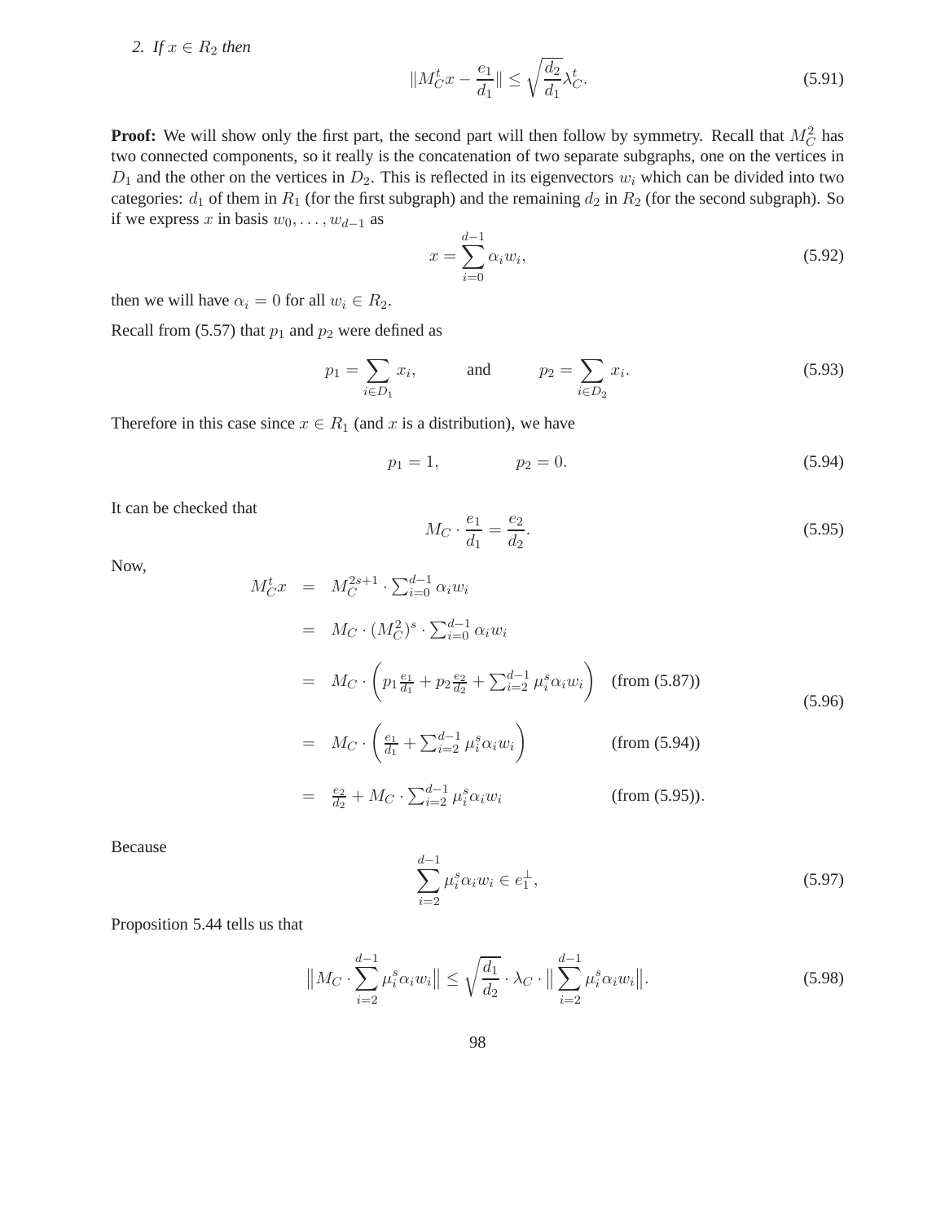2. *If* $x \in R_2$ *then*

$$\|M_C^t x - \frac{e_1}{d_1}\| \leq \sqrt{\frac{d_2}{d_1}} \lambda_C^t. \tag{5.91}$$

**Proof:** We will show only the first part, the second part will then follow by symmetry. Recall that $M_C^2$ has two connected components, so it really is the concatenation of two separate subgraphs, one on the vertices in $D_1$ and the other on the vertices in $D_2$. This is reflected in its eigenvectors $w_i$ which can be divided into two categories: $d_1$ of them in $R_1$ (for the first subgraph) and the remaining $d_2$ in $R_2$ (for the second subgraph). So if we express $x$ in basis $w_0, \ldots, w_{d-1}$ as

$$x = \sum_{i=0}^{d-1} \alpha_i w_i, \tag{5.92}$$

then we will have $\alpha_i = 0$ for all $w_i \in R_2$.

Recall from (5.57) that $p_1$ and $p_2$ were defined as

$$p_1 = \sum_{i \in D_1} x_i, \qquad \text{and} \qquad p_2 = \sum_{i \in D_2} x_i. \tag{5.93}$$

Therefore in this case since $x \in R_1$ (and $x$ is a distribution), we have

$$p_1 = 1, \qquad p_2 = 0. \tag{5.94}$$

It can be checked that

$$M_C \cdot \frac{e_1}{d_1} = \frac{e_2}{d_2}. \tag{5.95}$$

Now,

$$\begin{aligned}
M_C^t x &= M_C^{2s+1} \cdot \sum_{i=0}^{d-1} \alpha_i w_i \\
&= M_C \cdot (M_C^2)^s \cdot \sum_{i=0}^{d-1} \alpha_i w_i \\
&= M_C \cdot \left( p_1 \frac{e_1}{d_1} + p_2 \frac{e_2}{d_2} + \sum_{i=2}^{d-1} \mu_i^s \alpha_i w_i \right) \quad \text{(from (5.87))} \\
&= M_C \cdot \left( \frac{e_1}{d_1} + \sum_{i=2}^{d-1} \mu_i^s \alpha_i w_i \right) \quad \text{(from (5.94))} \\
&= \frac{e_2}{d_2} + M_C \cdot \sum_{i=2}^{d-1} \mu_i^s \alpha_i w_i \quad \text{(from (5.95))}.
\end{aligned} \tag{5.96}$$

Because

$$\sum_{i=2}^{d-1} \mu_i^s \alpha_i w_i \in e_1^\perp, \tag{5.97}$$

Proposition 5.44 tells us that

$$\left\| M_C \cdot \sum_{i=2}^{d-1} \mu_i^s \alpha_i w_i \right\| \leq \sqrt{\frac{d_1}{d_2}} \cdot \lambda_C \cdot \left\| \sum_{i=2}^{d-1} \mu_i^s \alpha_i w_i \right\|. \tag{5.98}$$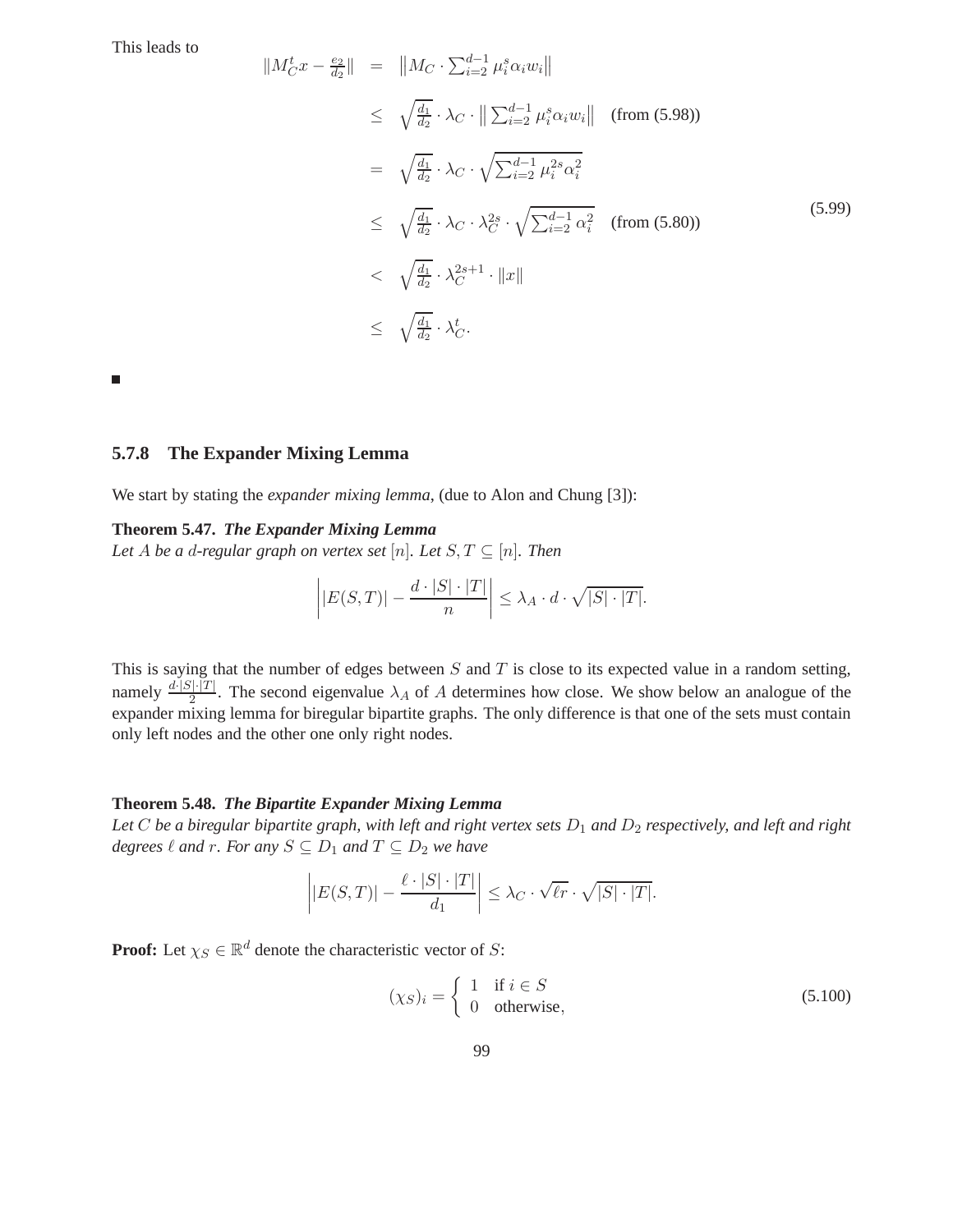This leads to

$$
\begin{aligned}
\|M_C^t x - \tfrac{e_2}{d_2}\| &= \left\|M_C \cdot \textstyle\sum_{i=2}^{d-1} \mu_i^s \alpha_i w_i\right\| \\
&\leq \sqrt{\tfrac{d_1}{d_2}} \cdot \lambda_C \cdot \left\| \textstyle\sum_{i=2}^{d-1} \mu_i^s \alpha_i w_i\right\| \quad \text{(from (5.98))} \\
&= \sqrt{\tfrac{d_1}{d_2}} \cdot \lambda_C \cdot \sqrt{\textstyle\sum_{i=2}^{d-1} \mu_i^{2s} \alpha_i^2} \\
&\leq \sqrt{\tfrac{d_1}{d_2}} \cdot \lambda_C \cdot \lambda_C^{2s} \cdot \sqrt{\textstyle\sum_{i=2}^{d-1} \alpha_i^2} \quad \text{(from (5.80))} \\
&< \sqrt{\tfrac{d_1}{d_2}} \cdot \lambda_C^{2s+1} \cdot \|x\| \\
&\leq \sqrt{\tfrac{d_1}{d_2}} \cdot \lambda_C^t.
\end{aligned}
\tag{5.99}
$$

■

### 5.7.8 The Expander Mixing Lemma

We start by stating the *expander mixing lemma*, (due to Alon and Chung [3]):

**Theorem 5.47.** ***The Expander Mixing Lemma***
*Let $A$ be a $d$-regular graph on vertex set $[n]$. Let $S, T \subseteq [n]$. Then*

$$
\left| |E(S,T)| - \frac{d \cdot |S| \cdot |T|}{n} \right| \leq \lambda_A \cdot d \cdot \sqrt{|S| \cdot |T|}.
$$

This is saying that the number of edges between $S$ and $T$ is close to its expected value in a random setting, namely $\frac{d \cdot |S| \cdot |T|}{2}$. The second eigenvalue $\lambda_A$ of $A$ determines how close. We show below an analogue of the expander mixing lemma for biregular bipartite graphs. The only difference is that one of the sets must contain only left nodes and the other one only right nodes.

**Theorem 5.48.** ***The Bipartite Expander Mixing Lemma***
*Let $C$ be a biregular bipartite graph, with left and right vertex sets $D_1$ and $D_2$ respectively, and left and right degrees $\ell$ and $r$. For any $S \subseteq D_1$ and $T \subseteq D_2$ we have*

$$
\left| |E(S,T)| - \frac{\ell \cdot |S| \cdot |T|}{d_1} \right| \leq \lambda_C \cdot \sqrt{\ell r} \cdot \sqrt{|S| \cdot |T|}.
$$

**Proof:** Let $\chi_S \in \mathbb{R}^d$ denote the characteristic vector of $S$:

$$
(\chi_S)_i = \begin{cases} 1 & \text{if } i \in S \\ 0 & \text{otherwise,} \end{cases} \tag{5.100}
$$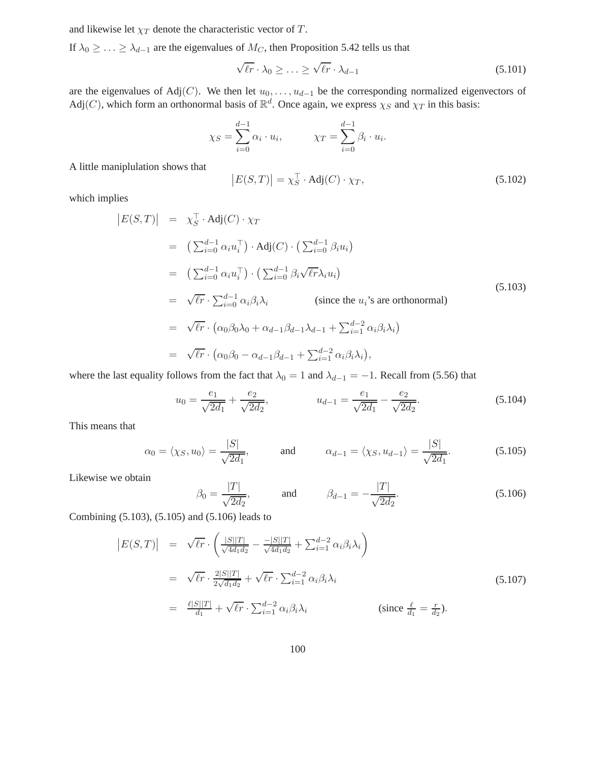and likewise let $\chi_T$ denote the characteristic vector of $T$.

If $\lambda_0 \geq \ldots \geq \lambda_{d-1}$ are the eigenvalues of $M_C$, then Proposition 5.42 tells us that

$$\sqrt{\ell r} \cdot \lambda_0 \geq \ldots \geq \sqrt{\ell r} \cdot \lambda_{d-1} \tag{5.101}$$

are the eigenvalues of $\mathrm{Adj}(C)$. We then let $u_0, \ldots, u_{d-1}$ be the corresponding normalized eigenvectors of $\mathrm{Adj}(C)$, which form an orthonormal basis of $\mathbb{R}^d$. Once again, we express $\chi_S$ and $\chi_T$ in this basis:

$$\chi_S = \sum_{i=0}^{d-1} \alpha_i \cdot u_i, \qquad \chi_T = \sum_{i=0}^{d-1} \beta_i \cdot u_i.$$

A little maniplulation shows that

$$\left|E(S,T)\right| = \chi_S^\top \cdot \mathrm{Adj}(C) \cdot \chi_T, \tag{5.102}$$

which implies

$$\begin{aligned}
\left|E(S,T)\right| &= \chi_S^\top \cdot \mathrm{Adj}(C) \cdot \chi_T \\
&= \left(\sum_{i=0}^{d-1} \alpha_i u_i^\top\right) \cdot \mathrm{Adj}(C) \cdot \left(\sum_{i=0}^{d-1} \beta_i u_i\right) \\
&= \left(\sum_{i=0}^{d-1} \alpha_i u_i^\top\right) \cdot \left(\sum_{i=0}^{d-1} \beta_i \sqrt{\ell r} \lambda_i u_i\right) \\
&= \sqrt{\ell r} \cdot \sum_{i=0}^{d-1} \alpha_i \beta_i \lambda_i \qquad \text{(since the } u_i\text{'s are orthonormal)} \\
&= \sqrt{\ell r} \cdot \left(\alpha_0 \beta_0 \lambda_0 + \alpha_{d-1} \beta_{d-1} \lambda_{d-1} + \sum_{i=1}^{d-2} \alpha_i \beta_i \lambda_i\right) \\
&= \sqrt{\ell r} \cdot \left(\alpha_0 \beta_0 - \alpha_{d-1} \beta_{d-1} + \sum_{i=1}^{d-2} \alpha_i \beta_i \lambda_i\right),
\end{aligned} \tag{5.103}$$

where the last equality follows from the fact that $\lambda_0 = 1$ and $\lambda_{d-1} = -1$. Recall from (5.56) that

$$u_0 = \frac{e_1}{\sqrt{2d_1}} + \frac{e_2}{\sqrt{2d_2}}, \qquad u_{d-1} = \frac{e_1}{\sqrt{2d_1}} - \frac{e_2}{\sqrt{2d_2}}. \tag{5.104}$$

This means that

$$\alpha_0 = \langle \chi_S, u_0 \rangle = \frac{|S|}{\sqrt{2d_1}}, \qquad \text{and} \qquad \alpha_{d-1} = \langle \chi_S, u_{d-1} \rangle = \frac{|S|}{\sqrt{2d_1}}. \tag{5.105}$$

Likewise we obtain

$$\beta_0 = \frac{|T|}{\sqrt{2d_2}}, \qquad \text{and} \qquad \beta_{d-1} = -\frac{|T|}{\sqrt{2d_2}}. \tag{5.106}$$

Combining (5.103), (5.105) and (5.106) leads to

$$\begin{aligned}
\left|E(S,T)\right| &= \sqrt{\ell r} \cdot \left(\frac{|S||T|}{\sqrt{4d_1 d_2}} - \frac{-|S||T|}{\sqrt{4d_1 d_2}} + \sum_{i=1}^{d-2} \alpha_i \beta_i \lambda_i\right) \\
&= \sqrt{\ell r} \cdot \frac{2|S||T|}{2\sqrt{d_1 d_2}} + \sqrt{\ell r} \cdot \sum_{i=1}^{d-2} \alpha_i \beta_i \lambda_i \\
&= \frac{\ell |S||T|}{d_1} + \sqrt{\ell r} \cdot \sum_{i=1}^{d-2} \alpha_i \beta_i \lambda_i \qquad \left(\text{since } \frac{\ell}{d_1} = \frac{r}{d_2}\right).
\end{aligned} \tag{5.107}$$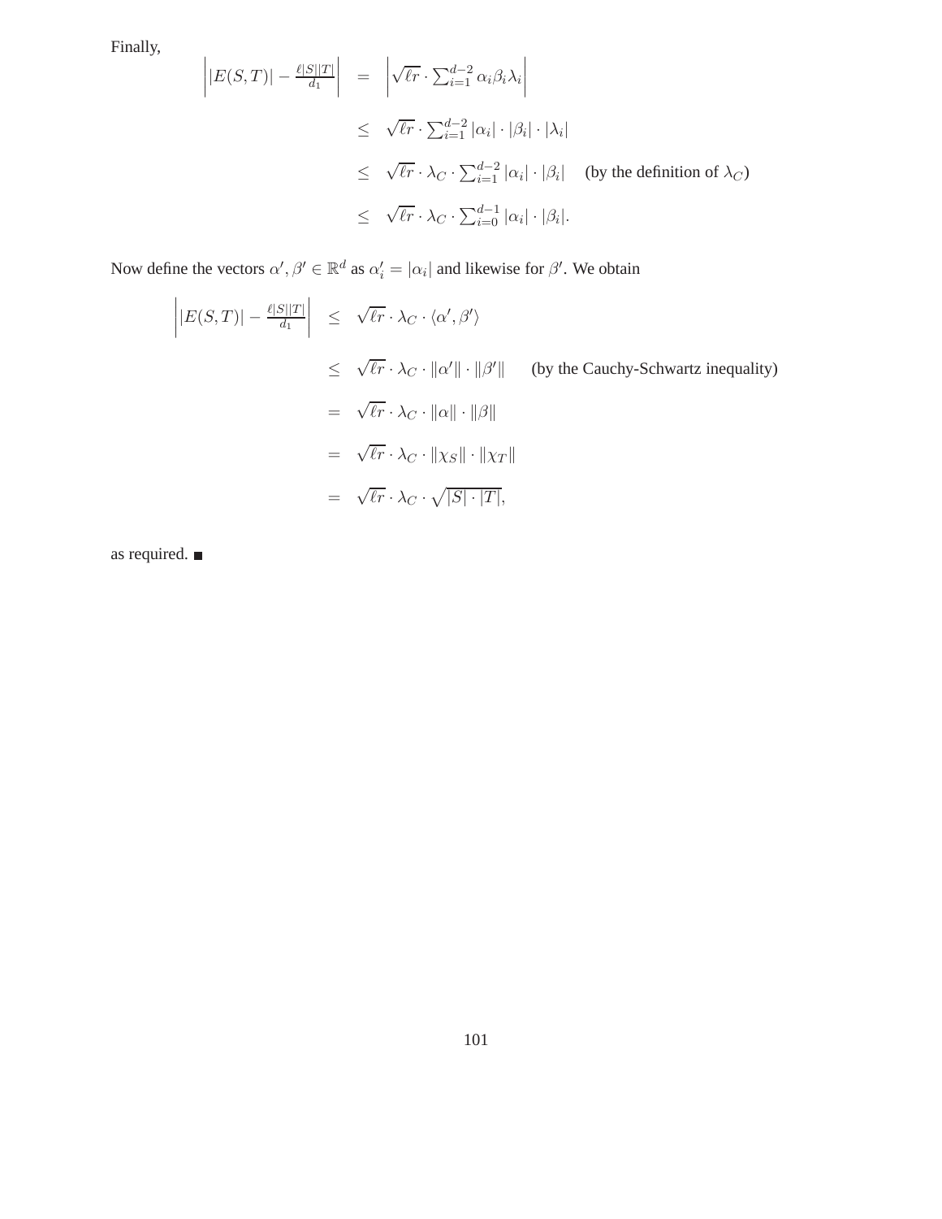Finally,

$$
\begin{aligned}
\left| |E(S,T)| - \frac{\ell|S||T|}{d_1} \right| &= \left| \sqrt{\ell r} \cdot \sum_{i=1}^{d-2} \alpha_i \beta_i \lambda_i \right| \\
&\leq \sqrt{\ell r} \cdot \sum_{i=1}^{d-2} |\alpha_i| \cdot |\beta_i| \cdot |\lambda_i| \\
&\leq \sqrt{\ell r} \cdot \lambda_C \cdot \sum_{i=1}^{d-2} |\alpha_i| \cdot |\beta_i| \quad \text{(by the definition of } \lambda_C\text{)} \\
&\leq \sqrt{\ell r} \cdot \lambda_C \cdot \sum_{i=0}^{d-1} |\alpha_i| \cdot |\beta_i|.
\end{aligned}
$$

Now define the vectors $\alpha', \beta' \in \mathbb{R}^d$ as $\alpha'_i = |\alpha_i|$ and likewise for $\beta'$. We obtain

$$
\begin{aligned}
\left| |E(S,T)| - \frac{\ell|S||T|}{d_1} \right| &\leq \sqrt{\ell r} \cdot \lambda_C \cdot \langle \alpha', \beta' \rangle \\
&\leq \sqrt{\ell r} \cdot \lambda_C \cdot \|\alpha'\| \cdot \|\beta'\| \quad \text{(by the Cauchy-Schwartz inequality)} \\
&= \sqrt{\ell r} \cdot \lambda_C \cdot \|\alpha\| \cdot \|\beta\| \\
&= \sqrt{\ell r} \cdot \lambda_C \cdot \|\chi_S\| \cdot \|\chi_T\| \\
&= \sqrt{\ell r} \cdot \lambda_C \cdot \sqrt{|S| \cdot |T|},
\end{aligned}
$$

as required. ■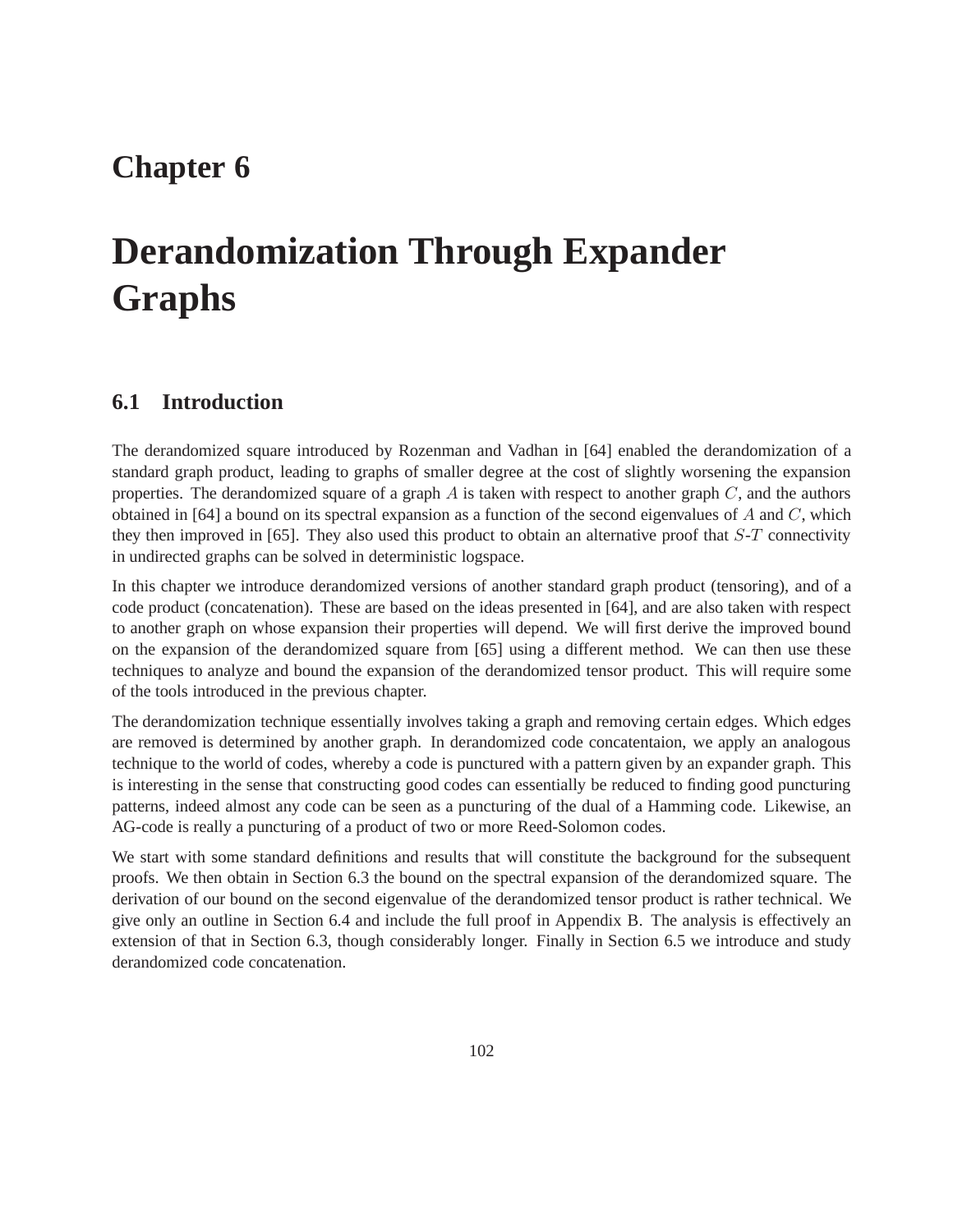# Chapter 6

# Derandomization Through Expander Graphs

## 6.1 Introduction

The derandomized square introduced by Rozenman and Vadhan in [64] enabled the derandomization of a standard graph product, leading to graphs of smaller degree at the cost of slightly worsening the expansion properties. The derandomized square of a graph $A$ is taken with respect to another graph $C$, and the authors obtained in [64] a bound on its spectral expansion as a function of the second eigenvalues of $A$ and $C$, which they then improved in [65]. They also used this product to obtain an alternative proof that $S$-$T$ connectivity in undirected graphs can be solved in deterministic logspace.

In this chapter we introduce derandomized versions of another standard graph product (tensoring), and of a code product (concatenation). These are based on the ideas presented in [64], and are also taken with respect to another graph on whose expansion their properties will depend. We will first derive the improved bound on the expansion of the derandomized square from [65] using a different method. We can then use these techniques to analyze and bound the expansion of the derandomized tensor product. This will require some of the tools introduced in the previous chapter.

The derandomization technique essentially involves taking a graph and removing certain edges. Which edges are removed is determined by another graph. In derandomized code concatentaion, we apply an analogous technique to the world of codes, whereby a code is punctured with a pattern given by an expander graph. This is interesting in the sense that constructing good codes can essentially be reduced to finding good puncturing patterns, indeed almost any code can be seen as a puncturing of the dual of a Hamming code. Likewise, an AG-code is really a puncturing of a product of two or more Reed-Solomon codes.

We start with some standard definitions and results that will constitute the background for the subsequent proofs. We then obtain in Section 6.3 the bound on the spectral expansion of the derandomized square. The derivation of our bound on the second eigenvalue of the derandomized tensor product is rather technical. We give only an outline in Section 6.4 and include the full proof in Appendix B. The analysis is effectively an extension of that in Section 6.3, though considerably longer. Finally in Section 6.5 we introduce and study derandomized code concatenation.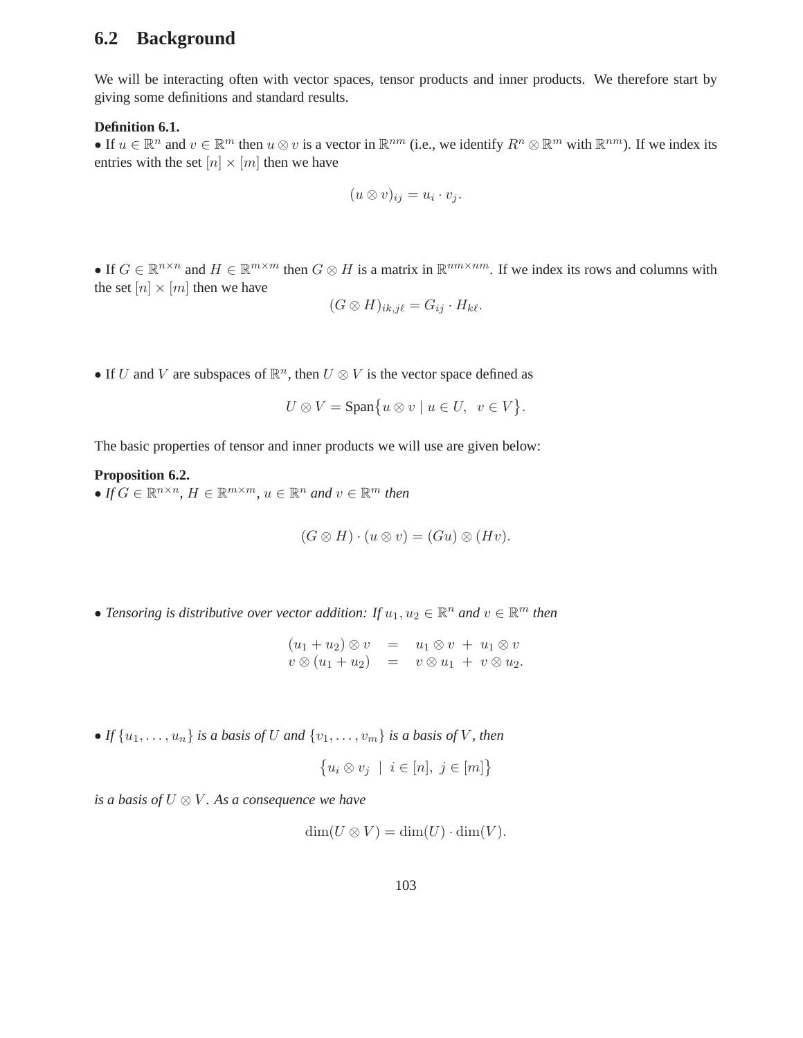## 6.2 Background

We will be interacting often with vector spaces, tensor products and inner products. We therefore start by giving some definitions and standard results.

**Definition 6.1.**

• If $u \in \mathbb{R}^n$ and $v \in \mathbb{R}^m$ then $u \otimes v$ is a vector in $\mathbb{R}^{nm}$ (i.e., we identify $R^n \otimes \mathbb{R}^m$ with $\mathbb{R}^{nm}$). If we index its entries with the set $[n] \times [m]$ then we have

$$(u \otimes v)_{ij} = u_i \cdot v_j.$$

• If $G \in \mathbb{R}^{n \times n}$ and $H \in \mathbb{R}^{m \times m}$ then $G \otimes H$ is a matrix in $\mathbb{R}^{nm \times nm}$. If we index its rows and columns with the set $[n] \times [m]$ then we have

$$(G \otimes H)_{ik,j\ell} = G_{ij} \cdot H_{k\ell}.$$

• If $U$ and $V$ are subspaces of $\mathbb{R}^n$, then $U \otimes V$ is the vector space defined as

$$U \otimes V = \text{Span}\big\{u \otimes v \mid u \in U, \;\; v \in V\big\}.$$

The basic properties of tensor and inner products we will use are given below:

**Proposition 6.2.**

• *If $G \in \mathbb{R}^{n \times n}$, $H \in \mathbb{R}^{m \times m}$, $u \in \mathbb{R}^n$ and $v \in \mathbb{R}^m$ then*

$$(G \otimes H) \cdot (u \otimes v) = (Gu) \otimes (Hv).$$

• *Tensoring is distributive over vector addition: If $u_1, u_2 \in \mathbb{R}^n$ and $v \in \mathbb{R}^m$ then*

$$\begin{aligned} (u_1 + u_2) \otimes v &= u_1 \otimes v \; + \; u_1 \otimes v \\ v \otimes (u_1 + u_2) &= v \otimes u_1 \; + \; v \otimes u_2. \end{aligned}$$

• *If $\{u_1, \ldots, u_n\}$ is a basis of $U$ and $\{v_1, \ldots, v_m\}$ is a basis of $V$, then*

$$\big\{u_i \otimes v_j \;\mid\; i \in [n],\; j \in [m]\big\}$$

*is a basis of $U \otimes V$. As a consequence we have*

$$\dim(U \otimes V) = \dim(U) \cdot \dim(V).$$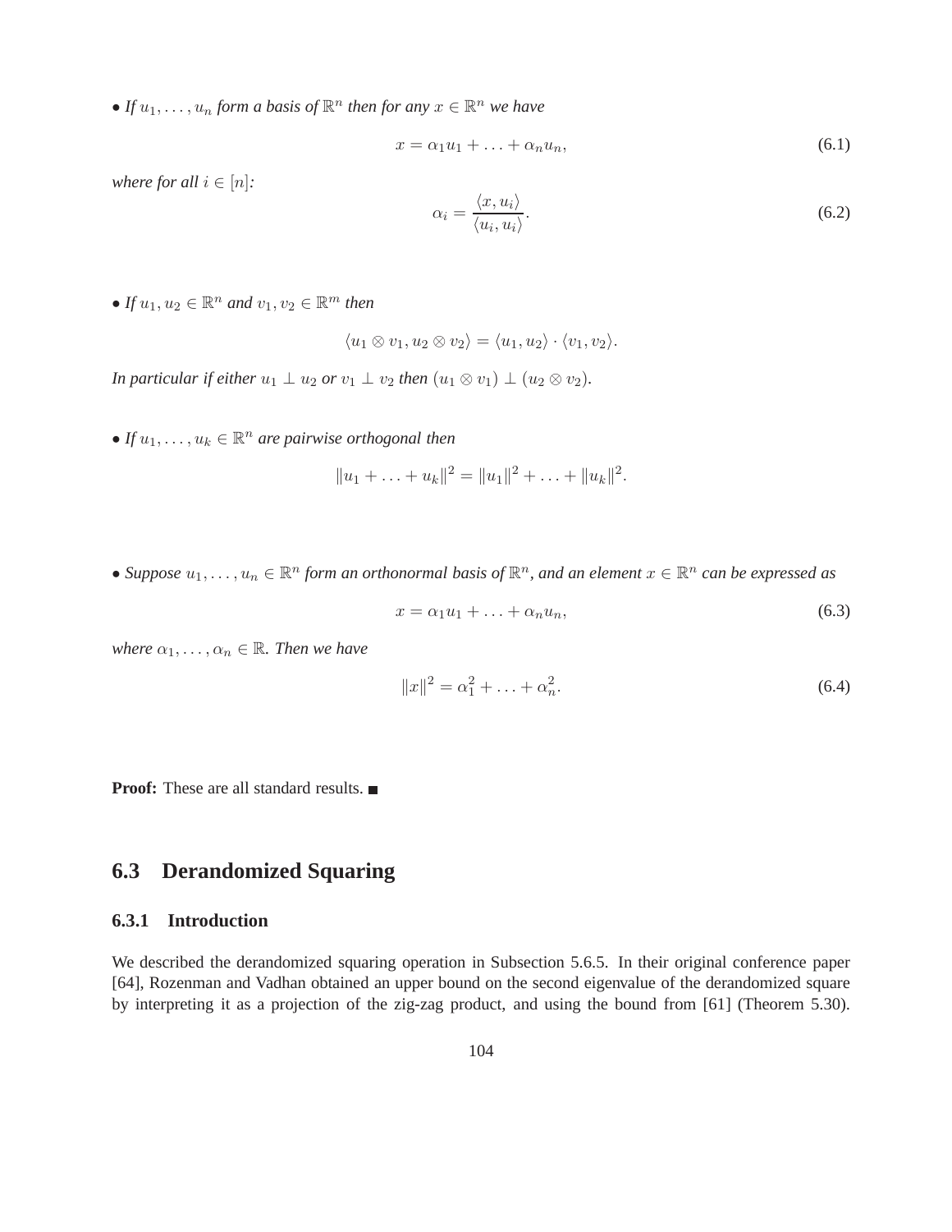- *If $u_1, \ldots, u_n$ form a basis of $\mathbb{R}^n$ then for any $x \in \mathbb{R}^n$ we have*

$$x = \alpha_1 u_1 + \ldots + \alpha_n u_n, \tag{6.1}$$

*where for all $i \in [n]$:*

$$\alpha_i = \frac{\langle x, u_i \rangle}{\langle u_i, u_i \rangle}. \tag{6.2}$$

- *If $u_1, u_2 \in \mathbb{R}^n$ and $v_1, v_2 \in \mathbb{R}^m$ then*

$$\langle u_1 \otimes v_1, u_2 \otimes v_2 \rangle = \langle u_1, u_2 \rangle \cdot \langle v_1, v_2 \rangle.$$

*In particular if either $u_1 \perp u_2$ or $v_1 \perp v_2$ then $(u_1 \otimes v_1) \perp (u_2 \otimes v_2)$.*

- *If $u_1, \ldots, u_k \in \mathbb{R}^n$ are pairwise orthogonal then*

$$\|u_1 + \ldots + u_k\|^2 = \|u_1\|^2 + \ldots + \|u_k\|^2.$$

- *Suppose $u_1, \ldots, u_n \in \mathbb{R}^n$ form an orthonormal basis of $\mathbb{R}^n$, and an element $x \in \mathbb{R}^n$ can be expressed as*

$$x = \alpha_1 u_1 + \ldots + \alpha_n u_n, \tag{6.3}$$

*where $\alpha_1, \ldots, \alpha_n \in \mathbb{R}$. Then we have*

$$\|x\|^2 = \alpha_1^2 + \ldots + \alpha_n^2. \tag{6.4}$$

**Proof:** These are all standard results. ■

## 6.3 Derandomized Squaring

### 6.3.1 Introduction

We described the derandomized squaring operation in Subsection 5.6.5. In their original conference paper [64], Rozenman and Vadhan obtained an upper bound on the second eigenvalue of the derandomized square by interpreting it as a projection of the zig-zag product, and using the bound from [61] (Theorem 5.30).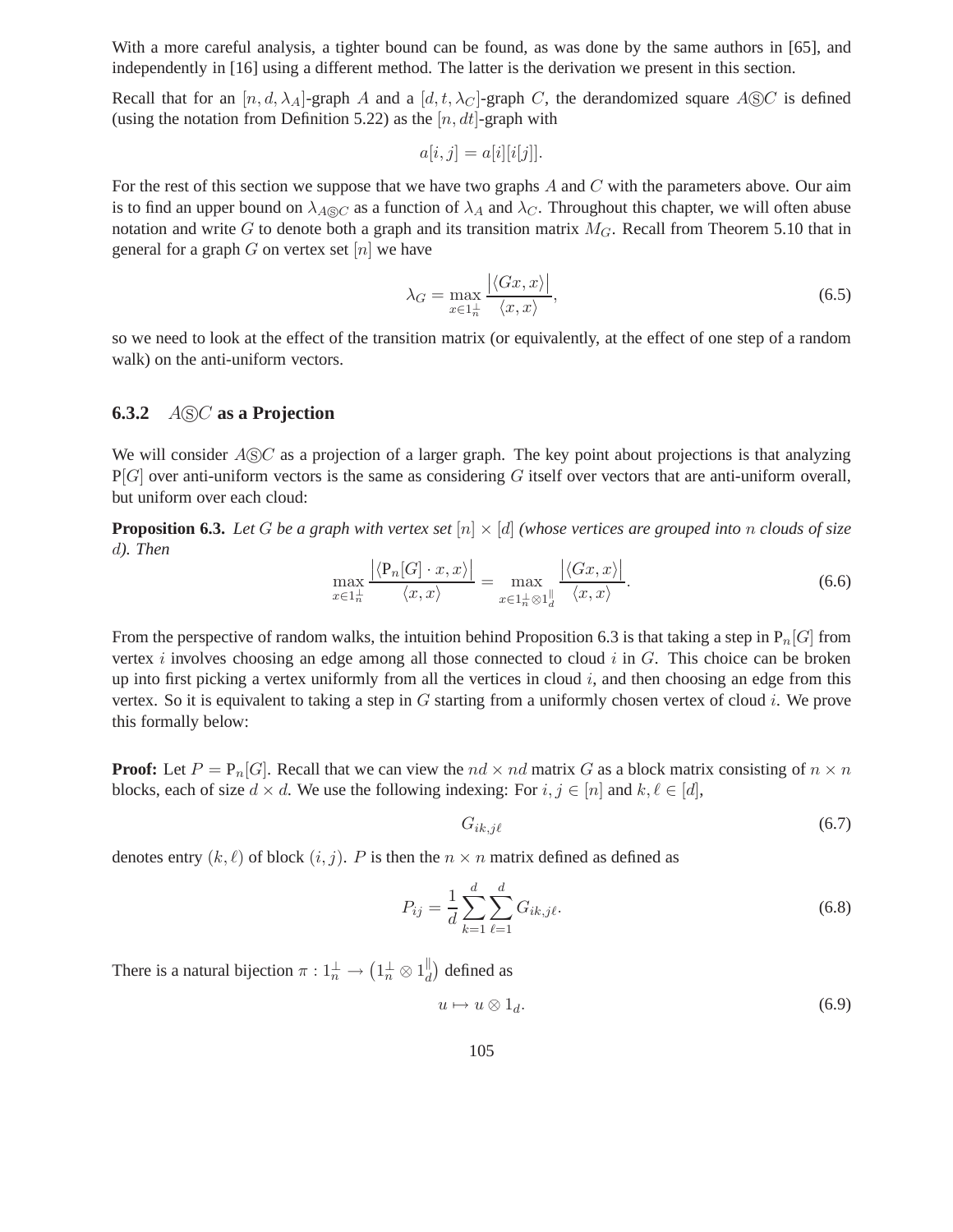With a more careful analysis, a tighter bound can be found, as was done by the same authors in [65], and independently in [16] using a different method. The latter is the derivation we present in this section.

Recall that for an $[n, d, \lambda_A]$-graph $A$ and a $[d, t, \lambda_C]$-graph $C$, the derandomized square $A Ⓢ C$ is defined (using the notation from Definition 5.22) as the $[n, dt]$-graph with

$$a[i, j] = a[i][i[j]].$$

For the rest of this section we suppose that we have two graphs $A$ and $C$ with the parameters above. Our aim is to find an upper bound on $\lambda_{A Ⓢ C}$ as a function of $\lambda_A$ and $\lambda_C$. Throughout this chapter, we will often abuse notation and write $G$ to denote both a graph and its transition matrix $M_G$. Recall from Theorem 5.10 that in general for a graph $G$ on vertex set $[n]$ we have

$$\lambda_G = \max_{x \in 1_n^\perp} \frac{\left|\langle Gx, x\rangle\right|}{\langle x, x\rangle}, \tag{6.5}$$

so we need to look at the effect of the transition matrix (or equivalently, at the effect of one step of a random walk) on the anti-uniform vectors.

### 6.3.2 $A Ⓢ C$ as a Projection

We will consider $A Ⓢ C$ as a projection of a larger graph. The key point about projections is that analyzing $\mathrm{P}[G]$ over anti-uniform vectors is the same as considering $G$ itself over vectors that are anti-uniform overall, but uniform over each cloud:

**Proposition 6.3.** *Let $G$ be a graph with vertex set $[n] \times [d]$ (whose vertices are grouped into $n$ clouds of size $d$). Then*

$$\max_{x \in 1_n^\perp} \frac{\left|\langle \mathrm{P}_n[G] \cdot x, x\rangle\right|}{\langle x, x\rangle} = \max_{x \in 1_n^\perp \otimes 1_d^\parallel} \frac{\left|\langle Gx, x\rangle\right|}{\langle x, x\rangle}. \tag{6.6}$$

From the perspective of random walks, the intuition behind Proposition 6.3 is that taking a step in $\mathrm{P}_n[G]$ from vertex $i$ involves choosing an edge among all those connected to cloud $i$ in $G$. This choice can be broken up into first picking a vertex uniformly from all the vertices in cloud $i$, and then choosing an edge from this vertex. So it is equivalent to taking a step in $G$ starting from a uniformly chosen vertex of cloud $i$. We prove this formally below:

**Proof:** Let $P = \mathrm{P}_n[G]$. Recall that we can view the $nd \times nd$ matrix $G$ as a block matrix consisting of $n \times n$ blocks, each of size $d \times d$. We use the following indexing: For $i, j \in [n]$ and $k, \ell \in [d]$,

$$G_{ik, j\ell} \tag{6.7}$$

denotes entry $(k, \ell)$ of block $(i, j)$. $P$ is then the $n \times n$ matrix defined as defined as

$$P_{ij} = \frac{1}{d} \sum_{k=1}^{d} \sum_{\ell=1}^{d} G_{ik, j\ell}. \tag{6.8}$$

There is a natural bijection $\pi : 1_n^\perp \to \left(1_n^\perp \otimes 1_d^\parallel\right)$ defined as

$$u \mapsto u \otimes 1_d. \tag{6.9}$$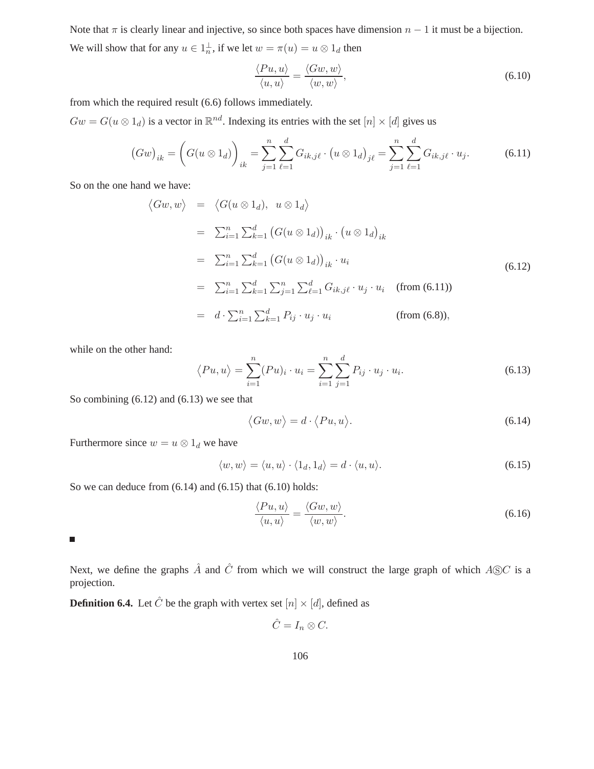Note that $\pi$ is clearly linear and injective, so since both spaces have dimension $n-1$ it must be a bijection.

We will show that for any $u \in 1_n^{\perp}$, if we let $w = \pi(u) = u \otimes 1_d$ then

$$\frac{\langle Pu, u\rangle}{\langle u, u\rangle} = \frac{\langle Gw, w\rangle}{\langle w, w\rangle}, \tag{6.10}$$

from which the required result (6.6) follows immediately.

$Gw = G(u \otimes 1_d)$ is a vector in $\mathbb{R}^{nd}$. Indexing its entries with the set $[n] \times [d]$ gives us

$$\big(Gw\big)_{ik} = \bigg(G(u \otimes 1_d)\bigg)_{ik} = \sum_{j=1}^{n}\sum_{\ell=1}^{d} G_{ik,j\ell} \cdot \big(u \otimes 1_d\big)_{j\ell} = \sum_{j=1}^{n}\sum_{\ell=1}^{d} G_{ik,j\ell} \cdot u_j. \tag{6.11}$$

So on the one hand we have:

$$\begin{aligned}
\big\langle Gw, w\big\rangle &= \big\langle G(u \otimes 1_d), \quad u \otimes 1_d\big\rangle \\
&= \textstyle\sum_{i=1}^{n}\sum_{k=1}^{d} \big(G(u \otimes 1_d)\big)_{ik} \cdot \big(u \otimes 1_d\big)_{ik} \\
&= \textstyle\sum_{i=1}^{n}\sum_{k=1}^{d} \big(G(u \otimes 1_d)\big)_{ik} \cdot u_i \\
&= \textstyle\sum_{i=1}^{n}\sum_{k=1}^{d}\sum_{j=1}^{n}\sum_{\ell=1}^{d} G_{ik,j\ell} \cdot u_j \cdot u_i \quad \text{(from (6.11))} \\
&= d \cdot \textstyle\sum_{i=1}^{n}\sum_{k=1}^{d} P_{ij} \cdot u_j \cdot u_i \qquad\qquad \text{(from (6.8))},
\end{aligned} \tag{6.12}$$

while on the other hand:

$$\big\langle Pu, u\big\rangle = \sum_{i=1}^{n} (Pu)_i \cdot u_i = \sum_{i=1}^{n}\sum_{j=1}^{d} P_{ij} \cdot u_j \cdot u_i. \tag{6.13}$$

So combining (6.12) and (6.13) we see that

$$\big\langle Gw, w\big\rangle = d \cdot \big\langle Pu, u\big\rangle. \tag{6.14}$$

Furthermore since $w = u \otimes 1_d$ we have

$$\langle w, w\rangle = \langle u, u\rangle \cdot \langle 1_d, 1_d\rangle = d \cdot \langle u, u\rangle. \tag{6.15}$$

So we can deduce from (6.14) and (6.15) that (6.10) holds:

$$\frac{\langle Pu, u\rangle}{\langle u, u\rangle} = \frac{\langle Gw, w\rangle}{\langle w, w\rangle}. \tag{6.16}$$

■

Next, we define the graphs $\hat{A}$ and $\hat{C}$ from which we will construct the large graph of which $A \circledS C$ is a projection.

**Definition 6.4.** Let $\hat{C}$ be the graph with vertex set $[n] \times [d]$, defined as

$$\hat{C} = I_n \otimes C.$$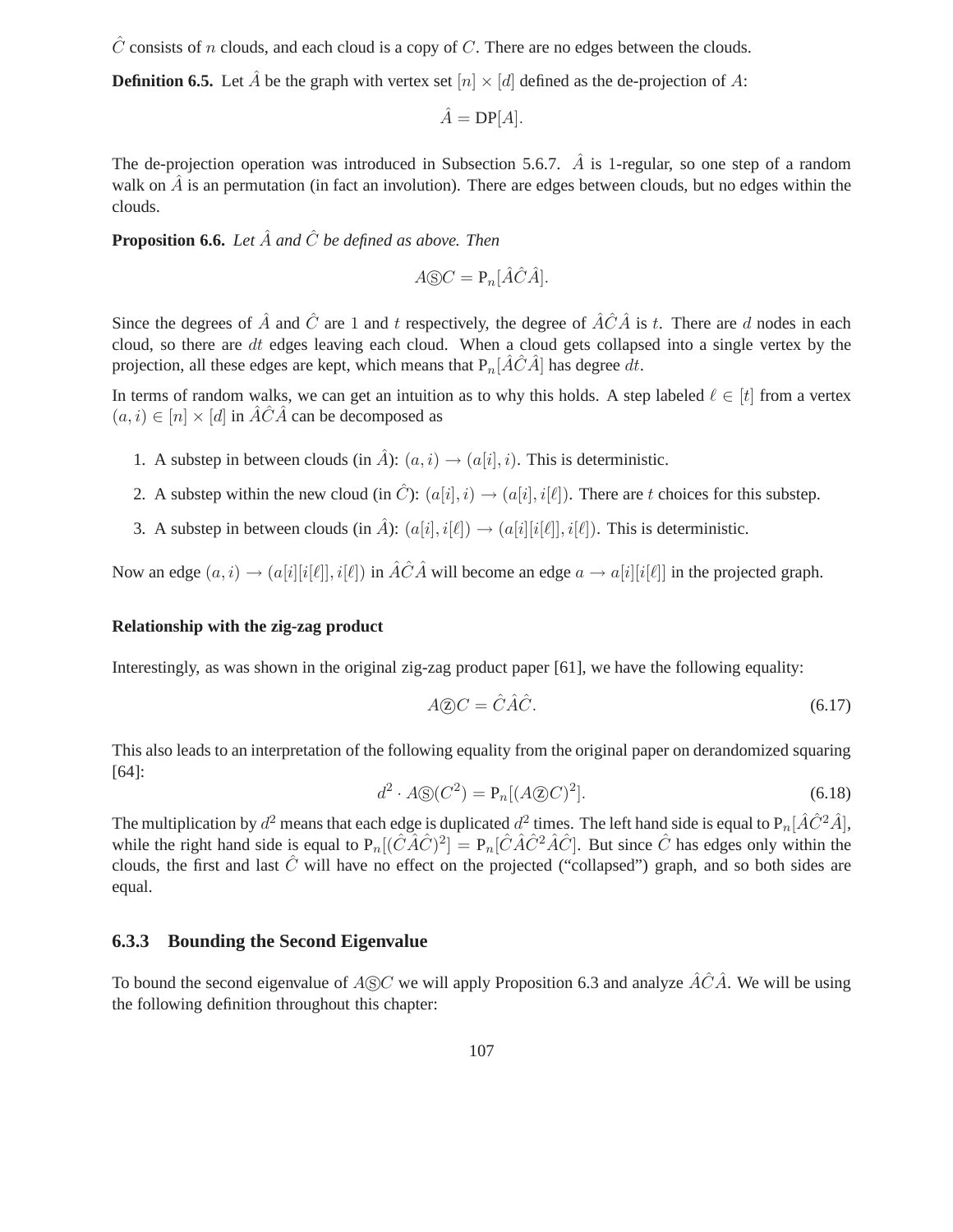$\hat{C}$ consists of $n$ clouds, and each cloud is a copy of $C$. There are no edges between the clouds.

**Definition 6.5.** Let $\hat{A}$ be the graph with vertex set $[n] \times [d]$ defined as the de-projection of $A$:

$$\hat{A} = \text{DP}[A].$$

The de-projection operation was introduced in Subsection 5.6.7. $\hat{A}$ is 1-regular, so one step of a random walk on $\hat{A}$ is an permutation (in fact an involution). There are edges between clouds, but no edges within the clouds.

**Proposition 6.6.** *Let $\hat{A}$ and $\hat{C}$ be defined as above. Then*

$$A \circledS C = \text{P}_n[\hat{A}\hat{C}\hat{A}].$$

Since the degrees of $\hat{A}$ and $\hat{C}$ are 1 and $t$ respectively, the degree of $\hat{A}\hat{C}\hat{A}$ is $t$. There are $d$ nodes in each cloud, so there are $dt$ edges leaving each cloud. When a cloud gets collapsed into a single vertex by the projection, all these edges are kept, which means that $\text{P}_n[\hat{A}\hat{C}\hat{A}]$ has degree $dt$.

In terms of random walks, we can get an intuition as to why this holds. A step labeled $\ell \in [t]$ from a vertex $(a, i) \in [n] \times [d]$ in $\hat{A}\hat{C}\hat{A}$ can be decomposed as

1. A substep in between clouds (in $\hat{A}$): $(a, i) \to (a[i], i)$. This is deterministic.
2. A substep within the new cloud (in $\hat{C}$): $(a[i], i) \to (a[i], i[\ell])$. There are $t$ choices for this substep.
3. A substep in between clouds (in $\hat{A}$): $(a[i], i[\ell]) \to (a[i][i[\ell]], i[\ell])$. This is deterministic.

Now an edge $(a, i) \to (a[i][i[\ell]], i[\ell])$ in $\hat{A}\hat{C}\hat{A}$ will become an edge $a \to a[i][i[\ell]]$ in the projected graph.

**Relationship with the zig-zag product**

Interestingly, as was shown in the original zig-zag product paper [61], we have the following equality:

$$A \circledz C = \hat{C}\hat{A}\hat{C}. \tag{6.17}$$

This also leads to an interpretation of the following equality from the original paper on derandomized squaring [64]:

$$d^2 \cdot A \circledS (C^2) = \text{P}_n[(A \circledz C)^2]. \tag{6.18}$$

The multiplication by $d^2$ means that each edge is duplicated $d^2$ times. The left hand side is equal to $\text{P}_n[\hat{A}\hat{C}^2\hat{A}]$, while the right hand side is equal to $\text{P}_n[(\hat{C}\hat{A}\hat{C})^2] = \text{P}_n[\hat{C}\hat{A}\hat{C}^2\hat{A}\hat{C}]$. But since $\hat{C}$ has edges only within the clouds, the first and last $\hat{C}$ will have no effect on the projected ("collapsed") graph, and so both sides are equal.

### 6.3.3 Bounding the Second Eigenvalue

To bound the second eigenvalue of $A \circledS C$ we will apply Proposition 6.3 and analyze $\hat{A}\hat{C}\hat{A}$. We will be using the following definition throughout this chapter: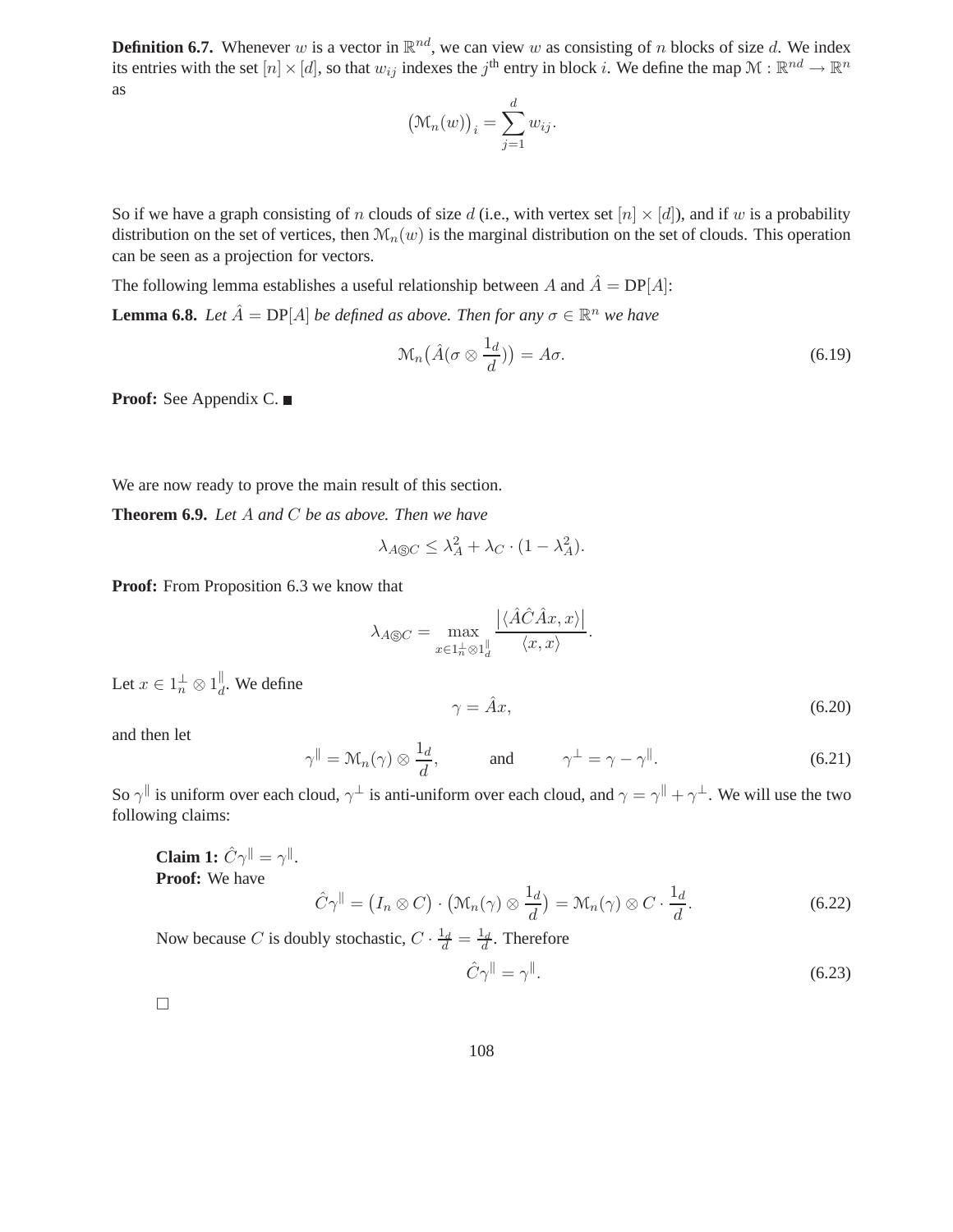**Definition 6.7.** Whenever $w$ is a vector in $\mathbb{R}^{nd}$, we can view $w$ as consisting of $n$ blocks of size $d$. We index its entries with the set $[n] \times [d]$, so that $w_{ij}$ indexes the $j^{\text{th}}$ entry in block $i$. We define the map $\mathcal{M} : \mathbb{R}^{nd} \to \mathbb{R}^n$ as

$$\big(\mathcal{M}_n(w)\big)_i = \sum_{j=1}^{d} w_{ij}.$$

So if we have a graph consisting of $n$ clouds of size $d$ (i.e., with vertex set $[n] \times [d]$), and if $w$ is a probability distribution on the set of vertices, then $\mathcal{M}_n(w)$ is the marginal distribution on the set of clouds. This operation can be seen as a projection for vectors.

The following lemma establishes a useful relationship between $A$ and $\hat{A} = \mathrm{DP}[A]$:

**Lemma 6.8.** *Let $\hat{A} = \mathrm{DP}[A]$ be defined as above. Then for any $\sigma \in \mathbb{R}^n$ we have*

$$\mathcal{M}_n\big(\hat{A}(\sigma \otimes \frac{1_d}{d})\big) = A\sigma. \tag{6.19}$$

**Proof:** See Appendix C. ■

We are now ready to prove the main result of this section.

**Theorem 6.9.** *Let $A$ and $C$ be as above. Then we have*

$$\lambda_{A \circledS C} \leq \lambda_A^2 + \lambda_C \cdot (1 - \lambda_A^2).$$

**Proof:** From Proposition 6.3 we know that

$$\lambda_{A \circledS C} = \max_{x \in 1_n^{\perp} \otimes 1_d^{\parallel}} \frac{\big|\langle \hat{A}\hat{C}\hat{A}x, x\rangle\big|}{\langle x, x\rangle}.$$

Let $x \in 1_n^{\perp} \otimes 1_d^{\parallel}$. We define

$$\gamma = \hat{A}x, \tag{6.20}$$

and then let

$$\gamma^{\parallel} = \mathcal{M}_n(\gamma) \otimes \frac{1_d}{d}, \qquad \text{and} \qquad \gamma^{\perp} = \gamma - \gamma^{\parallel}. \tag{6.21}$$

So $\gamma^{\parallel}$ is uniform over each cloud, $\gamma^{\perp}$ is anti-uniform over each cloud, and $\gamma = \gamma^{\parallel} + \gamma^{\perp}$. We will use the two following claims:

**Claim 1:** $\hat{C}\gamma^{\parallel} = \gamma^{\parallel}$.
**Proof:** We have

$$\hat{C}\gamma^{\parallel} = \big(I_n \otimes C\big) \cdot \big(\mathcal{M}_n(\gamma) \otimes \frac{1_d}{d}\big) = \mathcal{M}_n(\gamma) \otimes C \cdot \frac{1_d}{d}. \tag{6.22}$$

Now because $C$ is doubly stochastic, $C \cdot \frac{1_d}{d} = \frac{1_d}{d}$. Therefore

$$\hat{C}\gamma^{\parallel} = \gamma^{\parallel}. \tag{6.23}$$

□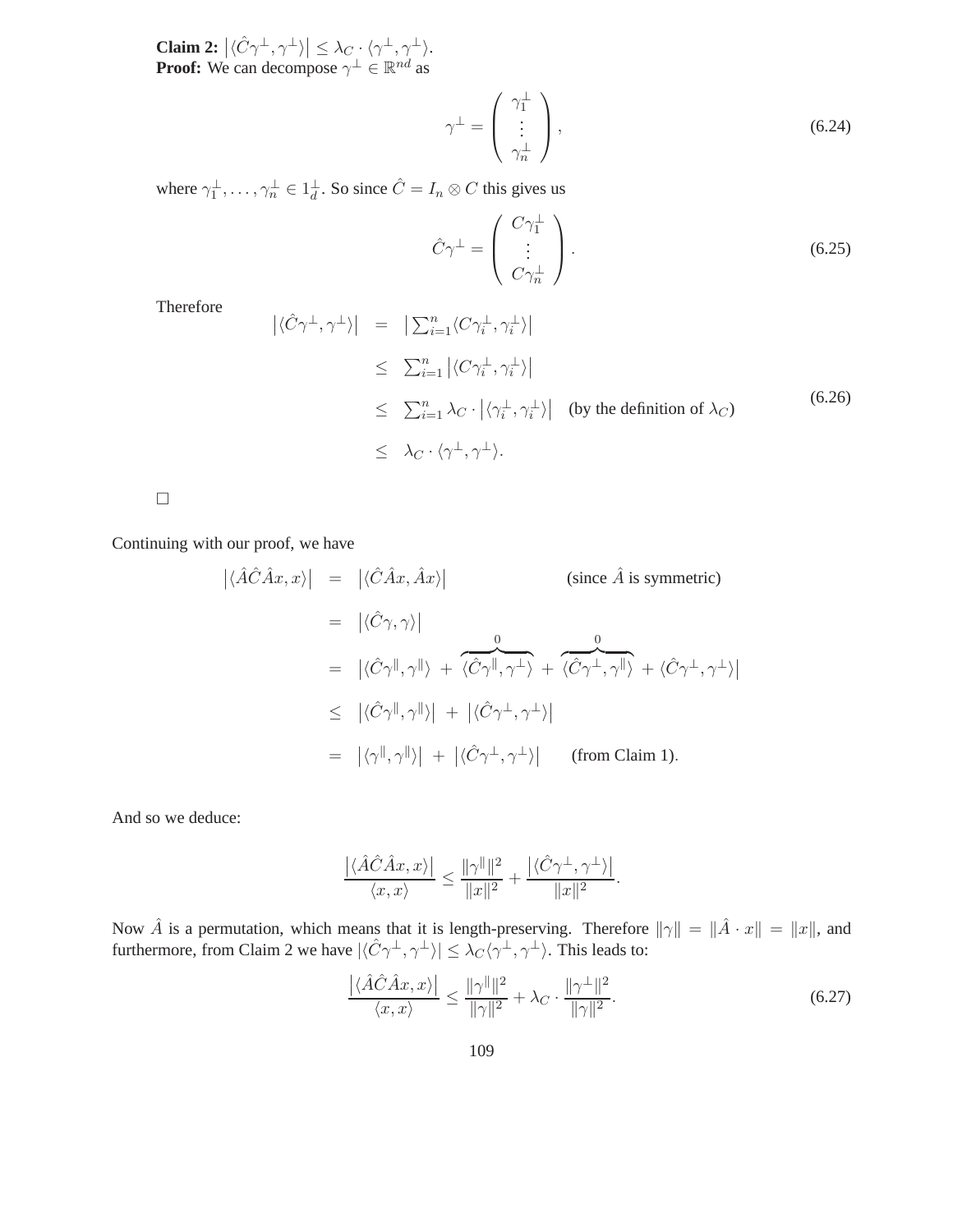**Claim 2:** $\left|\langle \hat{C}\gamma^{\perp}, \gamma^{\perp}\rangle\right| \leq \lambda_C \cdot \langle \gamma^{\perp}, \gamma^{\perp}\rangle$.
**Proof:** We can decompose $\gamma^{\perp} \in \mathbb{R}^{nd}$ as

$$\gamma^{\perp} = \begin{pmatrix} \gamma_1^{\perp} \\ \vdots \\ \gamma_n^{\perp} \end{pmatrix}, \tag{6.24}$$

where $\gamma_1^{\perp}, \ldots, \gamma_n^{\perp} \in 1_d^{\perp}$. So since $\hat{C} = I_n \otimes C$ this gives us

$$\hat{C}\gamma^{\perp} = \begin{pmatrix} C\gamma_1^{\perp} \\ \vdots \\ C\gamma_n^{\perp} \end{pmatrix}. \tag{6.25}$$

Therefore

$$\begin{aligned}
\left|\langle \hat{C}\gamma^{\perp}, \gamma^{\perp}\rangle\right| &= \left|\textstyle\sum_{i=1}^{n} \langle C\gamma_i^{\perp}, \gamma_i^{\perp}\rangle\right| \\
&\leq \textstyle\sum_{i=1}^{n} \left|\langle C\gamma_i^{\perp}, \gamma_i^{\perp}\rangle\right| \\
&\leq \textstyle\sum_{i=1}^{n} \lambda_C \cdot \left|\langle \gamma_i^{\perp}, \gamma_i^{\perp}\rangle\right| \quad \text{(by the definition of } \lambda_C\text{)} \\
&\leq \lambda_C \cdot \langle \gamma^{\perp}, \gamma^{\perp}\rangle.
\end{aligned} \tag{6.26}$$

□

Continuing with our proof, we have

$$\begin{aligned}
\left|\langle \hat{A}\hat{C}\hat{A}x, x\rangle\right| &= \left|\langle \hat{C}\hat{A}x, \hat{A}x\rangle\right| \qquad \text{(since } \hat{A} \text{ is symmetric)} \\
&= \left|\langle \hat{C}\gamma, \gamma\rangle\right| \\
&= \left|\langle \hat{C}\gamma^{\parallel}, \gamma^{\parallel}\rangle + \overbrace{\langle \hat{C}\gamma^{\parallel}, \gamma^{\perp}\rangle}^{0} + \overbrace{\langle \hat{C}\gamma^{\perp}, \gamma^{\parallel}\rangle}^{0} + \langle \hat{C}\gamma^{\perp}, \gamma^{\perp}\rangle\right| \\
&\leq \left|\langle \hat{C}\gamma^{\parallel}, \gamma^{\parallel}\rangle\right| + \left|\langle \hat{C}\gamma^{\perp}, \gamma^{\perp}\rangle\right| \\
&= \left|\langle \gamma^{\parallel}, \gamma^{\parallel}\rangle\right| + \left|\langle \hat{C}\gamma^{\perp}, \gamma^{\perp}\rangle\right| \qquad \text{(from Claim 1)}.
\end{aligned}$$

And so we deduce:

$$\frac{\left|\langle \hat{A}\hat{C}\hat{A}x, x\rangle\right|}{\langle x, x\rangle} \leq \frac{\|\gamma^{\parallel}\|^2}{\|x\|^2} + \frac{\left|\langle \hat{C}\gamma^{\perp}, \gamma^{\perp}\rangle\right|}{\|x\|^2}.$$

Now $\hat{A}$ is a permutation, which means that it is length-preserving. Therefore $\|\gamma\| = \|\hat{A} \cdot x\| = \|x\|$, and furthermore, from Claim 2 we have $|\langle \hat{C}\gamma^{\perp}, \gamma^{\perp}\rangle| \leq \lambda_C \langle \gamma^{\perp}, \gamma^{\perp}\rangle$. This leads to:

$$\frac{\left|\langle \hat{A}\hat{C}\hat{A}x, x\rangle\right|}{\langle x, x\rangle} \leq \frac{\|\gamma^{\parallel}\|^2}{\|\gamma\|^2} + \lambda_C \cdot \frac{\|\gamma^{\perp}\|^2}{\|\gamma\|^2}. \tag{6.27}$$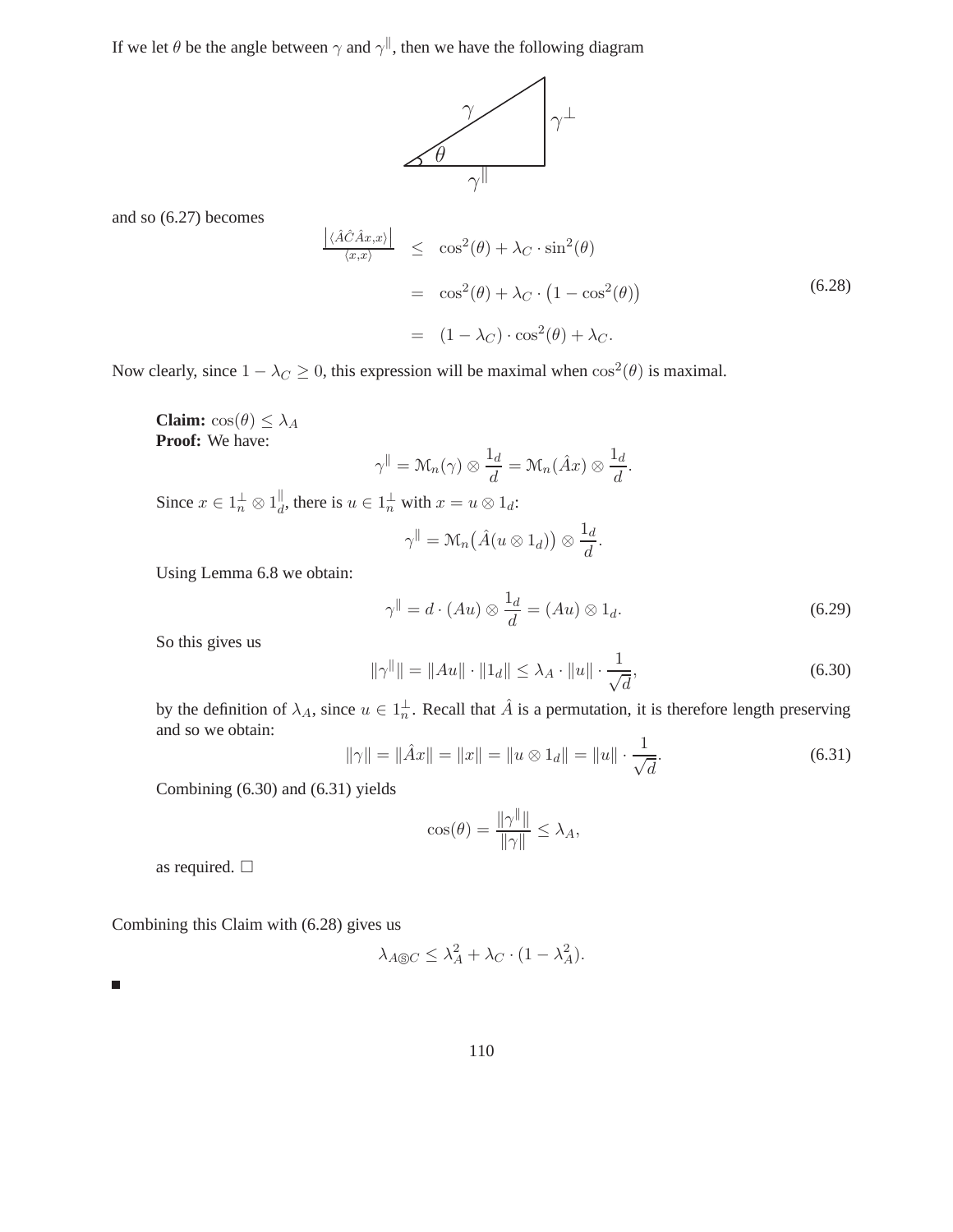If we let $\theta$ be the angle between $\gamma$ and $\gamma^{\|}$, then we have the following diagram

and so (6.27) becomes

$$
\begin{aligned}
\frac{\left|\langle \hat{A}\hat{C}\hat{A}x, x\rangle\right|}{\langle x, x\rangle} &\leq \cos^2(\theta) + \lambda_C \cdot \sin^2(\theta) \\
&= \cos^2(\theta) + \lambda_C \cdot \left(1 - \cos^2(\theta)\right) \\
&= (1 - \lambda_C) \cdot \cos^2(\theta) + \lambda_C.
\end{aligned}
\tag{6.28}
$$

Now clearly, since $1 - \lambda_C \geq 0$, this expression will be maximal when $\cos^2(\theta)$ is maximal.

**Claim:** $\cos(\theta) \leq \lambda_A$
**Proof:** We have:

$$\gamma^{\|} = \mathcal{M}_n(\gamma) \otimes \frac{1_d}{d} = \mathcal{M}_n(\hat{A}x) \otimes \frac{1_d}{d}.$$

Since $x \in 1_n^{\perp} \otimes 1_d^{\|}$, there is $u \in 1_n^{\perp}$ with $x = u \otimes 1_d$:

$$\gamma^{\|} = \mathcal{M}_n\big(\hat{A}(u \otimes 1_d)\big) \otimes \frac{1_d}{d}.$$

Using Lemma 6.8 we obtain:

$$\gamma^{\|} = d \cdot (Au) \otimes \frac{1_d}{d} = (Au) \otimes 1_d. \tag{6.29}$$

So this gives us

$$\|\gamma^{\|}\| = \|Au\| \cdot \|1_d\| \leq \lambda_A \cdot \|u\| \cdot \frac{1}{\sqrt{d}}, \tag{6.30}$$

by the definition of $\lambda_A$, since $u \in 1_n^{\perp}$. Recall that $\hat{A}$ is a permutation, it is therefore length preserving and so we obtain:

$$\|\gamma\| = \|\hat{A}x\| = \|x\| = \|u \otimes 1_d\| = \|u\| \cdot \frac{1}{\sqrt{d}}. \tag{6.31}$$

Combining (6.30) and (6.31) yields

$$\cos(\theta) = \frac{\|\gamma^{\|}\|}{\|\gamma\|} \leq \lambda_A,$$

as required. □

Combining this Claim with (6.28) gives us

$$\lambda_{A Ⓢ C} \leq \lambda_A^2 + \lambda_C \cdot (1 - \lambda_A^2).$$

■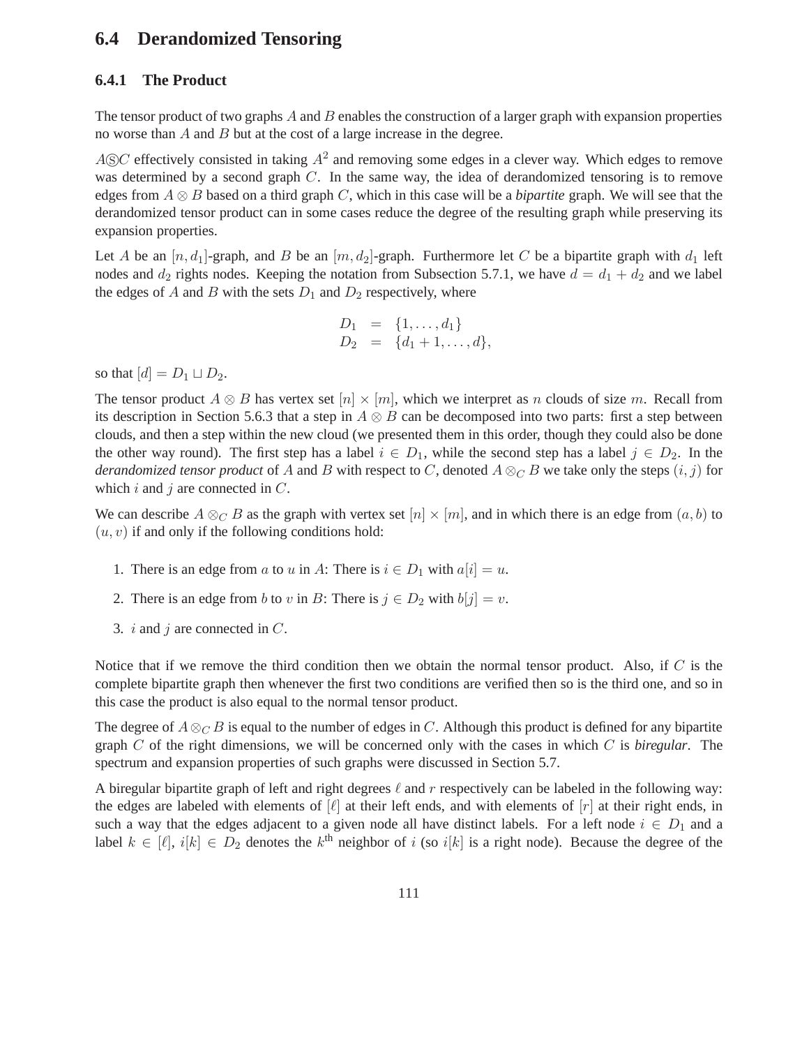## 6.4 Derandomized Tensoring

### 6.4.1 The Product

The tensor product of two graphs $A$ and $B$ enables the construction of a larger graph with expansion properties no worse than $A$ and $B$ but at the cost of a large increase in the degree.

$A \circledS C$ effectively consisted in taking $A^2$ and removing some edges in a clever way. Which edges to remove was determined by a second graph $C$. In the same way, the idea of derandomized tensoring is to remove edges from $A \otimes B$ based on a third graph $C$, which in this case will be a *bipartite* graph. We will see that the derandomized tensor product can in some cases reduce the degree of the resulting graph while preserving its expansion properties.

Let $A$ be an $[n, d_1]$-graph, and $B$ be an $[m, d_2]$-graph. Furthermore let $C$ be a bipartite graph with $d_1$ left nodes and $d_2$ rights nodes. Keeping the notation from Subsection 5.7.1, we have $d = d_1 + d_2$ and we label the edges of $A$ and $B$ with the sets $D_1$ and $D_2$ respectively, where

$$\begin{aligned} D_1 &= \{1, \ldots, d_1\} \\ D_2 &= \{d_1 + 1, \ldots, d\}, \end{aligned}$$

so that $[d] = D_1 \sqcup D_2$.

The tensor product $A \otimes B$ has vertex set $[n] \times [m]$, which we interpret as $n$ clouds of size $m$. Recall from its description in Section 5.6.3 that a step in $A \otimes B$ can be decomposed into two parts: first a step between clouds, and then a step within the new cloud (we presented them in this order, though they could also be done the other way round). The first step has a label $i \in D_1$, while the second step has a label $j \in D_2$. In the *derandomized tensor product* of $A$ and $B$ with respect to $C$, denoted $A \otimes_C B$ we take only the steps $(i, j)$ for which $i$ and $j$ are connected in $C$.

We can describe $A \otimes_C B$ as the graph with vertex set $[n] \times [m]$, and in which there is an edge from $(a, b)$ to $(u, v)$ if and only if the following conditions hold:

1. There is an edge from $a$ to $u$ in $A$: There is $i \in D_1$ with $a[i] = u$.
2. There is an edge from $b$ to $v$ in $B$: There is $j \in D_2$ with $b[j] = v$.
3. $i$ and $j$ are connected in $C$.

Notice that if we remove the third condition then we obtain the normal tensor product. Also, if $C$ is the complete bipartite graph then whenever the first two conditions are verified then so is the third one, and so in this case the product is also equal to the normal tensor product.

The degree of $A \otimes_C B$ is equal to the number of edges in $C$. Although this product is defined for any bipartite graph $C$ of the right dimensions, we will be concerned only with the cases in which $C$ is *biregular*. The spectrum and expansion properties of such graphs were discussed in Section 5.7.

A biregular bipartite graph of left and right degrees $\ell$ and $r$ respectively can be labeled in the following way: the edges are labeled with elements of $[\ell]$ at their left ends, and with elements of $[r]$ at their right ends, in such a way that the edges adjacent to a given node all have distinct labels. For a left node $i \in D_1$ and a label $k \in [\ell]$, $i[k] \in D_2$ denotes the $k^{\text{th}}$ neighbor of $i$ (so $i[k]$ is a right node). Because the degree of the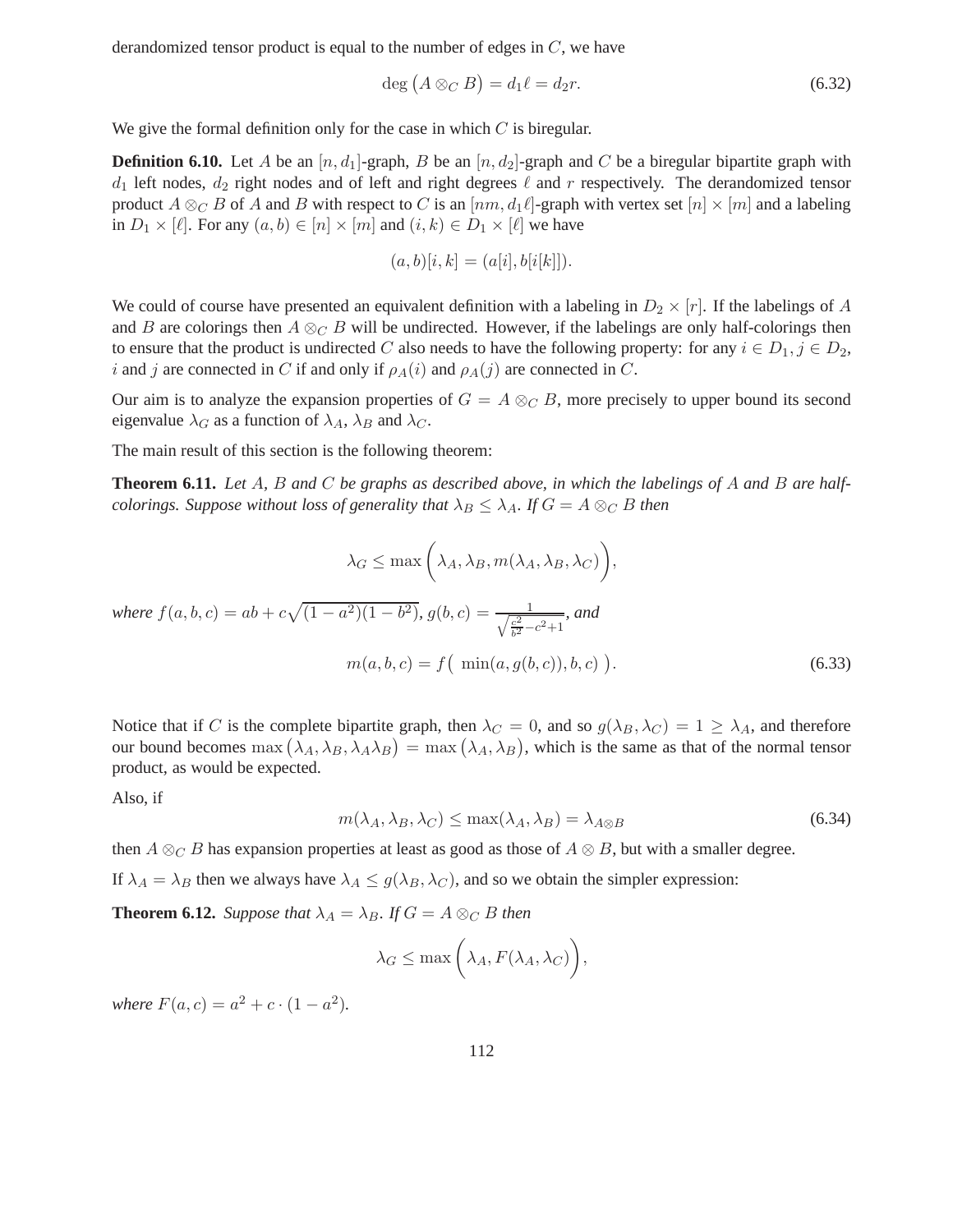derandomized tensor product is equal to the number of edges in $C$, we have

$$\deg\left(A \otimes_C B\right) = d_1 \ell = d_2 r. \tag{6.32}$$

We give the formal definition only for the case in which $C$ is biregular.

**Definition 6.10.** Let $A$ be an $[n, d_1]$-graph, $B$ be an $[n, d_2]$-graph and $C$ be a biregular bipartite graph with $d_1$ left nodes, $d_2$ right nodes and of left and right degrees $\ell$ and $r$ respectively. The derandomized tensor product $A \otimes_C B$ of $A$ and $B$ with respect to $C$ is an $[nm, d_1\ell]$-graph with vertex set $[n] \times [m]$ and a labeling in $D_1 \times [\ell]$. For any $(a, b) \in [n] \times [m]$ and $(i, k) \in D_1 \times [\ell]$ we have

$$(a, b)[i, k] = (a[i], b[i[k]]).$$

We could of course have presented an equivalent definition with a labeling in $D_2 \times [r]$. If the labelings of $A$ and $B$ are colorings then $A \otimes_C B$ will be undirected. However, if the labelings are only half-colorings then to ensure that the product is undirected $C$ also needs to have the following property: for any $i \in D_1, j \in D_2$, $i$ and $j$ are connected in $C$ if and only if $\rho_A(i)$ and $\rho_A(j)$ are connected in $C$.

Our aim is to analyze the expansion properties of $G = A \otimes_C B$, more precisely to upper bound its second eigenvalue $\lambda_G$ as a function of $\lambda_A$, $\lambda_B$ and $\lambda_C$.

The main result of this section is the following theorem:

**Theorem 6.11.** *Let $A$, $B$ and $C$ be graphs as described above, in which the labelings of $A$ and $B$ are half-colorings. Suppose without loss of generality that $\lambda_B \leq \lambda_A$. If $G = A \otimes_C B$ then*

$$\lambda_G \leq \max\bigg(\lambda_A, \lambda_B, m(\lambda_A, \lambda_B, \lambda_C)\bigg),$$

*where $f(a, b, c) = ab + c\sqrt{(1 - a^2)(1 - b^2)}$, $g(b, c) = \frac{1}{\sqrt{\frac{c^2}{b^2} - c^2 + 1}}$, and*

$$m(a, b, c) = f\big(\ \min(a, g(b, c)), b, c\ \big). \tag{6.33}$$

Notice that if $C$ is the complete bipartite graph, then $\lambda_C = 0$, and so $g(\lambda_B, \lambda_C) = 1 \geq \lambda_A$, and therefore our bound becomes $\max\left(\lambda_A, \lambda_B, \lambda_A\lambda_B\right) = \max\left(\lambda_A, \lambda_B\right)$, which is the same as that of the normal tensor product, as would be expected.

Also, if

$$m(\lambda_A, \lambda_B, \lambda_C) \leq \max(\lambda_A, \lambda_B) = \lambda_{A\otimes B} \tag{6.34}$$

then $A \otimes_C B$ has expansion properties at least as good as those of $A \otimes B$, but with a smaller degree.

If $\lambda_A = \lambda_B$ then we always have $\lambda_A \leq g(\lambda_B, \lambda_C)$, and so we obtain the simpler expression:

**Theorem 6.12.** *Suppose that $\lambda_A = \lambda_B$. If $G = A \otimes_C B$ then*

$$\lambda_G \leq \max\bigg(\lambda_A, F(\lambda_A, \lambda_C)\bigg),$$

*where $F(a, c) = a^2 + c \cdot (1 - a^2)$.*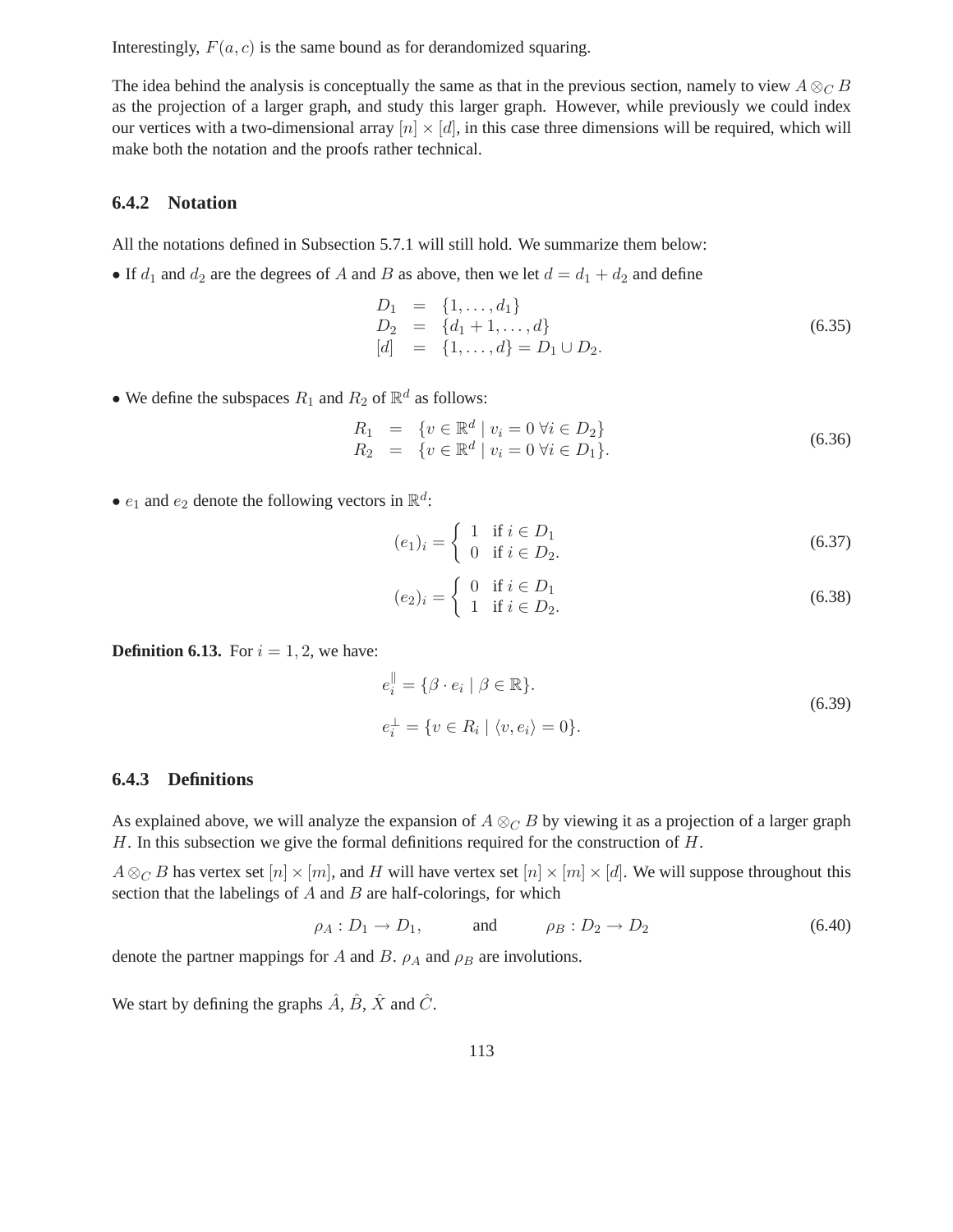Interestingly, $F(a, c)$ is the same bound as for derandomized squaring.

The idea behind the analysis is conceptually the same as that in the previous section, namely to view $A \otimes_C B$ as the projection of a larger graph, and study this larger graph. However, while previously we could index our vertices with a two-dimensional array $[n] \times [d]$, in this case three dimensions will be required, which will make both the notation and the proofs rather technical.

### 6.4.2 Notation

All the notations defined in Subsection 5.7.1 will still hold. We summarize them below:

- If $d_1$ and $d_2$ are the degrees of $A$ and $B$ as above, then we let $d = d_1 + d_2$ and define

$$\begin{aligned} D_1 &= \{1, \ldots, d_1\} \\ D_2 &= \{d_1 + 1, \ldots, d\} \\ [d] &= \{1, \ldots, d\} = D_1 \cup D_2. \end{aligned} \tag{6.35}$$

- We define the subspaces $R_1$ and $R_2$ of $\mathbb{R}^d$ as follows:

$$\begin{aligned} R_1 &= \{v \in \mathbb{R}^d \mid v_i = 0 \ \forall i \in D_2\} \\ R_2 &= \{v \in \mathbb{R}^d \mid v_i = 0 \ \forall i \in D_1\}. \end{aligned} \tag{6.36}$$

- $e_1$ and $e_2$ denote the following vectors in $\mathbb{R}^d$:

$$(e_1)_i = \begin{cases} 1 & \text{if } i \in D_1 \\ 0 & \text{if } i \in D_2. \end{cases} \tag{6.37}$$

$$(e_2)_i = \begin{cases} 0 & \text{if } i \in D_1 \\ 1 & \text{if } i \in D_2. \end{cases} \tag{6.38}$$

**Definition 6.13.** For $i = 1, 2$, we have:

$$\begin{aligned} e_i^{\parallel} &= \{\beta \cdot e_i \mid \beta \in \mathbb{R}\}. \\ e_i^{\perp} &= \{v \in R_i \mid \langle v, e_i \rangle = 0\}. \end{aligned} \tag{6.39}$$

### 6.4.3 Definitions

As explained above, we will analyze the expansion of $A \otimes_C B$ by viewing it as a projection of a larger graph $H$. In this subsection we give the formal definitions required for the construction of $H$.

$A \otimes_C B$ has vertex set $[n] \times [m]$, and $H$ will have vertex set $[n] \times [m] \times [d]$. We will suppose throughout this section that the labelings of $A$ and $B$ are half-colorings, for which

$$\rho_A : D_1 \to D_1, \qquad \text{and} \qquad \rho_B : D_2 \to D_2 \tag{6.40}$$

denote the partner mappings for $A$ and $B$. $\rho_A$ and $\rho_B$ are involutions.

We start by defining the graphs $\hat{A}$, $\hat{B}$, $\hat{X}$ and $\hat{C}$.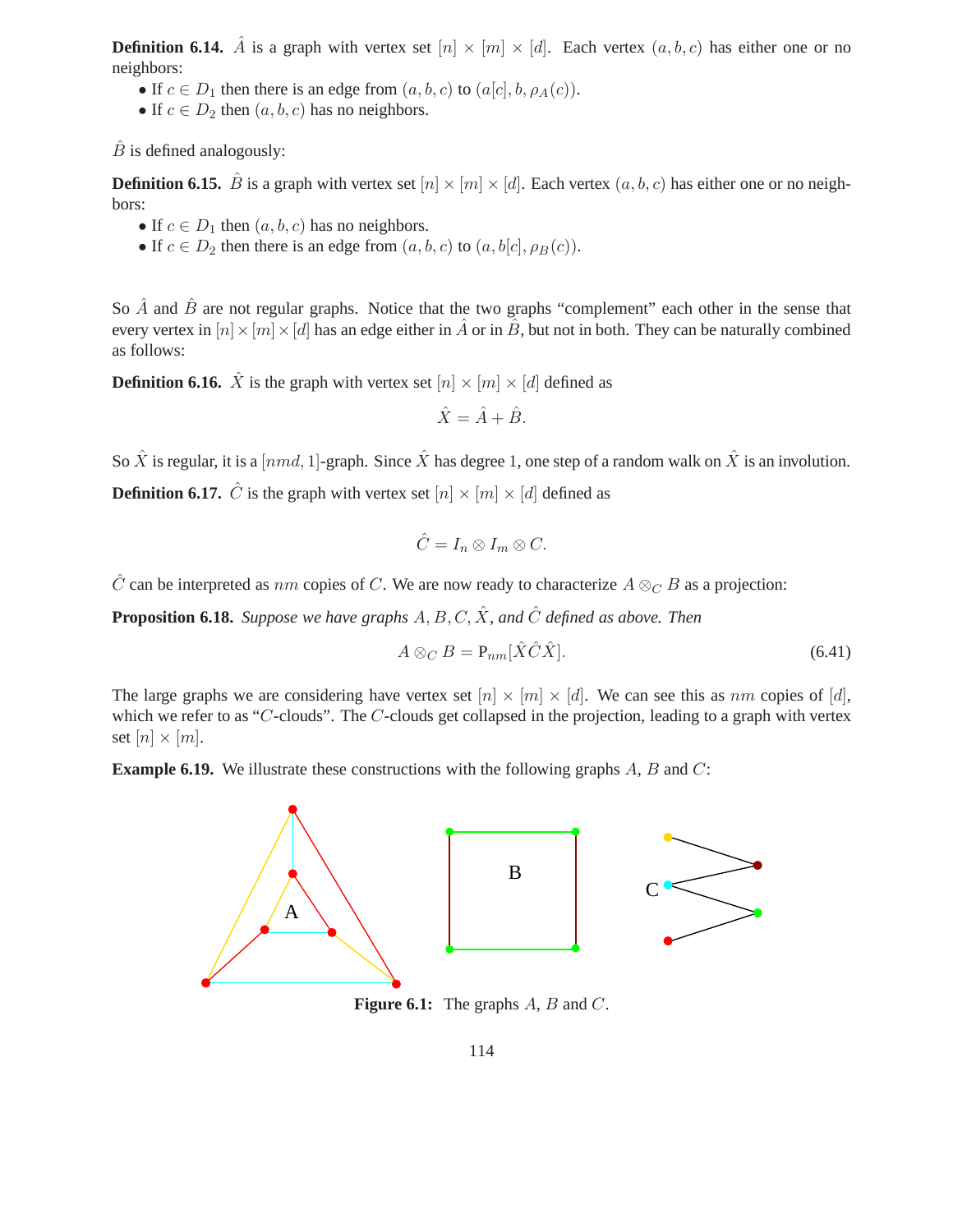**Definition 6.14.** $\hat{A}$ is a graph with vertex set $[n] \times [m] \times [d]$. Each vertex $(a, b, c)$ has either one or no neighbors:

- If $c \in D_1$ then there is an edge from $(a, b, c)$ to $(a[c], b, \rho_A(c))$.
- If $c \in D_2$ then $(a, b, c)$ has no neighbors.

$\hat{B}$ is defined analogously:

**Definition 6.15.** $\hat{B}$ is a graph with vertex set $[n] \times [m] \times [d]$. Each vertex $(a, b, c)$ has either one or no neighbors:

- If $c \in D_1$ then $(a, b, c)$ has no neighbors.
- If $c \in D_2$ then there is an edge from $(a, b, c)$ to $(a, b[c], \rho_B(c))$.

So $\hat{A}$ and $\hat{B}$ are not regular graphs. Notice that the two graphs "complement" each other in the sense that every vertex in $[n] \times [m] \times [d]$ has an edge either in $\hat{A}$ or in $\hat{B}$, but not in both. They can be naturally combined as follows:

**Definition 6.16.** $\hat{X}$ is the graph with vertex set $[n] \times [m] \times [d]$ defined as

$$\hat{X} = \hat{A} + \hat{B}.$$

So $\hat{X}$ is regular, it is a $[nmd, 1]$-graph. Since $\hat{X}$ has degree 1, one step of a random walk on $\hat{X}$ is an involution.

**Definition 6.17.** $\hat{C}$ is the graph with vertex set $[n] \times [m] \times [d]$ defined as

$$\hat{C} = I_n \otimes I_m \otimes C.$$

$\hat{C}$ can be interpreted as $nm$ copies of $C$. We are now ready to characterize $A \otimes_C B$ as a projection:

**Proposition 6.18.** *Suppose we have graphs $A, B, C, \hat{X}$, and $\hat{C}$ defined as above. Then*

$$A \otimes_C B = \mathrm{P}_{nm}[\hat{X}\hat{C}\hat{X}]. \tag{6.41}$$

The large graphs we are considering have vertex set $[n] \times [m] \times [d]$. We can see this as $nm$ copies of $[d]$, which we refer to as "$C$-clouds". The $C$-clouds get collapsed in the projection, leading to a graph with vertex set $[n] \times [m]$.

**Example 6.19.** We illustrate these constructions with the following graphs $A$, $B$ and $C$:

**Figure 6.1:** The graphs $A$, $B$ and $C$.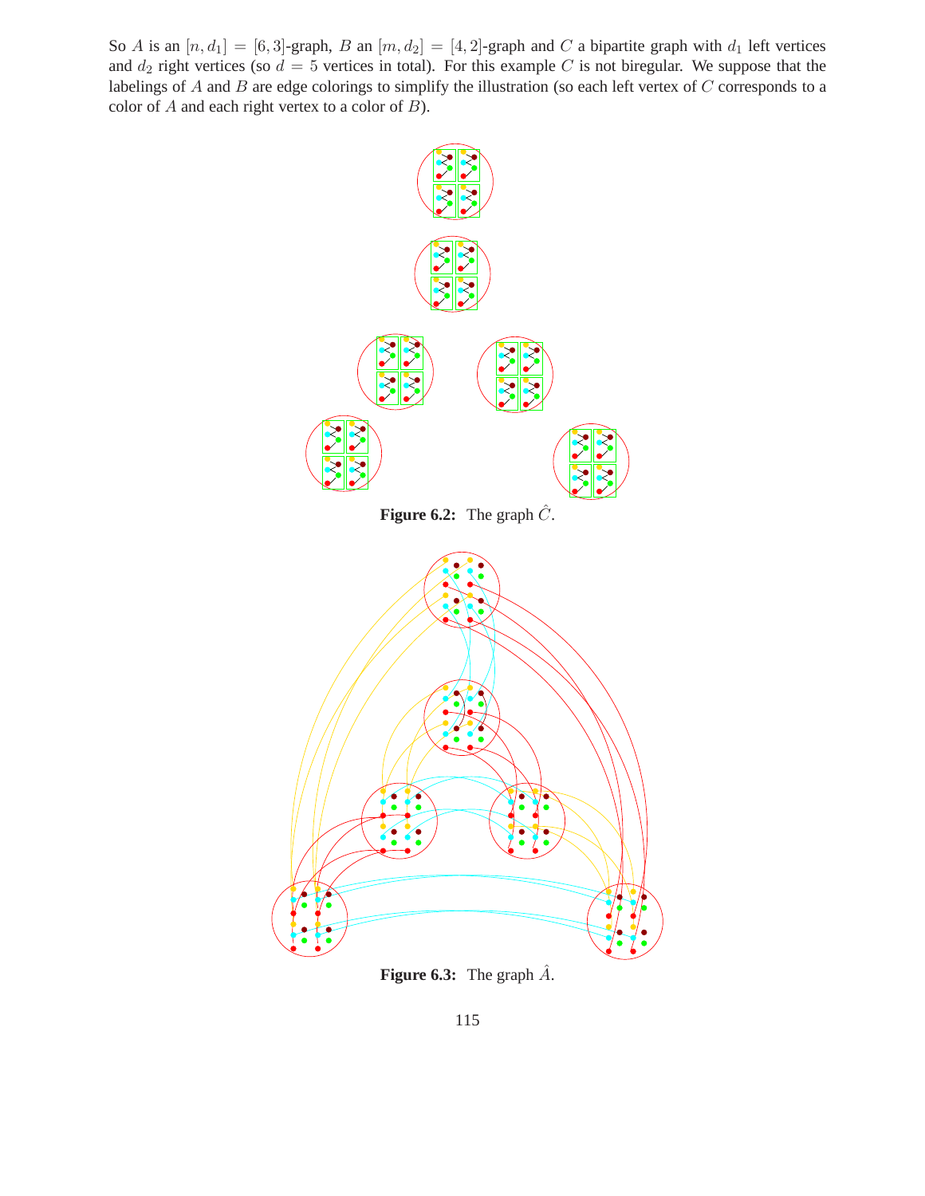So $A$ is an $[n, d_1] = [6, 3]$-graph, $B$ an $[m, d_2] = [4, 2]$-graph and $C$ a bipartite graph with $d_1$ left vertices and $d_2$ right vertices (so $d = 5$ vertices in total). For this example $C$ is not biregular. We suppose that the labelings of $A$ and $B$ are edge colorings to simplify the illustration (so each left vertex of $C$ corresponds to a color of $A$ and each right vertex to a color of $B$).

**Figure 6.2:** The graph $\hat{C}$.

**Figure 6.3:** The graph $\hat{A}$.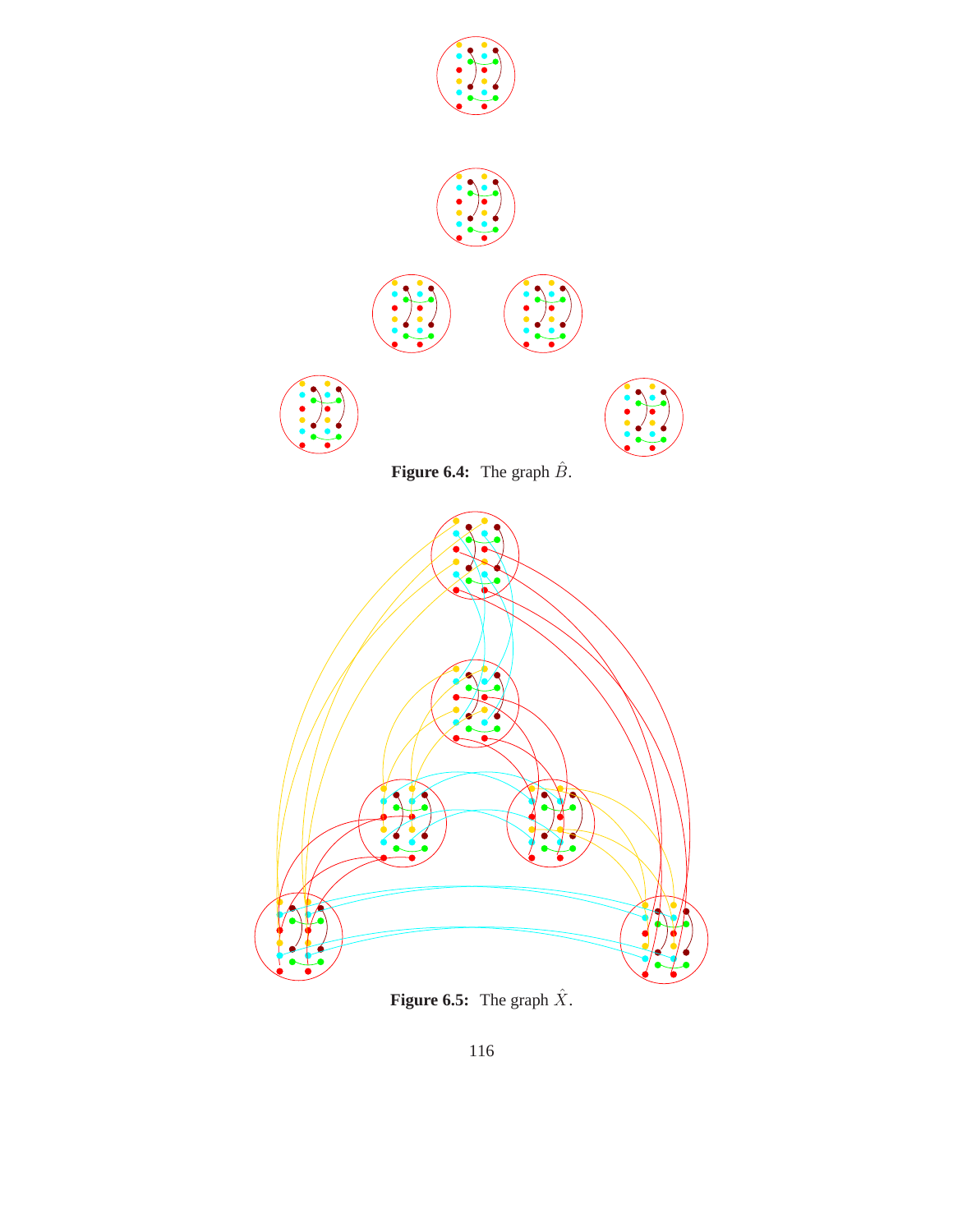**Figure 6.4:** The graph $\hat{B}$.

**Figure 6.5:** The graph $\hat{X}$.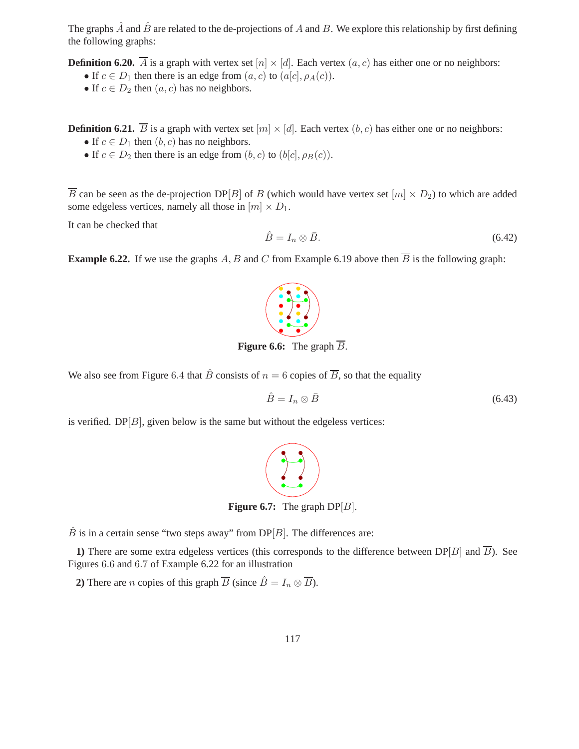The graphs $\hat{A}$ and $\hat{B}$ are related to the de-projections of $A$ and $B$. We explore this relationship by first defining the following graphs:

**Definition 6.20.** $\overline{A}$ is a graph with vertex set $[n] \times [d]$. Each vertex $(a, c)$ has either one or no neighbors:

- If $c \in D_1$ then there is an edge from $(a, c)$ to $(a[c], \rho_A(c))$.
- If $c \in D_2$ then $(a, c)$ has no neighbors.

**Definition 6.21.** $\overline{B}$ is a graph with vertex set $[m] \times [d]$. Each vertex $(b, c)$ has either one or no neighbors:

- If $c \in D_1$ then $(b, c)$ has no neighbors.
- If $c \in D_2$ then there is an edge from $(b, c)$ to $(b[c], \rho_B(c))$.

$\overline{B}$ can be seen as the de-projection $\mathrm{DP}[B]$ of $B$ (which would have vertex set $[m] \times D_2$) to which are added some edgeless vertices, namely all those in $[m] \times D_1$.

It can be checked that

$$\hat{B} = I_n \otimes \bar{B}. \tag{6.42}$$

**Example 6.22.** If we use the graphs $A, B$ and $C$ from Example 6.19 above then $\overline{B}$ is the following graph:

**Figure 6.6:** The graph $\overline{B}$.

We also see from Figure 6.4 that $\hat{B}$ consists of $n = 6$ copies of $\overline{B}$, so that the equality

$$\hat{B} = I_n \otimes \bar{B} \tag{6.43}$$

is verified. $\mathrm{DP}[B]$, given below is the same but without the edgeless vertices:

**Figure 6.7:** The graph $\mathrm{DP}[B]$.

$\hat{B}$ is in a certain sense "two steps away" from $\mathrm{DP}[B]$. The differences are:

**1)** There are some extra edgeless vertices (this corresponds to the difference between $\mathrm{DP}[B]$ and $\overline{B}$). See Figures 6.6 and 6.7 of Example 6.22 for an illustration

**2)** There are $n$ copies of this graph $\overline{B}$ (since $\hat{B} = I_n \otimes \overline{B}$).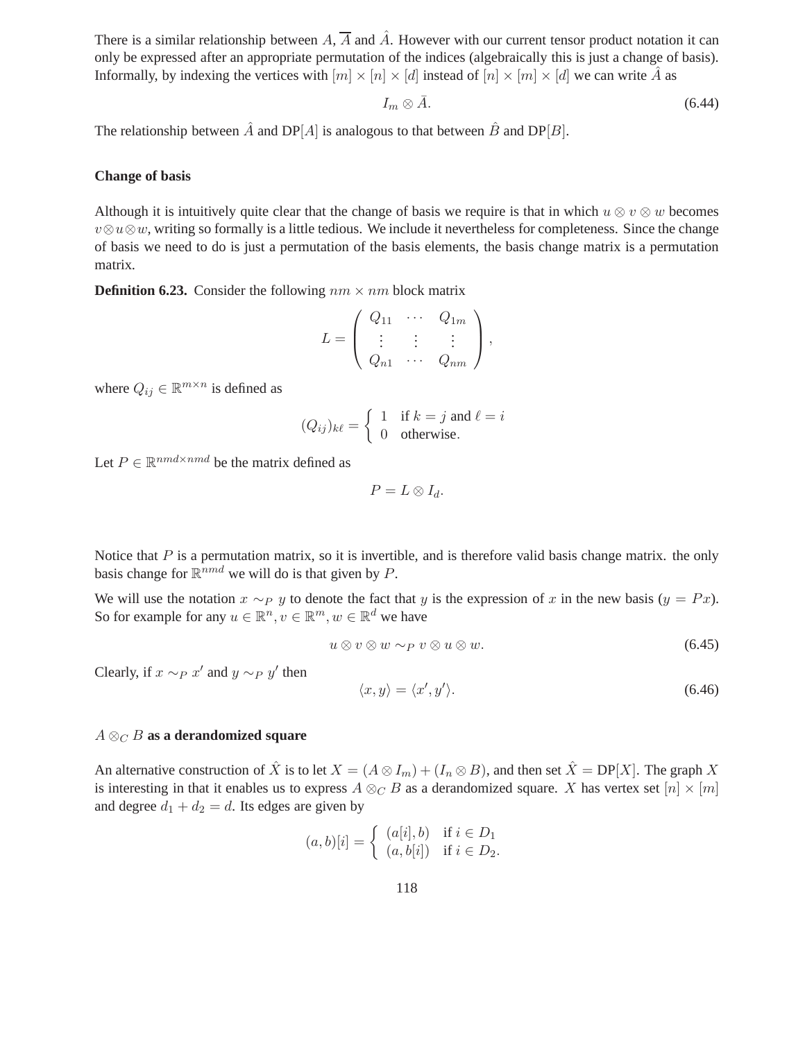There is a similar relationship between $A$, $\overline{A}$ and $\hat{A}$. However with our current tensor product notation it can only be expressed after an appropriate permutation of the indices (algebraically this is just a change of basis). Informally, by indexing the vertices with $[m] \times [n] \times [d]$ instead of $[n] \times [m] \times [d]$ we can write $\hat{A}$ as

$$I_m \otimes \bar{A}. \tag{6.44}$$

The relationship between $\hat{A}$ and DP$[A]$ is analogous to that between $\hat{B}$ and DP$[B]$.

### Change of basis

Although it is intuitively quite clear that the change of basis we require is that in which $u \otimes v \otimes w$ becomes $v \otimes u \otimes w$, writing so formally is a little tedious. We include it nevertheless for completeness. Since the change of basis we need to do is just a permutation of the basis elements, the basis change matrix is a permutation matrix.

**Definition 6.23.** Consider the following $nm \times nm$ block matrix

$$L = \begin{pmatrix} Q_{11} & \cdots & Q_{1m} \\ \vdots & \vdots & \vdots \\ Q_{n1} & \cdots & Q_{nm} \end{pmatrix},$$

where $Q_{ij} \in \mathbb{R}^{m \times n}$ is defined as

$$(Q_{ij})_{k\ell} = \begin{cases} 1 & \text{if } k = j \text{ and } \ell = i \\ 0 & \text{otherwise}. \end{cases}$$

Let $P \in \mathbb{R}^{nmd \times nmd}$ be the matrix defined as

$$P = L \otimes I_d.$$

Notice that $P$ is a permutation matrix, so it is invertible, and is therefore valid basis change matrix. the only basis change for $\mathbb{R}^{nmd}$ we will do is that given by $P$.

We will use the notation $x \sim_P y$ to denote the fact that $y$ is the expression of $x$ in the new basis ($y = Px$). So for example for any $u \in \mathbb{R}^n, v \in \mathbb{R}^m, w \in \mathbb{R}^d$ we have

$$u \otimes v \otimes w \sim_P v \otimes u \otimes w. \tag{6.45}$$

Clearly, if $x \sim_P x'$ and $y \sim_P y'$ then

$$\langle x, y \rangle = \langle x', y' \rangle. \tag{6.46}$$

### $A \otimes_C B$ as a derandomized square

An alternative construction of $\hat{X}$ is to let $X = (A \otimes I_m) + (I_n \otimes B)$, and then set $\hat{X} = \text{DP}[X]$. The graph $X$ is interesting in that it enables us to express $A \otimes_C B$ as a derandomized square. $X$ has vertex set $[n] \times [m]$ and degree $d_1 + d_2 = d$. Its edges are given by

$$(a, b)[i] = \begin{cases} (a[i], b) & \text{if } i \in D_1 \\ (a, b[i]) & \text{if } i \in D_2. \end{cases}$$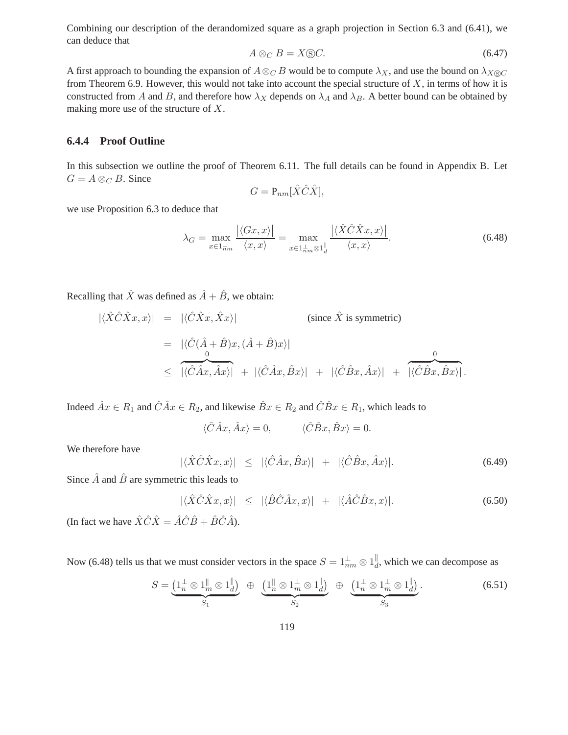Combining our description of the derandomized square as a graph projection in Section 6.3 and (6.41), we can deduce that

$$A \otimes_C B = X \circledS C. \tag{6.47}$$

A first approach to bounding the expansion of $A \otimes_C B$ would be to compute $\lambda_X$, and use the bound on $\lambda_{X \circledS C}$ from Theorem 6.9. However, this would not take into account the special structure of $X$, in terms of how it is constructed from $A$ and $B$, and therefore how $\lambda_X$ depends on $\lambda_A$ and $\lambda_B$. A better bound can be obtained by making more use of the structure of $X$.

### 6.4.4 Proof Outline

In this subsection we outline the proof of Theorem 6.11. The full details can be found in Appendix B. Let $G = A \otimes_C B$. Since

$$G = \mathrm{P}_{nm}[\hat{X}\hat{C}\hat{X}],$$

we use Proposition 6.3 to deduce that

$$\lambda_G = \max_{x \in 1_{nm}^{\perp}} \frac{|\langle Gx, x\rangle|}{\langle x, x\rangle} = \max_{x \in 1_{nm}^{\perp} \otimes 1_d^{\parallel}} \frac{|\langle \hat{X}\hat{C}\hat{X}x, x\rangle|}{\langle x, x\rangle}. \tag{6.48}$$

Recalling that $\hat{X}$ was defined as $\hat{A} + \hat{B}$, we obtain:

$$\begin{aligned}
|\langle \hat{X}\hat{C}\hat{X}x, x\rangle| &= |\langle \hat{C}\hat{X}x, \hat{X}x\rangle| \qquad\qquad \text{(since } \hat{X} \text{ is symmetric)} \\
&= |\langle \hat{C}(\hat{A}+\hat{B})x, (\hat{A}+\hat{B})x\rangle| \\
&\leq \overbrace{|\langle \hat{C}\hat{A}x, \hat{A}x\rangle|}^{0} + |\langle \hat{C}\hat{A}x, \hat{B}x\rangle| + |\langle \hat{C}\hat{B}x, \hat{A}x\rangle| + \overbrace{|\langle \hat{C}\hat{B}x, \hat{B}x\rangle|}^{0}.
\end{aligned}$$

Indeed $\hat{A}x \in R_1$ and $\hat{C}\hat{A}x \in R_2$, and likewise $\hat{B}x \in R_2$ and $\hat{C}\hat{B}x \in R_1$, which leads to

$$\langle \hat{C}\hat{A}x, \hat{A}x\rangle = 0, \qquad \langle \hat{C}\hat{B}x, \hat{B}x\rangle = 0.$$

We therefore have

$$|\langle \hat{X}\hat{C}\hat{X}x, x\rangle| \leq |\langle \hat{C}\hat{A}x, \hat{B}x\rangle| + |\langle \hat{C}\hat{B}x, \hat{A}x\rangle|. \tag{6.49}$$

Since $\hat{A}$ and $\hat{B}$ are symmetric this leads to

$$|\langle \hat{X}\hat{C}\hat{X}x, x\rangle| \leq |\langle \hat{B}\hat{C}\hat{A}x, x\rangle| + |\langle \hat{A}\hat{C}\hat{B}x, x\rangle|. \tag{6.50}$$

(In fact we have $\hat{X}\hat{C}\hat{X} = \hat{A}\hat{C}\hat{B} + \hat{B}\hat{C}\hat{A}$).

Now (6.48) tells us that we must consider vectors in the space $S = 1_{nm}^{\perp} \otimes 1_d^{\parallel}$, which we can decompose as

$$S = \underbrace{\left(1_n^{\perp} \otimes 1_m^{\parallel} \otimes 1_d^{\parallel}\right)}_{S_1} \oplus \underbrace{\left(1_n^{\parallel} \otimes 1_m^{\perp} \otimes 1_d^{\parallel}\right)}_{S_2} \oplus \underbrace{\left(1_n^{\perp} \otimes 1_m^{\perp} \otimes 1_d^{\parallel}\right)}_{S_3}. \tag{6.51}$$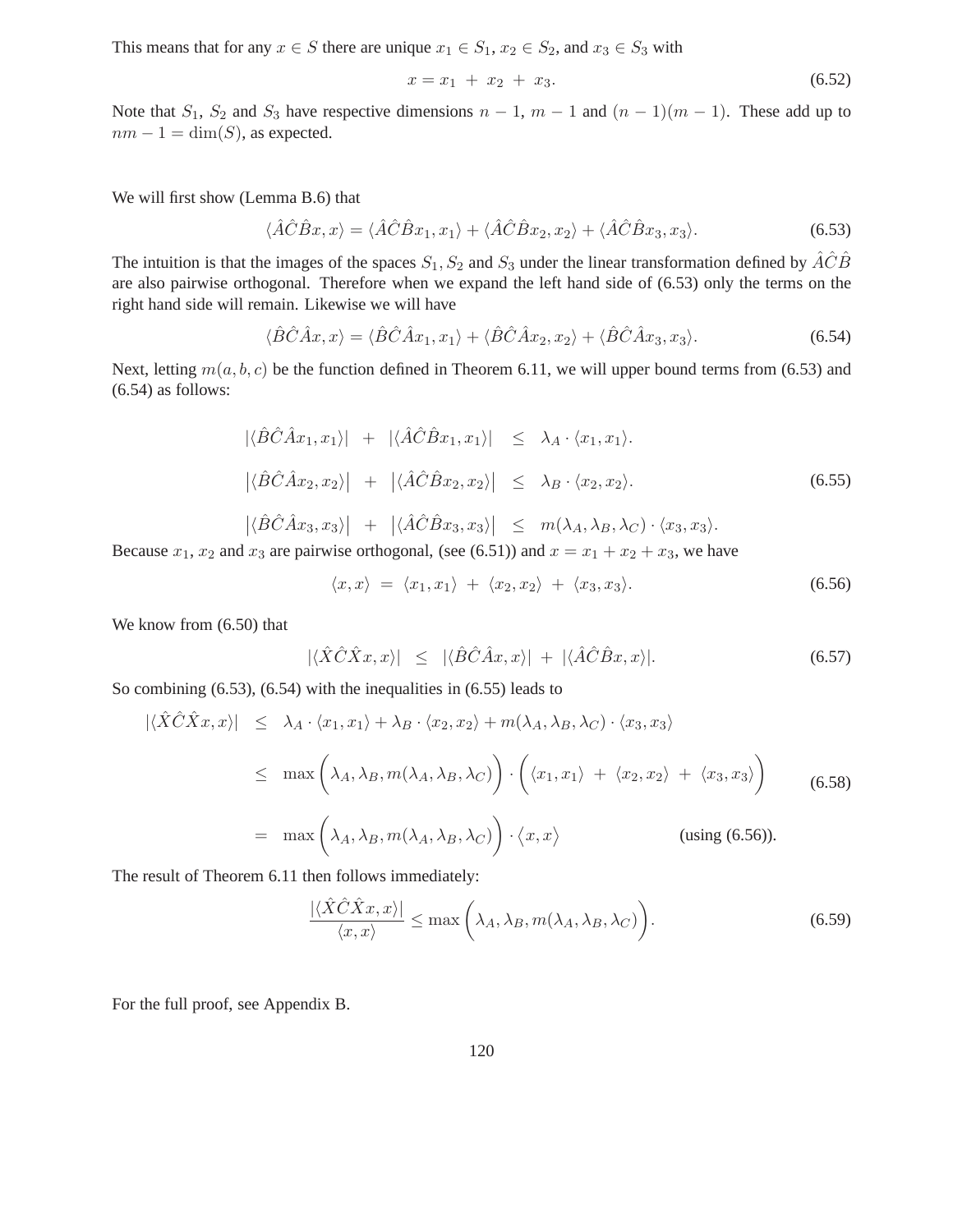This means that for any $x \in S$ there are unique $x_1 \in S_1$, $x_2 \in S_2$, and $x_3 \in S_3$ with

$$x = x_1 + x_2 + x_3. \tag{6.52}$$

Note that $S_1$, $S_2$ and $S_3$ have respective dimensions $n-1$, $m-1$ and $(n-1)(m-1)$. These add up to $nm - 1 = \dim(S)$, as expected.

We will first show (Lemma B.6) that

$$\langle \hat{A}\hat{C}\hat{B}x, x\rangle = \langle \hat{A}\hat{C}\hat{B}x_1, x_1\rangle + \langle \hat{A}\hat{C}\hat{B}x_2, x_2\rangle + \langle \hat{A}\hat{C}\hat{B}x_3, x_3\rangle. \tag{6.53}$$

The intuition is that the images of the spaces $S_1, S_2$ and $S_3$ under the linear transformation defined by $\hat{A}\hat{C}\hat{B}$ are also pairwise orthogonal. Therefore when we expand the left hand side of (6.53) only the terms on the right hand side will remain. Likewise we will have

$$\langle \hat{B}\hat{C}\hat{A}x, x\rangle = \langle \hat{B}\hat{C}\hat{A}x_1, x_1\rangle + \langle \hat{B}\hat{C}\hat{A}x_2, x_2\rangle + \langle \hat{B}\hat{C}\hat{A}x_3, x_3\rangle. \tag{6.54}$$

Next, letting $m(a, b, c)$ be the function defined in Theorem 6.11, we will upper bound terms from (6.53) and (6.54) as follows:

$$\begin{aligned}
|\langle \hat{B}\hat{C}\hat{A}x_1, x_1\rangle| \;+\; |\langle \hat{A}\hat{C}\hat{B}x_1, x_1\rangle| \;&\leq\; \lambda_A \cdot \langle x_1, x_1\rangle. \\
\big|\langle \hat{B}\hat{C}\hat{A}x_2, x_2\rangle\big| \;+\; \big|\langle \hat{A}\hat{C}\hat{B}x_2, x_2\rangle\big| \;&\leq\; \lambda_B \cdot \langle x_2, x_2\rangle. \\
\big|\langle \hat{B}\hat{C}\hat{A}x_3, x_3\rangle\big| \;+\; \big|\langle \hat{A}\hat{C}\hat{B}x_3, x_3\rangle\big| \;&\leq\; m(\lambda_A, \lambda_B, \lambda_C) \cdot \langle x_3, x_3\rangle.
\end{aligned} \tag{6.55}$$

Because $x_1$, $x_2$ and $x_3$ are pairwise orthogonal, (see (6.51)) and $x = x_1 + x_2 + x_3$, we have

$$\langle x, x\rangle \;=\; \langle x_1, x_1\rangle \;+\; \langle x_2, x_2\rangle \;+\; \langle x_3, x_3\rangle. \tag{6.56}$$

We know from (6.50) that

$$|\langle \hat{X}\hat{C}\hat{X}x, x\rangle| \;\leq\; |\langle \hat{B}\hat{C}\hat{A}x, x\rangle| \;+\; |\langle \hat{A}\hat{C}\hat{B}x, x\rangle|. \tag{6.57}$$

So combining (6.53), (6.54) with the inequalities in (6.55) leads to

$$\begin{aligned}
|\langle \hat{X}\hat{C}\hat{X}x, x\rangle| \;&\leq\; \lambda_A \cdot \langle x_1, x_1\rangle + \lambda_B \cdot \langle x_2, x_2\rangle + m(\lambda_A, \lambda_B, \lambda_C) \cdot \langle x_3, x_3\rangle \\
&\leq\; \max\bigg(\lambda_A, \lambda_B, m(\lambda_A, \lambda_B, \lambda_C)\bigg) \cdot \bigg(\langle x_1, x_1\rangle \;+\; \langle x_2, x_2\rangle \;+\; \langle x_3, x_3\rangle\bigg) \\
&=\; \max\bigg(\lambda_A, \lambda_B, m(\lambda_A, \lambda_B, \lambda_C)\bigg) \cdot \big\langle x, x\big\rangle \qquad \text{(using (6.56)).}
\end{aligned} \tag{6.58}$$

The result of Theorem 6.11 then follows immediately:

$$\frac{|\langle \hat{X}\hat{C}\hat{X}x, x\rangle|}{\langle x, x\rangle} \leq \max\bigg(\lambda_A, \lambda_B, m(\lambda_A, \lambda_B, \lambda_C)\bigg). \tag{6.59}$$

For the full proof, see Appendix B.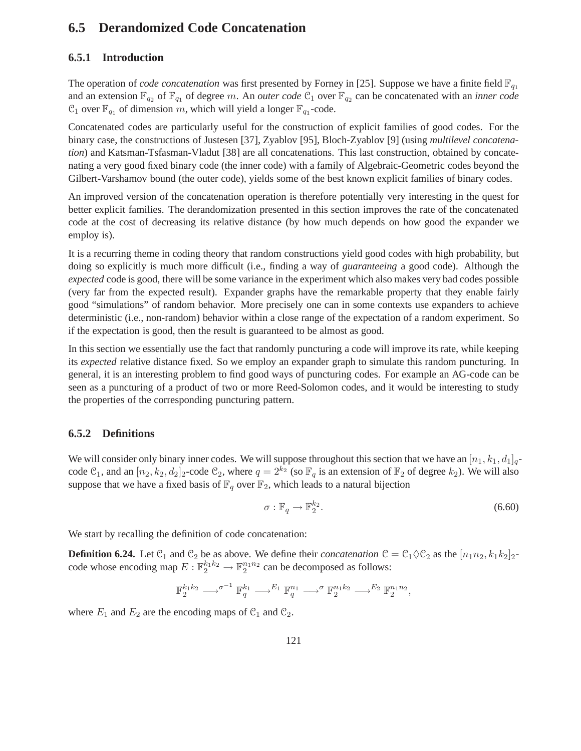## 6.5 Derandomized Code Concatenation

### 6.5.1 Introduction

The operation of *code concatenation* was first presented by Forney in [25]. Suppose we have a finite field $\mathbb{F}_{q_1}$ and an extension $\mathbb{F}_{q_2}$ of $\mathbb{F}_{q_1}$ of degree $m$. An *outer code* $\mathcal{C}_1$ over $\mathbb{F}_{q_2}$ can be concatenated with an *inner code* $\mathcal{C}_1$ over $\mathbb{F}_{q_1}$ of dimension $m$, which will yield a longer $\mathbb{F}_{q_1}$-code.

Concatenated codes are particularly useful for the construction of explicit families of good codes. For the binary case, the constructions of Justesen [37], Zyablov [95], Bloch-Zyablov [9] (using *multilevel concatenation*) and Katsman-Tsfasman-Vladut [38] are all concatenations. This last construction, obtained by concatenating a very good fixed binary code (the inner code) with a family of Algebraic-Geometric codes beyond the Gilbert-Varshamov bound (the outer code), yields some of the best known explicit families of binary codes.

An improved version of the concatenation operation is therefore potentially very interesting in the quest for better explicit families. The derandomization presented in this section improves the rate of the concatenated code at the cost of decreasing its relative distance (by how much depends on how good the expander we employ is).

It is a recurring theme in coding theory that random constructions yield good codes with high probability, but doing so explicitly is much more difficult (i.e., finding a way of *guaranteeing* a good code). Although the *expected* code is good, there will be some variance in the experiment which also makes very bad codes possible (very far from the expected result). Expander graphs have the remarkable property that they enable fairly good "simulations" of random behavior. More precisely one can in some contexts use expanders to achieve deterministic (i.e., non-random) behavior within a close range of the expectation of a random experiment. So if the expectation is good, then the result is guaranteed to be almost as good.

In this section we essentially use the fact that randomly puncturing a code will improve its rate, while keeping its *expected* relative distance fixed. So we employ an expander graph to simulate this random puncturing. In general, it is an interesting problem to find good ways of puncturing codes. For example an AG-code can be seen as a puncturing of a product of two or more Reed-Solomon codes, and it would be interesting to study the properties of the corresponding puncturing pattern.

### 6.5.2 Definitions

We will consider only binary inner codes. We will suppose throughout this section that we have an $[n_1, k_1, d_1]_q$-code $\mathcal{C}_1$, and an $[n_2, k_2, d_2]_2$-code $\mathcal{C}_2$, where $q = 2^{k_2}$ (so $\mathbb{F}_q$ is an extension of $\mathbb{F}_2$ of degree $k_2$). We will also suppose that we have a fixed basis of $\mathbb{F}_q$ over $\mathbb{F}_2$, which leads to a natural bijection

$$\sigma : \mathbb{F}_q \to \mathbb{F}_2^{k_2}. \tag{6.60}$$

We start by recalling the definition of code concatenation:

**Definition 6.24.** Let $\mathcal{C}_1$ and $\mathcal{C}_2$ be as above. We define their *concatenation* $\mathcal{C} = \mathcal{C}_1 \Diamond \mathcal{C}_2$ as the $[n_1 n_2, k_1 k_2]_2$-code whose encoding map $E : \mathbb{F}_2^{k_1 k_2} \to \mathbb{F}_2^{n_1 n_2}$ can be decomposed as follows:

$$\mathbb{F}_2^{k_1 k_2} \longrightarrow^{\sigma^{-1}} \mathbb{F}_q^{k_1} \longrightarrow^{E_1} \mathbb{F}_q^{n_1} \longrightarrow^{\sigma} \mathbb{F}_2^{n_1 k_2} \longrightarrow^{E_2} \mathbb{F}_2^{n_1 n_2},$$

where $E_1$ and $E_2$ are the encoding maps of $\mathcal{C}_1$ and $\mathcal{C}_2$.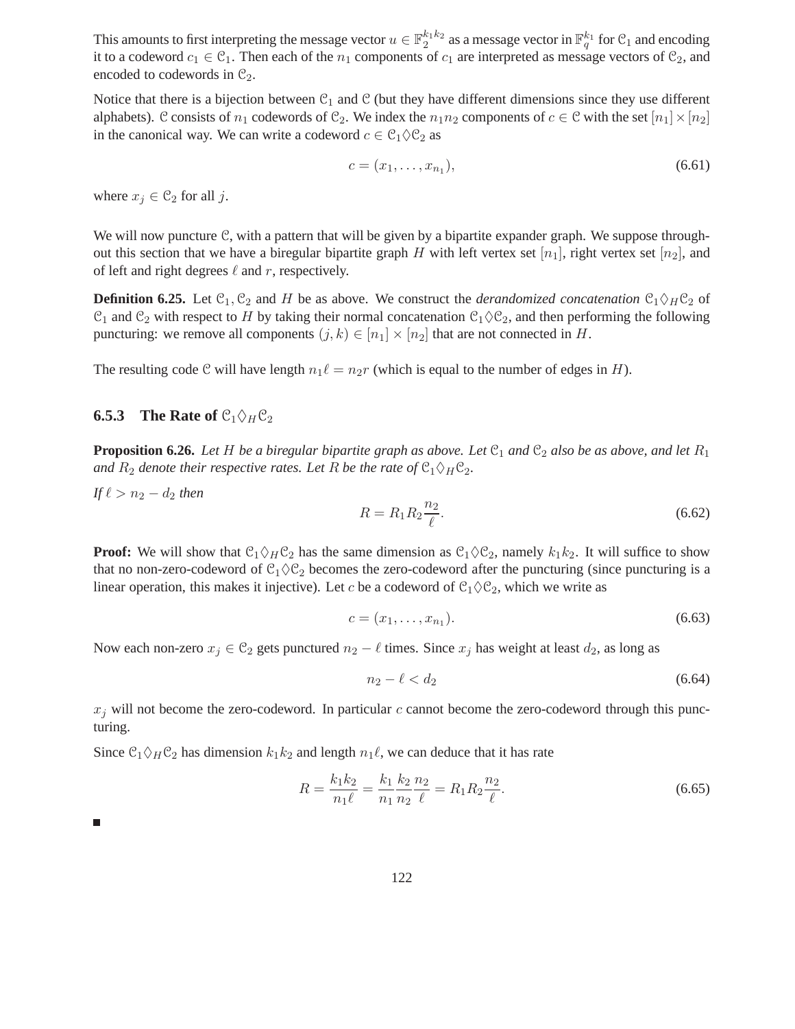This amounts to first interpreting the message vector $u \in \mathbb{F}_2^{k_1 k_2}$ as a message vector in $\mathbb{F}_q^{k_1}$ for $\mathcal{C}_1$ and encoding it to a codeword $c_1 \in \mathcal{C}_1$. Then each of the $n_1$ components of $c_1$ are interpreted as message vectors of $\mathcal{C}_2$, and encoded to codewords in $\mathcal{C}_2$.

Notice that there is a bijection between $\mathcal{C}_1$ and $\mathcal{C}$ (but they have different dimensions since they use different alphabets). $\mathcal{C}$ consists of $n_1$ codewords of $\mathcal{C}_2$. We index the $n_1 n_2$ components of $c \in \mathcal{C}$ with the set $[n_1] \times [n_2]$ in the canonical way. We can write a codeword $c \in \mathcal{C}_1 \Diamond \mathcal{C}_2$ as

$$c = (x_1, \ldots, x_{n_1}), \tag{6.61}$$

where $x_j \in \mathcal{C}_2$ for all $j$.

We will now puncture $\mathcal{C}$, with a pattern that will be given by a bipartite expander graph. We suppose throughout this section that we have a biregular bipartite graph $H$ with left vertex set $[n_1]$, right vertex set $[n_2]$, and of left and right degrees $\ell$ and $r$, respectively.

**Definition 6.25.** Let $\mathcal{C}_1, \mathcal{C}_2$ and $H$ be as above. We construct the *derandomized concatenation* $\mathcal{C}_1 \Diamond_H \mathcal{C}_2$ of $\mathcal{C}_1$ and $\mathcal{C}_2$ with respect to $H$ by taking their normal concatenation $\mathcal{C}_1 \Diamond \mathcal{C}_2$, and then performing the following puncturing: we remove all components $(j, k) \in [n_1] \times [n_2]$ that are not connected in $H$.

The resulting code $\mathcal{C}$ will have length $n_1 \ell = n_2 r$ (which is equal to the number of edges in $H$).

### 6.5.3 The Rate of $\mathcal{C}_1 \Diamond_H \mathcal{C}_2$

**Proposition 6.26.** *Let $H$ be a biregular bipartite graph as above. Let $\mathcal{C}_1$ and $\mathcal{C}_2$ also be as above, and let $R_1$ and $R_2$ denote their respective rates. Let $R$ be the rate of $\mathcal{C}_1 \Diamond_H \mathcal{C}_2$.*

*If $\ell > n_2 - d_2$ then*

$$R = R_1 R_2 \frac{n_2}{\ell}. \tag{6.62}$$

**Proof:** We will show that $\mathcal{C}_1 \Diamond_H \mathcal{C}_2$ has the same dimension as $\mathcal{C}_1 \Diamond \mathcal{C}_2$, namely $k_1 k_2$. It will suffice to show that no non-zero-codeword of $\mathcal{C}_1 \Diamond \mathcal{C}_2$ becomes the zero-codeword after the puncturing (since puncturing is a linear operation, this makes it injective). Let $c$ be a codeword of $\mathcal{C}_1 \Diamond \mathcal{C}_2$, which we write as

$$c = (x_1, \ldots, x_{n_1}). \tag{6.63}$$

Now each non-zero $x_j \in \mathcal{C}_2$ gets punctured $n_2 - \ell$ times. Since $x_j$ has weight at least $d_2$, as long as

$$n_2 - \ell < d_2 \tag{6.64}$$

$x_j$ will not become the zero-codeword. In particular $c$ cannot become the zero-codeword through this puncturing.

Since $\mathcal{C}_1 \Diamond_H \mathcal{C}_2$ has dimension $k_1 k_2$ and length $n_1 \ell$, we can deduce that it has rate

$$R = \frac{k_1 k_2}{n_1 \ell} = \frac{k_1}{n_1} \frac{k_2}{n_2} \frac{n_2}{\ell} = R_1 R_2 \frac{n_2}{\ell}. \tag{6.65}$$

■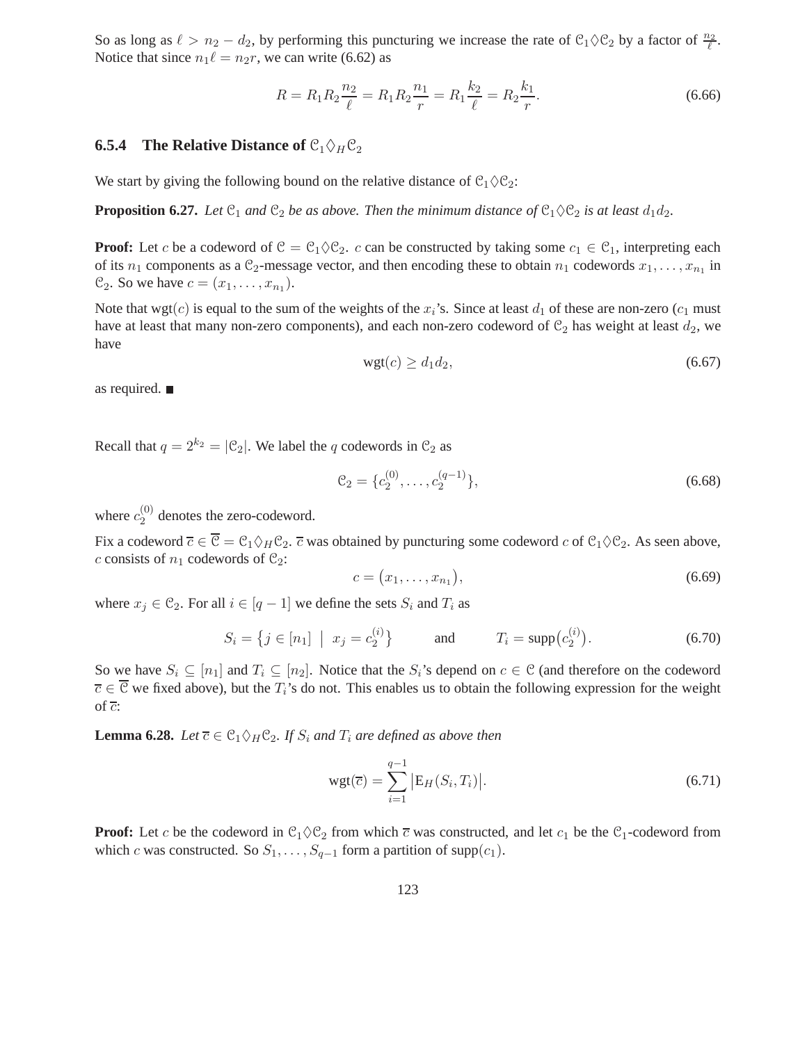So as long as $\ell > n_2 - d_2$, by performing this puncturing we increase the rate of $\mathcal{C}_1 \Diamond \mathcal{C}_2$ by a factor of $\frac{n_2}{\ell}$. Notice that since $n_1 \ell = n_2 r$, we can write (6.62) as

$$R = R_1 R_2 \frac{n_2}{\ell} = R_1 R_2 \frac{n_1}{r} = R_1 \frac{k_2}{\ell} = R_2 \frac{k_1}{r}. \tag{6.66}$$

### 6.5.4 The Relative Distance of $\mathcal{C}_1 \Diamond_H \mathcal{C}_2$

We start by giving the following bound on the relative distance of $\mathcal{C}_1 \Diamond \mathcal{C}_2$:

**Proposition 6.27.** *Let $\mathcal{C}_1$ and $\mathcal{C}_2$ be as above. Then the minimum distance of $\mathcal{C}_1 \Diamond \mathcal{C}_2$ is at least $d_1 d_2$.*

**Proof:** Let $c$ be a codeword of $\mathcal{C} = \mathcal{C}_1 \Diamond \mathcal{C}_2$. $c$ can be constructed by taking some $c_1 \in \mathcal{C}_1$, interpreting each of its $n_1$ components as a $\mathcal{C}_2$-message vector, and then encoding these to obtain $n_1$ codewords $x_1, \ldots, x_{n_1}$ in $\mathcal{C}_2$. So we have $c = (x_1, \ldots, x_{n_1})$.

Note that $\mathrm{wgt}(c)$ is equal to the sum of the weights of the $x_i$'s. Since at least $d_1$ of these are non-zero ($c_1$ must have at least that many non-zero components), and each non-zero codeword of $\mathcal{C}_2$ has weight at least $d_2$, we have

$$\mathrm{wgt}(c) \geq d_1 d_2, \tag{6.67}$$

as required. ■

Recall that $q = 2^{k_2} = |\mathcal{C}_2|$. We label the $q$ codewords in $\mathcal{C}_2$ as

$$\mathcal{C}_2 = \{c_2^{(0)}, \ldots, c_2^{(q-1)}\}, \tag{6.68}$$

where $c_2^{(0)}$ denotes the zero-codeword.

Fix a codeword $\overline{c} \in \overline{\mathcal{C}} = \mathcal{C}_1 \Diamond_H \mathcal{C}_2$. $\overline{c}$ was obtained by puncturing some codeword $c$ of $\mathcal{C}_1 \Diamond \mathcal{C}_2$. As seen above, $c$ consists of $n_1$ codewords of $\mathcal{C}_2$:

$$c = \big(x_1, \ldots, x_{n_1}\big), \tag{6.69}$$

where $x_j \in \mathcal{C}_2$. For all $i \in [q-1]$ we define the sets $S_i$ and $T_i$ as

$$S_i = \big\{ j \in [n_1] \;\big|\; x_j = c_2^{(i)} \big\} \qquad \text{and} \qquad T_i = \mathrm{supp}\big(c_2^{(i)}\big). \tag{6.70}$$

So we have $S_i \subseteq [n_1]$ and $T_i \subseteq [n_2]$. Notice that the $S_i$'s depend on $c \in \mathcal{C}$ (and therefore on the codeword $\overline{c} \in \overline{\mathcal{C}}$ we fixed above), but the $T_i$'s do not. This enables us to obtain the following expression for the weight of $\overline{c}$:

**Lemma 6.28.** *Let $\overline{c} \in \mathcal{C}_1 \Diamond_H \mathcal{C}_2$. If $S_i$ and $T_i$ are defined as above then*

$$\mathrm{wgt}(\overline{c}) = \sum_{i=1}^{q-1} \big|\mathrm{E}_H(S_i, T_i)\big|. \tag{6.71}$$

**Proof:** Let $c$ be the codeword in $\mathcal{C}_1 \Diamond \mathcal{C}_2$ from which $\overline{c}$ was constructed, and let $c_1$ be the $\mathcal{C}_1$-codeword from which $c$ was constructed. So $S_1, \ldots, S_{q-1}$ form a partition of $\mathrm{supp}(c_1)$.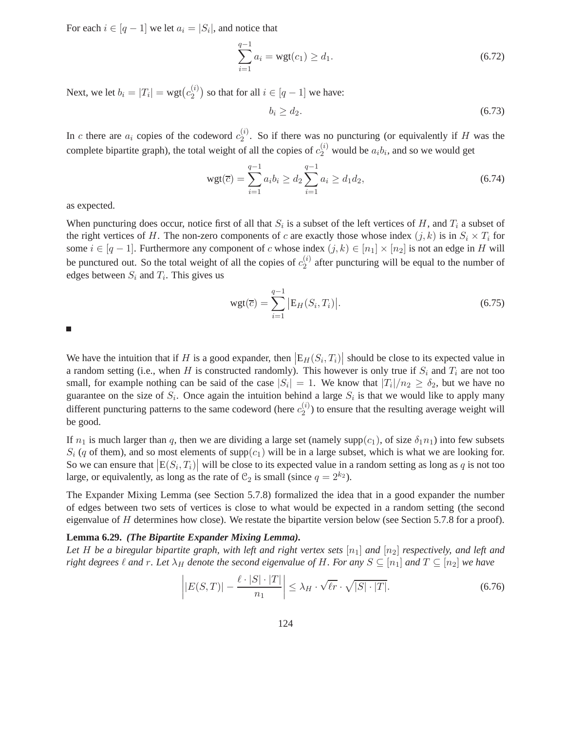For each $i \in [q-1]$ we let $a_i = |S_i|$, and notice that

$$\sum_{i=1}^{q-1} a_i = \text{wgt}(c_1) \geq d_1. \tag{6.72}$$

Next, we let $b_i = |T_i| = \text{wgt}\big(c_2^{(i)}\big)$ so that for all $i \in [q-1]$ we have:

$$b_i \geq d_2. \tag{6.73}$$

In $c$ there are $a_i$ copies of the codeword $c_2^{(i)}$. So if there was no puncturing (or equivalently if $H$ was the complete bipartite graph), the total weight of all the copies of $c_2^{(i)}$ would be $a_i b_i$, and so we would get

$$\text{wgt}(\overline{c}) = \sum_{i=1}^{q-1} a_i b_i \geq d_2 \sum_{i=1}^{q-1} a_i \geq d_1 d_2, \tag{6.74}$$

as expected.

When puncturing does occur, notice first of all that $S_i$ is a subset of the left vertices of $H$, and $T_i$ a subset of the right vertices of $H$. The non-zero components of $c$ are exactly those whose index $(j,k)$ is in $S_i \times T_i$ for some $i \in [q-1]$. Furthermore any component of $c$ whose index $(j,k) \in [n_1] \times [n_2]$ is not an edge in $H$ will be punctured out. So the total weight of all the copies of $c_2^{(i)}$ after puncturing will be equal to the number of edges between $S_i$ and $T_i$. This gives us

$$\text{wgt}(\overline{c}) = \sum_{i=1}^{q-1} \big|\text{E}_H(S_i, T_i)\big|. \tag{6.75}$$

■

We have the intuition that if $H$ is a good expander, then $\big|\text{E}_H(S_i, T_i)\big|$ should be close to its expected value in a random setting (i.e., when $H$ is constructed randomly). This however is only true if $S_i$ and $T_i$ are not too small, for example nothing can be said of the case $|S_i| = 1$. We know that $|T_i|/n_2 \geq \delta_2$, but we have no guarantee on the size of $S_i$. Once again the intuition behind a large $S_i$ is that we would like to apply many different puncturing patterns to the same codeword (here $c_2^{(i)}$) to ensure that the resulting average weight will be good.

If $n_1$ is much larger than $q$, then we are dividing a large set (namely $\text{supp}(c_1)$, of size $\delta_1 n_1$) into few subsets $S_i$ ($q$ of them), and so most elements of $\text{supp}(c_1)$ will be in a large subset, which is what we are looking for. So we can ensure that $\big|\text{E}(S_i, T_i)\big|$ will be close to its expected value in a random setting as long as $q$ is not too large, or equivalently, as long as the rate of $\mathcal{C}_2$ is small (since $q = 2^{k_2}$).

The Expander Mixing Lemma (see Section 5.7.8) formalized the idea that in a good expander the number of edges between two sets of vertices is close to what would be expected in a random setting (the second eigenvalue of $H$ determines how close). We restate the bipartite version below (see Section 5.7.8 for a proof).

**Lemma 6.29.** ***(The Bipartite Expander Mixing Lemma).***
*Let $H$ be a biregular bipartite graph, with left and right vertex sets $[n_1]$ and $[n_2]$ respectively, and left and right degrees $\ell$ and $r$. Let $\lambda_H$ denote the second eigenvalue of $H$. For any $S \subseteq [n_1]$ and $T \subseteq [n_2]$ we have*

$$\left| |E(S,T)| - \frac{\ell \cdot |S| \cdot |T|}{n_1} \right| \leq \lambda_H \cdot \sqrt{\ell r} \cdot \sqrt{|S| \cdot |T|}. \tag{6.76}$$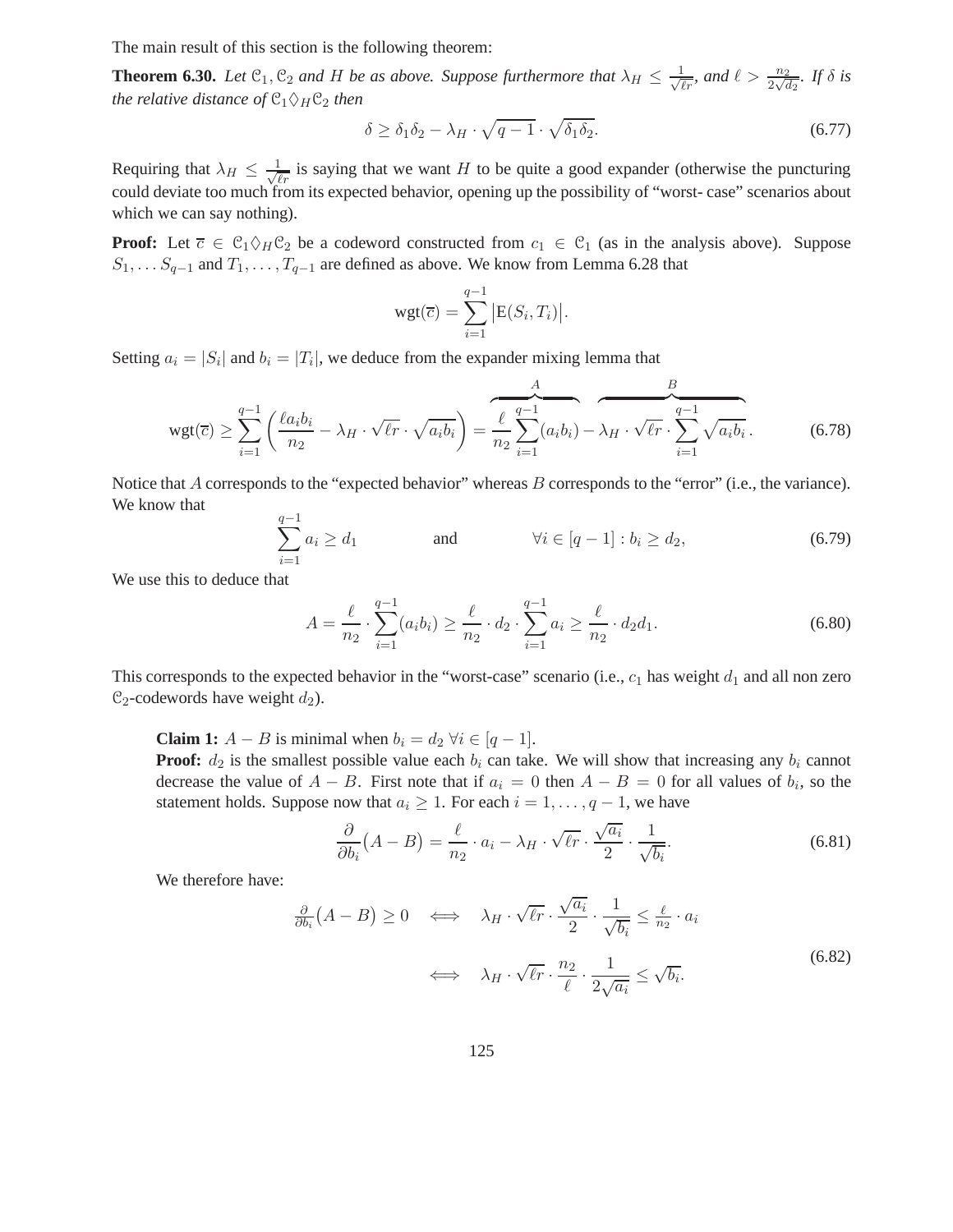The main result of this section is the following theorem:

**Theorem 6.30.** *Let $\mathcal{C}_1, \mathcal{C}_2$ and $H$ be as above. Suppose furthermore that $\lambda_H \leq \frac{1}{\sqrt{\ell r}}$, and $\ell > \frac{n_2}{2\sqrt{d_2}}$. If $\delta$ is the relative distance of $\mathcal{C}_1 \Diamond_H \mathcal{C}_2$ then*

$$\delta \geq \delta_1 \delta_2 - \lambda_H \cdot \sqrt{q-1} \cdot \sqrt{\delta_1 \delta_2}. \tag{6.77}$$

Requiring that $\lambda_H \leq \frac{1}{\sqrt{\ell r}}$ is saying that we want $H$ to be quite a good expander (otherwise the puncturing could deviate too much from its expected behavior, opening up the possibility of "worst- case" scenarios about which we can say nothing).

**Proof:** Let $\overline{c} \in \mathcal{C}_1 \Diamond_H \mathcal{C}_2$ be a codeword constructed from $c_1 \in \mathcal{C}_1$ (as in the analysis above). Suppose $S_1, \ldots S_{q-1}$ and $T_1, \ldots, T_{q-1}$ are defined as above. We know from Lemma 6.28 that

$$\mathrm{wgt}(\overline{c}) = \sum_{i=1}^{q-1} \left| \mathrm{E}(S_i, T_i) \right|.$$

Setting $a_i = |S_i|$ and $b_i = |T_i|$, we deduce from the expander mixing lemma that

$$\mathrm{wgt}(\overline{c}) \geq \sum_{i=1}^{q-1} \left( \frac{\ell a_i b_i}{n_2} - \lambda_H \cdot \sqrt{\ell r} \cdot \sqrt{a_i b_i} \right) = \overbrace{\frac{\ell}{n_2} \sum_{i=1}^{q-1} (a_i b_i)}^{A} - \overbrace{\lambda_H \cdot \sqrt{\ell r} \cdot \sum_{i=1}^{q-1} \sqrt{a_i b_i}}^{B}. \tag{6.78}$$

Notice that $A$ corresponds to the "expected behavior" whereas $B$ corresponds to the "error" (i.e., the variance). We know that

$$\sum_{i=1}^{q-1} a_i \geq d_1 \qquad \text{and} \qquad \forall i \in [q-1] : b_i \geq d_2, \tag{6.79}$$

We use this to deduce that

$$A = \frac{\ell}{n_2} \cdot \sum_{i=1}^{q-1} (a_i b_i) \geq \frac{\ell}{n_2} \cdot d_2 \cdot \sum_{i=1}^{q-1} a_i \geq \frac{\ell}{n_2} \cdot d_2 d_1. \tag{6.80}$$

This corresponds to the expected behavior in the "worst-case" scenario (i.e., $c_1$ has weight $d_1$ and all non zero $\mathcal{C}_2$-codewords have weight $d_2$).

> **Claim 1:** $A - B$ is minimal when $b_i = d_2 \ \forall i \in [q-1]$.
>
> **Proof:** $d_2$ is the smallest possible value each $b_i$ can take. We will show that increasing any $b_i$ cannot decrease the value of $A - B$. First note that if $a_i = 0$ then $A - B = 0$ for all values of $b_i$, so the statement holds. Suppose now that $a_i \geq 1$. For each $i = 1, \ldots, q-1$, we have
>
> $$\frac{\partial}{\partial b_i} \big( A - B \big) = \frac{\ell}{n_2} \cdot a_i - \lambda_H \cdot \sqrt{\ell r} \cdot \frac{\sqrt{a_i}}{2} \cdot \frac{1}{\sqrt{b_i}}. \tag{6.81}$$
>
> We therefore have:
>
> $$\begin{aligned} \tfrac{\partial}{\partial b_i} \big( A - B \big) \geq 0 \quad &\iff \quad \lambda_H \cdot \sqrt{\ell r} \cdot \frac{\sqrt{a_i}}{2} \cdot \frac{1}{\sqrt{b_i}} \leq \tfrac{\ell}{n_2} \cdot a_i \\ &\iff \quad \lambda_H \cdot \sqrt{\ell r} \cdot \frac{n_2}{\ell} \cdot \frac{1}{2\sqrt{a_i}} \leq \sqrt{b_i}. \end{aligned} \tag{6.82}$$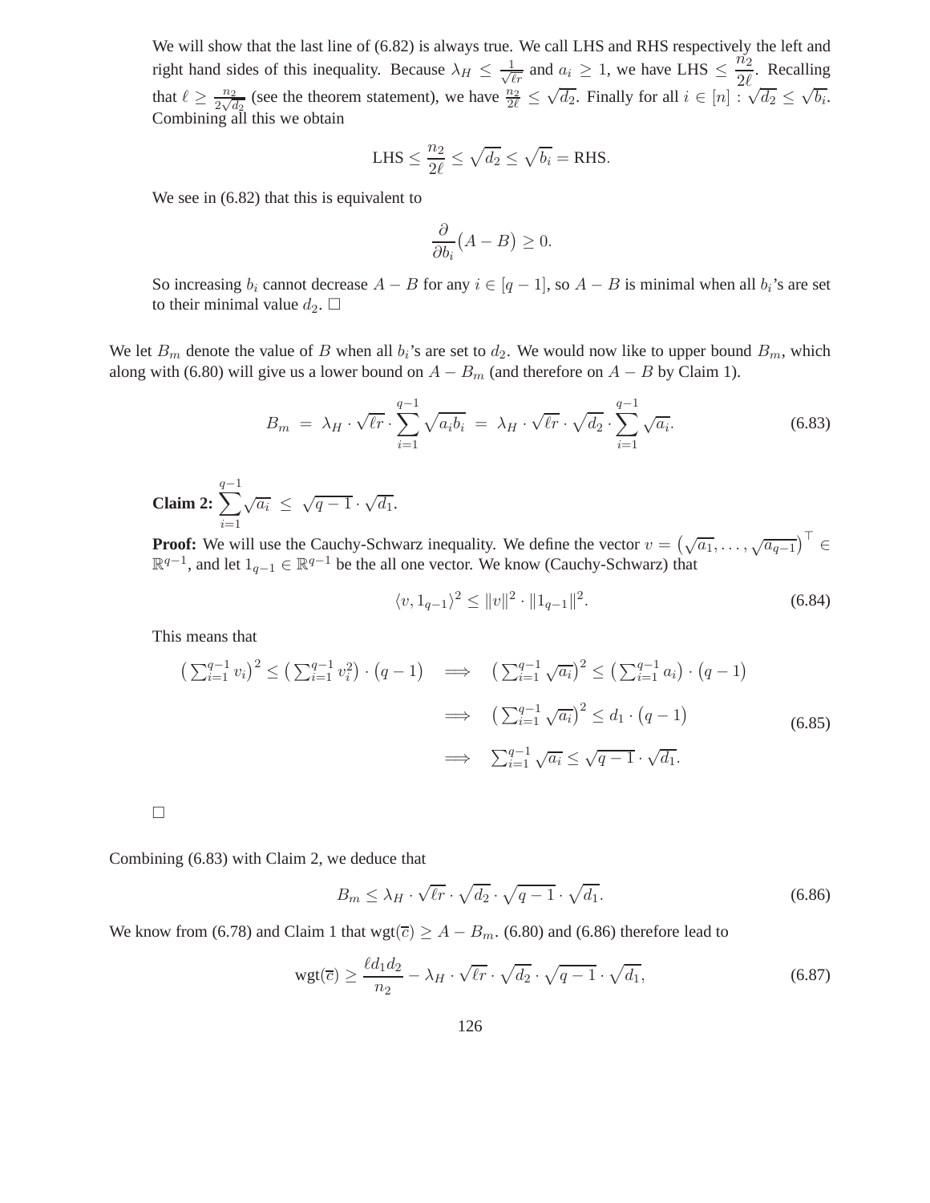We will show that the last line of (6.82) is always true. We call LHS and RHS respectively the left and right hand sides of this inequality. Because $\lambda_H \leq \frac{1}{\sqrt{\ell r}}$ and $a_i \geq 1$, we have LHS $\leq \dfrac{n_2}{2\ell}$. Recalling that $\ell \geq \frac{n_2}{2\sqrt{d_2}}$ (see the theorem statement), we have $\frac{n_2}{2\ell} \leq \sqrt{d_2}$. Finally for all $i \in [n] : \sqrt{d_2} \leq \sqrt{b_i}$. Combining all this we obtain

$$\text{LHS} \leq \frac{n_2}{2\ell} \leq \sqrt{d_2} \leq \sqrt{b_i} = \text{RHS}.$$

We see in (6.82) that this is equivalent to

$$\frac{\partial}{\partial b_i}\big(A - B\big) \geq 0.$$

So increasing $b_i$ cannot decrease $A - B$ for any $i \in [q-1]$, so $A - B$ is minimal when all $b_i$'s are set to their minimal value $d_2$. □

We let $B_m$ denote the value of $B$ when all $b_i$'s are set to $d_2$. We would now like to upper bound $B_m$, which along with (6.80) will give us a lower bound on $A - B_m$ (and therefore on $A - B$ by Claim 1).

$$B_m \;=\; \lambda_H \cdot \sqrt{\ell r} \cdot \sum_{i=1}^{q-1} \sqrt{a_i b_i} \;=\; \lambda_H \cdot \sqrt{\ell r} \cdot \sqrt{d_2} \cdot \sum_{i=1}^{q-1} \sqrt{a_i}. \tag{6.83}$$

**Claim 2:** $\displaystyle\sum_{i=1}^{q-1} \sqrt{a_i} \;\leq\; \sqrt{q-1} \cdot \sqrt{d_1}.$

**Proof:** We will use the Cauchy-Schwarz inequality. We define the vector $v = \big(\sqrt{a_1}, \ldots, \sqrt{a_{q-1}}\big)^\top \in \mathbb{R}^{q-1}$, and let $1_{q-1} \in \mathbb{R}^{q-1}$ be the all one vector. We know (Cauchy-Schwarz) that

$$\langle v, 1_{q-1} \rangle^2 \leq \|v\|^2 \cdot \|1_{q-1}\|^2. \tag{6.84}$$

This means that

$$\begin{aligned}
\big(\textstyle\sum_{i=1}^{q-1} v_i\big)^2 \leq \big(\textstyle\sum_{i=1}^{q-1} v_i^2\big) \cdot \big(q-1\big) \quad &\implies \quad \big(\textstyle\sum_{i=1}^{q-1} \sqrt{a_i}\big)^2 \leq \big(\textstyle\sum_{i=1}^{q-1} a_i\big) \cdot \big(q-1\big) \\
&\implies \quad \big(\textstyle\sum_{i=1}^{q-1} \sqrt{a_i}\big)^2 \leq d_1 \cdot \big(q-1\big) \\
&\implies \quad \textstyle\sum_{i=1}^{q-1} \sqrt{a_i} \leq \sqrt{q-1} \cdot \sqrt{d_1}.
\end{aligned} \tag{6.85}$$

□

Combining (6.83) with Claim 2, we deduce that

$$B_m \leq \lambda_H \cdot \sqrt{\ell r} \cdot \sqrt{d_2} \cdot \sqrt{q-1} \cdot \sqrt{d_1}. \tag{6.86}$$

We know from (6.78) and Claim 1 that $\text{wgt}(\overline{c}) \geq A - B_m$. (6.80) and (6.86) therefore lead to

$$\text{wgt}(\overline{c}) \geq \frac{\ell d_1 d_2}{n_2} - \lambda_H \cdot \sqrt{\ell r} \cdot \sqrt{d_2} \cdot \sqrt{q-1} \cdot \sqrt{d_1}, \tag{6.87}$$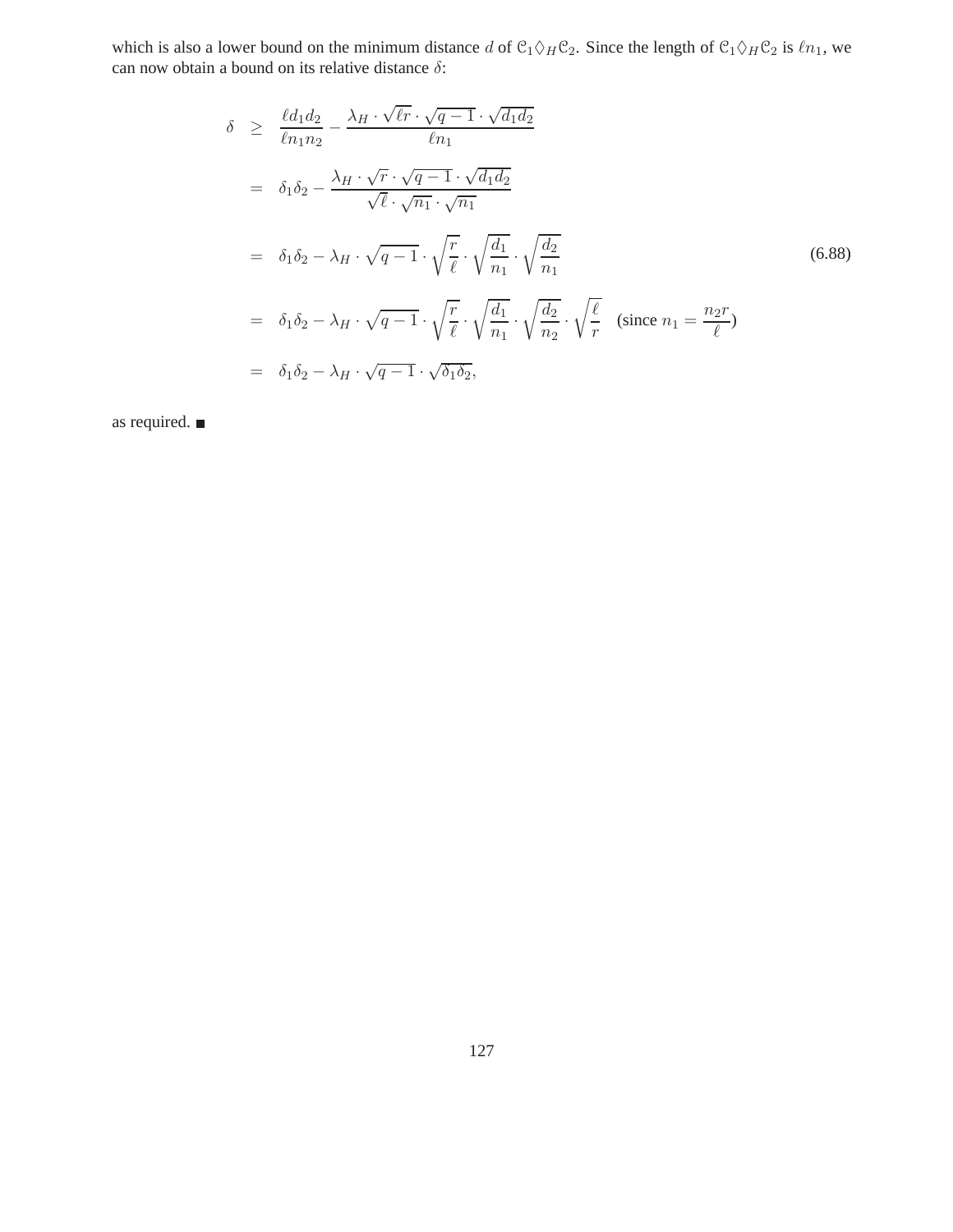which is also a lower bound on the minimum distance $d$ of $\mathcal{C}_1 \Diamond_H \mathcal{C}_2$. Since the length of $\mathcal{C}_1 \Diamond_H \mathcal{C}_2$ is $\ell n_1$, we can now obtain a bound on its relative distance $\delta$:

$$
\begin{aligned}
\delta &\geq \frac{\ell d_1 d_2}{\ell n_1 n_2} - \frac{\lambda_H \cdot \sqrt{\ell r} \cdot \sqrt{q-1} \cdot \sqrt{d_1 d_2}}{\ell n_1} \\
&= \delta_1 \delta_2 - \frac{\lambda_H \cdot \sqrt{r} \cdot \sqrt{q-1} \cdot \sqrt{d_1 d_2}}{\sqrt{\ell} \cdot \sqrt{n_1} \cdot \sqrt{n_1}} \\
&= \delta_1 \delta_2 - \lambda_H \cdot \sqrt{q-1} \cdot \sqrt{\frac{r}{\ell}} \cdot \sqrt{\frac{d_1}{n_1}} \cdot \sqrt{\frac{d_2}{n_1}} \\
&= \delta_1 \delta_2 - \lambda_H \cdot \sqrt{q-1} \cdot \sqrt{\frac{r}{\ell}} \cdot \sqrt{\frac{d_1}{n_1}} \cdot \sqrt{\frac{d_2}{n_2}} \cdot \sqrt{\frac{\ell}{r}} \quad \text{(since } n_1 = \frac{n_2 r}{\ell}\text{)} \\
&= \delta_1 \delta_2 - \lambda_H \cdot \sqrt{q-1} \cdot \sqrt{\delta_1 \delta_2},
\end{aligned}
\tag{6.88}
$$

as required. ∎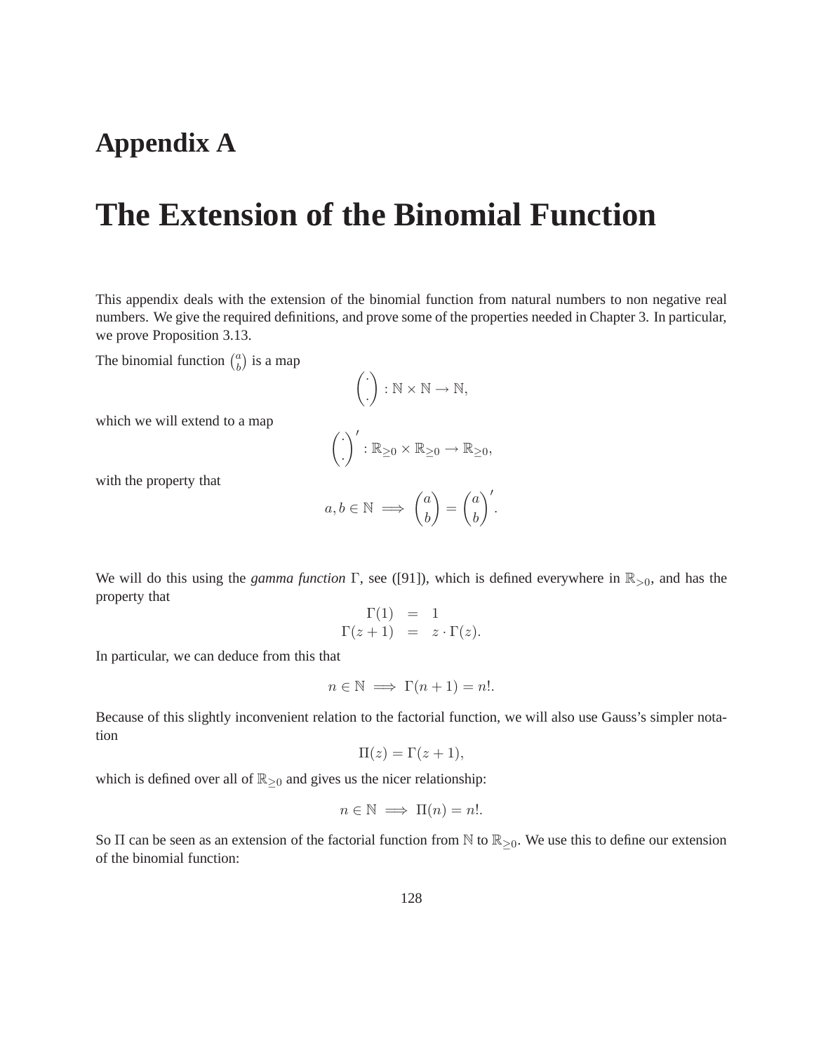# Appendix A

# The Extension of the Binomial Function

This appendix deals with the extension of the binomial function from natural numbers to non negative real numbers. We give the required definitions, and prove some of the properties needed in Chapter 3. In particular, we prove Proposition 3.13.

The binomial function $\binom{a}{b}$ is a map

$$\binom{\cdot}{\cdot} : \mathbb{N} \times \mathbb{N} \to \mathbb{N},$$

which we will extend to a map

$$\binom{\cdot}{\cdot}' : \mathbb{R}_{\geq 0} \times \mathbb{R}_{\geq 0} \to \mathbb{R}_{\geq 0},$$

with the property that

$$a, b \in \mathbb{N} \implies \binom{a}{b} = \binom{a}{b}'.$$

We will do this using the *gamma function* $\Gamma$, see ([91]), which is defined everywhere in $\mathbb{R}_{>0}$, and has the property that

$$\begin{aligned} \Gamma(1) &= 1 \\ \Gamma(z+1) &= z \cdot \Gamma(z). \end{aligned}$$

In particular, we can deduce from this that

$$n \in \mathbb{N} \implies \Gamma(n+1) = n!.$$

Because of this slightly inconvenient relation to the factorial function, we will also use Gauss's simpler notation

$$\Pi(z) = \Gamma(z+1),$$

which is defined over all of $\mathbb{R}_{\geq 0}$ and gives us the nicer relationship:

$$n \in \mathbb{N} \implies \Pi(n) = n!.$$

So $\Pi$ can be seen as an extension of the factorial function from $\mathbb{N}$ to $\mathbb{R}_{\geq 0}$. We use this to define our extension of the binomial function: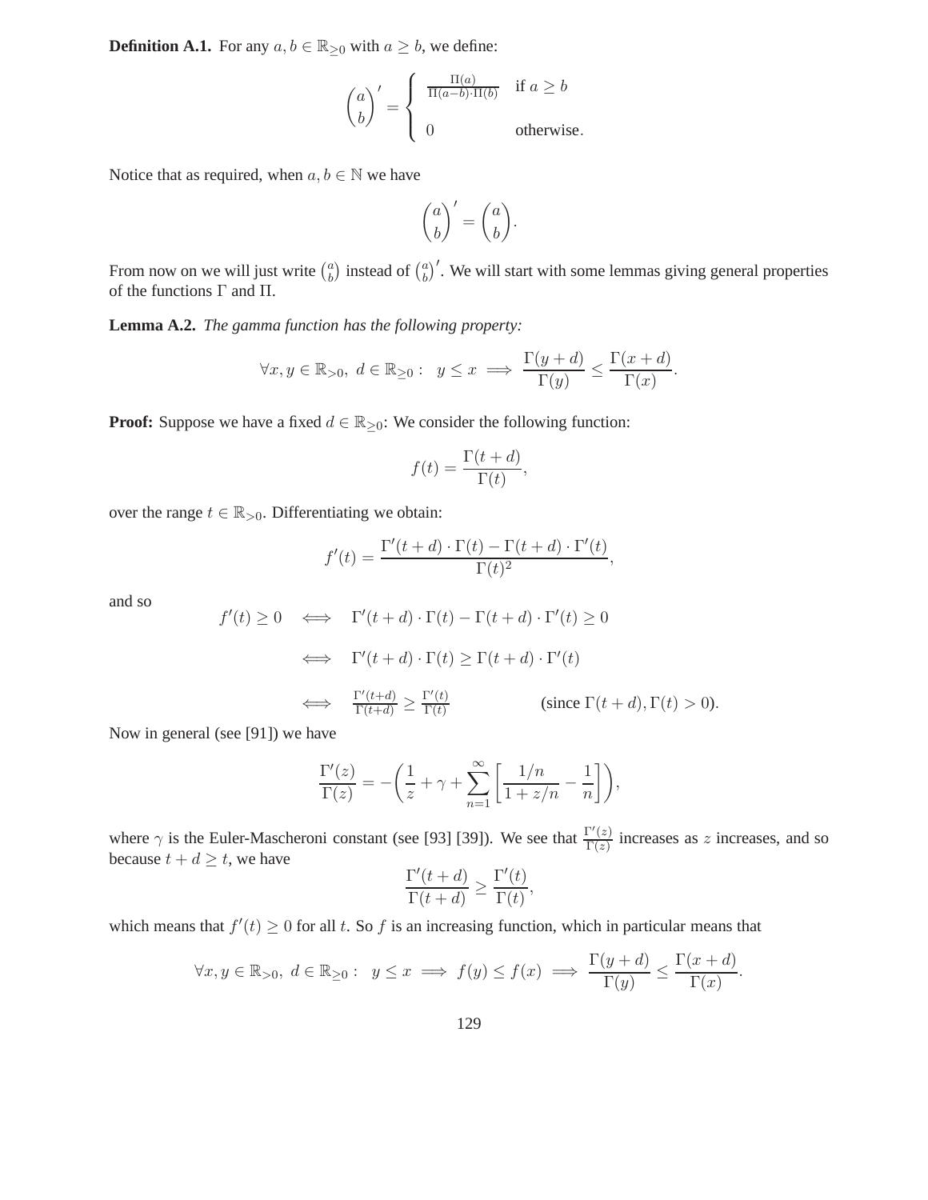**Definition A.1.** For any $a, b \in \mathbb{R}_{\geq 0}$ with $a \geq b$, we define:

$$\binom{a}{b}' = \begin{cases} \frac{\Pi(a)}{\Pi(a-b)\cdot\Pi(b)} & \text{if } a \geq b \\ 0 & \text{otherwise.} \end{cases}$$

Notice that as required, when $a, b \in \mathbb{N}$ we have

$$\binom{a}{b}' = \binom{a}{b}.$$

From now on we will just write $\binom{a}{b}$ instead of $\binom{a}{b}'$. We will start with some lemmas giving general properties of the functions $\Gamma$ and $\Pi$.

**Lemma A.2.** *The gamma function has the following property:*

$$\forall x, y \in \mathbb{R}_{>0},\ d \in \mathbb{R}_{\geq 0}: \quad y \leq x \implies \frac{\Gamma(y+d)}{\Gamma(y)} \leq \frac{\Gamma(x+d)}{\Gamma(x)}.$$

**Proof:** Suppose we have a fixed $d \in \mathbb{R}_{\geq 0}$: We consider the following function:

$$f(t) = \frac{\Gamma(t+d)}{\Gamma(t)},$$

over the range $t \in \mathbb{R}_{>0}$. Differentiating we obtain:

$$f'(t) = \frac{\Gamma'(t+d)\cdot\Gamma(t) - \Gamma(t+d)\cdot\Gamma'(t)}{\Gamma(t)^2},$$

and so

$$\begin{aligned} f'(t) \geq 0 \quad &\iff \quad \Gamma'(t+d)\cdot\Gamma(t) - \Gamma(t+d)\cdot\Gamma'(t) \geq 0 \\ &\iff \quad \Gamma'(t+d)\cdot\Gamma(t) \geq \Gamma(t+d)\cdot\Gamma'(t) \\ &\iff \quad \tfrac{\Gamma'(t+d)}{\Gamma(t+d)} \geq \tfrac{\Gamma'(t)}{\Gamma(t)} \qquad \qquad (\text{since } \Gamma(t+d), \Gamma(t) > 0). \end{aligned}$$

Now in general (see [91]) we have

$$\frac{\Gamma'(z)}{\Gamma(z)} = -\left(\frac{1}{z} + \gamma + \sum_{n=1}^{\infty}\left[\frac{1/n}{1+z/n} - \frac{1}{n}\right]\right),$$

where $\gamma$ is the Euler-Mascheroni constant (see [93] [39]). We see that $\frac{\Gamma'(z)}{\Gamma(z)}$ increases as $z$ increases, and so because $t + d \geq t$, we have

$$\frac{\Gamma'(t+d)}{\Gamma(t+d)} \geq \frac{\Gamma'(t)}{\Gamma(t)},$$

which means that $f'(t) \geq 0$ for all $t$. So $f$ is an increasing function, which in particular means that

$$\forall x, y \in \mathbb{R}_{>0},\ d \in \mathbb{R}_{\geq 0}: \quad y \leq x \implies f(y) \leq f(x) \implies \frac{\Gamma(y+d)}{\Gamma(y)} \leq \frac{\Gamma(x+d)}{\Gamma(x)}.$$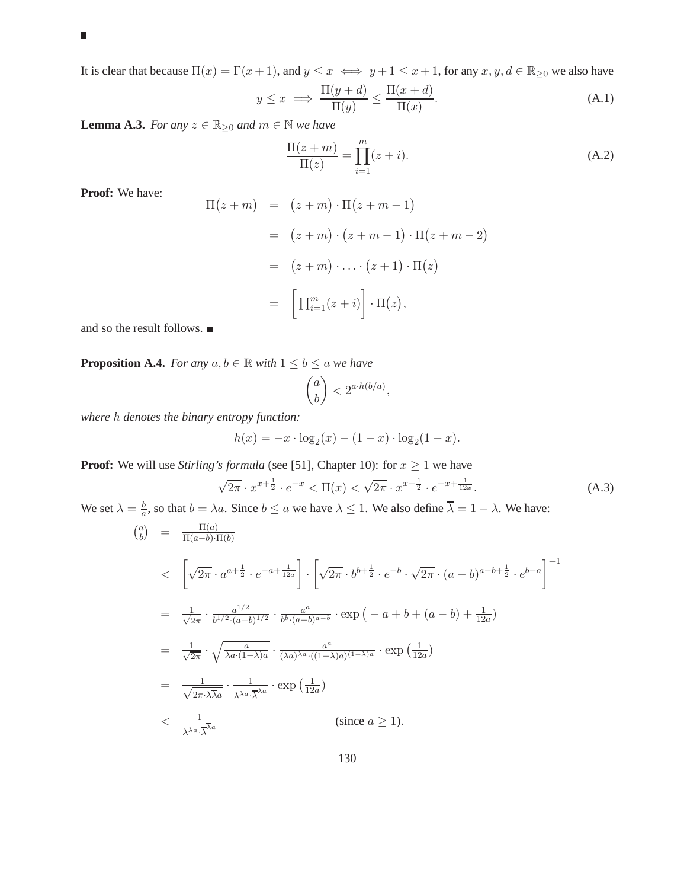■

It is clear that because $\Pi(x) = \Gamma(x+1)$, and $y \le x \iff y+1 \le x+1$, for any $x, y, d \in \mathbb{R}_{\ge 0}$ we also have

$$y \le x \implies \frac{\Pi(y+d)}{\Pi(y)} \le \frac{\Pi(x+d)}{\Pi(x)}. \tag{A.1}$$

**Lemma A.3.** *For any $z \in \mathbb{R}_{\ge 0}$ and $m \in \mathbb{N}$ we have*

$$\frac{\Pi(z+m)}{\Pi(z)} = \prod_{i=1}^{m} (z+i). \tag{A.2}$$

**Proof:** We have:

$$\begin{aligned}
\Pi\big(z+m\big) &= \big(z+m\big) \cdot \Pi\big(z+m-1\big) \\
&= \big(z+m\big) \cdot \big(z+m-1\big) \cdot \Pi\big(z+m-2\big) \\
&= \big(z+m\big) \cdot \ldots \cdot \big(z+1\big) \cdot \Pi\big(z\big) \\
&= \left[\prod_{i=1}^{m} (z+i)\right] \cdot \Pi\big(z\big),
\end{aligned}$$

and so the result follows. ■

**Proposition A.4.** *For any $a, b \in \mathbb{R}$ with $1 \le b \le a$ we have*

$$\binom{a}{b} < 2^{a \cdot h(b/a)},$$

*where $h$ denotes the binary entropy function:*

$$h(x) = -x \cdot \log_2(x) - (1-x) \cdot \log_2(1-x).$$

**Proof:** We will use *Stirling's formula* (see [51], Chapter 10): for $x \ge 1$ we have

$$\sqrt{2\pi} \cdot x^{x+\frac{1}{2}} \cdot e^{-x} < \Pi(x) < \sqrt{2\pi} \cdot x^{x+\frac{1}{2}} \cdot e^{-x+\frac{1}{12x}}. \tag{A.3}$$

We set $\lambda = \frac{b}{a}$, so that $b = \lambda a$. Since $b \le a$ we have $\lambda \le 1$. We also define $\overline{\lambda} = 1 - \lambda$. We have:

$$\begin{aligned}
\binom{a}{b} &= \frac{\Pi(a)}{\Pi(a-b) \cdot \Pi(b)} \\
&< \left[\sqrt{2\pi} \cdot a^{a+\frac{1}{2}} \cdot e^{-a+\frac{1}{12a}}\right] \cdot \left[\sqrt{2\pi} \cdot b^{b+\frac{1}{2}} \cdot e^{-b} \cdot \sqrt{2\pi} \cdot (a-b)^{a-b+\frac{1}{2}} \cdot e^{b-a}\right]^{-1} \\
&= \frac{1}{\sqrt{2\pi}} \cdot \frac{a^{1/2}}{b^{1/2} \cdot (a-b)^{1/2}} \cdot \frac{a^a}{b^b \cdot (a-b)^{a-b}} \cdot \exp\big(-a+b+(a-b)+\tfrac{1}{12a}\big) \\
&= \frac{1}{\sqrt{2\pi}} \cdot \sqrt{\frac{a}{\lambda a \cdot (1-\lambda) a}} \cdot \frac{a^a}{(\lambda a)^{\lambda a} \cdot ((1-\lambda)a)^{(1-\lambda)a}} \cdot \exp\big(\tfrac{1}{12a}\big) \\
&= \frac{1}{\sqrt{2\pi \cdot \lambda \overline{\lambda} a}} \cdot \frac{1}{\lambda^{\lambda a} \cdot \overline{\lambda}^{\overline{\lambda} a}} \cdot \exp\big(\tfrac{1}{12a}\big) \\
&< \frac{1}{\lambda^{\lambda a} \cdot \overline{\lambda}^{\overline{\lambda} a}} \qquad\qquad \text{(since } a \ge 1\text{)}.
\end{aligned}$$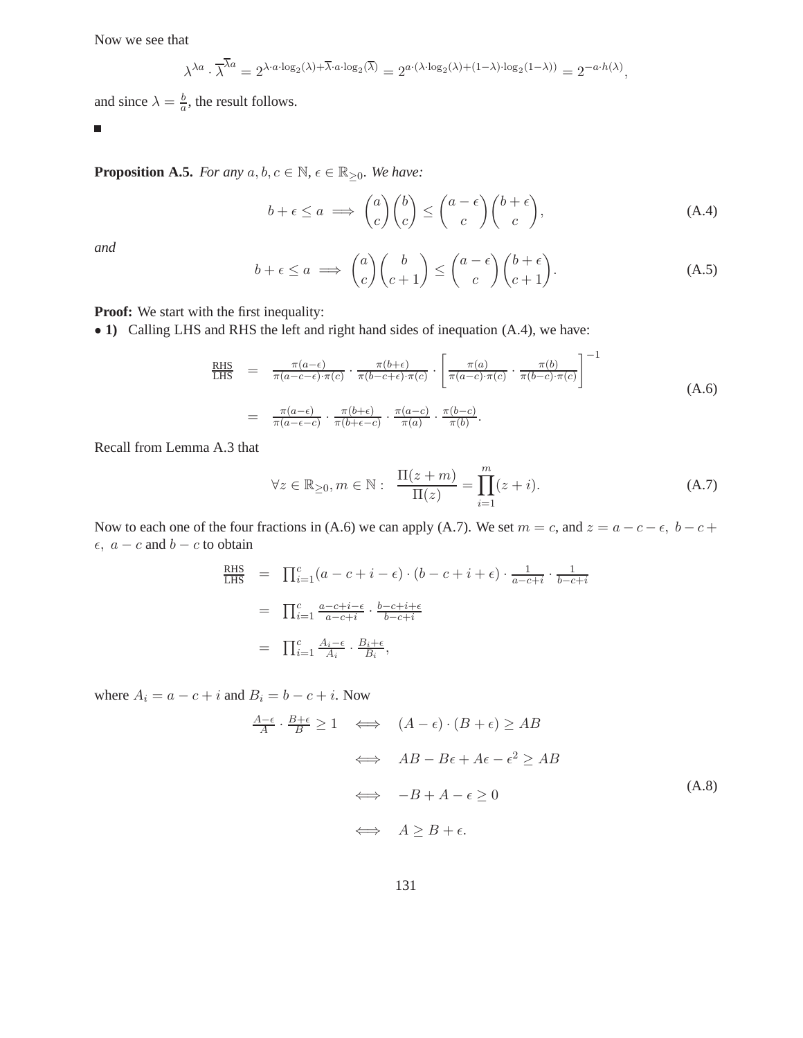Now we see that

$$\lambda^{\lambda a} \cdot \overline{\lambda}^{\overline{\lambda} a} = 2^{\lambda \cdot a \cdot \log_2(\lambda) + \overline{\lambda} \cdot a \cdot \log_2(\overline{\lambda})} = 2^{a \cdot (\lambda \cdot \log_2(\lambda) + (1-\lambda) \cdot \log_2(1-\lambda))} = 2^{-a \cdot h(\lambda)},$$

and since $\lambda = \frac{b}{a}$, the result follows.

■

**Proposition A.5.** *For any* $a, b, c \in \mathbb{N}$, $\epsilon \in \mathbb{R}_{\geq 0}$. *We have:*

$$b + \epsilon \leq a \implies \binom{a}{c}\binom{b}{c} \leq \binom{a-\epsilon}{c}\binom{b+\epsilon}{c}, \tag{A.4}$$

*and*

$$b + \epsilon \leq a \implies \binom{a}{c}\binom{b}{c+1} \leq \binom{a-\epsilon}{c}\binom{b+\epsilon}{c+1}. \tag{A.5}$$

**Proof:** We start with the first inequality:

• **1)** Calling LHS and RHS the left and right hand sides of inequation (A.4), we have:

$$\begin{aligned}
\frac{\text{RHS}}{\text{LHS}} &= \frac{\pi(a-\epsilon)}{\pi(a-c-\epsilon)\cdot\pi(c)} \cdot \frac{\pi(b+\epsilon)}{\pi(b-c+\epsilon)\cdot\pi(c)} \cdot \left[\frac{\pi(a)}{\pi(a-c)\cdot\pi(c)} \cdot \frac{\pi(b)}{\pi(b-c)\cdot\pi(c)}\right]^{-1} \\
&= \frac{\pi(a-\epsilon)}{\pi(a-\epsilon-c)} \cdot \frac{\pi(b+\epsilon)}{\pi(b+\epsilon-c)} \cdot \frac{\pi(a-c)}{\pi(a)} \cdot \frac{\pi(b-c)}{\pi(b)}.
\end{aligned} \tag{A.6}$$

Recall from Lemma A.3 that

$$\forall z \in \mathbb{R}_{\geq 0}, m \in \mathbb{N}: \quad \frac{\Pi(z+m)}{\Pi(z)} = \prod_{i=1}^{m}(z+i). \tag{A.7}$$

Now to each one of the four fractions in (A.6) we can apply (A.7). We set $m = c$, and $z = a-c-\epsilon,\ b-c+\epsilon,\ a-c$ and $b-c$ to obtain

$$\begin{aligned}
\frac{\text{RHS}}{\text{LHS}} &= \prod_{i=1}^{c}(a-c+i-\epsilon)\cdot(b-c+i+\epsilon)\cdot\frac{1}{a-c+i}\cdot\frac{1}{b-c+i} \\
&= \prod_{i=1}^{c}\frac{a-c+i-\epsilon}{a-c+i}\cdot\frac{b-c+i+\epsilon}{b-c+i} \\
&= \prod_{i=1}^{c}\frac{A_i-\epsilon}{A_i}\cdot\frac{B_i+\epsilon}{B_i},
\end{aligned}$$

where $A_i = a-c+i$ and $B_i = b-c+i$. Now

$$\begin{aligned}
\frac{A-\epsilon}{A}\cdot\frac{B+\epsilon}{B} \geq 1 &\iff (A-\epsilon)\cdot(B+\epsilon) \geq AB \\
&\iff AB - B\epsilon + A\epsilon - \epsilon^2 \geq AB \\
&\iff -B + A - \epsilon \geq 0 \\
&\iff A \geq B + \epsilon.
\end{aligned} \tag{A.8}$$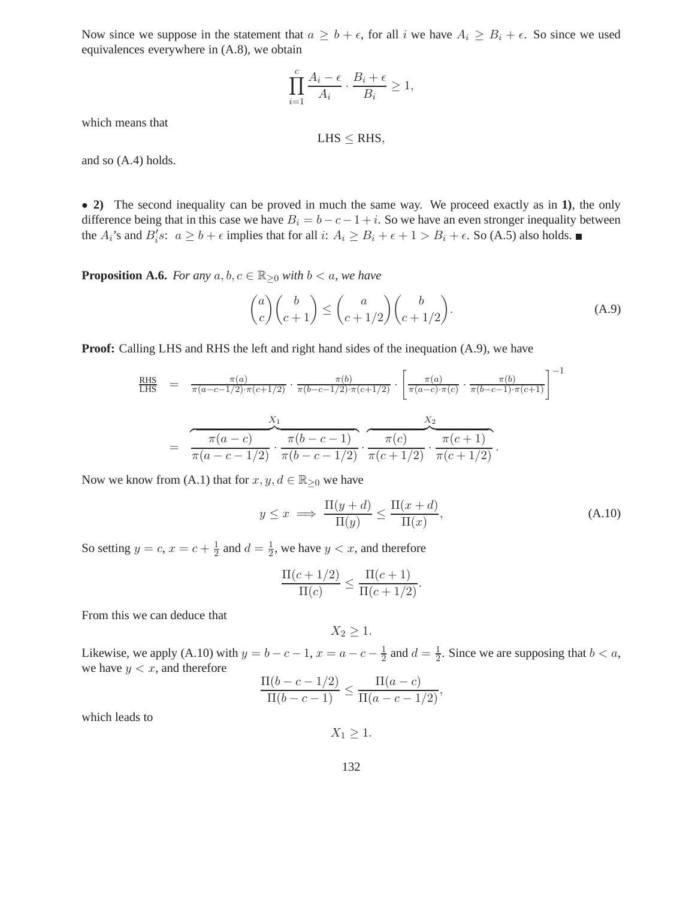Now since we suppose in the statement that $a \geq b + \epsilon$, for all $i$ we have $A_i \geq B_i + \epsilon$. So since we used equivalences everywhere in (A.8), we obtain

$$\prod_{i=1}^{c} \frac{A_i - \epsilon}{A_i} \cdot \frac{B_i + \epsilon}{B_i} \geq 1,$$

which means that

$$\text{LHS} \leq \text{RHS},$$

and so (A.4) holds.

• **2)** The second inequality can be proved in much the same way. We proceed exactly as in **1)**, the only difference being that in this case we have $B_i = b - c - 1 + i$. So we have an even stronger inequality between the $A_i$'s and $B_i's$: $a \geq b + \epsilon$ implies that for all $i$: $A_i \geq B_i + \epsilon + 1 > B_i + \epsilon$. So (A.5) also holds. ■

**Proposition A.6.** *For any $a, b, c \in \mathbb{R}_{\geq 0}$ with $b < a$, we have*

$$\binom{a}{c}\binom{b}{c+1} \leq \binom{a}{c+1/2}\binom{b}{c+1/2}. \tag{A.9}$$

**Proof:** Calling LHS and RHS the left and right hand sides of the inequation (A.9), we have

$$\begin{aligned}
\frac{\text{RHS}}{\text{LHS}} &= \frac{\pi(a)}{\pi(a-c-1/2)\cdot\pi(c+1/2)} \cdot \frac{\pi(b)}{\pi(b-c-1/2)\cdot\pi(c+1/2)} \cdot \left[\frac{\pi(a)}{\pi(a-c)\cdot\pi(c)} \cdot \frac{\pi(b)}{\pi(b-c-1)\cdot\pi(c+1)}\right]^{-1} \\
&= \overbrace{\frac{\pi(a-c)}{\pi(a-c-1/2)} \cdot \frac{\pi(b-c-1)}{\pi(b-c-1/2)}}^{X_1} \cdot \overbrace{\frac{\pi(c)}{\pi(c+1/2)} \cdot \frac{\pi(c+1)}{\pi(c+1/2)}}^{X_2}.
\end{aligned}$$

Now we know from (A.1) that for $x, y, d \in \mathbb{R}_{\geq 0}$ we have

$$y \leq x \implies \frac{\Pi(y+d)}{\Pi(y)} \leq \frac{\Pi(x+d)}{\Pi(x)}, \tag{A.10}$$

So setting $y = c$, $x = c + \frac{1}{2}$ and $d = \frac{1}{2}$, we have $y < x$, and therefore

$$\frac{\Pi(c+1/2)}{\Pi(c)} \leq \frac{\Pi(c+1)}{\Pi(c+1/2)}.$$

From this we can deduce that

$$X_2 \geq 1.$$

Likewise, we apply (A.10) with $y = b - c - 1$, $x = a - c - \frac{1}{2}$ and $d = \frac{1}{2}$. Since we are supposing that $b < a$, we have $y < x$, and therefore

$$\frac{\Pi(b-c-1/2)}{\Pi(b-c-1)} \leq \frac{\Pi(a-c)}{\Pi(a-c-1/2)},$$

which leads to

$$X_1 \geq 1.$$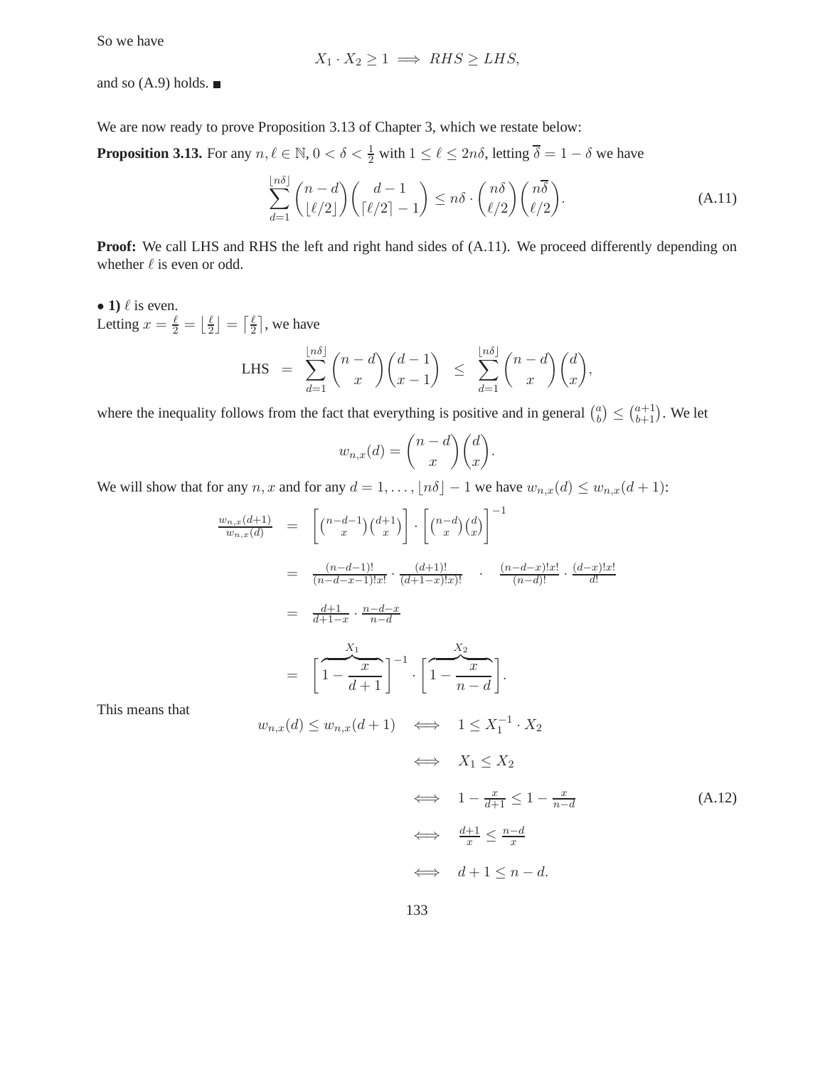So we have

$$X_1 \cdot X_2 \geq 1 \implies RHS \geq LHS,$$

and so (A.9) holds. ■

We are now ready to prove Proposition 3.13 of Chapter 3, which we restate below:

**Proposition 3.13.** For any $n, \ell \in \mathbb{N}$, $0 < \delta < \frac{1}{2}$ with $1 \leq \ell \leq 2n\delta$, letting $\overline{\delta} = 1 - \delta$ we have

$$\sum_{d=1}^{\lfloor n\delta \rfloor} \binom{n-d}{\lfloor \ell/2 \rfloor} \binom{d-1}{\lceil \ell/2 \rceil - 1} \leq n\delta \cdot \binom{n\delta}{\ell/2} \binom{n\overline{\delta}}{\ell/2}. \tag{A.11}$$

**Proof:** We call LHS and RHS the left and right hand sides of (A.11). We proceed differently depending on whether $\ell$ is even or odd.

• **1)** $\ell$ is even.
Letting $x = \frac{\ell}{2} = \lfloor \frac{\ell}{2} \rfloor = \lceil \frac{\ell}{2} \rceil$, we have

$$\text{LHS} \;=\; \sum_{d=1}^{\lfloor n\delta \rfloor} \binom{n-d}{x} \binom{d-1}{x-1} \;\leq\; \sum_{d=1}^{\lfloor n\delta \rfloor} \binom{n-d}{x} \binom{d}{x},$$

where the inequality follows from the fact that everything is positive and in general $\binom{a}{b} \leq \binom{a+1}{b+1}$. We let

$$w_{n,x}(d) = \binom{n-d}{x} \binom{d}{x}.$$

We will show that for any $n, x$ and for any $d = 1, \ldots, \lfloor n\delta \rfloor - 1$ we have $w_{n,x}(d) \leq w_{n,x}(d+1)$:

$$\begin{aligned}
\frac{w_{n,x}(d+1)}{w_{n,x}(d)} &= \left[ \binom{n-d-1}{x} \binom{d+1}{x} \right] \cdot \left[ \binom{n-d}{x} \binom{d}{x} \right]^{-1} \\
&= \frac{(n-d-1)!}{(n-d-x-1)!x!} \cdot \frac{(d+1)!}{(d+1-x)!x)!} \quad \cdot \quad \frac{(n-d-x)!x!}{(n-d)!} \cdot \frac{(d-x)!x!}{d!} \\
&= \frac{d+1}{d+1-x} \cdot \frac{n-d-x}{n-d} \\
&= \Bigg[ \overbrace{1 - \frac{x}{d+1}}^{X_1} \Bigg]^{-1} \cdot \Bigg[ \overbrace{1 - \frac{x}{n-d}}^{X_2} \Bigg].
\end{aligned}$$

This means that

$$\begin{aligned}
w_{n,x}(d) \leq w_{n,x}(d+1) \quad &\iff \quad 1 \leq X_1^{-1} \cdot X_2 \\
&\iff \quad X_1 \leq X_2 \\
&\iff \quad 1 - \tfrac{x}{d+1} \leq 1 - \tfrac{x}{n-d} \\
&\iff \quad \tfrac{d+1}{x} \leq \tfrac{n-d}{x} \\
&\iff \quad d+1 \leq n-d.
\end{aligned} \tag{A.12}$$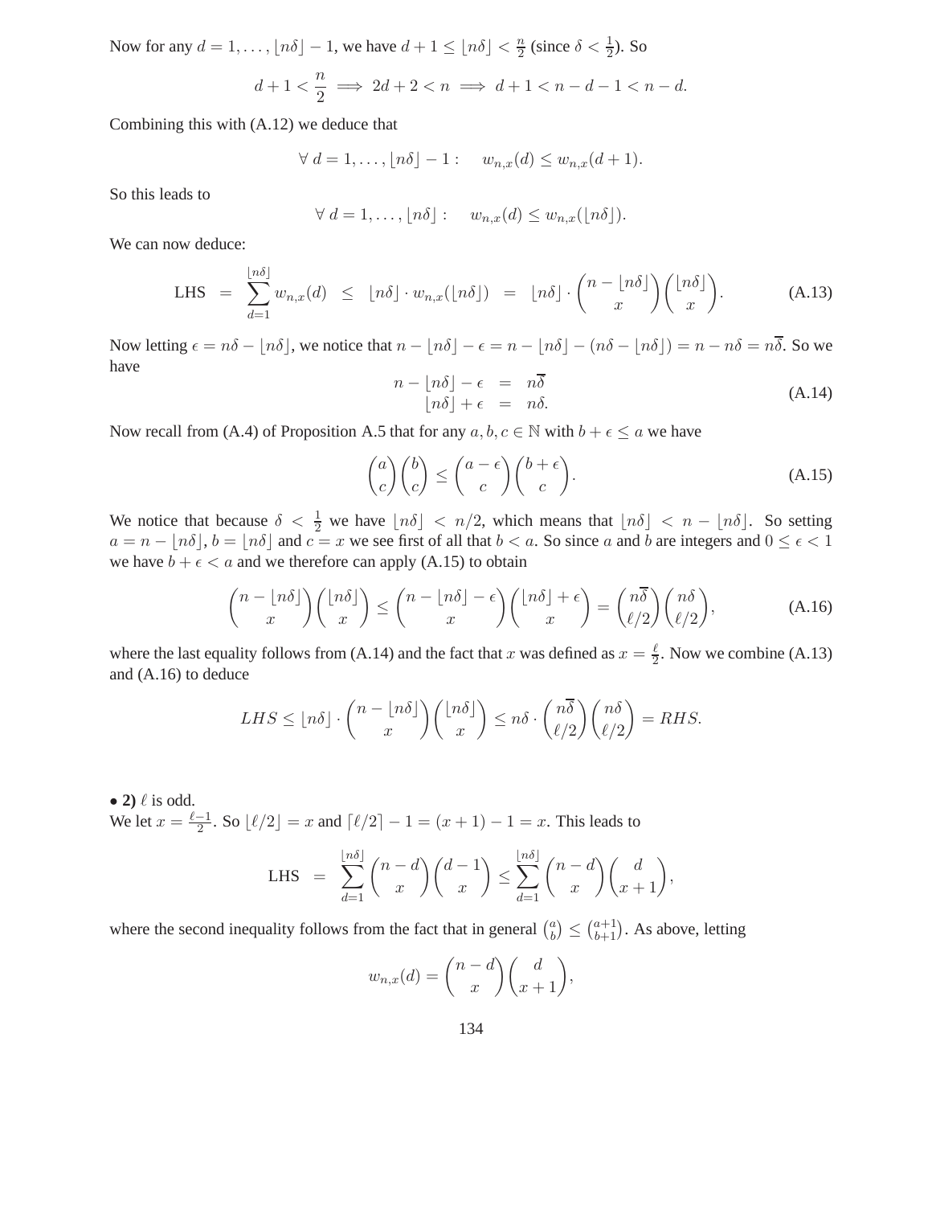Now for any $d = 1, \ldots, \lfloor n\delta \rfloor - 1$, we have $d + 1 \leq \lfloor n\delta \rfloor < \frac{n}{2}$ (since $\delta < \frac{1}{2}$). So

$$d + 1 < \frac{n}{2} \implies 2d + 2 < n \implies d + 1 < n - d - 1 < n - d.$$

Combining this with (A.12) we deduce that

$$\forall\ d = 1, \ldots, \lfloor n\delta \rfloor - 1 : \quad w_{n,x}(d) \leq w_{n,x}(d+1).$$

So this leads to

$$\forall\ d = 1, \ldots, \lfloor n\delta \rfloor : \quad w_{n,x}(d) \leq w_{n,x}(\lfloor n\delta \rfloor).$$

We can now deduce:

$$\text{LHS} \;=\; \sum_{d=1}^{\lfloor n\delta \rfloor} w_{n,x}(d) \;\leq\; \lfloor n\delta \rfloor \cdot w_{n,x}(\lfloor n\delta \rfloor) \;=\; \lfloor n\delta \rfloor \cdot \binom{n - \lfloor n\delta \rfloor}{x}\binom{\lfloor n\delta \rfloor}{x}. \tag{A.13}$$

Now letting $\epsilon = n\delta - \lfloor n\delta \rfloor$, we notice that $n - \lfloor n\delta \rfloor - \epsilon = n - \lfloor n\delta \rfloor - (n\delta - \lfloor n\delta \rfloor) = n - n\delta = n\overline{\delta}$. So we have

$$\begin{aligned} n - \lfloor n\delta \rfloor - \epsilon &= n\overline{\delta} \\ \lfloor n\delta \rfloor + \epsilon &= n\delta. \end{aligned} \tag{A.14}$$

Now recall from (A.4) of Proposition A.5 that for any $a, b, c \in \mathbb{N}$ with $b + \epsilon \leq a$ we have

$$\binom{a}{c}\binom{b}{c} \leq \binom{a - \epsilon}{c}\binom{b + \epsilon}{c}. \tag{A.15}$$

We notice that because $\delta < \frac{1}{2}$ we have $\lfloor n\delta \rfloor < n/2$, which means that $\lfloor n\delta \rfloor < n - \lfloor n\delta \rfloor$. So setting $a = n - \lfloor n\delta \rfloor$, $b = \lfloor n\delta \rfloor$ and $c = x$ we see first of all that $b < a$. So since $a$ and $b$ are integers and $0 \leq \epsilon < 1$ we have $b + \epsilon < a$ and we therefore can apply (A.15) to obtain

$$\binom{n - \lfloor n\delta \rfloor}{x}\binom{\lfloor n\delta \rfloor}{x} \leq \binom{n - \lfloor n\delta \rfloor - \epsilon}{x}\binom{\lfloor n\delta \rfloor + \epsilon}{x} = \binom{n\overline{\delta}}{\ell/2}\binom{n\delta}{\ell/2}, \tag{A.16}$$

where the last equality follows from (A.14) and the fact that $x$ was defined as $x = \frac{\ell}{2}$. Now we combine (A.13) and (A.16) to deduce

$$LHS \leq \lfloor n\delta \rfloor \cdot \binom{n - \lfloor n\delta \rfloor}{x}\binom{\lfloor n\delta \rfloor}{x} \leq n\delta \cdot \binom{n\overline{\delta}}{\ell/2}\binom{n\delta}{\ell/2} = RHS.$$

• **2)** $\ell$ is odd.
We let $x = \frac{\ell - 1}{2}$. So $\lfloor \ell/2 \rfloor = x$ and $\lceil \ell/2 \rceil - 1 = (x+1) - 1 = x$. This leads to

$$\text{LHS} \;=\; \sum_{d=1}^{\lfloor n\delta \rfloor} \binom{n-d}{x}\binom{d-1}{x} \leq \sum_{d=1}^{\lfloor n\delta \rfloor} \binom{n-d}{x}\binom{d}{x+1},$$

where the second inequality follows from the fact that in general $\binom{a}{b} \leq \binom{a+1}{b+1}$. As above, letting

$$w_{n,x}(d) = \binom{n-d}{x}\binom{d}{x+1},$$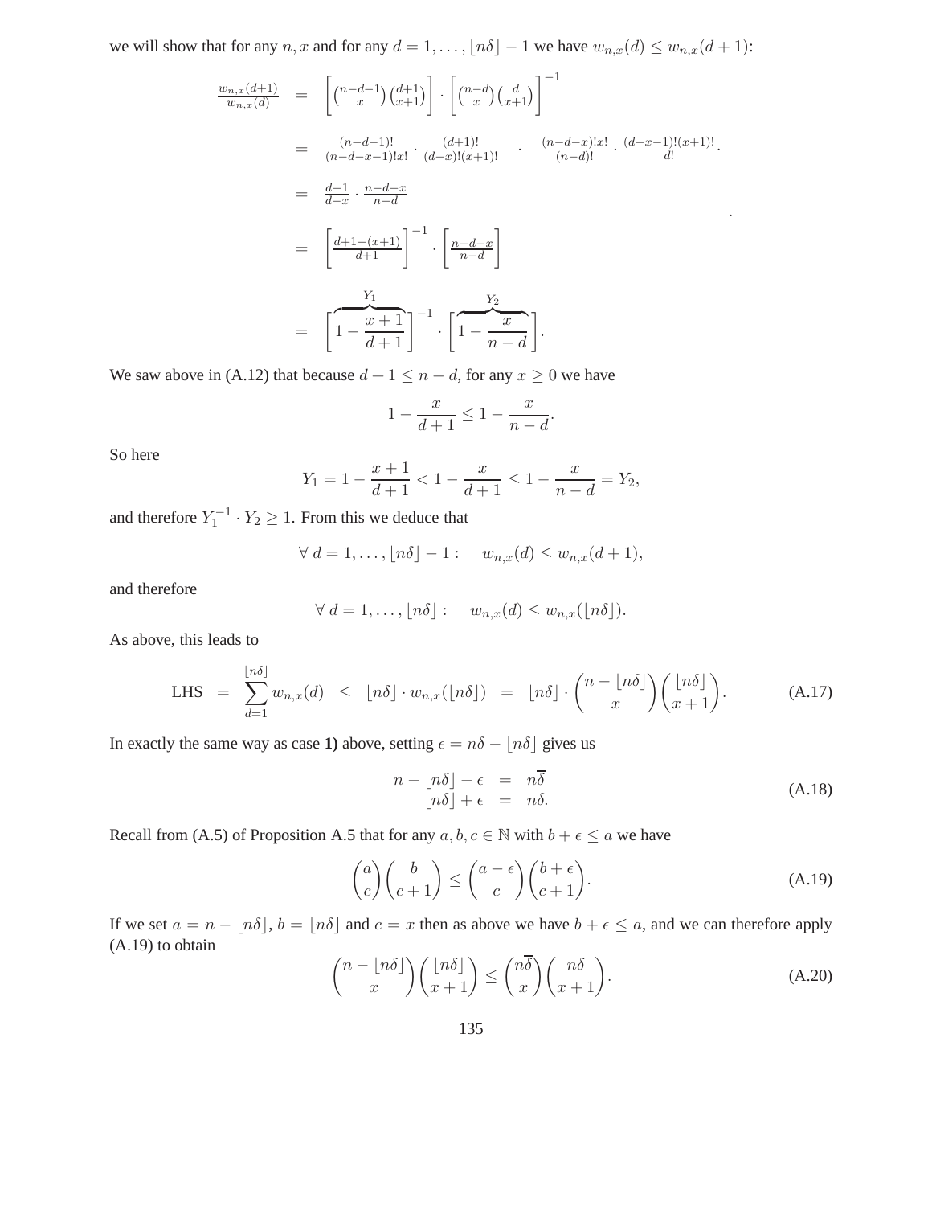we will show that for any $n, x$ and for any $d = 1, \ldots, \lfloor n\delta \rfloor - 1$ we have $w_{n,x}(d) \leq w_{n,x}(d+1)$:

$$
\begin{aligned}
\frac{w_{n,x}(d+1)}{w_{n,x}(d)} &= \left[\binom{n-d-1}{x}\binom{d+1}{x+1}\right] \cdot \left[\binom{n-d}{x}\binom{d}{x+1}\right]^{-1} \\
&= \frac{(n-d-1)!}{(n-d-x-1)!x!} \cdot \frac{(d+1)!}{(d-x)!(x+1)!} \quad \cdot \quad \frac{(n-d-x)!x!}{(n-d)!} \cdot \frac{(d-x-1)!(x+1)!}{d!}. \\
&= \frac{d+1}{d-x} \cdot \frac{n-d-x}{n-d} \\
&= \left[\frac{d+1-(x+1)}{d+1}\right]^{-1} \cdot \left[\frac{n-d-x}{n-d}\right] \\
&= \Bigg[\overbrace{1 - \frac{x+1}{d+1}}^{Y_1}\Bigg]^{-1} \cdot \Bigg[\overbrace{1 - \frac{x}{n-d}}^{Y_2}\Bigg].
\end{aligned}
$$

We saw above in (A.12) that because $d + 1 \leq n - d$, for any $x \geq 0$ we have

$$
1 - \frac{x}{d+1} \leq 1 - \frac{x}{n-d}.
$$

So here

$$
Y_1 = 1 - \frac{x+1}{d+1} < 1 - \frac{x}{d+1} \leq 1 - \frac{x}{n-d} = Y_2,
$$

and therefore $Y_1^{-1} \cdot Y_2 \geq 1$. From this we deduce that

$$
\forall\, d = 1, \ldots, \lfloor n\delta \rfloor - 1 : \quad w_{n,x}(d) \leq w_{n,x}(d+1),
$$

and therefore

$$
\forall\, d = 1, \ldots, \lfloor n\delta \rfloor : \quad w_{n,x}(d) \leq w_{n,x}(\lfloor n\delta \rfloor).
$$

As above, this leads to

$$
\text{LHS} \;=\; \sum_{d=1}^{\lfloor n\delta \rfloor} w_{n,x}(d) \;\leq\; \lfloor n\delta \rfloor \cdot w_{n,x}(\lfloor n\delta \rfloor) \;=\; \lfloor n\delta \rfloor \cdot \binom{n - \lfloor n\delta \rfloor}{x}\binom{\lfloor n\delta \rfloor}{x+1}. \tag{A.17}
$$

In exactly the same way as case **1)** above, setting $\epsilon = n\delta - \lfloor n\delta \rfloor$ gives us

$$
\begin{aligned}
n - \lfloor n\delta \rfloor - \epsilon &= n\overline{\delta} \\
\lfloor n\delta \rfloor + \epsilon &= n\delta.
\end{aligned} \tag{A.18}
$$

Recall from (A.5) of Proposition A.5 that for any $a, b, c \in \mathbb{N}$ with $b + \epsilon \leq a$ we have

$$
\binom{a}{c}\binom{b}{c+1} \leq \binom{a-\epsilon}{c}\binom{b+\epsilon}{c+1}. \tag{A.19}
$$

If we set $a = n - \lfloor n\delta \rfloor$, $b = \lfloor n\delta \rfloor$ and $c = x$ then as above we have $b + \epsilon \leq a$, and we can therefore apply (A.19) to obtain

$$
\binom{n - \lfloor n\delta \rfloor}{x}\binom{\lfloor n\delta \rfloor}{x+1} \leq \binom{n\overline{\delta}}{x}\binom{n\delta}{x+1}. \tag{A.20}
$$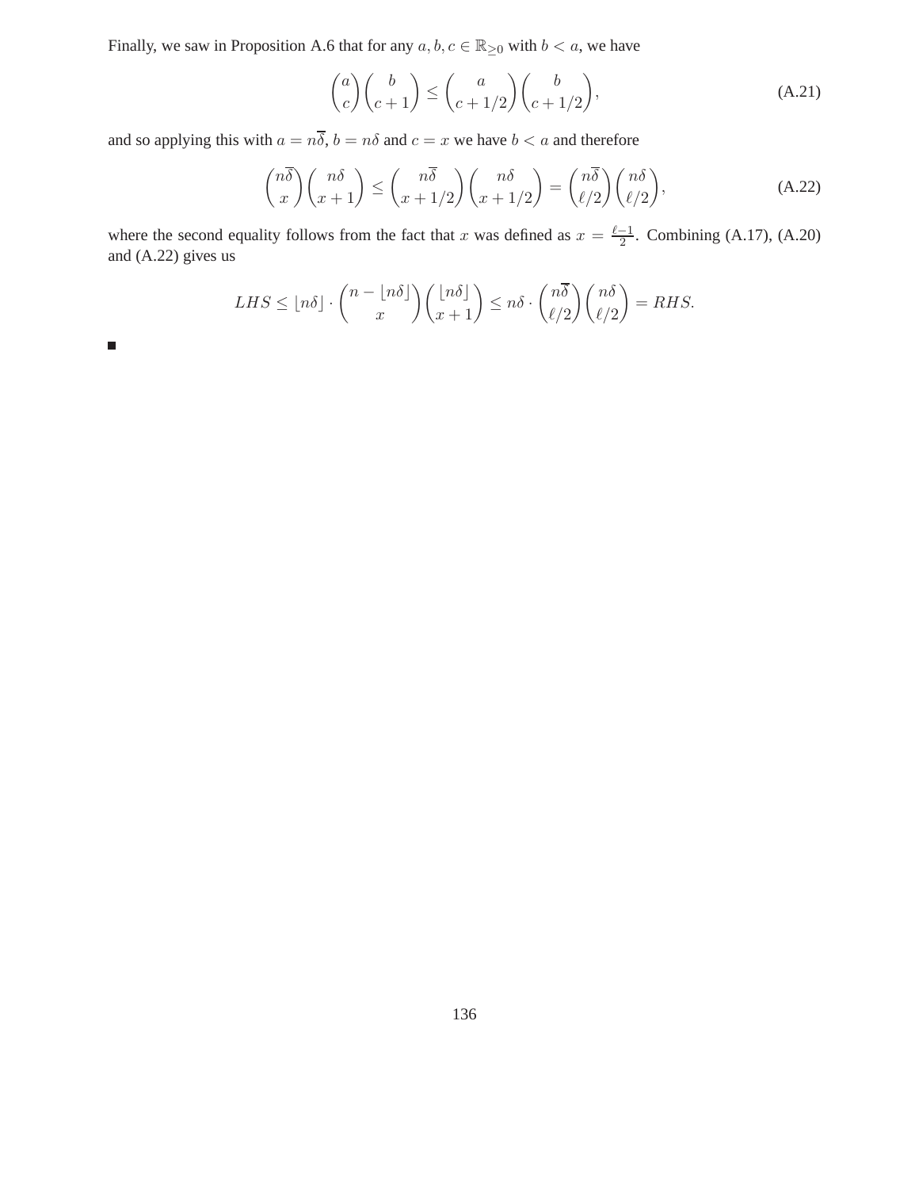Finally, we saw in Proposition A.6 that for any $a, b, c \in \mathbb{R}_{\geq 0}$ with $b < a$, we have

$$\binom{a}{c}\binom{b}{c+1} \leq \binom{a}{c+1/2}\binom{b}{c+1/2}, \tag{A.21}$$

and so applying this with $a = n\overline{\delta}$, $b = n\delta$ and $c = x$ we have $b < a$ and therefore

$$\binom{n\overline{\delta}}{x}\binom{n\delta}{x+1} \leq \binom{n\overline{\delta}}{x+1/2}\binom{n\delta}{x+1/2} = \binom{n\overline{\delta}}{\ell/2}\binom{n\delta}{\ell/2}, \tag{A.22}$$

where the second equality follows from the fact that $x$ was defined as $x = \frac{\ell-1}{2}$. Combining (A.17), (A.20) and (A.22) gives us

$$LHS \leq \lfloor n\delta \rfloor \cdot \binom{n - \lfloor n\delta \rfloor}{x}\binom{\lfloor n\delta \rfloor}{x+1} \leq n\delta \cdot \binom{n\overline{\delta}}{\ell/2}\binom{n\delta}{\ell/2} = RHS.$$

■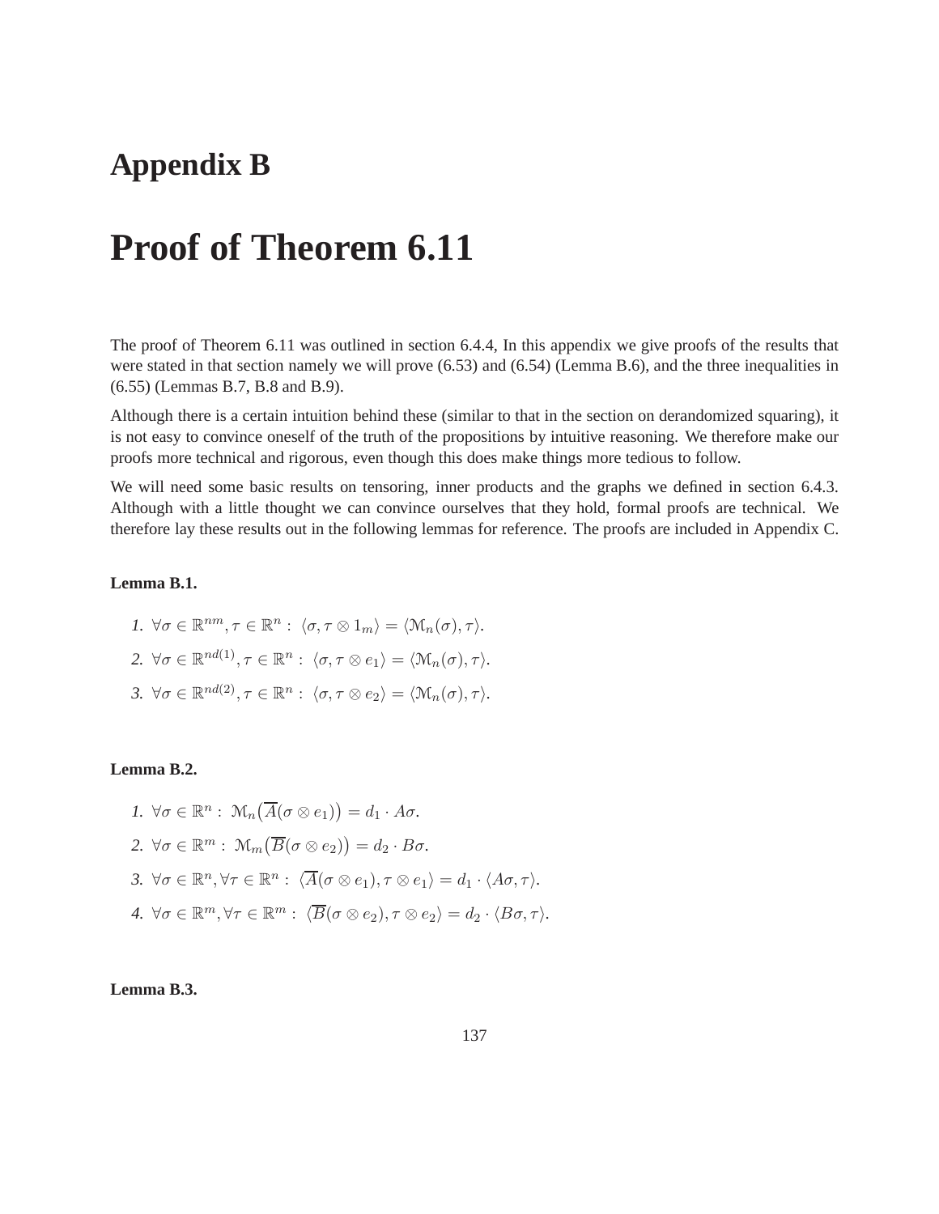# Appendix B

# Proof of Theorem 6.11

The proof of Theorem 6.11 was outlined in section 6.4.4, In this appendix we give proofs of the results that were stated in that section namely we will prove (6.53) and (6.54) (Lemma B.6), and the three inequalities in (6.55) (Lemmas B.7, B.8 and B.9).

Although there is a certain intuition behind these (similar to that in the section on derandomized squaring), it is not easy to convince oneself of the truth of the propositions by intuitive reasoning. We therefore make our proofs more technical and rigorous, even though this does make things more tedious to follow.

We will need some basic results on tensoring, inner products and the graphs we defined in section 6.4.3. Although with a little thought we can convince ourselves that they hold, formal proofs are technical. We therefore lay these results out in the following lemmas for reference. The proofs are included in Appendix C.

**Lemma B.1.**

1. $\forall \sigma \in \mathbb{R}^{nm}, \tau \in \mathbb{R}^{n} : \langle \sigma, \tau \otimes 1_m \rangle = \langle \mathcal{M}_n(\sigma), \tau \rangle$.
2. $\forall \sigma \in \mathbb{R}^{nd(1)}, \tau \in \mathbb{R}^{n} : \langle \sigma, \tau \otimes e_1 \rangle = \langle \mathcal{M}_n(\sigma), \tau \rangle$.
3. $\forall \sigma \in \mathbb{R}^{nd(2)}, \tau \in \mathbb{R}^{n} : \langle \sigma, \tau \otimes e_2 \rangle = \langle \mathcal{M}_n(\sigma), \tau \rangle$.

**Lemma B.2.**

1. $\forall \sigma \in \mathbb{R}^{n} : \mathcal{M}_n\big(\overline{A}(\sigma \otimes e_1)\big) = d_1 \cdot A\sigma$.
2. $\forall \sigma \in \mathbb{R}^{m} : \mathcal{M}_m\big(\overline{B}(\sigma \otimes e_2)\big) = d_2 \cdot B\sigma$.
3. $\forall \sigma \in \mathbb{R}^{n}, \forall \tau \in \mathbb{R}^{n} : \langle \overline{A}(\sigma \otimes e_1), \tau \otimes e_1 \rangle = d_1 \cdot \langle A\sigma, \tau \rangle$.
4. $\forall \sigma \in \mathbb{R}^{m}, \forall \tau \in \mathbb{R}^{m} : \langle \overline{B}(\sigma \otimes e_2), \tau \otimes e_2 \rangle = d_2 \cdot \langle B\sigma, \tau \rangle$.

**Lemma B.3.**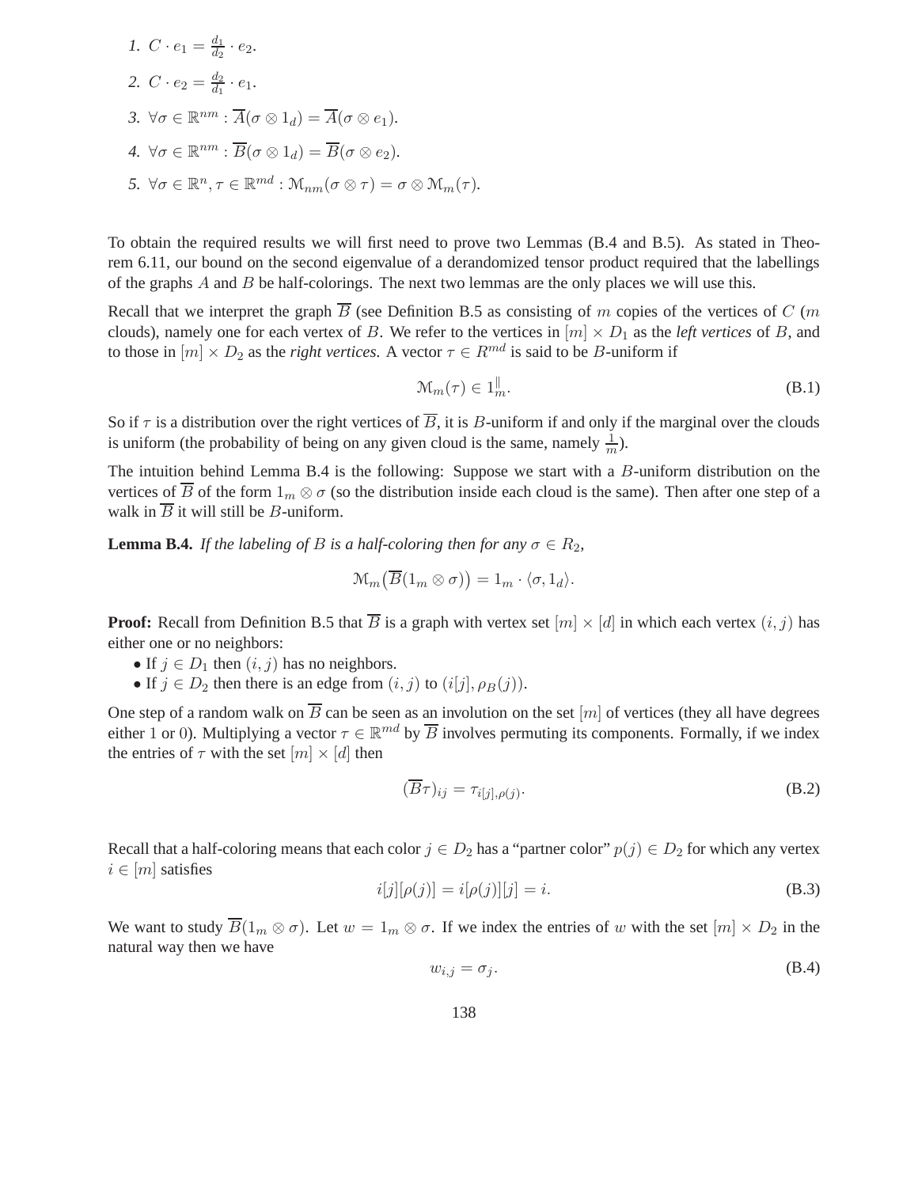1. $C \cdot e_1 = \frac{d_1}{d_2} \cdot e_2$.
2. $C \cdot e_2 = \frac{d_2}{d_1} \cdot e_1$.
3. $\forall \sigma \in \mathbb{R}^{nm} : \overline{A}(\sigma \otimes 1_d) = \overline{A}(\sigma \otimes e_1)$.
4. $\forall \sigma \in \mathbb{R}^{nm} : \overline{B}(\sigma \otimes 1_d) = \overline{B}(\sigma \otimes e_2)$.
5. $\forall \sigma \in \mathbb{R}^{n}, \tau \in \mathbb{R}^{md} : \mathcal{M}_{nm}(\sigma \otimes \tau) = \sigma \otimes \mathcal{M}_m(\tau)$.

To obtain the required results we will first need to prove two Lemmas (B.4 and B.5). As stated in Theorem 6.11, our bound on the second eigenvalue of a derandomized tensor product required that the labellings of the graphs $A$ and $B$ be half-colorings. The next two lemmas are the only places we will use this.

Recall that we interpret the graph $\overline{B}$ (see Definition B.5 as consisting of $m$ copies of the vertices of $C$ ($m$ clouds), namely one for each vertex of $B$. We refer to the vertices in $[m] \times D_1$ as the *left vertices* of $B$, and to those in $[m] \times D_2$ as the *right vertices*. A vector $\tau \in R^{md}$ is said to be $B$-uniform if

$$\mathcal{M}_m(\tau) \in 1_m^{\|}. \tag{B.1}$$

So if $\tau$ is a distribution over the right vertices of $\overline{B}$, it is $B$-uniform if and only if the marginal over the clouds is uniform (the probability of being on any given cloud is the same, namely $\frac{1}{m}$).

The intuition behind Lemma B.4 is the following: Suppose we start with a $B$-uniform distribution on the vertices of $\overline{B}$ of the form $1_m \otimes \sigma$ (so the distribution inside each cloud is the same). Then after one step of a walk in $\overline{B}$ it will still be $B$-uniform.

**Lemma B.4.** *If the labeling of $B$ is a half-coloring then for any $\sigma \in R_2$,*

$$\mathcal{M}_m\big(\overline{B}(1_m \otimes \sigma)\big) = 1_m \cdot \langle \sigma, 1_d \rangle.$$

**Proof:** Recall from Definition B.5 that $\overline{B}$ is a graph with vertex set $[m] \times [d]$ in which each vertex $(i, j)$ has either one or no neighbors:

- If $j \in D_1$ then $(i, j)$ has no neighbors.
- If $j \in D_2$ then there is an edge from $(i, j)$ to $(i[j], \rho_B(j))$.

One step of a random walk on $\overline{B}$ can be seen as an involution on the set $[m]$ of vertices (they all have degrees either 1 or 0). Multiplying a vector $\tau \in \mathbb{R}^{md}$ by $\overline{B}$ involves permuting its components. Formally, if we index the entries of $\tau$ with the set $[m] \times [d]$ then

$$(\overline{B}\tau)_{ij} = \tau_{i[j],\rho(j)}. \tag{B.2}$$

Recall that a half-coloring means that each color $j \in D_2$ has a "partner color" $p(j) \in D_2$ for which any vertex $i \in [m]$ satisfies

$$i[j][\rho(j)] = i[\rho(j)][j] = i. \tag{B.3}$$

We want to study $\overline{B}(1_m \otimes \sigma)$. Let $w = 1_m \otimes \sigma$. If we index the entries of $w$ with the set $[m] \times D_2$ in the natural way then we have

$$w_{i,j} = \sigma_j. \tag{B.4}$$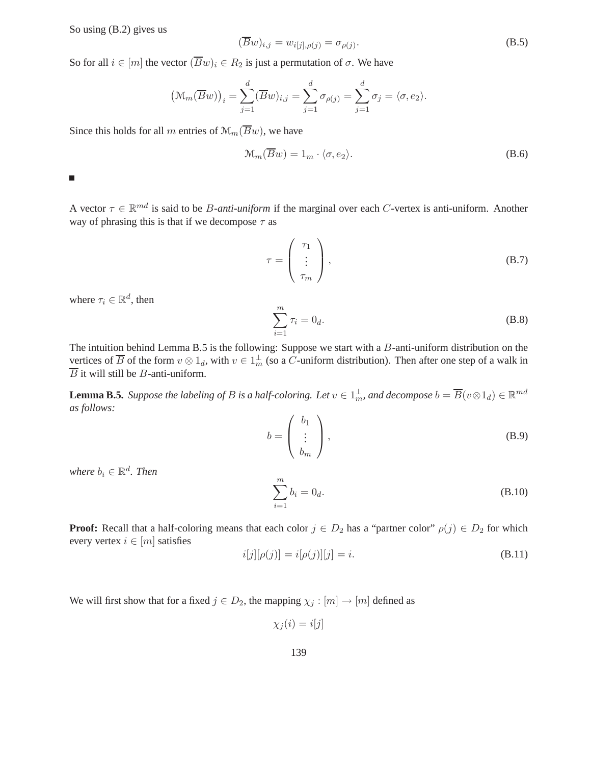So using (B.2) gives us

$$(\overline{B}w)_{i,j} = w_{i[j],\rho(j)} = \sigma_{\rho(j)}. \tag{B.5}$$

So for all $i \in [m]$ the vector $(\overline{B}w)_i \in R_2$ is just a permutation of $\sigma$. We have

$$\left(\mathcal{M}_m(\overline{B}w)\right)_i = \sum_{j=1}^{d} (\overline{B}w)_{i,j} = \sum_{j=1}^{d} \sigma_{\rho(j)} = \sum_{j=1}^{d} \sigma_j = \langle \sigma, e_2 \rangle.$$

Since this holds for all $m$ entries of $\mathcal{M}_m(\overline{B}w)$, we have

$$\mathcal{M}_m(\overline{B}w) = 1_m \cdot \langle \sigma, e_2 \rangle. \tag{B.6}$$

■

A vector $\tau \in \mathbb{R}^{md}$ is said to be *$B$-anti-uniform* if the marginal over each $C$-vertex is anti-uniform. Another way of phrasing this is that if we decompose $\tau$ as

$$\tau = \begin{pmatrix} \tau_1 \\ \vdots \\ \tau_m \end{pmatrix}, \tag{B.7}$$

where $\tau_i \in \mathbb{R}^d$, then

$$\sum_{i=1}^{m} \tau_i = 0_d. \tag{B.8}$$

The intuition behind Lemma B.5 is the following: Suppose we start with a $B$-anti-uniform distribution on the vertices of $\overline{B}$ of the form $v \otimes 1_d$, with $v \in 1_m^{\perp}$ (so a $C$-uniform distribution). Then after one step of a walk in $\overline{B}$ it will still be $B$-anti-uniform.

**Lemma B.5.** *Suppose the labeling of $B$ is a half-coloring. Let $v \in 1_m^{\perp}$, and decompose $b = \overline{B}(v \otimes 1_d) \in \mathbb{R}^{md}$ as follows:*

$$b = \begin{pmatrix} b_1 \\ \vdots \\ b_m \end{pmatrix}, \tag{B.9}$$

*where $b_i \in \mathbb{R}^d$. Then*

$$\sum_{i=1}^{m} b_i = 0_d. \tag{B.10}$$

**Proof:** Recall that a half-coloring means that each color $j \in D_2$ has a "partner color" $\rho(j) \in D_2$ for which every vertex $i \in [m]$ satisfies

$$i[j][\rho(j)] = i[\rho(j)][j] = i. \tag{B.11}$$

We will first show that for a fixed $j \in D_2$, the mapping $\chi_j : [m] \to [m]$ defined as

$$\chi_j(i) = i[j]$$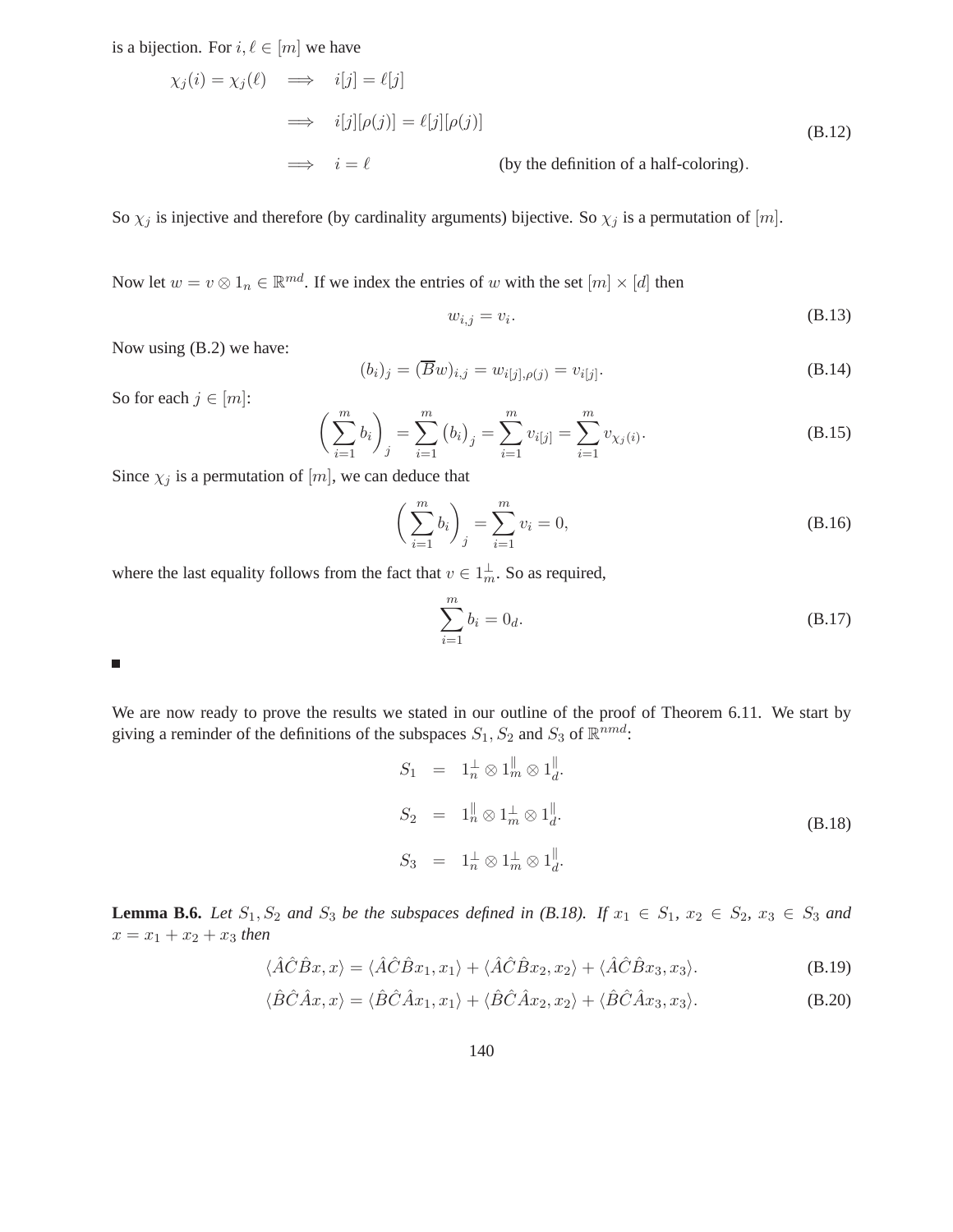is a bijection. For $i, \ell \in [m]$ we have

$$
\begin{aligned}
\chi_j(i) = \chi_j(\ell) &\implies i[j] = \ell[j] \\
&\implies i[j][\rho(j)] = \ell[j][\rho(j)] \\
&\implies i = \ell \qquad\qquad \text{(by the definition of a half-coloring)}.
\end{aligned}
\tag{B.12}
$$

So $\chi_j$ is injective and therefore (by cardinality arguments) bijective. So $\chi_j$ is a permutation of $[m]$.

Now let $w = v \otimes 1_n \in \mathbb{R}^{md}$. If we index the entries of $w$ with the set $[m] \times [d]$ then

$$
w_{i,j} = v_i. \tag{B.13}
$$

Now using (B.2) we have:

$$
(b_i)_j = (\overline{B}w)_{i,j} = w_{i[j],\rho(j)} = v_{i[j]}. \tag{B.14}
$$

So for each $j \in [m]$:

$$
\left(\sum_{i=1}^{m} b_i\right)_j = \sum_{i=1}^{m} (b_i)_j = \sum_{i=1}^{m} v_{i[j]} = \sum_{i=1}^{m} v_{\chi_j(i)}. \tag{B.15}
$$

Since $\chi_j$ is a permutation of $[m]$, we can deduce that

$$
\left(\sum_{i=1}^{m} b_i\right)_j = \sum_{i=1}^{m} v_i = 0, \tag{B.16}
$$

where the last equality follows from the fact that $v \in 1_m^{\perp}$. So as required,

$$
\sum_{i=1}^{m} b_i = 0_d. \tag{B.17}
$$

■

We are now ready to prove the results we stated in our outline of the proof of Theorem 6.11. We start by giving a reminder of the definitions of the subspaces $S_1, S_2$ and $S_3$ of $\mathbb{R}^{nmd}$:

$$
\begin{aligned}
S_1 &= 1_n^{\perp} \otimes 1_m^{\parallel} \otimes 1_d^{\parallel}. \\
S_2 &= 1_n^{\parallel} \otimes 1_m^{\perp} \otimes 1_d^{\parallel}. \\
S_3 &= 1_n^{\perp} \otimes 1_m^{\perp} \otimes 1_d^{\parallel}.
\end{aligned}
\tag{B.18}
$$

**Lemma B.6.** *Let $S_1, S_2$ and $S_3$ be the subspaces defined in (B.18). If $x_1 \in S_1$, $x_2 \in S_2$, $x_3 \in S_3$ and $x = x_1 + x_2 + x_3$ then*

$$
\langle \hat{A}\hat{C}\hat{B}x, x\rangle = \langle \hat{A}\hat{C}\hat{B}x_1, x_1\rangle + \langle \hat{A}\hat{C}\hat{B}x_2, x_2\rangle + \langle \hat{A}\hat{C}\hat{B}x_3, x_3\rangle. \tag{B.19}
$$

$$
\langle \hat{B}\hat{C}\hat{A}x, x\rangle = \langle \hat{B}\hat{C}\hat{A}x_1, x_1\rangle + \langle \hat{B}\hat{C}\hat{A}x_2, x_2\rangle + \langle \hat{B}\hat{C}\hat{A}x_3, x_3\rangle. \tag{B.20}
$$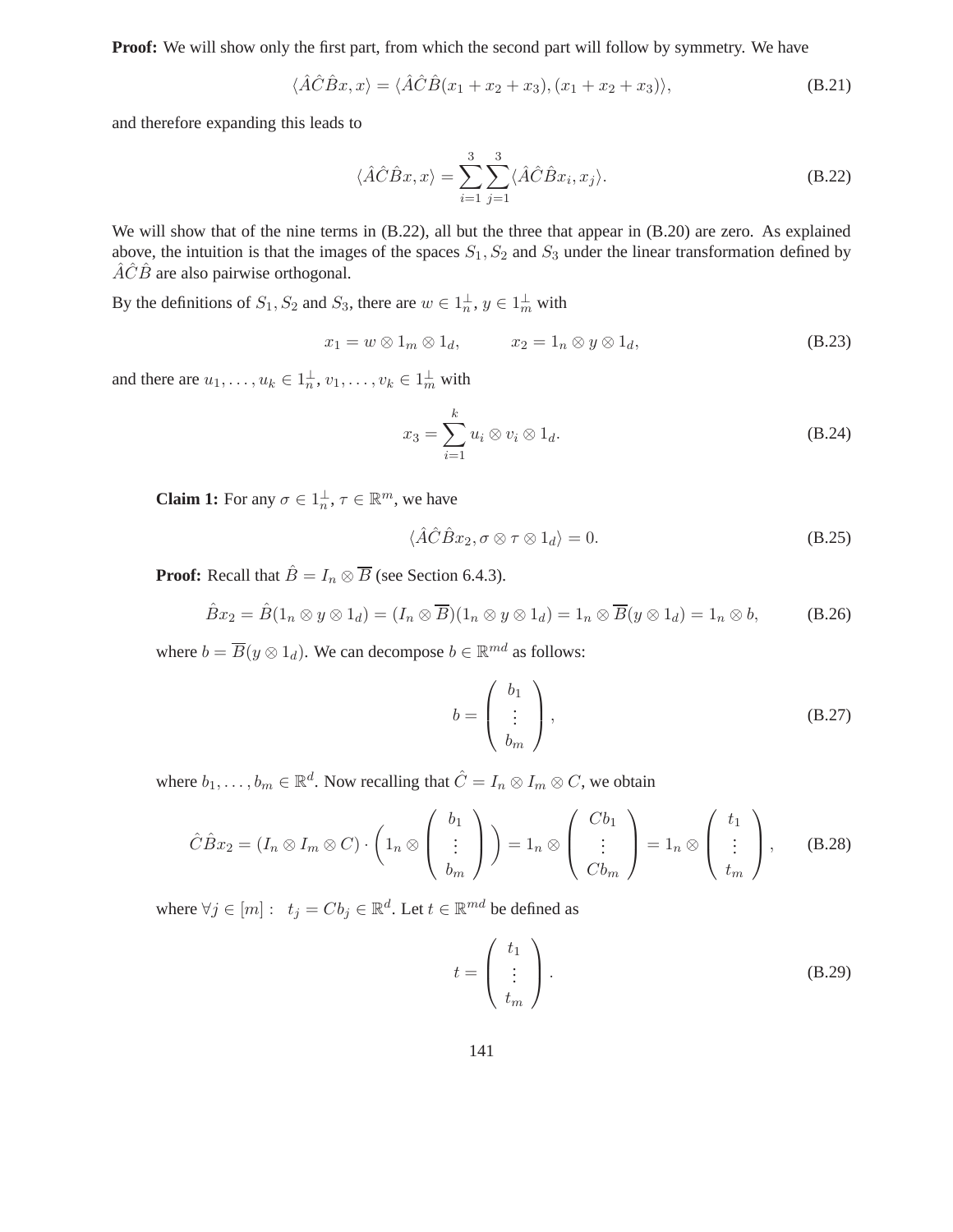**Proof:** We will show only the first part, from which the second part will follow by symmetry. We have

$$\langle \hat{A}\hat{C}\hat{B}x, x\rangle = \langle \hat{A}\hat{C}\hat{B}(x_1 + x_2 + x_3), (x_1 + x_2 + x_3)\rangle, \tag{B.21}$$

and therefore expanding this leads to

$$\langle \hat{A}\hat{C}\hat{B}x, x\rangle = \sum_{i=1}^{3}\sum_{j=1}^{3}\langle \hat{A}\hat{C}\hat{B}x_i, x_j\rangle. \tag{B.22}$$

We will show that of the nine terms in (B.22), all but the three that appear in (B.20) are zero. As explained above, the intuition is that the images of the spaces $S_1, S_2$ and $S_3$ under the linear transformation defined by $\hat{A}\hat{C}\hat{B}$ are also pairwise orthogonal.

By the definitions of $S_1, S_2$ and $S_3$, there are $w \in 1_n^\perp$, $y \in 1_m^\perp$ with

$$x_1 = w \otimes 1_m \otimes 1_d, \qquad x_2 = 1_n \otimes y \otimes 1_d, \tag{B.23}$$

and there are $u_1, \ldots, u_k \in 1_n^\perp$, $v_1, \ldots, v_k \in 1_m^\perp$ with

$$x_3 = \sum_{i=1}^{k} u_i \otimes v_i \otimes 1_d. \tag{B.24}$$

**Claim 1:** For any $\sigma \in 1_n^\perp$, $\tau \in \mathbb{R}^m$, we have

$$\langle \hat{A}\hat{C}\hat{B}x_2, \sigma \otimes \tau \otimes 1_d\rangle = 0. \tag{B.25}$$

**Proof:** Recall that $\hat{B} = I_n \otimes \overline{B}$ (see Section 6.4.3).

$$\hat{B}x_2 = \hat{B}(1_n \otimes y \otimes 1_d) = (I_n \otimes \overline{B})(1_n \otimes y \otimes 1_d) = 1_n \otimes \overline{B}(y \otimes 1_d) = 1_n \otimes b, \tag{B.26}$$

where $b = \overline{B}(y \otimes 1_d)$. We can decompose $b \in \mathbb{R}^{md}$ as follows:

$$b = \begin{pmatrix} b_1 \\ \vdots \\ b_m \end{pmatrix}, \tag{B.27}$$

where $b_1, \ldots, b_m \in \mathbb{R}^d$. Now recalling that $\hat{C} = I_n \otimes I_m \otimes C$, we obtain

$$\hat{C}\hat{B}x_2 = (I_n \otimes I_m \otimes C) \cdot \left(1_n \otimes \begin{pmatrix} b_1 \\ \vdots \\ b_m \end{pmatrix}\right) = 1_n \otimes \begin{pmatrix} Cb_1 \\ \vdots \\ Cb_m \end{pmatrix} = 1_n \otimes \begin{pmatrix} t_1 \\ \vdots \\ t_m \end{pmatrix}, \tag{B.28}$$

where $\forall j \in [m]: \;\; t_j = Cb_j \in \mathbb{R}^d$. Let $t \in \mathbb{R}^{md}$ be defined as

$$t = \begin{pmatrix} t_1 \\ \vdots \\ t_m \end{pmatrix}. \tag{B.29}$$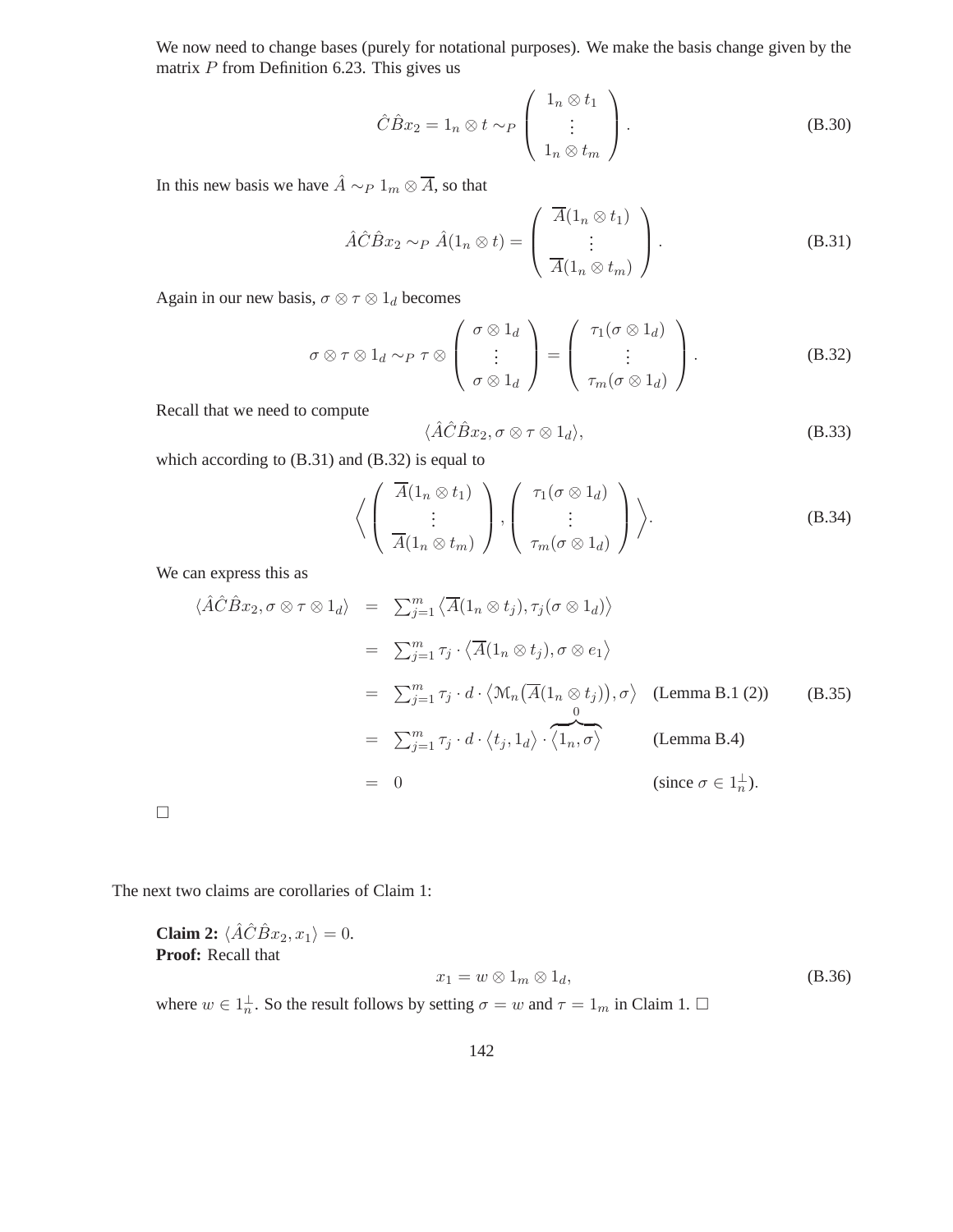We now need to change bases (purely for notational purposes). We make the basis change given by the matrix $P$ from Definition 6.23. This gives us

$$\hat{C}\hat{B}x_2 = 1_n \otimes t \sim_P \begin{pmatrix} 1_n \otimes t_1 \\ \vdots \\ 1_n \otimes t_m \end{pmatrix}. \tag{B.30}$$

In this new basis we have $\hat{A} \sim_P 1_m \otimes \overline{A}$, so that

$$\hat{A}\hat{C}\hat{B}x_2 \sim_P \hat{A}(1_n \otimes t) = \begin{pmatrix} \overline{A}(1_n \otimes t_1) \\ \vdots \\ \overline{A}(1_n \otimes t_m) \end{pmatrix}. \tag{B.31}$$

Again in our new basis, $\sigma \otimes \tau \otimes 1_d$ becomes

$$\sigma \otimes \tau \otimes 1_d \sim_P \tau \otimes \begin{pmatrix} \sigma \otimes 1_d \\ \vdots \\ \sigma \otimes 1_d \end{pmatrix} = \begin{pmatrix} \tau_1(\sigma \otimes 1_d) \\ \vdots \\ \tau_m(\sigma \otimes 1_d) \end{pmatrix}. \tag{B.32}$$

Recall that we need to compute

$$\langle \hat{A}\hat{C}\hat{B}x_2, \sigma \otimes \tau \otimes 1_d \rangle, \tag{B.33}$$

which according to (B.31) and (B.32) is equal to

$$\left\langle \begin{pmatrix} \overline{A}(1_n \otimes t_1) \\ \vdots \\ \overline{A}(1_n \otimes t_m) \end{pmatrix}, \begin{pmatrix} \tau_1(\sigma \otimes 1_d) \\ \vdots \\ \tau_m(\sigma \otimes 1_d) \end{pmatrix} \right\rangle. \tag{B.34}$$

We can express this as

$$\begin{aligned}
\langle \hat{A}\hat{C}\hat{B}x_2, \sigma \otimes \tau \otimes 1_d \rangle &= \textstyle\sum_{j=1}^m \left\langle \overline{A}(1_n \otimes t_j), \tau_j(\sigma \otimes 1_d) \right\rangle \\
&= \textstyle\sum_{j=1}^m \tau_j \cdot \left\langle \overline{A}(1_n \otimes t_j), \sigma \otimes e_1 \right\rangle \\
&= \textstyle\sum_{j=1}^m \tau_j \cdot d \cdot \left\langle \mathcal{M}_n\big(\overline{A}(1_n \otimes t_j)\big), \sigma \right\rangle \quad \text{(Lemma B.1 (2))} \\
&= \textstyle\sum_{j=1}^m \tau_j \cdot d \cdot \left\langle t_j, 1_d \right\rangle \cdot \overbrace{\left\langle 1_n, \sigma \right\rangle}^{0} \quad \text{(Lemma B.4)} \\
&= 0 \quad (\text{since } \sigma \in 1_n^{\perp}).
\end{aligned} \tag{B.35}$$

□

The next two claims are corollaries of Claim 1:

**Claim 2:** $\langle \hat{A}\hat{C}\hat{B}x_2, x_1 \rangle = 0$.
**Proof:** Recall that

$$x_1 = w \otimes 1_m \otimes 1_d, \tag{B.36}$$

where $w \in 1_n^{\perp}$. So the result follows by setting $\sigma = w$ and $\tau = 1_m$ in Claim 1. □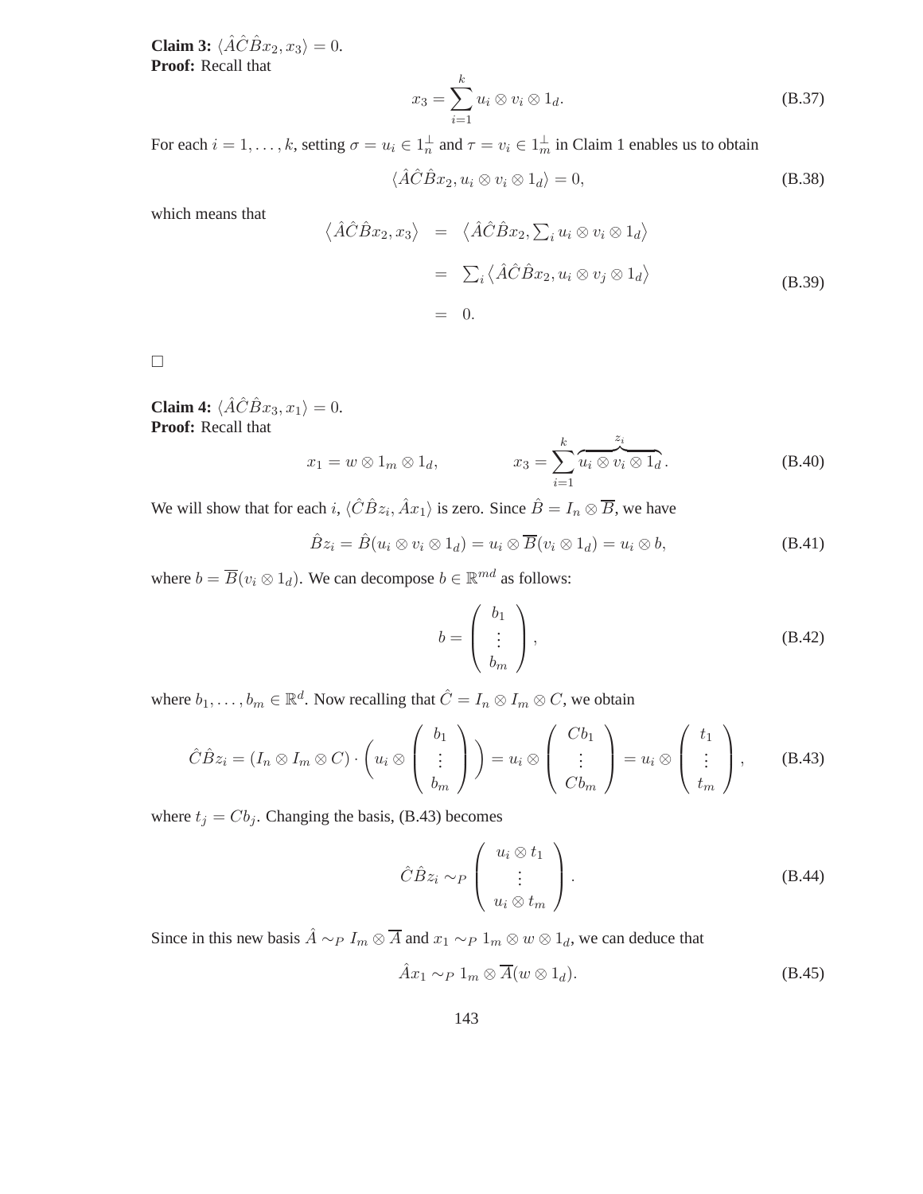**Claim 3:** $\langle \hat{A}\hat{C}\hat{B}x_2, x_3 \rangle = 0$.
**Proof:** Recall that

$$x_3 = \sum_{i=1}^{k} u_i \otimes v_i \otimes 1_d. \tag{B.37}$$

For each $i = 1, \ldots, k$, setting $\sigma = u_i \in 1_n^\perp$ and $\tau = v_i \in 1_m^\perp$ in Claim 1 enables us to obtain

$$\langle \hat{A}\hat{C}\hat{B}x_2, u_i \otimes v_i \otimes 1_d \rangle = 0, \tag{B.38}$$

which means that

$$\begin{aligned} \left\langle \hat{A}\hat{C}\hat{B}x_2, x_3 \right\rangle &= \left\langle \hat{A}\hat{C}\hat{B}x_2, \textstyle\sum_i u_i \otimes v_i \otimes 1_d \right\rangle \\ &= \textstyle\sum_i \left\langle \hat{A}\hat{C}\hat{B}x_2, u_i \otimes v_j \otimes 1_d \right\rangle \\ &= 0. \end{aligned} \tag{B.39}$$

□

**Claim 4:** $\langle \hat{A}\hat{C}\hat{B}x_3, x_1 \rangle = 0$.
**Proof:** Recall that

$$x_1 = w \otimes 1_m \otimes 1_d, \qquad\qquad x_3 = \sum_{i=1}^{k} \overbrace{u_i \otimes v_i \otimes 1_d}^{z_i}. \tag{B.40}$$

We will show that for each $i$, $\langle \hat{C}\hat{B}z_i, \hat{A}x_1 \rangle$ is zero. Since $\hat{B} = I_n \otimes \overline{B}$, we have

$$\hat{B}z_i = \hat{B}(u_i \otimes v_i \otimes 1_d) = u_i \otimes \overline{B}(v_i \otimes 1_d) = u_i \otimes b, \tag{B.41}$$

where $b = \overline{B}(v_i \otimes 1_d)$. We can decompose $b \in \mathbb{R}^{md}$ as follows:

$$b = \begin{pmatrix} b_1 \\ \vdots \\ b_m \end{pmatrix}, \tag{B.42}$$

where $b_1, \ldots, b_m \in \mathbb{R}^d$. Now recalling that $\hat{C} = I_n \otimes I_m \otimes C$, we obtain

$$\hat{C}\hat{B}z_i = (I_n \otimes I_m \otimes C) \cdot \left( u_i \otimes \begin{pmatrix} b_1 \\ \vdots \\ b_m \end{pmatrix} \right) = u_i \otimes \begin{pmatrix} Cb_1 \\ \vdots \\ Cb_m \end{pmatrix} = u_i \otimes \begin{pmatrix} t_1 \\ \vdots \\ t_m \end{pmatrix}, \tag{B.43}$$

where $t_j = Cb_j$. Changing the basis, (B.43) becomes

$$\hat{C}\hat{B}z_i \sim_P \begin{pmatrix} u_i \otimes t_1 \\ \vdots \\ u_i \otimes t_m \end{pmatrix}. \tag{B.44}$$

Since in this new basis $\hat{A} \sim_P I_m \otimes \overline{A}$ and $x_1 \sim_P 1_m \otimes w \otimes 1_d$, we can deduce that

$$\hat{A}x_1 \sim_P 1_m \otimes \overline{A}(w \otimes 1_d). \tag{B.45}$$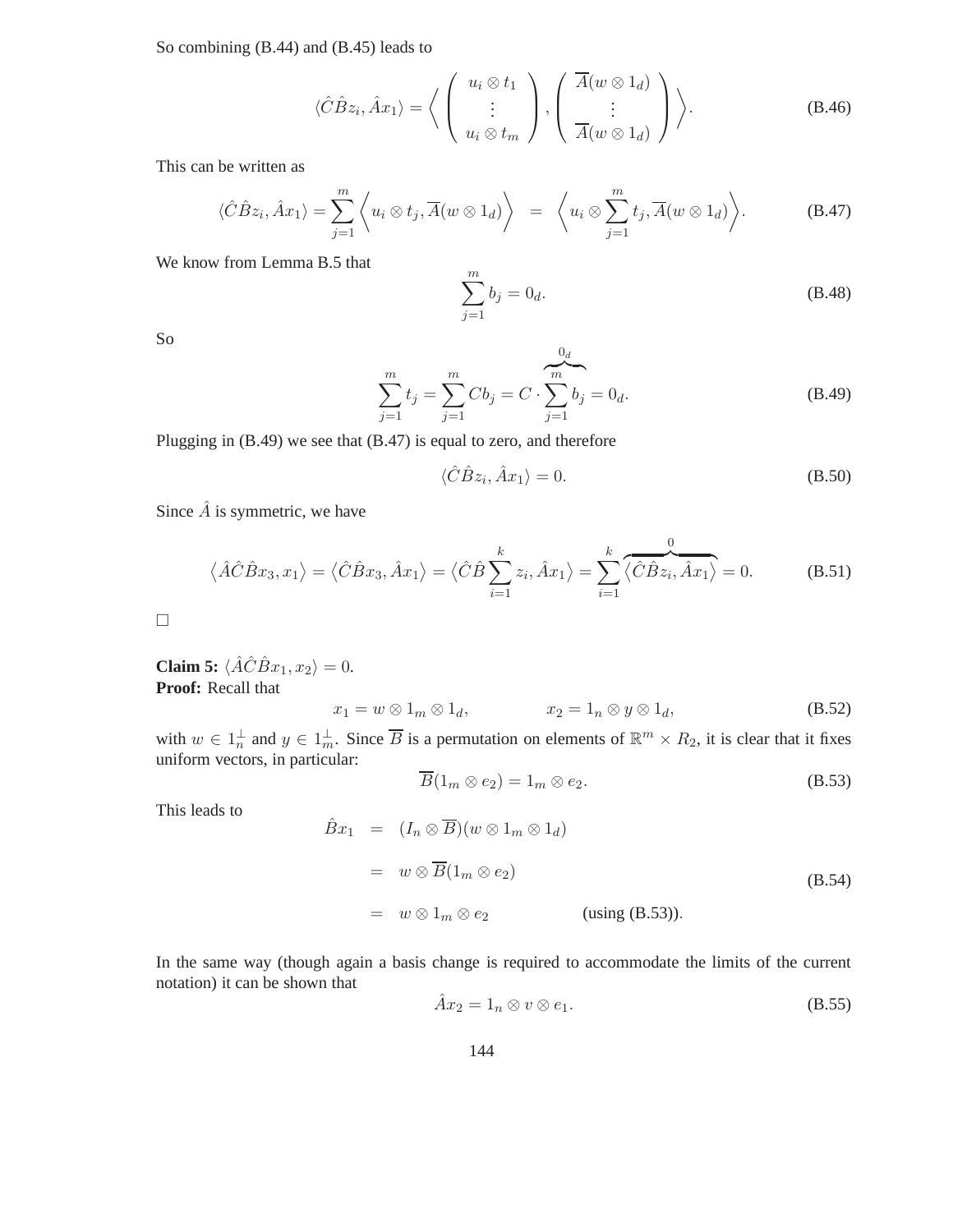So combining (B.44) and (B.45) leads to

$$\langle \hat{C}\hat{B}z_i, \hat{A}x_1\rangle = \left\langle \begin{pmatrix} u_i \otimes t_1 \\ \vdots \\ u_i \otimes t_m \end{pmatrix}, \begin{pmatrix} \overline{A}(w \otimes 1_d) \\ \vdots \\ \overline{A}(w \otimes 1_d) \end{pmatrix} \right\rangle. \tag{B.46}$$

This can be written as

$$\langle \hat{C}\hat{B}z_i, \hat{A}x_1\rangle = \sum_{j=1}^{m} \left\langle u_i \otimes t_j, \overline{A}(w \otimes 1_d) \right\rangle \;\; = \;\; \left\langle u_i \otimes \sum_{j=1}^{m} t_j, \overline{A}(w \otimes 1_d) \right\rangle. \tag{B.47}$$

We know from Lemma B.5 that

$$\sum_{j=1}^{m} b_j = 0_d. \tag{B.48}$$

So

$$\sum_{j=1}^{m} t_j = \sum_{j=1}^{m} C b_j = C \cdot \overbrace{\sum_{j=1}^{m} b_j}^{0_d} = 0_d. \tag{B.49}$$

Plugging in (B.49) we see that (B.47) is equal to zero, and therefore

$$\langle \hat{C}\hat{B}z_i, \hat{A}x_1\rangle = 0. \tag{B.50}$$

Since $\hat{A}$ is symmetric, we have

$$\left\langle \hat{A}\hat{C}\hat{B}x_3, x_1\right\rangle = \left\langle \hat{C}\hat{B}x_3, \hat{A}x_1\right\rangle = \left\langle \hat{C}\hat{B}\sum_{i=1}^{k} z_i, \hat{A}x_1\right\rangle = \sum_{i=1}^{k} \overbrace{\left\langle \hat{C}\hat{B}z_i, \hat{A}x_1\right\rangle}^{0} = 0. \tag{B.51}$$

□

**Claim 5:** $\langle \hat{A}\hat{C}\hat{B}x_1, x_2\rangle = 0$.
**Proof:** Recall that

$$x_1 = w \otimes 1_m \otimes 1_d, \qquad\qquad x_2 = 1_n \otimes y \otimes 1_d, \tag{B.52}$$

with $w \in 1_n^{\perp}$ and $y \in 1_m^{\perp}$. Since $\overline{B}$ is a permutation on elements of $\mathbb{R}^m \times R_2$, it is clear that it fixes uniform vectors, in particular:

$$\overline{B}(1_m \otimes e_2) = 1_m \otimes e_2. \tag{B.53}$$

This leads to

$$\begin{aligned} \hat{B}x_1 &= (I_n \otimes \overline{B})(w \otimes 1_m \otimes 1_d) \\ &= w \otimes \overline{B}(1_m \otimes e_2) \\ &= w \otimes 1_m \otimes e_2 \qquad\qquad \text{(using (B.53))}. \end{aligned} \tag{B.54}$$

In the same way (though again a basis change is required to accommodate the limits of the current notation) it can be shown that

$$\hat{A}x_2 = 1_n \otimes v \otimes e_1. \tag{B.55}$$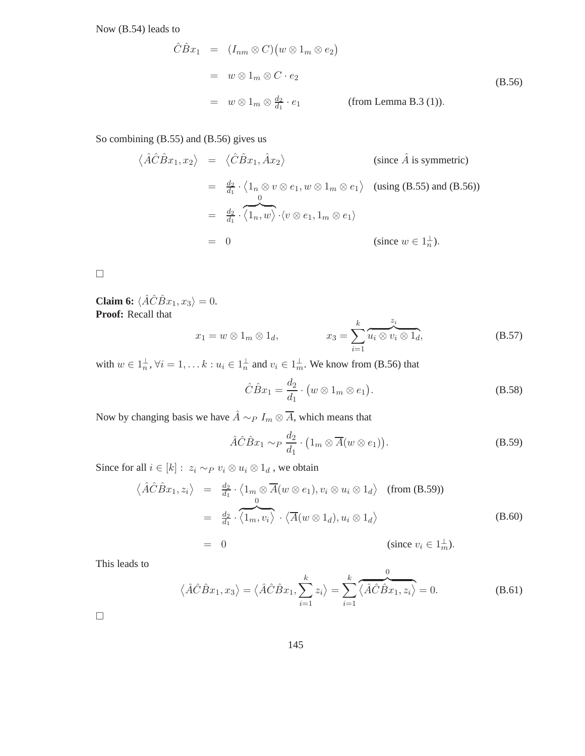Now (B.54) leads to

$$
\begin{aligned}
\hat{C}\hat{B}x_1 &= (I_{nm} \otimes C)\big(w \otimes 1_m \otimes e_2\big) \\
&= w \otimes 1_m \otimes C \cdot e_2 \\
&= w \otimes 1_m \otimes \tfrac{d_2}{d_1} \cdot e_1 \qquad \text{(from Lemma B.3 (1))}.
\end{aligned}
\tag{B.56}
$$

So combining (B.55) and (B.56) gives us

$$
\begin{aligned}
\big\langle \hat{A}\hat{C}\hat{B}x_1, x_2 \big\rangle &= \big\langle \hat{C}\hat{B}x_1, \hat{A}x_2 \big\rangle && \text{(since } \hat{A} \text{ is symmetric)} \\
&= \tfrac{d_2}{d_1} \cdot \big\langle 1_n \otimes v \otimes e_1, w \otimes 1_m \otimes e_1 \big\rangle && \text{(using (B.55) and (B.56))} \\
&= \tfrac{d_2}{d_1} \cdot \overbrace{\langle 1_n, w \rangle}^{0} \cdot \langle v \otimes e_1, 1_m \otimes e_1 \rangle \\
&= 0 && \text{(since } w \in 1_n^{\perp}\text{)}.
\end{aligned}
$$

□

**Claim 6:** $\langle \hat{A}\hat{C}\hat{B}x_1, x_3 \rangle = 0$.
**Proof:** Recall that

$$
x_1 = w \otimes 1_m \otimes 1_d, \qquad\qquad x_3 = \sum_{i=1}^{k} \overbrace{u_i \otimes v_i \otimes 1_d}^{z_i}, \tag{B.57}
$$

with $w \in 1_n^{\perp}$, $\forall i = 1, \ldots k : u_i \in 1_n^{\perp}$ and $v_i \in 1_m^{\perp}$. We know from (B.56) that

$$
\hat{C}\hat{B}x_1 = \frac{d_2}{d_1} \cdot \big(w \otimes 1_m \otimes e_1\big). \tag{B.58}
$$

Now by changing basis we have $\hat{A} \sim_P I_m \otimes \overline{A}$, which means that

$$
\hat{A}\hat{C}\hat{B}x_1 \sim_P \frac{d_2}{d_1} \cdot \big(1_m \otimes \overline{A}(w \otimes e_1)\big). \tag{B.59}
$$

Since for all $i \in [k] : \; z_i \sim_P v_i \otimes u_i \otimes 1_d$ , we obtain

$$
\begin{aligned}
\big\langle \hat{A}\hat{C}\hat{B}x_1, z_i \big\rangle &= \tfrac{d_2}{d_1} \cdot \big\langle 1_m \otimes \overline{A}(w \otimes e_1), v_i \otimes u_i \otimes 1_d \big\rangle && \text{(from (B.59))} \\
&= \tfrac{d_2}{d_1} \cdot \overbrace{\langle 1_m, v_i \rangle}^{0} \cdot \big\langle \overline{A}(w \otimes 1_d), u_i \otimes 1_d \big\rangle \\
&= 0 && \text{(since } v_i \in 1_m^{\perp}\text{)}.
\end{aligned}
\tag{B.60}
$$

This leads to

$$
\big\langle \hat{A}\hat{C}\hat{B}x_1, x_3 \big\rangle = \big\langle \hat{A}\hat{C}\hat{B}x_1, \sum_{i=1}^{k} z_i \big\rangle = \sum_{i=1}^{k} \overbrace{\big\langle \hat{A}\hat{C}\hat{B}x_1, z_i \big\rangle}^{0} = 0. \tag{B.61}
$$

□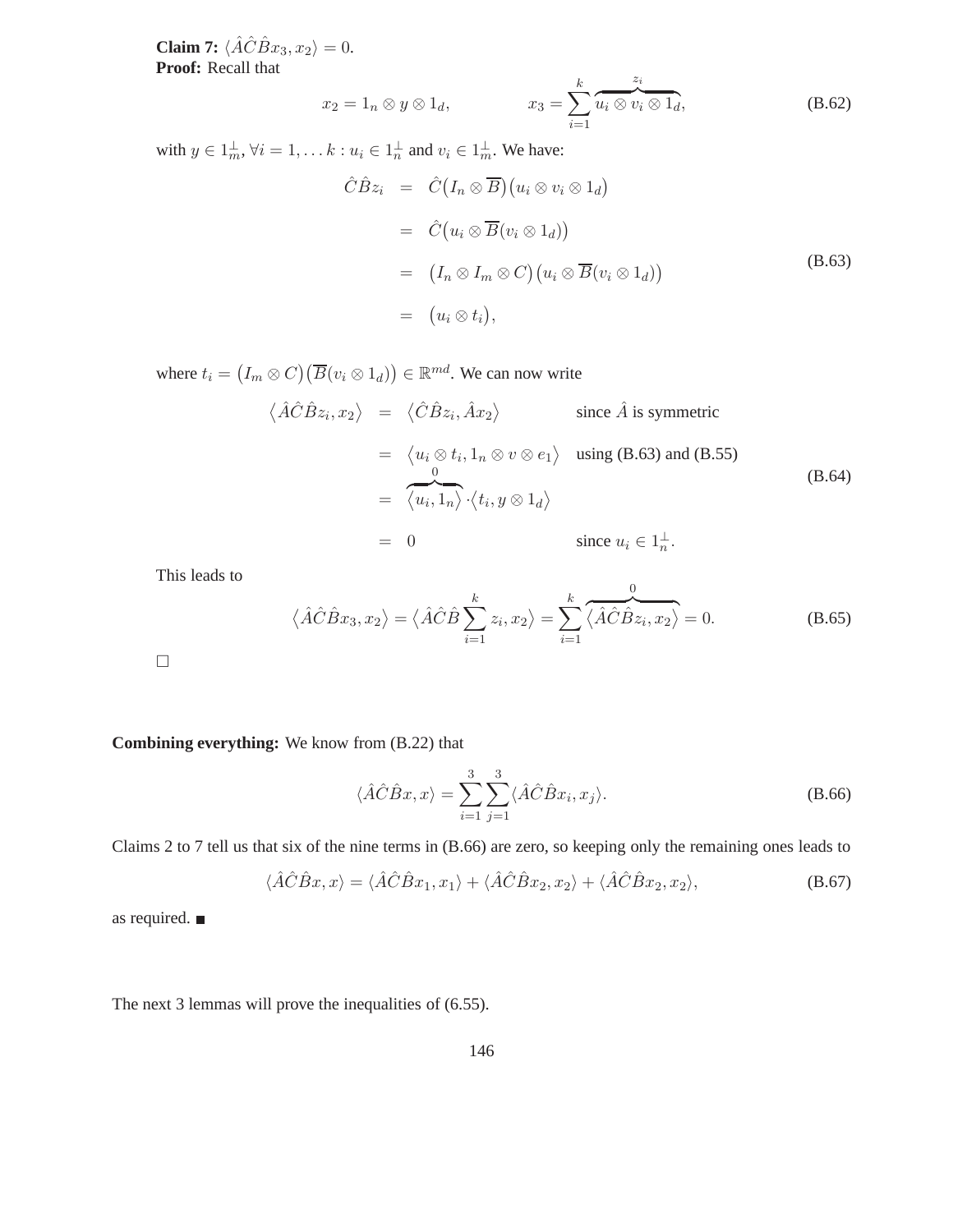**Claim 7:** $\langle \hat{A}\hat{C}\hat{B}x_3, x_2 \rangle = 0$.
**Proof:** Recall that

$$x_2 = 1_n \otimes y \otimes 1_d, \qquad\qquad x_3 = \sum_{i=1}^{k} \overbrace{u_i \otimes v_i \otimes 1_d}^{z_i}, \tag{B.62}$$

with $y \in 1_m^\perp$, $\forall i = 1, \ldots k : u_i \in 1_n^\perp$ and $v_i \in 1_m^\perp$. We have:

$$\begin{aligned}
\hat{C}\hat{B}z_i &= \hat{C}\big(I_n \otimes \overline{B}\big)\big(u_i \otimes v_i \otimes 1_d\big) \\
&= \hat{C}\big(u_i \otimes \overline{B}(v_i \otimes 1_d)\big) \\
&= \big(I_n \otimes I_m \otimes C\big)\big(u_i \otimes \overline{B}(v_i \otimes 1_d)\big) \\
&= \big(u_i \otimes t_i\big),
\end{aligned} \tag{B.63}$$

where $t_i = \big(I_m \otimes C\big)\big(\overline{B}(v_i \otimes 1_d)\big) \in \mathbb{R}^{md}$. We can now write

$$\begin{aligned}
\big\langle \hat{A}\hat{C}\hat{B}z_i, x_2 \big\rangle &= \big\langle \hat{C}\hat{B}z_i, \hat{A}x_2 \big\rangle && \text{since } \hat{A} \text{ is symmetric} \\
&= \big\langle u_i \otimes t_i, 1_n \otimes v \otimes e_1 \big\rangle && \text{using (B.63) and (B.55)} \\
&= \overbrace{\big\langle u_i, 1_n \big\rangle}^{0} \cdot \big\langle t_i, y \otimes 1_d \big\rangle \\
&= 0 && \text{since } u_i \in 1_n^\perp.
\end{aligned} \tag{B.64}$$

This leads to

$$\big\langle \hat{A}\hat{C}\hat{B}x_3, x_2 \big\rangle = \big\langle \hat{A}\hat{C}\hat{B}\sum_{i=1}^{k} z_i, x_2 \big\rangle = \sum_{i=1}^{k} \overbrace{\big\langle \hat{A}\hat{C}\hat{B}z_i, x_2 \big\rangle}^{0} = 0. \tag{B.65}$$

□

**Combining everything:** We know from (B.22) that

$$\langle \hat{A}\hat{C}\hat{B}x, x \rangle = \sum_{i=1}^{3}\sum_{j=1}^{3} \langle \hat{A}\hat{C}\hat{B}x_i, x_j \rangle. \tag{B.66}$$

Claims 2 to 7 tell us that six of the nine terms in (B.66) are zero, so keeping only the remaining ones leads to

$$\langle \hat{A}\hat{C}\hat{B}x, x \rangle = \langle \hat{A}\hat{C}\hat{B}x_1, x_1 \rangle + \langle \hat{A}\hat{C}\hat{B}x_2, x_2 \rangle + \langle \hat{A}\hat{C}\hat{B}x_2, x_2 \rangle, \tag{B.67}$$

as required. ■

The next 3 lemmas will prove the inequalities of (6.55).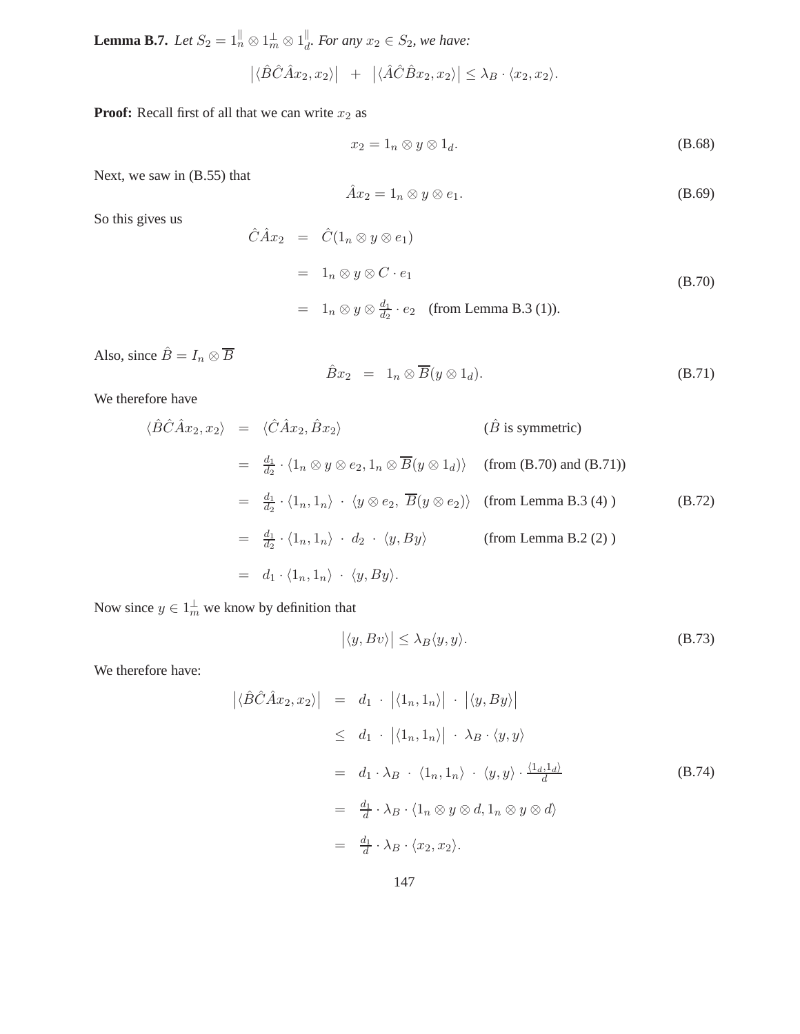**Lemma B.7.** *Let $S_2 = 1_n^{\|} \otimes 1_m^{\perp} \otimes 1_d^{\|}$. For any $x_2 \in S_2$, we have:*

$$\left|\langle \hat{B}\hat{C}\hat{A}x_2, x_2\rangle\right| \;\; + \;\; \left|\langle \hat{A}\hat{C}\hat{B}x_2, x_2\rangle\right| \leq \lambda_B \cdot \langle x_2, x_2\rangle.$$

**Proof:** Recall first of all that we can write $x_2$ as

$$x_2 = 1_n \otimes y \otimes 1_d. \tag{B.68}$$

Next, we saw in (B.55) that

$$\hat{A}x_2 = 1_n \otimes y \otimes e_1. \tag{B.69}$$

So this gives us

$$\begin{aligned} \hat{C}\hat{A}x_2 &= \hat{C}(1_n \otimes y \otimes e_1) \\ &= 1_n \otimes y \otimes C \cdot e_1 \\ &= 1_n \otimes y \otimes \tfrac{d_1}{d_2} \cdot e_2 \quad \text{(from Lemma B.3 (1))}. \end{aligned} \tag{B.70}$$

Also, since $\hat{B} = I_n \otimes \overline{B}$

$$\hat{B}x_2 \;\; = \;\; 1_n \otimes \overline{B}(y \otimes 1_d). \tag{B.71}$$

We therefore have

$$\begin{aligned} \langle \hat{B}\hat{C}\hat{A}x_2, x_2\rangle &= \langle \hat{C}\hat{A}x_2, \hat{B}x_2\rangle & (\hat{B} \text{ is symmetric}) \\ &= \tfrac{d_1}{d_2} \cdot \langle 1_n \otimes y \otimes e_2, 1_n \otimes \overline{B}(y \otimes 1_d)\rangle & \text{(from (B.70) and (B.71))} \\ &= \tfrac{d_1}{d_2} \cdot \langle 1_n, 1_n\rangle \; \cdot \; \langle y \otimes e_2, \; \overline{B}(y \otimes e_2)\rangle & \text{(from Lemma B.3 (4) )} \\ &= \tfrac{d_1}{d_2} \cdot \langle 1_n, 1_n\rangle \; \cdot \; d_2 \; \cdot \; \langle y, By\rangle & \text{(from Lemma B.2 (2) )} \\ &= d_1 \cdot \langle 1_n, 1_n\rangle \; \cdot \; \langle y, By\rangle. \end{aligned} \tag{B.72}$$

Now since $y \in 1_m^{\perp}$ we know by definition that

$$\left|\langle y, Bv\rangle\right| \leq \lambda_B \langle y, y\rangle. \tag{B.73}$$

We therefore have:

$$\begin{aligned} \left|\langle \hat{B}\hat{C}\hat{A}x_2, x_2\rangle\right| &= d_1 \; \cdot \; \left|\langle 1_n, 1_n\rangle\right| \; \cdot \; \left|\langle y, By\rangle\right| \\ &\leq d_1 \; \cdot \; \left|\langle 1_n, 1_n\rangle\right| \; \cdot \; \lambda_B \cdot \langle y, y\rangle \\ &= d_1 \cdot \lambda_B \; \cdot \; \langle 1_n, 1_n\rangle \; \cdot \; \langle y, y\rangle \cdot \tfrac{\langle 1_d, 1_d\rangle}{d} \\ &= \tfrac{d_1}{d} \cdot \lambda_B \cdot \langle 1_n \otimes y \otimes d, 1_n \otimes y \otimes d\rangle \\ &= \tfrac{d_1}{d} \cdot \lambda_B \cdot \langle x_2, x_2\rangle. \end{aligned} \tag{B.74}$$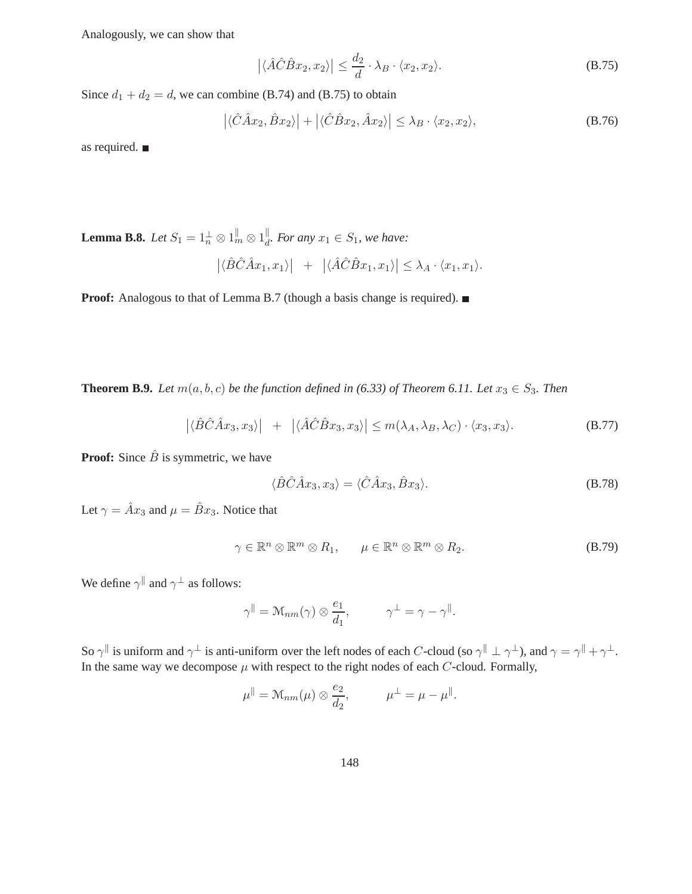Analogously, we can show that

$$\left|\langle \hat{A}\hat{C}\hat{B}x_2, x_2\rangle\right| \leq \frac{d_2}{d} \cdot \lambda_B \cdot \langle x_2, x_2\rangle. \tag{B.75}$$

Since $d_1 + d_2 = d$, we can combine (B.74) and (B.75) to obtain

$$\left|\langle \hat{C}\hat{A}x_2, \hat{B}x_2\rangle\right| + \left|\langle \hat{C}\hat{B}x_2, \hat{A}x_2\rangle\right| \leq \lambda_B \cdot \langle x_2, x_2\rangle, \tag{B.76}$$

as required. ■

**Lemma B.8.** *Let $S_1 = 1_n^{\perp} \otimes 1_m^{\parallel} \otimes 1_d^{\parallel}$. For any $x_1 \in S_1$, we have:*

$$\left|\langle \hat{B}\hat{C}\hat{A}x_1, x_1\rangle\right| \quad + \quad \left|\langle \hat{A}\hat{C}\hat{B}x_1, x_1\rangle\right| \leq \lambda_A \cdot \langle x_1, x_1\rangle.$$

**Proof:** Analogous to that of Lemma B.7 (though a basis change is required). ■

**Theorem B.9.** *Let $m(a, b, c)$ be the function defined in (6.33) of Theorem 6.11. Let $x_3 \in S_3$. Then*

$$\left|\langle \hat{B}\hat{C}\hat{A}x_3, x_3\rangle\right| \quad + \quad \left|\langle \hat{A}\hat{C}\hat{B}x_3, x_3\rangle\right| \leq m(\lambda_A, \lambda_B, \lambda_C) \cdot \langle x_3, x_3\rangle. \tag{B.77}$$

**Proof:** Since $\hat{B}$ is symmetric, we have

$$\langle \hat{B}\hat{C}\hat{A}x_3, x_3\rangle = \langle \hat{C}\hat{A}x_3, \hat{B}x_3\rangle. \tag{B.78}$$

Let $\gamma = \hat{A}x_3$ and $\mu = \hat{B}x_3$. Notice that

$$\gamma \in \mathbb{R}^n \otimes \mathbb{R}^m \otimes R_1, \qquad \mu \in \mathbb{R}^n \otimes \mathbb{R}^m \otimes R_2. \tag{B.79}$$

We define $\gamma^{\parallel}$ and $\gamma^{\perp}$ as follows:

$$\gamma^{\parallel} = \mathcal{M}_{nm}(\gamma) \otimes \frac{e_1}{d_1}, \qquad \gamma^{\perp} = \gamma - \gamma^{\parallel}.$$

So $\gamma^{\parallel}$ is uniform and $\gamma^{\perp}$ is anti-uniform over the left nodes of each $C$-cloud (so $\gamma^{\parallel} \perp \gamma^{\perp}$), and $\gamma = \gamma^{\parallel} + \gamma^{\perp}$. In the same way we decompose $\mu$ with respect to the right nodes of each $C$-cloud. Formally,

$$\mu^{\parallel} = \mathcal{M}_{nm}(\mu) \otimes \frac{e_2}{d_2}, \qquad \mu^{\perp} = \mu - \mu^{\parallel}.$$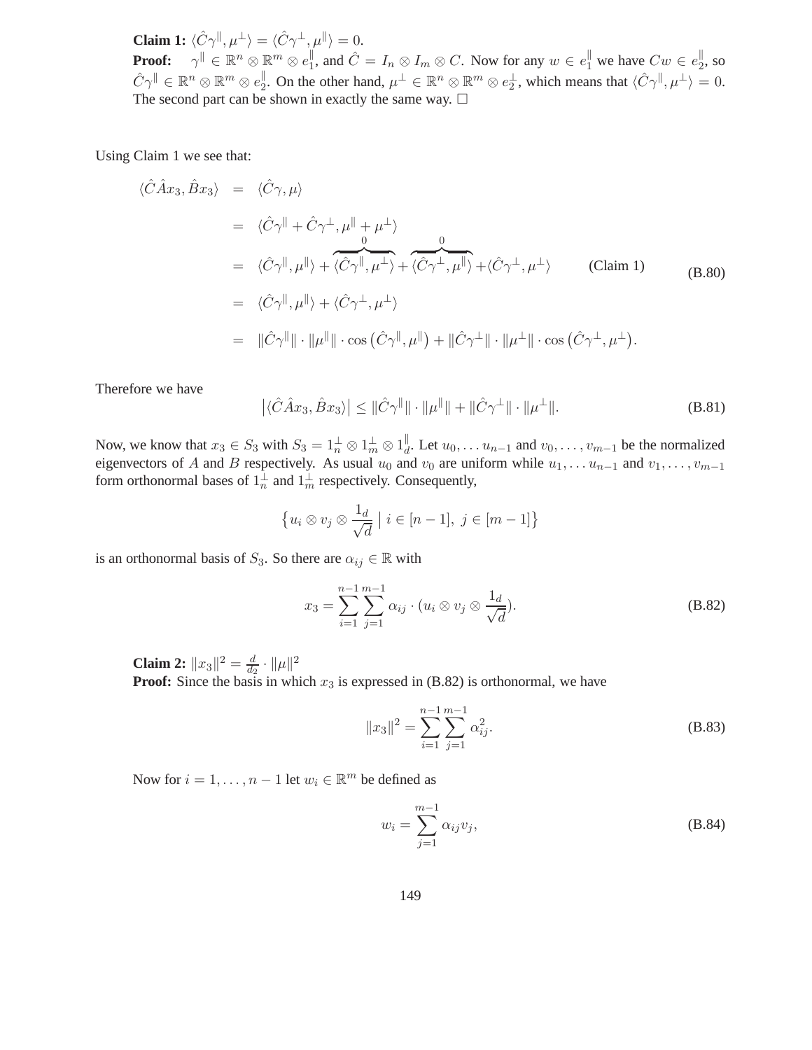**Claim 1:** $\langle \hat{C}\gamma^{\|}, \mu^{\perp}\rangle = \langle \hat{C}\gamma^{\perp}, \mu^{\|}\rangle = 0$.
**Proof:** $\gamma^{\|} \in \mathbb{R}^n \otimes \mathbb{R}^m \otimes e_1^{\|}$, and $\hat{C} = I_n \otimes I_m \otimes C$. Now for any $w \in e_1^{\|}$ we have $Cw \in e_2^{\|}$, so $\hat{C}\gamma^{\|} \in \mathbb{R}^n \otimes \mathbb{R}^m \otimes e_2^{\|}$. On the other hand, $\mu^{\perp} \in \mathbb{R}^n \otimes \mathbb{R}^m \otimes e_2^{\perp}$, which means that $\langle \hat{C}\gamma^{\|}, \mu^{\perp}\rangle = 0$. The second part can be shown in exactly the same way. □

Using Claim 1 we see that:

$$
\begin{aligned}
\langle \hat{C}\hat{A}x_3, \hat{B}x_3\rangle &= \langle \hat{C}\gamma, \mu\rangle \\
&= \langle \hat{C}\gamma^{\|} + \hat{C}\gamma^{\perp}, \mu^{\|} + \mu^{\perp}\rangle \\
&= \langle \hat{C}\gamma^{\|}, \mu^{\|}\rangle + \overbrace{\langle \hat{C}\gamma^{\|}, \mu^{\perp}\rangle}^{0} + \overbrace{\langle \hat{C}\gamma^{\perp}, \mu^{\|}\rangle}^{0} + \langle \hat{C}\gamma^{\perp}, \mu^{\perp}\rangle \qquad \text{(Claim 1)} \\
&= \langle \hat{C}\gamma^{\|}, \mu^{\|}\rangle + \langle \hat{C}\gamma^{\perp}, \mu^{\perp}\rangle \\
&= \|\hat{C}\gamma^{\|}\| \cdot \|\mu^{\|}\| \cdot \cos\left(\hat{C}\gamma^{\|}, \mu^{\|}\right) + \|\hat{C}\gamma^{\perp}\| \cdot \|\mu^{\perp}\| \cdot \cos\left(\hat{C}\gamma^{\perp}, \mu^{\perp}\right).
\end{aligned}
\tag{B.80}
$$

Therefore we have

$$
\left|\langle \hat{C}\hat{A}x_3, \hat{B}x_3\rangle\right| \leq \|\hat{C}\gamma^{\|}\| \cdot \|\mu^{\|}\| + \|\hat{C}\gamma^{\perp}\| \cdot \|\mu^{\perp}\|. \tag{B.81}
$$

Now, we know that $x_3 \in S_3$ with $S_3 = 1_n^{\perp} \otimes 1_m^{\perp} \otimes 1_d^{\|}$. Let $u_0, \ldots u_{n-1}$ and $v_0, \ldots, v_{m-1}$ be the normalized eigenvectors of $A$ and $B$ respectively. As usual $u_0$ and $v_0$ are uniform while $u_1, \ldots u_{n-1}$ and $v_1, \ldots, v_{m-1}$ form orthonormal bases of $1_n^{\perp}$ and $1_m^{\perp}$ respectively. Consequently,

$$
\left\{u_i \otimes v_j \otimes \frac{1_d}{\sqrt{d}} \;\middle|\; i \in [n-1],\ j \in [m-1]\right\}
$$

is an orthonormal basis of $S_3$. So there are $\alpha_{ij} \in \mathbb{R}$ with

$$
x_3 = \sum_{i=1}^{n-1}\sum_{j=1}^{m-1} \alpha_{ij} \cdot (u_i \otimes v_j \otimes \frac{1_d}{\sqrt{d}}). \tag{B.82}
$$

**Claim 2:** $\|x_3\|^2 = \frac{d}{d_2} \cdot \|\mu\|^2$
**Proof:** Since the basis in which $x_3$ is expressed in (B.82) is orthonormal, we have

$$
\|x_3\|^2 = \sum_{i=1}^{n-1}\sum_{j=1}^{m-1} \alpha_{ij}^2. \tag{B.83}
$$

Now for $i = 1, \ldots, n-1$ let $w_i \in \mathbb{R}^m$ be defined as

$$
w_i = \sum_{j=1}^{m-1} \alpha_{ij} v_j, \tag{B.84}
$$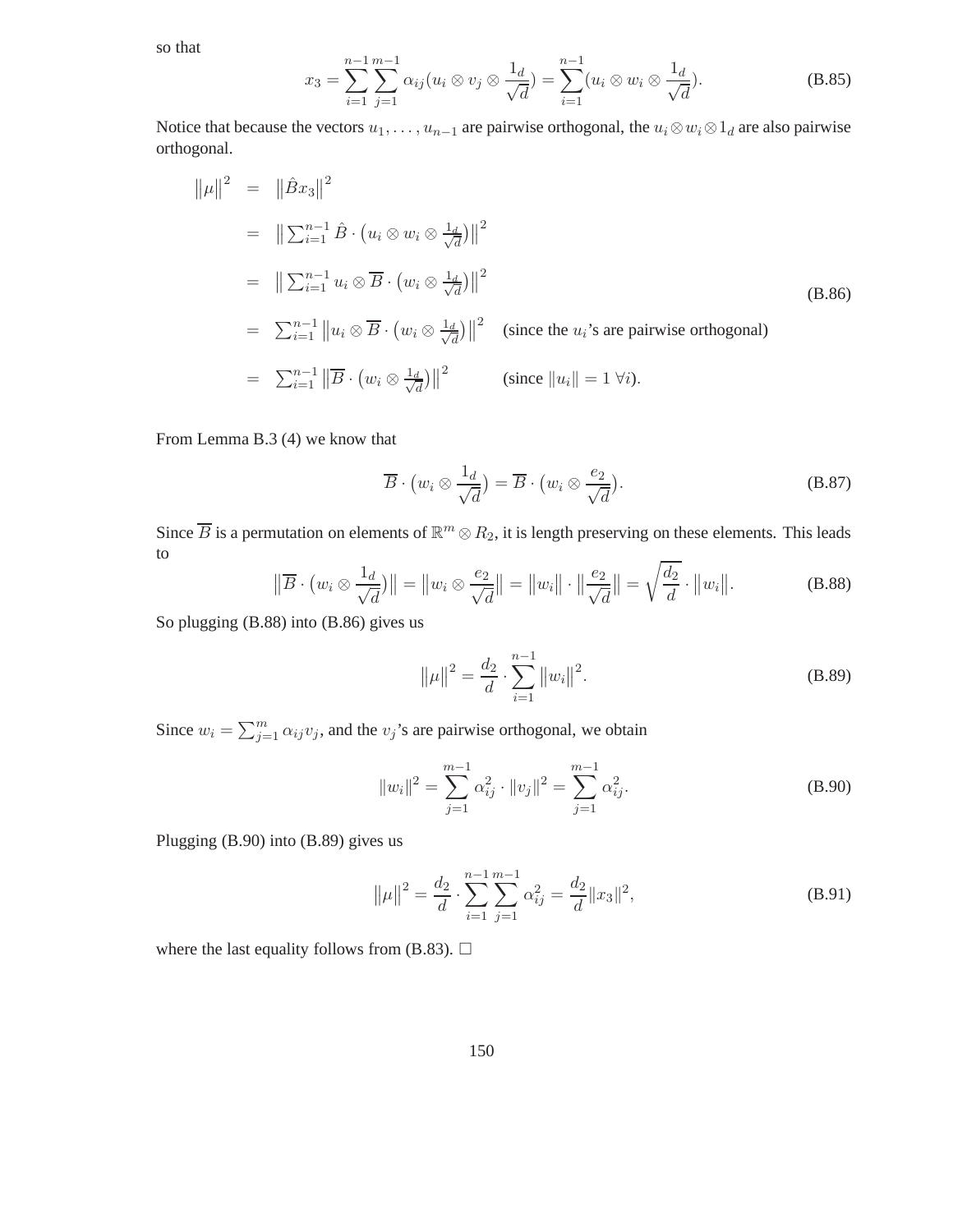so that

$$x_3 = \sum_{i=1}^{n-1}\sum_{j=1}^{m-1} \alpha_{ij}(u_i \otimes v_j \otimes \frac{1_d}{\sqrt{d}}) = \sum_{i=1}^{n-1}(u_i \otimes w_i \otimes \frac{1_d}{\sqrt{d}}). \tag{B.85}$$

Notice that because the vectors $u_1, \ldots, u_{n-1}$ are pairwise orthogonal, the $u_i \otimes w_i \otimes 1_d$ are also pairwise orthogonal.

$$\begin{aligned}
\|\mu\|^2 &= \|\hat{B}x_3\|^2 \\
&= \big\| \textstyle\sum_{i=1}^{n-1} \hat{B} \cdot \big(u_i \otimes w_i \otimes \frac{1_d}{\sqrt{d}}\big)\big\|^2 \\
&= \big\| \textstyle\sum_{i=1}^{n-1} u_i \otimes \overline{B} \cdot \big(w_i \otimes \frac{1_d}{\sqrt{d}}\big)\big\|^2 \\
&= \textstyle\sum_{i=1}^{n-1} \big\|u_i \otimes \overline{B} \cdot \big(w_i \otimes \frac{1_d}{\sqrt{d}}\big)\big\|^2 \quad \text{(since the } u_i\text{'s are pairwise orthogonal)} \\
&= \textstyle\sum_{i=1}^{n-1} \big\|\overline{B} \cdot \big(w_i \otimes \frac{1_d}{\sqrt{d}}\big)\big\|^2 \qquad \text{(since } \|u_i\| = 1 \ \forall i\text{)}.
\end{aligned} \tag{B.86}$$

From Lemma B.3 (4) we know that

$$\overline{B} \cdot \big(w_i \otimes \frac{1_d}{\sqrt{d}}\big) = \overline{B} \cdot \big(w_i \otimes \frac{e_2}{\sqrt{d}}\big). \tag{B.87}$$

Since $\overline{B}$ is a permutation on elements of $\mathbb{R}^m \otimes R_2$, it is length preserving on these elements. This leads to

$$\big\|\overline{B} \cdot \big(w_i \otimes \frac{1_d}{\sqrt{d}}\big)\big\| = \big\|w_i \otimes \frac{e_2}{\sqrt{d}}\big\| = \big\|w_i\big\| \cdot \big\|\frac{e_2}{\sqrt{d}}\big\| = \sqrt{\frac{d_2}{d}} \cdot \big\|w_i\big\|. \tag{B.88}$$

So plugging (B.88) into (B.86) gives us

$$\big\|\mu\big\|^2 = \frac{d_2}{d} \cdot \sum_{i=1}^{n-1} \big\|w_i\big\|^2. \tag{B.89}$$

Since $w_i = \sum_{j=1}^{m} \alpha_{ij} v_j$, and the $v_j$'s are pairwise orthogonal, we obtain

$$\|w_i\|^2 = \sum_{j=1}^{m-1} \alpha_{ij}^2 \cdot \|v_j\|^2 = \sum_{j=1}^{m-1} \alpha_{ij}^2. \tag{B.90}$$

Plugging (B.90) into (B.89) gives us

$$\big\|\mu\big\|^2 = \frac{d_2}{d} \cdot \sum_{i=1}^{n-1}\sum_{j=1}^{m-1} \alpha_{ij}^2 = \frac{d_2}{d}\|x_3\|^2, \tag{B.91}$$

where the last equality follows from (B.83). $\square$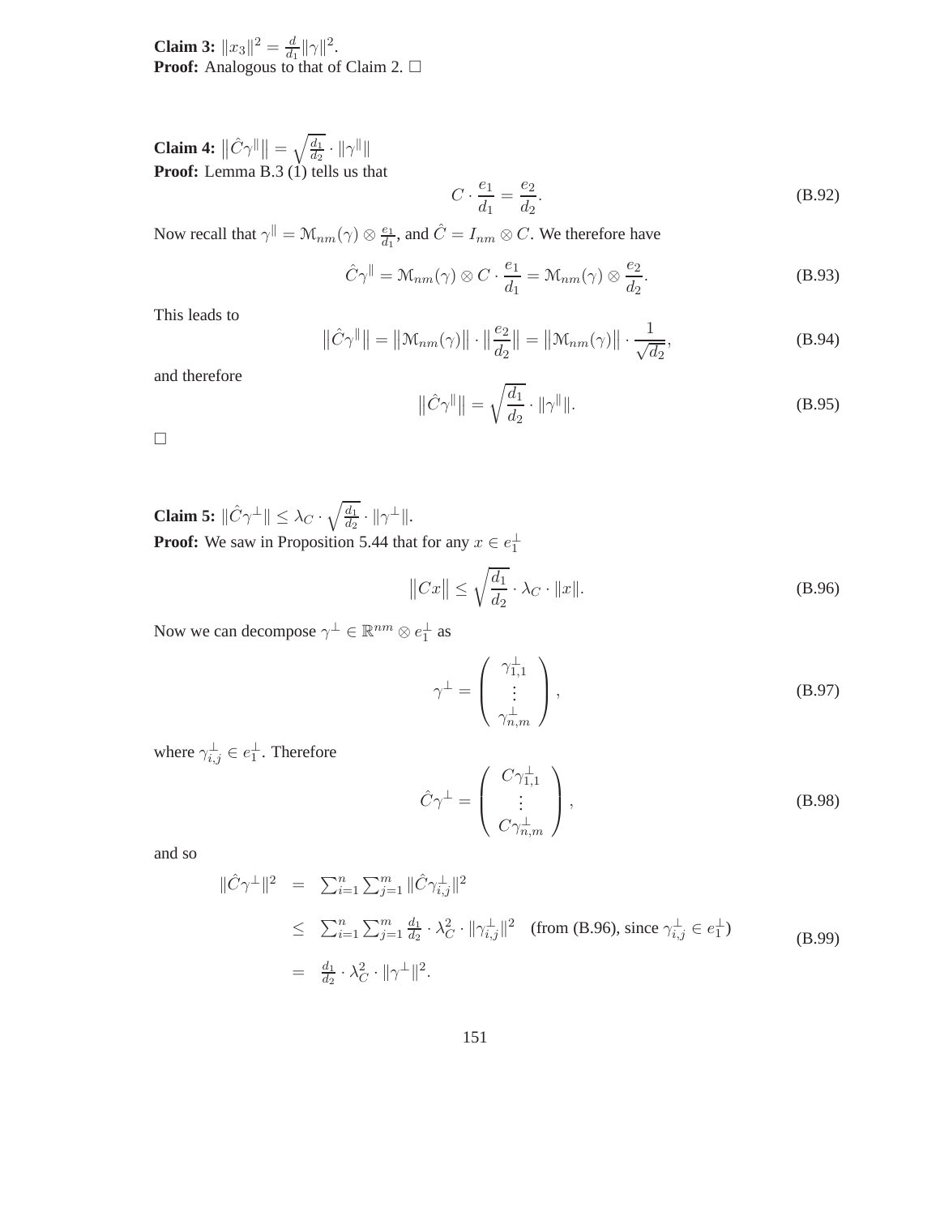**Claim 3:** $\|x_3\|^2 = \frac{d}{d_1}\|\gamma\|^2$.
**Proof:** Analogous to that of Claim 2. □

**Claim 4:** $\|\hat{C}\gamma^{\|}\| = \sqrt{\frac{d_1}{d_2}} \cdot \|\gamma^{\|}\|$
**Proof:** Lemma B.3 (1) tells us that

$$C \cdot \frac{e_1}{d_1} = \frac{e_2}{d_2}. \tag{B.92}$$

Now recall that $\gamma^{\|} = \mathcal{M}_{nm}(\gamma) \otimes \frac{e_1}{d_1}$, and $\hat{C} = I_{nm} \otimes C$. We therefore have

$$\hat{C}\gamma^{\|} = \mathcal{M}_{nm}(\gamma) \otimes C \cdot \frac{e_1}{d_1} = \mathcal{M}_{nm}(\gamma) \otimes \frac{e_2}{d_2}. \tag{B.93}$$

This leads to

$$\|\hat{C}\gamma^{\|}\| = \|\mathcal{M}_{nm}(\gamma)\| \cdot \|\frac{e_2}{d_2}\| = \|\mathcal{M}_{nm}(\gamma)\| \cdot \frac{1}{\sqrt{d_2}}, \tag{B.94}$$

and therefore

$$\|\hat{C}\gamma^{\|}\| = \sqrt{\frac{d_1}{d_2}} \cdot \|\gamma^{\|}\|. \tag{B.95}$$

□

**Claim 5:** $\|\hat{C}\gamma^{\perp}\| \leq \lambda_C \cdot \sqrt{\frac{d_1}{d_2}} \cdot \|\gamma^{\perp}\|$.
**Proof:** We saw in Proposition 5.44 that for any $x \in e_1^{\perp}$

$$\|Cx\| \leq \sqrt{\frac{d_1}{d_2}} \cdot \lambda_C \cdot \|x\|. \tag{B.96}$$

Now we can decompose $\gamma^{\perp} \in \mathbb{R}^{nm} \otimes e_1^{\perp}$ as

$$\gamma^{\perp} = \begin{pmatrix} \gamma^{\perp}_{1,1} \\ \vdots \\ \gamma^{\perp}_{n,m} \end{pmatrix}, \tag{B.97}$$

where $\gamma^{\perp}_{i,j} \in e_1^{\perp}$. Therefore

$$\hat{C}\gamma^{\perp} = \begin{pmatrix} C\gamma^{\perp}_{1,1} \\ \vdots \\ C\gamma^{\perp}_{n,m} \end{pmatrix}, \tag{B.98}$$

and so

$$\begin{aligned} \|\hat{C}\gamma^{\perp}\|^2 &= \sum_{i=1}^{n}\sum_{j=1}^{m} \|\hat{C}\gamma^{\perp}_{i,j}\|^2 \\ &\leq \sum_{i=1}^{n}\sum_{j=1}^{m} \frac{d_1}{d_2} \cdot \lambda_C^2 \cdot \|\gamma^{\perp}_{i,j}\|^2 \quad \text{(from (B.96), since } \gamma^{\perp}_{i,j} \in e_1^{\perp}) \\ &= \frac{d_1}{d_2} \cdot \lambda_C^2 \cdot \|\gamma^{\perp}\|^2. \end{aligned} \tag{B.99}$$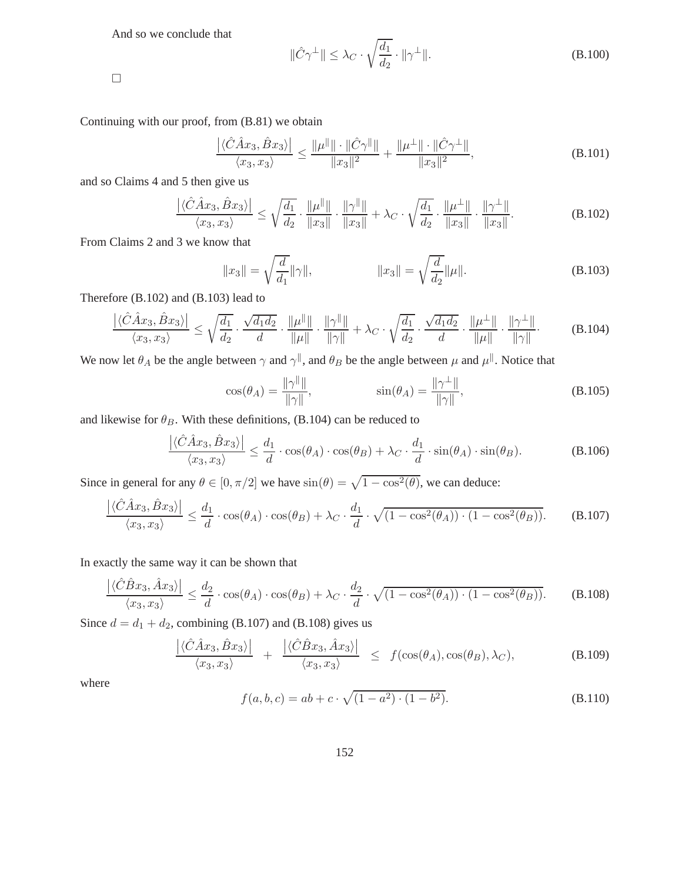And so we conclude that

$$\|\hat{C}\gamma^{\perp}\| \leq \lambda_C \cdot \sqrt{\frac{d_1}{d_2}} \cdot \|\gamma^{\perp}\|. \tag{B.100}$$

□

Continuing with our proof, from (B.81) we obtain

$$\frac{\left|\langle \hat{C}\hat{A}x_3, \hat{B}x_3\rangle\right|}{\langle x_3, x_3\rangle} \leq \frac{\|\mu^{\|}\| \cdot \|\hat{C}\gamma^{\|}\|}{\|x_3\|^2} + \frac{\|\mu^{\perp}\| \cdot \|\hat{C}\gamma^{\perp}\|}{\|x_3\|^2}, \tag{B.101}$$

and so Claims 4 and 5 then give us

$$\frac{\left|\langle \hat{C}\hat{A}x_3, \hat{B}x_3\rangle\right|}{\langle x_3, x_3\rangle} \leq \sqrt{\frac{d_1}{d_2}} \cdot \frac{\|\mu^{\|}\|}{\|x_3\|} \cdot \frac{\|\gamma^{\|}\|}{\|x_3\|} + \lambda_C \cdot \sqrt{\frac{d_1}{d_2}} \cdot \frac{\|\mu^{\perp}\|}{\|x_3\|} \cdot \frac{\|\gamma^{\perp}\|}{\|x_3\|}. \tag{B.102}$$

From Claims 2 and 3 we know that

$$\|x_3\| = \sqrt{\frac{d}{d_1}}\|\gamma\|, \qquad \|x_3\| = \sqrt{\frac{d}{d_2}}\|\mu\|. \tag{B.103}$$

Therefore (B.102) and (B.103) lead to

$$\frac{\left|\langle \hat{C}\hat{A}x_3, \hat{B}x_3\rangle\right|}{\langle x_3, x_3\rangle} \leq \sqrt{\frac{d_1}{d_2}} \cdot \frac{\sqrt{d_1 d_2}}{d} \cdot \frac{\|\mu^{\|}\|}{\|\mu\|} \cdot \frac{\|\gamma^{\|}\|}{\|\gamma\|} + \lambda_C \cdot \sqrt{\frac{d_1}{d_2}} \cdot \frac{\sqrt{d_1 d_2}}{d} \cdot \frac{\|\mu^{\perp}\|}{\|\mu\|} \cdot \frac{\|\gamma^{\perp}\|}{\|\gamma\|}. \tag{B.104}$$

We now let $\theta_A$ be the angle between $\gamma$ and $\gamma^{\|}$, and $\theta_B$ be the angle between $\mu$ and $\mu^{\|}$. Notice that

$$\cos(\theta_A) = \frac{\|\gamma^{\|}\|}{\|\gamma\|}, \qquad \sin(\theta_A) = \frac{\|\gamma^{\perp}\|}{\|\gamma\|}, \tag{B.105}$$

and likewise for $\theta_B$. With these definitions, (B.104) can be reduced to

$$\frac{\left|\langle \hat{C}\hat{A}x_3, \hat{B}x_3\rangle\right|}{\langle x_3, x_3\rangle} \leq \frac{d_1}{d} \cdot \cos(\theta_A) \cdot \cos(\theta_B) + \lambda_C \cdot \frac{d_1}{d} \cdot \sin(\theta_A) \cdot \sin(\theta_B). \tag{B.106}$$

Since in general for any $\theta \in [0, \pi/2]$ we have $\sin(\theta) = \sqrt{1 - \cos^2(\theta)}$, we can deduce:

$$\frac{\left|\langle \hat{C}\hat{A}x_3, \hat{B}x_3\rangle\right|}{\langle x_3, x_3\rangle} \leq \frac{d_1}{d} \cdot \cos(\theta_A) \cdot \cos(\theta_B) + \lambda_C \cdot \frac{d_1}{d} \cdot \sqrt{(1 - \cos^2(\theta_A)) \cdot (1 - \cos^2(\theta_B))}. \tag{B.107}$$

In exactly the same way it can be shown that

$$\frac{\left|\langle \hat{C}\hat{B}x_3, \hat{A}x_3\rangle\right|}{\langle x_3, x_3\rangle} \leq \frac{d_2}{d} \cdot \cos(\theta_A) \cdot \cos(\theta_B) + \lambda_C \cdot \frac{d_2}{d} \cdot \sqrt{(1 - \cos^2(\theta_A)) \cdot (1 - \cos^2(\theta_B))}. \tag{B.108}$$

Since $d = d_1 + d_2$, combining (B.107) and (B.108) gives us

$$\frac{\left|\langle \hat{C}\hat{A}x_3, \hat{B}x_3\rangle\right|}{\langle x_3, x_3\rangle} + \frac{\left|\langle \hat{C}\hat{B}x_3, \hat{A}x_3\rangle\right|}{\langle x_3, x_3\rangle} \leq f(\cos(\theta_A), \cos(\theta_B), \lambda_C), \tag{B.109}$$

where

$$f(a, b, c) = ab + c \cdot \sqrt{(1 - a^2) \cdot (1 - b^2)}. \tag{B.110}$$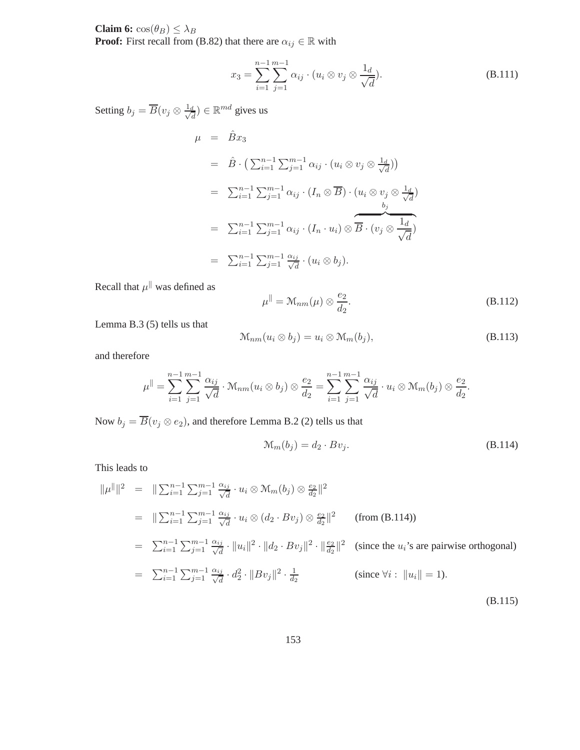**Claim 6:** $\cos(\theta_B) \leq \lambda_B$
**Proof:** First recall from (B.82) that there are $\alpha_{ij} \in \mathbb{R}$ with

$$x_3 = \sum_{i=1}^{n-1} \sum_{j=1}^{m-1} \alpha_{ij} \cdot (u_i \otimes v_j \otimes \frac{1_d}{\sqrt{d}}). \tag{B.111}$$

Setting $b_j = \overline{B}(v_j \otimes \frac{1_d}{\sqrt{d}}) \in \mathbb{R}^{md}$ gives us

$$\begin{aligned}
\mu &= \hat{B} x_3 \\
&= \hat{B} \cdot \big( \textstyle\sum_{i=1}^{n-1} \sum_{j=1}^{m-1} \alpha_{ij} \cdot (u_i \otimes v_j \otimes \frac{1_d}{\sqrt{d}}) \big) \\
&= \textstyle\sum_{i=1}^{n-1} \sum_{j=1}^{m-1} \alpha_{ij} \cdot (I_n \otimes \overline{B}) \cdot (u_i \otimes v_j \otimes \frac{1_d}{\sqrt{d}}) \\
&= \textstyle\sum_{i=1}^{n-1} \sum_{j=1}^{m-1} \alpha_{ij} \cdot (I_n \cdot u_i) \otimes \overbrace{\overline{B} \cdot (v_j \otimes \frac{1_d}{\sqrt{d}})}^{b_j} \\
&= \textstyle\sum_{i=1}^{n-1} \sum_{j=1}^{m-1} \frac{\alpha_{ij}}{\sqrt{d}} \cdot (u_i \otimes b_j).
\end{aligned}$$

Recall that $\mu^{\|}$ was defined as

$$\mu^{\|} = \mathcal{M}_{nm}(\mu) \otimes \frac{e_2}{d_2}. \tag{B.112}$$

Lemma B.3 (5) tells us that

$$\mathcal{M}_{nm}(u_i \otimes b_j) = u_i \otimes \mathcal{M}_m(b_j), \tag{B.113}$$

and therefore

$$\mu^{\|} = \sum_{i=1}^{n-1} \sum_{j=1}^{m-1} \frac{\alpha_{ij}}{\sqrt{d}} \cdot \mathcal{M}_{nm}(u_i \otimes b_j) \otimes \frac{e_2}{d_2} = \sum_{i=1}^{n-1} \sum_{j=1}^{m-1} \frac{\alpha_{ij}}{\sqrt{d}} \cdot u_i \otimes \mathcal{M}_m(b_j) \otimes \frac{e_2}{d_2}.$$

Now $b_j = \overline{B}(v_j \otimes e_2)$, and therefore Lemma B.2 (2) tells us that

$$\mathcal{M}_m(b_j) = d_2 \cdot B v_j. \tag{B.114}$$

This leads to

$$\begin{aligned}
\|\mu^{\|}\|^2 &= \|\textstyle\sum_{i=1}^{n-1} \sum_{j=1}^{m-1} \frac{\alpha_{ij}}{\sqrt{d}} \cdot u_i \otimes \mathcal{M}_m(b_j) \otimes \frac{e_2}{d_2}\|^2 \\
&= \|\textstyle\sum_{i=1}^{n-1} \sum_{j=1}^{m-1} \frac{\alpha_{ij}}{\sqrt{d}} \cdot u_i \otimes (d_2 \cdot B v_j) \otimes \frac{e_2}{d_2}\|^2 \qquad \text{(from (B.114))} \\
&= \textstyle\sum_{i=1}^{n-1} \sum_{j=1}^{m-1} \frac{\alpha_{ij}}{\sqrt{d}} \cdot \|u_i\|^2 \cdot \|d_2 \cdot B v_j\|^2 \cdot \|\frac{e_2}{d_2}\|^2 \quad \text{(since the } u_i\text{'s are pairwise orthogonal)} \\
&= \textstyle\sum_{i=1}^{n-1} \sum_{j=1}^{m-1} \frac{\alpha_{ij}}{\sqrt{d}} \cdot d_2^2 \cdot \|B v_j\|^2 \cdot \frac{1}{d_2} \qquad \text{(since } \forall i: \ \|u_i\| = 1\text{).}
\end{aligned} \tag{B.115}$$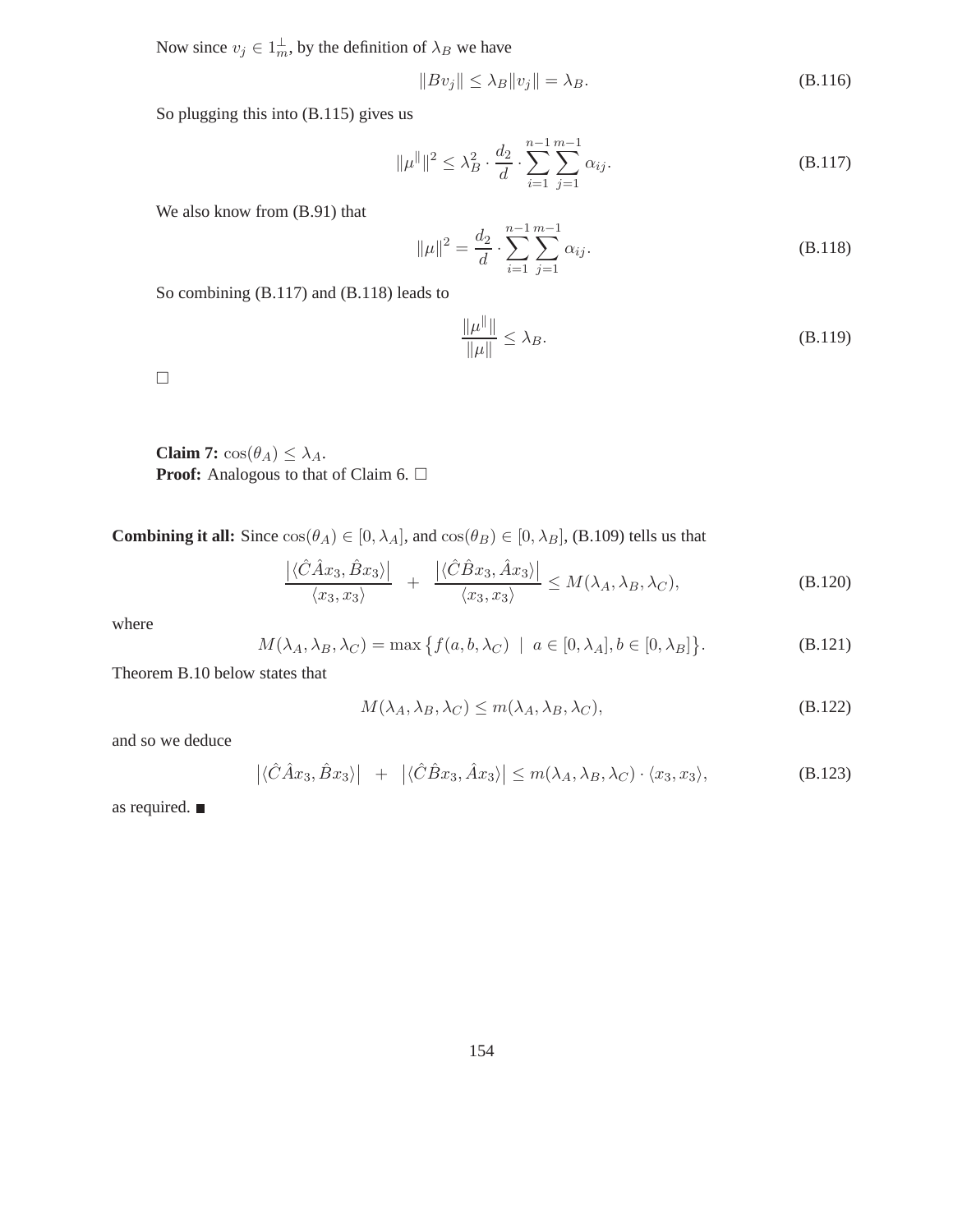Now since $v_j \in 1_m^{\perp}$, by the definition of $\lambda_B$ we have

$$\|Bv_j\| \leq \lambda_B \|v_j\| = \lambda_B. \tag{B.116}$$

So plugging this into (B.115) gives us

$$\|\mu^{\|}\|^2 \leq \lambda_B^2 \cdot \frac{d_2}{d} \cdot \sum_{i=1}^{n-1} \sum_{j=1}^{m-1} \alpha_{ij}. \tag{B.117}$$

We also know from (B.91) that

$$\|\mu\|^2 = \frac{d_2}{d} \cdot \sum_{i=1}^{n-1} \sum_{j=1}^{m-1} \alpha_{ij}. \tag{B.118}$$

So combining (B.117) and (B.118) leads to

$$\frac{\|\mu^{\|}\|}{\|\mu\|} \leq \lambda_B. \tag{B.119}$$

$\square$

**Claim 7:** $\cos(\theta_A) \leq \lambda_A$.
**Proof:** Analogous to that of Claim 6. $\square$

**Combining it all:** Since $\cos(\theta_A) \in [0, \lambda_A]$, and $\cos(\theta_B) \in [0, \lambda_B]$, (B.109) tells us that

$$\frac{\left|\langle \hat{C}\hat{A}x_3, \hat{B}x_3 \rangle\right|}{\langle x_3, x_3 \rangle} \;\; + \;\; \frac{\left|\langle \hat{C}\hat{B}x_3, \hat{A}x_3 \rangle\right|}{\langle x_3, x_3 \rangle} \leq M(\lambda_A, \lambda_B, \lambda_C), \tag{B.120}$$

where

$$M(\lambda_A, \lambda_B, \lambda_C) = \max\left\{ f(a, b, \lambda_C) \;\mid\; a \in [0, \lambda_A], b \in [0, \lambda_B] \right\}. \tag{B.121}$$

Theorem B.10 below states that

$$M(\lambda_A, \lambda_B, \lambda_C) \leq m(\lambda_A, \lambda_B, \lambda_C), \tag{B.122}$$

and so we deduce

$$\left|\langle \hat{C}\hat{A}x_3, \hat{B}x_3 \rangle\right| \;\; + \;\; \left|\langle \hat{C}\hat{B}x_3, \hat{A}x_3 \rangle\right| \leq m(\lambda_A, \lambda_B, \lambda_C) \cdot \langle x_3, x_3 \rangle, \tag{B.123}$$

as required. ■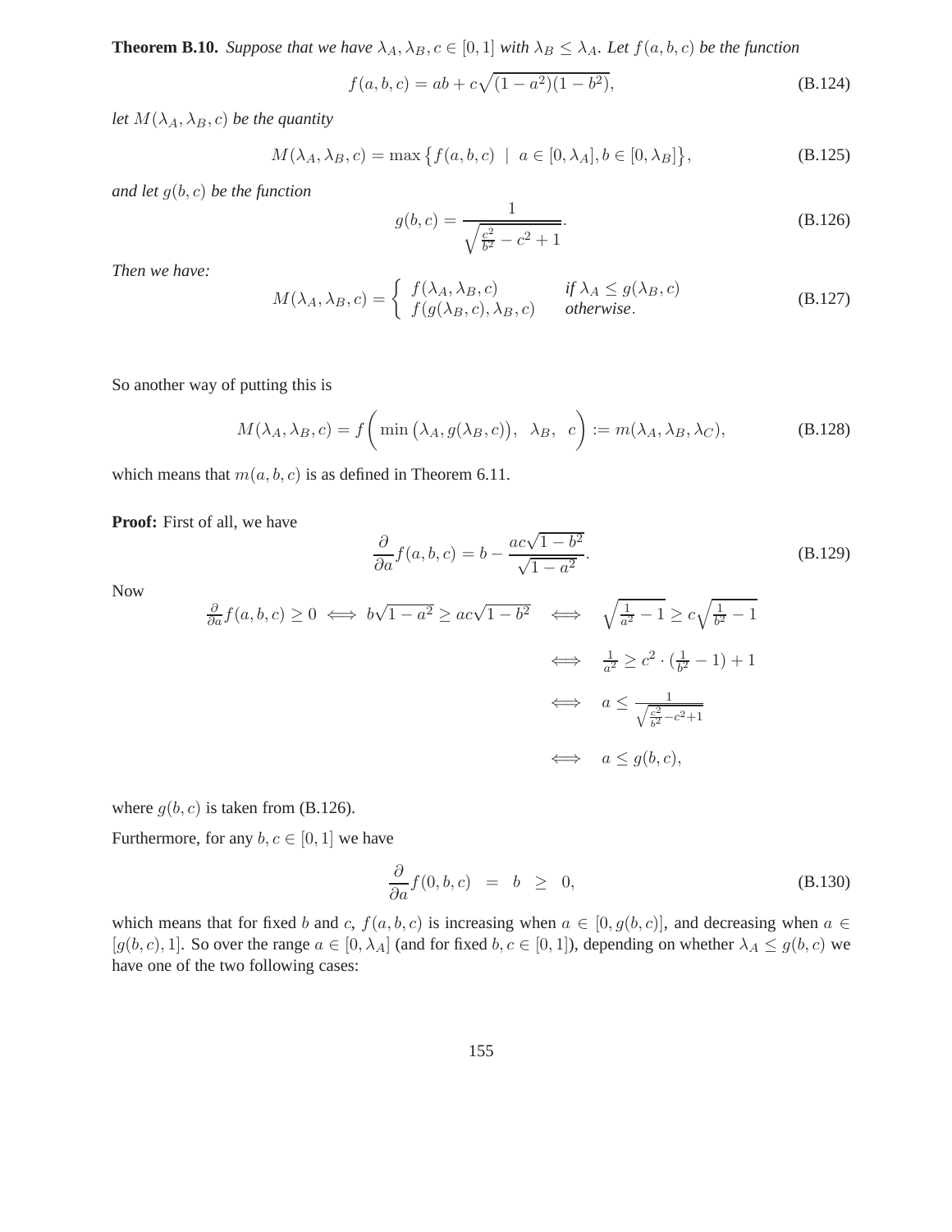**Theorem B.10.** *Suppose that we have $\lambda_A, \lambda_B, c \in [0,1]$ with $\lambda_B \leq \lambda_A$. Let $f(a,b,c)$ be the function*

$$f(a,b,c) = ab + c\sqrt{(1-a^2)(1-b^2)}, \tag{B.124}$$

*let $M(\lambda_A, \lambda_B, c)$ be the quantity*

$$M(\lambda_A, \lambda_B, c) = \max\left\{ f(a,b,c) \;\mid\; a \in [0,\lambda_A], b \in [0, \lambda_B] \right\}, \tag{B.125}$$

*and let $g(b,c)$ be the function*

$$g(b,c) = \frac{1}{\sqrt{\frac{c^2}{b^2} - c^2 + 1}}. \tag{B.126}$$

*Then we have:*

$$M(\lambda_A, \lambda_B, c) = \begin{cases} f(\lambda_A, \lambda_B, c) & \textit{if } \lambda_A \leq g(\lambda_B, c) \\ f(g(\lambda_B, c), \lambda_B, c) & \textit{otherwise}. \end{cases} \tag{B.127}$$

So another way of putting this is

$$M(\lambda_A, \lambda_B, c) = f\bigg( \min\big(\lambda_A, g(\lambda_B, c)\big), \;\; \lambda_B, \;\; c \bigg) := m(\lambda_A, \lambda_B, \lambda_C), \tag{B.128}$$

which means that $m(a,b,c)$ is as defined in Theorem 6.11.

**Proof:** First of all, we have

$$\frac{\partial}{\partial a} f(a,b,c) = b - \frac{ac\sqrt{1-b^2}}{\sqrt{1-a^2}}. \tag{B.129}$$

Now

$$\begin{aligned}
\tfrac{\partial}{\partial a} f(a,b,c) \geq 0 \iff b\sqrt{1-a^2} \geq ac\sqrt{1-b^2} \quad &\iff \quad \sqrt{\tfrac{1}{a^2} - 1} \geq c\sqrt{\tfrac{1}{b^2} - 1} \\
&\iff \quad \tfrac{1}{a^2} \geq c^2 \cdot (\tfrac{1}{b^2} - 1) + 1 \\
&\iff \quad a \leq \tfrac{1}{\sqrt{\frac{c^2}{b^2} - c^2 + 1}} \\
&\iff \quad a \leq g(b,c),
\end{aligned}$$

where $g(b,c)$ is taken from (B.126).

Furthermore, for any $b, c \in [0,1]$ we have

$$\frac{\partial}{\partial a} f(0,b,c) \;\; = \;\; b \;\; \geq \;\; 0, \tag{B.130}$$

which means that for fixed $b$ and $c$, $f(a,b,c)$ is increasing when $a \in [0, g(b,c)]$, and decreasing when $a \in [g(b,c), 1]$. So over the range $a \in [0, \lambda_A]$ (and for fixed $b, c \in [0,1]$), depending on whether $\lambda_A \leq g(b,c)$ we have one of the two following cases: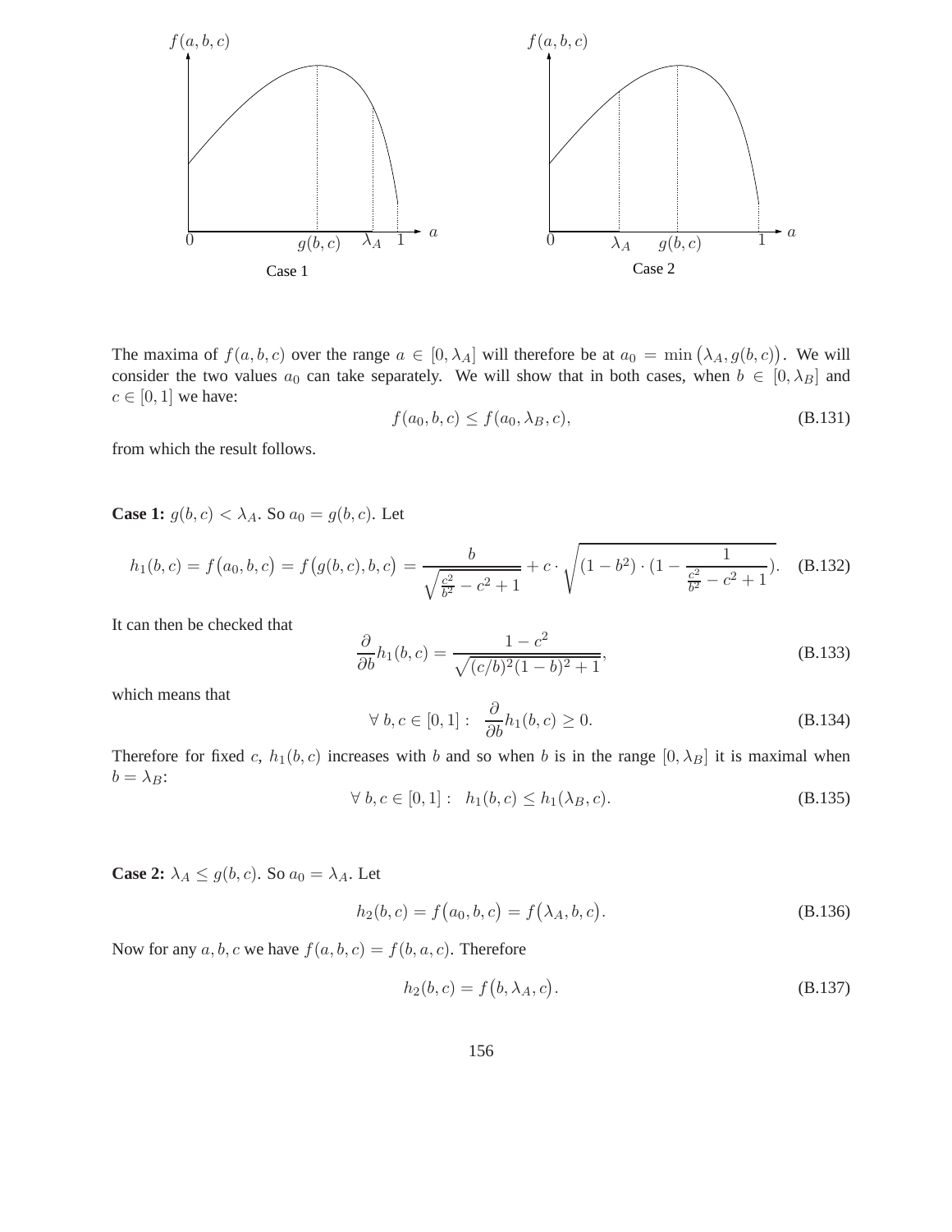The maxima of $f(a,b,c)$ over the range $a \in [0, \lambda_A]$ will therefore be at $a_0 = \min\big(\lambda_A, g(b,c)\big)$. We will consider the two values $a_0$ can take separately. We will show that in both cases, when $b \in [0, \lambda_B]$ and $c \in [0,1]$ we have:

$$f(a_0, b, c) \leq f(a_0, \lambda_B, c), \tag{B.131}$$

from which the result follows.

**Case 1:** $g(b,c) < \lambda_A$. So $a_0 = g(b,c)$. Let

$$h_1(b,c) = f\big(a_0, b, c\big) = f\big(g(b,c), b, c\big) = \frac{b}{\sqrt{\frac{c^2}{b^2} - c^2 + 1}} + c \cdot \sqrt{(1-b^2)\cdot(1 - \frac{1}{\frac{c^2}{b^2} - c^2 + 1})}. \tag{B.132}$$

It can then be checked that

$$\frac{\partial}{\partial b} h_1(b,c) = \frac{1-c^2}{\sqrt{(c/b)^2(1-b)^2 + 1}}, \tag{B.133}$$

which means that

$$\forall\ b, c \in [0,1]: \ \ \frac{\partial}{\partial b} h_1(b,c) \geq 0. \tag{B.134}$$

Therefore for fixed $c$, $h_1(b,c)$ increases with $b$ and so when $b$ is in the range $[0, \lambda_B]$ it is maximal when $b = \lambda_B$:

$$\forall\ b, c \in [0,1]: \ \ h_1(b,c) \leq h_1(\lambda_B, c). \tag{B.135}$$

**Case 2:** $\lambda_A \leq g(b,c)$. So $a_0 = \lambda_A$. Let

$$h_2(b,c) = f\big(a_0, b, c\big) = f\big(\lambda_A, b, c\big). \tag{B.136}$$

Now for any $a, b, c$ we have $f(a,b,c) = f(b,a,c)$. Therefore

$$h_2(b,c) = f\big(b, \lambda_A, c\big). \tag{B.137}$$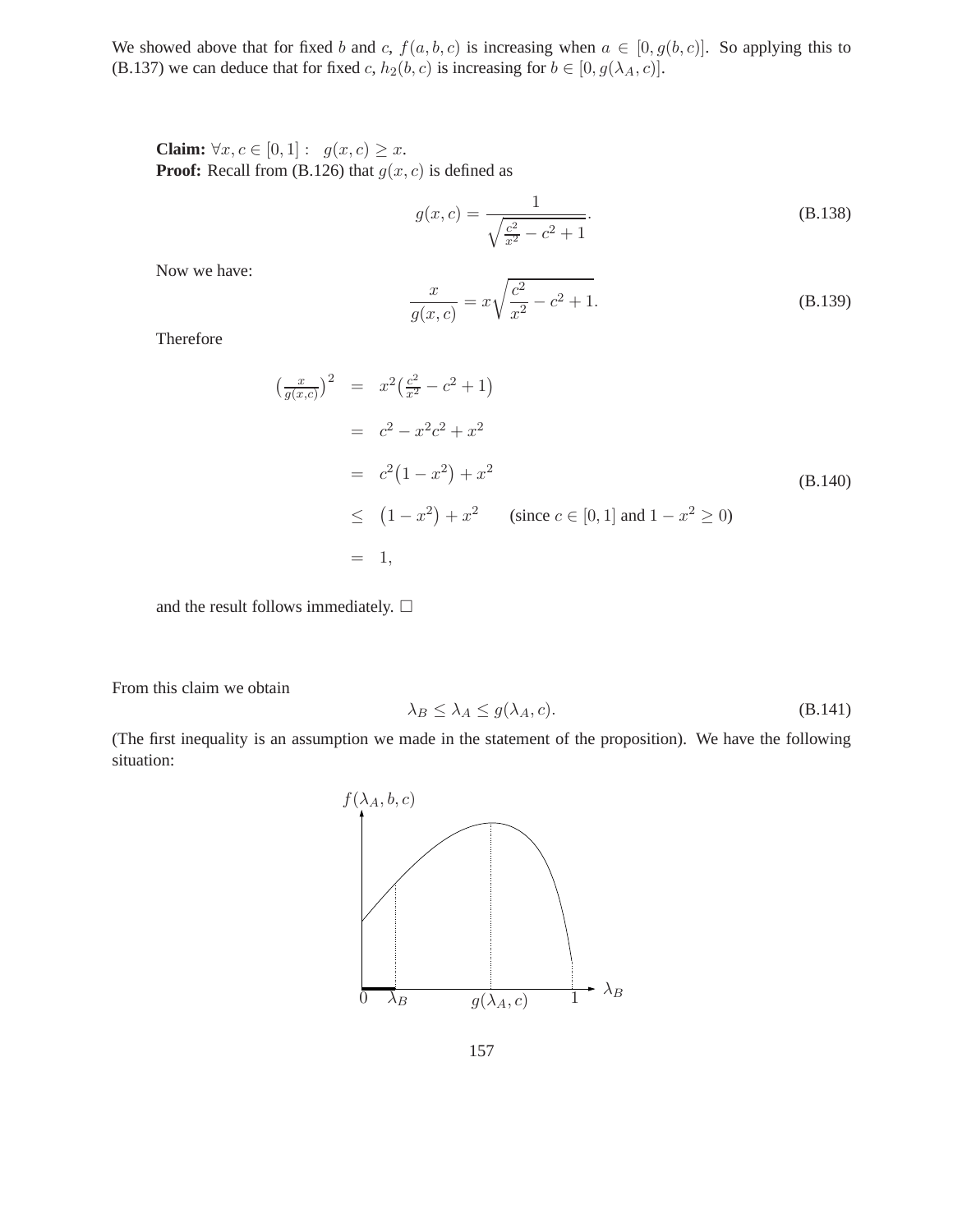We showed above that for fixed $b$ and $c$, $f(a, b, c)$ is increasing when $a \in [0, g(b, c)]$. So applying this to (B.137) we can deduce that for fixed $c$, $h_2(b, c)$ is increasing for $b \in [0, g(\lambda_A, c)]$.

**Claim:** $\forall x, c \in [0, 1] : \quad g(x, c) \geq x$.
**Proof:** Recall from (B.126) that $g(x, c)$ is defined as

$$g(x, c) = \frac{1}{\sqrt{\frac{c^2}{x^2} - c^2 + 1}}. \tag{B.138}$$

Now we have:

$$\frac{x}{g(x, c)} = x\sqrt{\frac{c^2}{x^2} - c^2 + 1}. \tag{B.139}$$

Therefore

$$\begin{aligned}
\left(\tfrac{x}{g(x,c)}\right)^2 &= x^2\left(\tfrac{c^2}{x^2} - c^2 + 1\right) \\
&= c^2 - x^2c^2 + x^2 \\
&= c^2\left(1 - x^2\right) + x^2 \\
&\leq \left(1 - x^2\right) + x^2 \qquad \text{(since } c \in [0, 1] \text{ and } 1 - x^2 \geq 0\text{)} \\
&= 1,
\end{aligned} \tag{B.140}$$

and the result follows immediately. $\square$

From this claim we obtain

$$\lambda_B \leq \lambda_A \leq g(\lambda_A, c). \tag{B.141}$$

(The first inequality is an assumption we made in the statement of the proposition). We have the following situation: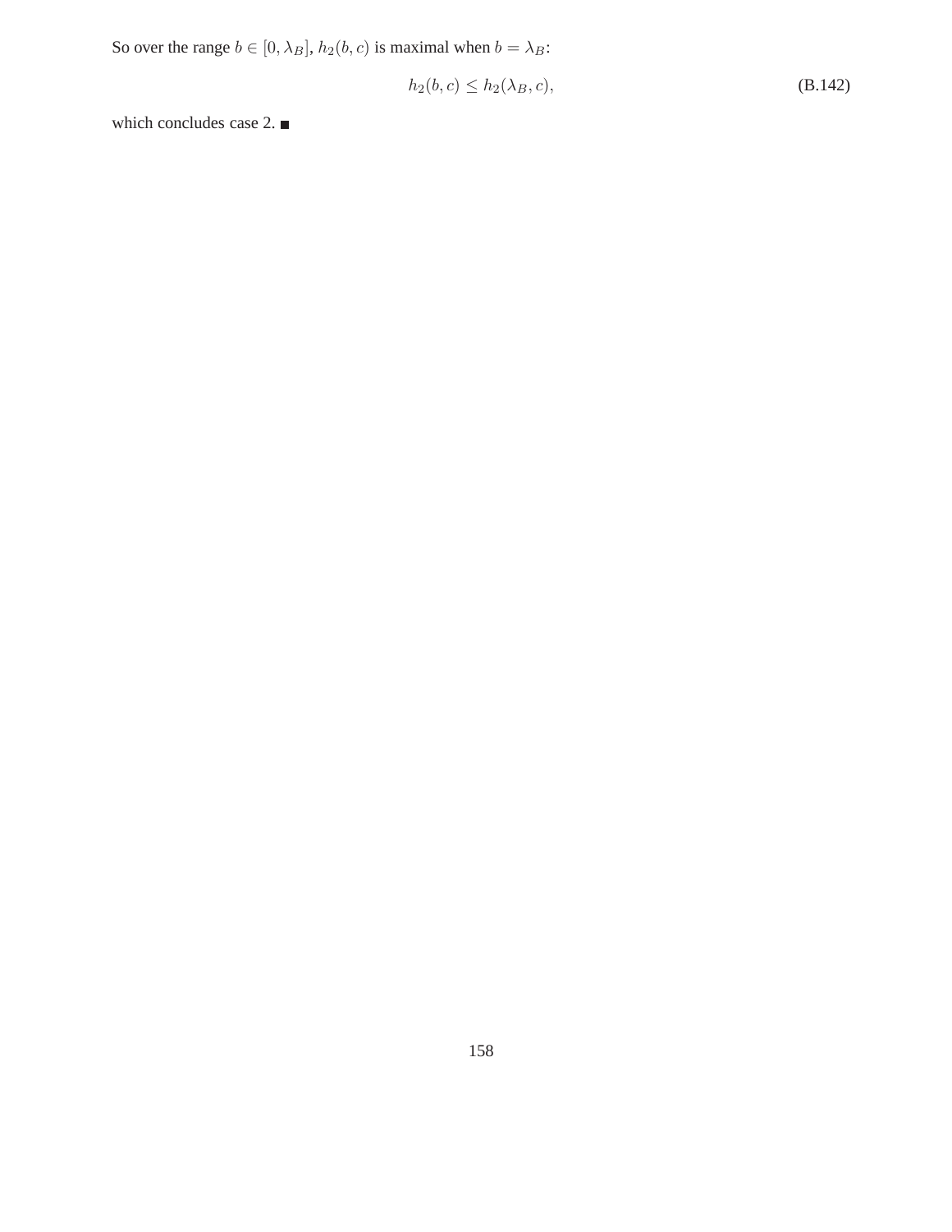So over the range $b \in [0, \lambda_B]$, $h_2(b, c)$ is maximal when $b = \lambda_B$:

$$h_2(b, c) \leq h_2(\lambda_B, c), \tag{B.142}$$

which concludes case 2. ■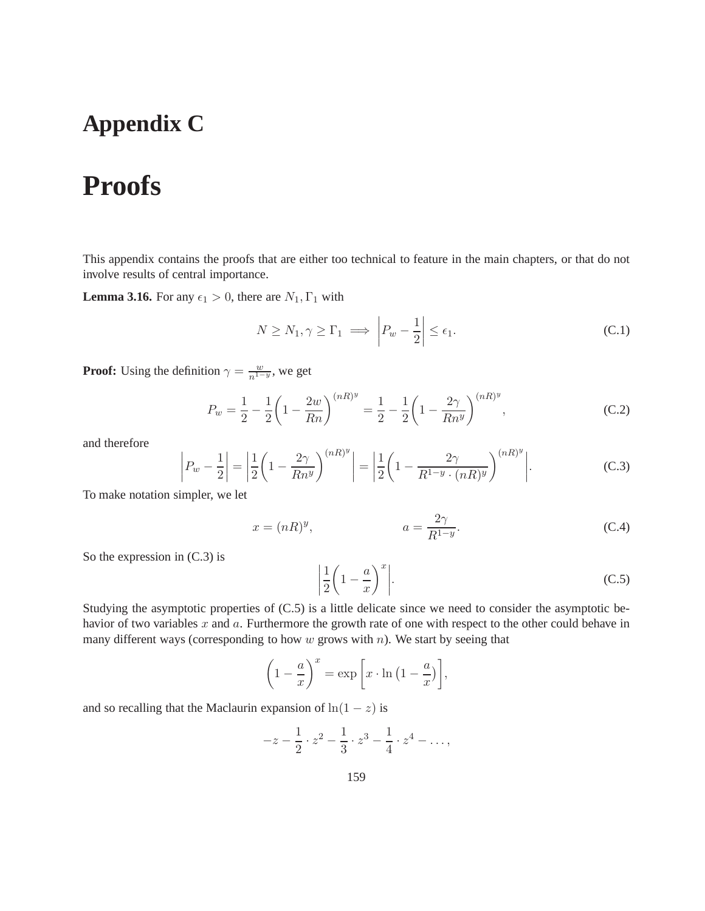# Appendix C

# Proofs

This appendix contains the proofs that are either too technical to feature in the main chapters, or that do not involve results of central importance.

**Lemma 3.16.** For any $\epsilon_1 > 0$, there are $N_1, \Gamma_1$ with

$$N \geq N_1, \gamma \geq \Gamma_1 \implies \left| P_w - \frac{1}{2} \right| \leq \epsilon_1. \tag{C.1}$$

**Proof:** Using the definition $\gamma = \frac{w}{n^{1-y}}$, we get

$$P_w = \frac{1}{2} - \frac{1}{2}\left(1 - \frac{2w}{Rn}\right)^{(nR)^y} = \frac{1}{2} - \frac{1}{2}\left(1 - \frac{2\gamma}{Rn^y}\right)^{(nR)^y}, \tag{C.2}$$

and therefore

$$\left| P_w - \frac{1}{2} \right| = \left| \frac{1}{2}\left(1 - \frac{2\gamma}{Rn^y}\right)^{(nR)^y} \right| = \left| \frac{1}{2}\left(1 - \frac{2\gamma}{R^{1-y} \cdot (nR)^y}\right)^{(nR)^y} \right|. \tag{C.3}$$

To make notation simpler, we let

$$x = (nR)^y, \qquad\qquad a = \frac{2\gamma}{R^{1-y}}. \tag{C.4}$$

So the expression in (C.3) is

$$\left| \frac{1}{2}\left(1 - \frac{a}{x}\right)^x \right|. \tag{C.5}$$

Studying the asymptotic properties of (C.5) is a little delicate since we need to consider the asymptotic behavior of two variables $x$ and $a$. Furthermore the growth rate of one with respect to the other could behave in many different ways (corresponding to how $w$ grows with $n$). We start by seeing that

$$\left(1 - \frac{a}{x}\right)^x = \exp\left[x \cdot \ln\left(1 - \frac{a}{x}\right)\right],$$

and so recalling that the Maclaurin expansion of $\ln(1 - z)$ is

$$-z - \frac{1}{2} \cdot z^2 - \frac{1}{3} \cdot z^3 - \frac{1}{4} \cdot z^4 - \dots,$$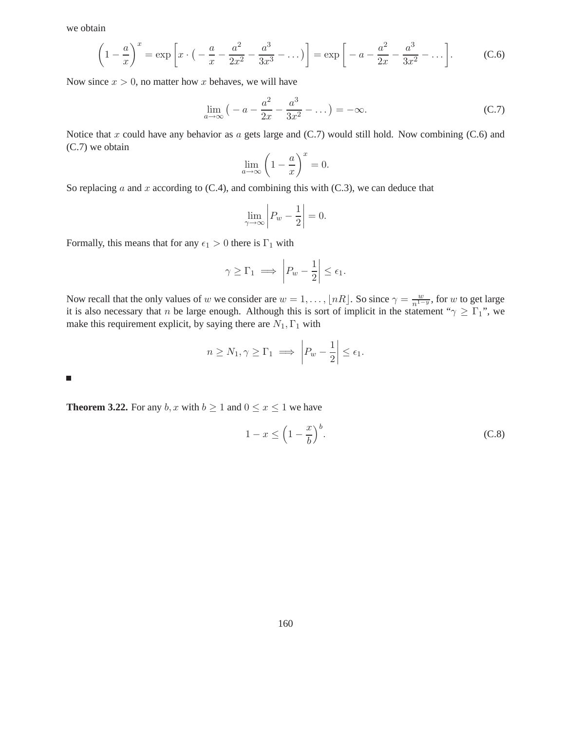we obtain

$$\left(1 - \frac{a}{x}\right)^x = \exp\left[x \cdot \big( - \frac{a}{x} - \frac{a^2}{2x^2} - \frac{a^3}{3x^3} - \dots \big)\right] = \exp\left[ - a - \frac{a^2}{2x} - \frac{a^3}{3x^2} - \dots \right]. \tag{C.6}$$

Now since $x > 0$, no matter how $x$ behaves, we will have

$$\lim_{a \to \infty} \big( - a - \frac{a^2}{2x} - \frac{a^3}{3x^2} - \dots \big) = -\infty. \tag{C.7}$$

Notice that $x$ could have any behavior as $a$ gets large and (C.7) would still hold. Now combining (C.6) and (C.7) we obtain

$$\lim_{a \to \infty} \left(1 - \frac{a}{x}\right)^x = 0.$$

So replacing $a$ and $x$ according to (C.4), and combining this with (C.3), we can deduce that

$$\lim_{\gamma \to \infty} \left| P_w - \frac{1}{2} \right| = 0.$$

Formally, this means that for any $\epsilon_1 > 0$ there is $\Gamma_1$ with

$$\gamma \geq \Gamma_1 \implies \left| P_w - \frac{1}{2} \right| \leq \epsilon_1.$$

Now recall that the only values of $w$ we consider are $w = 1, \dots, \lfloor nR \rfloor$. So since $\gamma = \frac{w}{n^{1-y}}$, for $w$ to get large it is also necessary that $n$ be large enough. Although this is sort of implicit in the statement "$\gamma \geq \Gamma_1$", we make this requirement explicit, by saying there are $N_1, \Gamma_1$ with

$$n \geq N_1, \gamma \geq \Gamma_1 \implies \left| P_w - \frac{1}{2} \right| \leq \epsilon_1.$$

■

**Theorem 3.22.** For any $b, x$ with $b \geq 1$ and $0 \leq x \leq 1$ we have

$$1 - x \leq \left(1 - \frac{x}{b}\right)^b. \tag{C.8}$$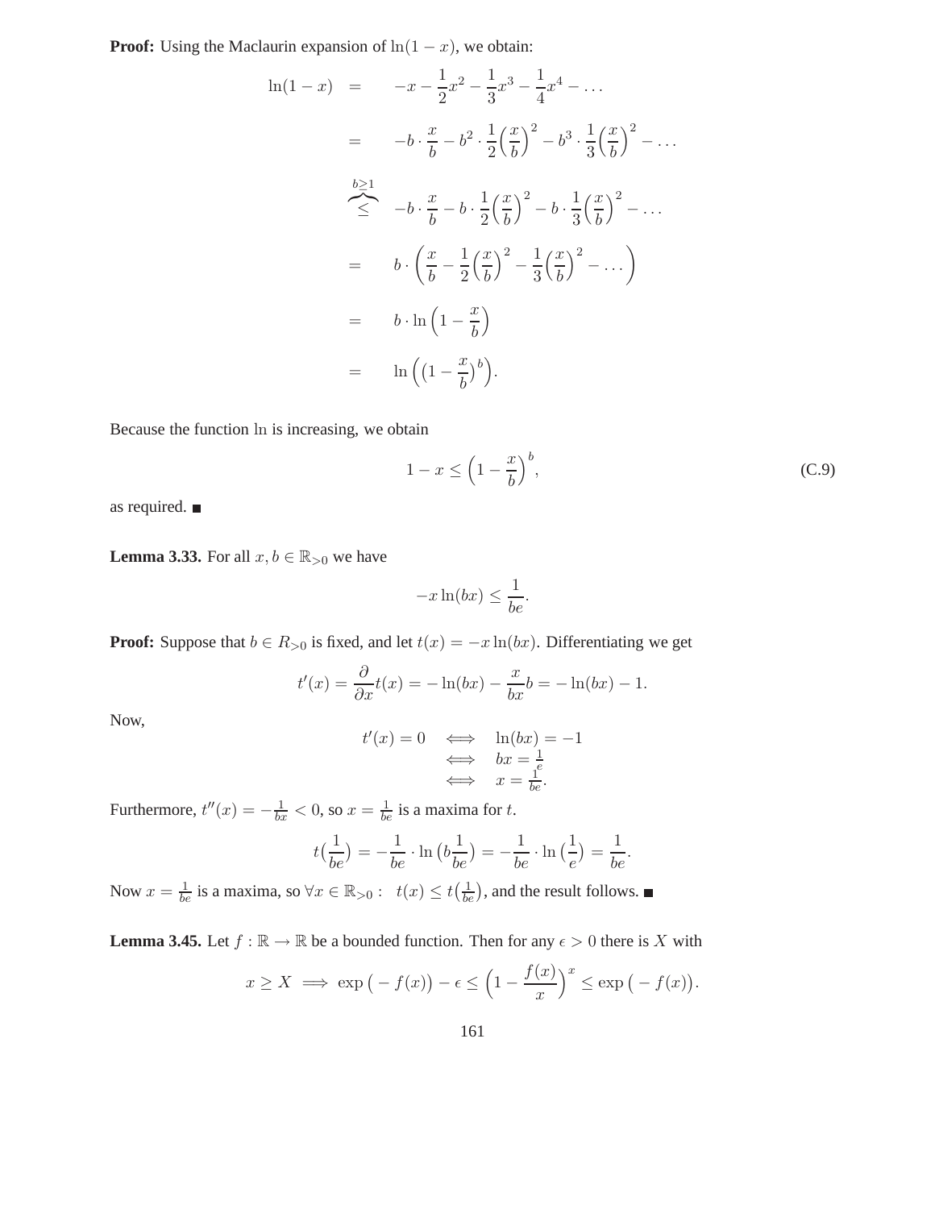**Proof:** Using the Maclaurin expansion of $\ln(1-x)$, we obtain:

$$
\begin{aligned}
\ln(1-x) &= -x - \frac{1}{2}x^2 - \frac{1}{3}x^3 - \frac{1}{4}x^4 - \dots \\
&= -b \cdot \frac{x}{b} - b^2 \cdot \frac{1}{2}\Big(\frac{x}{b}\Big)^2 - b^3 \cdot \frac{1}{3}\Big(\frac{x}{b}\Big)^2 - \dots \\
&\overbrace{\leq}^{b \geq 1} -b \cdot \frac{x}{b} - b \cdot \frac{1}{2}\Big(\frac{x}{b}\Big)^2 - b \cdot \frac{1}{3}\Big(\frac{x}{b}\Big)^2 - \dots \\
&= b \cdot \left(\frac{x}{b} - \frac{1}{2}\Big(\frac{x}{b}\Big)^2 - \frac{1}{3}\Big(\frac{x}{b}\Big)^2 - \dots\right) \\
&= b \cdot \ln\Big(1 - \frac{x}{b}\Big) \\
&= \ln\Big(\big(1 - \frac{x}{b}\big)^b\Big).
\end{aligned}
$$

Because the function $\ln$ is increasing, we obtain

$$
1 - x \leq \Big(1 - \frac{x}{b}\Big)^b, \tag{C.9}
$$

as required. ■

**Lemma 3.33.** For all $x, b \in \mathbb{R}_{>0}$ we have

$$
-x\ln(bx) \leq \frac{1}{be}.
$$

**Proof:** Suppose that $b \in R_{>0}$ is fixed, and let $t(x) = -x\ln(bx)$. Differentiating we get

$$
t'(x) = \frac{\partial}{\partial x}t(x) = -\ln(bx) - \frac{x}{bx}b = -\ln(bx) - 1.
$$

Now,

$$
\begin{aligned}
t'(x) = 0 \quad &\iff \quad \ln(bx) = -1 \\
&\iff \quad bx = \tfrac{1}{e} \\
&\iff \quad x = \tfrac{1}{be}.
\end{aligned}
$$

Furthermore, $t''(x) = -\frac{1}{bx} < 0$, so $x = \frac{1}{be}$ is a maxima for $t$.

$$
t\big(\frac{1}{be}\big) = -\frac{1}{be} \cdot \ln\big(b\frac{1}{be}\big) = -\frac{1}{be} \cdot \ln\big(\frac{1}{e}\big) = \frac{1}{be}.
$$

Now $x = \frac{1}{be}$ is a maxima, so $\forall x \in \mathbb{R}_{>0} : \quad t(x) \leq t\big(\frac{1}{be}\big)$, and the result follows. ■

**Lemma 3.45.** Let $f : \mathbb{R} \to \mathbb{R}$ be a bounded function. Then for any $\epsilon > 0$ there is $X$ with

$$
x \geq X \implies \exp\big(-f(x)\big) - \epsilon \leq \Big(1 - \frac{f(x)}{x}\Big)^x \leq \exp\big(-f(x)\big).
$$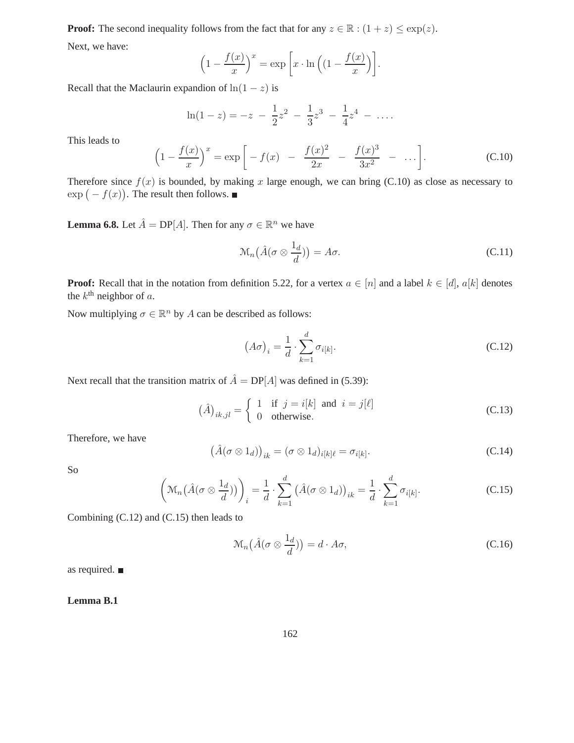**Proof:** The second inequality follows from the fact that for any $z \in \mathbb{R} : (1+z) \leq \exp(z)$.

Next, we have:

$$\Big(1 - \frac{f(x)}{x}\Big)^x = \exp\Big[x \cdot \ln\Big((1 - \frac{f(x)}{x}\Big)\Big].$$

Recall that the Maclaurin expandion of $\ln(1-z)$ is

$$\ln(1-z) = -z \; - \; \frac{1}{2}z^2 \; - \; \frac{1}{3}z^3 \; - \; \frac{1}{4}z^4 \; - \; \ldots.$$

This leads to

$$\Big(1 - \frac{f(x)}{x}\Big)^x = \exp\Big[ - f(x) \;\; - \;\; \frac{f(x)^2}{2x} \;\; - \;\; \frac{f(x)^3}{3x^2} \;\; - \;\; \ldots\Big]. \tag{C.10}$$

Therefore since $f(x)$ is bounded, by making $x$ large enough, we can bring (C.10) as close as necessary to $\exp\big(-f(x)\big)$. The result then follows. ■

**Lemma 6.8.** Let $\hat{A} = \text{DP}[A]$. Then for any $\sigma \in \mathbb{R}^n$ we have

$$\mathcal{M}_n\big(\hat{A}(\sigma \otimes \frac{1_d}{d})\big) = A\sigma. \tag{C.11}$$

**Proof:** Recall that in the notation from definition 5.22, for a vertex $a \in [n]$ and a label $k \in [d]$, $a[k]$ denotes the $k^{\text{th}}$ neighbor of $a$.

Now multiplying $\sigma \in \mathbb{R}^n$ by $A$ can be described as follows:

$$\big(A\sigma\big)_i = \frac{1}{d} \cdot \sum_{k=1}^{d} \sigma_{i[k]}. \tag{C.12}$$

Next recall that the transition matrix of $\hat{A} = \text{DP}[A]$ was defined in (5.39):

$$\big(\hat{A}\big)_{ik,jl} = \begin{cases} 1 & \text{if } \; j = i[k] \; \text{ and } \; i = j[\ell] \\ 0 & \text{otherwise}. \end{cases} \tag{C.13}$$

Therefore, we have

$$\big(\hat{A}(\sigma \otimes 1_d)\big)_{ik} = (\sigma \otimes 1_d)_{i[k]\ell} = \sigma_{i[k]}. \tag{C.14}$$

So

$$\bigg(\mathcal{M}_n\big(\hat{A}(\sigma \otimes \frac{1_d}{d})\big)\bigg)_i = \frac{1}{d} \cdot \sum_{k=1}^{d} \big(\hat{A}(\sigma \otimes 1_d)\big)_{ik} = \frac{1}{d} \cdot \sum_{k=1}^{d} \sigma_{i[k]}. \tag{C.15}$$

Combining (C.12) and (C.15) then leads to

$$\mathcal{M}_n\big(\hat{A}(\sigma \otimes \frac{1_d}{d})\big) = d \cdot A\sigma, \tag{C.16}$$

as required. ■

**Lemma B.1**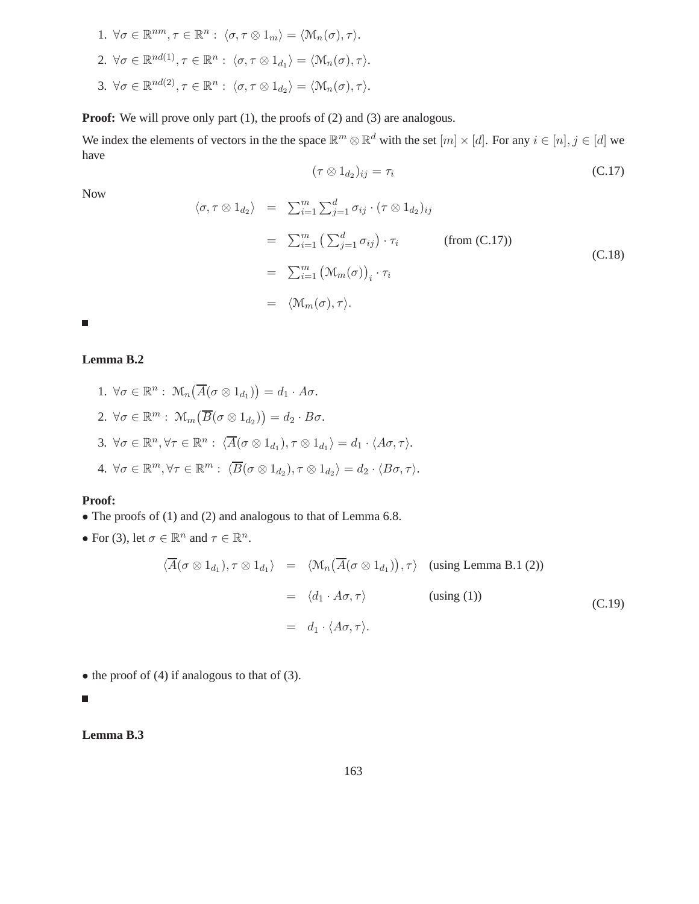1. $\forall \sigma \in \mathbb{R}^{nm}, \tau \in \mathbb{R}^n : \langle \sigma, \tau \otimes 1_m \rangle = \langle \mathcal{M}_n(\sigma), \tau \rangle$.
2. $\forall \sigma \in \mathbb{R}^{nd(1)}, \tau \in \mathbb{R}^n : \langle \sigma, \tau \otimes 1_{d_1} \rangle = \langle \mathcal{M}_n(\sigma), \tau \rangle$.
3. $\forall \sigma \in \mathbb{R}^{nd(2)}, \tau \in \mathbb{R}^n : \langle \sigma, \tau \otimes 1_{d_2} \rangle = \langle \mathcal{M}_n(\sigma), \tau \rangle$.

**Proof:** We will prove only part (1), the proofs of (2) and (3) are analogous.

We index the elements of vectors in the the space $\mathbb{R}^m \otimes \mathbb{R}^d$ with the set $[m] \times [d]$. For any $i \in [n], j \in [d]$ we have

$$(\tau \otimes 1_{d_2})_{ij} = \tau_i \tag{C.17}$$

Now

$$\begin{aligned}
\langle \sigma, \tau \otimes 1_{d_2} \rangle &= \sum_{i=1}^m \sum_{j=1}^d \sigma_{ij} \cdot (\tau \otimes 1_{d_2})_{ij} \\
&= \sum_{i=1}^m \big( \sum_{j=1}^d \sigma_{ij} \big) \cdot \tau_i \qquad \text{(from (C.17))} \\
&= \sum_{i=1}^m \big( \mathcal{M}_m(\sigma) \big)_i \cdot \tau_i \\
&= \langle \mathcal{M}_m(\sigma), \tau \rangle.
\end{aligned} \tag{C.18}$$

■

**Lemma B.2**

1. $\forall \sigma \in \mathbb{R}^n : \mathcal{M}_n\big(\overline{A}(\sigma \otimes 1_{d_1})\big) = d_1 \cdot A\sigma$.
2. $\forall \sigma \in \mathbb{R}^m : \mathcal{M}_m\big(\overline{B}(\sigma \otimes 1_{d_2})\big) = d_2 \cdot B\sigma$.
3. $\forall \sigma \in \mathbb{R}^n, \forall \tau \in \mathbb{R}^n : \langle \overline{A}(\sigma \otimes 1_{d_1}), \tau \otimes 1_{d_1} \rangle = d_1 \cdot \langle A\sigma, \tau \rangle$.
4. $\forall \sigma \in \mathbb{R}^m, \forall \tau \in \mathbb{R}^m : \langle \overline{B}(\sigma \otimes 1_{d_2}), \tau \otimes 1_{d_2} \rangle = d_2 \cdot \langle B\sigma, \tau \rangle$.

**Proof:**

- The proofs of (1) and (2) and analogous to that of Lemma 6.8.
- For (3), let $\sigma \in \mathbb{R}^n$ and $\tau \in \mathbb{R}^n$.

$$\begin{aligned}
\langle \overline{A}(\sigma \otimes 1_{d_1}), \tau \otimes 1_{d_1} \rangle &= \langle \mathcal{M}_n\big(\overline{A}(\sigma \otimes 1_{d_1})\big), \tau \rangle \quad \text{(using Lemma B.1 (2))} \\
&= \langle d_1 \cdot A\sigma, \tau \rangle \qquad \text{(using (1))} \\
&= d_1 \cdot \langle A\sigma, \tau \rangle.
\end{aligned} \tag{C.19}$$

- the proof of (4) if analogous to that of (3).

■

**Lemma B.3**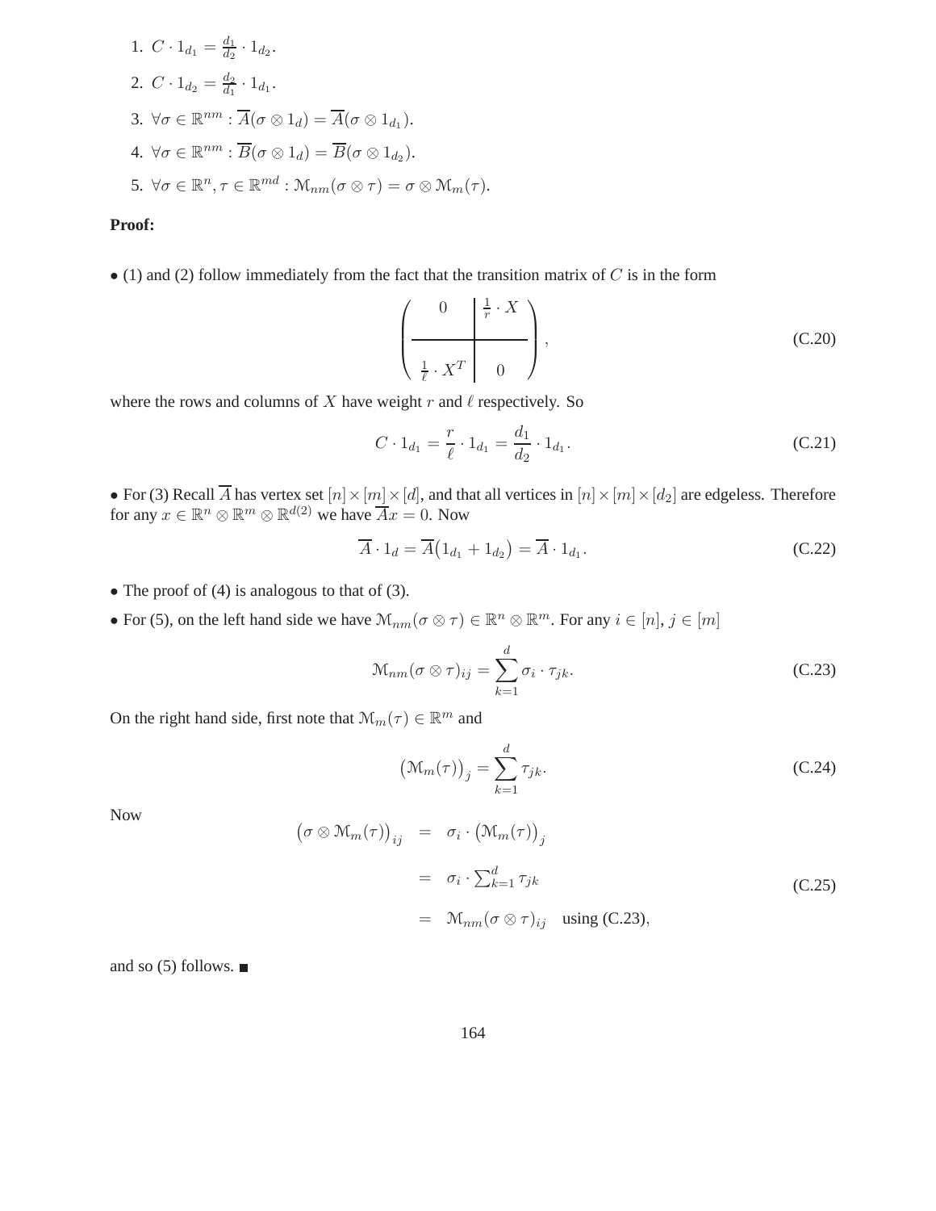1. $C \cdot 1_{d_1} = \frac{d_1}{d_2} \cdot 1_{d_2}$.
2. $C \cdot 1_{d_2} = \frac{d_2}{d_1} \cdot 1_{d_1}$.
3. $\forall \sigma \in \mathbb{R}^{nm} : \overline{A}(\sigma \otimes 1_d) = \overline{A}(\sigma \otimes 1_{d_1})$.
4. $\forall \sigma \in \mathbb{R}^{nm} : \overline{B}(\sigma \otimes 1_d) = \overline{B}(\sigma \otimes 1_{d_2})$.
5. $\forall \sigma \in \mathbb{R}^{n}, \tau \in \mathbb{R}^{md} : \mathcal{M}_{nm}(\sigma \otimes \tau) = \sigma \otimes \mathcal{M}_m(\tau)$.

**Proof:**

- (1) and (2) follow immediately from the fact that the transition matrix of $C$ is in the form

$$\left( \begin{array}{c|c} 0 & \frac{1}{r} \cdot X \\ \hline \frac{1}{\ell} \cdot X^T & 0 \end{array} \right), \tag{C.20}$$

where the rows and columns of $X$ have weight $r$ and $\ell$ respectively. So

$$C \cdot 1_{d_1} = \frac{r}{\ell} \cdot 1_{d_1} = \frac{d_1}{d_2} \cdot 1_{d_1}. \tag{C.21}$$

- For (3) Recall $\overline{A}$ has vertex set $[n] \times [m] \times [d]$, and that all vertices in $[n] \times [m] \times [d_2]$ are edgeless. Therefore for any $x \in \mathbb{R}^n \otimes \mathbb{R}^m \otimes \mathbb{R}^{d(2)}$ we have $\overline{A}x = 0$. Now

$$\overline{A} \cdot 1_d = \overline{A}\big(1_{d_1} + 1_{d_2}\big) = \overline{A} \cdot 1_{d_1}. \tag{C.22}$$

- The proof of (4) is analogous to that of (3).
- For (5), on the left hand side we have $\mathcal{M}_{nm}(\sigma \otimes \tau) \in \mathbb{R}^n \otimes \mathbb{R}^m$. For any $i \in [n]$, $j \in [m]$

$$\mathcal{M}_{nm}(\sigma \otimes \tau)_{ij} = \sum_{k=1}^{d} \sigma_i \cdot \tau_{jk}. \tag{C.23}$$

On the right hand side, first note that $\mathcal{M}_m(\tau) \in \mathbb{R}^m$ and

$$\big(\mathcal{M}_m(\tau)\big)_j = \sum_{k=1}^{d} \tau_{jk}. \tag{C.24}$$

Now

$$\begin{aligned} \big(\sigma \otimes \mathcal{M}_m(\tau)\big)_{ij} &= \sigma_i \cdot \big(\mathcal{M}_m(\tau)\big)_j \\ &= \sigma_i \cdot \textstyle\sum_{k=1}^{d} \tau_{jk} \\ &= \mathcal{M}_{nm}(\sigma \otimes \tau)_{ij} \quad \text{using (C.23)}, \end{aligned} \tag{C.25}$$

and so (5) follows. ■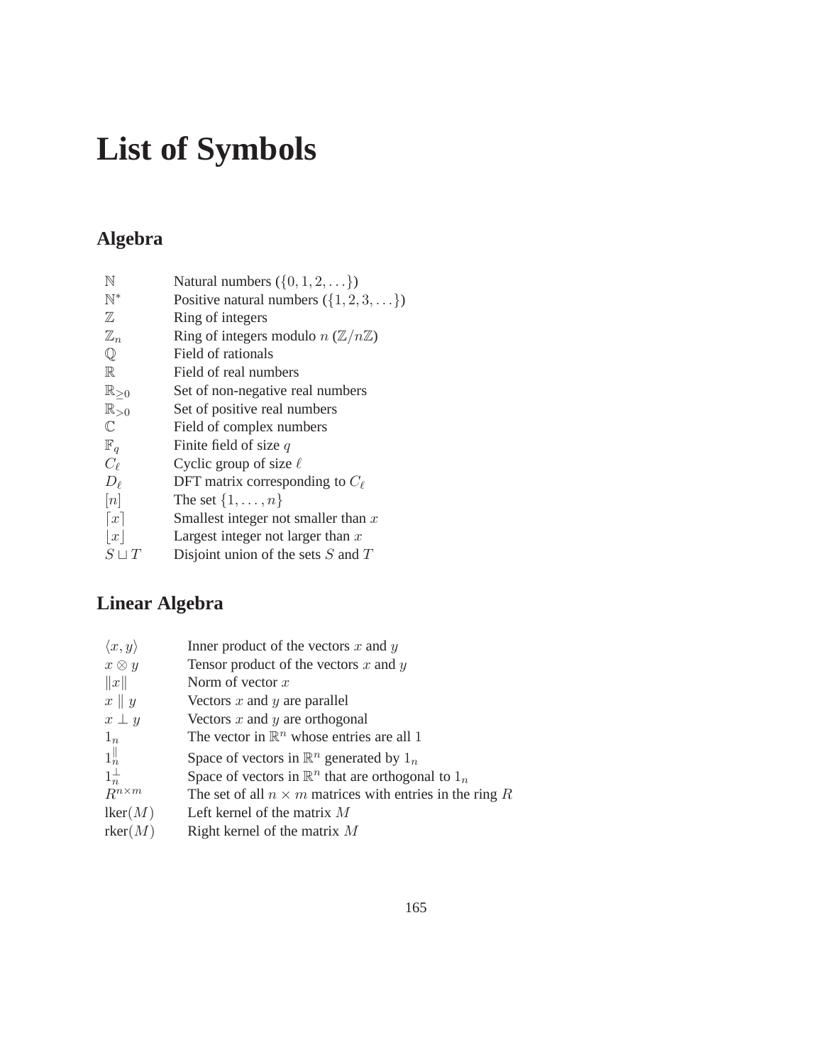# List of Symbols

## Algebra

| | |
|---|---|
| $\mathbb{N}$ | Natural numbers ($\{0, 1, 2, \ldots\}$) |
| $\mathbb{N}^*$ | Positive natural numbers ($\{1, 2, 3, \ldots\}$) |
| $\mathbb{Z}$ | Ring of integers |
| $\mathbb{Z}_n$ | Ring of integers modulo $n$ ($\mathbb{Z}/n\mathbb{Z}$) |
| $\mathbb{Q}$ | Field of rationals |
| $\mathbb{R}$ | Field of real numbers |
| $\mathbb{R}_{\geq 0}$ | Set of non-negative real numbers |
| $\mathbb{R}_{>0}$ | Set of positive real numbers |
| $\mathbb{C}$ | Field of complex numbers |
| $\mathbb{F}_q$ | Finite field of size $q$ |
| $C_\ell$ | Cyclic group of size $\ell$ |
| $D_\ell$ | DFT matrix corresponding to $C_\ell$ |
| $[n]$ | The set $\{1, \ldots, n\}$ |
| $\lceil x \rceil$ | Smallest integer not smaller than $x$ |
| $\lfloor x \rfloor$ | Largest integer not larger than $x$ |
| $S \sqcup T$ | Disjoint union of the sets $S$ and $T$ |

## Linear Algebra

| | |
|---|---|
| $\langle x, y \rangle$ | Inner product of the vectors $x$ and $y$ |
| $x \otimes y$ | Tensor product of the vectors $x$ and $y$ |
| $\|x\|$ | Norm of vector $x$ |
| $x \parallel y$ | Vectors $x$ and $y$ are parallel |
| $x \perp y$ | Vectors $x$ and $y$ are orthogonal |
| $1_n$ | The vector in $\mathbb{R}^n$ whose entries are all 1 |
| $1_n^{\parallel}$ | Space of vectors in $\mathbb{R}^n$ generated by $1_n$ |
| $1_n^{\perp}$ | Space of vectors in $\mathbb{R}^n$ that are orthogonal to $1_n$ |
| $R^{n \times m}$ | The set of all $n \times m$ matrices with entries in the ring $R$ |
| $\mathrm{lker}(M)$ | Left kernel of the matrix $M$ |
| $\mathrm{rker}(M)$ | Right kernel of the matrix $M$ |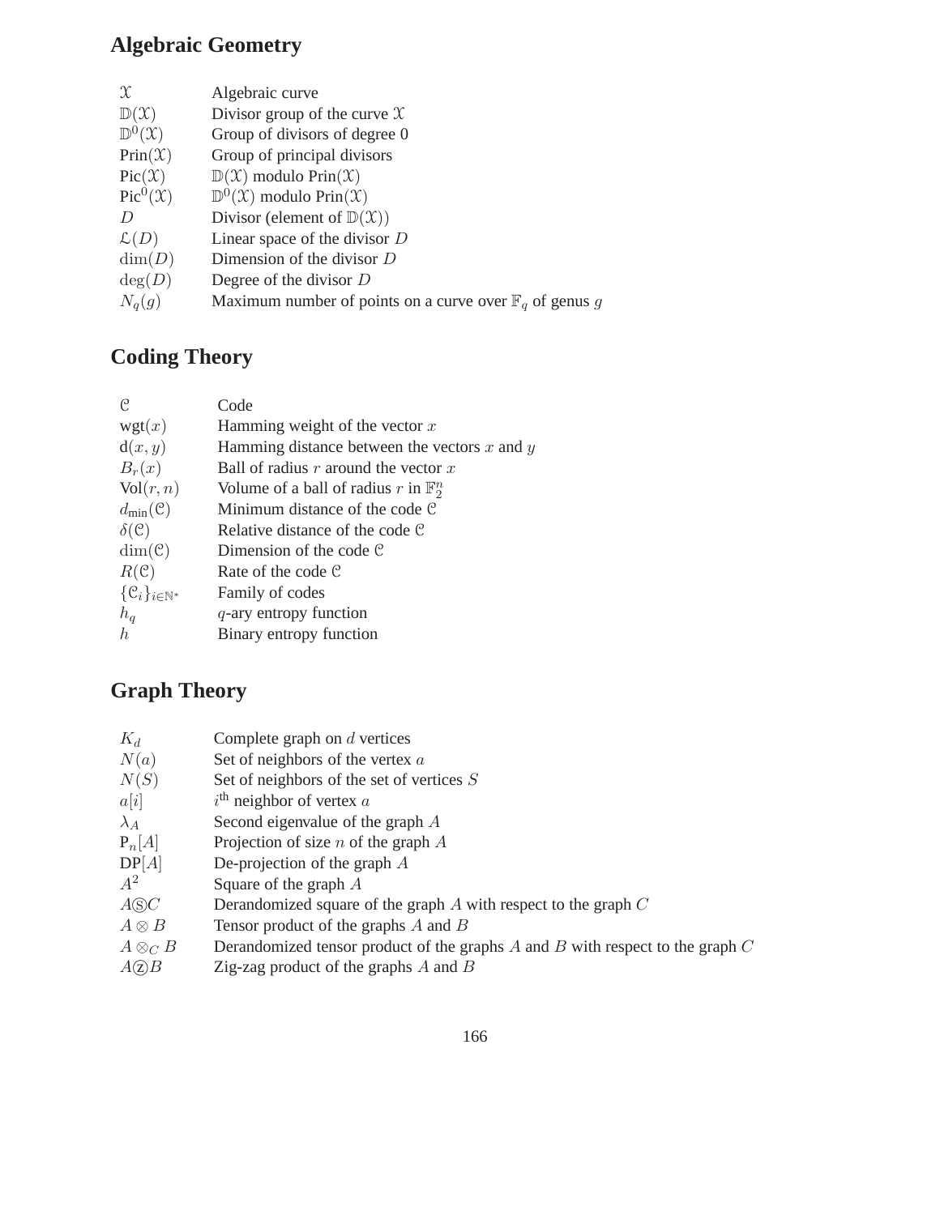## Algebraic Geometry

| | |
|---|---|
| $\mathcal{X}$ | Algebraic curve |
| $\mathbb{D}(\mathcal{X})$ | Divisor group of the curve $\mathcal{X}$ |
| $\mathbb{D}^0(\mathcal{X})$ | Group of divisors of degree 0 |
| $\text{Prin}(\mathcal{X})$ | Group of principal divisors |
| $\text{Pic}(\mathcal{X})$ | $\mathbb{D}(\mathcal{X})$ modulo $\text{Prin}(\mathcal{X})$ |
| $\text{Pic}^0(\mathcal{X})$ | $\mathbb{D}^0(\mathcal{X})$ modulo $\text{Prin}(\mathcal{X})$ |
| $D$ | Divisor (element of $\mathbb{D}(\mathcal{X})$) |
| $\mathcal{L}(D)$ | Linear space of the divisor $D$ |
| $\dim(D)$ | Dimension of the divisor $D$ |
| $\deg(D)$ | Degree of the divisor $D$ |
| $N_q(g)$ | Maximum number of points on a curve over $\mathbb{F}_q$ of genus $g$ |

## Coding Theory

| | |
|---|---|
| $\mathcal{C}$ | Code |
| $\text{wgt}(x)$ | Hamming weight of the vector $x$ |
| $\text{d}(x, y)$ | Hamming distance between the vectors $x$ and $y$ |
| $B_r(x)$ | Ball of radius $r$ around the vector $x$ |
| $\text{Vol}(r, n)$ | Volume of a ball of radius $r$ in $\mathbb{F}_2^n$ |
| $d_{\text{min}}(\mathcal{C})$ | Minimum distance of the code $\mathcal{C}$ |
| $\delta(\mathcal{C})$ | Relative distance of the code $\mathcal{C}$ |
| $\dim(\mathcal{C})$ | Dimension of the code $\mathcal{C}$ |
| $R(\mathcal{C})$ | Rate of the code $\mathcal{C}$ |
| $\{\mathcal{C}_i\}_{i \in \mathbb{N}^*}$ | Family of codes |
| $h_q$ | $q$-ary entropy function |
| $h$ | Binary entropy function |

## Graph Theory

| | |
|---|---|
| $K_d$ | Complete graph on $d$ vertices |
| $N(a)$ | Set of neighbors of the vertex $a$ |
| $N(S)$ | Set of neighbors of the set of vertices $S$ |
| $a[i]$ | $i^{\text{th}}$ neighbor of vertex $a$ |
| $\lambda_A$ | Second eigenvalue of the graph $A$ |
| $\text{P}_n[A]$ | Projection of size $n$ of the graph $A$ |
| $\text{DP}[A]$ | De-projection of the graph $A$ |
| $A^2$ | Square of the graph $A$ |
| $A \circledS C$ | Derandomized square of the graph $A$ with respect to the graph $C$ |
| $A \otimes B$ | Tensor product of the graphs $A$ and $B$ |
| $A \otimes_C B$ | Derandomized tensor product of the graphs $A$ and $B$ with respect to the graph $C$ |
| $A \textcircled{z} B$ | Zig-zag product of the graphs $A$ and $B$ |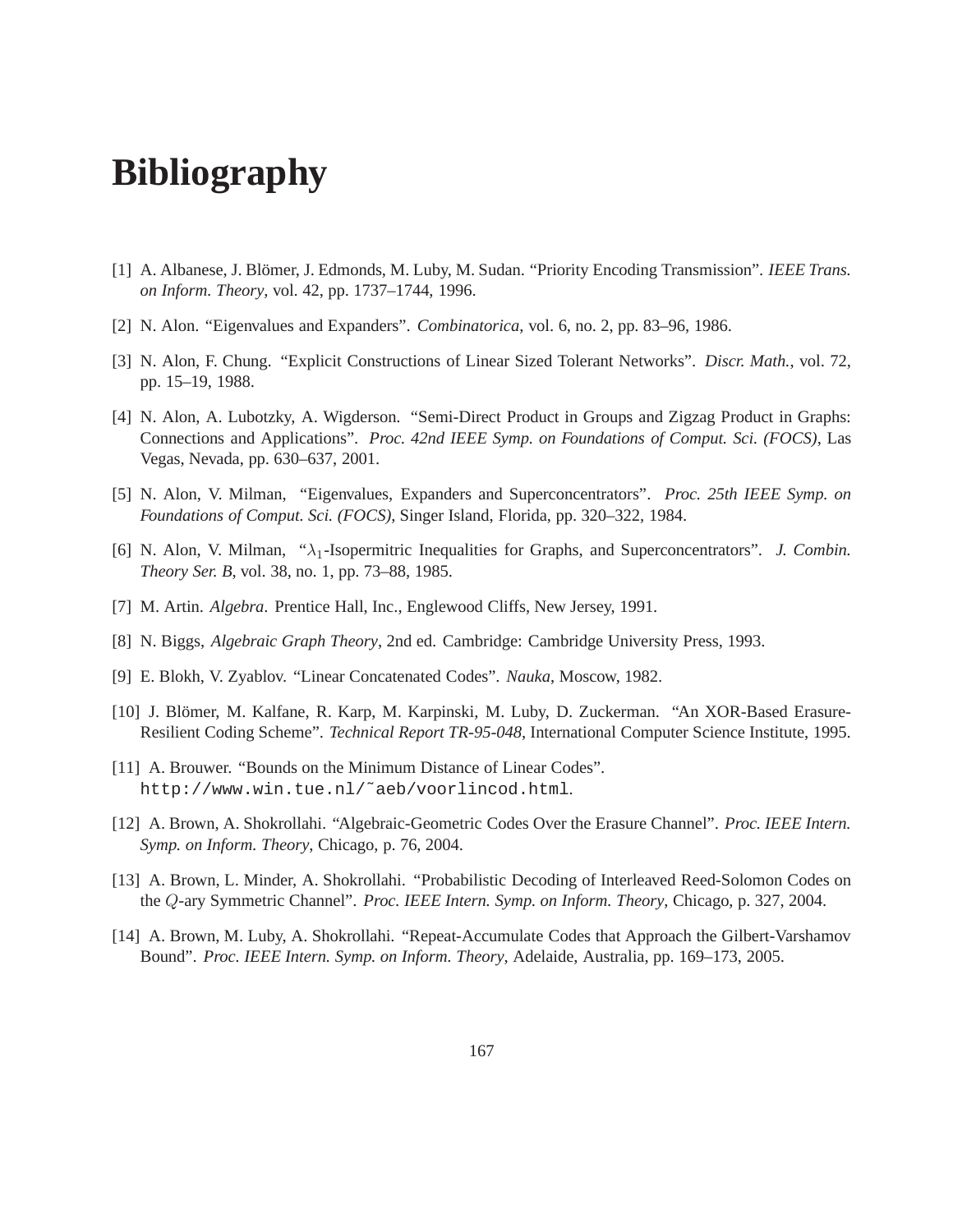# Bibliography

[1] A. Albanese, J. Blömer, J. Edmonds, M. Luby, M. Sudan. “Priority Encoding Transmission”. *IEEE Trans. on Inform. Theory*, vol. 42, pp. 1737–1744, 1996.

[2] N. Alon. “Eigenvalues and Expanders”. *Combinatorica*, vol. 6, no. 2, pp. 83–96, 1986.

[3] N. Alon, F. Chung. “Explicit Constructions of Linear Sized Tolerant Networks”. *Discr. Math.*, vol. 72, pp. 15–19, 1988.

[4] N. Alon, A. Lubotzky, A. Wigderson. “Semi-Direct Product in Groups and Zigzag Product in Graphs: Connections and Applications”. *Proc. 42nd IEEE Symp. on Foundations of Comput. Sci. (FOCS)*, Las Vegas, Nevada, pp. 630–637, 2001.

[5] N. Alon, V. Milman, “Eigenvalues, Expanders and Superconcentrators”. *Proc. 25th IEEE Symp. on Foundations of Comput. Sci. (FOCS)*, Singer Island, Florida, pp. 320–322, 1984.

[6] N. Alon, V. Milman, “$\lambda_1$-Isopermitric Inequalities for Graphs, and Superconcentrators”. *J. Combin. Theory Ser. B*, vol. 38, no. 1, pp. 73–88, 1985.

[7] M. Artin. *Algebra*. Prentice Hall, Inc., Englewood Cliffs, New Jersey, 1991.

[8] N. Biggs, *Algebraic Graph Theory*, 2nd ed. Cambridge: Cambridge University Press, 1993.

[9] E. Blokh, V. Zyablov. “Linear Concatenated Codes”. *Nauka*, Moscow, 1982.

[10] J. Blömer, M. Kalfane, R. Karp, M. Karpinski, M. Luby, D. Zuckerman. “An XOR-Based Erasure-Resilient Coding Scheme”. *Technical Report TR-95-048*, International Computer Science Institute, 1995.

[11] A. Brouwer. “Bounds on the Minimum Distance of Linear Codes”. `http://www.win.tue.nl/~aeb/voorlincod.html`.

[12] A. Brown, A. Shokrollahi. “Algebraic-Geometric Codes Over the Erasure Channel”. *Proc. IEEE Intern. Symp. on Inform. Theory*, Chicago, p. 76, 2004.

[13] A. Brown, L. Minder, A. Shokrollahi. “Probabilistic Decoding of Interleaved Reed-Solomon Codes on the $Q$-ary Symmetric Channel”. *Proc. IEEE Intern. Symp. on Inform. Theory*, Chicago, p. 327, 2004.

[14] A. Brown, M. Luby, A. Shokrollahi. “Repeat-Accumulate Codes that Approach the Gilbert-Varshamov Bound”. *Proc. IEEE Intern. Symp. on Inform. Theory*, Adelaide, Australia, pp. 169–173, 2005.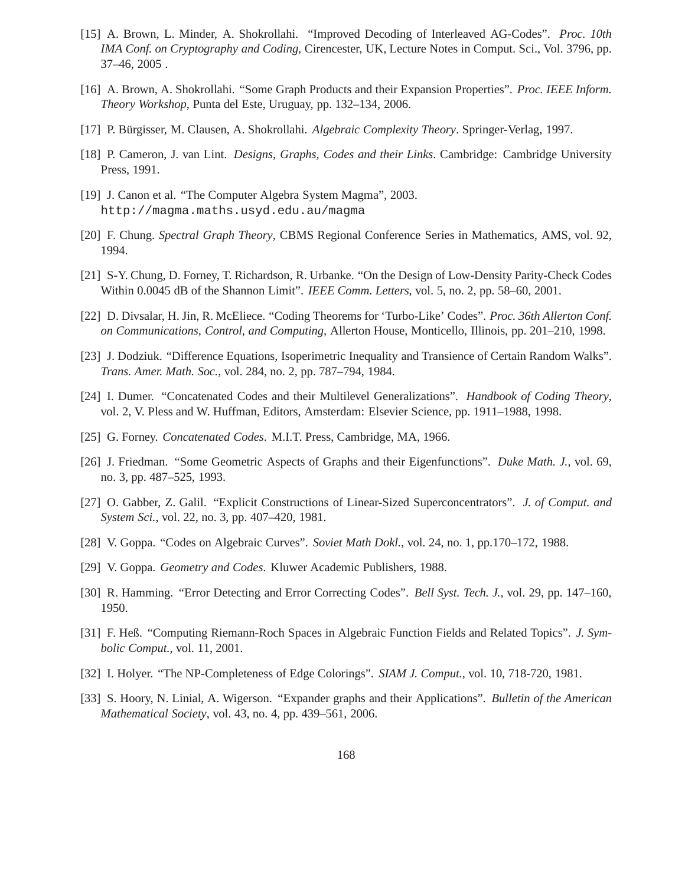[15] A. Brown, L. Minder, A. Shokrollahi. "Improved Decoding of Interleaved AG-Codes". *Proc. 10th IMA Conf. on Cryptography and Coding*, Cirencester, UK, Lecture Notes in Comput. Sci., Vol. 3796, pp. 37–46, 2005 .

[16] A. Brown, A. Shokrollahi. "Some Graph Products and their Expansion Properties". *Proc. IEEE Inform. Theory Workshop*, Punta del Este, Uruguay, pp. 132–134, 2006.

[17] P. Bürgisser, M. Clausen, A. Shokrollahi. *Algebraic Complexity Theory*. Springer-Verlag, 1997.

[18] P. Cameron, J. van Lint. *Designs, Graphs, Codes and their Links*. Cambridge: Cambridge University Press, 1991.

[19] J. Canon et al. "The Computer Algebra System Magma", 2003. `http://magma.maths.usyd.edu.au/magma`

[20] F. Chung. *Spectral Graph Theory*, CBMS Regional Conference Series in Mathematics, AMS, vol. 92, 1994.

[21] S-Y. Chung, D. Forney, T. Richardson, R. Urbanke. "On the Design of Low-Density Parity-Check Codes Within 0.0045 dB of the Shannon Limit". *IEEE Comm. Letters*, vol. 5, no. 2, pp. 58–60, 2001.

[22] D. Divsalar, H. Jin, R. McEliece. "Coding Theorems for 'Turbo-Like' Codes". *Proc. 36th Allerton Conf. on Communications, Control, and Computing*, Allerton House, Monticello, Illinois, pp. 201–210, 1998.

[23] J. Dodziuk. "Difference Equations, Isoperimetric Inequality and Transience of Certain Random Walks". *Trans. Amer. Math. Soc.*, vol. 284, no. 2, pp. 787–794, 1984.

[24] I. Dumer. "Concatenated Codes and their Multilevel Generalizations". *Handbook of Coding Theory*, vol. 2, V. Pless and W. Huffman, Editors, Amsterdam: Elsevier Science, pp. 1911–1988, 1998.

[25] G. Forney. *Concatenated Codes*. M.I.T. Press, Cambridge, MA, 1966.

[26] J. Friedman. "Some Geometric Aspects of Graphs and their Eigenfunctions". *Duke Math. J.*, vol. 69, no. 3, pp. 487–525, 1993.

[27] O. Gabber, Z. Galil. "Explicit Constructions of Linear-Sized Superconcentrators". *J. of Comput. and System Sci.*, vol. 22, no. 3, pp. 407–420, 1981.

[28] V. Goppa. "Codes on Algebraic Curves". *Soviet Math Dokl.*, vol. 24, no. 1, pp.170–172, 1988.

[29] V. Goppa. *Geometry and Codes*. Kluwer Academic Publishers, 1988.

[30] R. Hamming. "Error Detecting and Error Correcting Codes". *Bell Syst. Tech. J.*, vol. 29, pp. 147–160, 1950.

[31] F. Heß. "Computing Riemann-Roch Spaces in Algebraic Function Fields and Related Topics". *J. Symbolic Comput.*, vol. 11, 2001.

[32] I. Holyer. "The NP-Completeness of Edge Colorings". *SIAM J. Comput.*, vol. 10, 718-720, 1981.

[33] S. Hoory, N. Linial, A. Wigerson. "Expander graphs and their Applications". *Bulletin of the American Mathematical Society*, vol. 43, no. 4, pp. 439–561, 2006.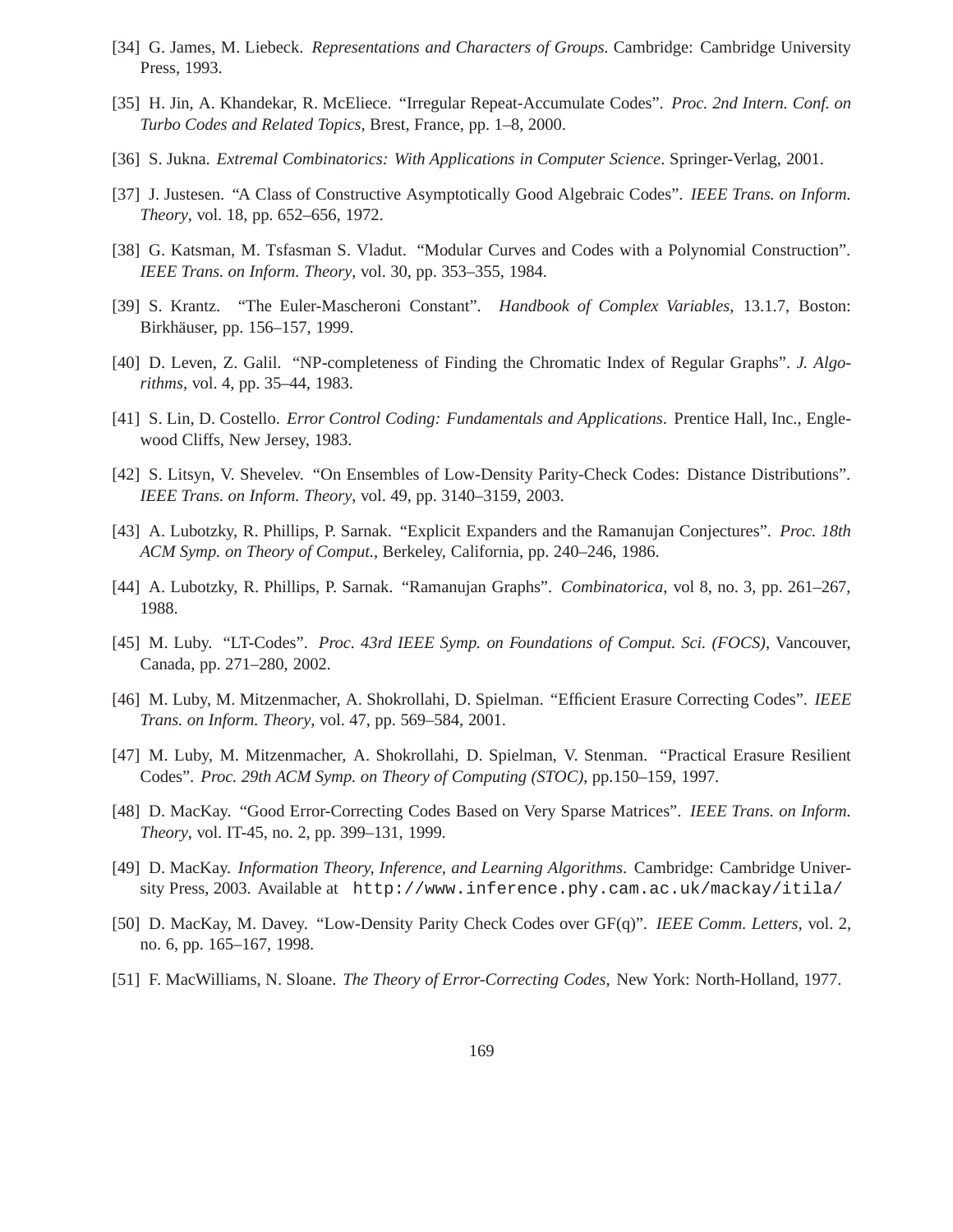[34] G. James, M. Liebeck. *Representations and Characters of Groups*. Cambridge: Cambridge University Press, 1993.

[35] H. Jin, A. Khandekar, R. McEliece. "Irregular Repeat-Accumulate Codes". *Proc. 2nd Intern. Conf. on Turbo Codes and Related Topics*, Brest, France, pp. 1–8, 2000.

[36] S. Jukna. *Extremal Combinatorics: With Applications in Computer Science*. Springer-Verlag, 2001.

[37] J. Justesen. "A Class of Constructive Asymptotically Good Algebraic Codes". *IEEE Trans. on Inform. Theory*, vol. 18, pp. 652–656, 1972.

[38] G. Katsman, M. Tsfasman S. Vladut. "Modular Curves and Codes with a Polynomial Construction". *IEEE Trans. on Inform. Theory*, vol. 30, pp. 353–355, 1984.

[39] S. Krantz. "The Euler-Mascheroni Constant". *Handbook of Complex Variables*, 13.1.7, Boston: Birkhäuser, pp. 156–157, 1999.

[40] D. Leven, Z. Galil. "NP-completeness of Finding the Chromatic Index of Regular Graphs". *J. Algorithms*, vol. 4, pp. 35–44, 1983.

[41] S. Lin, D. Costello. *Error Control Coding: Fundamentals and Applications*. Prentice Hall, Inc., Englewood Cliffs, New Jersey, 1983.

[42] S. Litsyn, V. Shevelev. "On Ensembles of Low-Density Parity-Check Codes: Distance Distributions". *IEEE Trans. on Inform. Theory*, vol. 49, pp. 3140–3159, 2003.

[43] A. Lubotzky, R. Phillips, P. Sarnak. "Explicit Expanders and the Ramanujan Conjectures". *Proc. 18th ACM Symp. on Theory of Comput.*, Berkeley, California, pp. 240–246, 1986.

[44] A. Lubotzky, R. Phillips, P. Sarnak. "Ramanujan Graphs". *Combinatorica*, vol 8, no. 3, pp. 261–267, 1988.

[45] M. Luby. "LT-Codes". *Proc. 43rd IEEE Symp. on Foundations of Comput. Sci. (FOCS)*, Vancouver, Canada, pp. 271–280, 2002.

[46] M. Luby, M. Mitzenmacher, A. Shokrollahi, D. Spielman. "Efficient Erasure Correcting Codes". *IEEE Trans. on Inform. Theory*, vol. 47, pp. 569–584, 2001.

[47] M. Luby, M. Mitzenmacher, A. Shokrollahi, D. Spielman, V. Stenman. "Practical Erasure Resilient Codes". *Proc. 29th ACM Symp. on Theory of Computing (STOC)*, pp.150–159, 1997.

[48] D. MacKay. "Good Error-Correcting Codes Based on Very Sparse Matrices". *IEEE Trans. on Inform. Theory*, vol. IT-45, no. 2, pp. 399–131, 1999.

[49] D. MacKay. *Information Theory, Inference, and Learning Algorithms*. Cambridge: Cambridge University Press, 2003. Available at `http://www.inference.phy.cam.ac.uk/mackay/itila/`

[50] D. MacKay, M. Davey. "Low-Density Parity Check Codes over GF(q)". *IEEE Comm. Letters*, vol. 2, no. 6, pp. 165–167, 1998.

[51] F. MacWilliams, N. Sloane. *The Theory of Error-Correcting Codes*, New York: North-Holland, 1977.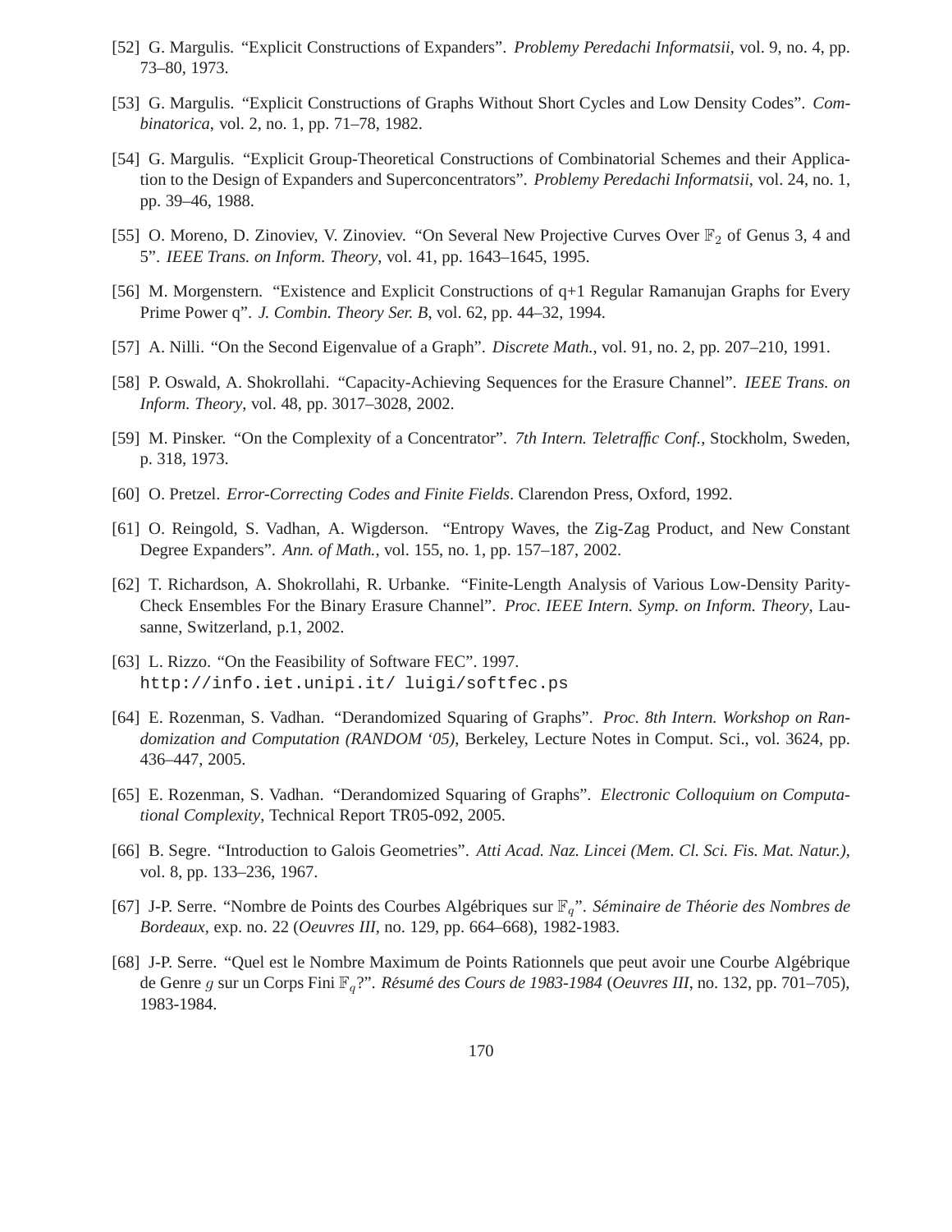[52] G. Margulis. "Explicit Constructions of Expanders". *Problemy Peredachi Informatsii*, vol. 9, no. 4, pp. 73–80, 1973.

[53] G. Margulis. "Explicit Constructions of Graphs Without Short Cycles and Low Density Codes". *Combinatorica*, vol. 2, no. 1, pp. 71–78, 1982.

[54] G. Margulis. "Explicit Group-Theoretical Constructions of Combinatorial Schemes and their Application to the Design of Expanders and Superconcentrators". *Problemy Peredachi Informatsii*, vol. 24, no. 1, pp. 39–46, 1988.

[55] O. Moreno, D. Zinoviev, V. Zinoviev. "On Several New Projective Curves Over $\mathbb{F}_2$ of Genus 3, 4 and 5". *IEEE Trans. on Inform. Theory*, vol. 41, pp. 1643–1645, 1995.

[56] M. Morgenstern. "Existence and Explicit Constructions of q+1 Regular Ramanujan Graphs for Every Prime Power q". *J. Combin. Theory Ser. B*, vol. 62, pp. 44–32, 1994.

[57] A. Nilli. "On the Second Eigenvalue of a Graph". *Discrete Math.*, vol. 91, no. 2, pp. 207–210, 1991.

[58] P. Oswald, A. Shokrollahi. "Capacity-Achieving Sequences for the Erasure Channel". *IEEE Trans. on Inform. Theory*, vol. 48, pp. 3017–3028, 2002.

[59] M. Pinsker. "On the Complexity of a Concentrator". *7th Intern. Teletraffic Conf.*, Stockholm, Sweden, p. 318, 1973.

[60] O. Pretzel. *Error-Correcting Codes and Finite Fields*. Clarendon Press, Oxford, 1992.

[61] O. Reingold, S. Vadhan, A. Wigderson. "Entropy Waves, the Zig-Zag Product, and New Constant Degree Expanders". *Ann. of Math.*, vol. 155, no. 1, pp. 157–187, 2002.

[62] T. Richardson, A. Shokrollahi, R. Urbanke. "Finite-Length Analysis of Various Low-Density Parity-Check Ensembles For the Binary Erasure Channel". *Proc. IEEE Intern. Symp. on Inform. Theory*, Lausanne, Switzerland, p.1, 2002.

[63] L. Rizzo. "On the Feasibility of Software FEC". 1997. `http://info.iet.unipi.it/ luigi/softfec.ps`

[64] E. Rozenman, S. Vadhan. "Derandomized Squaring of Graphs". *Proc. 8th Intern. Workshop on Randomization and Computation (RANDOM '05)*, Berkeley, Lecture Notes in Comput. Sci., vol. 3624, pp. 436–447, 2005.

[65] E. Rozenman, S. Vadhan. "Derandomized Squaring of Graphs". *Electronic Colloquium on Computational Complexity*, Technical Report TR05-092, 2005.

[66] B. Segre. "Introduction to Galois Geometries". *Atti Acad. Naz. Lincei (Mem. Cl. Sci. Fis. Mat. Natur.)*, vol. 8, pp. 133–236, 1967.

[67] J-P. Serre. "Nombre de Points des Courbes Algébriques sur $\mathbb{F}_q$". *Séminaire de Théorie des Nombres de Bordeaux*, exp. no. 22 (*Oeuvres III*, no. 129, pp. 664–668), 1982-1983.

[68] J-P. Serre. "Quel est le Nombre Maximum de Points Rationnels que peut avoir une Courbe Algébrique de Genre $g$ sur un Corps Fini $\mathbb{F}_q$?". *Résumé des Cours de 1983-1984* (*Oeuvres III*, no. 132, pp. 701–705), 1983-1984.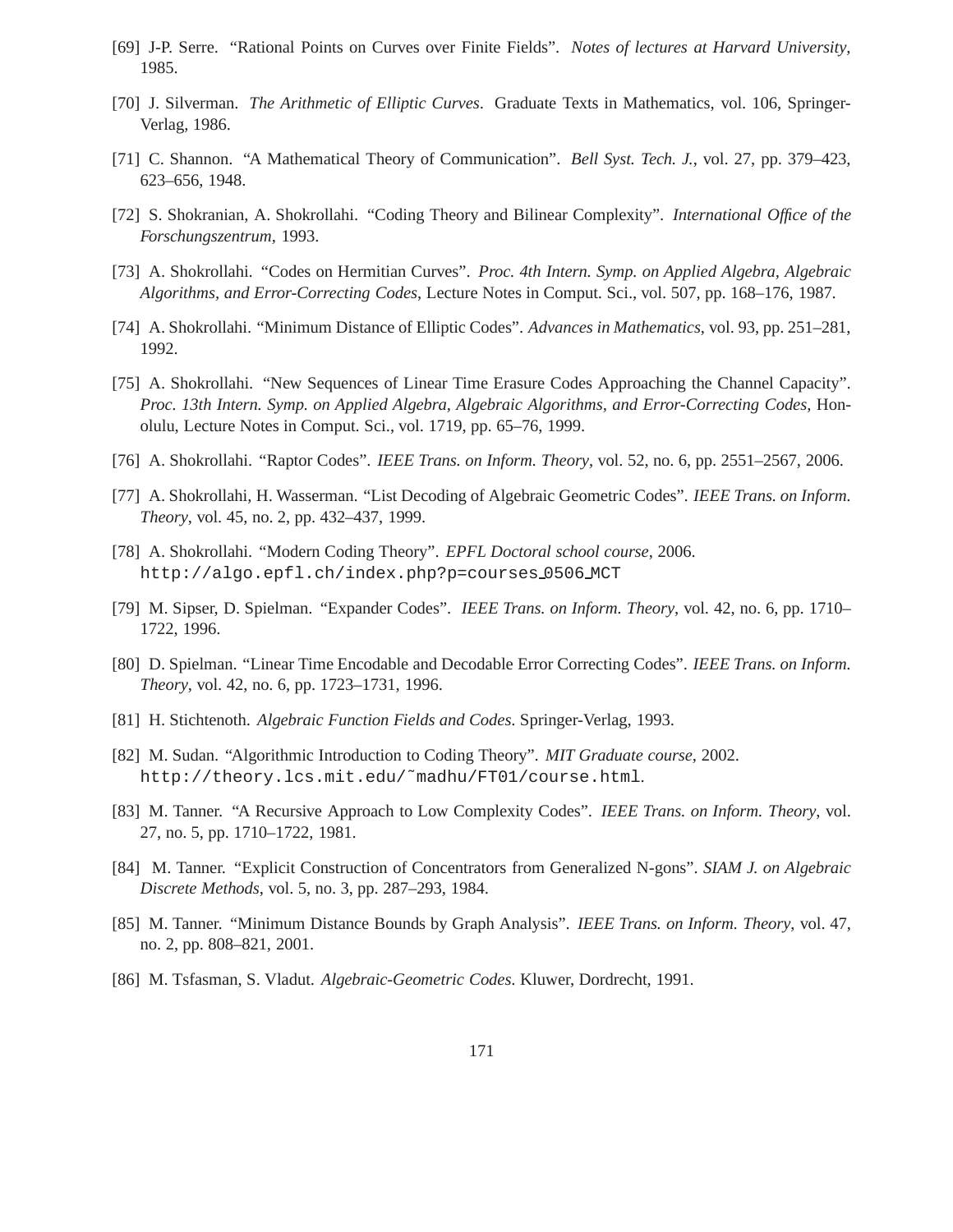[69] J-P. Serre. "Rational Points on Curves over Finite Fields". *Notes of lectures at Harvard University*, 1985.

[70] J. Silverman. *The Arithmetic of Elliptic Curves*. Graduate Texts in Mathematics, vol. 106, Springer-Verlag, 1986.

[71] C. Shannon. "A Mathematical Theory of Communication". *Bell Syst. Tech. J.*, vol. 27, pp. 379–423, 623–656, 1948.

[72] S. Shokranian, A. Shokrollahi. "Coding Theory and Bilinear Complexity". *International Office of the Forschungszentrum*, 1993.

[73] A. Shokrollahi. "Codes on Hermitian Curves". *Proc. 4th Intern. Symp. on Applied Algebra, Algebraic Algorithms, and Error-Correcting Codes*, Lecture Notes in Comput. Sci., vol. 507, pp. 168–176, 1987.

[74] A. Shokrollahi. "Minimum Distance of Elliptic Codes". *Advances in Mathematics*, vol. 93, pp. 251–281, 1992.

[75] A. Shokrollahi. "New Sequences of Linear Time Erasure Codes Approaching the Channel Capacity". *Proc. 13th Intern. Symp. on Applied Algebra, Algebraic Algorithms, and Error-Correcting Codes*, Honolulu, Lecture Notes in Comput. Sci., vol. 1719, pp. 65–76, 1999.

[76] A. Shokrollahi. "Raptor Codes". *IEEE Trans. on Inform. Theory*, vol. 52, no. 6, pp. 2551–2567, 2006.

[77] A. Shokrollahi, H. Wasserman. "List Decoding of Algebraic Geometric Codes". *IEEE Trans. on Inform. Theory*, vol. 45, no. 2, pp. 432–437, 1999.

[78] A. Shokrollahi. "Modern Coding Theory". *EPFL Doctoral school course*, 2006. `http://algo.epfl.ch/index.php?p=courses_0506_MCT`

[79] M. Sipser, D. Spielman. "Expander Codes". *IEEE Trans. on Inform. Theory*, vol. 42, no. 6, pp. 1710–1722, 1996.

[80] D. Spielman. "Linear Time Encodable and Decodable Error Correcting Codes". *IEEE Trans. on Inform. Theory*, vol. 42, no. 6, pp. 1723–1731, 1996.

[81] H. Stichtenoth. *Algebraic Function Fields and Codes*. Springer-Verlag, 1993.

[82] M. Sudan. "Algorithmic Introduction to Coding Theory". *MIT Graduate course*, 2002. `http://theory.lcs.mit.edu/~madhu/FT01/course.html`.

[83] M. Tanner. "A Recursive Approach to Low Complexity Codes". *IEEE Trans. on Inform. Theory*, vol. 27, no. 5, pp. 1710–1722, 1981.

[84] M. Tanner. "Explicit Construction of Concentrators from Generalized N-gons". *SIAM J. on Algebraic Discrete Methods*, vol. 5, no. 3, pp. 287–293, 1984.

[85] M. Tanner. "Minimum Distance Bounds by Graph Analysis". *IEEE Trans. on Inform. Theory*, vol. 47, no. 2, pp. 808–821, 2001.

[86] M. Tsfasman, S. Vladut. *Algebraic-Geometric Codes*. Kluwer, Dordrecht, 1991.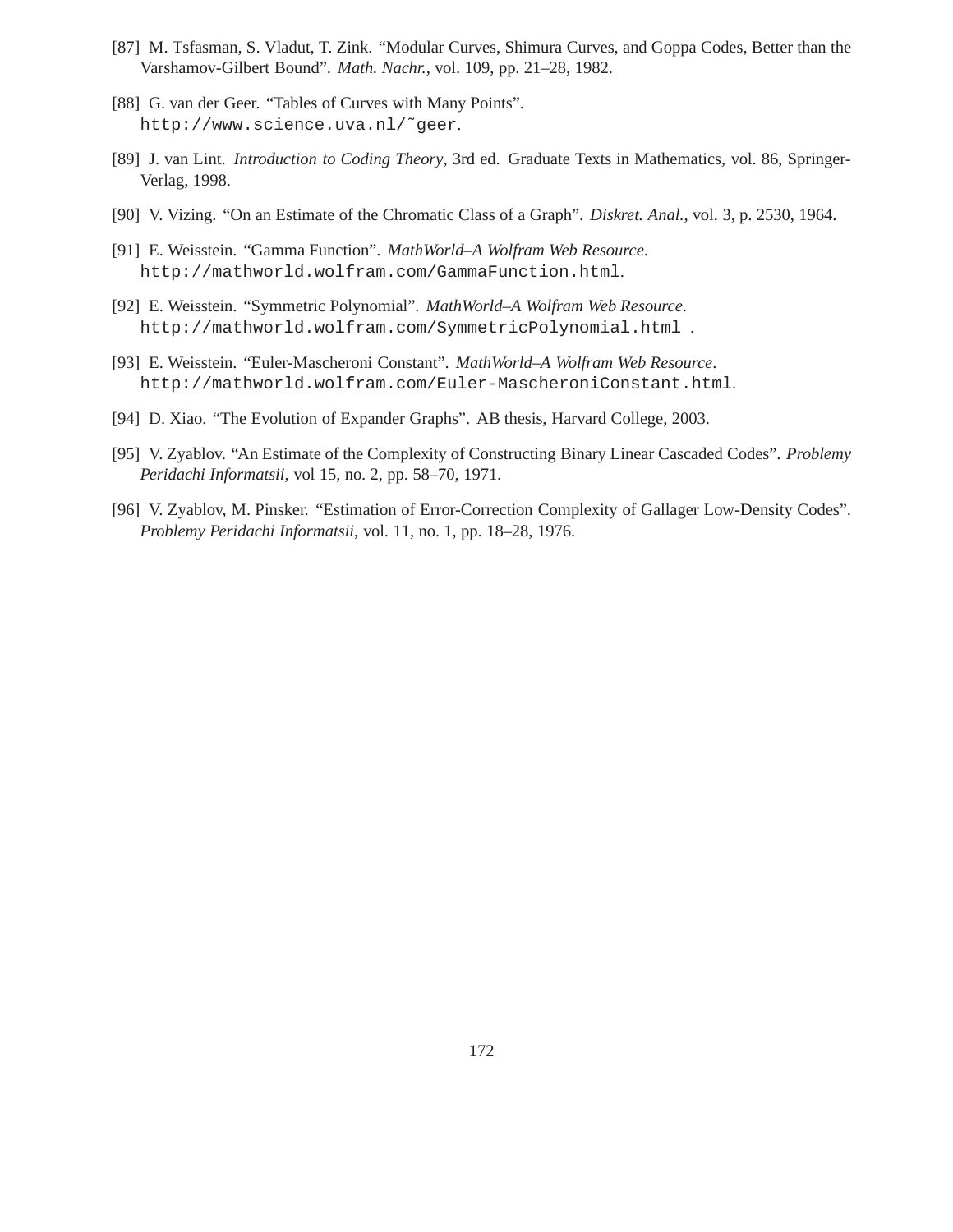[87] M. Tsfasman, S. Vladut, T. Zink. "Modular Curves, Shimura Curves, and Goppa Codes, Better than the Varshamov-Gilbert Bound". *Math. Nachr.*, vol. 109, pp. 21–28, 1982.

[88] G. van der Geer. "Tables of Curves with Many Points". `http://www.science.uva.nl/˜geer`.

[89] J. van Lint. *Introduction to Coding Theory*, 3rd ed. Graduate Texts in Mathematics, vol. 86, Springer-Verlag, 1998.

[90] V. Vizing. "On an Estimate of the Chromatic Class of a Graph". *Diskret. Anal.*, vol. 3, p. 2530, 1964.

[91] E. Weisstein. "Gamma Function". *MathWorld–A Wolfram Web Resource*. `http://mathworld.wolfram.com/GammaFunction.html`.

[92] E. Weisstein. "Symmetric Polynomial". *MathWorld–A Wolfram Web Resource*. `http://mathworld.wolfram.com/SymmetricPolynomial.html` .

[93] E. Weisstein. "Euler-Mascheroni Constant". *MathWorld–A Wolfram Web Resource*. `http://mathworld.wolfram.com/Euler-MascheroniConstant.html`.

[94] D. Xiao. "The Evolution of Expander Graphs". AB thesis, Harvard College, 2003.

[95] V. Zyablov. "An Estimate of the Complexity of Constructing Binary Linear Cascaded Codes". *Problemy Peridachi Informatsii*, vol 15, no. 2, pp. 58–70, 1971.

[96] V. Zyablov, M. Pinsker. "Estimation of Error-Correction Complexity of Gallager Low-Density Codes". *Problemy Peridachi Informatsii*, vol. 11, no. 1, pp. 18–28, 1976.